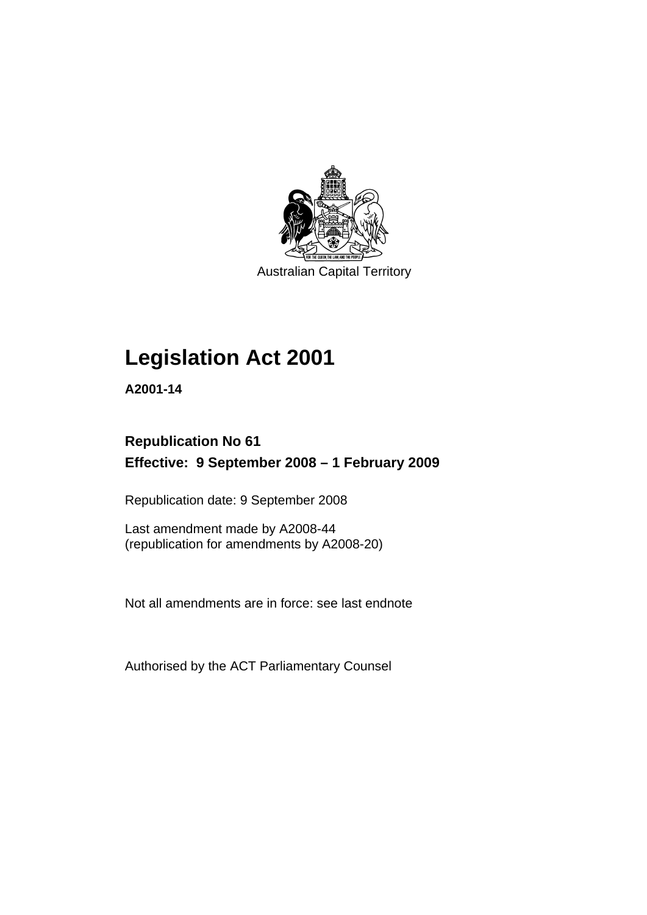Australian Capital Territory

# Legislation Act 2001

**A2001-14**

**Republication No 61**
**Effective: 9 September 2008 – 1 February 2009**

Republication date: 9 September 2008

Last amendment made by A2008-44
(republication for amendments by A2008-20)

Not all amendments are in force: see last endnote

Authorised by the ACT Parliamentary Counsel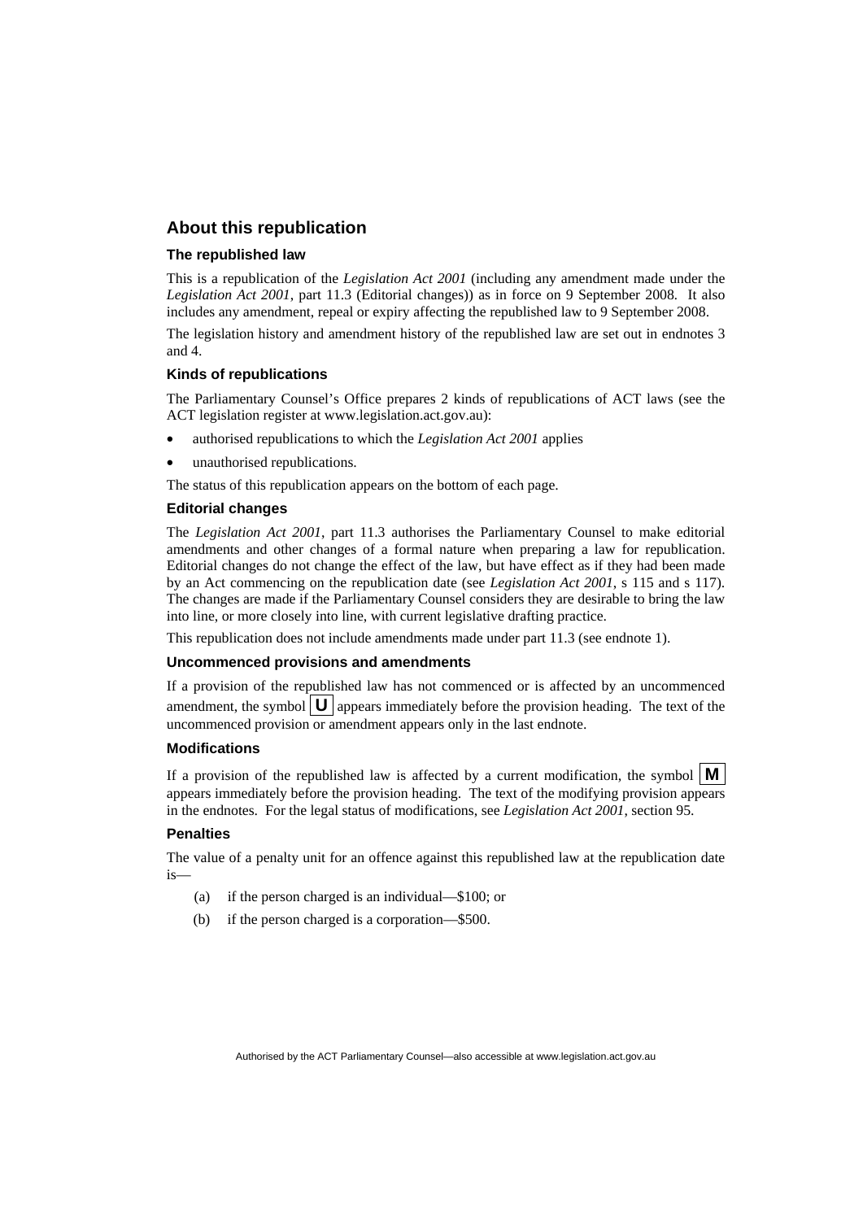## About this republication

### The republished law

This is a republication of the *Legislation Act 2001* (including any amendment made under the *Legislation Act 2001*, part 11.3 (Editorial changes)) as in force on 9 September 2008*.* It also includes any amendment, repeal or expiry affecting the republished law to 9 September 2008.

The legislation history and amendment history of the republished law are set out in endnotes 3 and 4.

### Kinds of republications

The Parliamentary Counsel's Office prepares 2 kinds of republications of ACT laws (see the ACT legislation register at www.legislation.act.gov.au):

- authorised republications to which the *Legislation Act 2001* applies
- unauthorised republications.

The status of this republication appears on the bottom of each page.

### Editorial changes

The *Legislation Act 2001*, part 11.3 authorises the Parliamentary Counsel to make editorial amendments and other changes of a formal nature when preparing a law for republication. Editorial changes do not change the effect of the law, but have effect as if they had been made by an Act commencing on the republication date (see *Legislation Act 2001*, s 115 and s 117). The changes are made if the Parliamentary Counsel considers they are desirable to bring the law into line, or more closely into line, with current legislative drafting practice.

This republication does not include amendments made under part 11.3 (see endnote 1).

### Uncommenced provisions and amendments

If a provision of the republished law has not commenced or is affected by an uncommenced amendment, the symbol **U** appears immediately before the provision heading. The text of the uncommenced provision or amendment appears only in the last endnote.

### Modifications

If a provision of the republished law is affected by a current modification, the symbol **M** appears immediately before the provision heading. The text of the modifying provision appears in the endnotes. For the legal status of modifications, see *Legislation Act 2001*, section 95.

### Penalties

The value of a penalty unit for an offence against this republished law at the republication date is—

(a) if the person charged is an individual—$100; or

(b) if the person charged is a corporation—$500.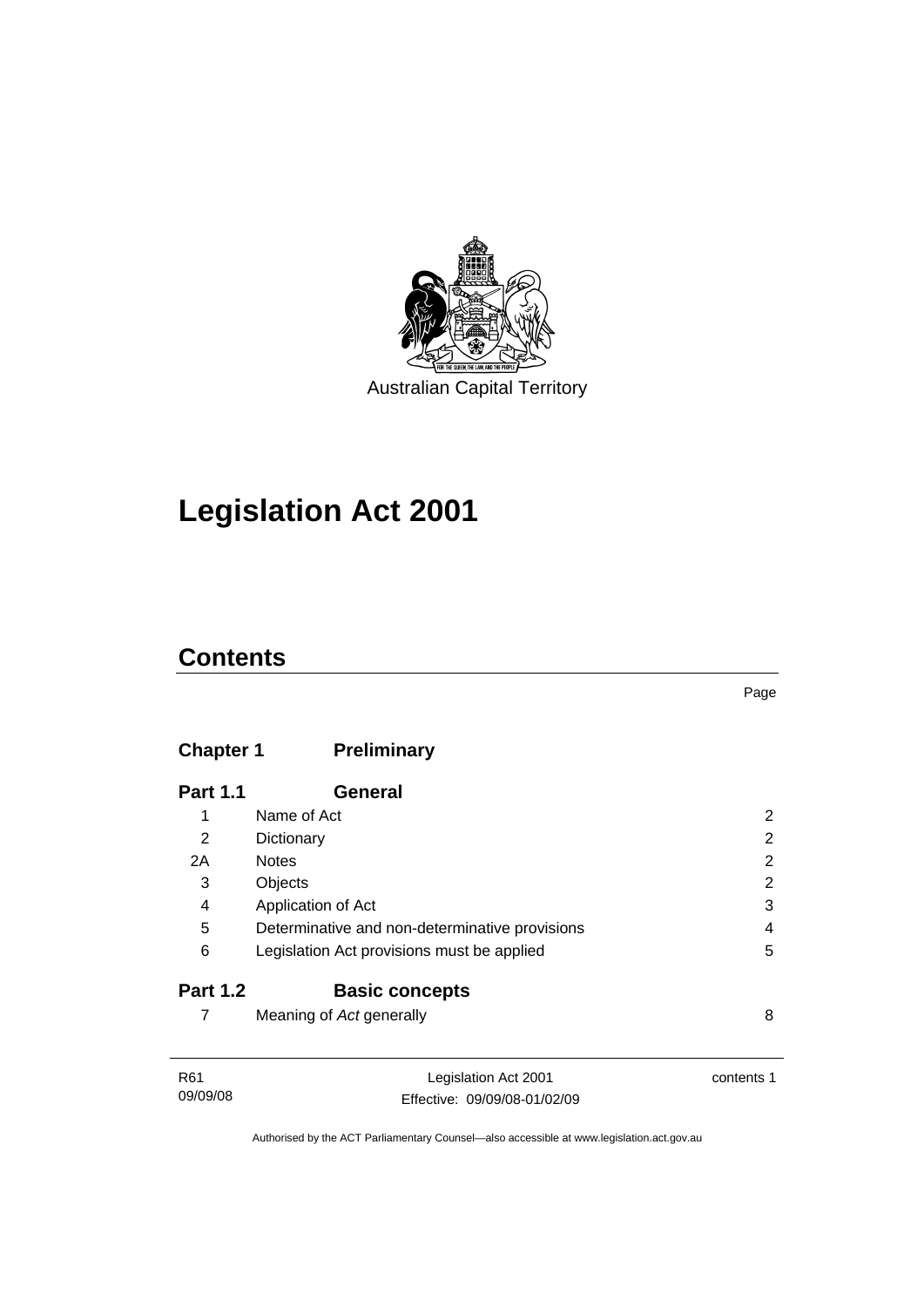Australian Capital Territory

# Legislation Act 2001

## Contents

Page

| | | |
|---|---|---|
| **Chapter 1** | **Preliminary** | |
| **Part 1.1** | **General** | |
| 1 | Name of Act | 2 |
| 2 | Dictionary | 2 |
| 2A | Notes | 2 |
| 3 | Objects | 2 |
| 4 | Application of Act | 3 |
| 5 | Determinative and non-determinative provisions | 4 |
| 6 | Legislation Act provisions must be applied | 5 |
| **Part 1.2** | **Basic concepts** | |
| 7 | Meaning of *Act* generally | 8 |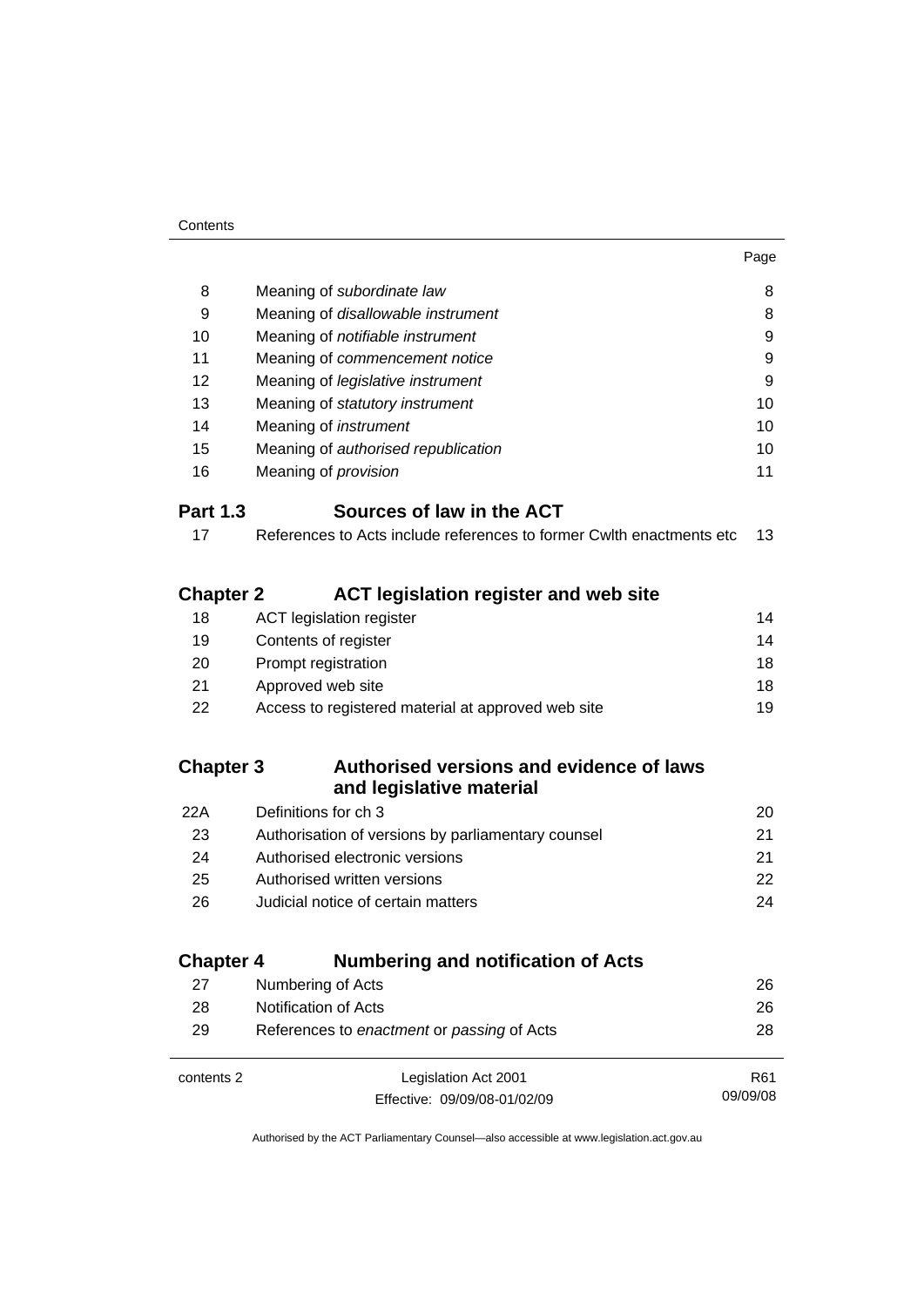| | | Page |
|---|---|---|
| 8 | Meaning of *subordinate law* | 8 |
| 9 | Meaning of *disallowable instrument* | 8 |
| 10 | Meaning of *notifiable instrument* | 9 |
| 11 | Meaning of *commencement notice* | 9 |
| 12 | Meaning of *legislative instrument* | 9 |
| 13 | Meaning of *statutory instrument* | 10 |
| 14 | Meaning of *instrument* | 10 |
| 15 | Meaning of *authorised republication* | 10 |
| 16 | Meaning of *provision* | 11 |

### Part 1.3 Sources of law in the ACT

| | | |
|---|---|---|
| 17 | References to Acts include references to former Cwlth enactments etc | 13 |

## Chapter 2 ACT legislation register and web site

| | | |
|---|---|---|
| 18 | ACT legislation register | 14 |
| 19 | Contents of register | 14 |
| 20 | Prompt registration | 18 |
| 21 | Approved web site | 18 |
| 22 | Access to registered material at approved web site | 19 |

## Chapter 3 Authorised versions and evidence of laws and legislative material

| | | |
|---|---|---|
| 22A | Definitions for ch 3 | 20 |
| 23 | Authorisation of versions by parliamentary counsel | 21 |
| 24 | Authorised electronic versions | 21 |
| 25 | Authorised written versions | 22 |
| 26 | Judicial notice of certain matters | 24 |

## Chapter 4 Numbering and notification of Acts

| | | |
|---|---|---|
| 27 | Numbering of Acts | 26 |
| 28 | Notification of Acts | 26 |
| 29 | References to *enactment* or *passing* of Acts | 28 |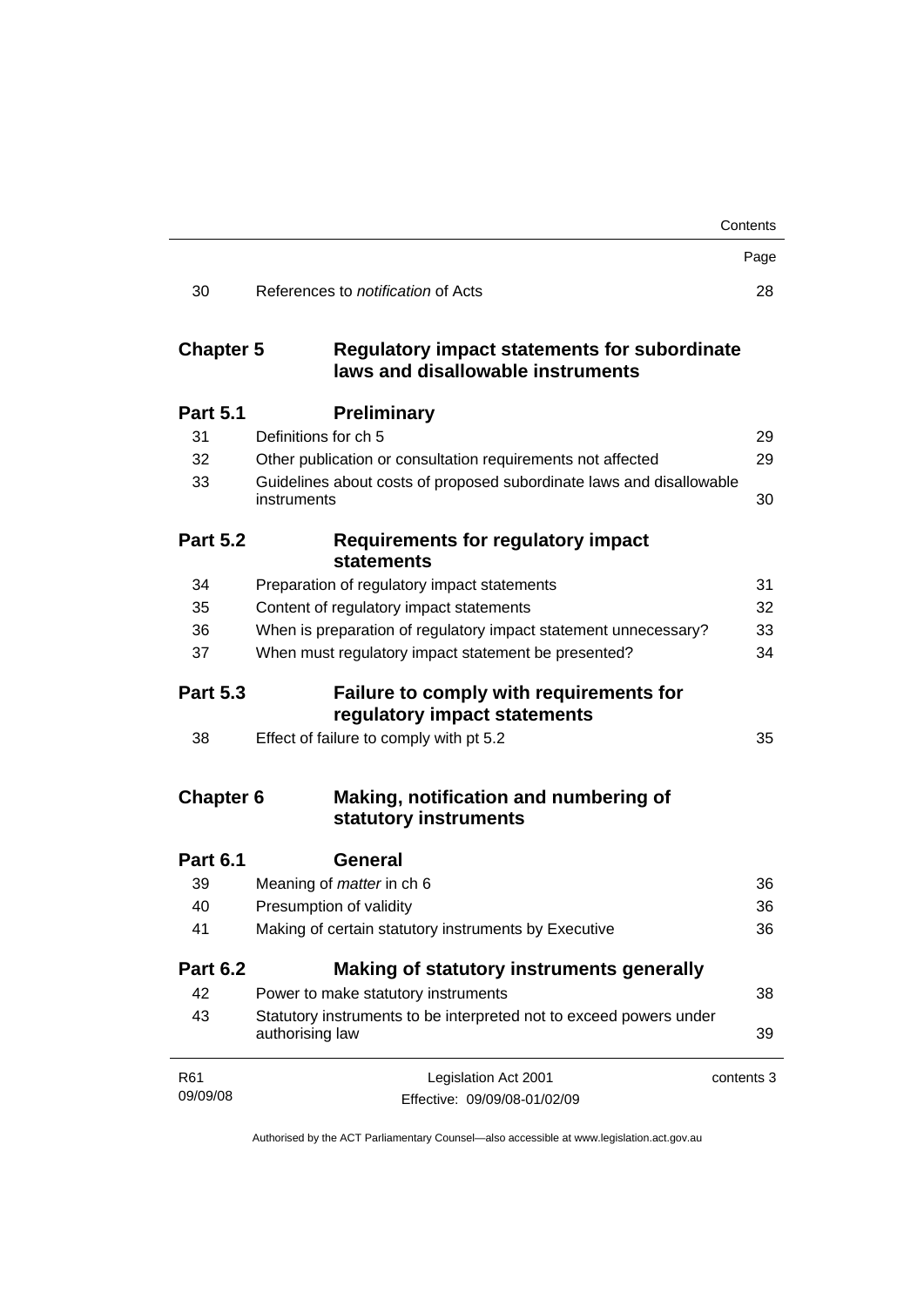| | | Page |
|---|---|---|
| 30 | References to *notification* of Acts | 28 |
| **Chapter 5** | **Regulatory impact statements for subordinate laws and disallowable instruments** | |
| **Part 5.1** | **Preliminary** | |
| 31 | Definitions for ch 5 | 29 |
| 32 | Other publication or consultation requirements not affected | 29 |
| 33 | Guidelines about costs of proposed subordinate laws and disallowable instruments | 30 |
| **Part 5.2** | **Requirements for regulatory impact statements** | |
| 34 | Preparation of regulatory impact statements | 31 |
| 35 | Content of regulatory impact statements | 32 |
| 36 | When is preparation of regulatory impact statement unnecessary? | 33 |
| 37 | When must regulatory impact statement be presented? | 34 |
| **Part 5.3** | **Failure to comply with requirements for regulatory impact statements** | |
| 38 | Effect of failure to comply with pt 5.2 | 35 |
| **Chapter 6** | **Making, notification and numbering of statutory instruments** | |
| **Part 6.1** | **General** | |
| 39 | Meaning of *matter* in ch 6 | 36 |
| 40 | Presumption of validity | 36 |
| 41 | Making of certain statutory instruments by Executive | 36 |
| **Part 6.2** | **Making of statutory instruments generally** | |
| 42 | Power to make statutory instruments | 38 |
| 43 | Statutory instruments to be interpreted not to exceed powers under authorising law | 39 |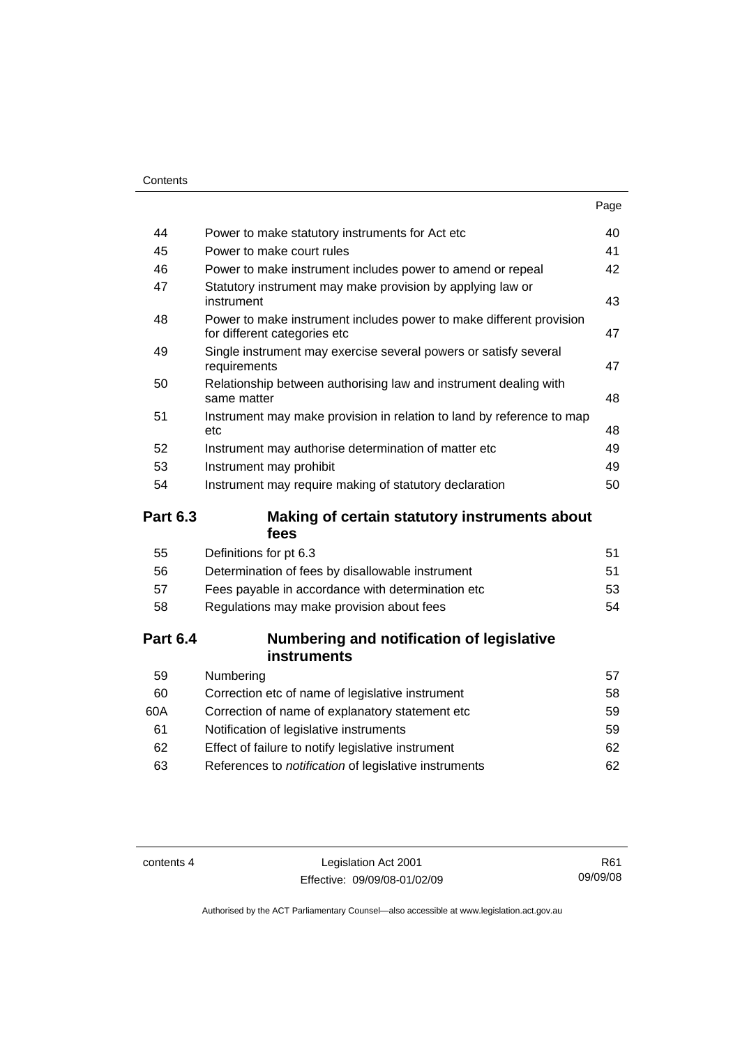| | | Page |
|---|---|---|
| 44 | Power to make statutory instruments for Act etc | 40 |
| 45 | Power to make court rules | 41 |
| 46 | Power to make instrument includes power to amend or repeal | 42 |
| 47 | Statutory instrument may make provision by applying law or instrument | 43 |
| 48 | Power to make instrument includes power to make different provision for different categories etc | 47 |
| 49 | Single instrument may exercise several powers or satisfy several requirements | 47 |
| 50 | Relationship between authorising law and instrument dealing with same matter | 48 |
| 51 | Instrument may make provision in relation to land by reference to map etc | 48 |
| 52 | Instrument may authorise determination of matter etc | 49 |
| 53 | Instrument may prohibit | 49 |
| 54 | Instrument may require making of statutory declaration | 50 |

### Part 6.3 Making of certain statutory instruments about fees

| | | |
|---|---|---|
| 55 | Definitions for pt 6.3 | 51 |
| 56 | Determination of fees by disallowable instrument | 51 |
| 57 | Fees payable in accordance with determination etc | 53 |
| 58 | Regulations may make provision about fees | 54 |

### Part 6.4 Numbering and notification of legislative instruments

| | | |
|---|---|---|
| 59 | Numbering | 57 |
| 60 | Correction etc of name of legislative instrument | 58 |
| 60A | Correction of name of explanatory statement etc | 59 |
| 61 | Notification of legislative instruments | 59 |
| 62 | Effect of failure to notify legislative instrument | 62 |
| 63 | References to *notification* of legislative instruments | 62 |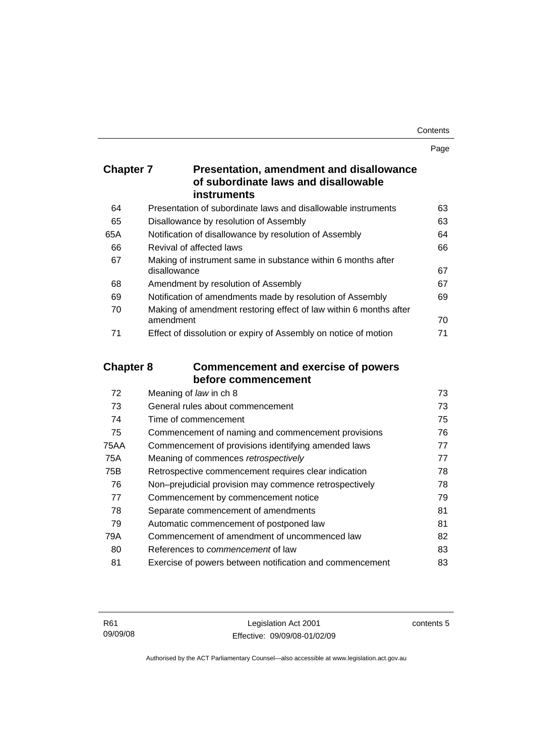| | | Page |
|---|---|---|
| **Chapter 7** | **Presentation, amendment and disallowance of subordinate laws and disallowable instruments** | |
| 64 | Presentation of subordinate laws and disallowable instruments | 63 |
| 65 | Disallowance by resolution of Assembly | 63 |
| 65A | Notification of disallowance by resolution of Assembly | 64 |
| 66 | Revival of affected laws | 66 |
| 67 | Making of instrument same in substance within 6 months after disallowance | 67 |
| 68 | Amendment by resolution of Assembly | 67 |
| 69 | Notification of amendments made by resolution of Assembly | 69 |
| 70 | Making of amendment restoring effect of law within 6 months after amendment | 70 |
| 71 | Effect of dissolution or expiry of Assembly on notice of motion | 71 |
| **Chapter 8** | **Commencement and exercise of powers before commencement** | |
| 72 | Meaning of *law* in ch 8 | 73 |
| 73 | General rules about commencement | 73 |
| 74 | Time of commencement | 75 |
| 75 | Commencement of naming and commencement provisions | 76 |
| 75AA | Commencement of provisions identifying amended laws | 77 |
| 75A | Meaning of commences *retrospectively* | 77 |
| 75B | Retrospective commencement requires clear indication | 78 |
| 76 | Non–prejudicial provision may commence retrospectively | 78 |
| 77 | Commencement by commencement notice | 79 |
| 78 | Separate commencement of amendments | 81 |
| 79 | Automatic commencement of postponed law | 81 |
| 79A | Commencement of amendment of uncommenced law | 82 |
| 80 | References to *commencement* of law | 83 |
| 81 | Exercise of powers between notification and commencement | 83 |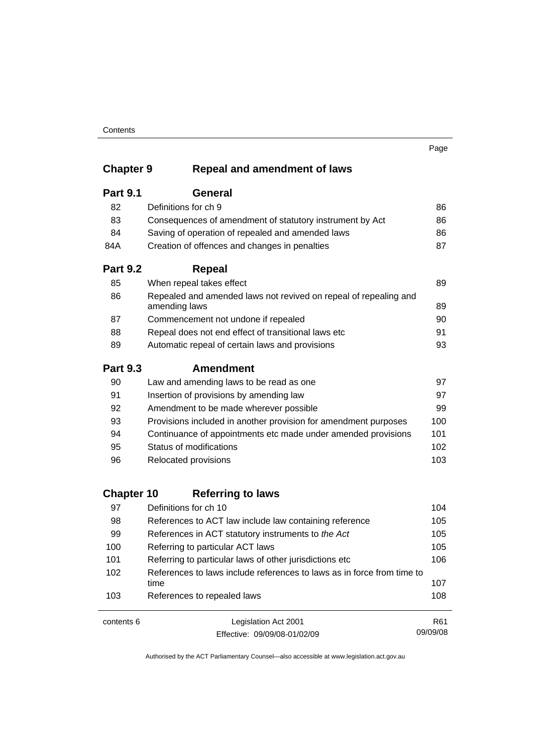Page

## Chapter 9 Repeal and amendment of laws

### Part 9.1 General

| | | |
|---|---|---|
| 82 | Definitions for ch 9 | 86 |
| 83 | Consequences of amendment of statutory instrument by Act | 86 |
| 84 | Saving of operation of repealed and amended laws | 86 |
| 84A | Creation of offences and changes in penalties | 87 |

### Part 9.2 Repeal

| | | |
|---|---|---|
| 85 | When repeal takes effect | 89 |
| 86 | Repealed and amended laws not revived on repeal of repealing and amending laws | 89 |
| 87 | Commencement not undone if repealed | 90 |
| 88 | Repeal does not end effect of transitional laws etc | 91 |
| 89 | Automatic repeal of certain laws and provisions | 93 |

### Part 9.3 Amendment

| | | |
|---|---|---|
| 90 | Law and amending laws to be read as one | 97 |
| 91 | Insertion of provisions by amending law | 97 |
| 92 | Amendment to be made wherever possible | 99 |
| 93 | Provisions included in another provision for amendment purposes | 100 |
| 94 | Continuance of appointments etc made under amended provisions | 101 |
| 95 | Status of modifications | 102 |
| 96 | Relocated provisions | 103 |

## Chapter 10 Referring to laws

| | | |
|---|---|---|
| 97 | Definitions for ch 10 | 104 |
| 98 | References to ACT law include law containing reference | 105 |
| 99 | References in ACT statutory instruments to *the Act* | 105 |
| 100 | Referring to particular ACT laws | 105 |
| 101 | Referring to particular laws of other jurisdictions etc | 106 |
| 102 | References to laws include references to laws as in force from time to time | 107 |
| 103 | References to repealed laws | 108 |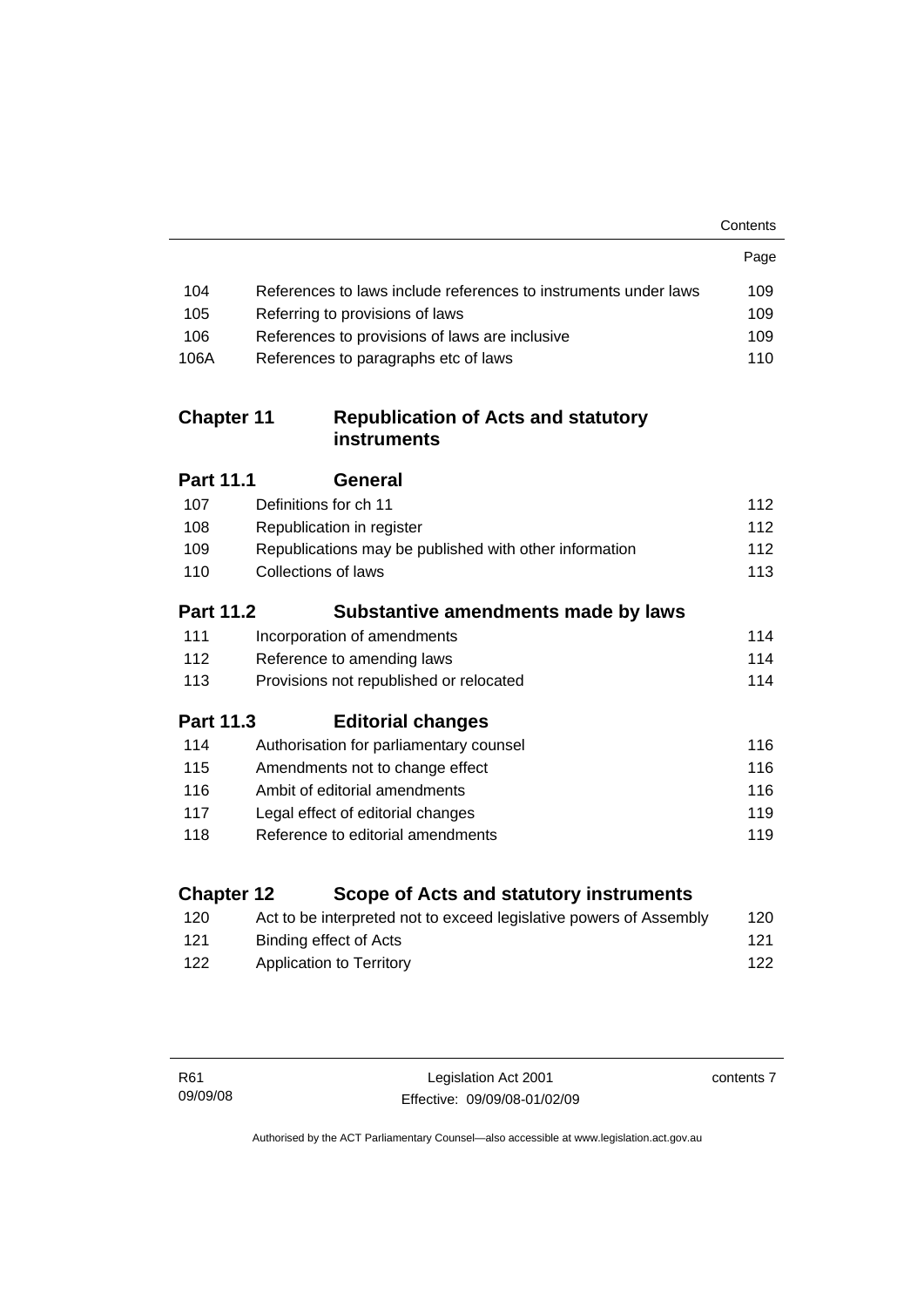| | | Page |
|---|---|---|
| 104 | References to laws include references to instruments under laws | 109 |
| 105 | Referring to provisions of laws | 109 |
| 106 | References to provisions of laws are inclusive | 109 |
| 106A | References to paragraphs etc of laws | 110 |

## Chapter 11 Republication of Acts and statutory instruments

### Part 11.1 General

| | | |
|---|---|---|
| 107 | Definitions for ch 11 | 112 |
| 108 | Republication in register | 112 |
| 109 | Republications may be published with other information | 112 |
| 110 | Collections of laws | 113 |

### Part 11.2 Substantive amendments made by laws

| | | |
|---|---|---|
| 111 | Incorporation of amendments | 114 |
| 112 | Reference to amending laws | 114 |
| 113 | Provisions not republished or relocated | 114 |

### Part 11.3 Editorial changes

| | | |
|---|---|---|
| 114 | Authorisation for parliamentary counsel | 116 |
| 115 | Amendments not to change effect | 116 |
| 116 | Ambit of editorial amendments | 116 |
| 117 | Legal effect of editorial changes | 119 |
| 118 | Reference to editorial amendments | 119 |

## Chapter 12 Scope of Acts and statutory instruments

| | | |
|---|---|---|
| 120 | Act to be interpreted not to exceed legislative powers of Assembly | 120 |
| 121 | Binding effect of Acts | 121 |
| 122 | Application to Territory | 122 |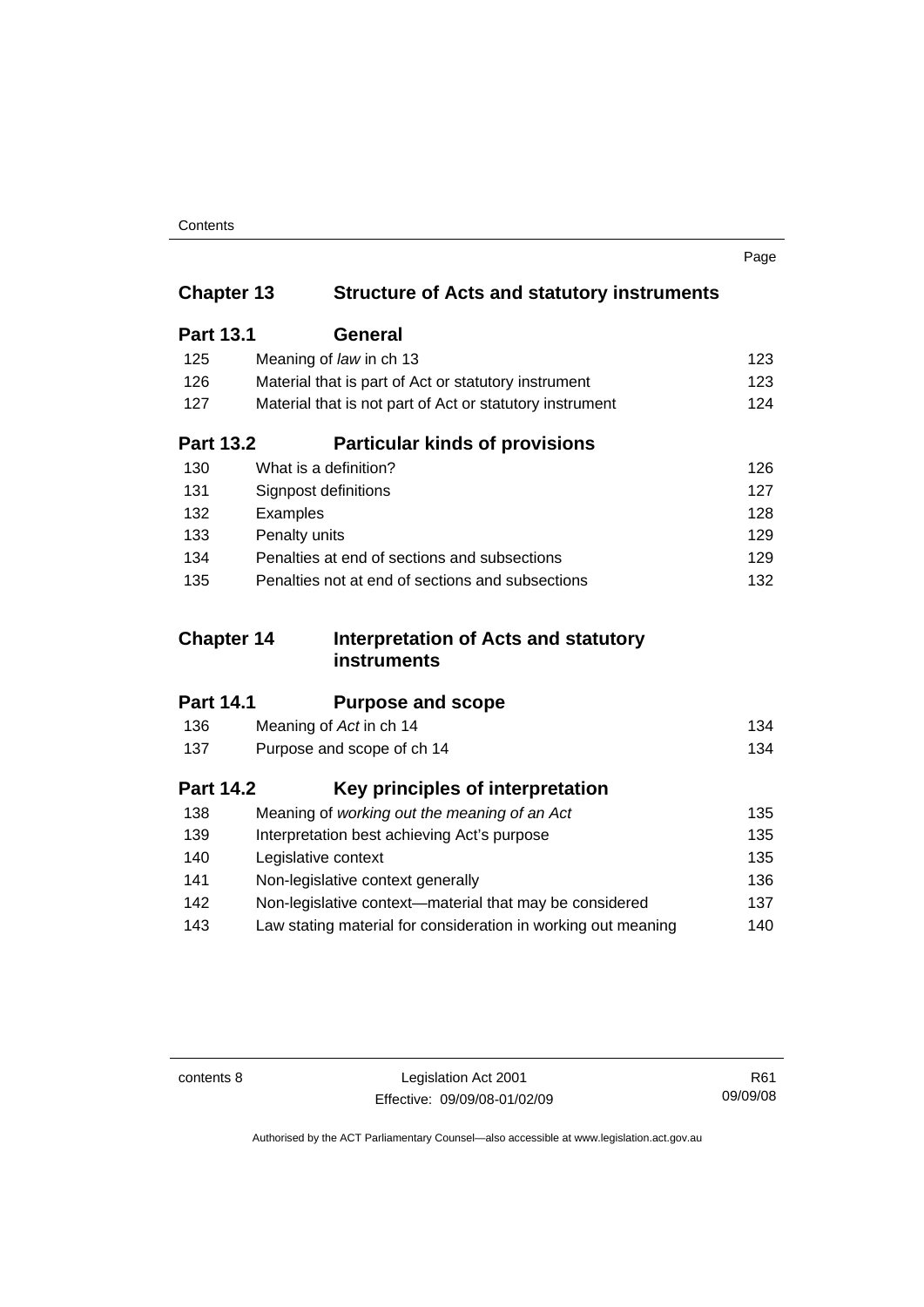| | | Page |
|---|---|---|
| **Chapter 13** | **Structure of Acts and statutory instruments** | |
| **Part 13.1** | **General** | |
| 125 | Meaning of *law* in ch 13 | 123 |
| 126 | Material that is part of Act or statutory instrument | 123 |
| 127 | Material that is not part of Act or statutory instrument | 124 |
| **Part 13.2** | **Particular kinds of provisions** | |
| 130 | What is a definition? | 126 |
| 131 | Signpost definitions | 127 |
| 132 | Examples | 128 |
| 133 | Penalty units | 129 |
| 134 | Penalties at end of sections and subsections | 129 |
| 135 | Penalties not at end of sections and subsections | 132 |
| **Chapter 14** | **Interpretation of Acts and statutory instruments** | |
| **Part 14.1** | **Purpose and scope** | |
| 136 | Meaning of *Act* in ch 14 | 134 |
| 137 | Purpose and scope of ch 14 | 134 |
| **Part 14.2** | **Key principles of interpretation** | |
| 138 | Meaning of *working out the meaning of an Act* | 135 |
| 139 | Interpretation best achieving Act's purpose | 135 |
| 140 | Legislative context | 135 |
| 141 | Non-legislative context generally | 136 |
| 142 | Non-legislative context—material that may be considered | 137 |
| 143 | Law stating material for consideration in working out meaning | 140 |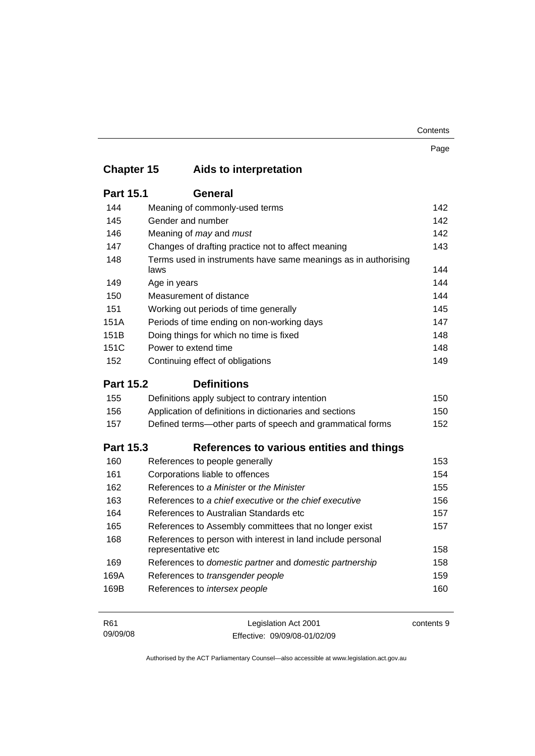## Chapter 15 Aids to interpretation

### Part 15.1 General

| | | Page |
|---|---|---|
| 144 | Meaning of commonly-used terms | 142 |
| 145 | Gender and number | 142 |
| 146 | Meaning of *may* and *must* | 142 |
| 147 | Changes of drafting practice not to affect meaning | 143 |
| 148 | Terms used in instruments have same meanings as in authorising laws | 144 |
| 149 | Age in years | 144 |
| 150 | Measurement of distance | 144 |
| 151 | Working out periods of time generally | 145 |
| 151A | Periods of time ending on non-working days | 147 |
| 151B | Doing things for which no time is fixed | 148 |
| 151C | Power to extend time | 148 |
| 152 | Continuing effect of obligations | 149 |

### Part 15.2 Definitions

| | | |
|---|---|---|
| 155 | Definitions apply subject to contrary intention | 150 |
| 156 | Application of definitions in dictionaries and sections | 150 |
| 157 | Defined terms—other parts of speech and grammatical forms | 152 |

### Part 15.3 References to various entities and things

| | | |
|---|---|---|
| 160 | References to people generally | 153 |
| 161 | Corporations liable to offences | 154 |
| 162 | References to *a Minister* or *the Minister* | 155 |
| 163 | References to *a chief executive* or *the chief executive* | 156 |
| 164 | References to Australian Standards etc | 157 |
| 165 | References to Assembly committees that no longer exist | 157 |
| 168 | References to person with interest in land include personal representative etc | 158 |
| 169 | References to *domestic partner* and *domestic partnership* | 158 |
| 169A | References to *transgender people* | 159 |
| 169B | References to *intersex people* | 160 |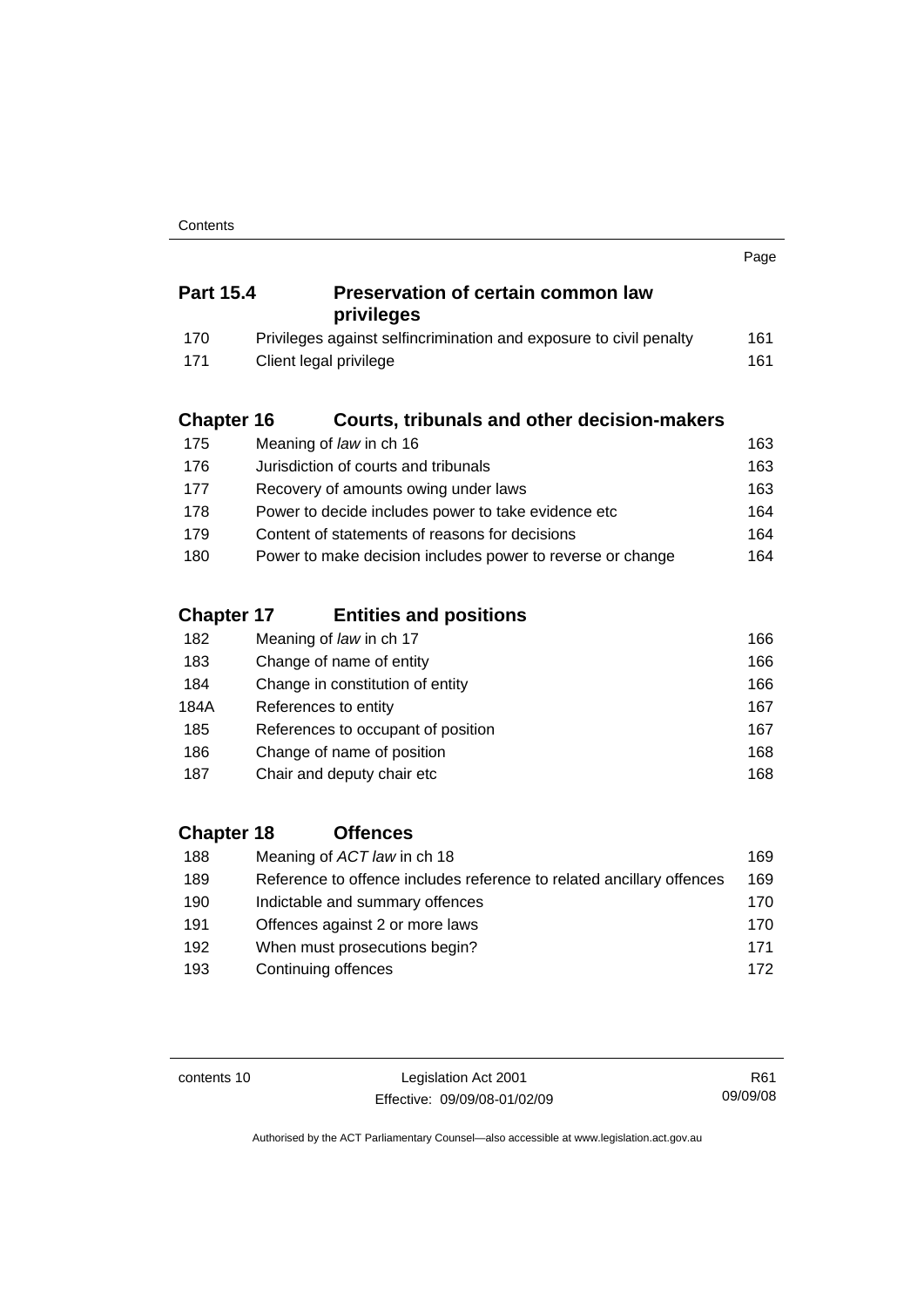| | | Page |
|---|---|---|
| **Part 15.4** | **Preservation of certain common law privileges** | |
| 170 | Privileges against selfincrimination and exposure to civil penalty | 161 |
| 171 | Client legal privilege | 161 |
| **Chapter 16** | **Courts, tribunals and other decision-makers** | |
| 175 | Meaning of *law* in ch 16 | 163 |
| 176 | Jurisdiction of courts and tribunals | 163 |
| 177 | Recovery of amounts owing under laws | 163 |
| 178 | Power to decide includes power to take evidence etc | 164 |
| 179 | Content of statements of reasons for decisions | 164 |
| 180 | Power to make decision includes power to reverse or change | 164 |
| **Chapter 17** | **Entities and positions** | |
| 182 | Meaning of *law* in ch 17 | 166 |
| 183 | Change of name of entity | 166 |
| 184 | Change in constitution of entity | 166 |
| 184A | References to entity | 167 |
| 185 | References to occupant of position | 167 |
| 186 | Change of name of position | 168 |
| 187 | Chair and deputy chair etc | 168 |
| **Chapter 18** | **Offences** | |
| 188 | Meaning of *ACT law* in ch 18 | 169 |
| 189 | Reference to offence includes reference to related ancillary offences | 169 |
| 190 | Indictable and summary offences | 170 |
| 191 | Offences against 2 or more laws | 170 |
| 192 | When must prosecutions begin? | 171 |
| 193 | Continuing offences | 172 |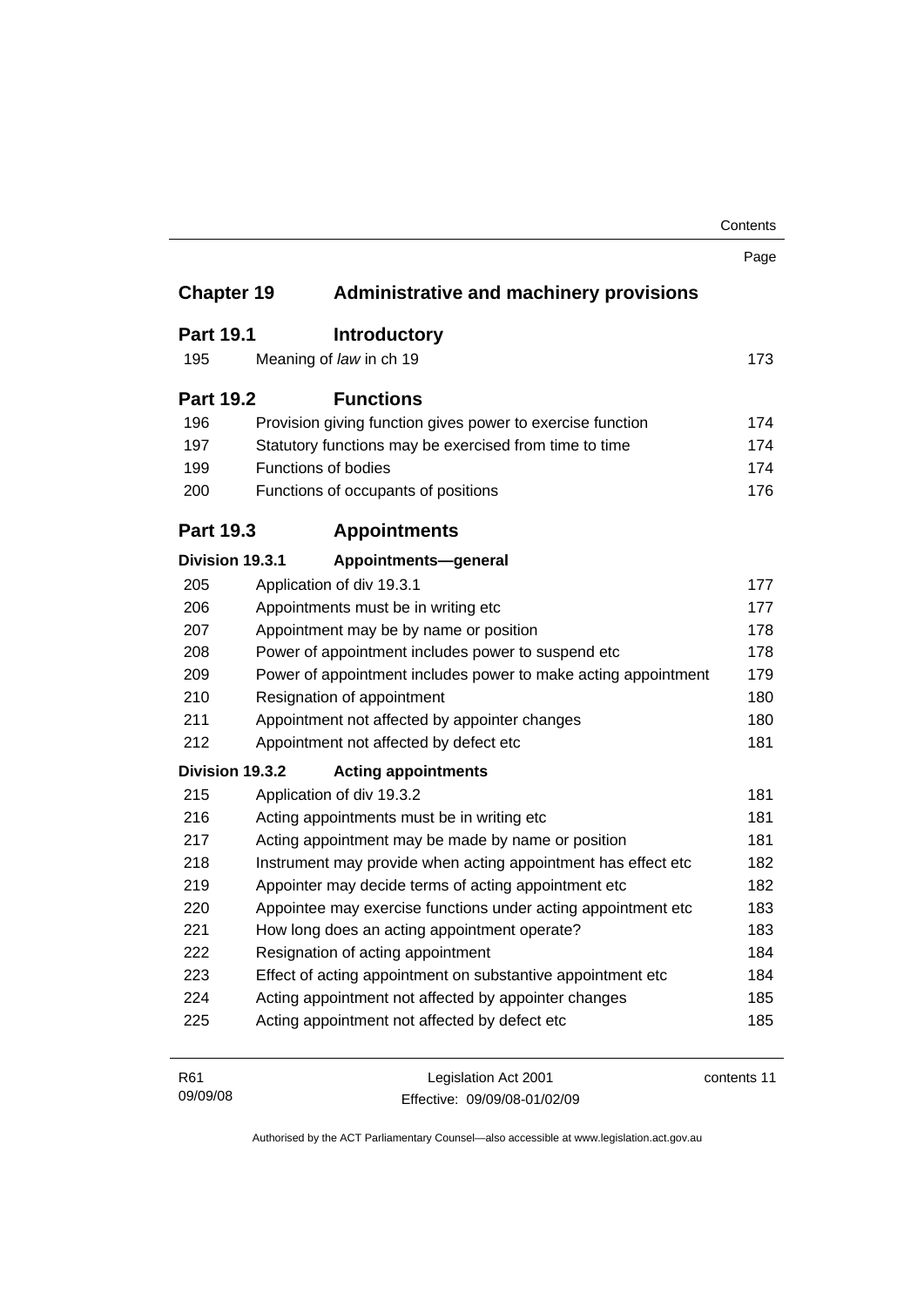| | | Page |
|---|---|---|
| **Chapter 19** | **Administrative and machinery provisions** | |
| **Part 19.1** | **Introductory** | |
| 195 | Meaning of *law* in ch 19 | 173 |
| **Part 19.2** | **Functions** | |
| 196 | Provision giving function gives power to exercise function | 174 |
| 197 | Statutory functions may be exercised from time to time | 174 |
| 199 | Functions of bodies | 174 |
| 200 | Functions of occupants of positions | 176 |
| **Part 19.3** | **Appointments** | |
| **Division 19.3.1** | **Appointments—general** | |
| 205 | Application of div 19.3.1 | 177 |
| 206 | Appointments must be in writing etc | 177 |
| 207 | Appointment may be by name or position | 178 |
| 208 | Power of appointment includes power to suspend etc | 178 |
| 209 | Power of appointment includes power to make acting appointment | 179 |
| 210 | Resignation of appointment | 180 |
| 211 | Appointment not affected by appointer changes | 180 |
| 212 | Appointment not affected by defect etc | 181 |
| **Division 19.3.2** | **Acting appointments** | |
| 215 | Application of div 19.3.2 | 181 |
| 216 | Acting appointments must be in writing etc | 181 |
| 217 | Acting appointment may be made by name or position | 181 |
| 218 | Instrument may provide when acting appointment has effect etc | 182 |
| 219 | Appointer may decide terms of acting appointment etc | 182 |
| 220 | Appointee may exercise functions under acting appointment etc | 183 |
| 221 | How long does an acting appointment operate? | 183 |
| 222 | Resignation of acting appointment | 184 |
| 223 | Effect of acting appointment on substantive appointment etc | 184 |
| 224 | Acting appointment not affected by appointer changes | 185 |
| 225 | Acting appointment not affected by defect etc | 185 |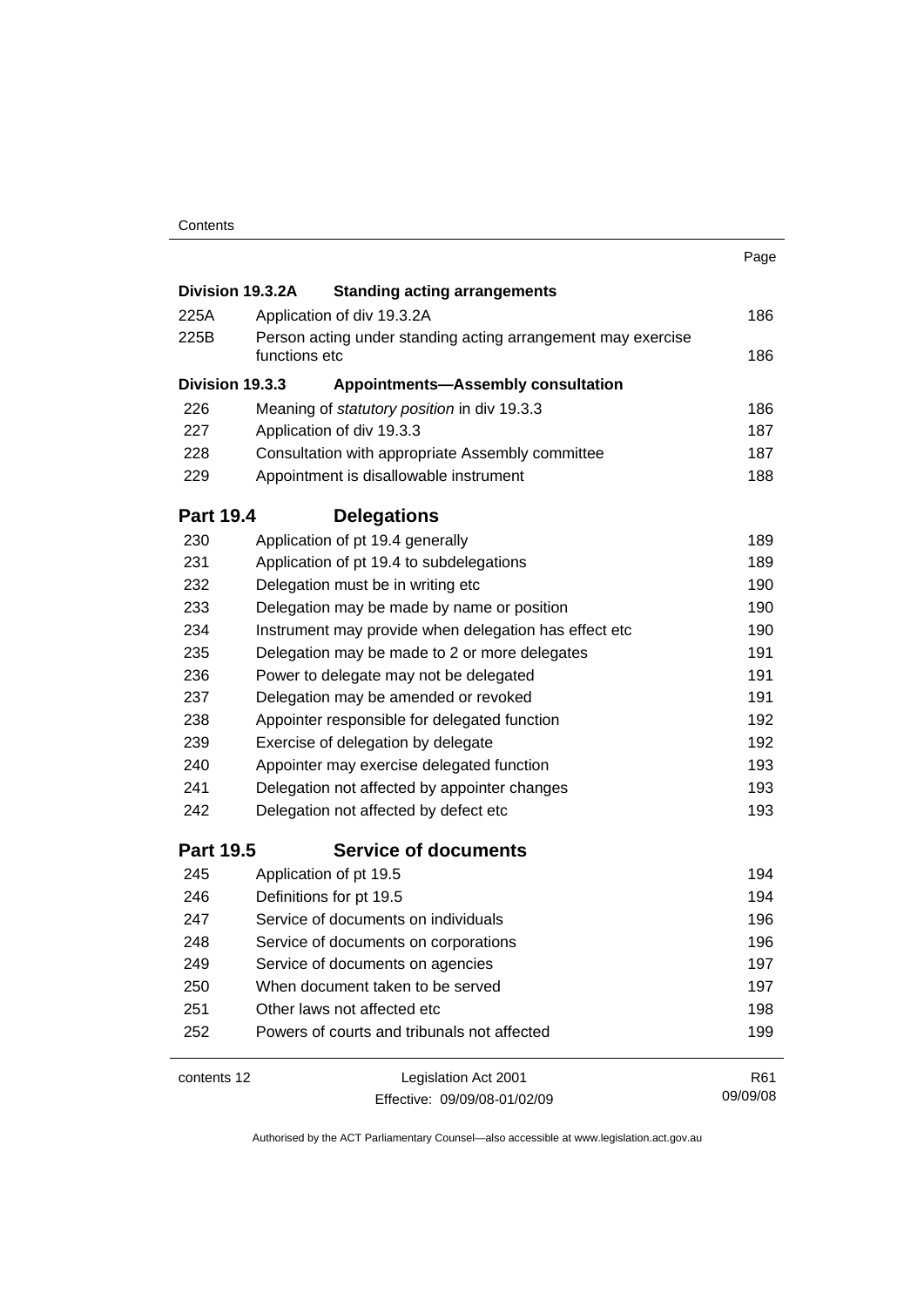| | | Page |
|---|---|---|
| **Division 19.3.2A** | **Standing acting arrangements** | |
| 225A | Application of div 19.3.2A | 186 |
| 225B | Person acting under standing acting arrangement may exercise functions etc | 186 |
| **Division 19.3.3** | **Appointments—Assembly consultation** | |
| 226 | Meaning of *statutory position* in div 19.3.3 | 186 |
| 227 | Application of div 19.3.3 | 187 |
| 228 | Consultation with appropriate Assembly committee | 187 |
| 229 | Appointment is disallowable instrument | 188 |
| **Part 19.4** | **Delegations** | |
| 230 | Application of pt 19.4 generally | 189 |
| 231 | Application of pt 19.4 to subdelegations | 189 |
| 232 | Delegation must be in writing etc | 190 |
| 233 | Delegation may be made by name or position | 190 |
| 234 | Instrument may provide when delegation has effect etc | 190 |
| 235 | Delegation may be made to 2 or more delegates | 191 |
| 236 | Power to delegate may not be delegated | 191 |
| 237 | Delegation may be amended or revoked | 191 |
| 238 | Appointer responsible for delegated function | 192 |
| 239 | Exercise of delegation by delegate | 192 |
| 240 | Appointer may exercise delegated function | 193 |
| 241 | Delegation not affected by appointer changes | 193 |
| 242 | Delegation not affected by defect etc | 193 |
| **Part 19.5** | **Service of documents** | |
| 245 | Application of pt 19.5 | 194 |
| 246 | Definitions for pt 19.5 | 194 |
| 247 | Service of documents on individuals | 196 |
| 248 | Service of documents on corporations | 196 |
| 249 | Service of documents on agencies | 197 |
| 250 | When document taken to be served | 197 |
| 251 | Other laws not affected etc | 198 |
| 252 | Powers of courts and tribunals not affected | 199 |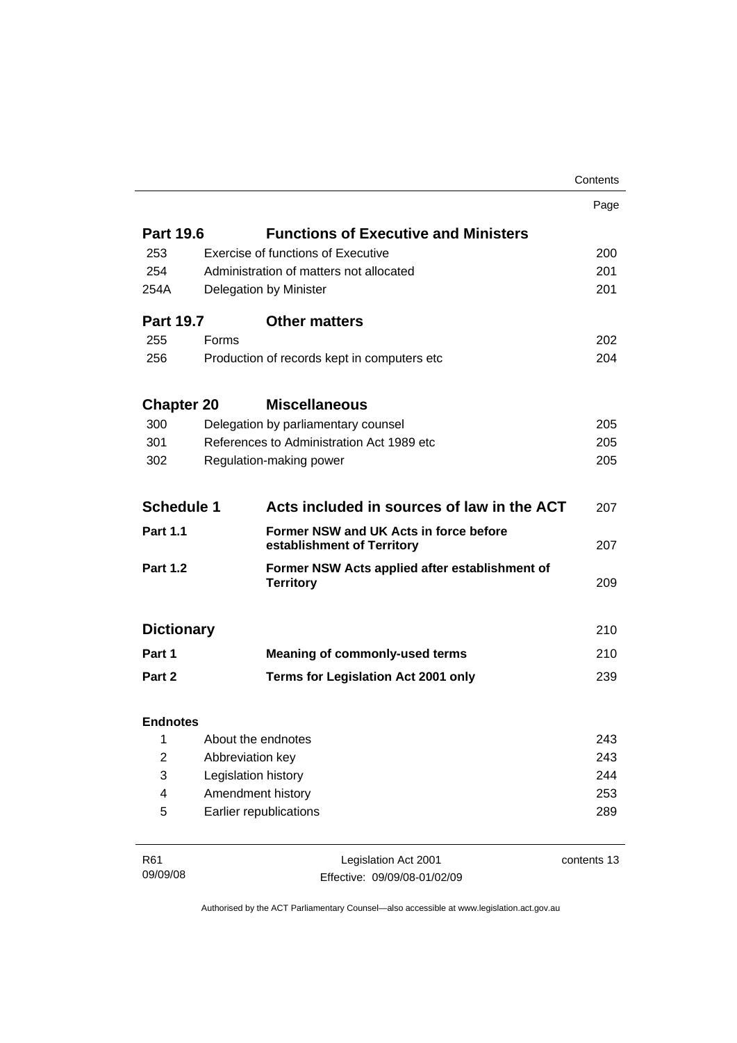| | | Page |
|---|---|---|
| **Part 19.6** | **Functions of Executive and Ministers** | |
| 253 | Exercise of functions of Executive | 200 |
| 254 | Administration of matters not allocated | 201 |
| 254A | Delegation by Minister | 201 |
| **Part 19.7** | **Other matters** | |
| 255 | Forms | 202 |
| 256 | Production of records kept in computers etc | 204 |
| **Chapter 20** | **Miscellaneous** | |
| 300 | Delegation by parliamentary counsel | 205 |
| 301 | References to Administration Act 1989 etc | 205 |
| 302 | Regulation-making power | 205 |
| **Schedule 1** | **Acts included in sources of law in the ACT** | 207 |
| **Part 1.1** | **Former NSW and UK Acts in force before establishment of Territory** | 207 |
| **Part 1.2** | **Former NSW Acts applied after establishment of Territory** | 209 |
| **Dictionary** | | 210 |
| **Part 1** | **Meaning of commonly-used terms** | 210 |
| **Part 2** | **Terms for Legislation Act 2001 only** | 239 |
| **Endnotes** | | |
| 1 | About the endnotes | 243 |
| 2 | Abbreviation key | 243 |
| 3 | Legislation history | 244 |
| 4 | Amendment history | 253 |
| 5 | Earlier republications | 289 |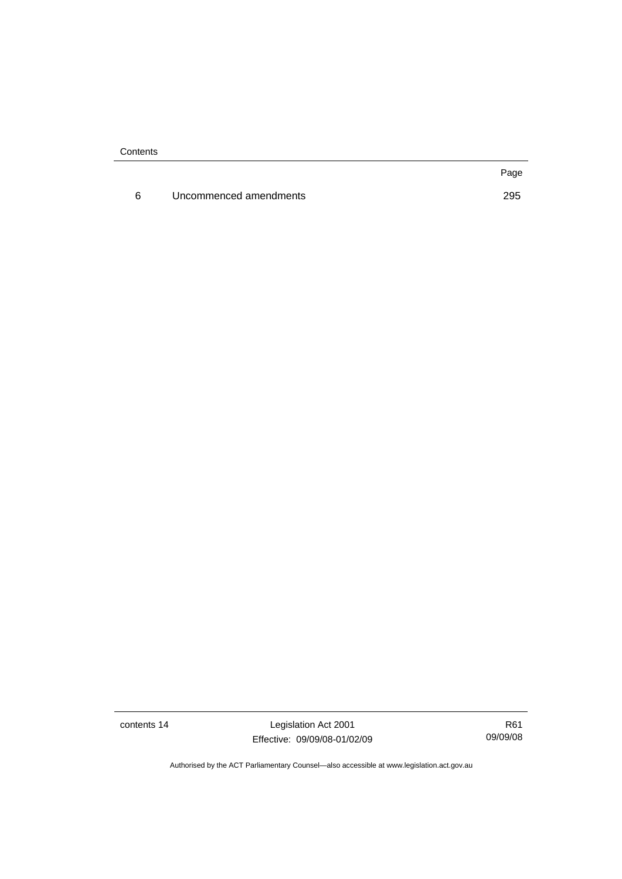| | | Page |
|---|---|---|
| 6 | Uncommenced amendments | 295 |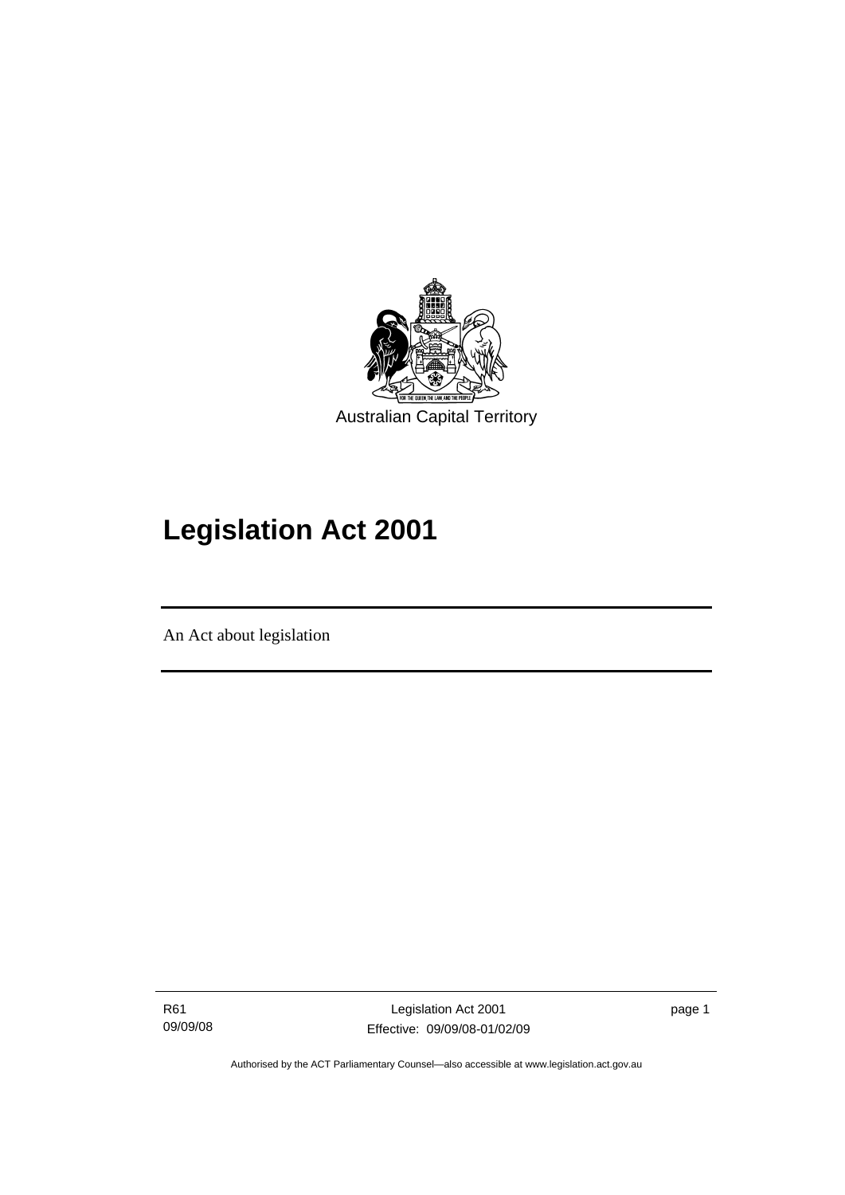Australian Capital Territory

# Legislation Act 2001

An Act about legislation

Authorised by the ACT Parliamentary Counsel—also accessible at www.legislation.act.gov.au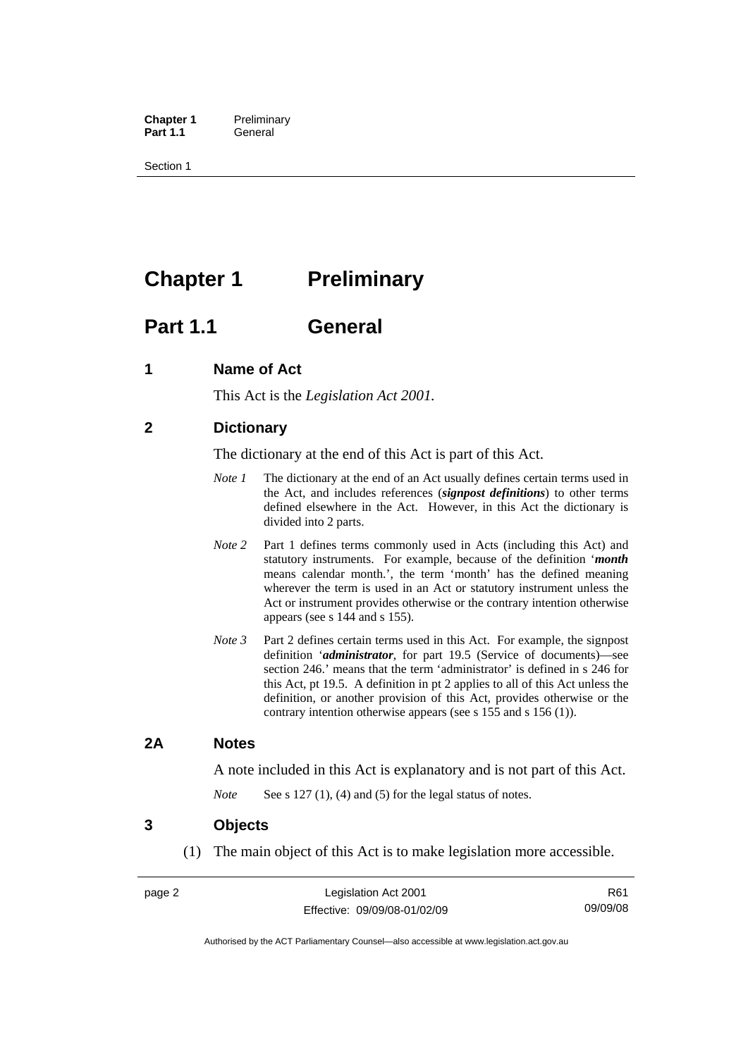# Chapter 1 Preliminary

## Part 1.1 General

### 1 Name of Act

This Act is the *Legislation Act 2001*.

### 2 Dictionary

The dictionary at the end of this Act is part of this Act.

*Note 1* The dictionary at the end of an Act usually defines certain terms used in the Act, and includes references (***signpost definitions***) to other terms defined elsewhere in the Act. However, in this Act the dictionary is divided into 2 parts.

*Note 2* Part 1 defines terms commonly used in Acts (including this Act) and statutory instruments. For example, because of the definition '***month*** means calendar month.', the term 'month' has the defined meaning wherever the term is used in an Act or statutory instrument unless the Act or instrument provides otherwise or the contrary intention otherwise appears (see s 144 and s 155).

*Note 3* Part 2 defines certain terms used in this Act. For example, the signpost definition '***administrator***, for part 19.5 (Service of documents)—see section 246.' means that the term 'administrator' is defined in s 246 for this Act, pt 19.5. A definition in pt 2 applies to all of this Act unless the definition, or another provision of this Act, provides otherwise or the contrary intention otherwise appears (see s 155 and s 156 (1)).

### 2A Notes

A note included in this Act is explanatory and is not part of this Act.

*Note* See s 127 (1), (4) and (5) for the legal status of notes.

### 3 Objects

(1) The main object of this Act is to make legislation more accessible.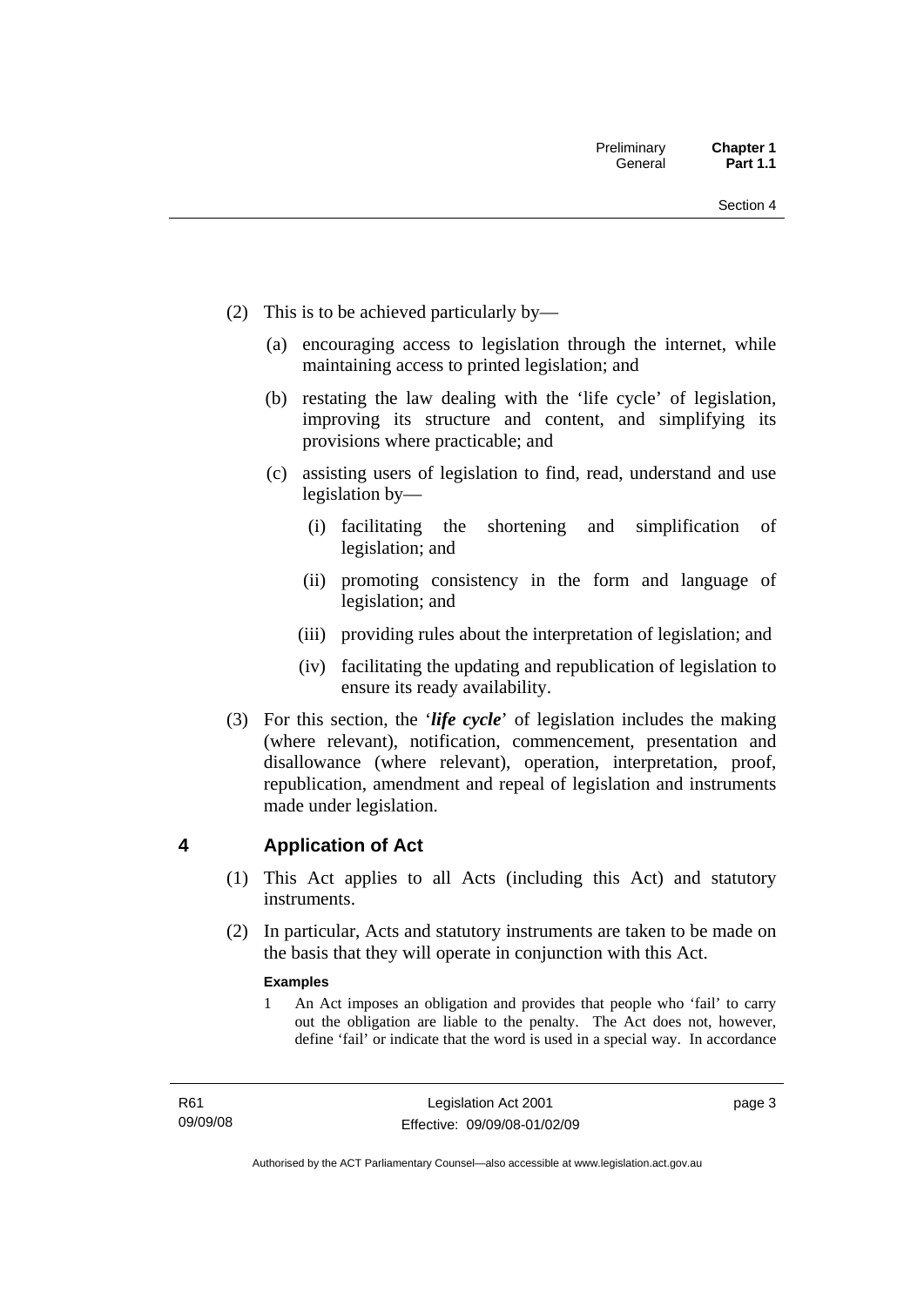(2) This is to be achieved particularly by—

(a) encouraging access to legislation through the internet, while maintaining access to printed legislation; and

(b) restating the law dealing with the 'life cycle' of legislation, improving its structure and content, and simplifying its provisions where practicable; and

(c) assisting users of legislation to find, read, understand and use legislation by—

(i) facilitating the shortening and simplification of legislation; and

(ii) promoting consistency in the form and language of legislation; and

(iii) providing rules about the interpretation of legislation; and

(iv) facilitating the updating and republication of legislation to ensure its ready availability.

(3) For this section, the '***life cycle***' of legislation includes the making (where relevant), notification, commencement, presentation and disallowance (where relevant), operation, interpretation, proof, republication, amendment and repeal of legislation and instruments made under legislation.

## 4 Application of Act

(1) This Act applies to all Acts (including this Act) and statutory instruments.

(2) In particular, Acts and statutory instruments are taken to be made on the basis that they will operate in conjunction with this Act.

**Examples**

1 An Act imposes an obligation and provides that people who 'fail' to carry out the obligation are liable to the penalty. The Act does not, however, define 'fail' or indicate that the word is used in a special way. In accordance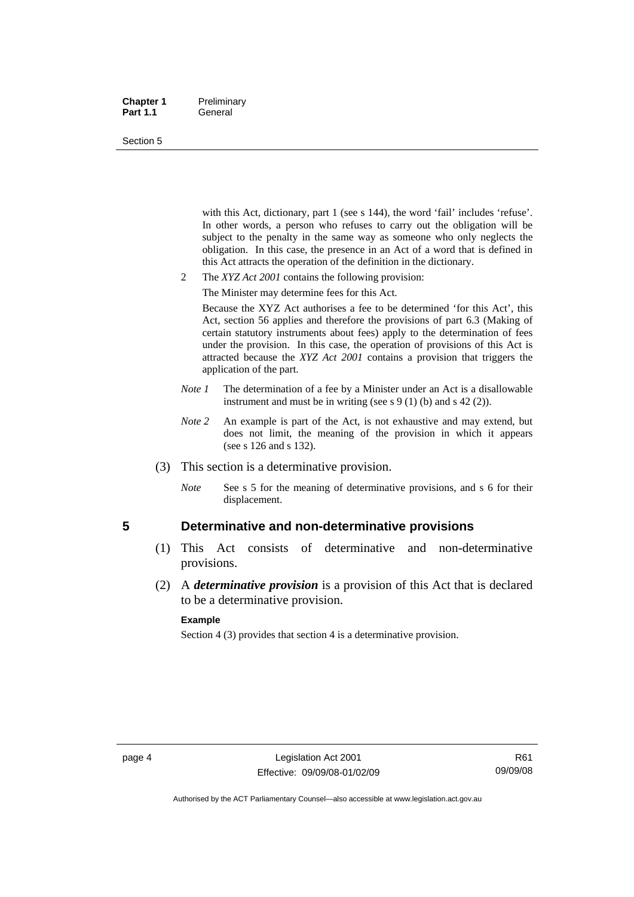with this Act, dictionary, part 1 (see s 144), the word 'fail' includes 'refuse'. In other words, a person who refuses to carry out the obligation will be subject to the penalty in the same way as someone who only neglects the obligation. In this case, the presence in an Act of a word that is defined in this Act attracts the operation of the definition in the dictionary.

2 The *XYZ Act 2001* contains the following provision:

The Minister may determine fees for this Act.

Because the XYZ Act authorises a fee to be determined 'for this Act', this Act, section 56 applies and therefore the provisions of part 6.3 (Making of certain statutory instruments about fees) apply to the determination of fees under the provision. In this case, the operation of provisions of this Act is attracted because the *XYZ Act 2001* contains a provision that triggers the application of the part.

*Note 1* The determination of a fee by a Minister under an Act is a disallowable instrument and must be in writing (see s 9 (1) (b) and s 42 (2)).

*Note 2* An example is part of the Act, is not exhaustive and may extend, but does not limit, the meaning of the provision in which it appears (see s 126 and s 132).

(3) This section is a determinative provision.

*Note* See s 5 for the meaning of determinative provisions, and s 6 for their displacement.

## 5 Determinative and non-determinative provisions

(1) This Act consists of determinative and non-determinative provisions.

(2) A ***determinative provision*** is a provision of this Act that is declared to be a determinative provision.

**Example**

Section 4 (3) provides that section 4 is a determinative provision.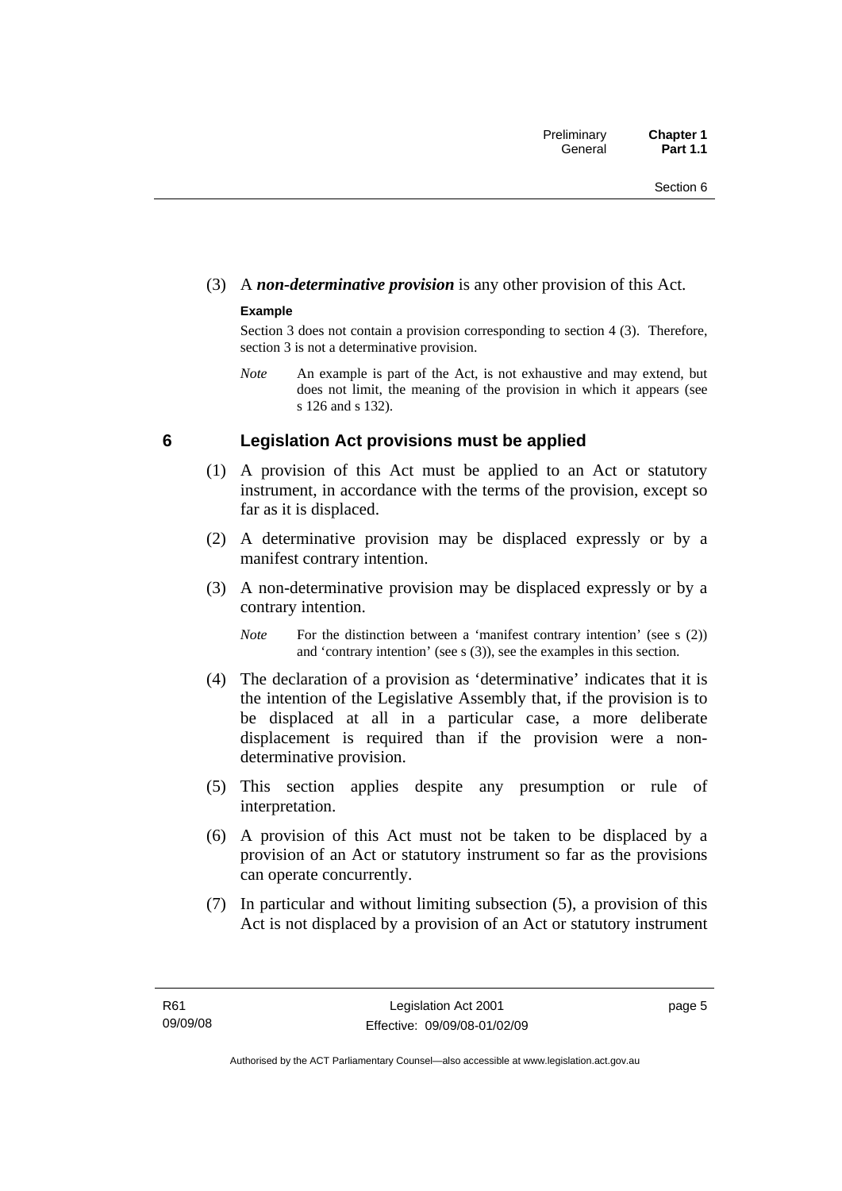(3) A ***non-determinative provision*** is any other provision of this Act.

**Example**

Section 3 does not contain a provision corresponding to section 4 (3). Therefore, section 3 is not a determinative provision.

*Note* An example is part of the Act, is not exhaustive and may extend, but does not limit, the meaning of the provision in which it appears (see s 126 and s 132).

## 6 Legislation Act provisions must be applied

(1) A provision of this Act must be applied to an Act or statutory instrument, in accordance with the terms of the provision, except so far as it is displaced.

(2) A determinative provision may be displaced expressly or by a manifest contrary intention.

(3) A non-determinative provision may be displaced expressly or by a contrary intention.

*Note* For the distinction between a 'manifest contrary intention' (see s (2)) and 'contrary intention' (see s (3)), see the examples in this section.

(4) The declaration of a provision as 'determinative' indicates that it is the intention of the Legislative Assembly that, if the provision is to be displaced at all in a particular case, a more deliberate displacement is required than if the provision were a non-determinative provision.

(5) This section applies despite any presumption or rule of interpretation.

(6) A provision of this Act must not be taken to be displaced by a provision of an Act or statutory instrument so far as the provisions can operate concurrently.

(7) In particular and without limiting subsection (5), a provision of this Act is not displaced by a provision of an Act or statutory instrument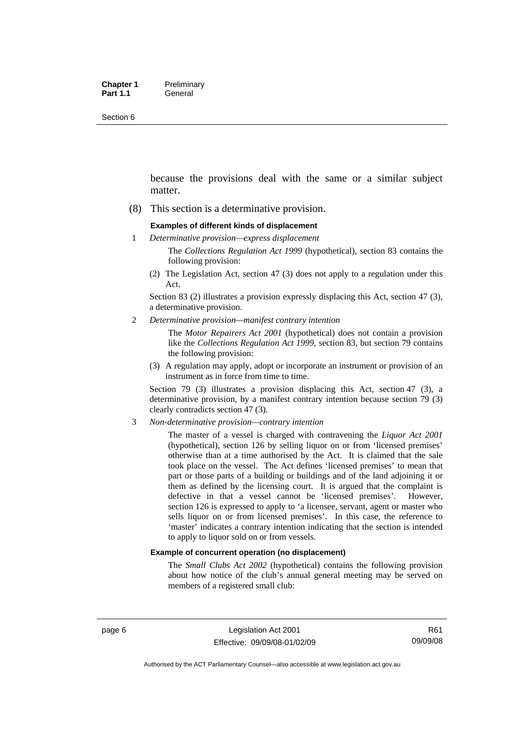because the provisions deal with the same or a similar subject matter.

(8) This section is a determinative provision.

**Examples of different kinds of displacement**

1 *Determinative provision—express displacement*

The *Collections Regulation Act 1999* (hypothetical), section 83 contains the following provision:

(2) The Legislation Act, section 47 (3) does not apply to a regulation under this Act.

Section 83 (2) illustrates a provision expressly displacing this Act, section 47 (3), a determinative provision.

2 *Determinative provision—manifest contrary intention*

The *Motor Repairers Act 2001* (hypothetical) does not contain a provision like the *Collections Regulation Act 1999*, section 83, but section 79 contains the following provision:

(3) A regulation may apply, adopt or incorporate an instrument or provision of an instrument as in force from time to time.

Section 79 (3) illustrates a provision displacing this Act, section 47 (3), a determinative provision, by a manifest contrary intention because section 79 (3) clearly contradicts section 47 (3).

3 *Non-determinative provision—contrary intention*

The master of a vessel is charged with contravening the *Liquor Act 2001* (hypothetical), section 126 by selling liquor on or from 'licensed premises' otherwise than at a time authorised by the Act. It is claimed that the sale took place on the vessel. The Act defines 'licensed premises' to mean that part or those parts of a building or buildings and of the land adjoining it or them as defined by the licensing court. It is argued that the complaint is defective in that a vessel cannot be 'licensed premises'. However, section 126 is expressed to apply to 'a licensee, servant, agent or master who sells liquor on or from licensed premises'. In this case, the reference to 'master' indicates a contrary intention indicating that the section is intended to apply to liquor sold on or from vessels.

**Example of concurrent operation (no displacement)**

The *Small Clubs Act 2002* (hypothetical) contains the following provision about how notice of the club's annual general meeting may be served on members of a registered small club: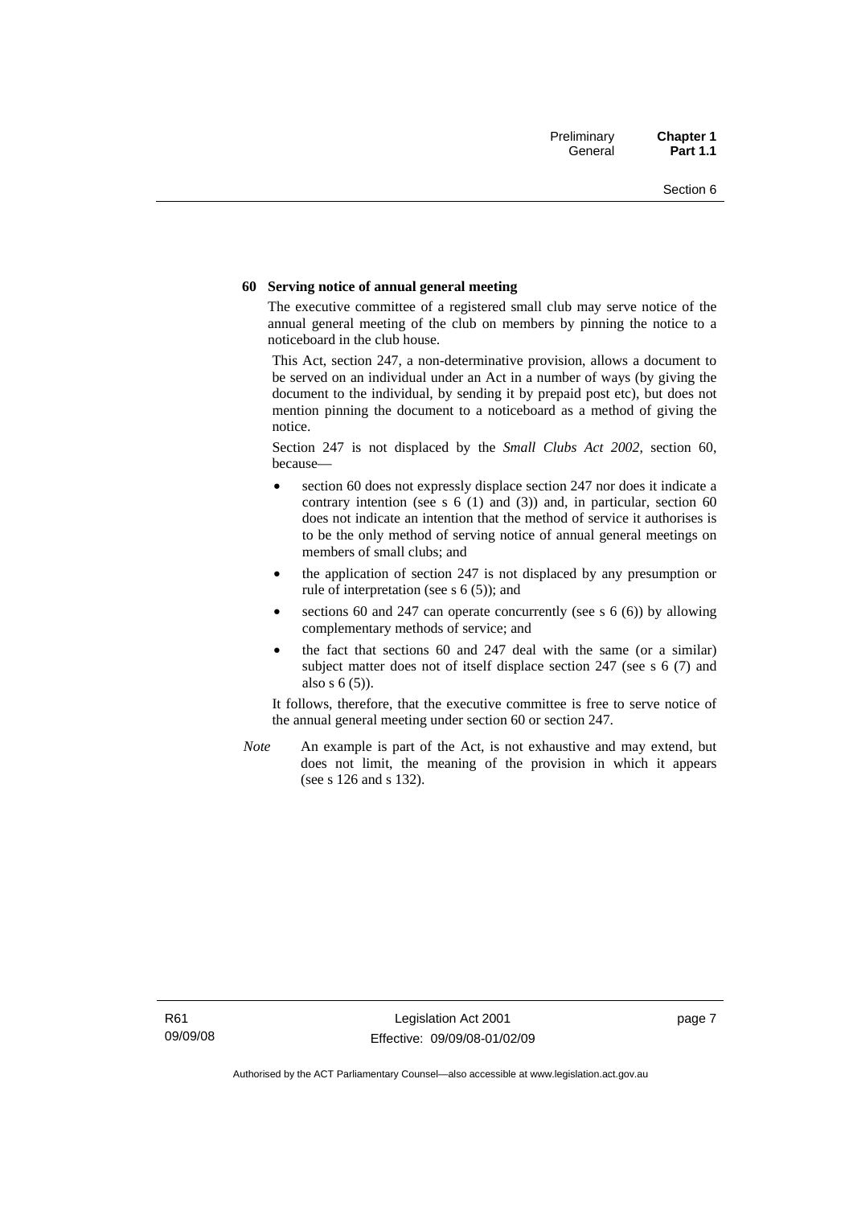**60 Serving notice of annual general meeting**

The executive committee of a registered small club may serve notice of the annual general meeting of the club on members by pinning the notice to a noticeboard in the club house.

This Act, section 247, a non-determinative provision, allows a document to be served on an individual under an Act in a number of ways (by giving the document to the individual, by sending it by prepaid post etc), but does not mention pinning the document to a noticeboard as a method of giving the notice.

Section 247 is not displaced by the *Small Clubs Act 2002*, section 60, because—

- section 60 does not expressly displace section 247 nor does it indicate a contrary intention (see s 6 (1) and (3)) and, in particular, section 60 does not indicate an intention that the method of service it authorises is to be the only method of serving notice of annual general meetings on members of small clubs; and
- the application of section 247 is not displaced by any presumption or rule of interpretation (see s 6 (5)); and
- sections 60 and 247 can operate concurrently (see s 6 (6)) by allowing complementary methods of service; and
- the fact that sections 60 and 247 deal with the same (or a similar) subject matter does not of itself displace section 247 (see s 6 (7) and also s 6 (5)).

It follows, therefore, that the executive committee is free to serve notice of the annual general meeting under section 60 or section 247.

*Note* An example is part of the Act, is not exhaustive and may extend, but does not limit, the meaning of the provision in which it appears (see s 126 and s 132).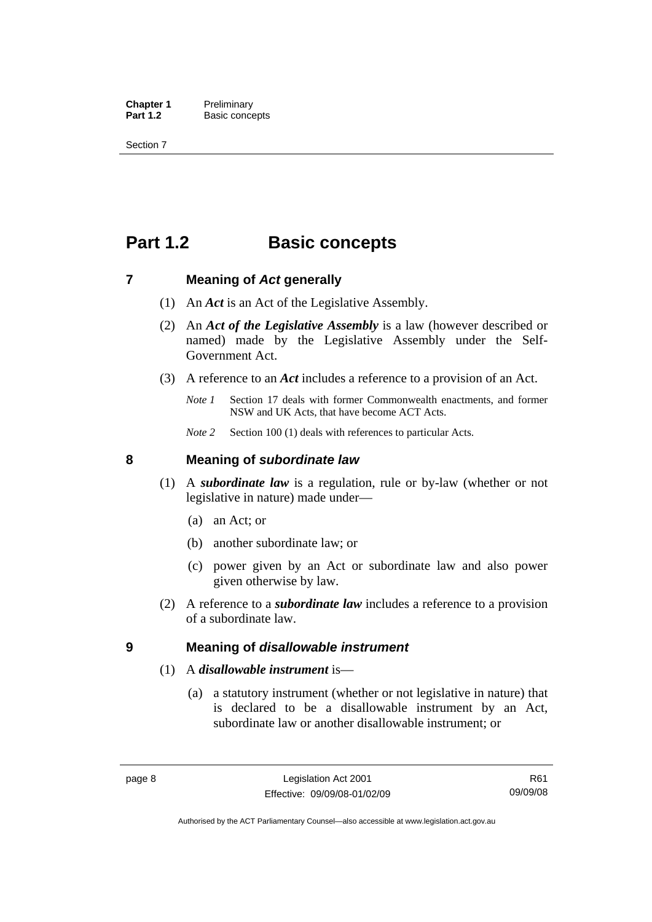# Part 1.2 Basic concepts

## 7 Meaning of *Act* generally

(1) An ***Act*** is an Act of the Legislative Assembly.

(2) An ***Act of the Legislative Assembly*** is a law (however described or named) made by the Legislative Assembly under the Self-Government Act.

(3) A reference to an ***Act*** includes a reference to a provision of an Act.

*Note 1* Section 17 deals with former Commonwealth enactments, and former NSW and UK Acts, that have become ACT Acts.

*Note 2* Section 100 (1) deals with references to particular Acts.

## 8 Meaning of *subordinate law*

(1) A ***subordinate law*** is a regulation, rule or by-law (whether or not legislative in nature) made under—

(a) an Act; or

(b) another subordinate law; or

(c) power given by an Act or subordinate law and also power given otherwise by law.

(2) A reference to a ***subordinate law*** includes a reference to a provision of a subordinate law.

## 9 Meaning of *disallowable instrument*

(1) A ***disallowable instrument*** is—

(a) a statutory instrument (whether or not legislative in nature) that is declared to be a disallowable instrument by an Act, subordinate law or another disallowable instrument; or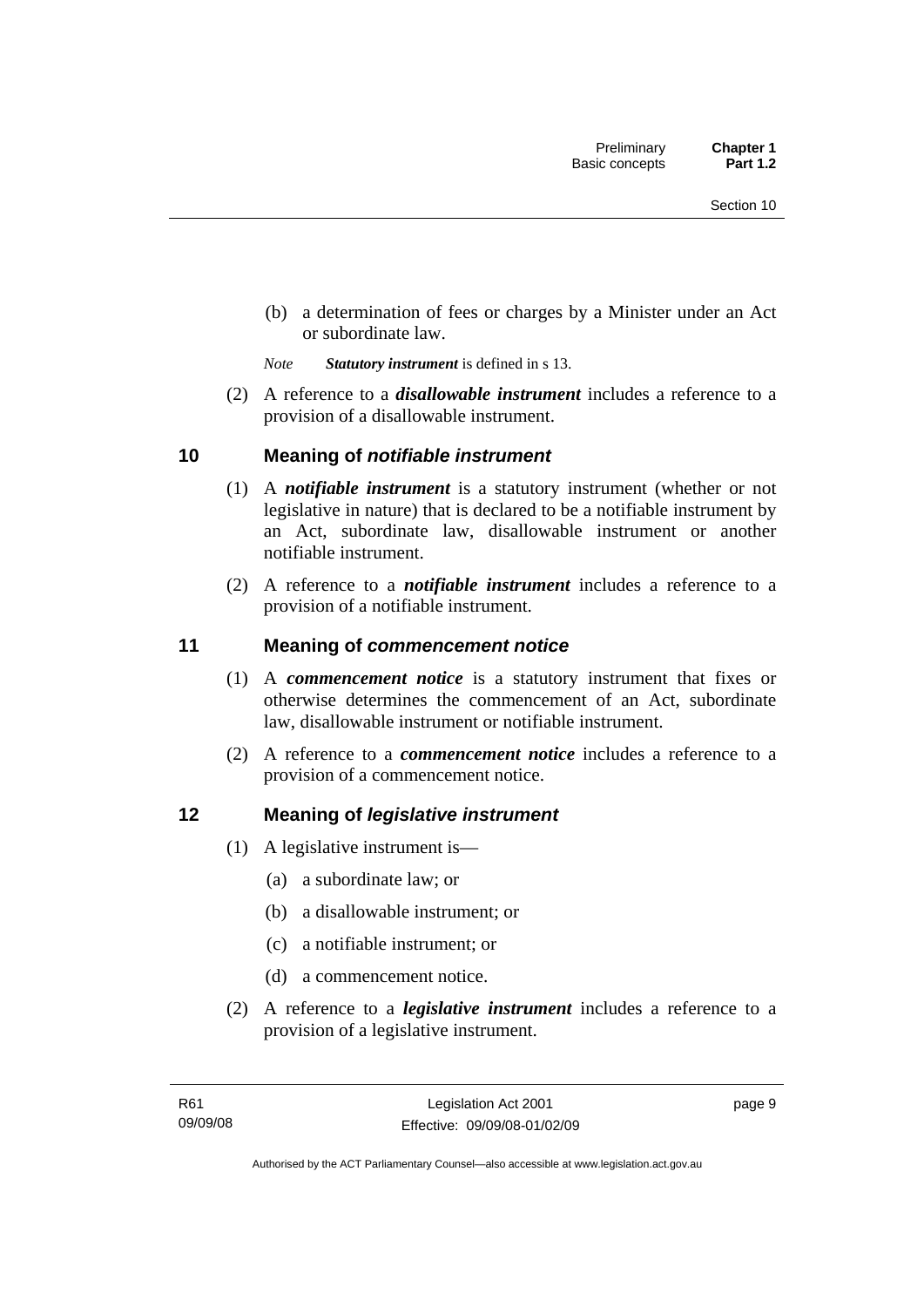(b) a determination of fees or charges by a Minister under an Act or subordinate law.

*Note* ***Statutory instrument*** is defined in s 13.

(2) A reference to a ***disallowable instrument*** includes a reference to a provision of a disallowable instrument.

## 10 Meaning of *notifiable instrument*

(1) A ***notifiable instrument*** is a statutory instrument (whether or not legislative in nature) that is declared to be a notifiable instrument by an Act, subordinate law, disallowable instrument or another notifiable instrument.

(2) A reference to a ***notifiable instrument*** includes a reference to a provision of a notifiable instrument.

## 11 Meaning of *commencement notice*

(1) A ***commencement notice*** is a statutory instrument that fixes or otherwise determines the commencement of an Act, subordinate law, disallowable instrument or notifiable instrument.

(2) A reference to a ***commencement notice*** includes a reference to a provision of a commencement notice.

## 12 Meaning of *legislative instrument*

(1) A legislative instrument is—

(a) a subordinate law; or

(b) a disallowable instrument; or

(c) a notifiable instrument; or

(d) a commencement notice.

(2) A reference to a ***legislative instrument*** includes a reference to a provision of a legislative instrument.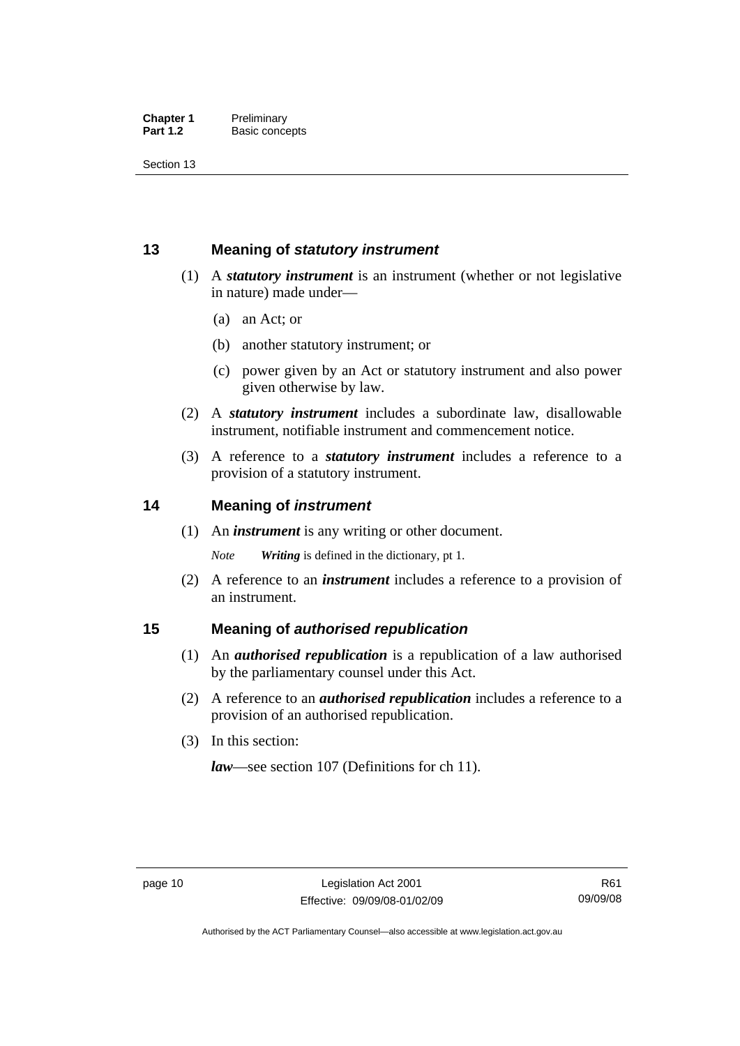## 13 Meaning of *statutory instrument*

(1) A ***statutory instrument*** is an instrument (whether or not legislative in nature) made under—

(a) an Act; or

(b) another statutory instrument; or

(c) power given by an Act or statutory instrument and also power given otherwise by law.

(2) A ***statutory instrument*** includes a subordinate law, disallowable instrument, notifiable instrument and commencement notice.

(3) A reference to a ***statutory instrument*** includes a reference to a provision of a statutory instrument.

## 14 Meaning of *instrument*

(1) An ***instrument*** is any writing or other document.

*Note* ***Writing*** is defined in the dictionary, pt 1.

(2) A reference to an ***instrument*** includes a reference to a provision of an instrument.

## 15 Meaning of *authorised republication*

(1) An ***authorised republication*** is a republication of a law authorised by the parliamentary counsel under this Act.

(2) A reference to an ***authorised republication*** includes a reference to a provision of an authorised republication.

(3) In this section:

***law***—see section 107 (Definitions for ch 11).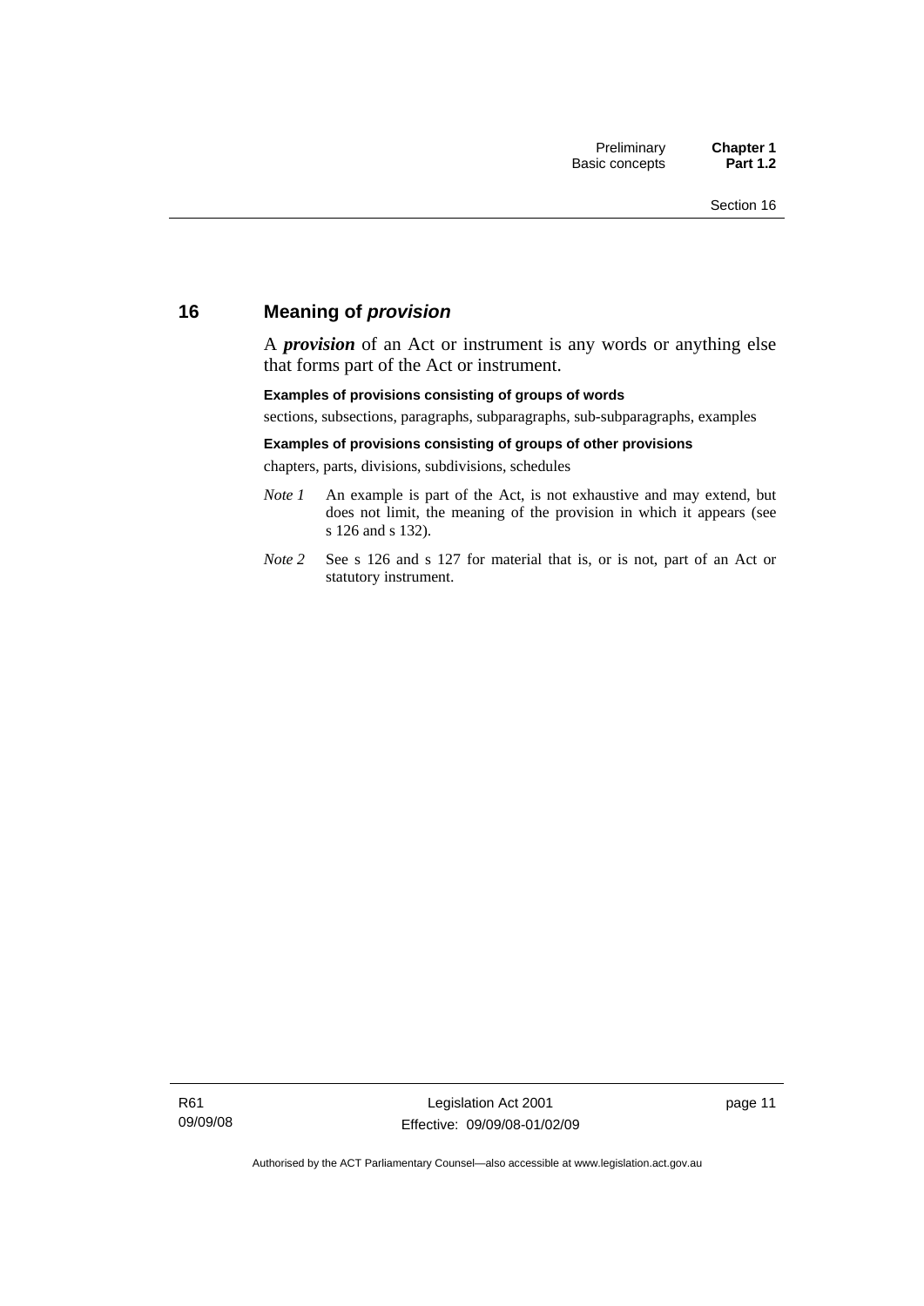## 16 Meaning of *provision*

A ***provision*** of an Act or instrument is any words or anything else that forms part of the Act or instrument.

**Examples of provisions consisting of groups of words**

sections, subsections, paragraphs, subparagraphs, sub-subparagraphs, examples

**Examples of provisions consisting of groups of other provisions**

chapters, parts, divisions, subdivisions, schedules

*Note 1* An example is part of the Act, is not exhaustive and may extend, but does not limit, the meaning of the provision in which it appears (see s 126 and s 132).

*Note 2* See s 126 and s 127 for material that is, or is not, part of an Act or statutory instrument.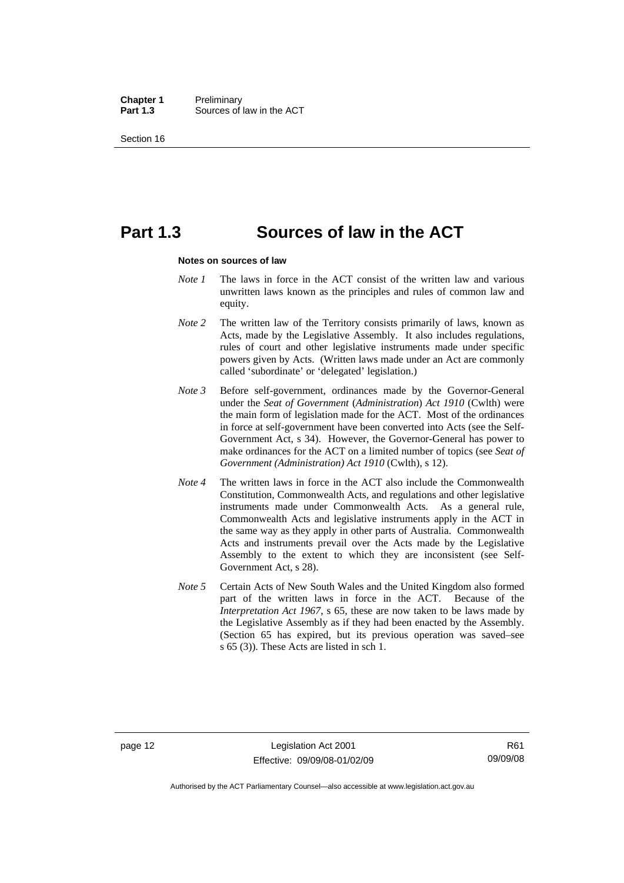# Part 1.3 Sources of law in the ACT

**Notes on sources of law**

*Note 1* The laws in force in the ACT consist of the written law and various unwritten laws known as the principles and rules of common law and equity.

*Note 2* The written law of the Territory consists primarily of laws, known as Acts, made by the Legislative Assembly. It also includes regulations, rules of court and other legislative instruments made under specific powers given by Acts. (Written laws made under an Act are commonly called 'subordinate' or 'delegated' legislation.)

*Note 3* Before self-government, ordinances made by the Governor-General under the *Seat of Government* (*Administration*) *Act 1910* (Cwlth) were the main form of legislation made for the ACT. Most of the ordinances in force at self-government have been converted into Acts (see the Self-Government Act, s 34). However, the Governor-General has power to make ordinances for the ACT on a limited number of topics (see *Seat of Government (Administration) Act 1910* (Cwlth), s 12).

*Note 4* The written laws in force in the ACT also include the Commonwealth Constitution, Commonwealth Acts, and regulations and other legislative instruments made under Commonwealth Acts. As a general rule, Commonwealth Acts and legislative instruments apply in the ACT in the same way as they apply in other parts of Australia. Commonwealth Acts and instruments prevail over the Acts made by the Legislative Assembly to the extent to which they are inconsistent (see Self-Government Act, s 28).

*Note 5* Certain Acts of New South Wales and the United Kingdom also formed part of the written laws in force in the ACT. Because of the *Interpretation Act 1967*, s 65, these are now taken to be laws made by the Legislative Assembly as if they had been enacted by the Assembly. (Section 65 has expired, but its previous operation was saved–see s 65 (3)). These Acts are listed in sch 1.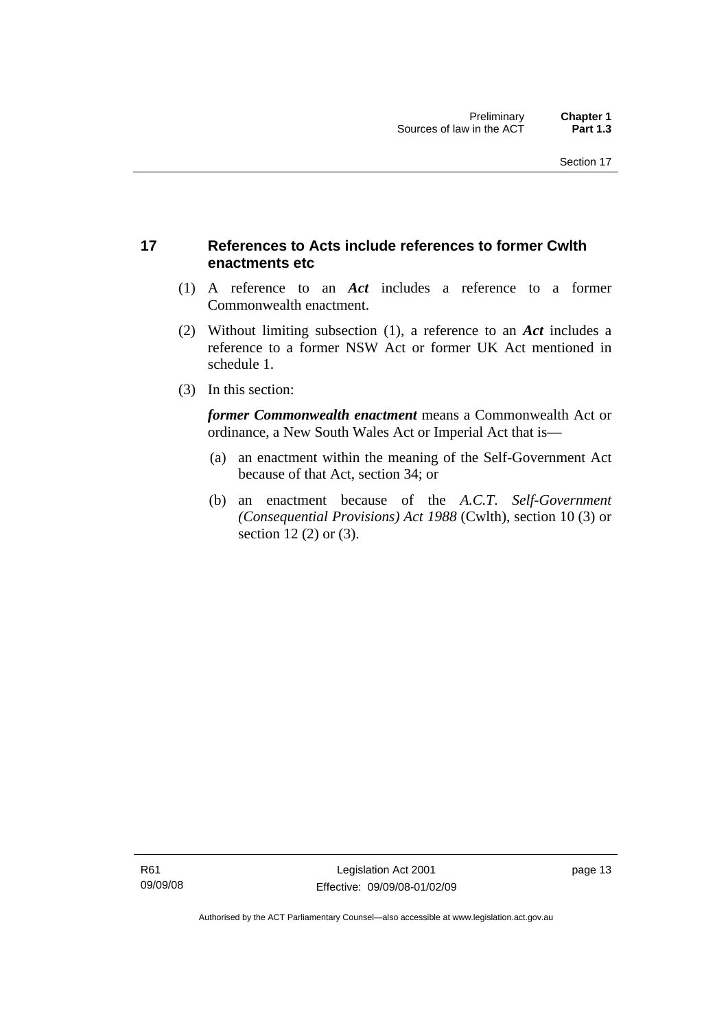## 17 References to Acts include references to former Cwlth enactments etc

(1) A reference to an ***Act*** includes a reference to a former Commonwealth enactment.

(2) Without limiting subsection (1), a reference to an ***Act*** includes a reference to a former NSW Act or former UK Act mentioned in schedule 1.

(3) In this section:

***former Commonwealth enactment*** means a Commonwealth Act or ordinance, a New South Wales Act or Imperial Act that is—

(a) an enactment within the meaning of the Self-Government Act because of that Act, section 34; or

(b) an enactment because of the *A.C.T. Self-Government (Consequential Provisions) Act 1988* (Cwlth), section 10 (3) or section 12 (2) or (3).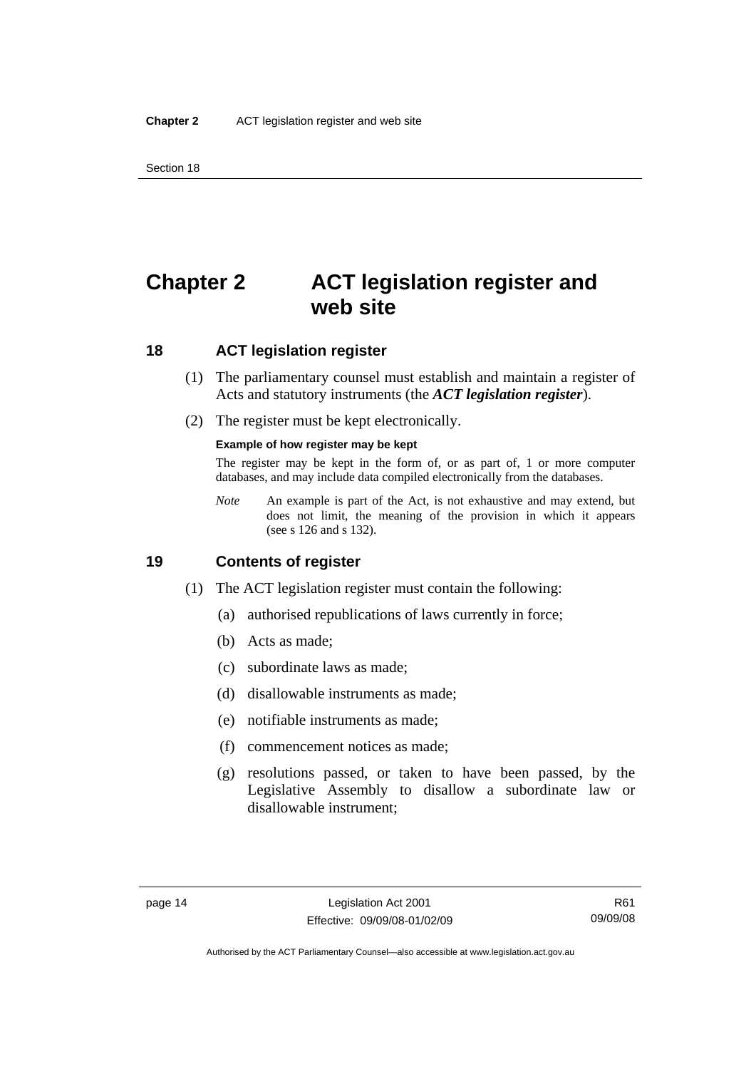# Chapter 2 ACT legislation register and web site

## 18 ACT legislation register

(1) The parliamentary counsel must establish and maintain a register of Acts and statutory instruments (the ***ACT legislation register***).

(2) The register must be kept electronically.

**Example of how register may be kept**

The register may be kept in the form of, or as part of, 1 or more computer databases, and may include data compiled electronically from the databases.

*Note* An example is part of the Act, is not exhaustive and may extend, but does not limit, the meaning of the provision in which it appears (see s 126 and s 132).

## 19 Contents of register

(1) The ACT legislation register must contain the following:

(a) authorised republications of laws currently in force;

(b) Acts as made;

(c) subordinate laws as made;

(d) disallowable instruments as made;

(e) notifiable instruments as made;

(f) commencement notices as made;

(g) resolutions passed, or taken to have been passed, by the Legislative Assembly to disallow a subordinate law or disallowable instrument;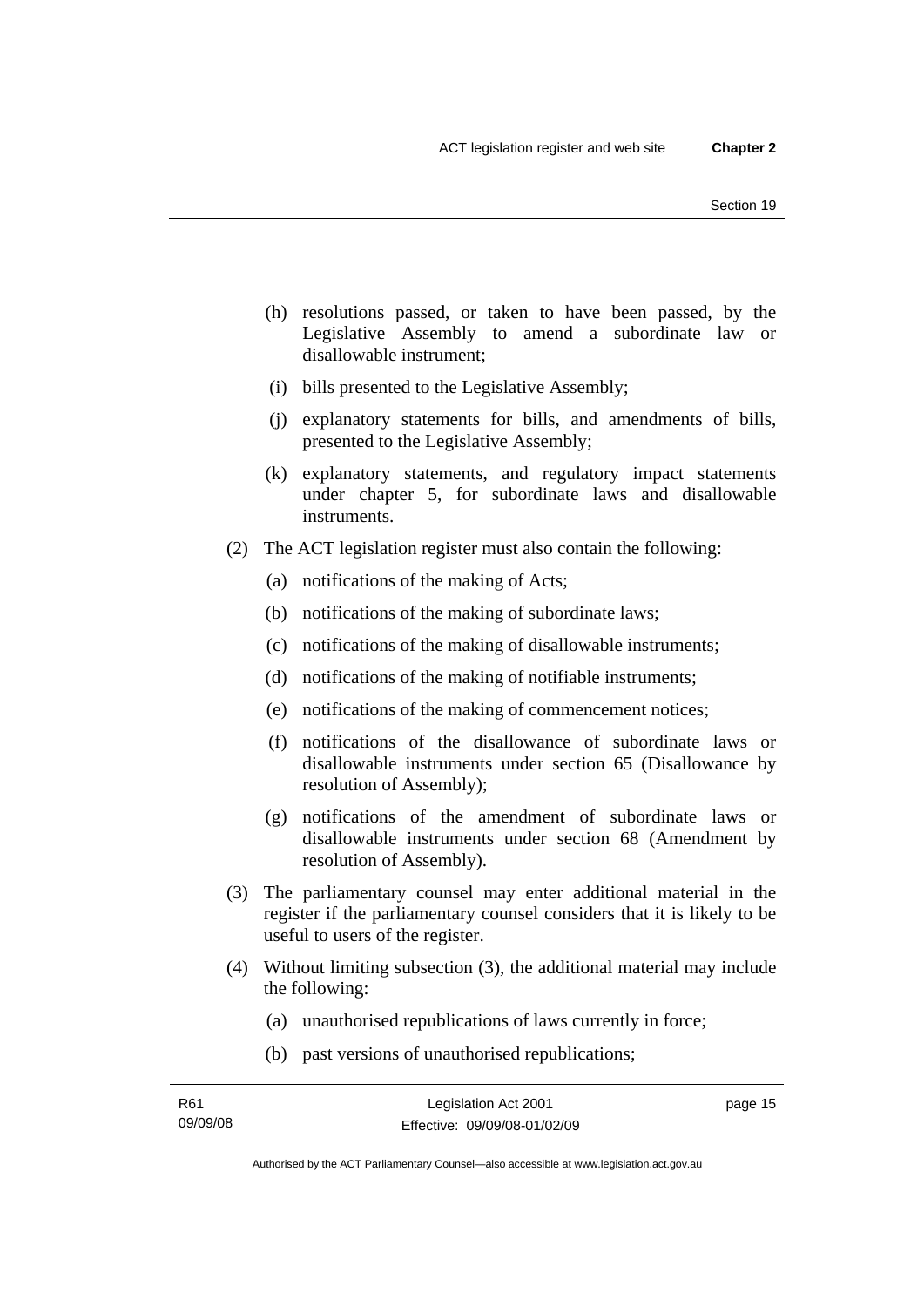(h) resolutions passed, or taken to have been passed, by the Legislative Assembly to amend a subordinate law or disallowable instrument;

(i) bills presented to the Legislative Assembly;

(j) explanatory statements for bills, and amendments of bills, presented to the Legislative Assembly;

(k) explanatory statements, and regulatory impact statements under chapter 5, for subordinate laws and disallowable instruments.

(2) The ACT legislation register must also contain the following:

(a) notifications of the making of Acts;

(b) notifications of the making of subordinate laws;

(c) notifications of the making of disallowable instruments;

(d) notifications of the making of notifiable instruments;

(e) notifications of the making of commencement notices;

(f) notifications of the disallowance of subordinate laws or disallowable instruments under section 65 (Disallowance by resolution of Assembly);

(g) notifications of the amendment of subordinate laws or disallowable instruments under section 68 (Amendment by resolution of Assembly).

(3) The parliamentary counsel may enter additional material in the register if the parliamentary counsel considers that it is likely to be useful to users of the register.

(4) Without limiting subsection (3), the additional material may include the following:

(a) unauthorised republications of laws currently in force;

(b) past versions of unauthorised republications;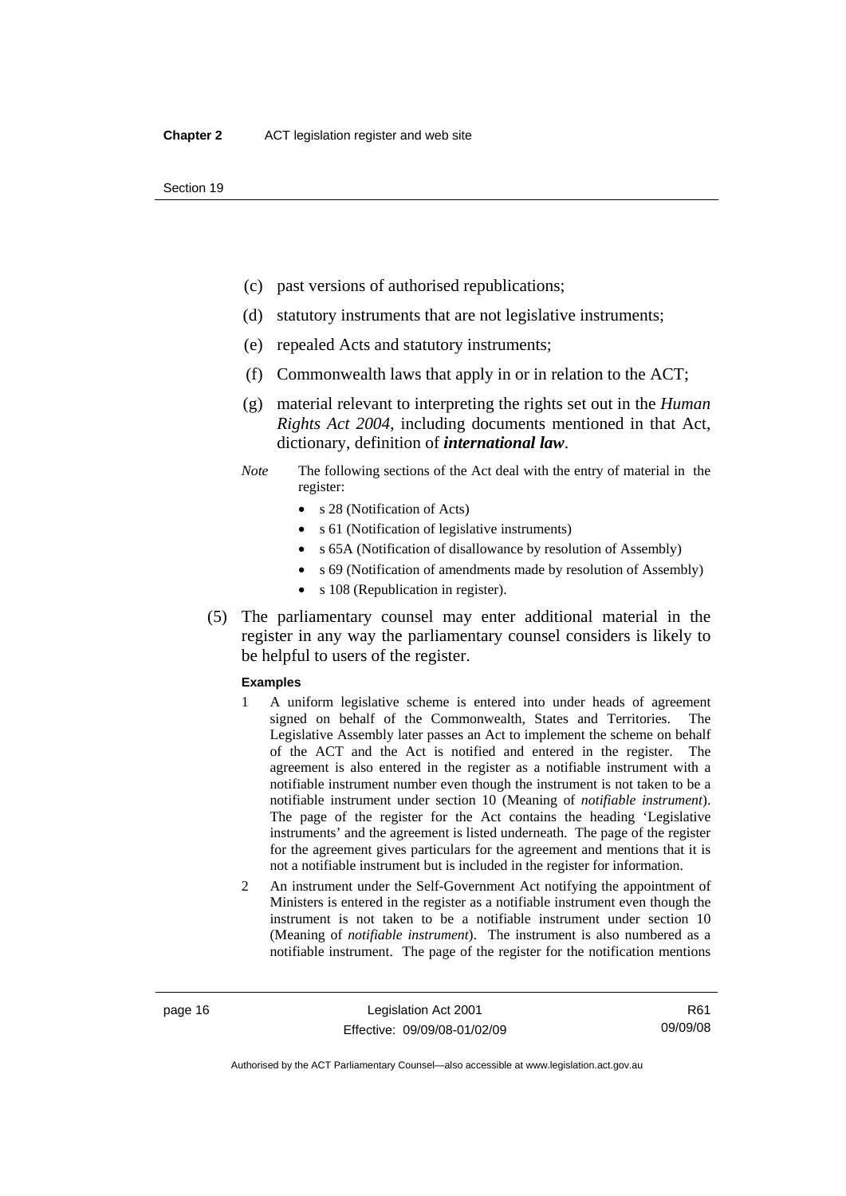(c) past versions of authorised republications;

(d) statutory instruments that are not legislative instruments;

(e) repealed Acts and statutory instruments;

(f) Commonwealth laws that apply in or in relation to the ACT;

(g) material relevant to interpreting the rights set out in the *Human Rights Act 2004*, including documents mentioned in that Act, dictionary, definition of ***international law***.

*Note* The following sections of the Act deal with the entry of material in the register:

- s 28 (Notification of Acts)
- s 61 (Notification of legislative instruments)
- s 65A (Notification of disallowance by resolution of Assembly)
- s 69 (Notification of amendments made by resolution of Assembly)
- s 108 (Republication in register).

(5) The parliamentary counsel may enter additional material in the register in any way the parliamentary counsel considers is likely to be helpful to users of the register.

**Examples**

1 A uniform legislative scheme is entered into under heads of agreement signed on behalf of the Commonwealth, States and Territories. The Legislative Assembly later passes an Act to implement the scheme on behalf of the ACT and the Act is notified and entered in the register. The agreement is also entered in the register as a notifiable instrument with a notifiable instrument number even though the instrument is not taken to be a notifiable instrument under section 10 (Meaning of *notifiable instrument*). The page of the register for the Act contains the heading 'Legislative instruments' and the agreement is listed underneath. The page of the register for the agreement gives particulars for the agreement and mentions that it is not a notifiable instrument but is included in the register for information.

2 An instrument under the Self-Government Act notifying the appointment of Ministers is entered in the register as a notifiable instrument even though the instrument is not taken to be a notifiable instrument under section 10 (Meaning of *notifiable instrument*). The instrument is also numbered as a notifiable instrument. The page of the register for the notification mentions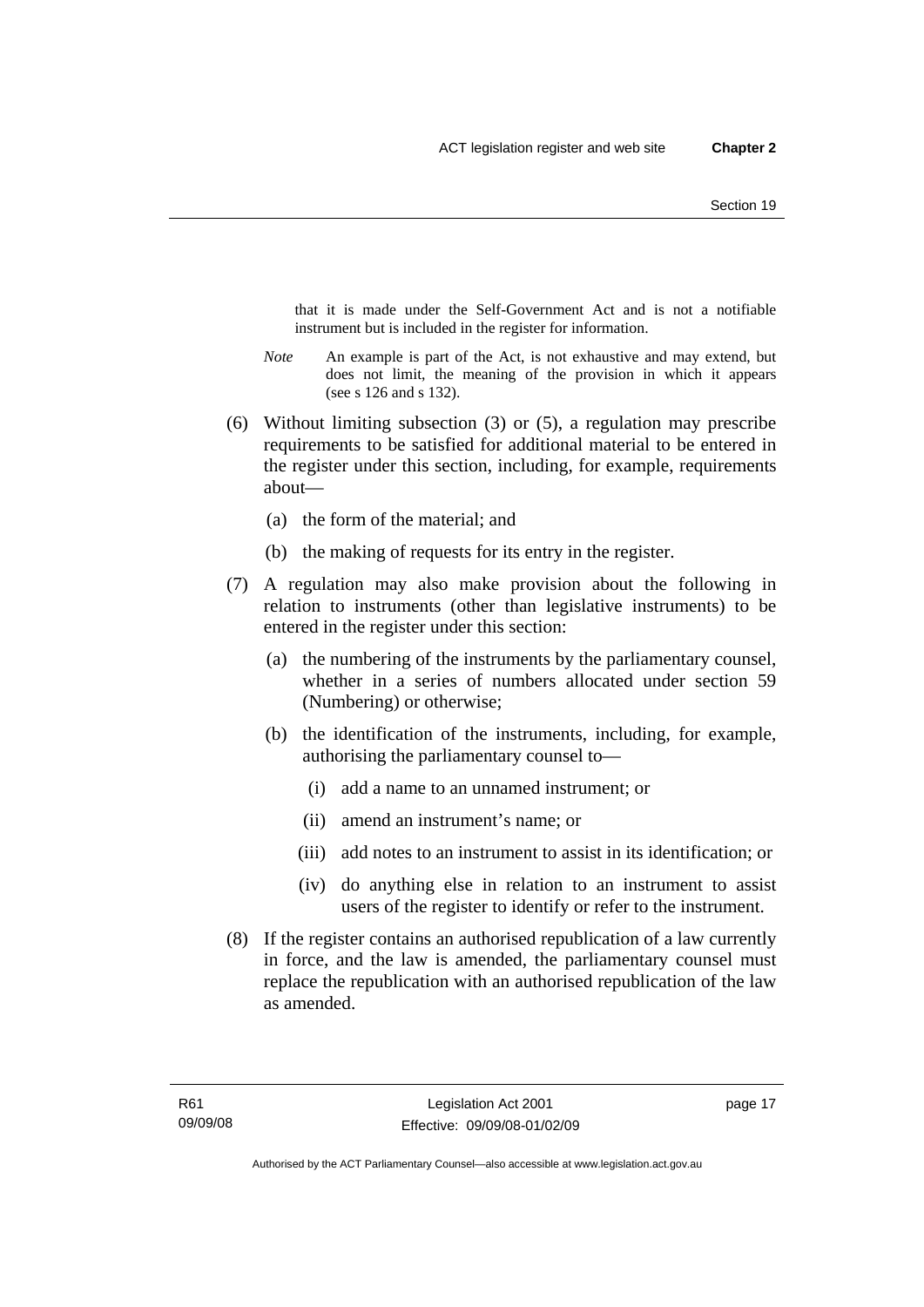that it is made under the Self-Government Act and is not a notifiable instrument but is included in the register for information.

*Note* An example is part of the Act, is not exhaustive and may extend, but does not limit, the meaning of the provision in which it appears (see s 126 and s 132).

(6) Without limiting subsection (3) or (5), a regulation may prescribe requirements to be satisfied for additional material to be entered in the register under this section, including, for example, requirements about—

(a) the form of the material; and

(b) the making of requests for its entry in the register.

(7) A regulation may also make provision about the following in relation to instruments (other than legislative instruments) to be entered in the register under this section:

(a) the numbering of the instruments by the parliamentary counsel, whether in a series of numbers allocated under section 59 (Numbering) or otherwise;

(b) the identification of the instruments, including, for example, authorising the parliamentary counsel to—

(i) add a name to an unnamed instrument; or

(ii) amend an instrument's name; or

(iii) add notes to an instrument to assist in its identification; or

(iv) do anything else in relation to an instrument to assist users of the register to identify or refer to the instrument.

(8) If the register contains an authorised republication of a law currently in force, and the law is amended, the parliamentary counsel must replace the republication with an authorised republication of the law as amended.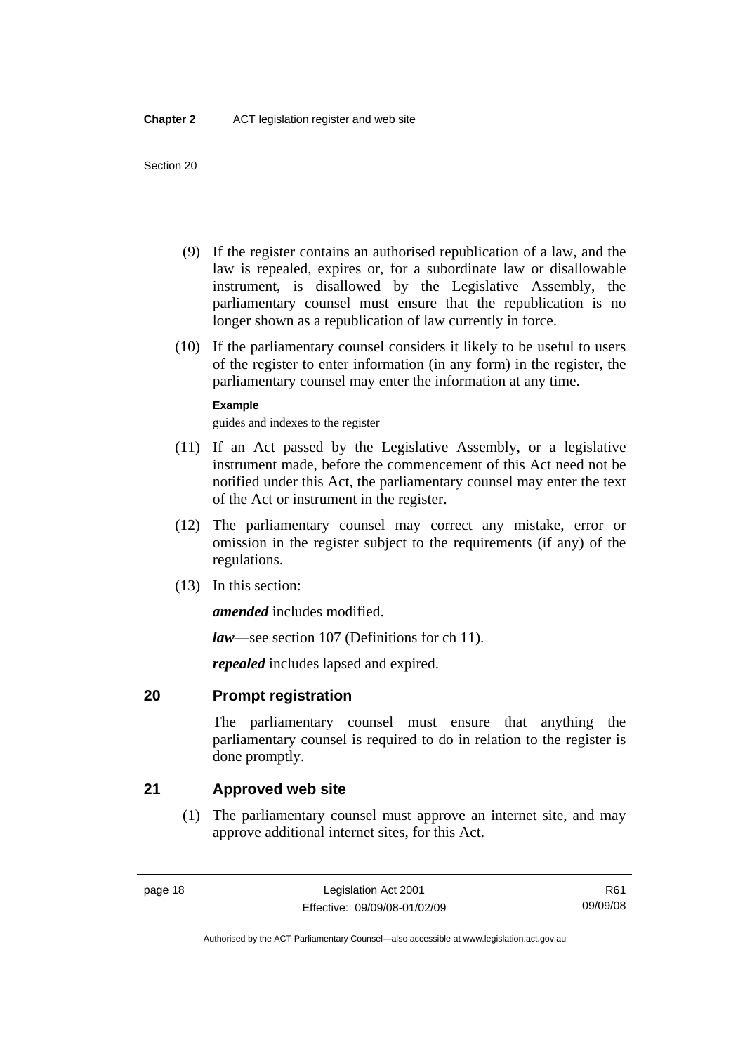(9) If the register contains an authorised republication of a law, and the law is repealed, expires or, for a subordinate law or disallowable instrument, is disallowed by the Legislative Assembly, the parliamentary counsel must ensure that the republication is no longer shown as a republication of law currently in force.

(10) If the parliamentary counsel considers it likely to be useful to users of the register to enter information (in any form) in the register, the parliamentary counsel may enter the information at any time.

**Example**

guides and indexes to the register

(11) If an Act passed by the Legislative Assembly, or a legislative instrument made, before the commencement of this Act need not be notified under this Act, the parliamentary counsel may enter the text of the Act or instrument in the register.

(12) The parliamentary counsel may correct any mistake, error or omission in the register subject to the requirements (if any) of the regulations.

(13) In this section:

***amended*** includes modified.

***law***—see section 107 (Definitions for ch 11).

***repealed*** includes lapsed and expired.

## 20 Prompt registration

The parliamentary counsel must ensure that anything the parliamentary counsel is required to do in relation to the register is done promptly.

## 21 Approved web site

(1) The parliamentary counsel must approve an internet site, and may approve additional internet sites, for this Act.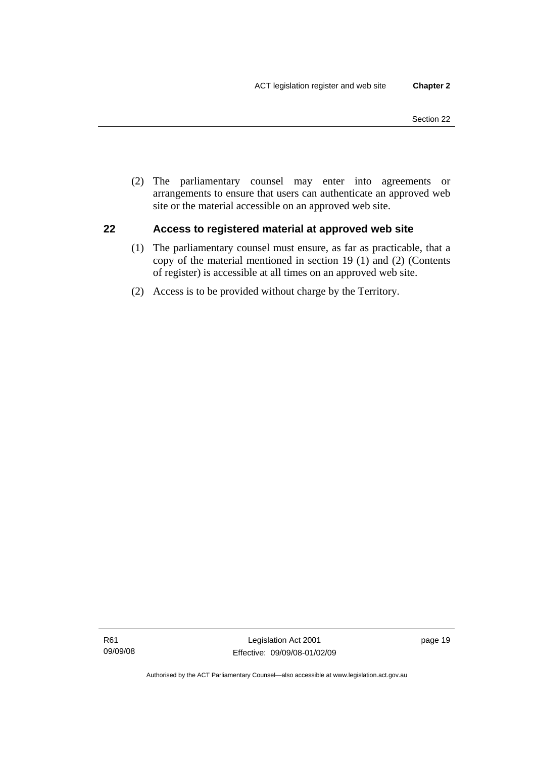(2) The parliamentary counsel may enter into agreements or arrangements to ensure that users can authenticate an approved web site or the material accessible on an approved web site.

## 22 Access to registered material at approved web site

(1) The parliamentary counsel must ensure, as far as practicable, that a copy of the material mentioned in section 19 (1) and (2) (Contents of register) is accessible at all times on an approved web site.

(2) Access is to be provided without charge by the Territory.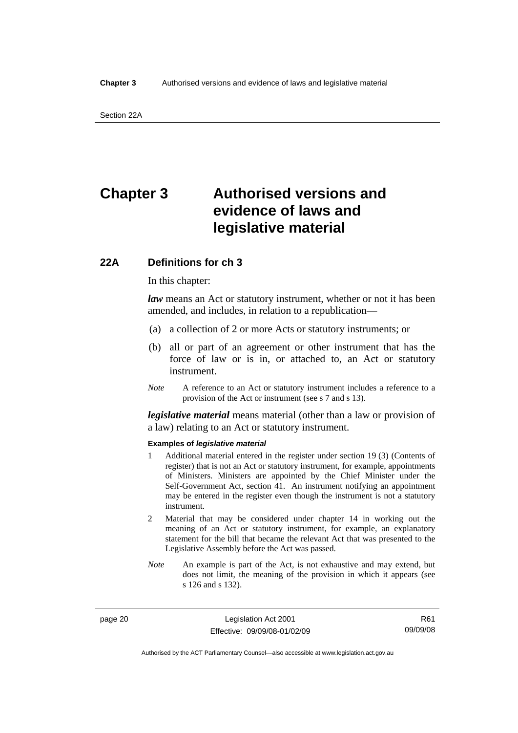# Chapter 3 Authorised versions and evidence of laws and legislative material

## 22A Definitions for ch 3

In this chapter:

***law*** means an Act or statutory instrument, whether or not it has been amended, and includes, in relation to a republication—

(a) a collection of 2 or more Acts or statutory instruments; or

(b) all or part of an agreement or other instrument that has the force of law or is in, or attached to, an Act or statutory instrument.

*Note* A reference to an Act or statutory instrument includes a reference to a provision of the Act or instrument (see s 7 and s 13).

***legislative material*** means material (other than a law or provision of a law) relating to an Act or statutory instrument.

**Examples of *legislative material***

1 Additional material entered in the register under section 19 (3) (Contents of register) that is not an Act or statutory instrument, for example, appointments of Ministers. Ministers are appointed by the Chief Minister under the Self-Government Act, section 41. An instrument notifying an appointment may be entered in the register even though the instrument is not a statutory instrument.

2 Material that may be considered under chapter 14 in working out the meaning of an Act or statutory instrument, for example, an explanatory statement for the bill that became the relevant Act that was presented to the Legislative Assembly before the Act was passed.

*Note* An example is part of the Act, is not exhaustive and may extend, but does not limit, the meaning of the provision in which it appears (see s 126 and s 132).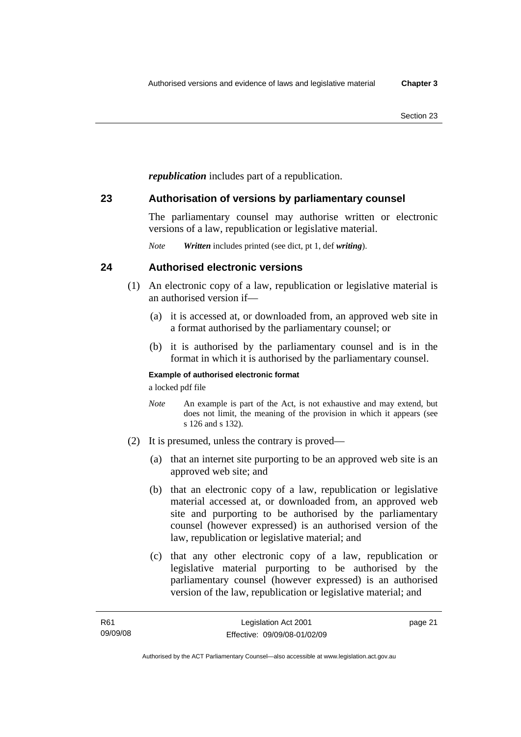***republication*** includes part of a republication.

## 23 Authorisation of versions by parliamentary counsel

The parliamentary counsel may authorise written or electronic versions of a law, republication or legislative material.

*Note* ***Written*** includes printed (see dict, pt 1, def ***writing***).

## 24 Authorised electronic versions

(1) An electronic copy of a law, republication or legislative material is an authorised version if—

(a) it is accessed at, or downloaded from, an approved web site in a format authorised by the parliamentary counsel; or

(b) it is authorised by the parliamentary counsel and is in the format in which it is authorised by the parliamentary counsel.

**Example of authorised electronic format**

a locked pdf file

*Note* An example is part of the Act, is not exhaustive and may extend, but does not limit, the meaning of the provision in which it appears (see s 126 and s 132).

(2) It is presumed, unless the contrary is proved—

(a) that an internet site purporting to be an approved web site is an approved web site; and

(b) that an electronic copy of a law, republication or legislative material accessed at, or downloaded from, an approved web site and purporting to be authorised by the parliamentary counsel (however expressed) is an authorised version of the law, republication or legislative material; and

(c) that any other electronic copy of a law, republication or legislative material purporting to be authorised by the parliamentary counsel (however expressed) is an authorised version of the law, republication or legislative material; and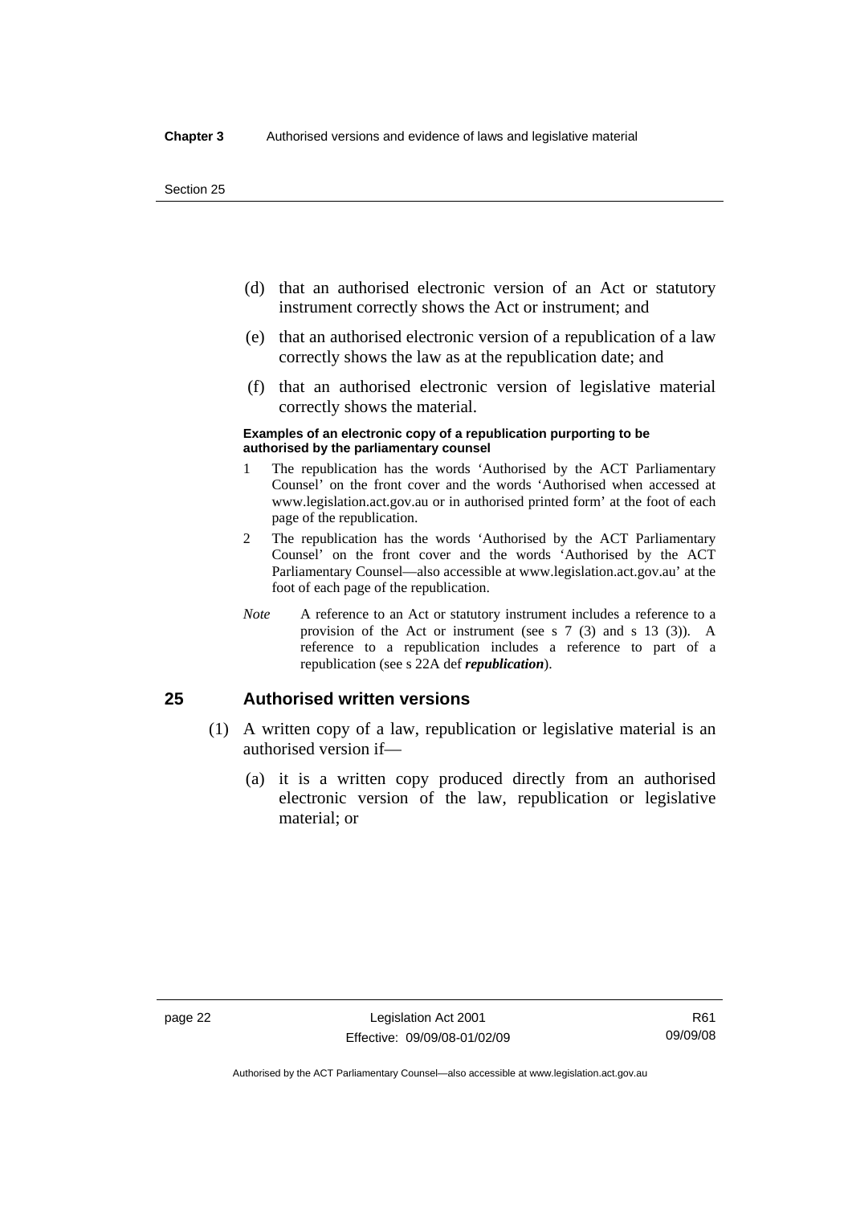(d) that an authorised electronic version of an Act or statutory instrument correctly shows the Act or instrument; and

(e) that an authorised electronic version of a republication of a law correctly shows the law as at the republication date; and

(f) that an authorised electronic version of legislative material correctly shows the material.

**Examples of an electronic copy of a republication purporting to be authorised by the parliamentary counsel**

1 The republication has the words 'Authorised by the ACT Parliamentary Counsel' on the front cover and the words 'Authorised when accessed at www.legislation.act.gov.au or in authorised printed form' at the foot of each page of the republication.

2 The republication has the words 'Authorised by the ACT Parliamentary Counsel' on the front cover and the words 'Authorised by the ACT Parliamentary Counsel—also accessible at www.legislation.act.gov.au' at the foot of each page of the republication.

*Note* A reference to an Act or statutory instrument includes a reference to a provision of the Act or instrument (see s 7 (3) and s 13 (3)). A reference to a republication includes a reference to part of a republication (see s 22A def ***republication***).

## 25 Authorised written versions

(1) A written copy of a law, republication or legislative material is an authorised version if—

(a) it is a written copy produced directly from an authorised electronic version of the law, republication or legislative material; or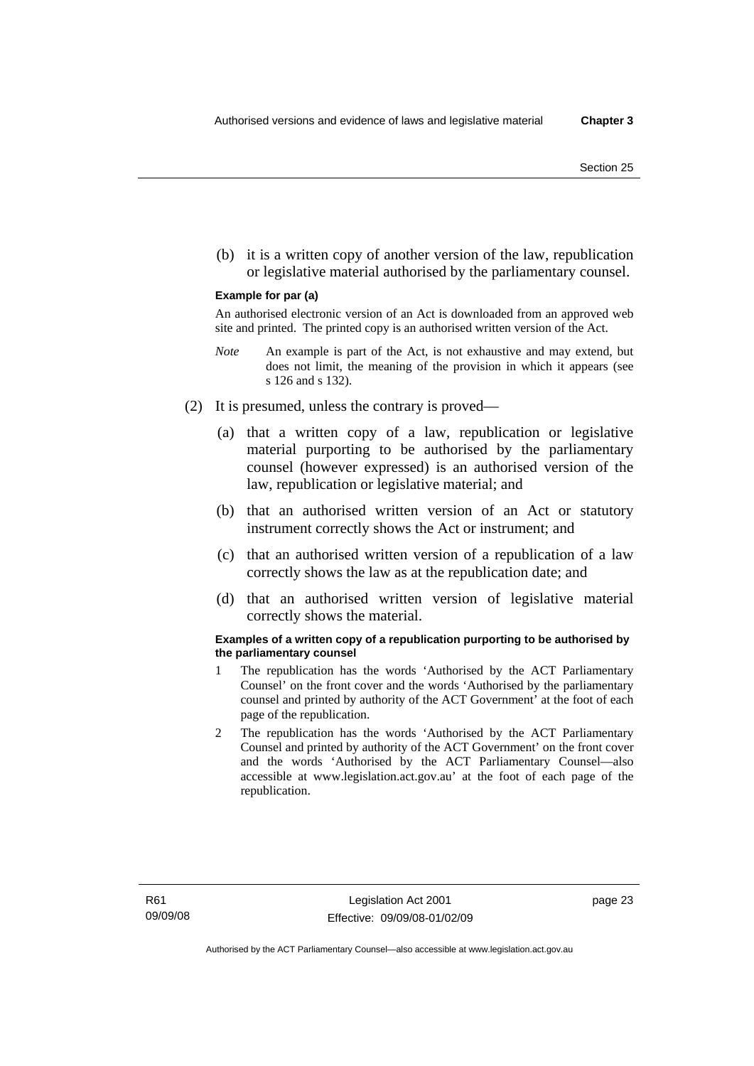(b) it is a written copy of another version of the law, republication or legislative material authorised by the parliamentary counsel.

**Example for par (a)**

An authorised electronic version of an Act is downloaded from an approved web site and printed. The printed copy is an authorised written version of the Act.

*Note* An example is part of the Act, is not exhaustive and may extend, but does not limit, the meaning of the provision in which it appears (see s 126 and s 132).

(2) It is presumed, unless the contrary is proved—

(a) that a written copy of a law, republication or legislative material purporting to be authorised by the parliamentary counsel (however expressed) is an authorised version of the law, republication or legislative material; and

(b) that an authorised written version of an Act or statutory instrument correctly shows the Act or instrument; and

(c) that an authorised written version of a republication of a law correctly shows the law as at the republication date; and

(d) that an authorised written version of legislative material correctly shows the material.

**Examples of a written copy of a republication purporting to be authorised by the parliamentary counsel**

1 The republication has the words 'Authorised by the ACT Parliamentary Counsel' on the front cover and the words 'Authorised by the parliamentary counsel and printed by authority of the ACT Government' at the foot of each page of the republication.

2 The republication has the words 'Authorised by the ACT Parliamentary Counsel and printed by authority of the ACT Government' on the front cover and the words 'Authorised by the ACT Parliamentary Counsel—also accessible at www.legislation.act.gov.au' at the foot of each page of the republication.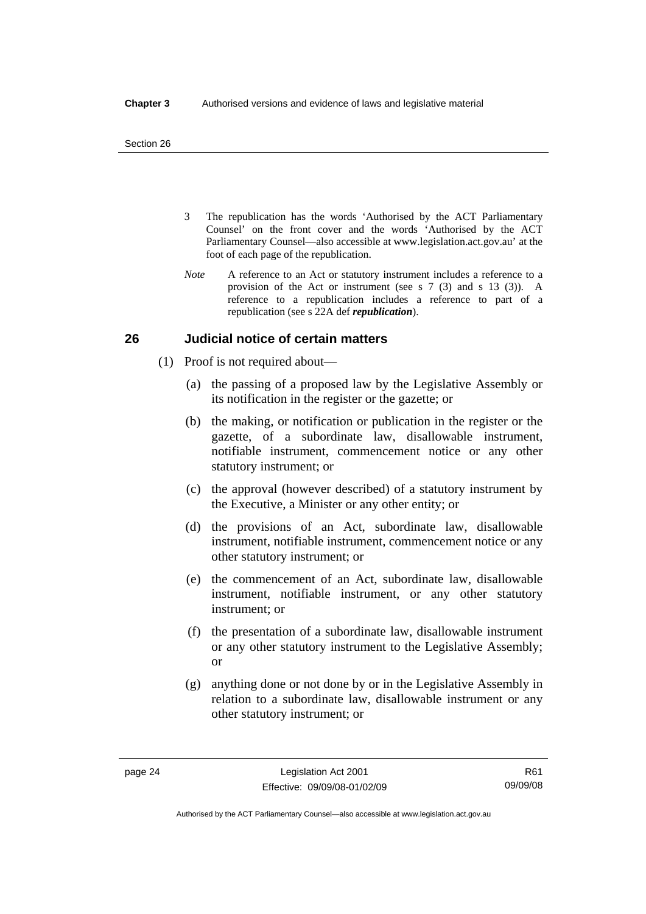3 The republication has the words 'Authorised by the ACT Parliamentary Counsel' on the front cover and the words 'Authorised by the ACT Parliamentary Counsel—also accessible at www.legislation.act.gov.au' at the foot of each page of the republication.

*Note* A reference to an Act or statutory instrument includes a reference to a provision of the Act or instrument (see s 7 (3) and s 13 (3)). A reference to a republication includes a reference to part of a republication (see s 22A def ***republication***).

## 26 Judicial notice of certain matters

(1) Proof is not required about—

(a) the passing of a proposed law by the Legislative Assembly or its notification in the register or the gazette; or

(b) the making, or notification or publication in the register or the gazette, of a subordinate law, disallowable instrument, notifiable instrument, commencement notice or any other statutory instrument; or

(c) the approval (however described) of a statutory instrument by the Executive, a Minister or any other entity; or

(d) the provisions of an Act, subordinate law, disallowable instrument, notifiable instrument, commencement notice or any other statutory instrument; or

(e) the commencement of an Act, subordinate law, disallowable instrument, notifiable instrument, or any other statutory instrument; or

(f) the presentation of a subordinate law, disallowable instrument or any other statutory instrument to the Legislative Assembly; or

(g) anything done or not done by or in the Legislative Assembly in relation to a subordinate law, disallowable instrument or any other statutory instrument; or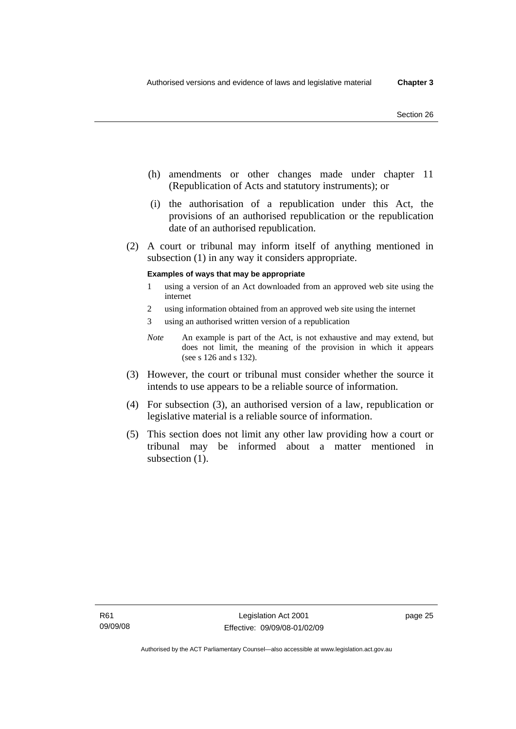(h) amendments or other changes made under chapter 11 (Republication of Acts and statutory instruments); or

(i) the authorisation of a republication under this Act, the provisions of an authorised republication or the republication date of an authorised republication.

(2) A court or tribunal may inform itself of anything mentioned in subsection (1) in any way it considers appropriate.

**Examples of ways that may be appropriate**

1 using a version of an Act downloaded from an approved web site using the internet

2 using information obtained from an approved web site using the internet

3 using an authorised written version of a republication

*Note* An example is part of the Act, is not exhaustive and may extend, but does not limit, the meaning of the provision in which it appears (see s 126 and s 132).

(3) However, the court or tribunal must consider whether the source it intends to use appears to be a reliable source of information.

(4) For subsection (3), an authorised version of a law, republication or legislative material is a reliable source of information.

(5) This section does not limit any other law providing how a court or tribunal may be informed about a matter mentioned in subsection (1).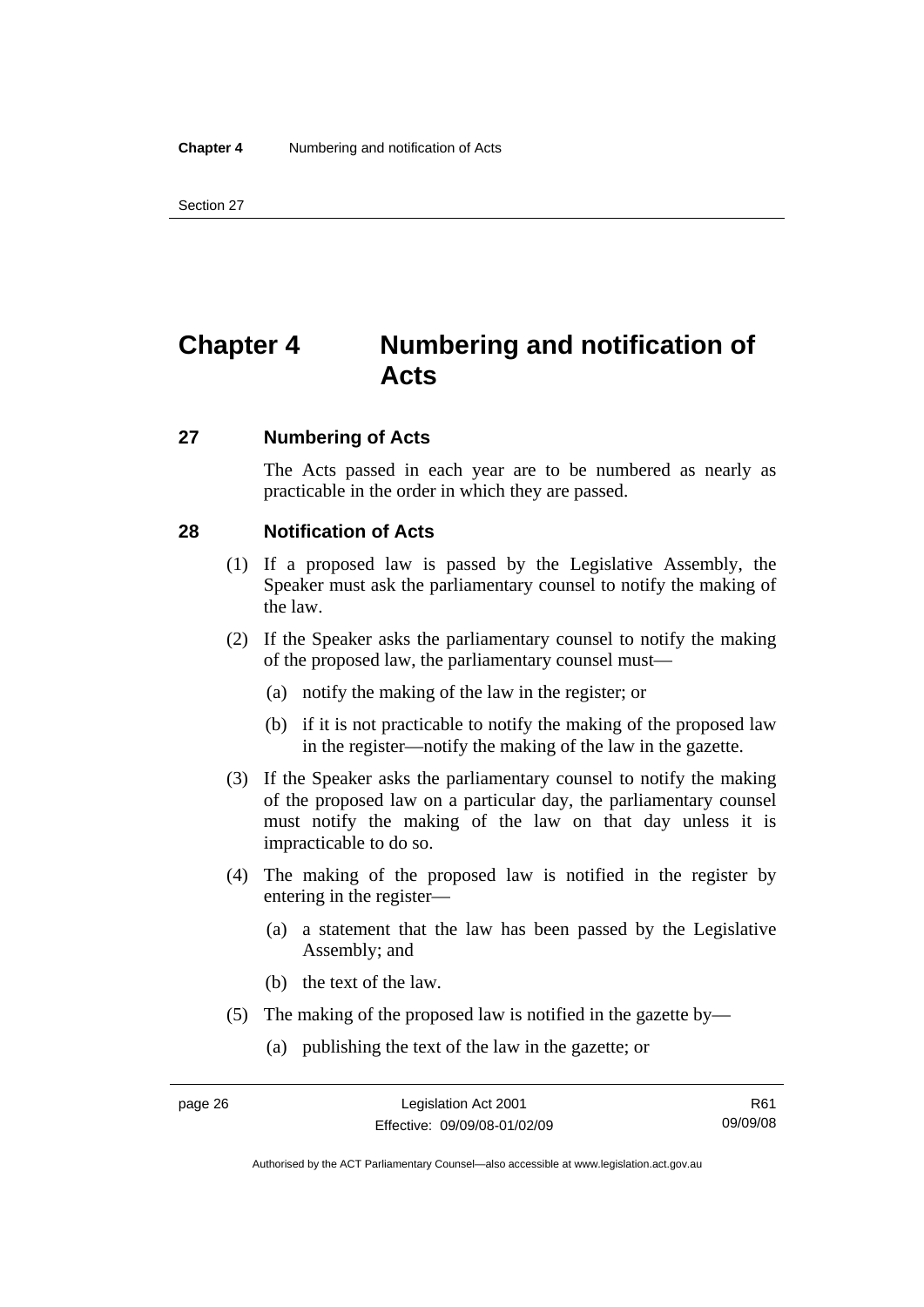# Chapter 4 Numbering and notification of Acts

## 27 Numbering of Acts

The Acts passed in each year are to be numbered as nearly as practicable in the order in which they are passed.

## 28 Notification of Acts

(1) If a proposed law is passed by the Legislative Assembly, the Speaker must ask the parliamentary counsel to notify the making of the law.

(2) If the Speaker asks the parliamentary counsel to notify the making of the proposed law, the parliamentary counsel must—

(a) notify the making of the law in the register; or

(b) if it is not practicable to notify the making of the proposed law in the register—notify the making of the law in the gazette.

(3) If the Speaker asks the parliamentary counsel to notify the making of the proposed law on a particular day, the parliamentary counsel must notify the making of the law on that day unless it is impracticable to do so.

(4) The making of the proposed law is notified in the register by entering in the register—

(a) a statement that the law has been passed by the Legislative Assembly; and

(b) the text of the law.

(5) The making of the proposed law is notified in the gazette by—

(a) publishing the text of the law in the gazette; or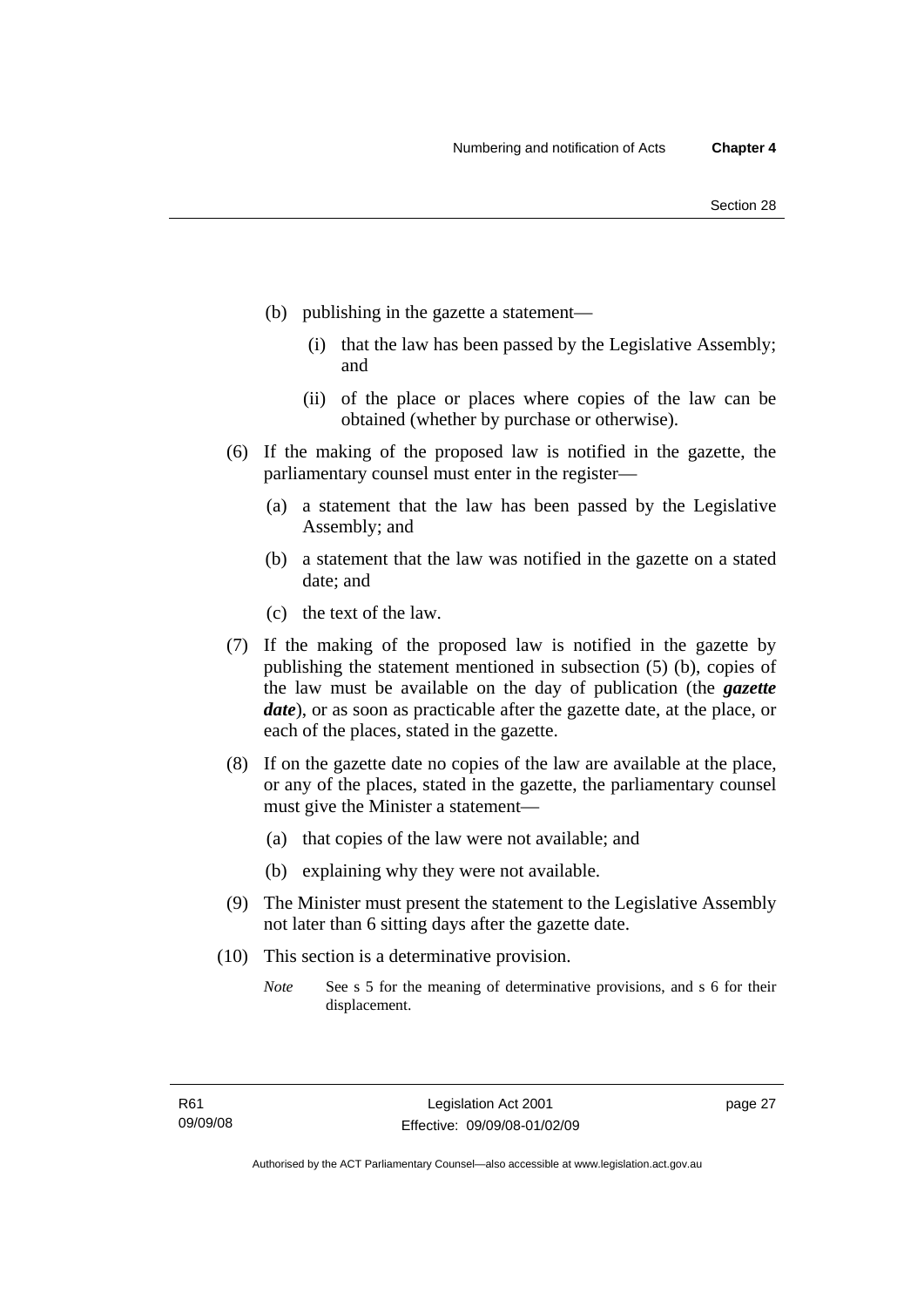(b) publishing in the gazette a statement—

(i) that the law has been passed by the Legislative Assembly; and

(ii) of the place or places where copies of the law can be obtained (whether by purchase or otherwise).

(6) If the making of the proposed law is notified in the gazette, the parliamentary counsel must enter in the register—

(a) a statement that the law has been passed by the Legislative Assembly; and

(b) a statement that the law was notified in the gazette on a stated date; and

(c) the text of the law.

(7) If the making of the proposed law is notified in the gazette by publishing the statement mentioned in subsection (5) (b), copies of the law must be available on the day of publication (the ***gazette date***), or as soon as practicable after the gazette date, at the place, or each of the places, stated in the gazette.

(8) If on the gazette date no copies of the law are available at the place, or any of the places, stated in the gazette, the parliamentary counsel must give the Minister a statement—

(a) that copies of the law were not available; and

(b) explaining why they were not available.

(9) The Minister must present the statement to the Legislative Assembly not later than 6 sitting days after the gazette date.

(10) This section is a determinative provision.

*Note* See s 5 for the meaning of determinative provisions, and s 6 for their displacement.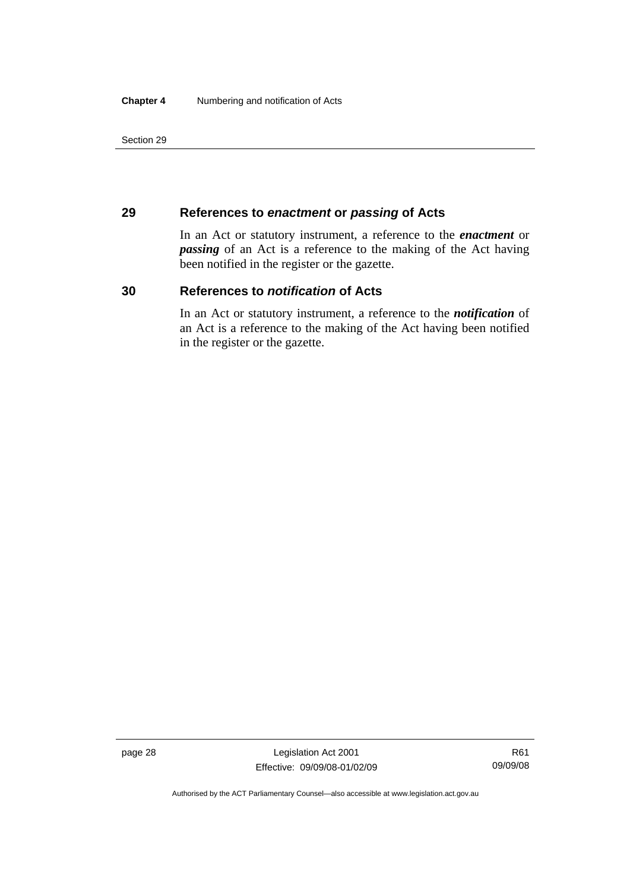## 29 References to *enactment* or *passing* of Acts

In an Act or statutory instrument, a reference to the ***enactment*** or ***passing*** of an Act is a reference to the making of the Act having been notified in the register or the gazette.

## 30 References to *notification* of Acts

In an Act or statutory instrument, a reference to the ***notification*** of an Act is a reference to the making of the Act having been notified in the register or the gazette.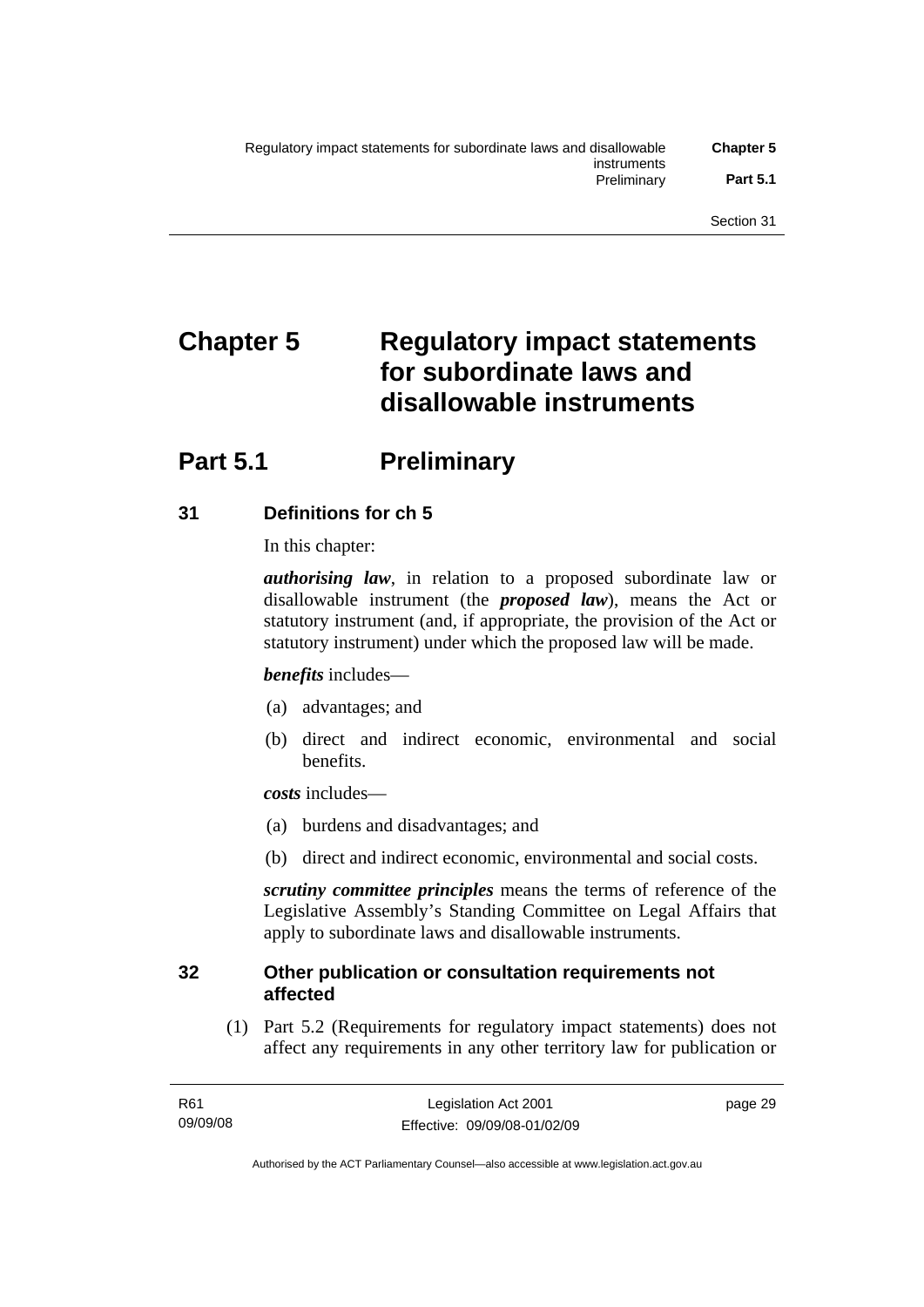# Chapter 5 Regulatory impact statements for subordinate laws and disallowable instruments

## Part 5.1 Preliminary

### 31 Definitions for ch 5

In this chapter:

***authorising law***, in relation to a proposed subordinate law or disallowable instrument (the ***proposed law***), means the Act or statutory instrument (and, if appropriate, the provision of the Act or statutory instrument) under which the proposed law will be made.

***benefits*** includes—

(a) advantages; and

(b) direct and indirect economic, environmental and social benefits.

***costs*** includes—

(a) burdens and disadvantages; and

(b) direct and indirect economic, environmental and social costs.

***scrutiny committee principles*** means the terms of reference of the Legislative Assembly's Standing Committee on Legal Affairs that apply to subordinate laws and disallowable instruments.

### 32 Other publication or consultation requirements not affected

(1) Part 5.2 (Requirements for regulatory impact statements) does not affect any requirements in any other territory law for publication or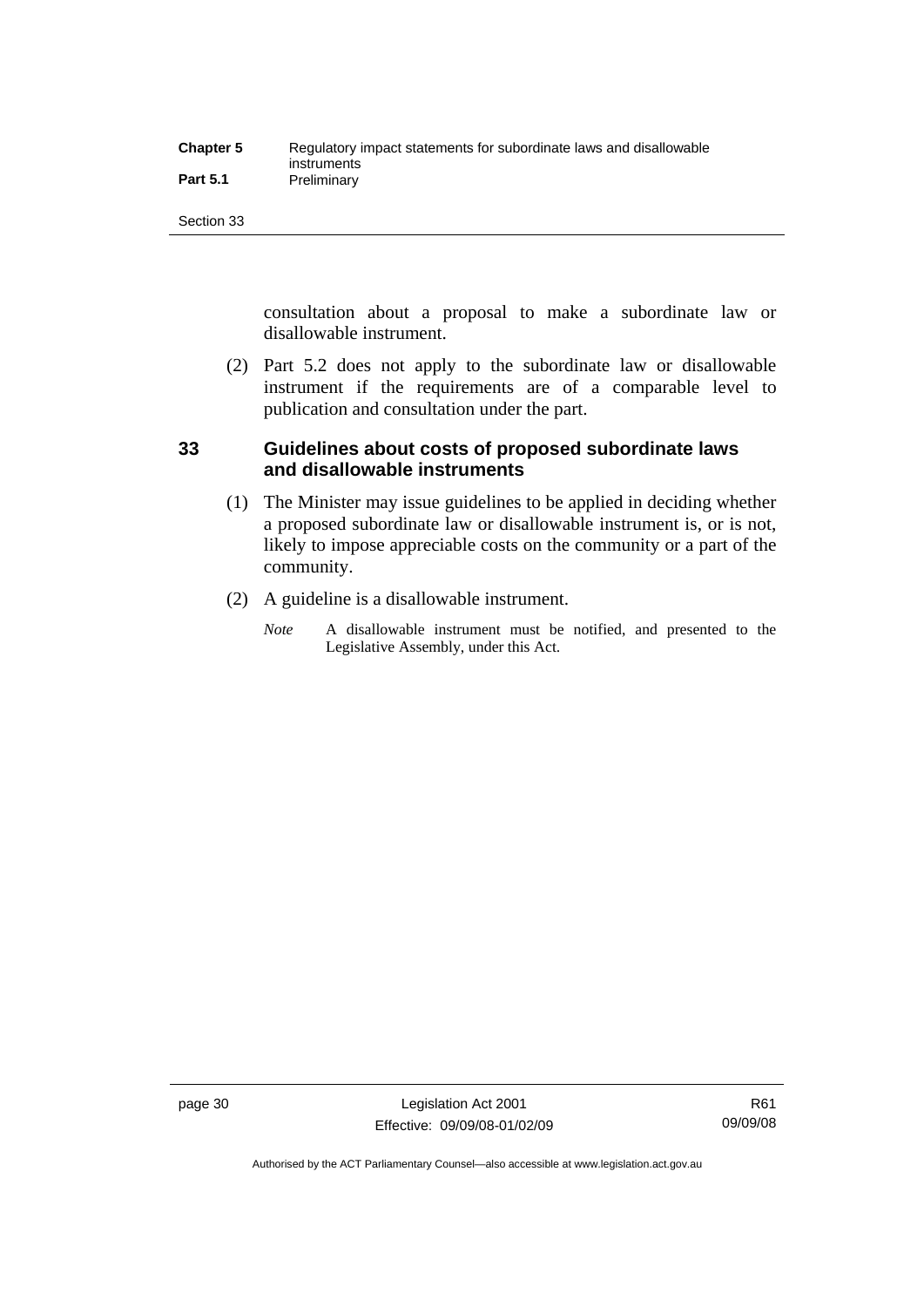consultation about a proposal to make a subordinate law or disallowable instrument.

(2) Part 5.2 does not apply to the subordinate law or disallowable instrument if the requirements are of a comparable level to publication and consultation under the part.

## 33 Guidelines about costs of proposed subordinate laws and disallowable instruments

(1) The Minister may issue guidelines to be applied in deciding whether a proposed subordinate law or disallowable instrument is, or is not, likely to impose appreciable costs on the community or a part of the community.

(2) A guideline is a disallowable instrument.

*Note* A disallowable instrument must be notified, and presented to the Legislative Assembly, under this Act.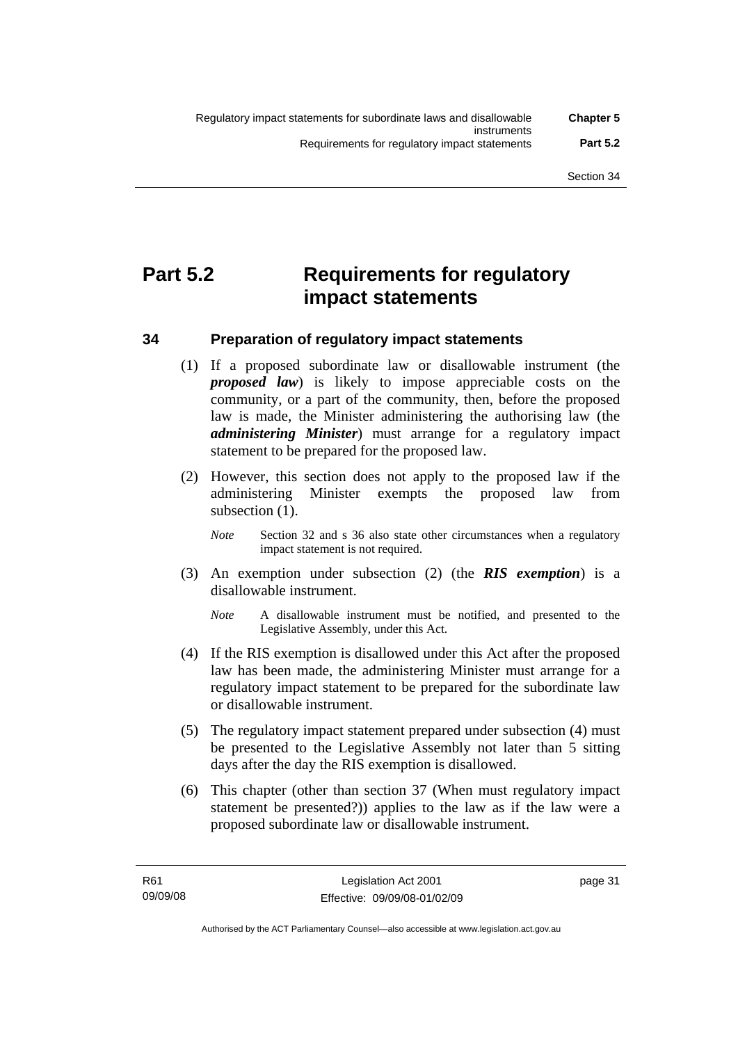# Part 5.2 Requirements for regulatory impact statements

## 34 Preparation of regulatory impact statements

(1) If a proposed subordinate law or disallowable instrument (the ***proposed law***) is likely to impose appreciable costs on the community, or a part of the community, then, before the proposed law is made, the Minister administering the authorising law (the ***administering Minister***) must arrange for a regulatory impact statement to be prepared for the proposed law.

(2) However, this section does not apply to the proposed law if the administering Minister exempts the proposed law from subsection (1).

*Note* Section 32 and s 36 also state other circumstances when a regulatory impact statement is not required.

(3) An exemption under subsection (2) (the ***RIS exemption***) is a disallowable instrument.

*Note* A disallowable instrument must be notified, and presented to the Legislative Assembly, under this Act.

(4) If the RIS exemption is disallowed under this Act after the proposed law has been made, the administering Minister must arrange for a regulatory impact statement to be prepared for the subordinate law or disallowable instrument.

(5) The regulatory impact statement prepared under subsection (4) must be presented to the Legislative Assembly not later than 5 sitting days after the day the RIS exemption is disallowed.

(6) This chapter (other than section 37 (When must regulatory impact statement be presented?)) applies to the law as if the law were a proposed subordinate law or disallowable instrument.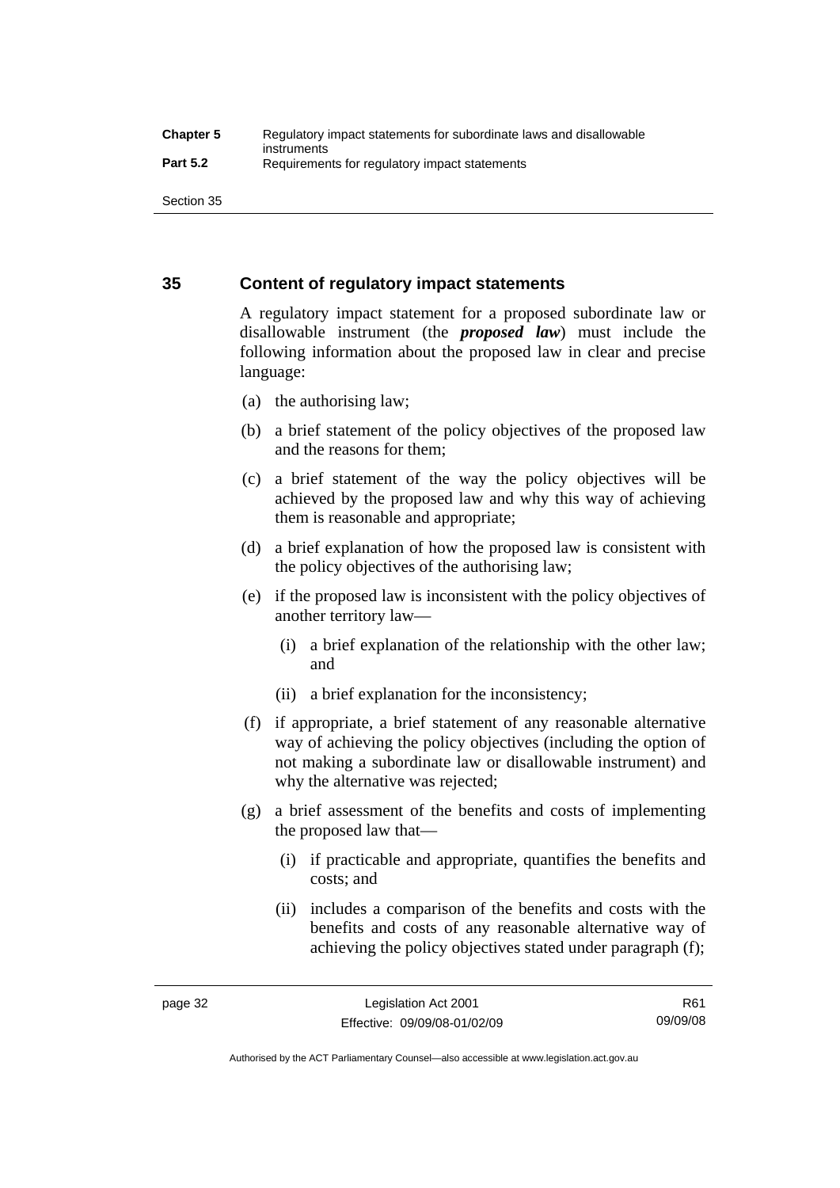### 35 Content of regulatory impact statements

A regulatory impact statement for a proposed subordinate law or disallowable instrument (the ***proposed law***) must include the following information about the proposed law in clear and precise language:

(a) the authorising law;

(b) a brief statement of the policy objectives of the proposed law and the reasons for them;

(c) a brief statement of the way the policy objectives will be achieved by the proposed law and why this way of achieving them is reasonable and appropriate;

(d) a brief explanation of how the proposed law is consistent with the policy objectives of the authorising law;

(e) if the proposed law is inconsistent with the policy objectives of another territory law—

(i) a brief explanation of the relationship with the other law; and

(ii) a brief explanation for the inconsistency;

(f) if appropriate, a brief statement of any reasonable alternative way of achieving the policy objectives (including the option of not making a subordinate law or disallowable instrument) and why the alternative was rejected;

(g) a brief assessment of the benefits and costs of implementing the proposed law that—

(i) if practicable and appropriate, quantifies the benefits and costs; and

(ii) includes a comparison of the benefits and costs with the benefits and costs of any reasonable alternative way of achieving the policy objectives stated under paragraph (f);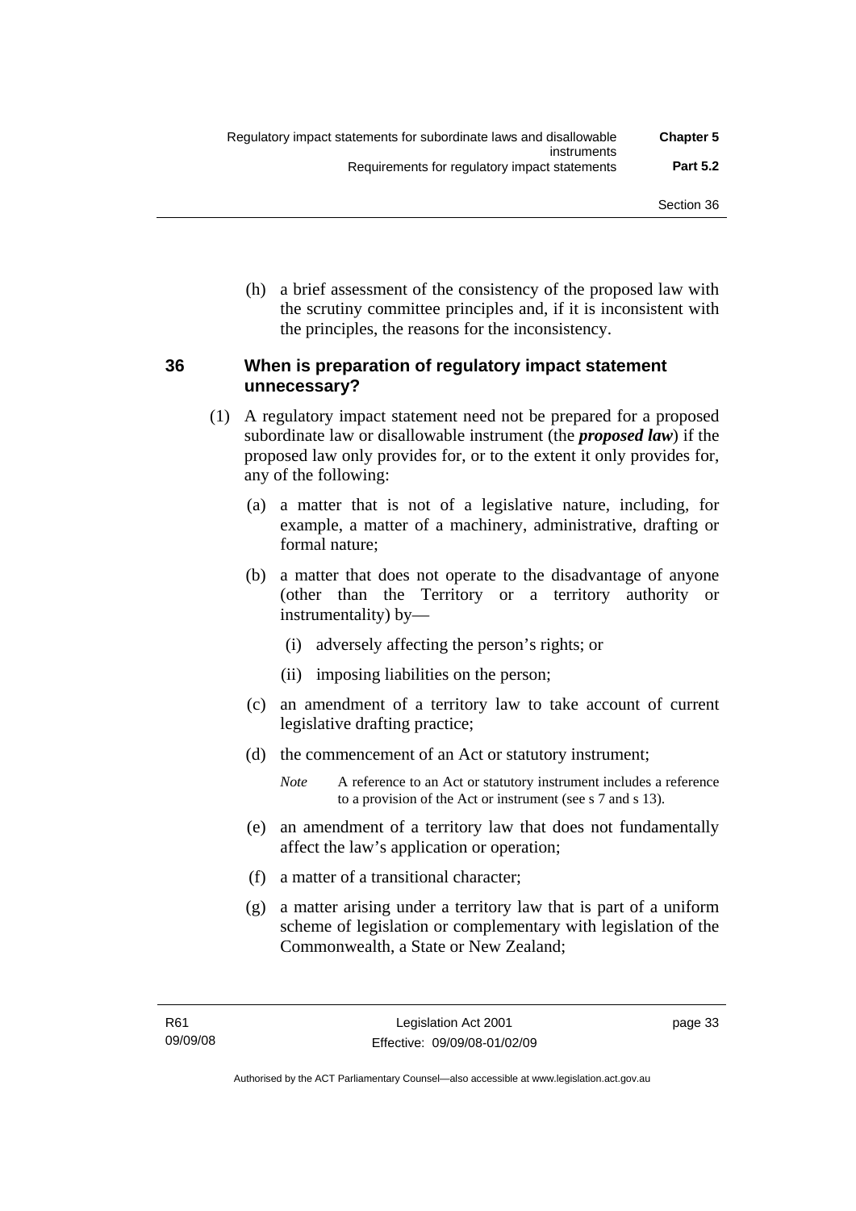(h) a brief assessment of the consistency of the proposed law with the scrutiny committee principles and, if it is inconsistent with the principles, the reasons for the inconsistency.

## 36 When is preparation of regulatory impact statement unnecessary?

(1) A regulatory impact statement need not be prepared for a proposed subordinate law or disallowable instrument (the ***proposed law***) if the proposed law only provides for, or to the extent it only provides for, any of the following:

(a) a matter that is not of a legislative nature, including, for example, a matter of a machinery, administrative, drafting or formal nature;

(b) a matter that does not operate to the disadvantage of anyone (other than the Territory or a territory authority or instrumentality) by—

(i) adversely affecting the person's rights; or

(ii) imposing liabilities on the person;

(c) an amendment of a territory law to take account of current legislative drafting practice;

(d) the commencement of an Act or statutory instrument;

*Note* A reference to an Act or statutory instrument includes a reference to a provision of the Act or instrument (see s 7 and s 13).

(e) an amendment of a territory law that does not fundamentally affect the law's application or operation;

(f) a matter of a transitional character;

(g) a matter arising under a territory law that is part of a uniform scheme of legislation or complementary with legislation of the Commonwealth, a State or New Zealand;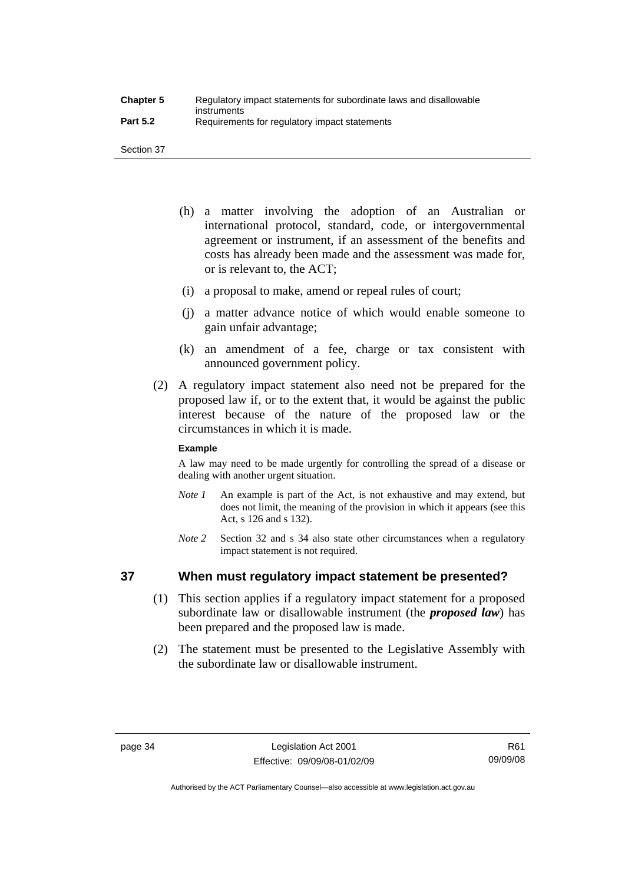(h) a matter involving the adoption of an Australian or international protocol, standard, code, or intergovernmental agreement or instrument, if an assessment of the benefits and costs has already been made and the assessment was made for, or is relevant to, the ACT;

(i) a proposal to make, amend or repeal rules of court;

(j) a matter advance notice of which would enable someone to gain unfair advantage;

(k) an amendment of a fee, charge or tax consistent with announced government policy.

(2) A regulatory impact statement also need not be prepared for the proposed law if, or to the extent that, it would be against the public interest because of the nature of the proposed law or the circumstances in which it is made.

**Example**

A law may need to be made urgently for controlling the spread of a disease or dealing with another urgent situation.

*Note 1* An example is part of the Act, is not exhaustive and may extend, but does not limit, the meaning of the provision in which it appears (see this Act, s 126 and s 132).

*Note 2* Section 32 and s 34 also state other circumstances when a regulatory impact statement is not required.

## 37 When must regulatory impact statement be presented?

(1) This section applies if a regulatory impact statement for a proposed subordinate law or disallowable instrument (the ***proposed law***) has been prepared and the proposed law is made.

(2) The statement must be presented to the Legislative Assembly with the subordinate law or disallowable instrument.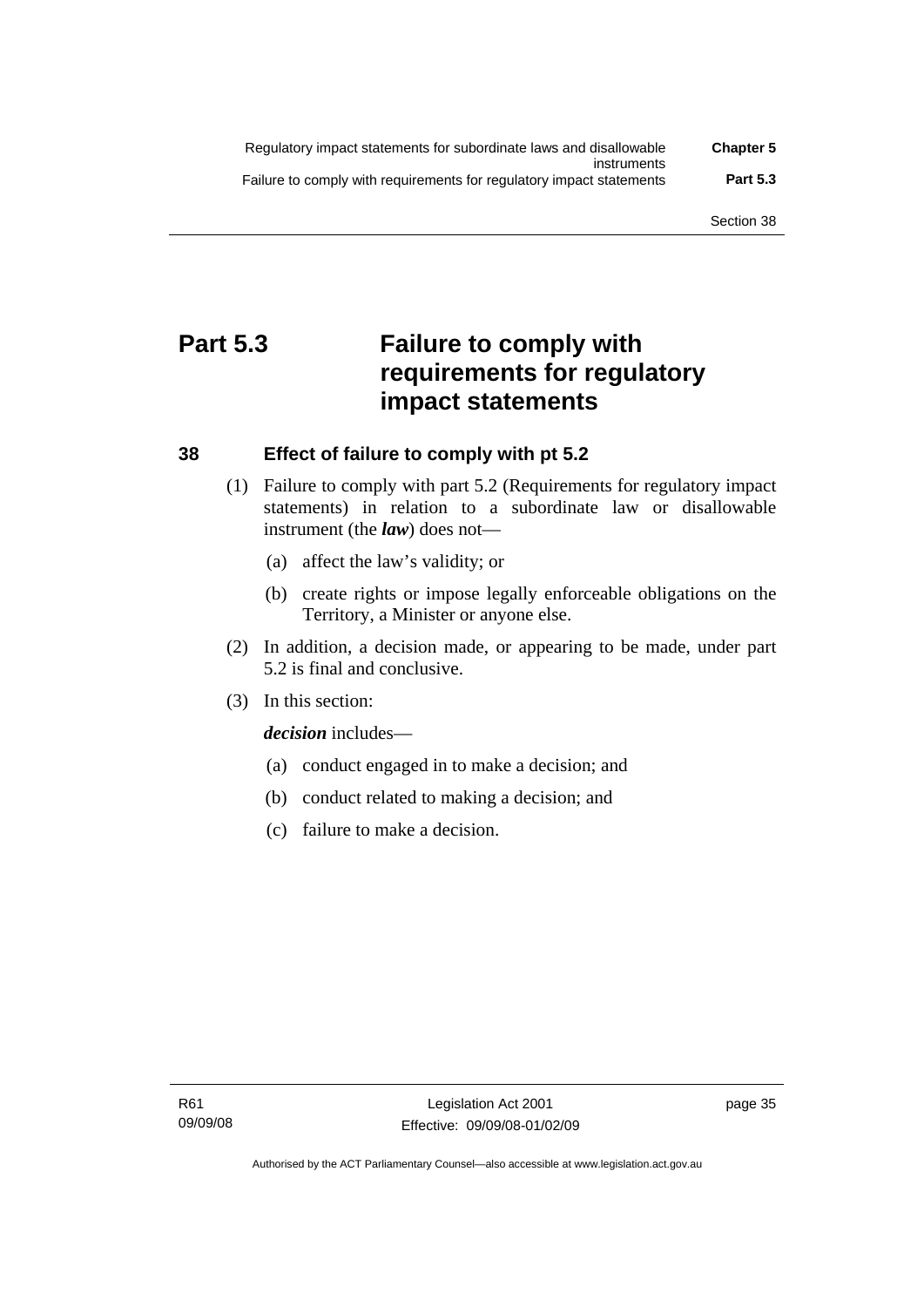# Part 5.3 Failure to comply with requirements for regulatory impact statements

## 38 Effect of failure to comply with pt 5.2

(1) Failure to comply with part 5.2 (Requirements for regulatory impact statements) in relation to a subordinate law or disallowable instrument (the ***law***) does not—

- (a) affect the law's validity; or
- (b) create rights or impose legally enforceable obligations on the Territory, a Minister or anyone else.

(2) In addition, a decision made, or appearing to be made, under part 5.2 is final and conclusive.

(3) In this section:

***decision*** includes—

- (a) conduct engaged in to make a decision; and
- (b) conduct related to making a decision; and
- (c) failure to make a decision.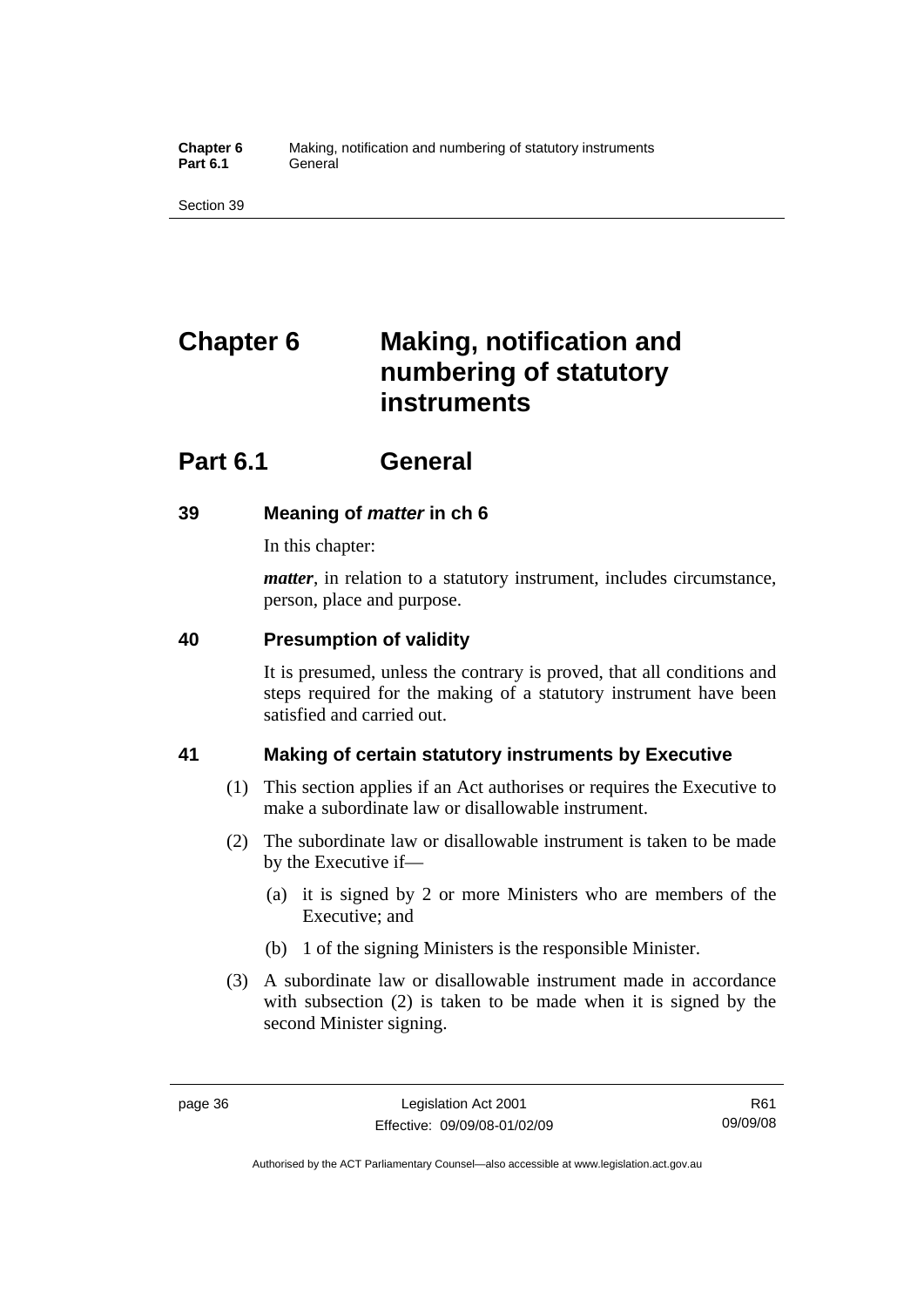# Chapter 6 Making, notification and numbering of statutory instruments

## Part 6.1 General

### 39 Meaning of *matter* in ch 6

In this chapter:

***matter***, in relation to a statutory instrument, includes circumstance, person, place and purpose.

### 40 Presumption of validity

It is presumed, unless the contrary is proved, that all conditions and steps required for the making of a statutory instrument have been satisfied and carried out.

### 41 Making of certain statutory instruments by Executive

(1) This section applies if an Act authorises or requires the Executive to make a subordinate law or disallowable instrument.

(2) The subordinate law or disallowable instrument is taken to be made by the Executive if—

- (a) it is signed by 2 or more Ministers who are members of the Executive; and
- (b) 1 of the signing Ministers is the responsible Minister.

(3) A subordinate law or disallowable instrument made in accordance with subsection (2) is taken to be made when it is signed by the second Minister signing.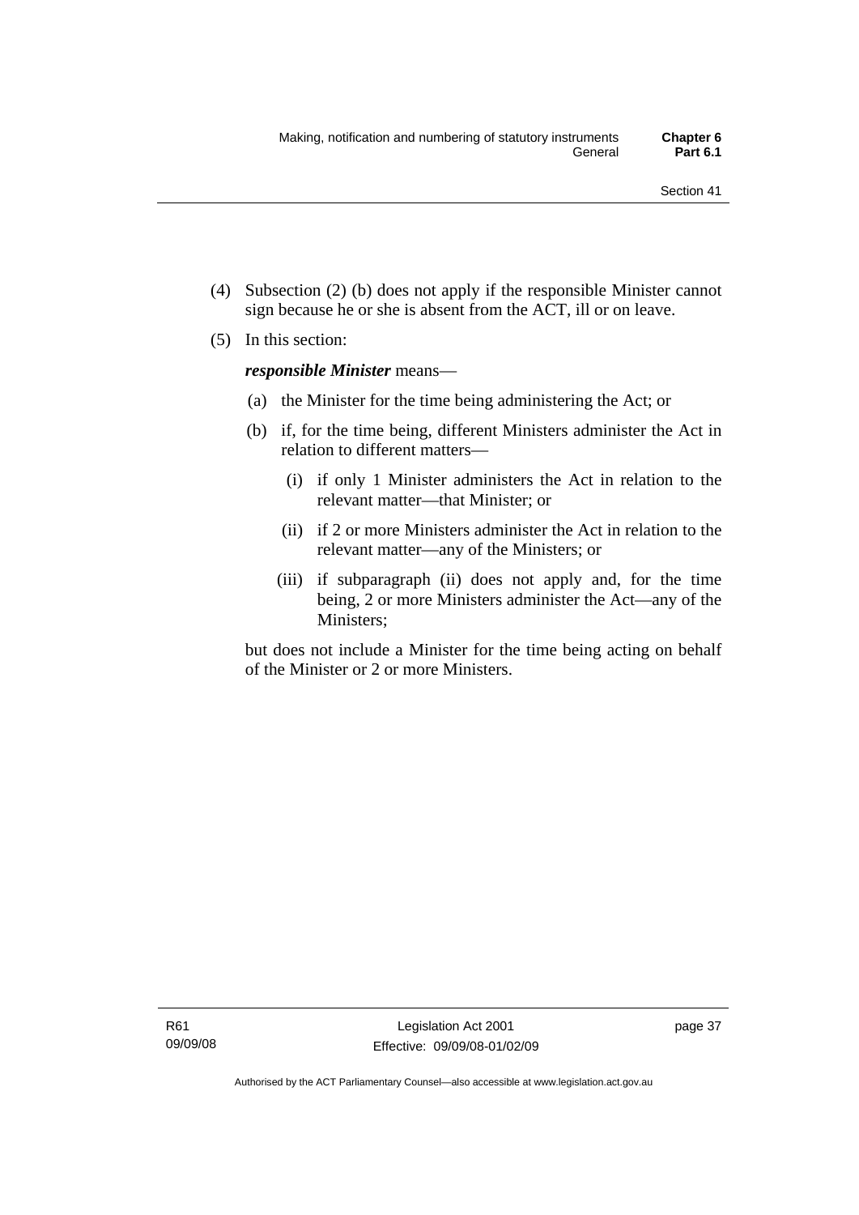(4) Subsection (2) (b) does not apply if the responsible Minister cannot sign because he or she is absent from the ACT, ill or on leave.

(5) In this section:

***responsible Minister*** means—

(a) the Minister for the time being administering the Act; or

(b) if, for the time being, different Ministers administer the Act in relation to different matters—

(i) if only 1 Minister administers the Act in relation to the relevant matter—that Minister; or

(ii) if 2 or more Ministers administer the Act in relation to the relevant matter—any of the Ministers; or

(iii) if subparagraph (ii) does not apply and, for the time being, 2 or more Ministers administer the Act—any of the Ministers;

but does not include a Minister for the time being acting on behalf of the Minister or 2 or more Ministers.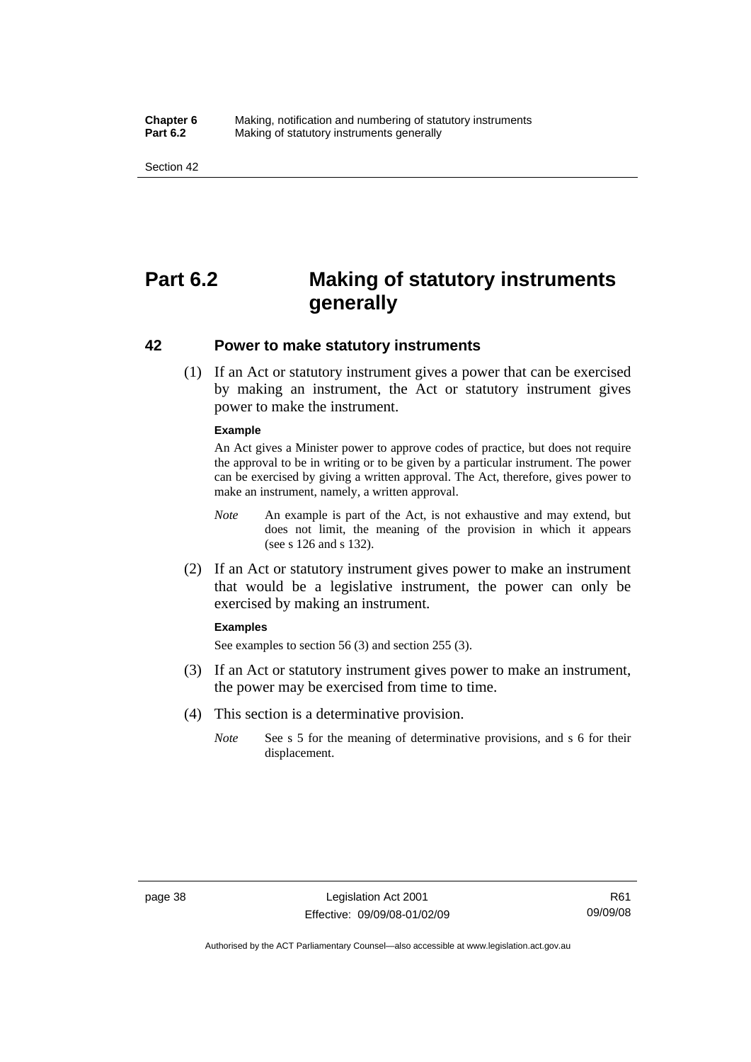# Part 6.2 Making of statutory instruments generally

## 42 Power to make statutory instruments

(1) If an Act or statutory instrument gives a power that can be exercised by making an instrument, the Act or statutory instrument gives power to make the instrument.

**Example**

An Act gives a Minister power to approve codes of practice, but does not require the approval to be in writing or to be given by a particular instrument. The power can be exercised by giving a written approval. The Act, therefore, gives power to make an instrument, namely, a written approval.

*Note* An example is part of the Act, is not exhaustive and may extend, but does not limit, the meaning of the provision in which it appears (see s 126 and s 132).

(2) If an Act or statutory instrument gives power to make an instrument that would be a legislative instrument, the power can only be exercised by making an instrument.

**Examples**

See examples to section 56 (3) and section 255 (3).

(3) If an Act or statutory instrument gives power to make an instrument, the power may be exercised from time to time.

(4) This section is a determinative provision.

*Note* See s 5 for the meaning of determinative provisions, and s 6 for their displacement.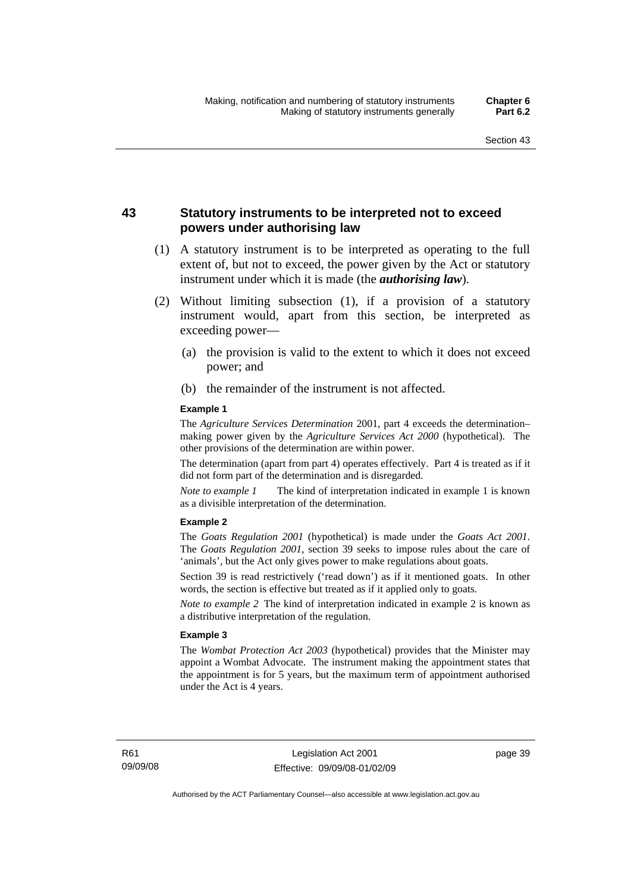## 43 Statutory instruments to be interpreted not to exceed powers under authorising law

(1) A statutory instrument is to be interpreted as operating to the full extent of, but not to exceed, the power given by the Act or statutory instrument under which it is made (the ***authorising law***).

(2) Without limiting subsection (1), if a provision of a statutory instrument would, apart from this section, be interpreted as exceeding power—

(a) the provision is valid to the extent to which it does not exceed power; and

(b) the remainder of the instrument is not affected.

**Example 1**

The *Agriculture Services Determination* 2001, part 4 exceeds the determination–making power given by the *Agriculture Services Act 2000* (hypothetical). The other provisions of the determination are within power.

The determination (apart from part 4) operates effectively. Part 4 is treated as if it did not form part of the determination and is disregarded.

*Note to example 1* The kind of interpretation indicated in example 1 is known as a divisible interpretation of the determination.

**Example 2**

The *Goats Regulation 2001* (hypothetical) is made under the *Goats Act 2001*. The *Goats Regulation 2001*, section 39 seeks to impose rules about the care of 'animals', but the Act only gives power to make regulations about goats.

Section 39 is read restrictively ('read down') as if it mentioned goats. In other words, the section is effective but treated as if it applied only to goats.

*Note to example 2* The kind of interpretation indicated in example 2 is known as a distributive interpretation of the regulation.

**Example 3**

The *Wombat Protection Act 2003* (hypothetical) provides that the Minister may appoint a Wombat Advocate. The instrument making the appointment states that the appointment is for 5 years, but the maximum term of appointment authorised under the Act is 4 years.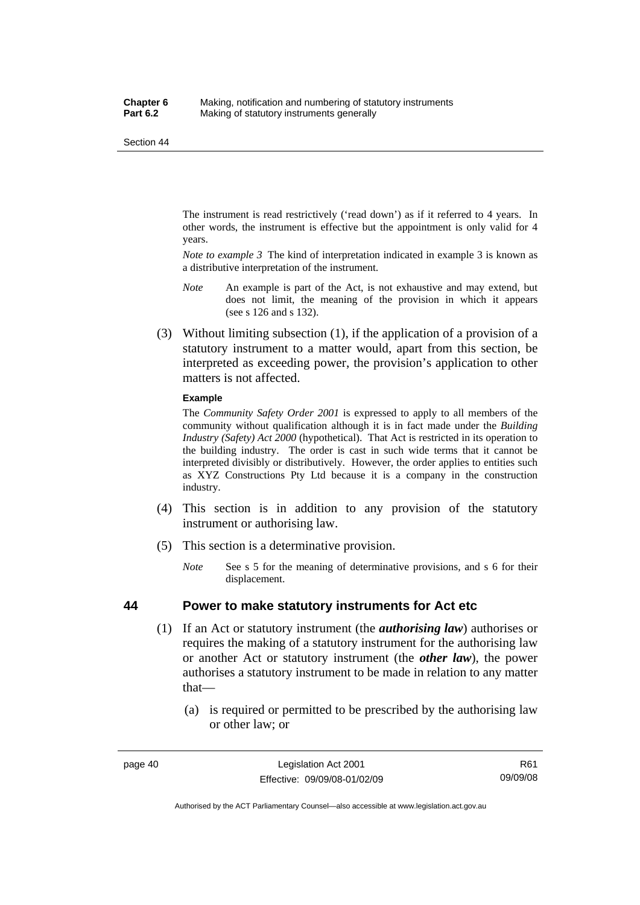The instrument is read restrictively ('read down') as if it referred to 4 years. In other words, the instrument is effective but the appointment is only valid for 4 years.

*Note to example 3* The kind of interpretation indicated in example 3 is known as a distributive interpretation of the instrument.

*Note* An example is part of the Act, is not exhaustive and may extend, but does not limit, the meaning of the provision in which it appears (see s 126 and s 132).

(3) Without limiting subsection (1), if the application of a provision of a statutory instrument to a matter would, apart from this section, be interpreted as exceeding power, the provision's application to other matters is not affected.

**Example**

The *Community Safety Order 2001* is expressed to apply to all members of the community without qualification although it is in fact made under the *Building Industry (Safety) Act 2000* (hypothetical). That Act is restricted in its operation to the building industry. The order is cast in such wide terms that it cannot be interpreted divisibly or distributively. However, the order applies to entities such as XYZ Constructions Pty Ltd because it is a company in the construction industry.

(4) This section is in addition to any provision of the statutory instrument or authorising law.

(5) This section is a determinative provision.

*Note* See s 5 for the meaning of determinative provisions, and s 6 for their displacement.

## 44 Power to make statutory instruments for Act etc

(1) If an Act or statutory instrument (the ***authorising law***) authorises or requires the making of a statutory instrument for the authorising law or another Act or statutory instrument (the ***other law***), the power authorises a statutory instrument to be made in relation to any matter that—

(a) is required or permitted to be prescribed by the authorising law or other law; or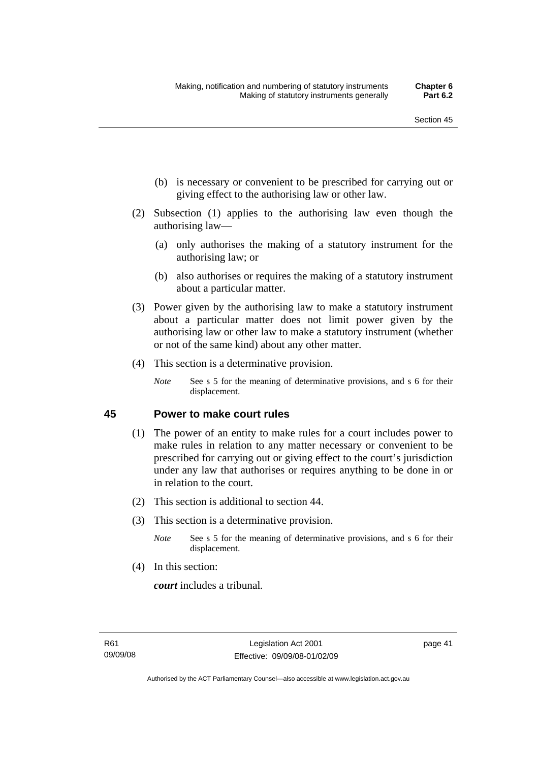(b) is necessary or convenient to be prescribed for carrying out or giving effect to the authorising law or other law.

(2) Subsection (1) applies to the authorising law even though the authorising law—

(a) only authorises the making of a statutory instrument for the authorising law; or

(b) also authorises or requires the making of a statutory instrument about a particular matter.

(3) Power given by the authorising law to make a statutory instrument about a particular matter does not limit power given by the authorising law or other law to make a statutory instrument (whether or not of the same kind) about any other matter.

(4) This section is a determinative provision.

*Note* See s 5 for the meaning of determinative provisions, and s 6 for their displacement.

## 45 Power to make court rules

(1) The power of an entity to make rules for a court includes power to make rules in relation to any matter necessary or convenient to be prescribed for carrying out or giving effect to the court's jurisdiction under any law that authorises or requires anything to be done in or in relation to the court.

(2) This section is additional to section 44.

(3) This section is a determinative provision.

*Note* See s 5 for the meaning of determinative provisions, and s 6 for their displacement.

(4) In this section:

***court*** includes a tribunal.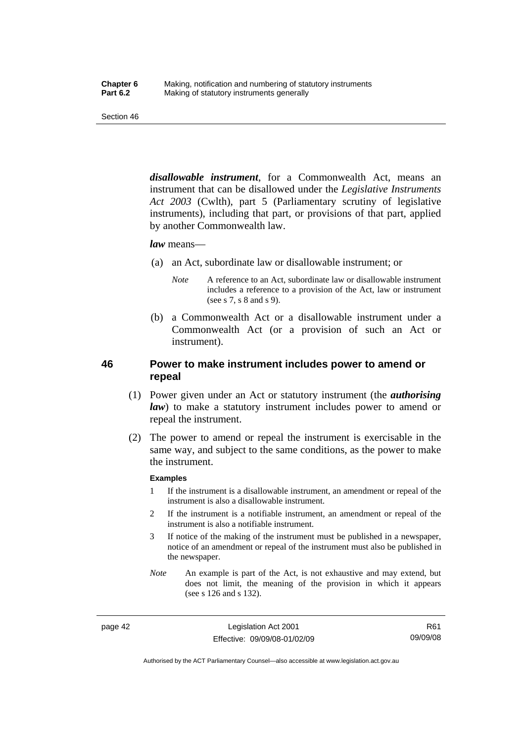***disallowable instrument***, for a Commonwealth Act, means an instrument that can be disallowed under the *Legislative Instruments Act 2003* (Cwlth), part 5 (Parliamentary scrutiny of legislative instruments), including that part, or provisions of that part, applied by another Commonwealth law.

***law*** means—

(a) an Act, subordinate law or disallowable instrument; or

*Note* A reference to an Act, subordinate law or disallowable instrument includes a reference to a provision of the Act, law or instrument (see s 7, s 8 and s 9).

(b) a Commonwealth Act or a disallowable instrument under a Commonwealth Act (or a provision of such an Act or instrument).

## 46 Power to make instrument includes power to amend or repeal

(1) Power given under an Act or statutory instrument (the ***authorising law***) to make a statutory instrument includes power to amend or repeal the instrument.

(2) The power to amend or repeal the instrument is exercisable in the same way, and subject to the same conditions, as the power to make the instrument.

**Examples**

1 If the instrument is a disallowable instrument, an amendment or repeal of the instrument is also a disallowable instrument.

2 If the instrument is a notifiable instrument, an amendment or repeal of the instrument is also a notifiable instrument.

3 If notice of the making of the instrument must be published in a newspaper, notice of an amendment or repeal of the instrument must also be published in the newspaper.

*Note* An example is part of the Act, is not exhaustive and may extend, but does not limit, the meaning of the provision in which it appears (see s 126 and s 132).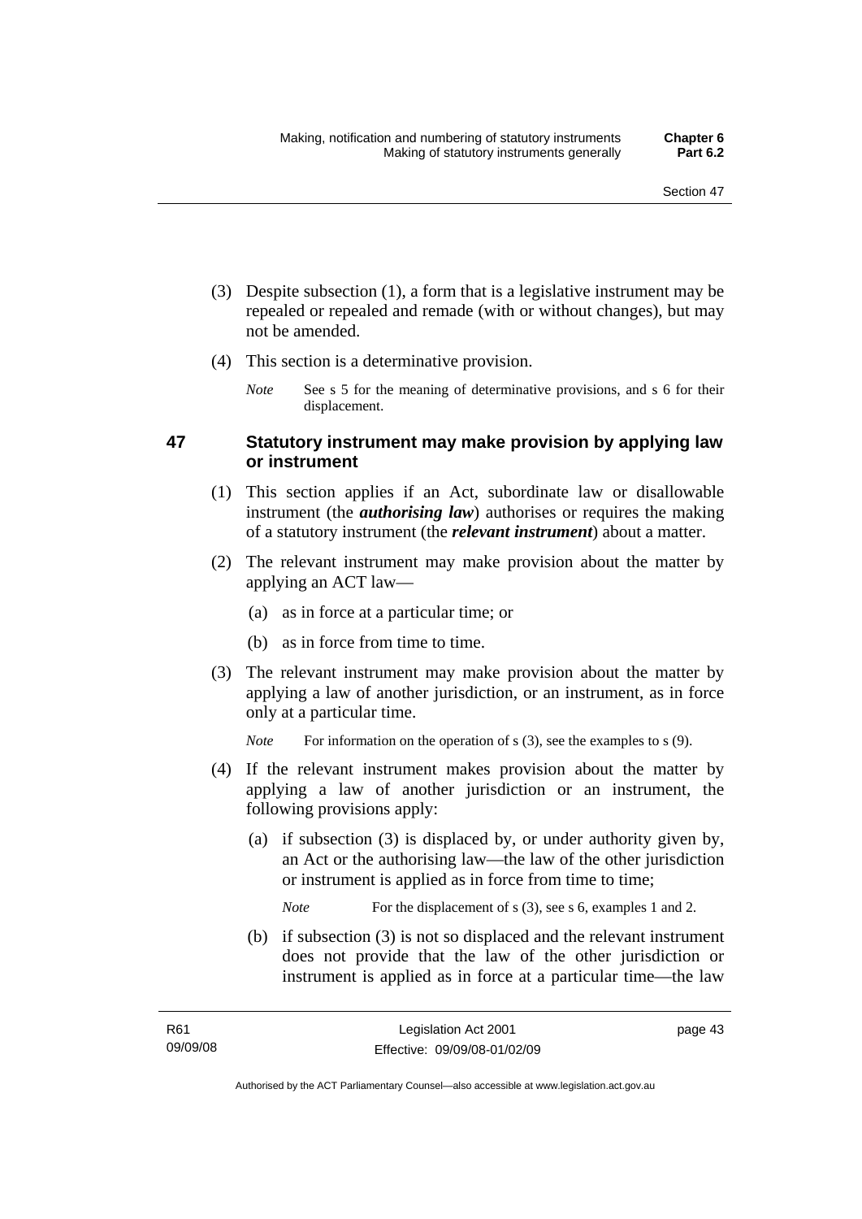(3) Despite subsection (1), a form that is a legislative instrument may be repealed or repealed and remade (with or without changes), but may not be amended.

(4) This section is a determinative provision.

*Note* See s 5 for the meaning of determinative provisions, and s 6 for their displacement.

## 47 Statutory instrument may make provision by applying law or instrument

(1) This section applies if an Act, subordinate law or disallowable instrument (the ***authorising law***) authorises or requires the making of a statutory instrument (the ***relevant instrument***) about a matter.

(2) The relevant instrument may make provision about the matter by applying an ACT law—

(a) as in force at a particular time; or

(b) as in force from time to time.

(3) The relevant instrument may make provision about the matter by applying a law of another jurisdiction, or an instrument, as in force only at a particular time.

*Note* For information on the operation of s (3), see the examples to s (9).

(4) If the relevant instrument makes provision about the matter by applying a law of another jurisdiction or an instrument, the following provisions apply:

(a) if subsection (3) is displaced by, or under authority given by, an Act or the authorising law—the law of the other jurisdiction or instrument is applied as in force from time to time;

*Note* For the displacement of s (3), see s 6, examples 1 and 2.

(b) if subsection (3) is not so displaced and the relevant instrument does not provide that the law of the other jurisdiction or instrument is applied as in force at a particular time—the law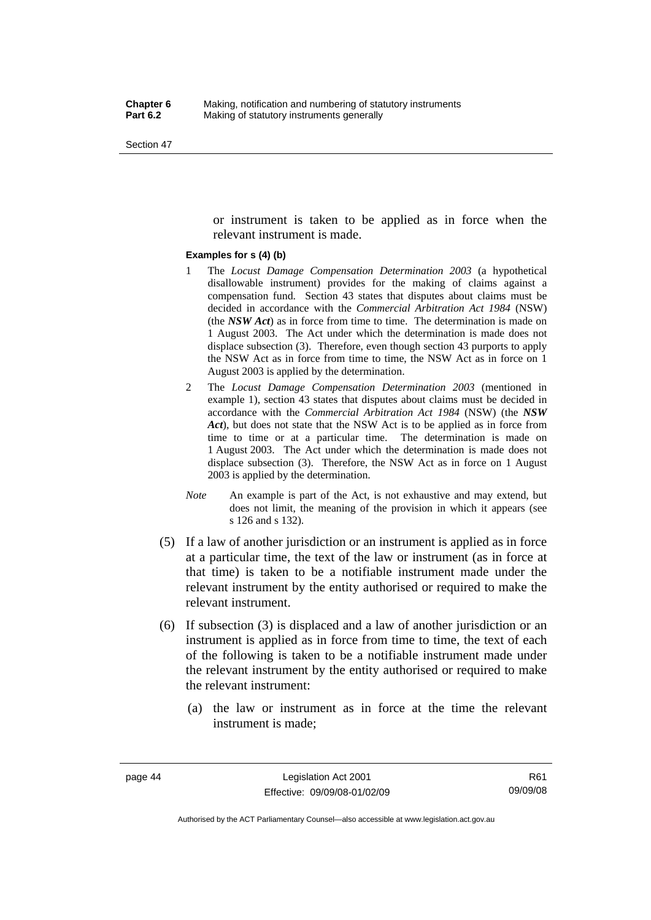or instrument is taken to be applied as in force when the relevant instrument is made.

**Examples for s (4) (b)**

1 The *Locust Damage Compensation Determination 2003* (a hypothetical disallowable instrument) provides for the making of claims against a compensation fund. Section 43 states that disputes about claims must be decided in accordance with the *Commercial Arbitration Act 1984* (NSW) (the ***NSW Act***) as in force from time to time. The determination is made on 1 August 2003. The Act under which the determination is made does not displace subsection (3). Therefore, even though section 43 purports to apply the NSW Act as in force from time to time, the NSW Act as in force on 1 August 2003 is applied by the determination.

2 The *Locust Damage Compensation Determination 2003* (mentioned in example 1), section 43 states that disputes about claims must be decided in accordance with the *Commercial Arbitration Act 1984* (NSW) (the ***NSW Act***), but does not state that the NSW Act is to be applied as in force from time to time or at a particular time. The determination is made on 1 August 2003. The Act under which the determination is made does not displace subsection (3). Therefore, the NSW Act as in force on 1 August 2003 is applied by the determination.

*Note* An example is part of the Act, is not exhaustive and may extend, but does not limit, the meaning of the provision in which it appears (see s 126 and s 132).

(5) If a law of another jurisdiction or an instrument is applied as in force at a particular time, the text of the law or instrument (as in force at that time) is taken to be a notifiable instrument made under the relevant instrument by the entity authorised or required to make the relevant instrument.

(6) If subsection (3) is displaced and a law of another jurisdiction or an instrument is applied as in force from time to time, the text of each of the following is taken to be a notifiable instrument made under the relevant instrument by the entity authorised or required to make the relevant instrument:

(a) the law or instrument as in force at the time the relevant instrument is made;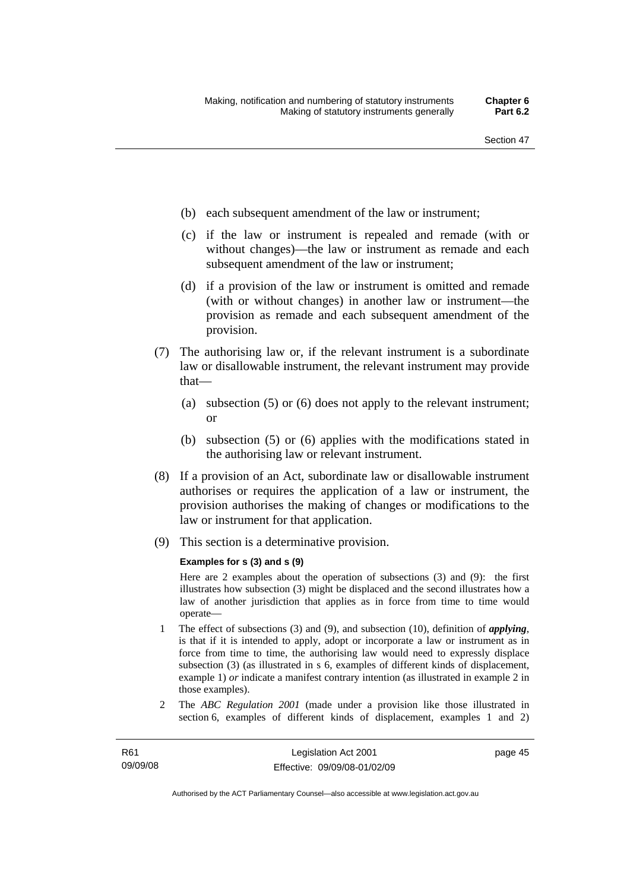(b) each subsequent amendment of the law or instrument;

(c) if the law or instrument is repealed and remade (with or without changes)—the law or instrument as remade and each subsequent amendment of the law or instrument;

(d) if a provision of the law or instrument is omitted and remade (with or without changes) in another law or instrument—the provision as remade and each subsequent amendment of the provision.

(7) The authorising law or, if the relevant instrument is a subordinate law or disallowable instrument, the relevant instrument may provide that—

(a) subsection (5) or (6) does not apply to the relevant instrument; or

(b) subsection (5) or (6) applies with the modifications stated in the authorising law or relevant instrument.

(8) If a provision of an Act, subordinate law or disallowable instrument authorises or requires the application of a law or instrument, the provision authorises the making of changes or modifications to the law or instrument for that application.

(9) This section is a determinative provision.

**Examples for s (3) and s (9)**

Here are 2 examples about the operation of subsections (3) and (9): the first illustrates how subsection (3) might be displaced and the second illustrates how a law of another jurisdiction that applies as in force from time to time would operate—

1 The effect of subsections (3) and (9), and subsection (10), definition of ***applying***, is that if it is intended to apply, adopt or incorporate a law or instrument as in force from time to time, the authorising law would need to expressly displace subsection (3) (as illustrated in s 6, examples of different kinds of displacement, example 1) *or* indicate a manifest contrary intention (as illustrated in example 2 in those examples).

2 The *ABC Regulation 2001* (made under a provision like those illustrated in section 6, examples of different kinds of displacement, examples 1 and 2)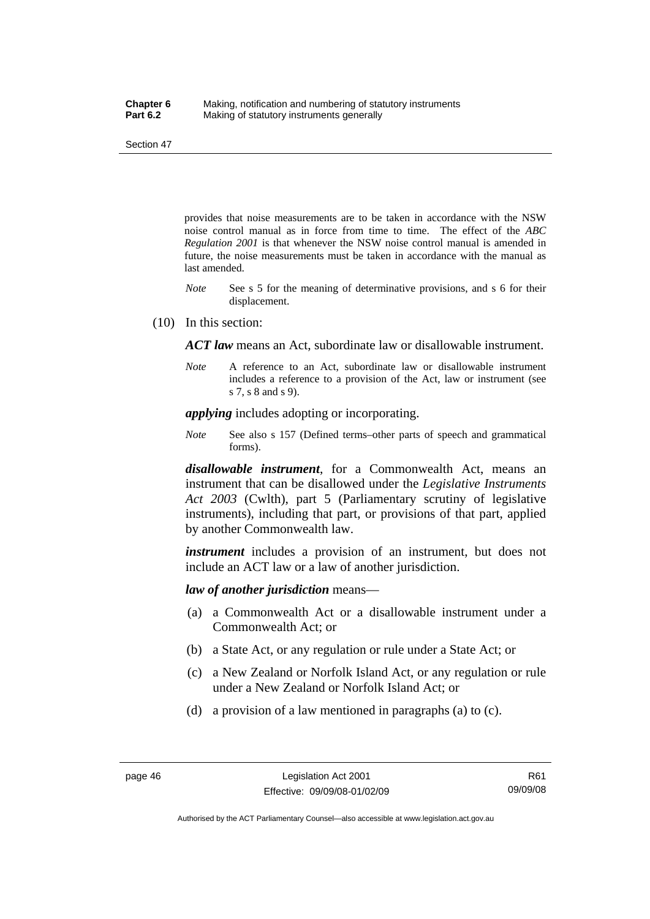provides that noise measurements are to be taken in accordance with the NSW noise control manual as in force from time to time. The effect of the *ABC Regulation 2001* is that whenever the NSW noise control manual is amended in future, the noise measurements must be taken in accordance with the manual as last amended.

*Note* See s 5 for the meaning of determinative provisions, and s 6 for their displacement.

(10) In this section:

***ACT law*** means an Act, subordinate law or disallowable instrument.

*Note* A reference to an Act, subordinate law or disallowable instrument includes a reference to a provision of the Act, law or instrument (see s 7, s 8 and s 9).

***applying*** includes adopting or incorporating.

*Note* See also s 157 (Defined terms–other parts of speech and grammatical forms).

***disallowable instrument***, for a Commonwealth Act, means an instrument that can be disallowed under the *Legislative Instruments Act 2003* (Cwlth), part 5 (Parliamentary scrutiny of legislative instruments), including that part, or provisions of that part, applied by another Commonwealth law.

***instrument*** includes a provision of an instrument, but does not include an ACT law or a law of another jurisdiction.

***law of another jurisdiction*** means—

(a) a Commonwealth Act or a disallowable instrument under a Commonwealth Act; or

(b) a State Act, or any regulation or rule under a State Act; or

(c) a New Zealand or Norfolk Island Act, or any regulation or rule under a New Zealand or Norfolk Island Act; or

(d) a provision of a law mentioned in paragraphs (a) to (c).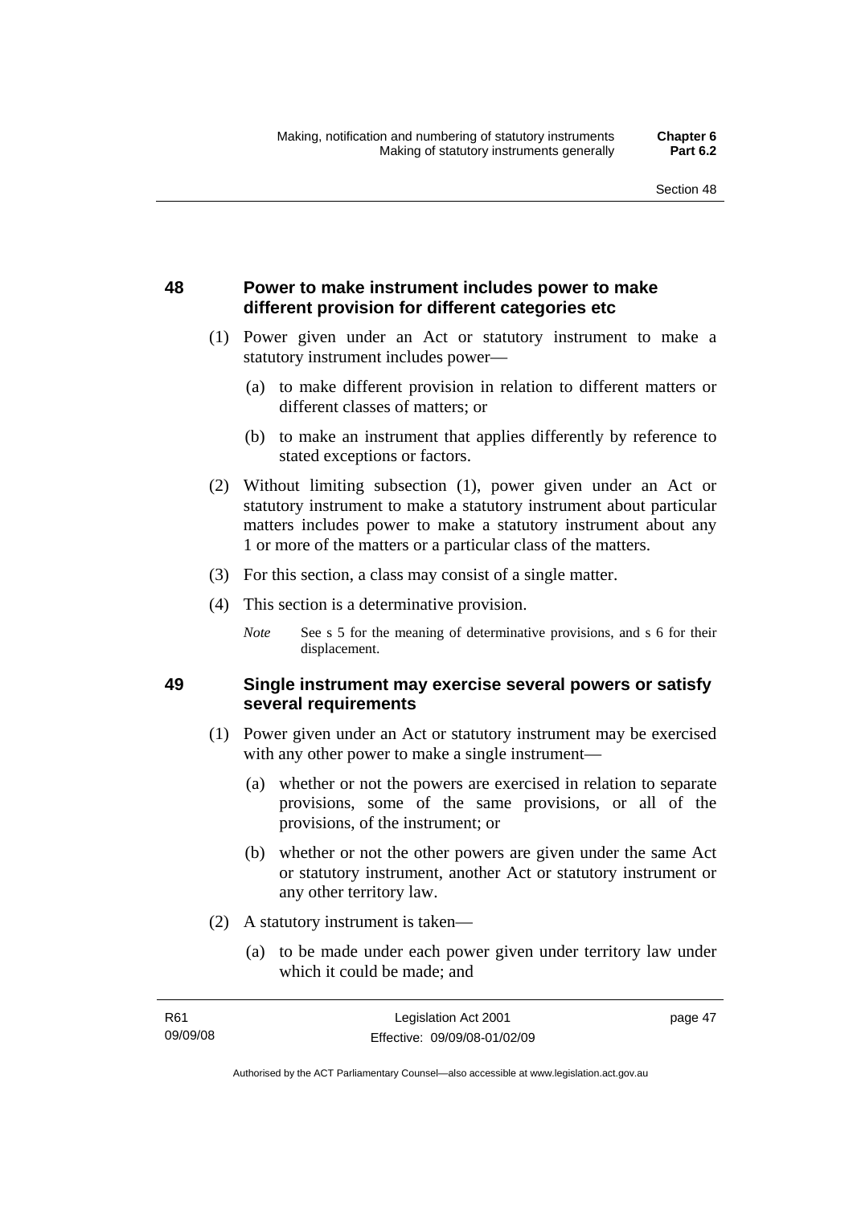## 48 Power to make instrument includes power to make different provision for different categories etc

(1) Power given under an Act or statutory instrument to make a statutory instrument includes power—

(a) to make different provision in relation to different matters or different classes of matters; or

(b) to make an instrument that applies differently by reference to stated exceptions or factors.

(2) Without limiting subsection (1), power given under an Act or statutory instrument to make a statutory instrument about particular matters includes power to make a statutory instrument about any 1 or more of the matters or a particular class of the matters.

(3) For this section, a class may consist of a single matter.

(4) This section is a determinative provision.

*Note* See s 5 for the meaning of determinative provisions, and s 6 for their displacement.

## 49 Single instrument may exercise several powers or satisfy several requirements

(1) Power given under an Act or statutory instrument may be exercised with any other power to make a single instrument—

(a) whether or not the powers are exercised in relation to separate provisions, some of the same provisions, or all of the provisions, of the instrument; or

(b) whether or not the other powers are given under the same Act or statutory instrument, another Act or statutory instrument or any other territory law.

(2) A statutory instrument is taken—

(a) to be made under each power given under territory law under which it could be made; and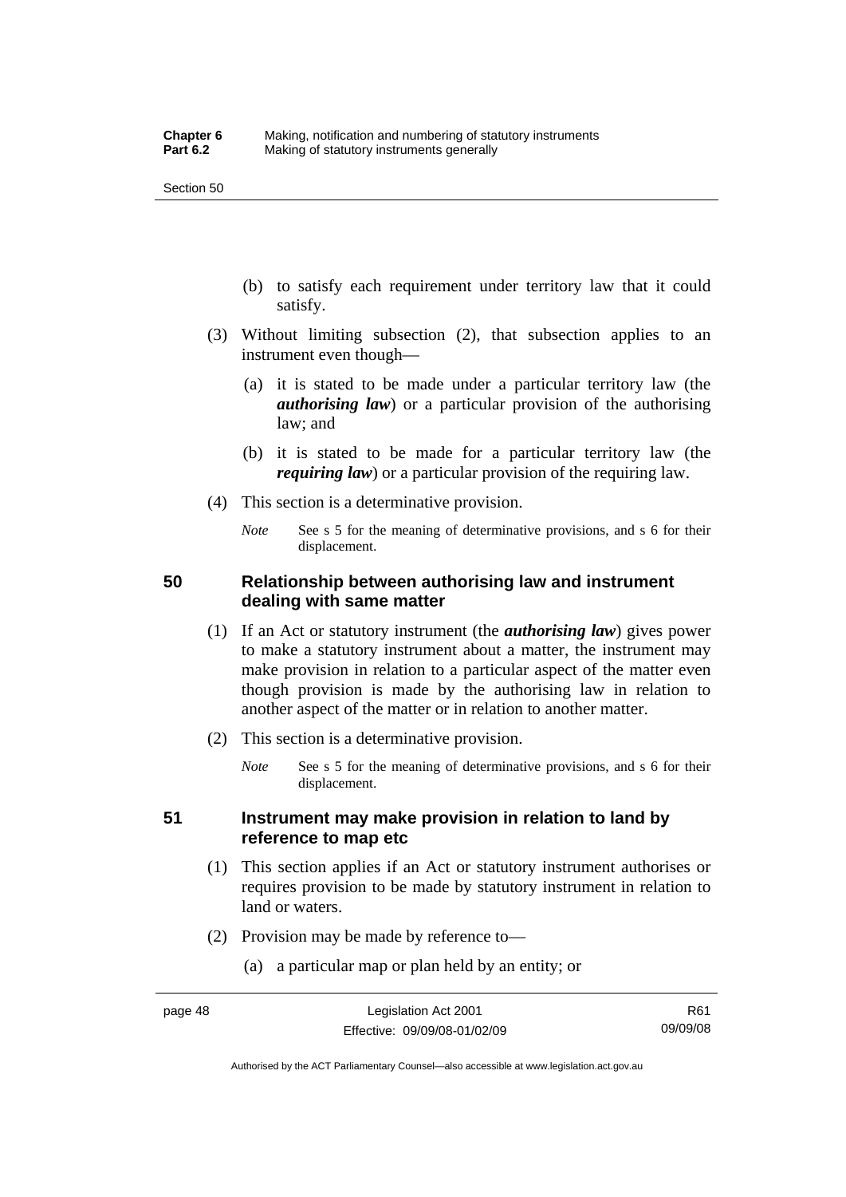(b) to satisfy each requirement under territory law that it could satisfy.

(3) Without limiting subsection (2), that subsection applies to an instrument even though—

(a) it is stated to be made under a particular territory law (the ***authorising law***) or a particular provision of the authorising law; and

(b) it is stated to be made for a particular territory law (the ***requiring law***) or a particular provision of the requiring law.

(4) This section is a determinative provision.

*Note* See s 5 for the meaning of determinative provisions, and s 6 for their displacement.

## 50 Relationship between authorising law and instrument dealing with same matter

(1) If an Act or statutory instrument (the ***authorising law***) gives power to make a statutory instrument about a matter, the instrument may make provision in relation to a particular aspect of the matter even though provision is made by the authorising law in relation to another aspect of the matter or in relation to another matter.

(2) This section is a determinative provision.

*Note* See s 5 for the meaning of determinative provisions, and s 6 for their displacement.

## 51 Instrument may make provision in relation to land by reference to map etc

(1) This section applies if an Act or statutory instrument authorises or requires provision to be made by statutory instrument in relation to land or waters.

(2) Provision may be made by reference to—

(a) a particular map or plan held by an entity; or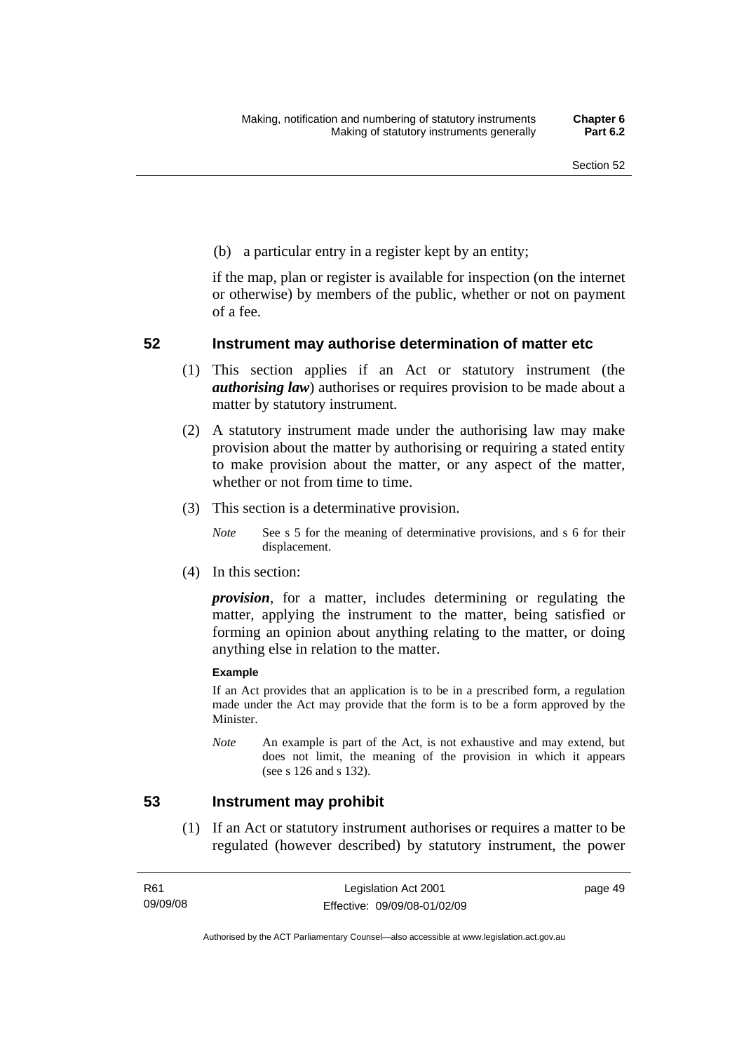(b) a particular entry in a register kept by an entity;

if the map, plan or register is available for inspection (on the internet or otherwise) by members of the public, whether or not on payment of a fee.

## 52 Instrument may authorise determination of matter etc

(1) This section applies if an Act or statutory instrument (the ***authorising law***) authorises or requires provision to be made about a matter by statutory instrument.

(2) A statutory instrument made under the authorising law may make provision about the matter by authorising or requiring a stated entity to make provision about the matter, or any aspect of the matter, whether or not from time to time.

(3) This section is a determinative provision.

*Note* See s 5 for the meaning of determinative provisions, and s 6 for their displacement.

(4) In this section:

***provision***, for a matter, includes determining or regulating the matter, applying the instrument to the matter, being satisfied or forming an opinion about anything relating to the matter, or doing anything else in relation to the matter.

**Example**

If an Act provides that an application is to be in a prescribed form, a regulation made under the Act may provide that the form is to be a form approved by the Minister.

*Note* An example is part of the Act, is not exhaustive and may extend, but does not limit, the meaning of the provision in which it appears (see s 126 and s 132).

## 53 Instrument may prohibit

(1) If an Act or statutory instrument authorises or requires a matter to be regulated (however described) by statutory instrument, the power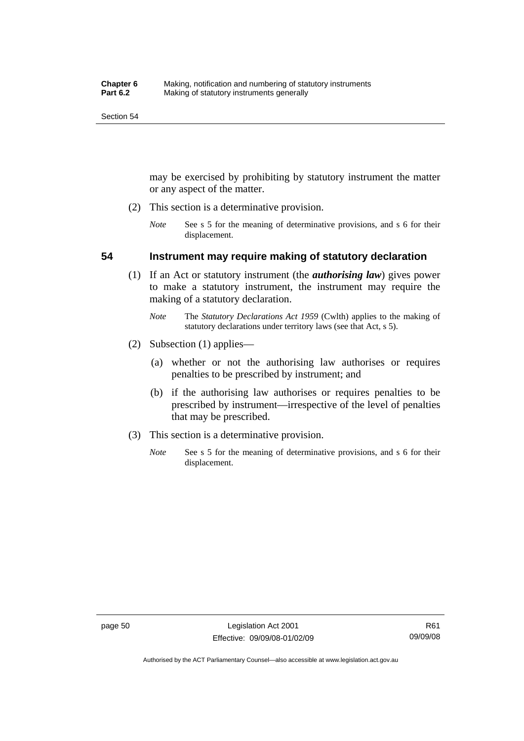may be exercised by prohibiting by statutory instrument the matter or any aspect of the matter.

(2) This section is a determinative provision.

*Note* See s 5 for the meaning of determinative provisions, and s 6 for their displacement.

## 54 Instrument may require making of statutory declaration

(1) If an Act or statutory instrument (the ***authorising law***) gives power to make a statutory instrument, the instrument may require the making of a statutory declaration.

*Note* The *Statutory Declarations Act 1959* (Cwlth) applies to the making of statutory declarations under territory laws (see that Act, s 5).

(2) Subsection (1) applies—

(a) whether or not the authorising law authorises or requires penalties to be prescribed by instrument; and

(b) if the authorising law authorises or requires penalties to be prescribed by instrument—irrespective of the level of penalties that may be prescribed.

(3) This section is a determinative provision.

*Note* See s 5 for the meaning of determinative provisions, and s 6 for their displacement.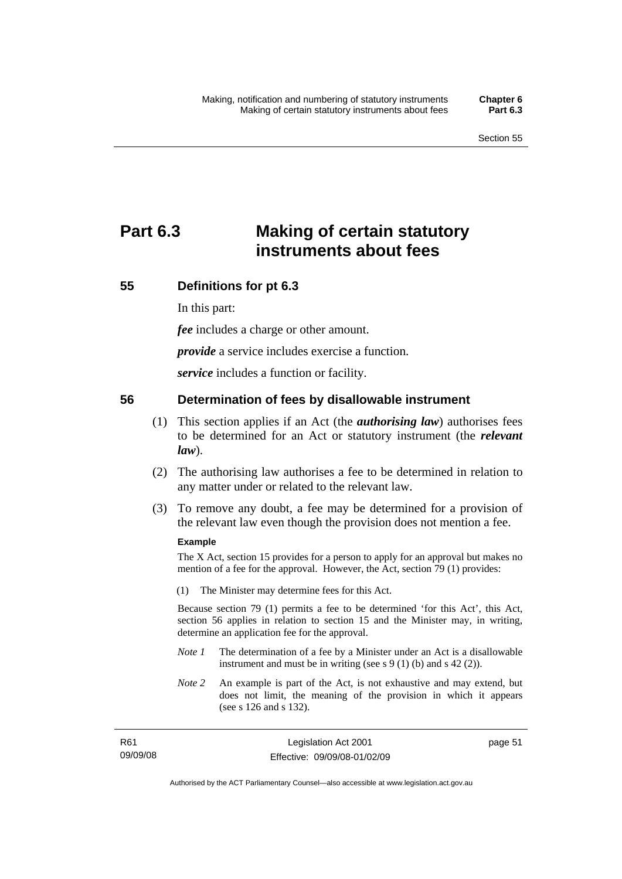# Part 6.3 Making of certain statutory instruments about fees

## 55 Definitions for pt 6.3

In this part:

***fee*** includes a charge or other amount.

***provide*** a service includes exercise a function.

***service*** includes a function or facility.

## 56 Determination of fees by disallowable instrument

(1) This section applies if an Act (the ***authorising law***) authorises fees to be determined for an Act or statutory instrument (the ***relevant law***).

(2) The authorising law authorises a fee to be determined in relation to any matter under or related to the relevant law.

(3) To remove any doubt, a fee may be determined for a provision of the relevant law even though the provision does not mention a fee.

**Example**

The X Act, section 15 provides for a person to apply for an approval but makes no mention of a fee for the approval. However, the Act, section 79 (1) provides:

(1) The Minister may determine fees for this Act.

Because section 79 (1) permits a fee to be determined 'for this Act', this Act, section 56 applies in relation to section 15 and the Minister may, in writing, determine an application fee for the approval.

*Note 1* The determination of a fee by a Minister under an Act is a disallowable instrument and must be in writing (see s 9 (1) (b) and s 42 (2)).

*Note 2* An example is part of the Act, is not exhaustive and may extend, but does not limit, the meaning of the provision in which it appears (see s 126 and s 132).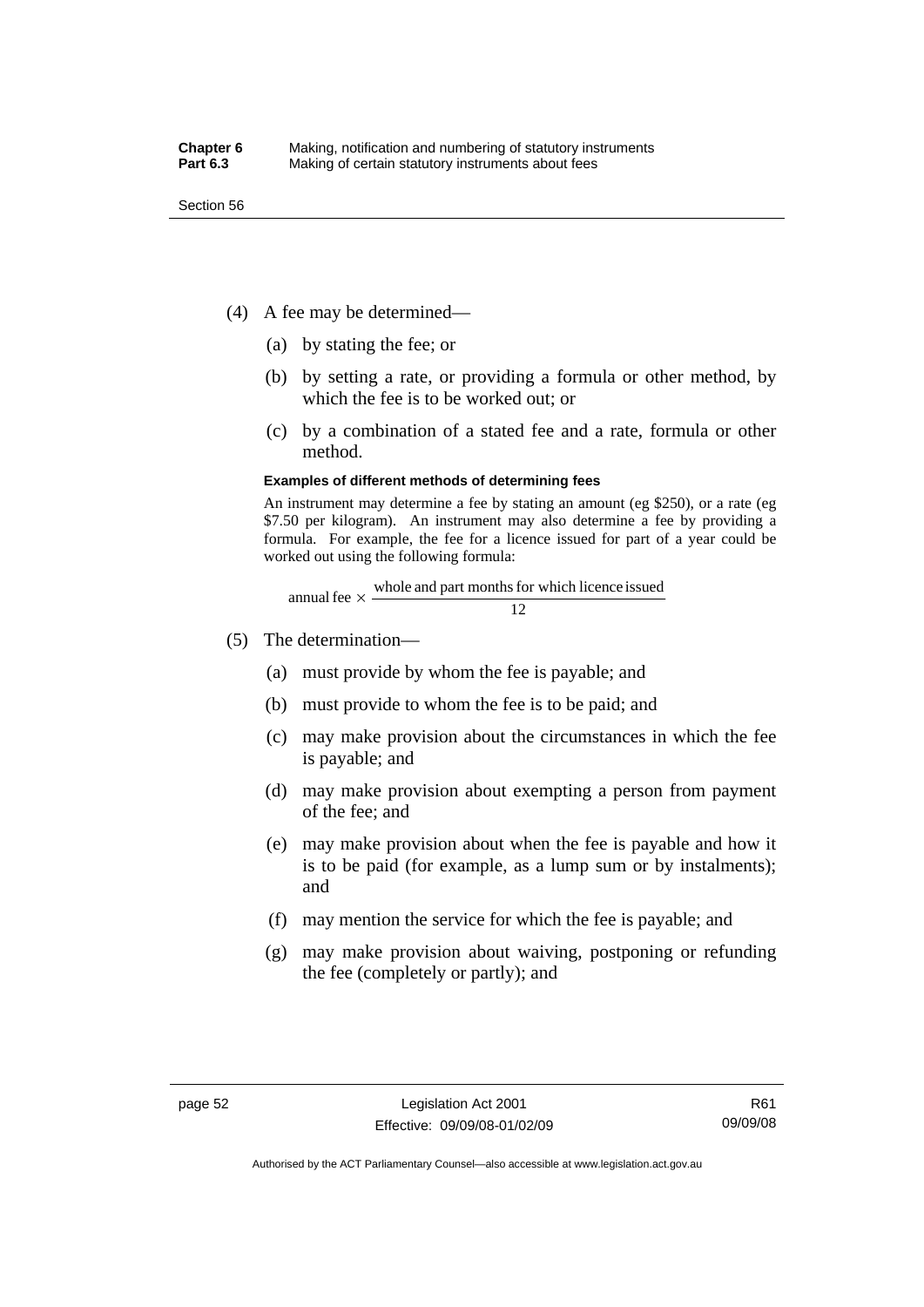(4) A fee may be determined—

(a) by stating the fee; or

(b) by setting a rate, or providing a formula or other method, by which the fee is to be worked out; or

(c) by a combination of a stated fee and a rate, formula or other method.

**Examples of different methods of determining fees**

An instrument may determine a fee by stating an amount (eg $250), or a rate (eg $7.50 per kilogram). An instrument may also determine a fee by providing a formula. For example, the fee for a licence issued for part of a year could be worked out using the following formula:

$$\text{annual fee} \times \frac{\text{whole and part months for which licence issued}}{12}$$

(5) The determination—

(a) must provide by whom the fee is payable; and

(b) must provide to whom the fee is to be paid; and

(c) may make provision about the circumstances in which the fee is payable; and

(d) may make provision about exempting a person from payment of the fee; and

(e) may make provision about when the fee is payable and how it is to be paid (for example, as a lump sum or by instalments); and

(f) may mention the service for which the fee is payable; and

(g) may make provision about waiving, postponing or refunding the fee (completely or partly); and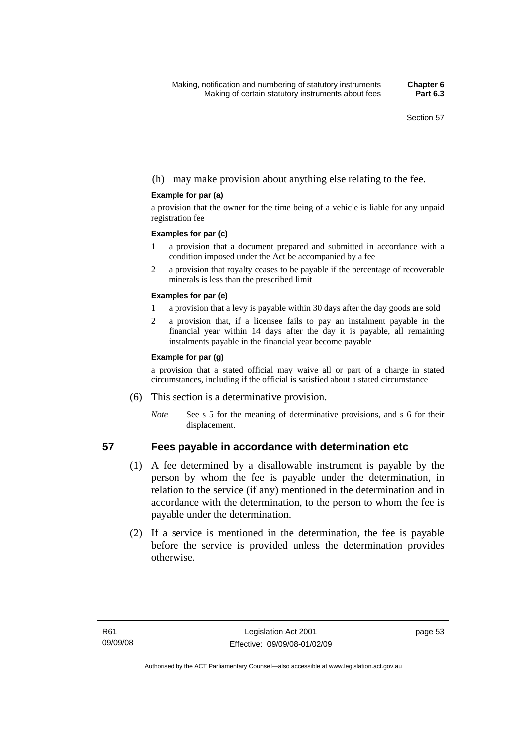(h) may make provision about anything else relating to the fee.

**Example for par (a)**

a provision that the owner for the time being of a vehicle is liable for any unpaid registration fee

**Examples for par (c)**

1 a provision that a document prepared and submitted in accordance with a condition imposed under the Act be accompanied by a fee

2 a provision that royalty ceases to be payable if the percentage of recoverable minerals is less than the prescribed limit

**Examples for par (e)**

1 a provision that a levy is payable within 30 days after the day goods are sold

2 a provision that, if a licensee fails to pay an instalment payable in the financial year within 14 days after the day it is payable, all remaining instalments payable in the financial year become payable

**Example for par (g)**

a provision that a stated official may waive all or part of a charge in stated circumstances, including if the official is satisfied about a stated circumstance

(6) This section is a determinative provision.

*Note* See s 5 for the meaning of determinative provisions, and s 6 for their displacement.

## 57 Fees payable in accordance with determination etc

(1) A fee determined by a disallowable instrument is payable by the person by whom the fee is payable under the determination, in relation to the service (if any) mentioned in the determination and in accordance with the determination, to the person to whom the fee is payable under the determination.

(2) If a service is mentioned in the determination, the fee is payable before the service is provided unless the determination provides otherwise.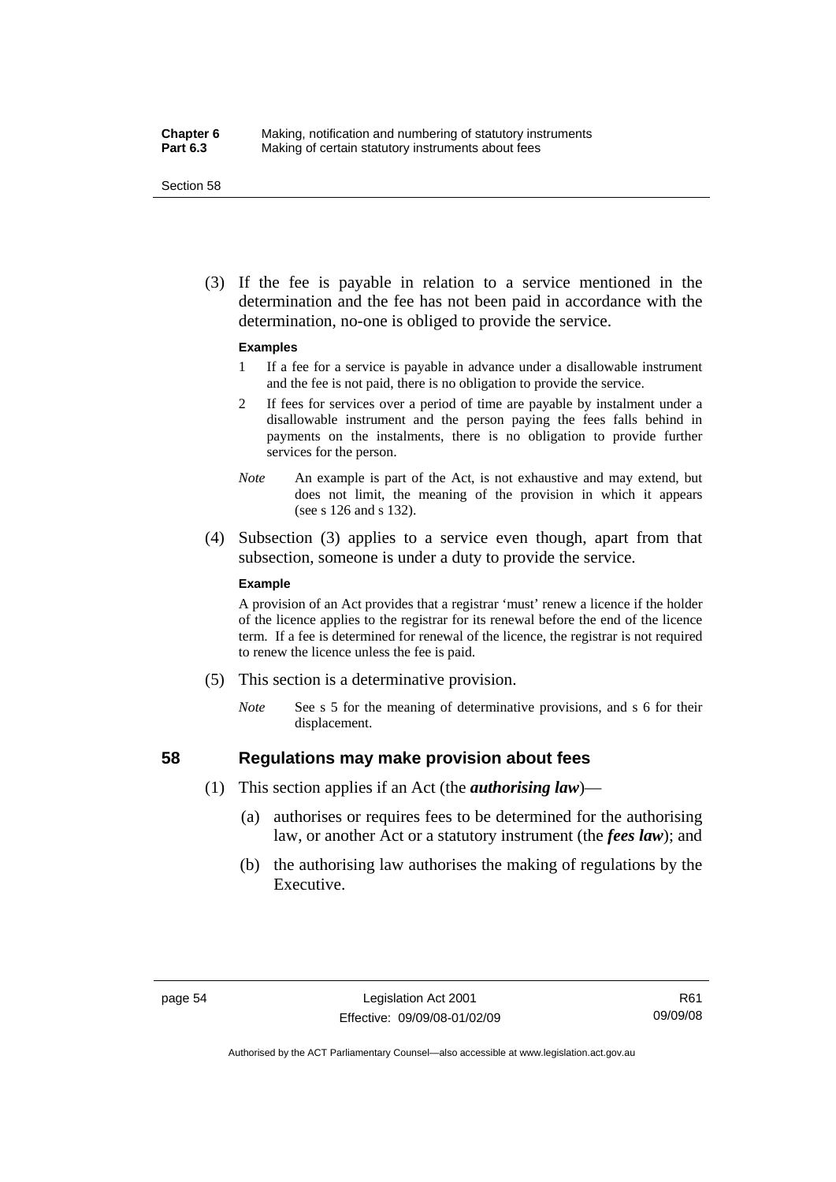(3) If the fee is payable in relation to a service mentioned in the determination and the fee has not been paid in accordance with the determination, no-one is obliged to provide the service.

**Examples**

1 If a fee for a service is payable in advance under a disallowable instrument and the fee is not paid, there is no obligation to provide the service.

2 If fees for services over a period of time are payable by instalment under a disallowable instrument and the person paying the fees falls behind in payments on the instalments, there is no obligation to provide further services for the person.

*Note* An example is part of the Act, is not exhaustive and may extend, but does not limit, the meaning of the provision in which it appears (see s 126 and s 132).

(4) Subsection (3) applies to a service even though, apart from that subsection, someone is under a duty to provide the service.

**Example**

A provision of an Act provides that a registrar 'must' renew a licence if the holder of the licence applies to the registrar for its renewal before the end of the licence term. If a fee is determined for renewal of the licence, the registrar is not required to renew the licence unless the fee is paid.

(5) This section is a determinative provision.

*Note* See s 5 for the meaning of determinative provisions, and s 6 for their displacement.

## 58 Regulations may make provision about fees

(1) This section applies if an Act (the ***authorising law***)—

(a) authorises or requires fees to be determined for the authorising law, or another Act or a statutory instrument (the ***fees law***); and

(b) the authorising law authorises the making of regulations by the Executive.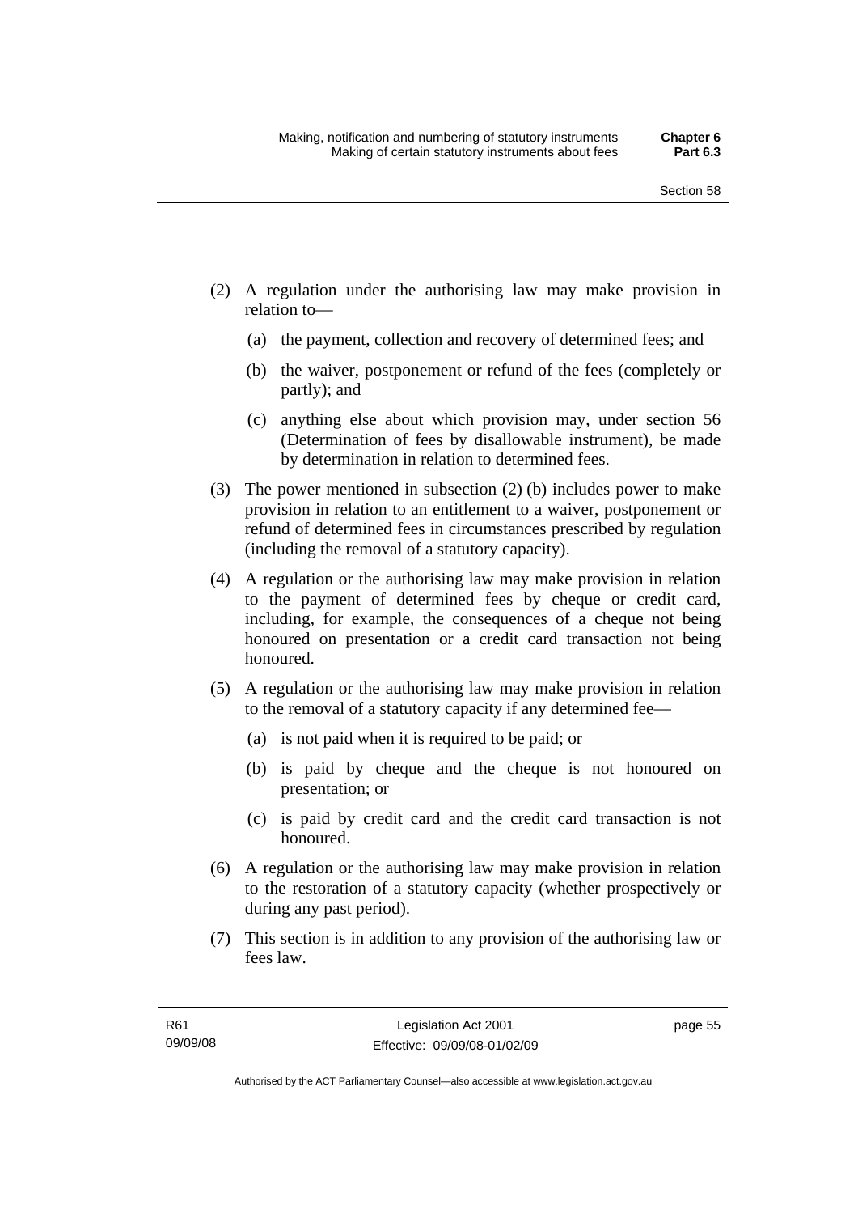(2) A regulation under the authorising law may make provision in relation to—

   (a) the payment, collection and recovery of determined fees; and

   (b) the waiver, postponement or refund of the fees (completely or partly); and

   (c) anything else about which provision may, under section 56 (Determination of fees by disallowable instrument), be made by determination in relation to determined fees.

(3) The power mentioned in subsection (2) (b) includes power to make provision in relation to an entitlement to a waiver, postponement or refund of determined fees in circumstances prescribed by regulation (including the removal of a statutory capacity).

(4) A regulation or the authorising law may make provision in relation to the payment of determined fees by cheque or credit card, including, for example, the consequences of a cheque not being honoured on presentation or a credit card transaction not being honoured.

(5) A regulation or the authorising law may make provision in relation to the removal of a statutory capacity if any determined fee—

   (a) is not paid when it is required to be paid; or

   (b) is paid by cheque and the cheque is not honoured on presentation; or

   (c) is paid by credit card and the credit card transaction is not honoured.

(6) A regulation or the authorising law may make provision in relation to the restoration of a statutory capacity (whether prospectively or during any past period).

(7) This section is in addition to any provision of the authorising law or fees law.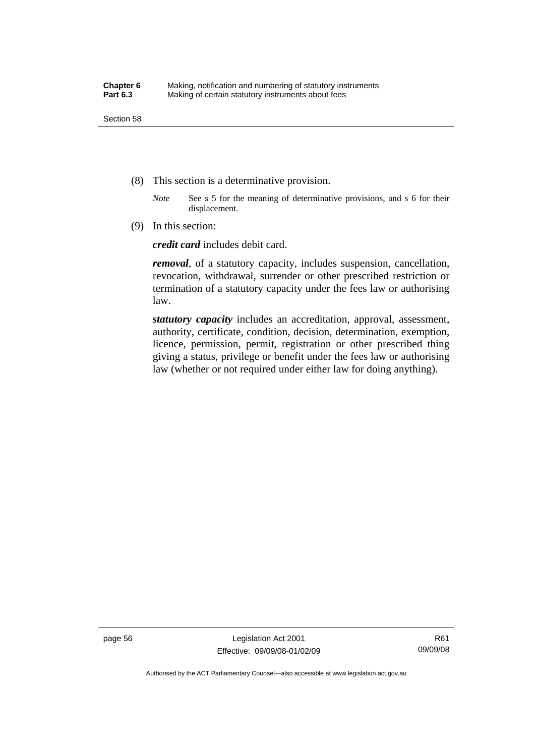(8) This section is a determinative provision.

*Note* See s 5 for the meaning of determinative provisions, and s 6 for their displacement.

(9) In this section:

***credit card*** includes debit card.

***removal***, of a statutory capacity, includes suspension, cancellation, revocation, withdrawal, surrender or other prescribed restriction or termination of a statutory capacity under the fees law or authorising law.

***statutory capacity*** includes an accreditation, approval, assessment, authority, certificate, condition, decision, determination, exemption, licence, permission, permit, registration or other prescribed thing giving a status, privilege or benefit under the fees law or authorising law (whether or not required under either law for doing anything).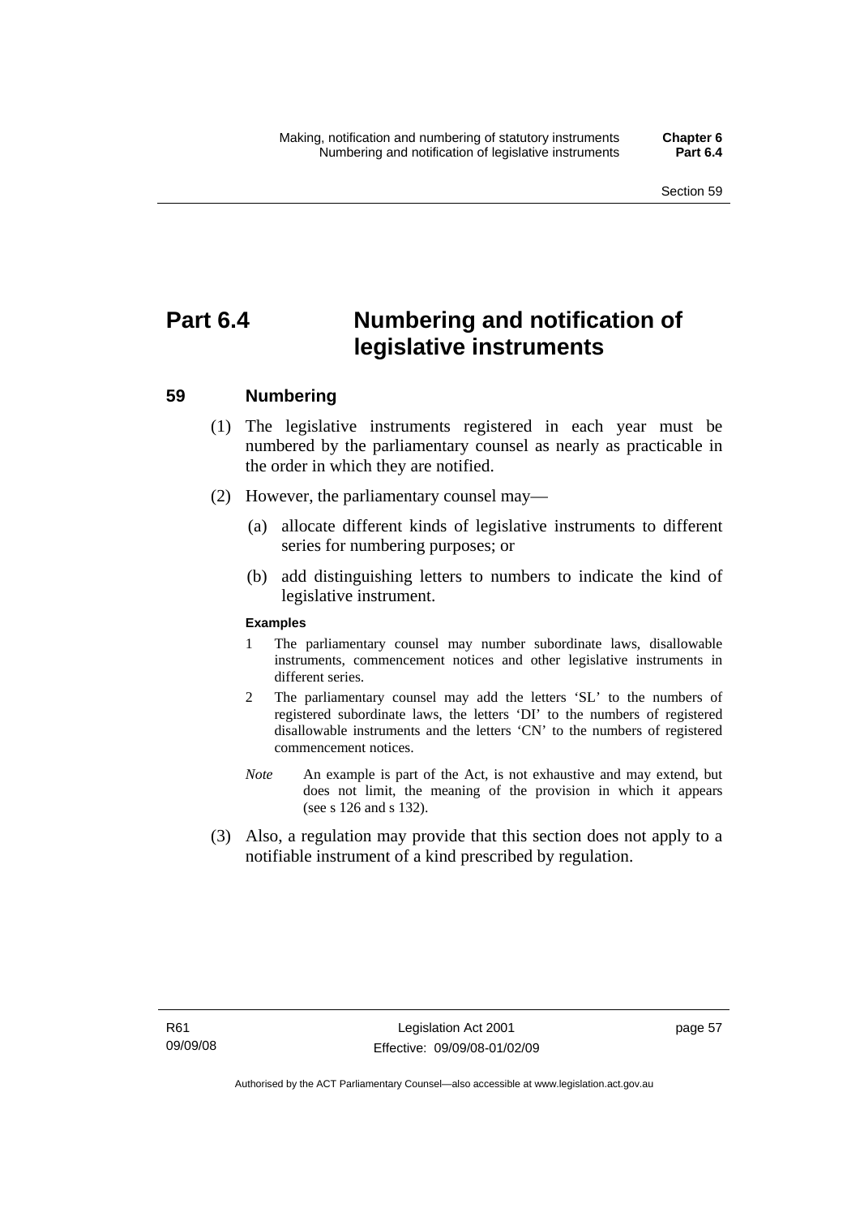# Part 6.4 Numbering and notification of legislative instruments

## 59 Numbering

(1) The legislative instruments registered in each year must be numbered by the parliamentary counsel as nearly as practicable in the order in which they are notified.

(2) However, the parliamentary counsel may—

(a) allocate different kinds of legislative instruments to different series for numbering purposes; or

(b) add distinguishing letters to numbers to indicate the kind of legislative instrument.

**Examples**

1 The parliamentary counsel may number subordinate laws, disallowable instruments, commencement notices and other legislative instruments in different series.

2 The parliamentary counsel may add the letters 'SL' to the numbers of registered subordinate laws, the letters 'DI' to the numbers of registered disallowable instruments and the letters 'CN' to the numbers of registered commencement notices.

*Note* An example is part of the Act, is not exhaustive and may extend, but does not limit, the meaning of the provision in which it appears (see s 126 and s 132).

(3) Also, a regulation may provide that this section does not apply to a notifiable instrument of a kind prescribed by regulation.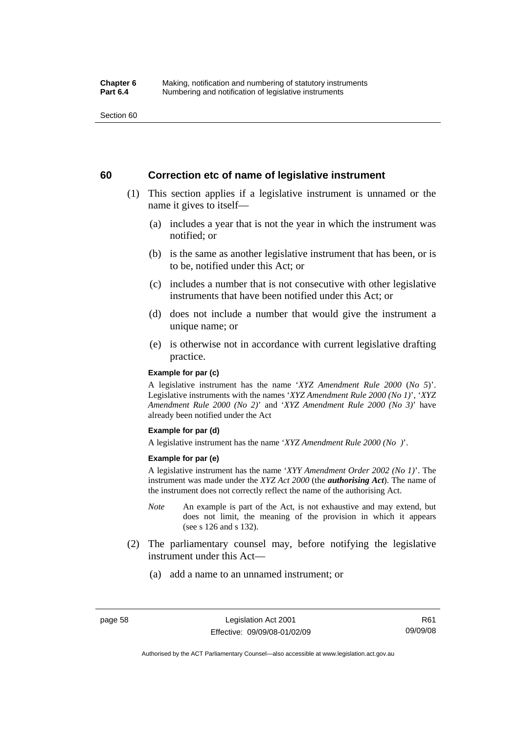## 60 Correction etc of name of legislative instrument

(1) This section applies if a legislative instrument is unnamed or the name it gives to itself—

(a) includes a year that is not the year in which the instrument was notified; or

(b) is the same as another legislative instrument that has been, or is to be, notified under this Act; or

(c) includes a number that is not consecutive with other legislative instruments that have been notified under this Act; or

(d) does not include a number that would give the instrument a unique name; or

(e) is otherwise not in accordance with current legislative drafting practice.

**Example for par (c)**

A legislative instrument has the name '*XYZ Amendment Rule 2000* (*No 5*)'. Legislative instruments with the names '*XYZ Amendment Rule 2000 (No 1)*', '*XYZ Amendment Rule 2000 (No 2)*' and '*XYZ Amendment Rule 2000 (No 3)*' have already been notified under the Act

**Example for par (d)**

A legislative instrument has the name '*XYZ Amendment Rule 2000 (No )*'.

**Example for par (e)**

A legislative instrument has the name '*XYY Amendment Order 2002 (No 1)*'. The instrument was made under the *XYZ Act 2000* (the ***authorising Act***). The name of the instrument does not correctly reflect the name of the authorising Act.

*Note* An example is part of the Act, is not exhaustive and may extend, but does not limit, the meaning of the provision in which it appears (see s 126 and s 132).

(2) The parliamentary counsel may, before notifying the legislative instrument under this Act—

(a) add a name to an unnamed instrument; or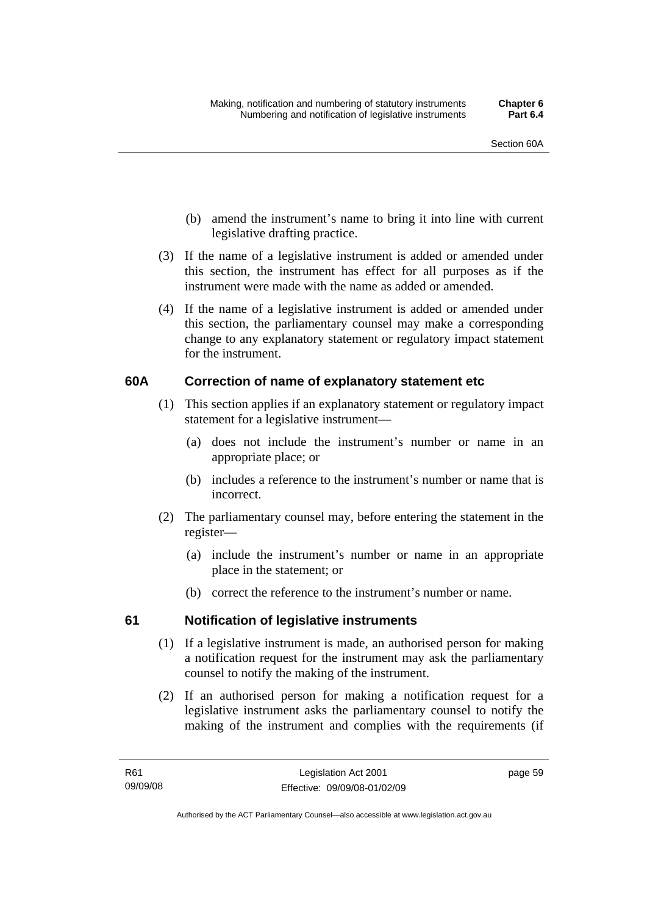(b) amend the instrument's name to bring it into line with current legislative drafting practice.

(3) If the name of a legislative instrument is added or amended under this section, the instrument has effect for all purposes as if the instrument were made with the name as added or amended.

(4) If the name of a legislative instrument is added or amended under this section, the parliamentary counsel may make a corresponding change to any explanatory statement or regulatory impact statement for the instrument.

## 60A Correction of name of explanatory statement etc

(1) This section applies if an explanatory statement or regulatory impact statement for a legislative instrument—

(a) does not include the instrument's number or name in an appropriate place; or

(b) includes a reference to the instrument's number or name that is incorrect.

(2) The parliamentary counsel may, before entering the statement in the register—

(a) include the instrument's number or name in an appropriate place in the statement; or

(b) correct the reference to the instrument's number or name.

## 61 Notification of legislative instruments

(1) If a legislative instrument is made, an authorised person for making a notification request for the instrument may ask the parliamentary counsel to notify the making of the instrument.

(2) If an authorised person for making a notification request for a legislative instrument asks the parliamentary counsel to notify the making of the instrument and complies with the requirements (if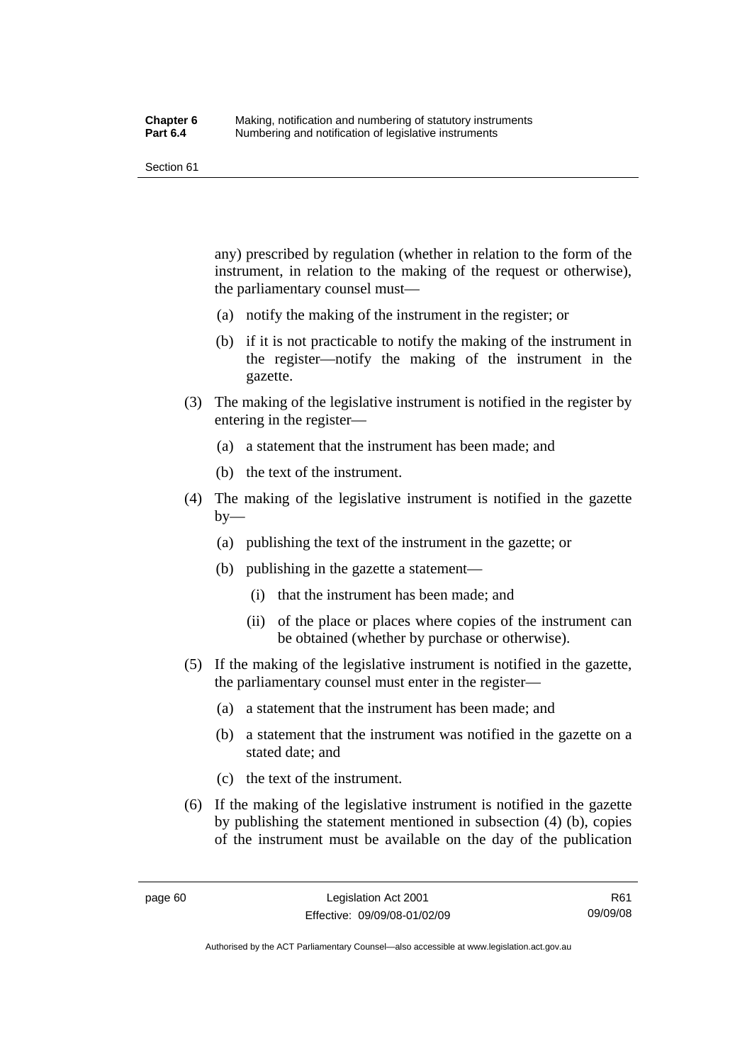any) prescribed by regulation (whether in relation to the form of the instrument, in relation to the making of the request or otherwise), the parliamentary counsel must—

(a) notify the making of the instrument in the register; or

(b) if it is not practicable to notify the making of the instrument in the register—notify the making of the instrument in the gazette.

(3) The making of the legislative instrument is notified in the register by entering in the register—

(a) a statement that the instrument has been made; and

(b) the text of the instrument.

(4) The making of the legislative instrument is notified in the gazette by—

(a) publishing the text of the instrument in the gazette; or

(b) publishing in the gazette a statement—

(i) that the instrument has been made; and

(ii) of the place or places where copies of the instrument can be obtained (whether by purchase or otherwise).

(5) If the making of the legislative instrument is notified in the gazette, the parliamentary counsel must enter in the register—

(a) a statement that the instrument has been made; and

(b) a statement that the instrument was notified in the gazette on a stated date; and

(c) the text of the instrument.

(6) If the making of the legislative instrument is notified in the gazette by publishing the statement mentioned in subsection (4) (b), copies of the instrument must be available on the day of the publication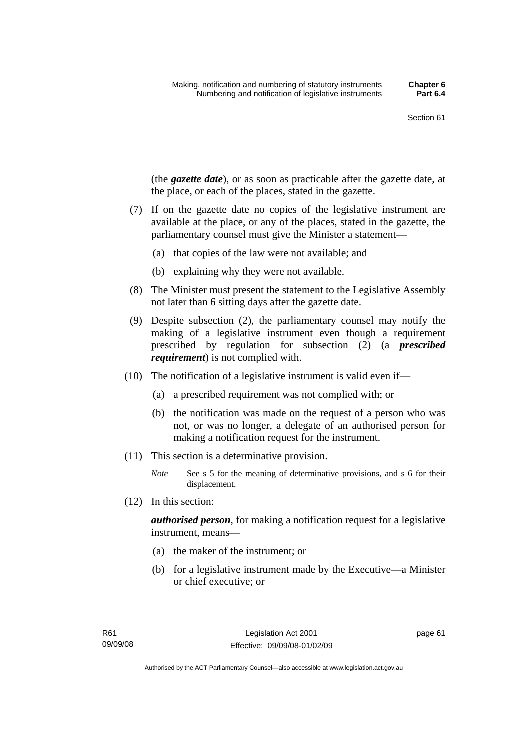(the ***gazette date***), or as soon as practicable after the gazette date, at the place, or each of the places, stated in the gazette.

(7) If on the gazette date no copies of the legislative instrument are available at the place, or any of the places, stated in the gazette, the parliamentary counsel must give the Minister a statement—

(a) that copies of the law were not available; and

(b) explaining why they were not available.

(8) The Minister must present the statement to the Legislative Assembly not later than 6 sitting days after the gazette date.

(9) Despite subsection (2), the parliamentary counsel may notify the making of a legislative instrument even though a requirement prescribed by regulation for subsection (2) (a ***prescribed requirement***) is not complied with.

(10) The notification of a legislative instrument is valid even if—

(a) a prescribed requirement was not complied with; or

(b) the notification was made on the request of a person who was not, or was no longer, a delegate of an authorised person for making a notification request for the instrument.

(11) This section is a determinative provision.

*Note* See s 5 for the meaning of determinative provisions, and s 6 for their displacement.

(12) In this section:

***authorised person***, for making a notification request for a legislative instrument, means—

(a) the maker of the instrument; or

(b) for a legislative instrument made by the Executive—a Minister or chief executive; or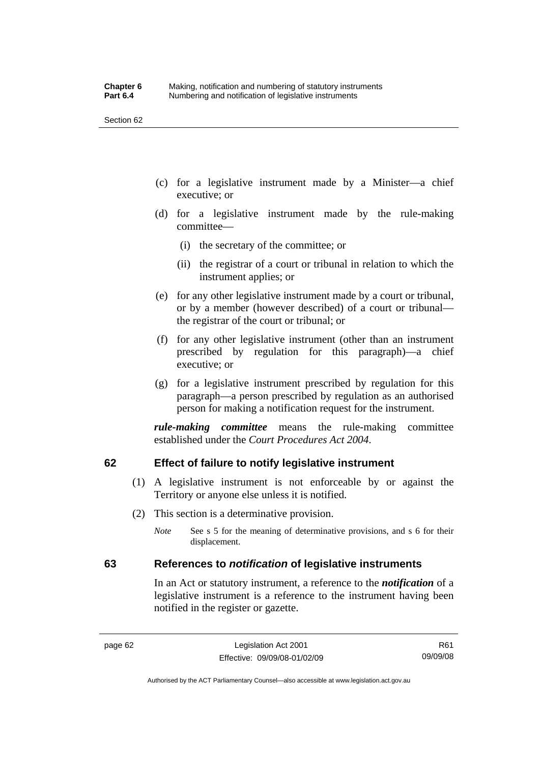(c) for a legislative instrument made by a Minister—a chief executive; or

(d) for a legislative instrument made by the rule-making committee—

(i) the secretary of the committee; or

(ii) the registrar of a court or tribunal in relation to which the instrument applies; or

(e) for any other legislative instrument made by a court or tribunal, or by a member (however described) of a court or tribunal—the registrar of the court or tribunal; or

(f) for any other legislative instrument (other than an instrument prescribed by regulation for this paragraph)—a chief executive; or

(g) for a legislative instrument prescribed by regulation for this paragraph—a person prescribed by regulation as an authorised person for making a notification request for the instrument.

***rule-making committee*** means the rule-making committee established under the *Court Procedures Act 2004*.

## 62 Effect of failure to notify legislative instrument

(1) A legislative instrument is not enforceable by or against the Territory or anyone else unless it is notified.

(2) This section is a determinative provision.

*Note* See s 5 for the meaning of determinative provisions, and s 6 for their displacement.

## 63 References to *notification* of legislative instruments

In an Act or statutory instrument, a reference to the ***notification*** of a legislative instrument is a reference to the instrument having been notified in the register or gazette.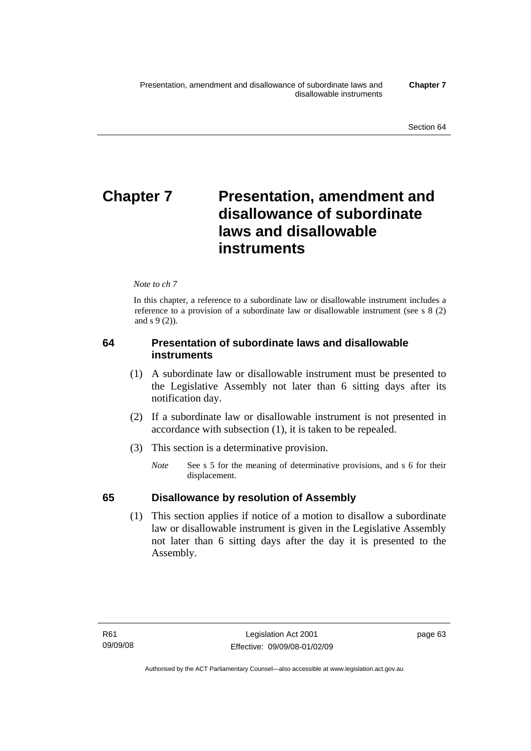# Chapter 7 Presentation, amendment and disallowance of subordinate laws and disallowable instruments

*Note to ch 7*

In this chapter, a reference to a subordinate law or disallowable instrument includes a reference to a provision of a subordinate law or disallowable instrument (see s 8 (2) and s 9 (2)).

## 64 Presentation of subordinate laws and disallowable instruments

(1) A subordinate law or disallowable instrument must be presented to the Legislative Assembly not later than 6 sitting days after its notification day.

(2) If a subordinate law or disallowable instrument is not presented in accordance with subsection (1), it is taken to be repealed.

(3) This section is a determinative provision.

*Note* See s 5 for the meaning of determinative provisions, and s 6 for their displacement.

## 65 Disallowance by resolution of Assembly

(1) This section applies if notice of a motion to disallow a subordinate law or disallowable instrument is given in the Legislative Assembly not later than 6 sitting days after the day it is presented to the Assembly.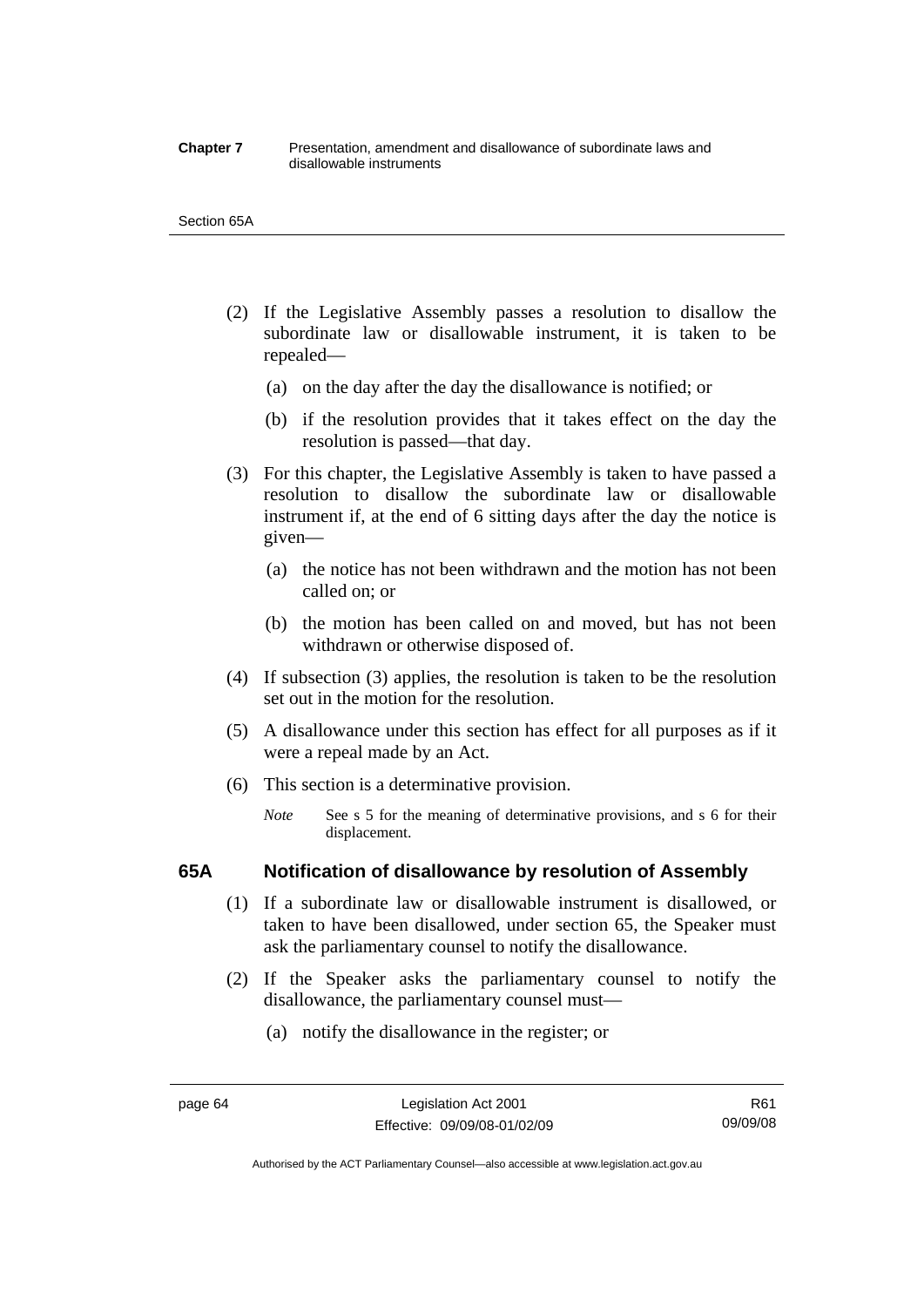(2) If the Legislative Assembly passes a resolution to disallow the subordinate law or disallowable instrument, it is taken to be repealed—

(a) on the day after the day the disallowance is notified; or

(b) if the resolution provides that it takes effect on the day the resolution is passed—that day.

(3) For this chapter, the Legislative Assembly is taken to have passed a resolution to disallow the subordinate law or disallowable instrument if, at the end of 6 sitting days after the day the notice is given—

(a) the notice has not been withdrawn and the motion has not been called on; or

(b) the motion has been called on and moved, but has not been withdrawn or otherwise disposed of.

(4) If subsection (3) applies, the resolution is taken to be the resolution set out in the motion for the resolution.

(5) A disallowance under this section has effect for all purposes as if it were a repeal made by an Act.

(6) This section is a determinative provision.

*Note* See s 5 for the meaning of determinative provisions, and s 6 for their displacement.

### 65A Notification of disallowance by resolution of Assembly

(1) If a subordinate law or disallowable instrument is disallowed, or taken to have been disallowed, under section 65, the Speaker must ask the parliamentary counsel to notify the disallowance.

(2) If the Speaker asks the parliamentary counsel to notify the disallowance, the parliamentary counsel must—

(a) notify the disallowance in the register; or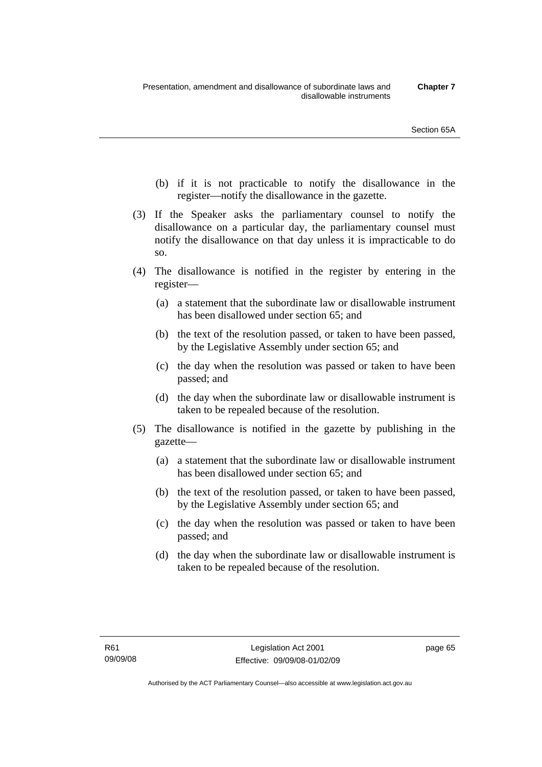(b) if it is not practicable to notify the disallowance in the register—notify the disallowance in the gazette.

(3) If the Speaker asks the parliamentary counsel to notify the disallowance on a particular day, the parliamentary counsel must notify the disallowance on that day unless it is impracticable to do so.

(4) The disallowance is notified in the register by entering in the register—

(a) a statement that the subordinate law or disallowable instrument has been disallowed under section 65; and

(b) the text of the resolution passed, or taken to have been passed, by the Legislative Assembly under section 65; and

(c) the day when the resolution was passed or taken to have been passed; and

(d) the day when the subordinate law or disallowable instrument is taken to be repealed because of the resolution.

(5) The disallowance is notified in the gazette by publishing in the gazette—

(a) a statement that the subordinate law or disallowable instrument has been disallowed under section 65; and

(b) the text of the resolution passed, or taken to have been passed, by the Legislative Assembly under section 65; and

(c) the day when the resolution was passed or taken to have been passed; and

(d) the day when the subordinate law or disallowable instrument is taken to be repealed because of the resolution.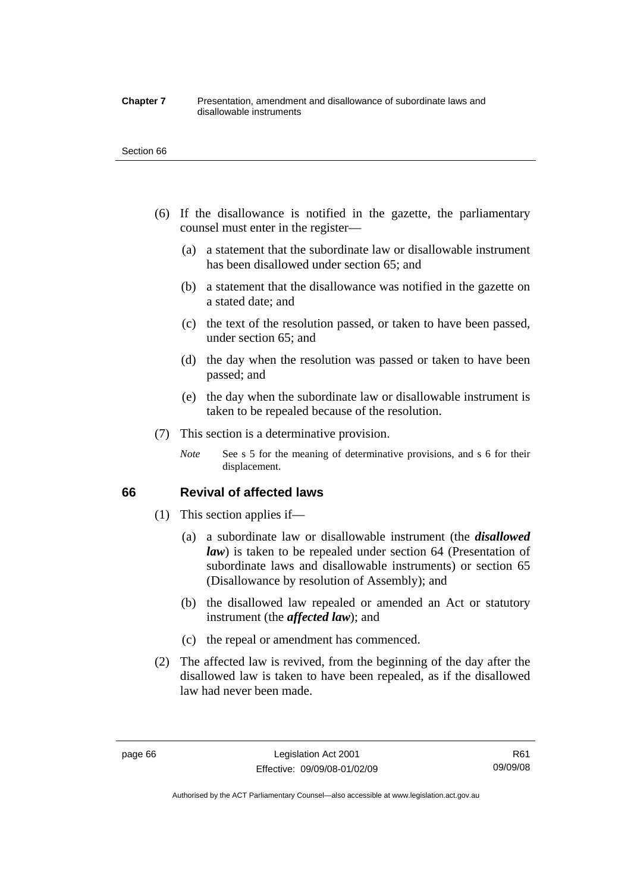(6) If the disallowance is notified in the gazette, the parliamentary counsel must enter in the register—

(a) a statement that the subordinate law or disallowable instrument has been disallowed under section 65; and

(b) a statement that the disallowance was notified in the gazette on a stated date; and

(c) the text of the resolution passed, or taken to have been passed, under section 65; and

(d) the day when the resolution was passed or taken to have been passed; and

(e) the day when the subordinate law or disallowable instrument is taken to be repealed because of the resolution.

(7) This section is a determinative provision.

*Note* See s 5 for the meaning of determinative provisions, and s 6 for their displacement.

## 66 Revival of affected laws

(1) This section applies if—

(a) a subordinate law or disallowable instrument (the ***disallowed law***) is taken to be repealed under section 64 (Presentation of subordinate laws and disallowable instruments) or section 65 (Disallowance by resolution of Assembly); and

(b) the disallowed law repealed or amended an Act or statutory instrument (the ***affected law***); and

(c) the repeal or amendment has commenced.

(2) The affected law is revived, from the beginning of the day after the disallowed law is taken to have been repealed, as if the disallowed law had never been made.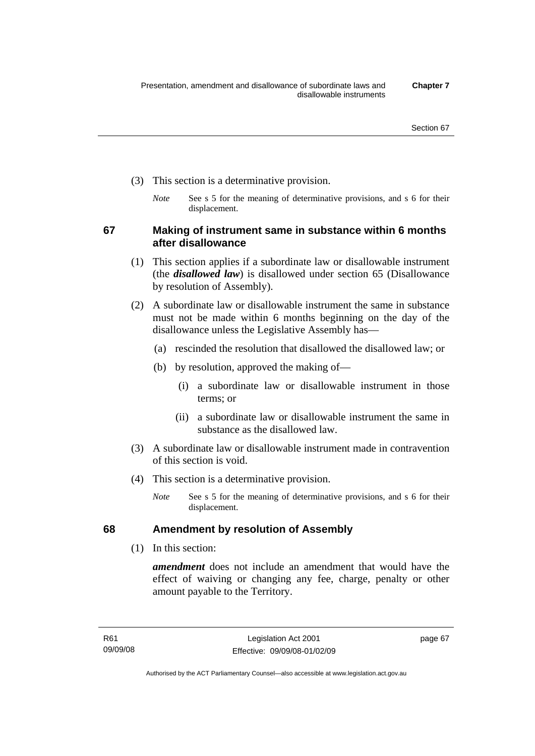(3) This section is a determinative provision.

*Note* See s 5 for the meaning of determinative provisions, and s 6 for their displacement.

## 67 Making of instrument same in substance within 6 months after disallowance

(1) This section applies if a subordinate law or disallowable instrument (the ***disallowed law***) is disallowed under section 65 (Disallowance by resolution of Assembly).

(2) A subordinate law or disallowable instrument the same in substance must not be made within 6 months beginning on the day of the disallowance unless the Legislative Assembly has—

(a) rescinded the resolution that disallowed the disallowed law; or

(b) by resolution, approved the making of—

(i) a subordinate law or disallowable instrument in those terms; or

(ii) a subordinate law or disallowable instrument the same in substance as the disallowed law.

(3) A subordinate law or disallowable instrument made in contravention of this section is void.

(4) This section is a determinative provision.

*Note* See s 5 for the meaning of determinative provisions, and s 6 for their displacement.

## 68 Amendment by resolution of Assembly

(1) In this section:

***amendment*** does not include an amendment that would have the effect of waiving or changing any fee, charge, penalty or other amount payable to the Territory.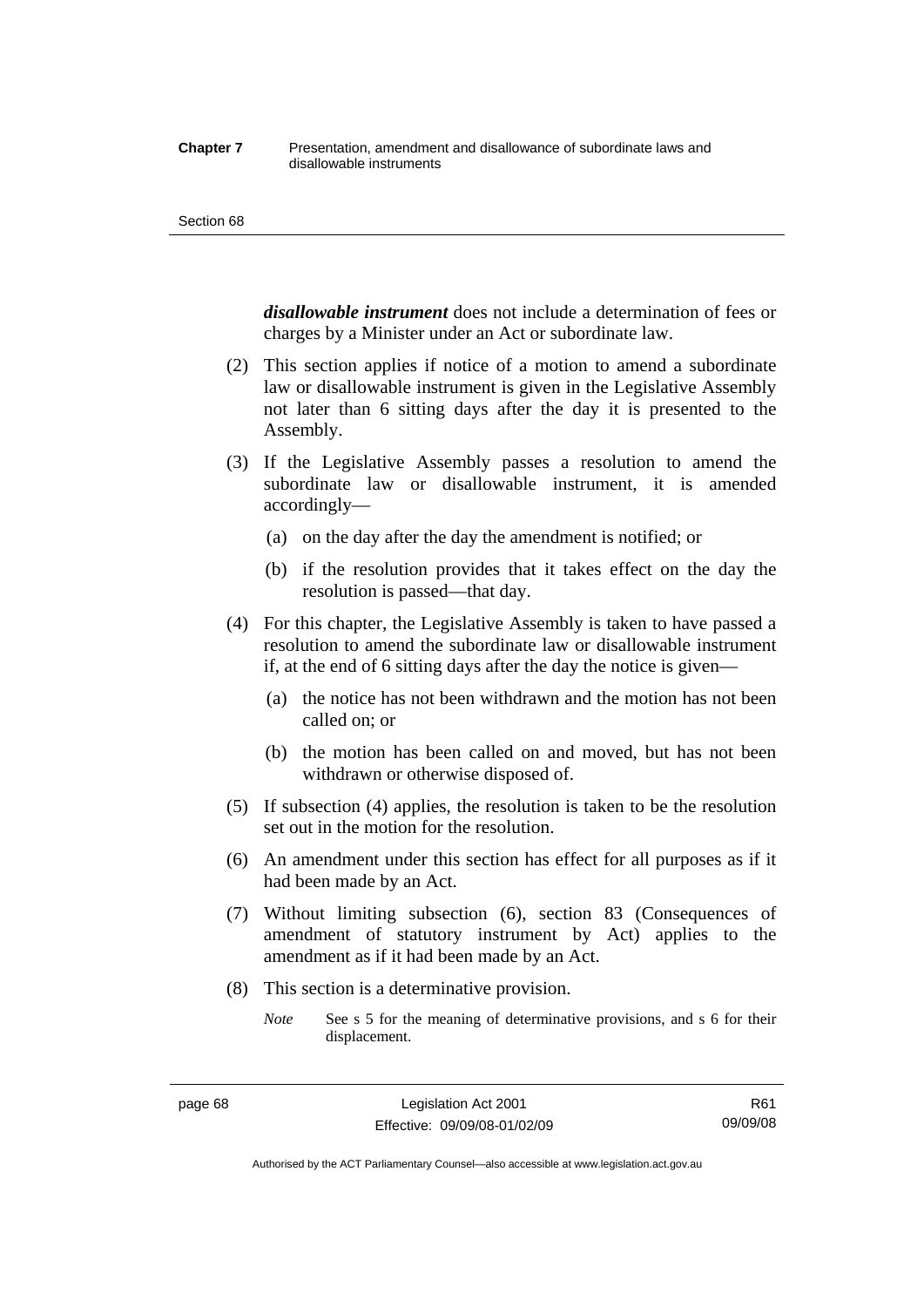***disallowable instrument*** does not include a determination of fees or charges by a Minister under an Act or subordinate law.

(2) This section applies if notice of a motion to amend a subordinate law or disallowable instrument is given in the Legislative Assembly not later than 6 sitting days after the day it is presented to the Assembly.

(3) If the Legislative Assembly passes a resolution to amend the subordinate law or disallowable instrument, it is amended accordingly—

(a) on the day after the day the amendment is notified; or

(b) if the resolution provides that it takes effect on the day the resolution is passed—that day.

(4) For this chapter, the Legislative Assembly is taken to have passed a resolution to amend the subordinate law or disallowable instrument if, at the end of 6 sitting days after the day the notice is given—

(a) the notice has not been withdrawn and the motion has not been called on; or

(b) the motion has been called on and moved, but has not been withdrawn or otherwise disposed of.

(5) If subsection (4) applies, the resolution is taken to be the resolution set out in the motion for the resolution.

(6) An amendment under this section has effect for all purposes as if it had been made by an Act.

(7) Without limiting subsection (6), section 83 (Consequences of amendment of statutory instrument by Act) applies to the amendment as if it had been made by an Act.

(8) This section is a determinative provision.

*Note* See s 5 for the meaning of determinative provisions, and s 6 for their displacement.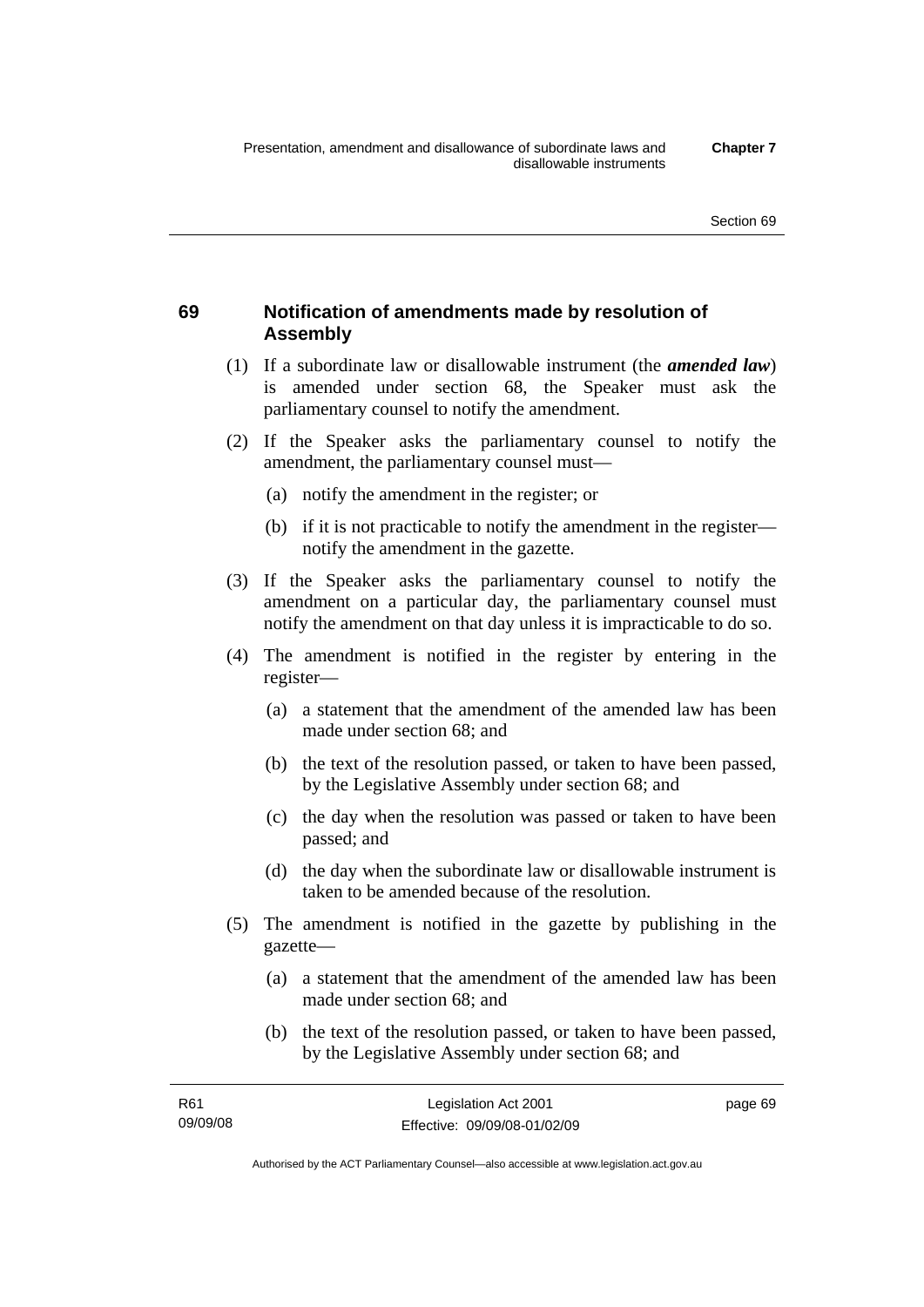## 69 Notification of amendments made by resolution of Assembly

(1) If a subordinate law or disallowable instrument (the ***amended law***) is amended under section 68, the Speaker must ask the parliamentary counsel to notify the amendment.

(2) If the Speaker asks the parliamentary counsel to notify the amendment, the parliamentary counsel must—

(a) notify the amendment in the register; or

(b) if it is not practicable to notify the amendment in the register—notify the amendment in the gazette.

(3) If the Speaker asks the parliamentary counsel to notify the amendment on a particular day, the parliamentary counsel must notify the amendment on that day unless it is impracticable to do so.

(4) The amendment is notified in the register by entering in the register—

(a) a statement that the amendment of the amended law has been made under section 68; and

(b) the text of the resolution passed, or taken to have been passed, by the Legislative Assembly under section 68; and

(c) the day when the resolution was passed or taken to have been passed; and

(d) the day when the subordinate law or disallowable instrument is taken to be amended because of the resolution.

(5) The amendment is notified in the gazette by publishing in the gazette—

(a) a statement that the amendment of the amended law has been made under section 68; and

(b) the text of the resolution passed, or taken to have been passed, by the Legislative Assembly under section 68; and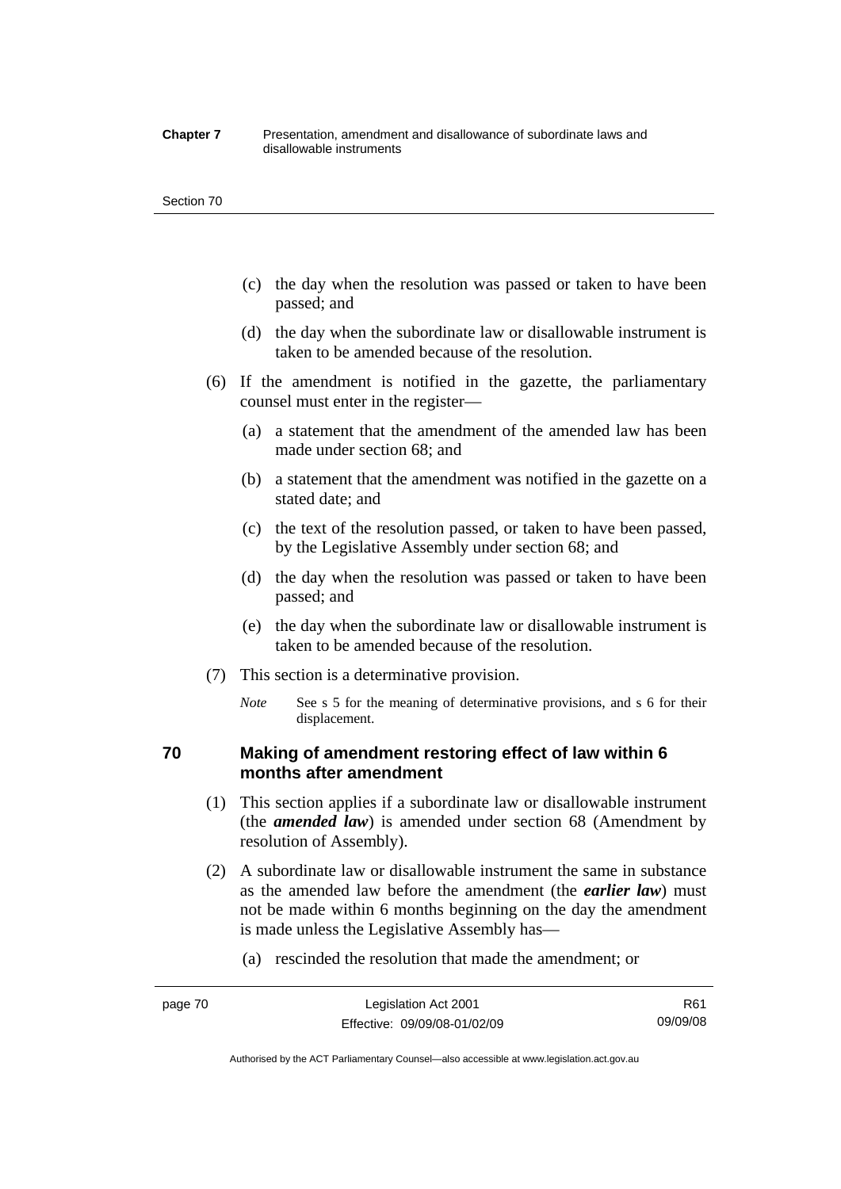(c) the day when the resolution was passed or taken to have been passed; and

(d) the day when the subordinate law or disallowable instrument is taken to be amended because of the resolution.

(6) If the amendment is notified in the gazette, the parliamentary counsel must enter in the register—

(a) a statement that the amendment of the amended law has been made under section 68; and

(b) a statement that the amendment was notified in the gazette on a stated date; and

(c) the text of the resolution passed, or taken to have been passed, by the Legislative Assembly under section 68; and

(d) the day when the resolution was passed or taken to have been passed; and

(e) the day when the subordinate law or disallowable instrument is taken to be amended because of the resolution.

(7) This section is a determinative provision.

*Note* See s 5 for the meaning of determinative provisions, and s 6 for their displacement.

## 70 Making of amendment restoring effect of law within 6 months after amendment

(1) This section applies if a subordinate law or disallowable instrument (the ***amended law***) is amended under section 68 (Amendment by resolution of Assembly).

(2) A subordinate law or disallowable instrument the same in substance as the amended law before the amendment (the ***earlier law***) must not be made within 6 months beginning on the day the amendment is made unless the Legislative Assembly has—

(a) rescinded the resolution that made the amendment; or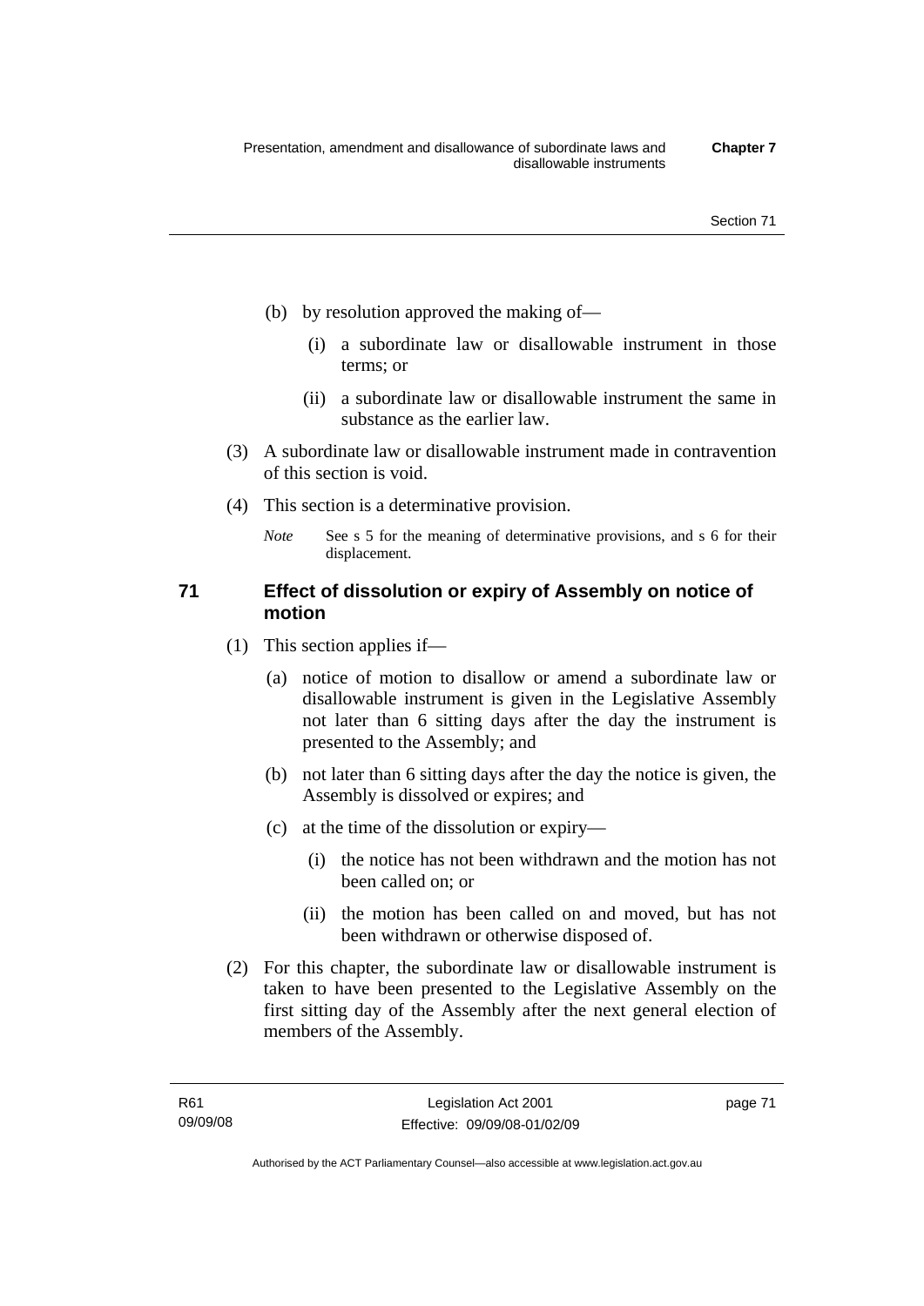(b) by resolution approved the making of—

   (i) a subordinate law or disallowable instrument in those terms; or

   (ii) a subordinate law or disallowable instrument the same in substance as the earlier law.

(3) A subordinate law or disallowable instrument made in contravention of this section is void.

(4) This section is a determinative provision.

*Note* See s 5 for the meaning of determinative provisions, and s 6 for their displacement.

## 71 Effect of dissolution or expiry of Assembly on notice of motion

(1) This section applies if—

   (a) notice of motion to disallow or amend a subordinate law or disallowable instrument is given in the Legislative Assembly not later than 6 sitting days after the day the instrument is presented to the Assembly; and

   (b) not later than 6 sitting days after the day the notice is given, the Assembly is dissolved or expires; and

   (c) at the time of the dissolution or expiry—

      (i) the notice has not been withdrawn and the motion has not been called on; or

      (ii) the motion has been called on and moved, but has not been withdrawn or otherwise disposed of.

(2) For this chapter, the subordinate law or disallowable instrument is taken to have been presented to the Legislative Assembly on the first sitting day of the Assembly after the next general election of members of the Assembly.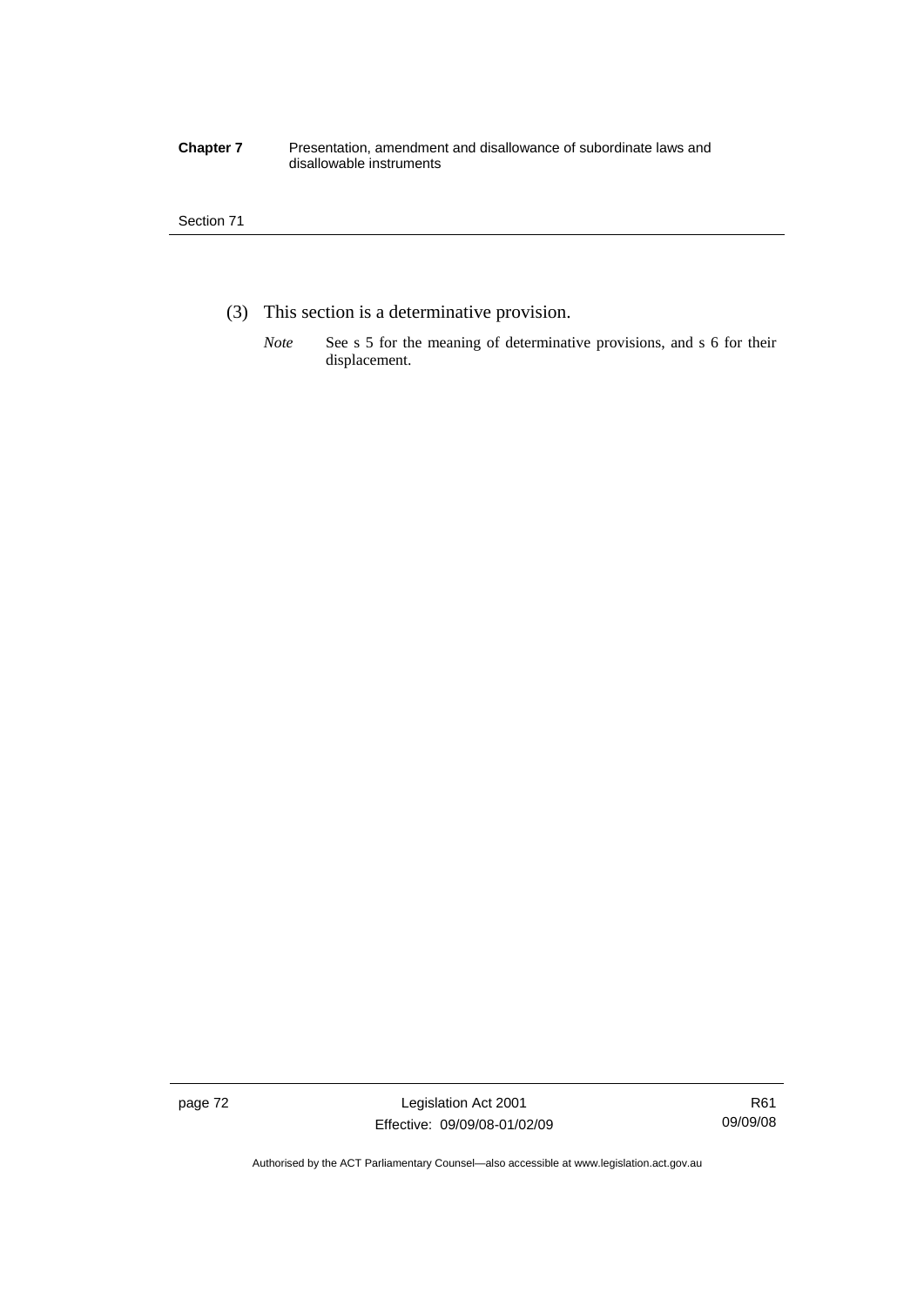(3) This section is a determinative provision.

*Note* See s 5 for the meaning of determinative provisions, and s 6 for their displacement.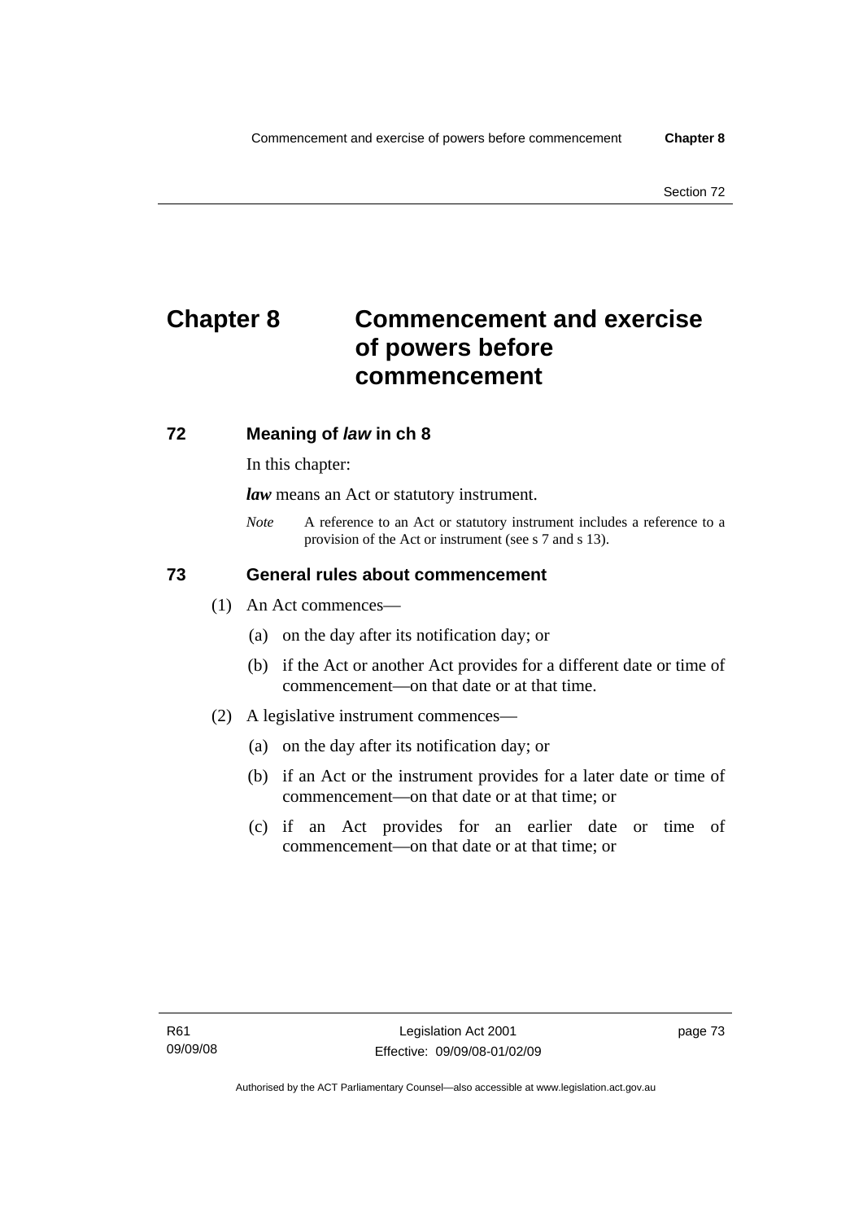# Chapter 8 Commencement and exercise of powers before commencement

## 72 Meaning of *law* in ch 8

In this chapter:

***law*** means an Act or statutory instrument.

*Note* A reference to an Act or statutory instrument includes a reference to a provision of the Act or instrument (see s 7 and s 13).

## 73 General rules about commencement

(1) An Act commences—

(a) on the day after its notification day; or

(b) if the Act or another Act provides for a different date or time of commencement—on that date or at that time.

(2) A legislative instrument commences—

(a) on the day after its notification day; or

(b) if an Act or the instrument provides for a later date or time of commencement—on that date or at that time; or

(c) if an Act provides for an earlier date or time of commencement—on that date or at that time; or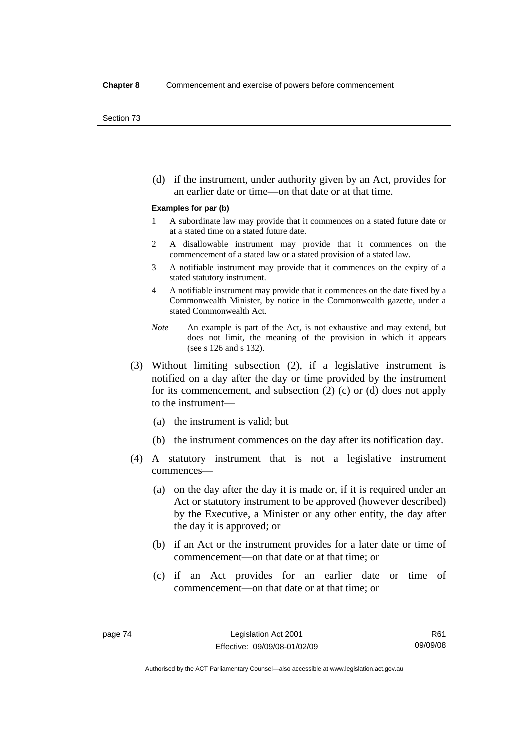(d) if the instrument, under authority given by an Act, provides for an earlier date or time—on that date or at that time.

**Examples for par (b)**

1 A subordinate law may provide that it commences on a stated future date or at a stated time on a stated future date.

2 A disallowable instrument may provide that it commences on the commencement of a stated law or a stated provision of a stated law.

3 A notifiable instrument may provide that it commences on the expiry of a stated statutory instrument.

4 A notifiable instrument may provide that it commences on the date fixed by a Commonwealth Minister, by notice in the Commonwealth gazette, under a stated Commonwealth Act.

*Note* An example is part of the Act, is not exhaustive and may extend, but does not limit, the meaning of the provision in which it appears (see s 126 and s 132).

(3) Without limiting subsection (2), if a legislative instrument is notified on a day after the day or time provided by the instrument for its commencement, and subsection (2) (c) or (d) does not apply to the instrument—

(a) the instrument is valid; but

(b) the instrument commences on the day after its notification day.

(4) A statutory instrument that is not a legislative instrument commences—

(a) on the day after the day it is made or, if it is required under an Act or statutory instrument to be approved (however described) by the Executive, a Minister or any other entity, the day after the day it is approved; or

(b) if an Act or the instrument provides for a later date or time of commencement—on that date or at that time; or

(c) if an Act provides for an earlier date or time of commencement—on that date or at that time; or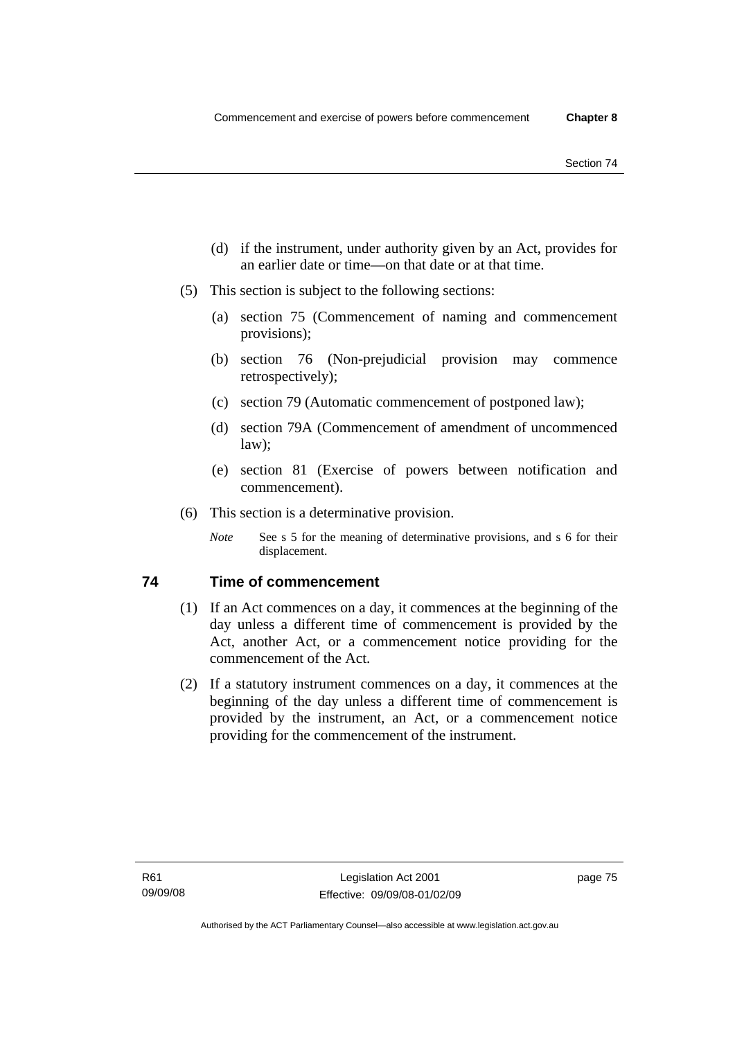(d) if the instrument, under authority given by an Act, provides for an earlier date or time—on that date or at that time.

(5) This section is subject to the following sections:

(a) section 75 (Commencement of naming and commencement provisions);

(b) section 76 (Non-prejudicial provision may commence retrospectively);

(c) section 79 (Automatic commencement of postponed law);

(d) section 79A (Commencement of amendment of uncommenced law);

(e) section 81 (Exercise of powers between notification and commencement).

(6) This section is a determinative provision.

*Note* See s 5 for the meaning of determinative provisions, and s 6 for their displacement.

## 74 Time of commencement

(1) If an Act commences on a day, it commences at the beginning of the day unless a different time of commencement is provided by the Act, another Act, or a commencement notice providing for the commencement of the Act.

(2) If a statutory instrument commences on a day, it commences at the beginning of the day unless a different time of commencement is provided by the instrument, an Act, or a commencement notice providing for the commencement of the instrument.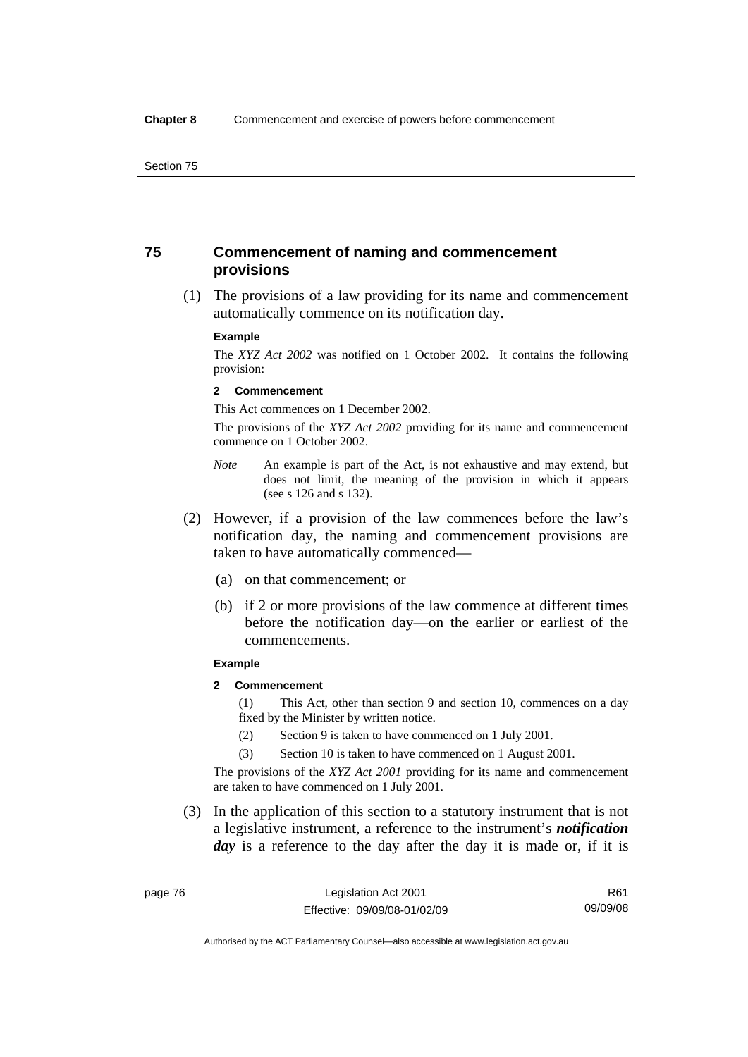## 75 Commencement of naming and commencement provisions

(1) The provisions of a law providing for its name and commencement automatically commence on its notification day.

**Example**

The *XYZ Act 2002* was notified on 1 October 2002. It contains the following provision:

**2 Commencement**

This Act commences on 1 December 2002.

The provisions of the *XYZ Act 2002* providing for its name and commencement commence on 1 October 2002.

*Note* An example is part of the Act, is not exhaustive and may extend, but does not limit, the meaning of the provision in which it appears (see s 126 and s 132).

(2) However, if a provision of the law commences before the law's notification day, the naming and commencement provisions are taken to have automatically commenced—

(a) on that commencement; or

(b) if 2 or more provisions of the law commence at different times before the notification day—on the earlier or earliest of the commencements.

**Example**

**2 Commencement**

(1) This Act, other than section 9 and section 10, commences on a day fixed by the Minister by written notice.

(2) Section 9 is taken to have commenced on 1 July 2001.

(3) Section 10 is taken to have commenced on 1 August 2001.

The provisions of the *XYZ Act 2001* providing for its name and commencement are taken to have commenced on 1 July 2001.

(3) In the application of this section to a statutory instrument that is not a legislative instrument, a reference to the instrument's ***notification day*** is a reference to the day after the day it is made or, if it is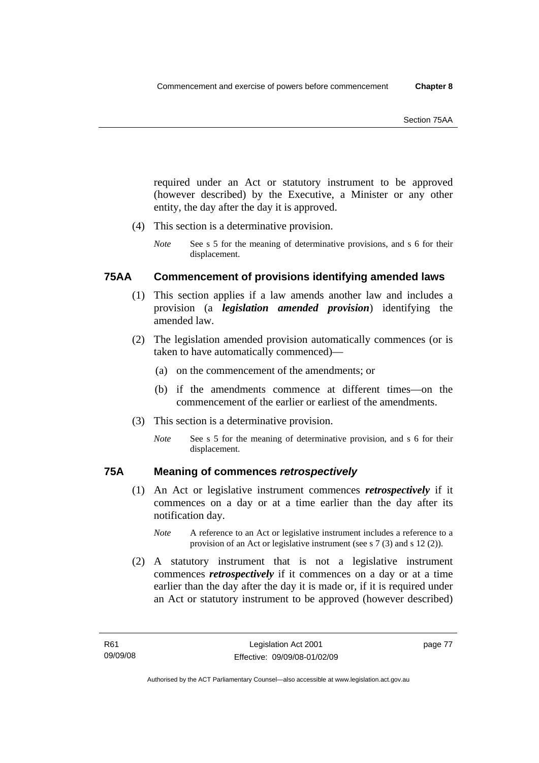required under an Act or statutory instrument to be approved (however described) by the Executive, a Minister or any other entity, the day after the day it is approved.

(4) This section is a determinative provision.

*Note* See s 5 for the meaning of determinative provisions, and s 6 for their displacement.

### 75AA Commencement of provisions identifying amended laws

(1) This section applies if a law amends another law and includes a provision (a ***legislation amended provision***) identifying the amended law.

(2) The legislation amended provision automatically commences (or is taken to have automatically commenced)—

(a) on the commencement of the amendments; or

(b) if the amendments commence at different times—on the commencement of the earlier or earliest of the amendments.

(3) This section is a determinative provision.

*Note* See s 5 for the meaning of determinative provision, and s 6 for their displacement.

### 75A Meaning of commences *retrospectively*

(1) An Act or legislative instrument commences ***retrospectively*** if it commences on a day or at a time earlier than the day after its notification day.

*Note* A reference to an Act or legislative instrument includes a reference to a provision of an Act or legislative instrument (see s 7 (3) and s 12 (2)).

(2) A statutory instrument that is not a legislative instrument commences ***retrospectively*** if it commences on a day or at a time earlier than the day after the day it is made or, if it is required under an Act or statutory instrument to be approved (however described)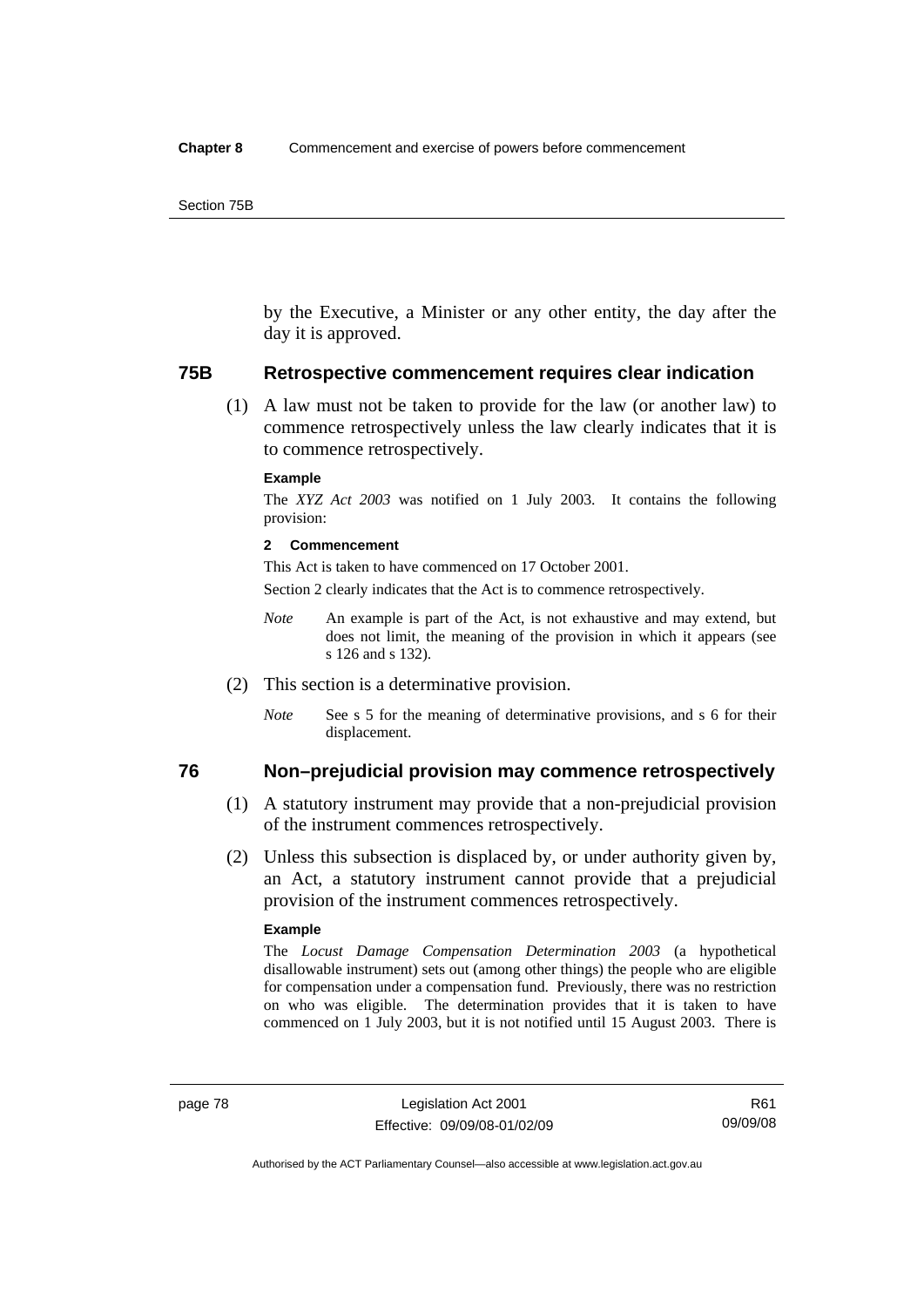by the Executive, a Minister or any other entity, the day after the day it is approved.

## 75B Retrospective commencement requires clear indication

(1) A law must not be taken to provide for the law (or another law) to commence retrospectively unless the law clearly indicates that it is to commence retrospectively.

**Example**

The *XYZ Act 2003* was notified on 1 July 2003. It contains the following provision:

**2 Commencement**

This Act is taken to have commenced on 17 October 2001.

Section 2 clearly indicates that the Act is to commence retrospectively.

*Note* An example is part of the Act, is not exhaustive and may extend, but does not limit, the meaning of the provision in which it appears (see s 126 and s 132).

(2) This section is a determinative provision.

*Note* See s 5 for the meaning of determinative provisions, and s 6 for their displacement.

## 76 Non–prejudicial provision may commence retrospectively

(1) A statutory instrument may provide that a non-prejudicial provision of the instrument commences retrospectively.

(2) Unless this subsection is displaced by, or under authority given by, an Act, a statutory instrument cannot provide that a prejudicial provision of the instrument commences retrospectively.

**Example**

The *Locust Damage Compensation Determination 2003* (a hypothetical disallowable instrument) sets out (among other things) the people who are eligible for compensation under a compensation fund. Previously, there was no restriction on who was eligible. The determination provides that it is taken to have commenced on 1 July 2003, but it is not notified until 15 August 2003. There is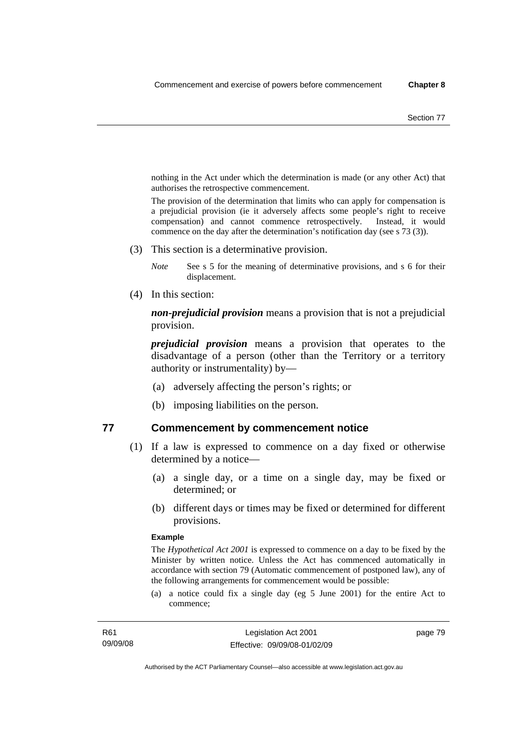nothing in the Act under which the determination is made (or any other Act) that authorises the retrospective commencement.

The provision of the determination that limits who can apply for compensation is a prejudicial provision (ie it adversely affects some people's right to receive compensation) and cannot commence retrospectively. Instead, it would commence on the day after the determination's notification day (see s 73 (3)).

(3) This section is a determinative provision.

*Note* See s 5 for the meaning of determinative provisions, and s 6 for their displacement.

(4) In this section:

***non-prejudicial provision*** means a provision that is not a prejudicial provision.

***prejudicial provision*** means a provision that operates to the disadvantage of a person (other than the Territory or a territory authority or instrumentality) by—

(a) adversely affecting the person's rights; or

(b) imposing liabilities on the person.

## 77 Commencement by commencement notice

(1) If a law is expressed to commence on a day fixed or otherwise determined by a notice—

(a) a single day, or a time on a single day, may be fixed or determined; or

(b) different days or times may be fixed or determined for different provisions.

**Example**

The *Hypothetical Act 2001* is expressed to commence on a day to be fixed by the Minister by written notice. Unless the Act has commenced automatically in accordance with section 79 (Automatic commencement of postponed law), any of the following arrangements for commencement would be possible:

(a) a notice could fix a single day (eg 5 June 2001) for the entire Act to commence;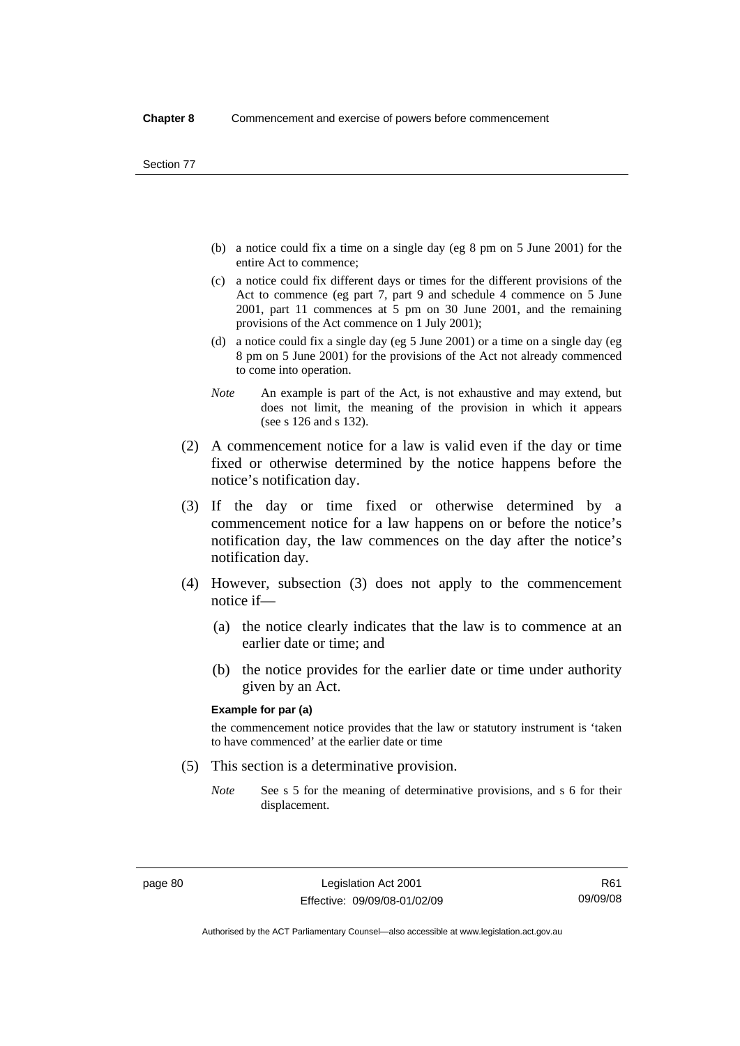(b) a notice could fix a time on a single day (eg 8 pm on 5 June 2001) for the entire Act to commence;

(c) a notice could fix different days or times for the different provisions of the Act to commence (eg part 7, part 9 and schedule 4 commence on 5 June 2001, part 11 commences at 5 pm on 30 June 2001, and the remaining provisions of the Act commence on 1 July 2001);

(d) a notice could fix a single day (eg 5 June 2001) or a time on a single day (eg 8 pm on 5 June 2001) for the provisions of the Act not already commenced to come into operation.

*Note* An example is part of the Act, is not exhaustive and may extend, but does not limit, the meaning of the provision in which it appears (see s 126 and s 132).

(2) A commencement notice for a law is valid even if the day or time fixed or otherwise determined by the notice happens before the notice's notification day.

(3) If the day or time fixed or otherwise determined by a commencement notice for a law happens on or before the notice's notification day, the law commences on the day after the notice's notification day.

(4) However, subsection (3) does not apply to the commencement notice if—

(a) the notice clearly indicates that the law is to commence at an earlier date or time; and

(b) the notice provides for the earlier date or time under authority given by an Act.

**Example for par (a)**

the commencement notice provides that the law or statutory instrument is 'taken to have commenced' at the earlier date or time

(5) This section is a determinative provision.

*Note* See s 5 for the meaning of determinative provisions, and s 6 for their displacement.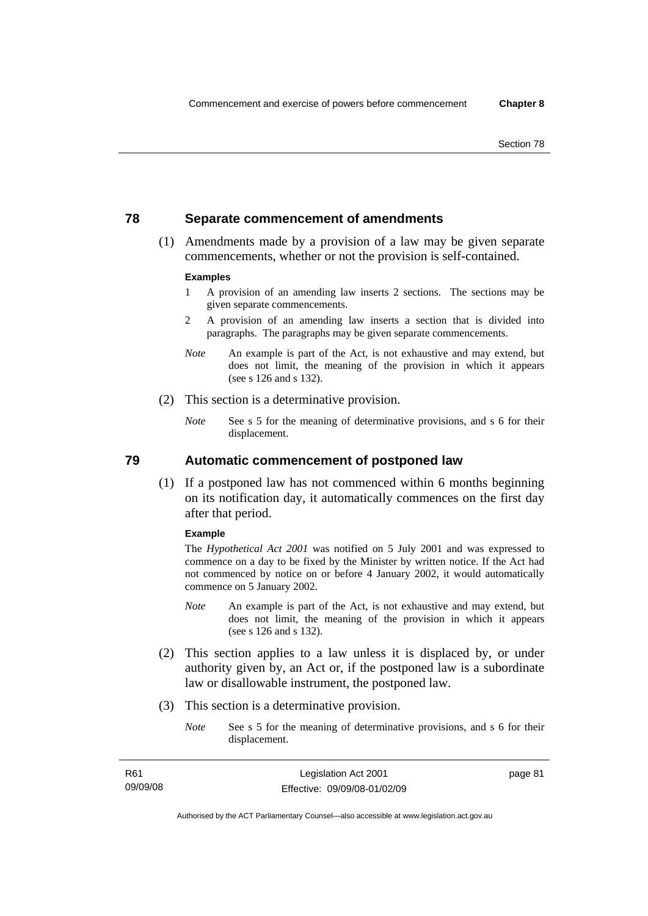## 78 Separate commencement of amendments

(1) Amendments made by a provision of a law may be given separate commencements, whether or not the provision is self-contained.

**Examples**

1. A provision of an amending law inserts 2 sections. The sections may be given separate commencements.
2. A provision of an amending law inserts a section that is divided into paragraphs. The paragraphs may be given separate commencements.

*Note* An example is part of the Act, is not exhaustive and may extend, but does not limit, the meaning of the provision in which it appears (see s 126 and s 132).

(2) This section is a determinative provision.

*Note* See s 5 for the meaning of determinative provisions, and s 6 for their displacement.

## 79 Automatic commencement of postponed law

(1) If a postponed law has not commenced within 6 months beginning on its notification day, it automatically commences on the first day after that period.

**Example**

The *Hypothetical Act 2001* was notified on 5 July 2001 and was expressed to commence on a day to be fixed by the Minister by written notice. If the Act had not commenced by notice on or before 4 January 2002, it would automatically commence on 5 January 2002.

*Note* An example is part of the Act, is not exhaustive and may extend, but does not limit, the meaning of the provision in which it appears (see s 126 and s 132).

(2) This section applies to a law unless it is displaced by, or under authority given by, an Act or, if the postponed law is a subordinate law or disallowable instrument, the postponed law.

(3) This section is a determinative provision.

*Note* See s 5 for the meaning of determinative provisions, and s 6 for their displacement.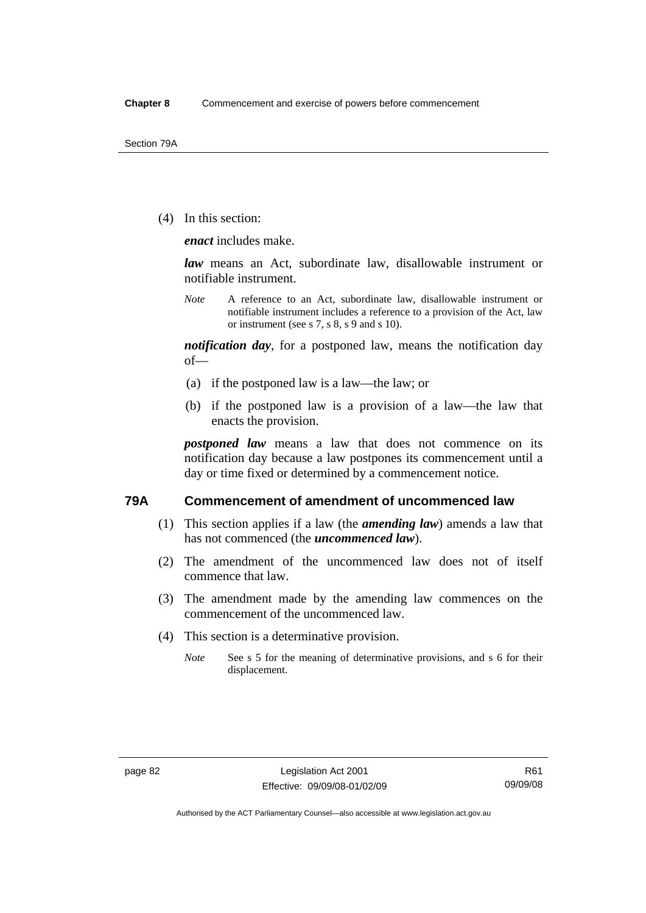(4) In this section:

***enact*** includes make.

***law*** means an Act, subordinate law, disallowable instrument or notifiable instrument.

*Note* A reference to an Act, subordinate law, disallowable instrument or notifiable instrument includes a reference to a provision of the Act, law or instrument (see s 7, s 8, s 9 and s 10).

***notification day***, for a postponed law, means the notification day of—

(a) if the postponed law is a law—the law; or

(b) if the postponed law is a provision of a law—the law that enacts the provision.

***postponed law*** means a law that does not commence on its notification day because a law postpones its commencement until a day or time fixed or determined by a commencement notice.

## 79A Commencement of amendment of uncommenced law

(1) This section applies if a law (the ***amending law***) amends a law that has not commenced (the ***uncommenced law***).

(2) The amendment of the uncommenced law does not of itself commence that law.

(3) The amendment made by the amending law commences on the commencement of the uncommenced law.

(4) This section is a determinative provision.

*Note* See s 5 for the meaning of determinative provisions, and s 6 for their displacement.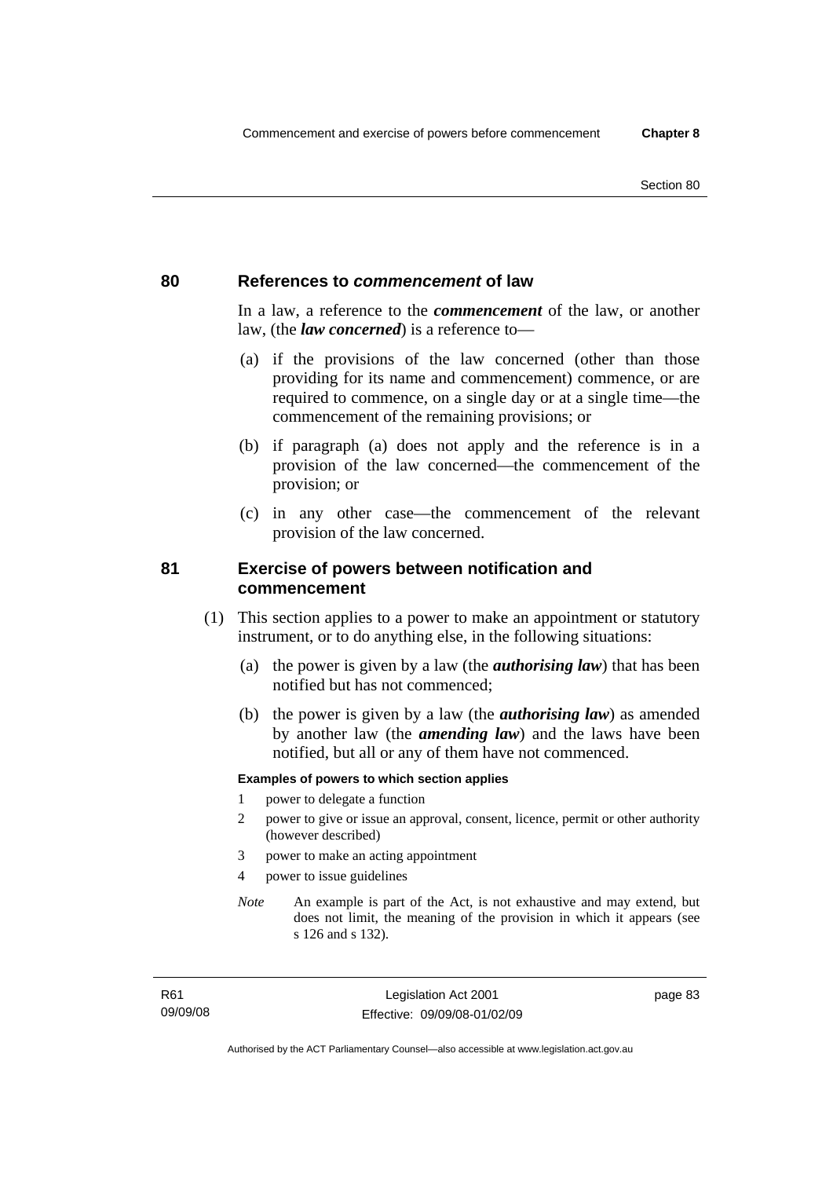## 80 References to *commencement* of law

In a law, a reference to the ***commencement*** of the law, or another law, (the ***law concerned***) is a reference to—

(a) if the provisions of the law concerned (other than those providing for its name and commencement) commence, or are required to commence, on a single day or at a single time—the commencement of the remaining provisions; or

(b) if paragraph (a) does not apply and the reference is in a provision of the law concerned—the commencement of the provision; or

(c) in any other case—the commencement of the relevant provision of the law concerned.

## 81 Exercise of powers between notification and commencement

(1) This section applies to a power to make an appointment or statutory instrument, or to do anything else, in the following situations:

(a) the power is given by a law (the ***authorising law***) that has been notified but has not commenced;

(b) the power is given by a law (the ***authorising law***) as amended by another law (the ***amending law***) and the laws have been notified, but all or any of them have not commenced.

**Examples of powers to which section applies**

1 power to delegate a function

2 power to give or issue an approval, consent, licence, permit or other authority (however described)

3 power to make an acting appointment

4 power to issue guidelines

*Note* An example is part of the Act, is not exhaustive and may extend, but does not limit, the meaning of the provision in which it appears (see s 126 and s 132).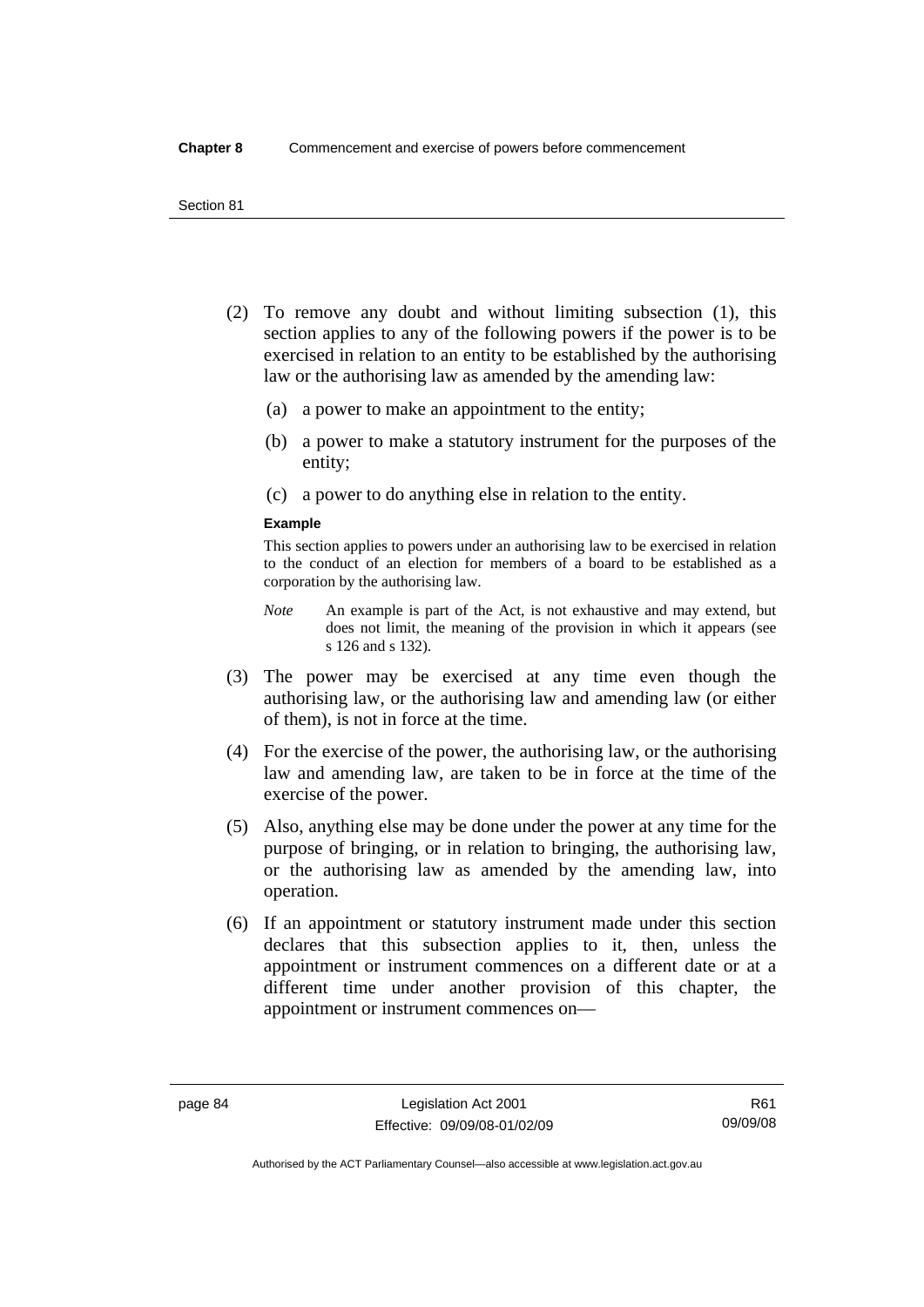(2) To remove any doubt and without limiting subsection (1), this section applies to any of the following powers if the power is to be exercised in relation to an entity to be established by the authorising law or the authorising law as amended by the amending law:

(a) a power to make an appointment to the entity;

(b) a power to make a statutory instrument for the purposes of the entity;

(c) a power to do anything else in relation to the entity.

**Example**

This section applies to powers under an authorising law to be exercised in relation to the conduct of an election for members of a board to be established as a corporation by the authorising law.

*Note* An example is part of the Act, is not exhaustive and may extend, but does not limit, the meaning of the provision in which it appears (see s 126 and s 132).

(3) The power may be exercised at any time even though the authorising law, or the authorising law and amending law (or either of them), is not in force at the time.

(4) For the exercise of the power, the authorising law, or the authorising law and amending law, are taken to be in force at the time of the exercise of the power.

(5) Also, anything else may be done under the power at any time for the purpose of bringing, or in relation to bringing, the authorising law, or the authorising law as amended by the amending law, into operation.

(6) If an appointment or statutory instrument made under this section declares that this subsection applies to it, then, unless the appointment or instrument commences on a different date or at a different time under another provision of this chapter, the appointment or instrument commences on—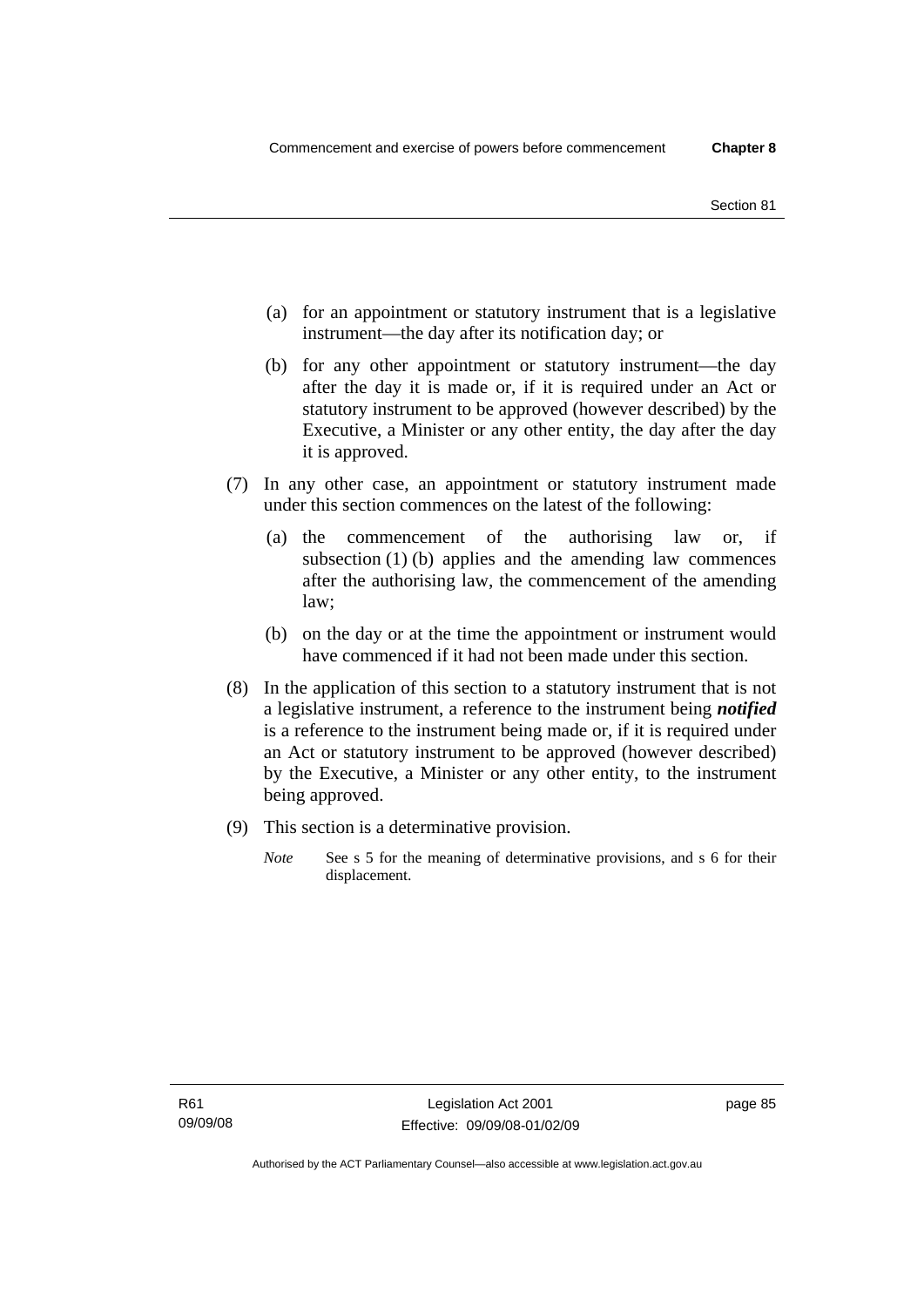(a) for an appointment or statutory instrument that is a legislative instrument—the day after its notification day; or

(b) for any other appointment or statutory instrument—the day after the day it is made or, if it is required under an Act or statutory instrument to be approved (however described) by the Executive, a Minister or any other entity, the day after the day it is approved.

(7) In any other case, an appointment or statutory instrument made under this section commences on the latest of the following:

(a) the commencement of the authorising law or, if subsection (1) (b) applies and the amending law commences after the authorising law, the commencement of the amending law;

(b) on the day or at the time the appointment or instrument would have commenced if it had not been made under this section.

(8) In the application of this section to a statutory instrument that is not a legislative instrument, a reference to the instrument being ***notified*** is a reference to the instrument being made or, if it is required under an Act or statutory instrument to be approved (however described) by the Executive, a Minister or any other entity, to the instrument being approved.

(9) This section is a determinative provision.

*Note* See s 5 for the meaning of determinative provisions, and s 6 for their displacement.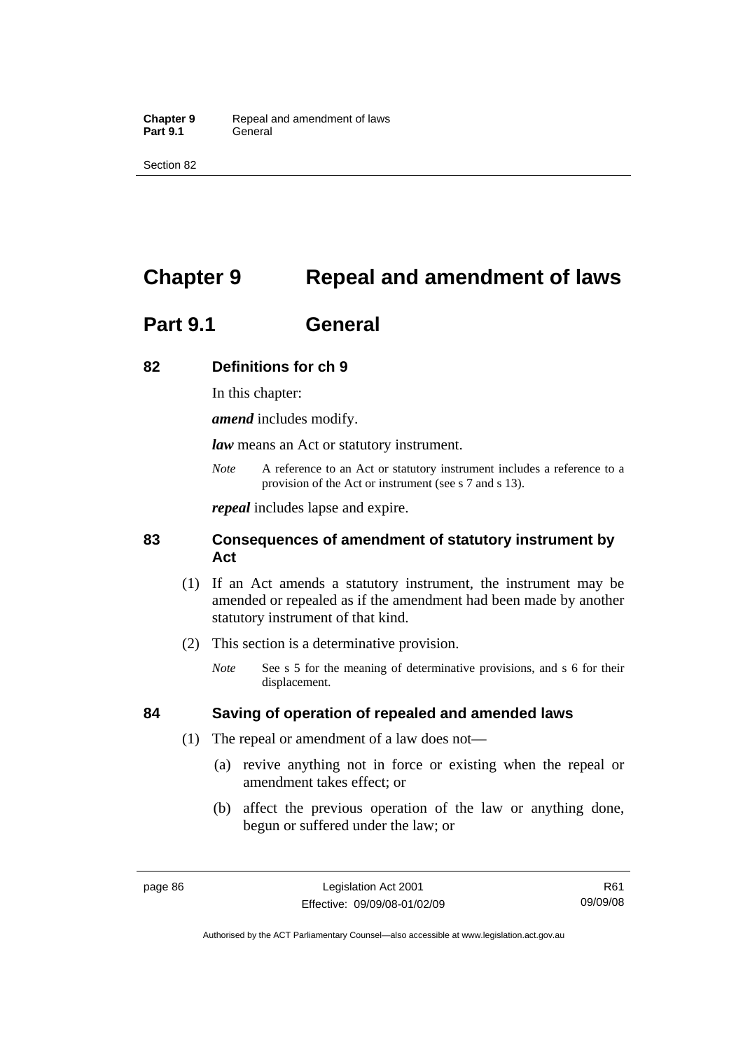# Chapter 9 Repeal and amendment of laws

## Part 9.1 General

### 82 Definitions for ch 9

In this chapter:

***amend*** includes modify.

***law*** means an Act or statutory instrument.

*Note* A reference to an Act or statutory instrument includes a reference to a provision of the Act or instrument (see s 7 and s 13).

***repeal*** includes lapse and expire.

### 83 Consequences of amendment of statutory instrument by Act

(1) If an Act amends a statutory instrument, the instrument may be amended or repealed as if the amendment had been made by another statutory instrument of that kind.

(2) This section is a determinative provision.

*Note* See s 5 for the meaning of determinative provisions, and s 6 for their displacement.

### 84 Saving of operation of repealed and amended laws

(1) The repeal or amendment of a law does not—

(a) revive anything not in force or existing when the repeal or amendment takes effect; or

(b) affect the previous operation of the law or anything done, begun or suffered under the law; or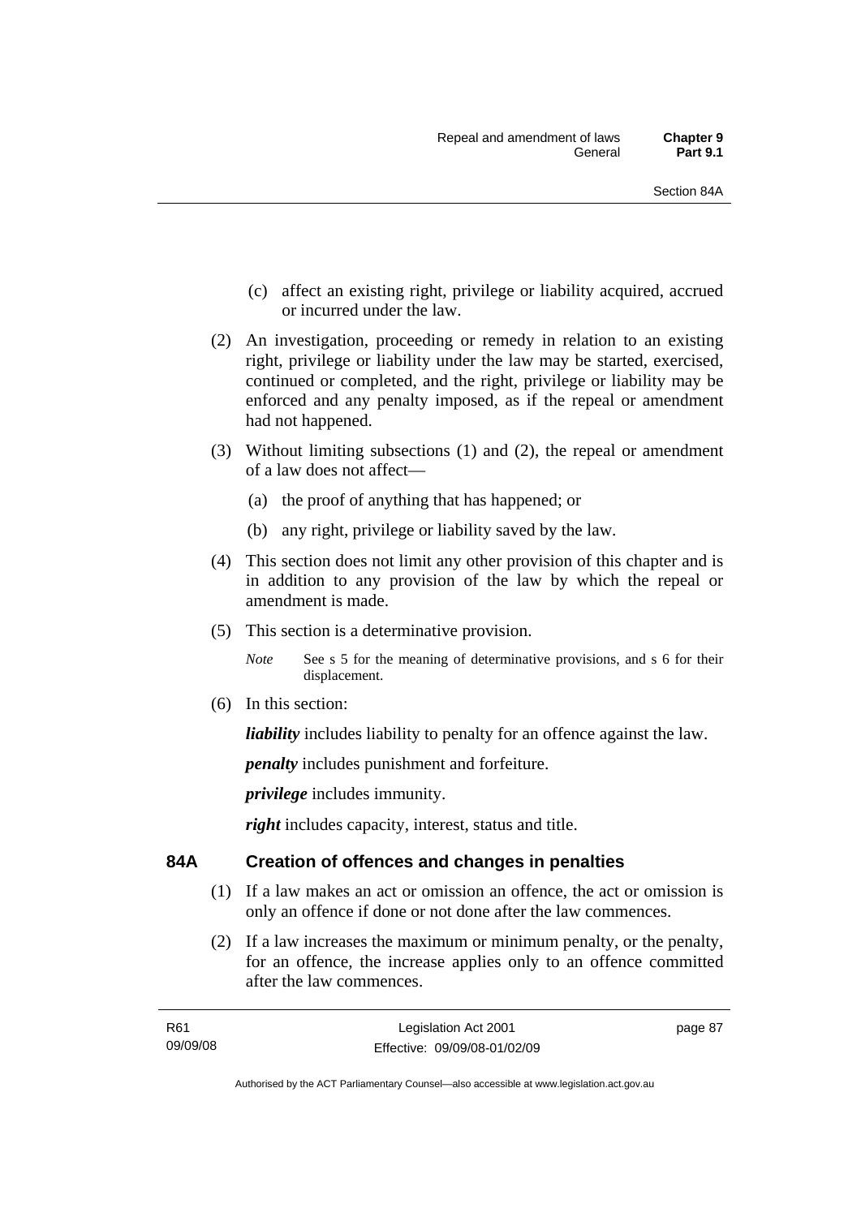(c) affect an existing right, privilege or liability acquired, accrued or incurred under the law.

(2) An investigation, proceeding or remedy in relation to an existing right, privilege or liability under the law may be started, exercised, continued or completed, and the right, privilege or liability may be enforced and any penalty imposed, as if the repeal or amendment had not happened.

(3) Without limiting subsections (1) and (2), the repeal or amendment of a law does not affect—

(a) the proof of anything that has happened; or

(b) any right, privilege or liability saved by the law.

(4) This section does not limit any other provision of this chapter and is in addition to any provision of the law by which the repeal or amendment is made.

(5) This section is a determinative provision.

*Note* See s 5 for the meaning of determinative provisions, and s 6 for their displacement.

(6) In this section:

***liability*** includes liability to penalty for an offence against the law.

***penalty*** includes punishment and forfeiture.

***privilege*** includes immunity.

***right*** includes capacity, interest, status and title.

## 84A Creation of offences and changes in penalties

(1) If a law makes an act or omission an offence, the act or omission is only an offence if done or not done after the law commences.

(2) If a law increases the maximum or minimum penalty, or the penalty, for an offence, the increase applies only to an offence committed after the law commences.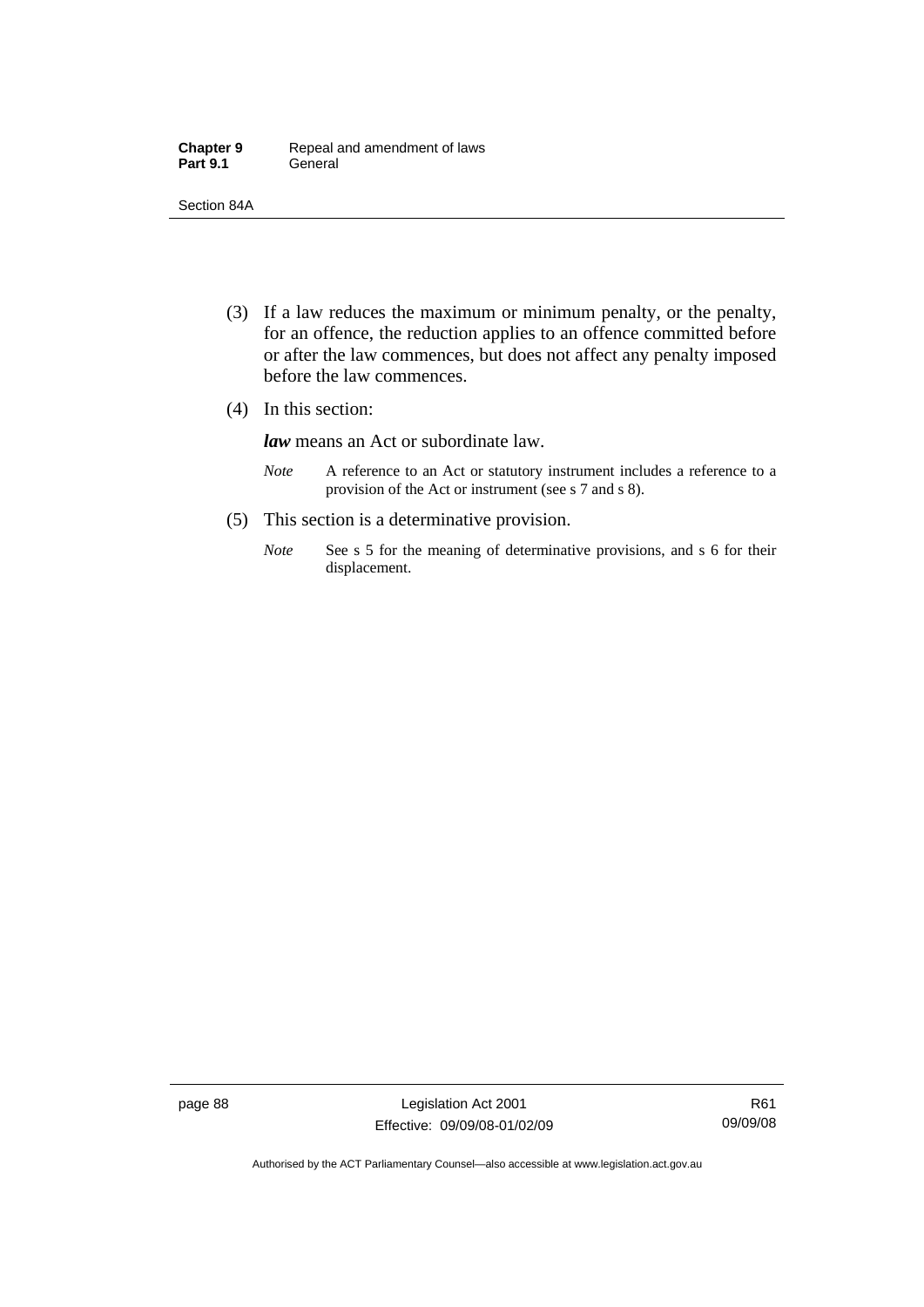(3) If a law reduces the maximum or minimum penalty, or the penalty, for an offence, the reduction applies to an offence committed before or after the law commences, but does not affect any penalty imposed before the law commences.

(4) In this section:

***law*** means an Act or subordinate law.

*Note* A reference to an Act or statutory instrument includes a reference to a provision of the Act or instrument (see s 7 and s 8).

(5) This section is a determinative provision.

*Note* See s 5 for the meaning of determinative provisions, and s 6 for their displacement.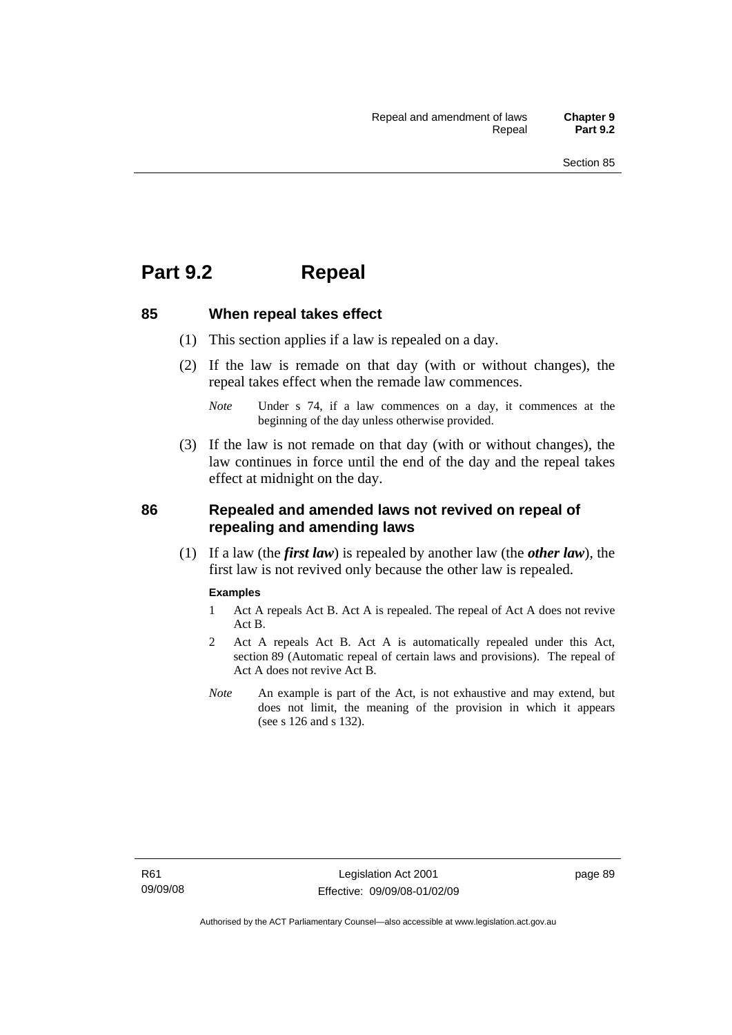# Part 9.2 Repeal

## 85 When repeal takes effect

(1) This section applies if a law is repealed on a day.

(2) If the law is remade on that day (with or without changes), the repeal takes effect when the remade law commences.

*Note* Under s 74, if a law commences on a day, it commences at the beginning of the day unless otherwise provided.

(3) If the law is not remade on that day (with or without changes), the law continues in force until the end of the day and the repeal takes effect at midnight on the day.

## 86 Repealed and amended laws not revived on repeal of repealing and amending laws

(1) If a law (the ***first law***) is repealed by another law (the ***other law***), the first law is not revived only because the other law is repealed.

**Examples**

1 Act A repeals Act B. Act A is repealed. The repeal of Act A does not revive Act B.

2 Act A repeals Act B. Act A is automatically repealed under this Act, section 89 (Automatic repeal of certain laws and provisions). The repeal of Act A does not revive Act B.

*Note* An example is part of the Act, is not exhaustive and may extend, but does not limit, the meaning of the provision in which it appears (see s 126 and s 132).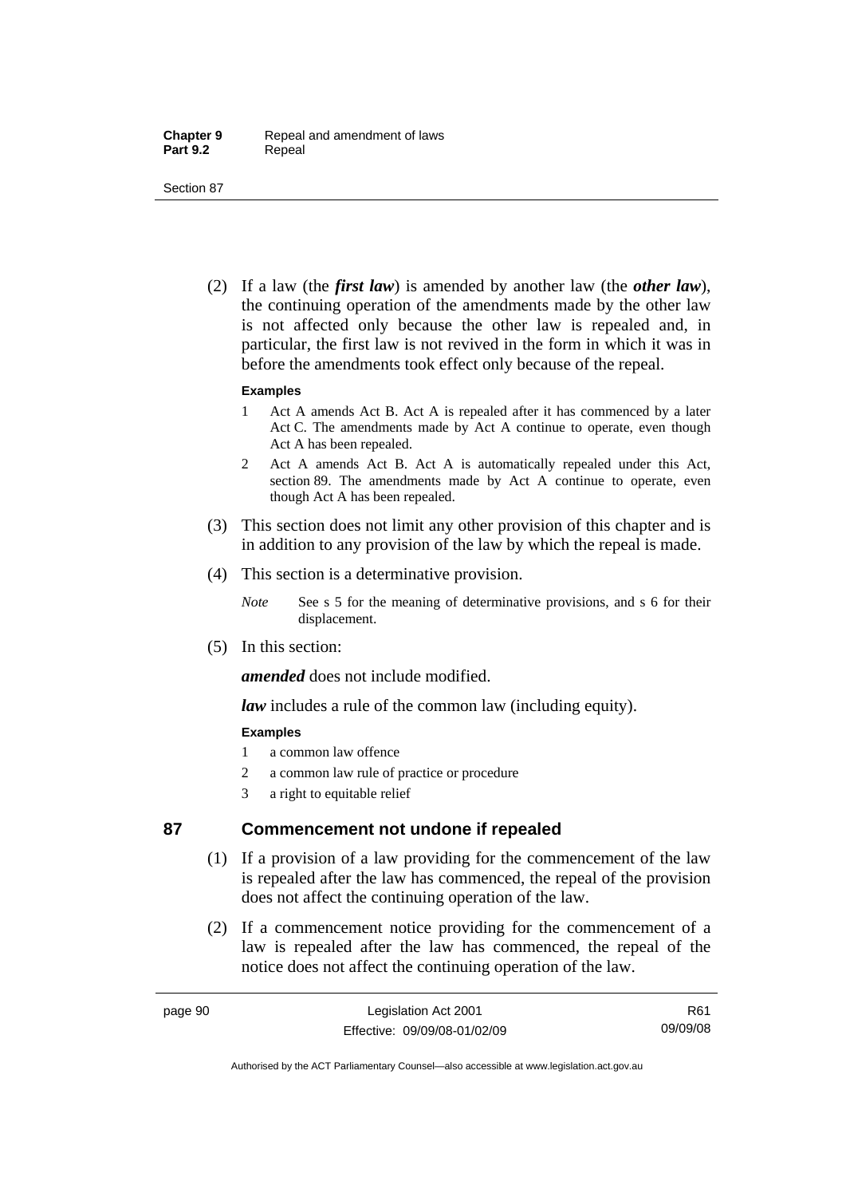(2) If a law (the ***first law***) is amended by another law (the ***other law***), the continuing operation of the amendments made by the other law is not affected only because the other law is repealed and, in particular, the first law is not revived in the form in which it was in before the amendments took effect only because of the repeal.

**Examples**

1. Act A amends Act B. Act A is repealed after it has commenced by a later Act C. The amendments made by Act A continue to operate, even though Act A has been repealed.
2. Act A amends Act B. Act A is automatically repealed under this Act, section 89. The amendments made by Act A continue to operate, even though Act A has been repealed.

(3) This section does not limit any other provision of this chapter and is in addition to any provision of the law by which the repeal is made.

(4) This section is a determinative provision.

*Note* See s 5 for the meaning of determinative provisions, and s 6 for their displacement.

(5) In this section:

***amended*** does not include modified.

***law*** includes a rule of the common law (including equity).

**Examples**

1. a common law offence
2. a common law rule of practice or procedure
3. a right to equitable relief

## 87 Commencement not undone if repealed

(1) If a provision of a law providing for the commencement of the law is repealed after the law has commenced, the repeal of the provision does not affect the continuing operation of the law.

(2) If a commencement notice providing for the commencement of a law is repealed after the law has commenced, the repeal of the notice does not affect the continuing operation of the law.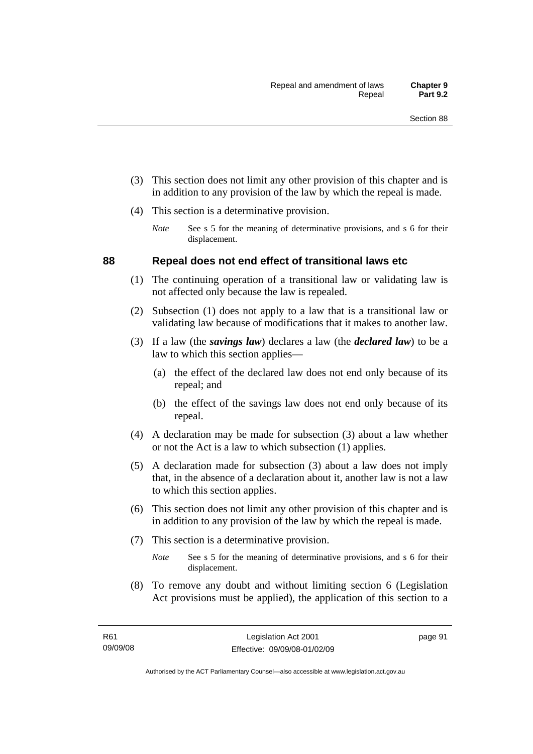(3) This section does not limit any other provision of this chapter and is in addition to any provision of the law by which the repeal is made.

(4) This section is a determinative provision.

*Note* See s 5 for the meaning of determinative provisions, and s 6 for their displacement.

## 88 Repeal does not end effect of transitional laws etc

(1) The continuing operation of a transitional law or validating law is not affected only because the law is repealed.

(2) Subsection (1) does not apply to a law that is a transitional law or validating law because of modifications that it makes to another law.

(3) If a law (the ***savings law***) declares a law (the ***declared law***) to be a law to which this section applies—

(a) the effect of the declared law does not end only because of its repeal; and

(b) the effect of the savings law does not end only because of its repeal.

(4) A declaration may be made for subsection (3) about a law whether or not the Act is a law to which subsection (1) applies.

(5) A declaration made for subsection (3) about a law does not imply that, in the absence of a declaration about it, another law is not a law to which this section applies.

(6) This section does not limit any other provision of this chapter and is in addition to any provision of the law by which the repeal is made.

(7) This section is a determinative provision.

*Note* See s 5 for the meaning of determinative provisions, and s 6 for their displacement.

(8) To remove any doubt and without limiting section 6 (Legislation Act provisions must be applied), the application of this section to a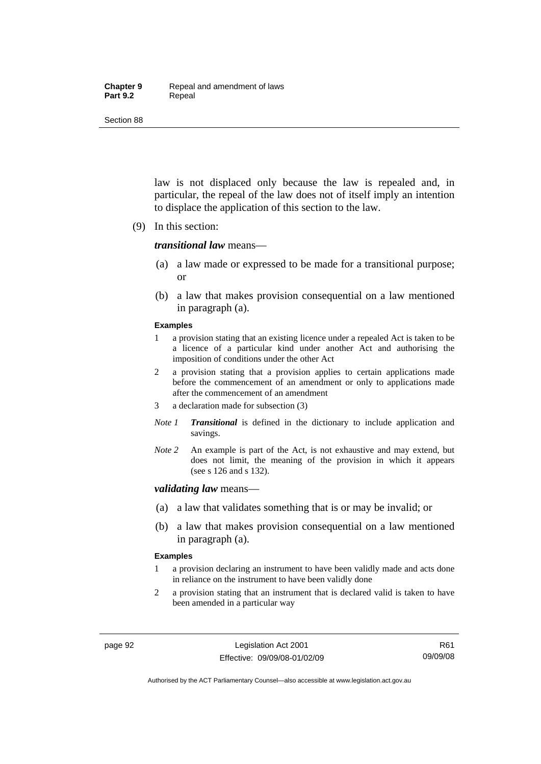law is not displaced only because the law is repealed and, in particular, the repeal of the law does not of itself imply an intention to displace the application of this section to the law.

(9) In this section:

***transitional law*** means—

(a) a law made or expressed to be made for a transitional purpose; or

(b) a law that makes provision consequential on a law mentioned in paragraph (a).

**Examples**

1 a provision stating that an existing licence under a repealed Act is taken to be a licence of a particular kind under another Act and authorising the imposition of conditions under the other Act

2 a provision stating that a provision applies to certain applications made before the commencement of an amendment or only to applications made after the commencement of an amendment

3 a declaration made for subsection (3)

*Note 1* ***Transitional*** is defined in the dictionary to include application and savings.

*Note 2* An example is part of the Act, is not exhaustive and may extend, but does not limit, the meaning of the provision in which it appears (see s 126 and s 132).

***validating law*** means—

(a) a law that validates something that is or may be invalid; or

(b) a law that makes provision consequential on a law mentioned in paragraph (a).

**Examples**

1 a provision declaring an instrument to have been validly made and acts done in reliance on the instrument to have been validly done

2 a provision stating that an instrument that is declared valid is taken to have been amended in a particular way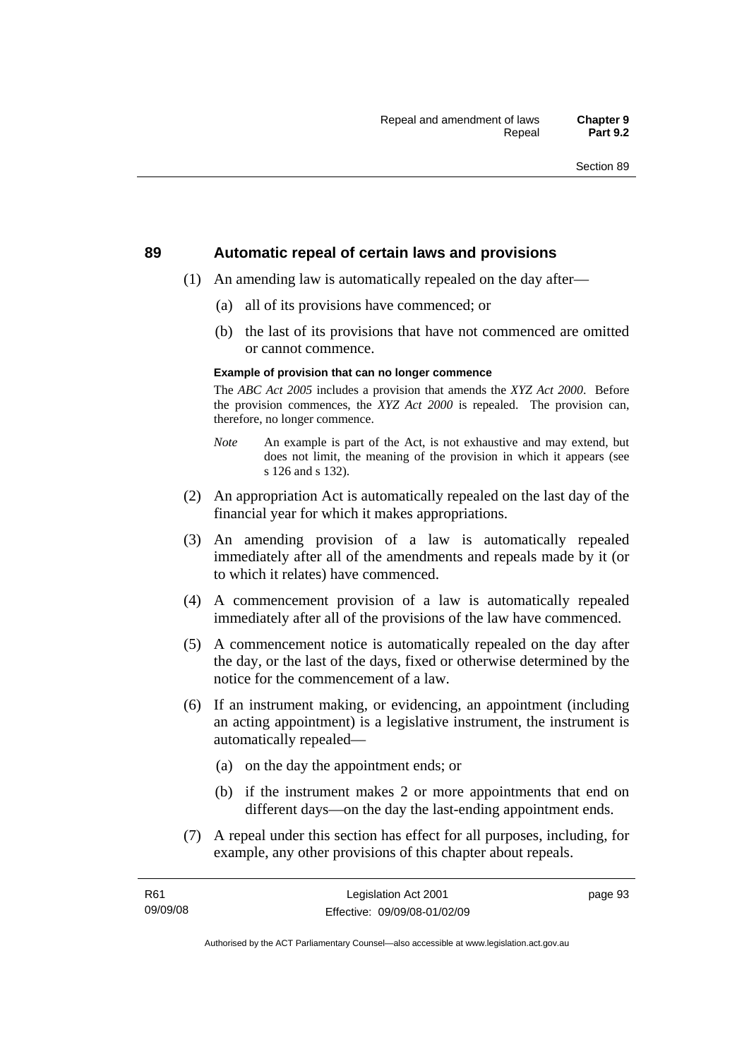## 89 Automatic repeal of certain laws and provisions

(1) An amending law is automatically repealed on the day after—

(a) all of its provisions have commenced; or

(b) the last of its provisions that have not commenced are omitted or cannot commence.

**Example of provision that can no longer commence**

The *ABC Act 2005* includes a provision that amends the *XYZ Act 2000*. Before the provision commences, the *XYZ Act 2000* is repealed. The provision can, therefore, no longer commence.

*Note* An example is part of the Act, is not exhaustive and may extend, but does not limit, the meaning of the provision in which it appears (see s 126 and s 132).

(2) An appropriation Act is automatically repealed on the last day of the financial year for which it makes appropriations.

(3) An amending provision of a law is automatically repealed immediately after all of the amendments and repeals made by it (or to which it relates) have commenced.

(4) A commencement provision of a law is automatically repealed immediately after all of the provisions of the law have commenced.

(5) A commencement notice is automatically repealed on the day after the day, or the last of the days, fixed or otherwise determined by the notice for the commencement of a law.

(6) If an instrument making, or evidencing, an appointment (including an acting appointment) is a legislative instrument, the instrument is automatically repealed—

(a) on the day the appointment ends; or

(b) if the instrument makes 2 or more appointments that end on different days—on the day the last-ending appointment ends.

(7) A repeal under this section has effect for all purposes, including, for example, any other provisions of this chapter about repeals.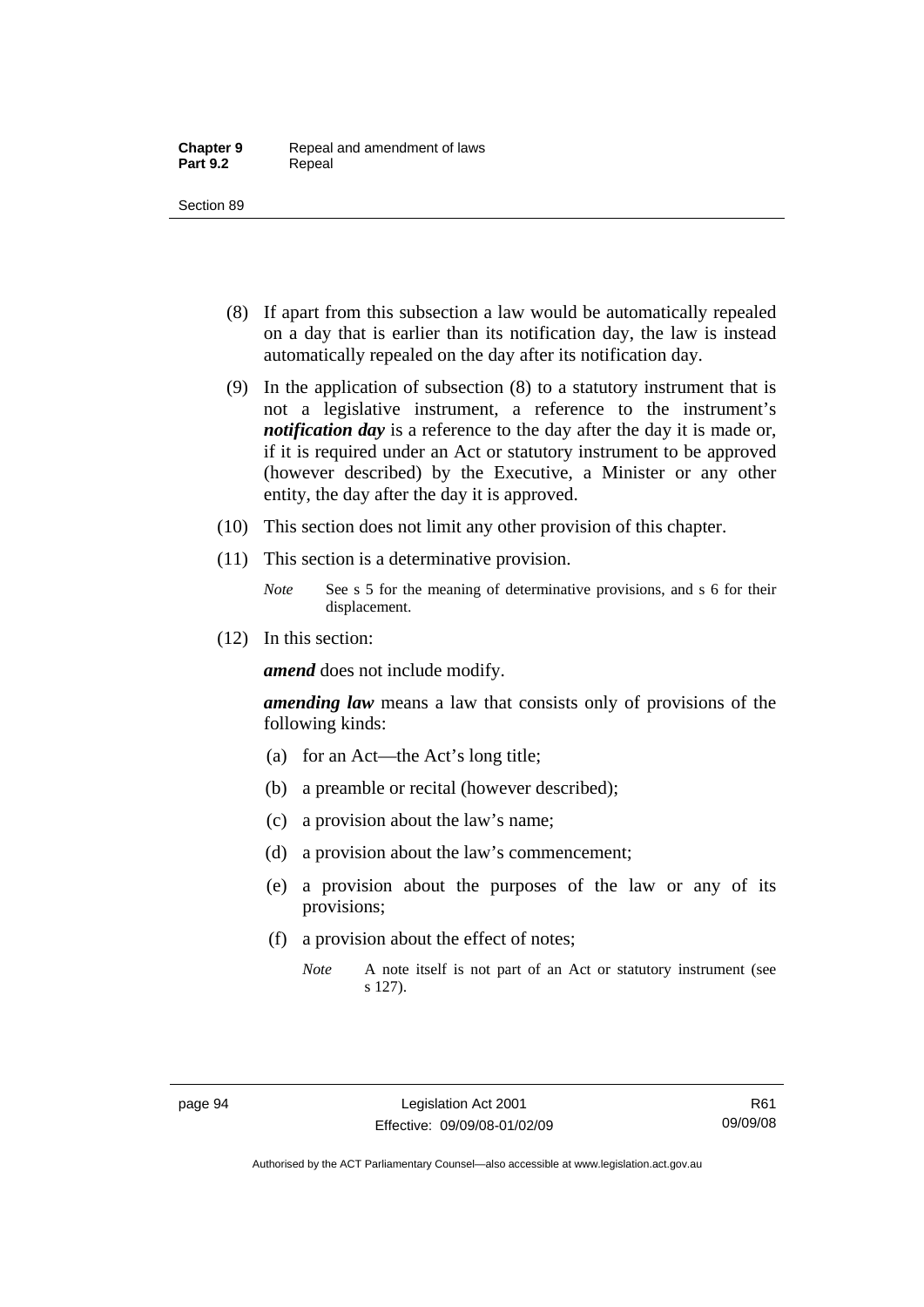(8) If apart from this subsection a law would be automatically repealed on a day that is earlier than its notification day, the law is instead automatically repealed on the day after its notification day.

(9) In the application of subsection (8) to a statutory instrument that is not a legislative instrument, a reference to the instrument's ***notification day*** is a reference to the day after the day it is made or, if it is required under an Act or statutory instrument to be approved (however described) by the Executive, a Minister or any other entity, the day after the day it is approved.

(10) This section does not limit any other provision of this chapter.

(11) This section is a determinative provision.

*Note* See s 5 for the meaning of determinative provisions, and s 6 for their displacement.

(12) In this section:

***amend*** does not include modify.

***amending law*** means a law that consists only of provisions of the following kinds:

(a) for an Act—the Act's long title;

(b) a preamble or recital (however described);

(c) a provision about the law's name;

(d) a provision about the law's commencement;

(e) a provision about the purposes of the law or any of its provisions;

(f) a provision about the effect of notes;

*Note* A note itself is not part of an Act or statutory instrument (see s 127).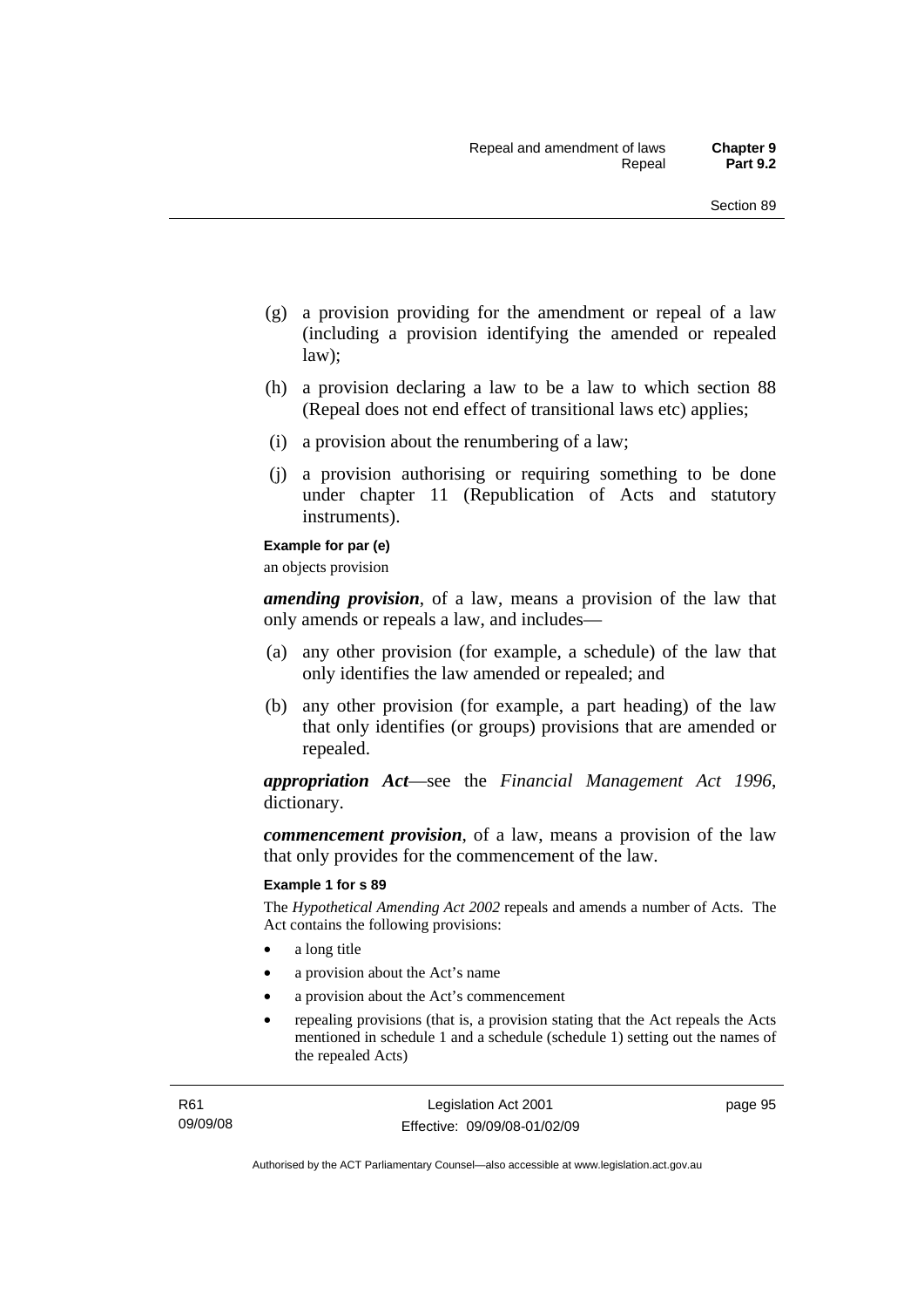(g) a provision providing for the amendment or repeal of a law (including a provision identifying the amended or repealed law);

(h) a provision declaring a law to be a law to which section 88 (Repeal does not end effect of transitional laws etc) applies;

(i) a provision about the renumbering of a law;

(j) a provision authorising or requiring something to be done under chapter 11 (Republication of Acts and statutory instruments).

**Example for par (e)**

an objects provision

***amending provision***, of a law, means a provision of the law that only amends or repeals a law, and includes—

(a) any other provision (for example, a schedule) of the law that only identifies the law amended or repealed; and

(b) any other provision (for example, a part heading) of the law that only identifies (or groups) provisions that are amended or repealed.

***appropriation Act***—see the *Financial Management Act 1996*, dictionary.

***commencement provision***, of a law, means a provision of the law that only provides for the commencement of the law.

**Example 1 for s 89**

The *Hypothetical Amending Act 2002* repeals and amends a number of Acts. The Act contains the following provisions:

- a long title
- a provision about the Act's name
- a provision about the Act's commencement
- repealing provisions (that is, a provision stating that the Act repeals the Acts mentioned in schedule 1 and a schedule (schedule 1) setting out the names of the repealed Acts)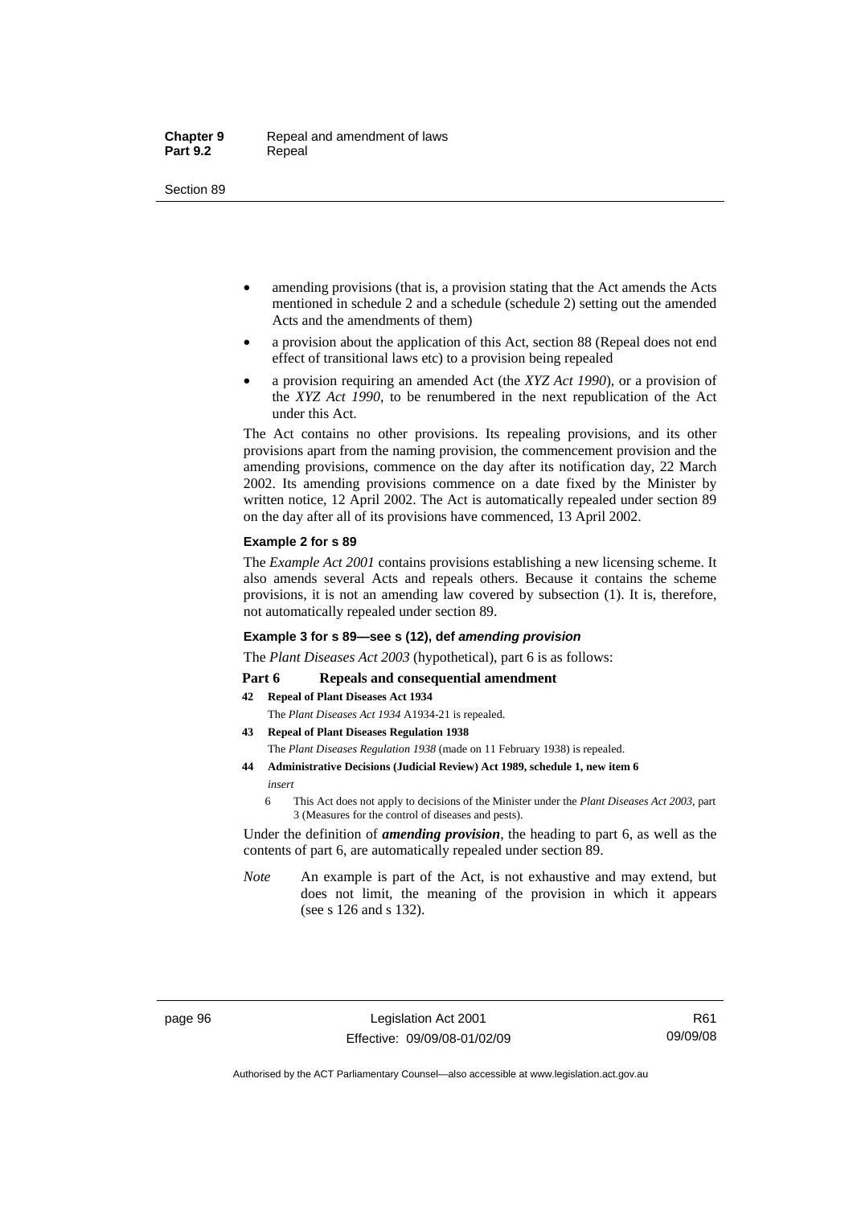- amending provisions (that is, a provision stating that the Act amends the Acts mentioned in schedule 2 and a schedule (schedule 2) setting out the amended Acts and the amendments of them)
- a provision about the application of this Act, section 88 (Repeal does not end effect of transitional laws etc) to a provision being repealed
- a provision requiring an amended Act (the *XYZ Act 1990*), or a provision of the *XYZ Act 1990*, to be renumbered in the next republication of the Act under this Act.

The Act contains no other provisions. Its repealing provisions, and its other provisions apart from the naming provision, the commencement provision and the amending provisions, commence on the day after its notification day, 22 March 2002. Its amending provisions commence on a date fixed by the Minister by written notice, 12 April 2002. The Act is automatically repealed under section 89 on the day after all of its provisions have commenced, 13 April 2002.

**Example 2 for s 89**

The *Example Act 2001* contains provisions establishing a new licensing scheme. It also amends several Acts and repeals others. Because it contains the scheme provisions, it is not an amending law covered by subsection (1). It is, therefore, not automatically repealed under section 89.

**Example 3 for s 89—see s (12), def *amending provision***

The *Plant Diseases Act 2003* (hypothetical), part 6 is as follows:

**Part 6 Repeals and consequential amendment**

**42 Repeal of Plant Diseases Act 1934**

The *Plant Diseases Act 1934* A1934-21 is repealed.

**43 Repeal of Plant Diseases Regulation 1938**

The *Plant Diseases Regulation 1938* (made on 11 February 1938) is repealed.

**44 Administrative Decisions (Judicial Review) Act 1989, schedule 1, new item 6**

*insert*

6 This Act does not apply to decisions of the Minister under the *Plant Diseases Act 2003*, part 3 (Measures for the control of diseases and pests).

Under the definition of ***amending provision***, the heading to part 6, as well as the contents of part 6, are automatically repealed under section 89.

*Note* An example is part of the Act, is not exhaustive and may extend, but does not limit, the meaning of the provision in which it appears (see s 126 and s 132).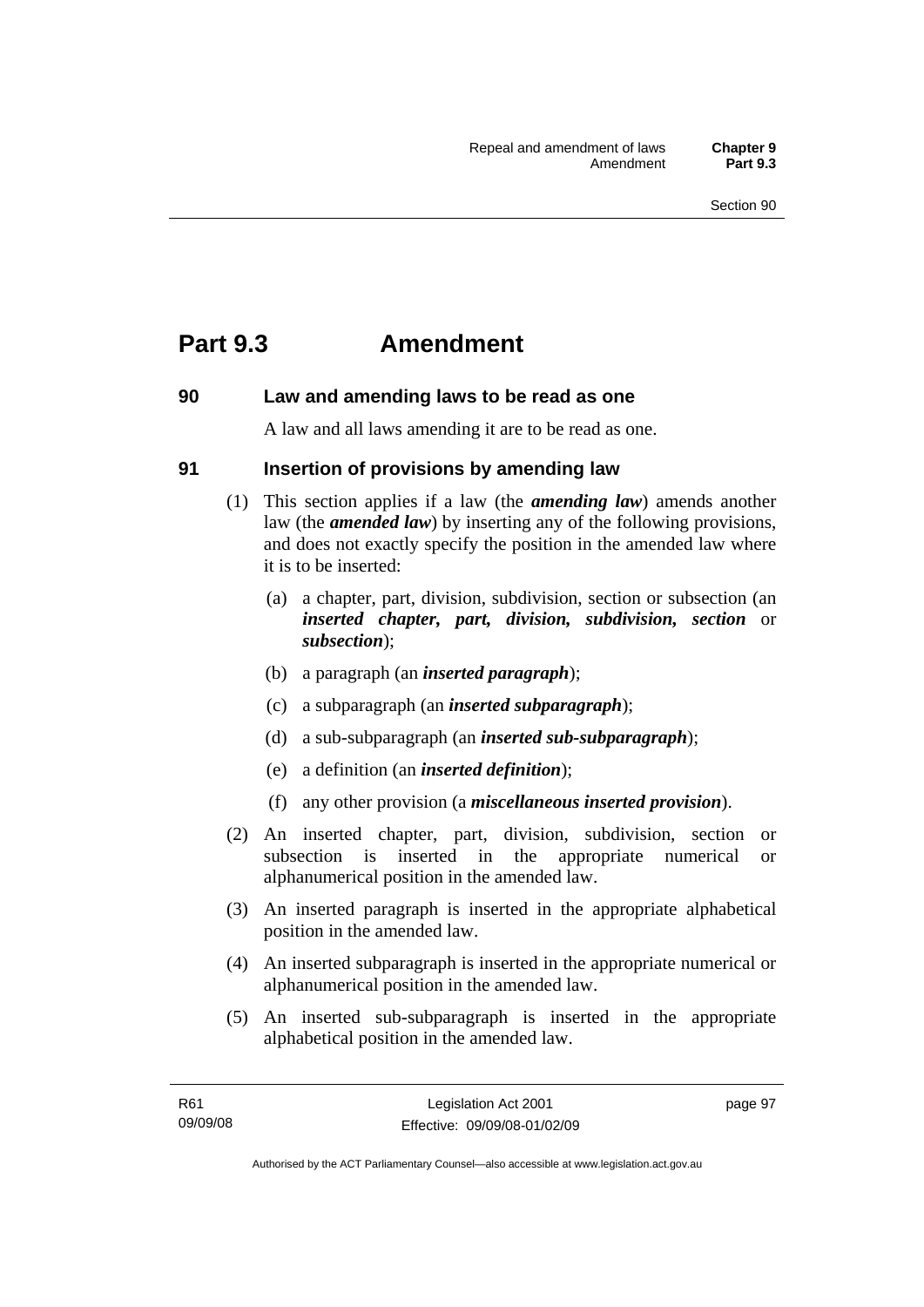# Part 9.3 Amendment

## 90 Law and amending laws to be read as one

A law and all laws amending it are to be read as one.

## 91 Insertion of provisions by amending law

(1) This section applies if a law (the ***amending law***) amends another law (the ***amended law***) by inserting any of the following provisions, and does not exactly specify the position in the amended law where it is to be inserted:

  (a) a chapter, part, division, subdivision, section or subsection (an ***inserted chapter, part, division, subdivision, section*** or ***subsection***);

  (b) a paragraph (an ***inserted paragraph***);

  (c) a subparagraph (an ***inserted subparagraph***);

  (d) a sub-subparagraph (an ***inserted sub-subparagraph***);

  (e) a definition (an ***inserted definition***);

  (f) any other provision (a ***miscellaneous inserted provision***).

(2) An inserted chapter, part, division, subdivision, section or subsection is inserted in the appropriate numerical or alphanumerical position in the amended law.

(3) An inserted paragraph is inserted in the appropriate alphabetical position in the amended law.

(4) An inserted subparagraph is inserted in the appropriate numerical or alphanumerical position in the amended law.

(5) An inserted sub-subparagraph is inserted in the appropriate alphabetical position in the amended law.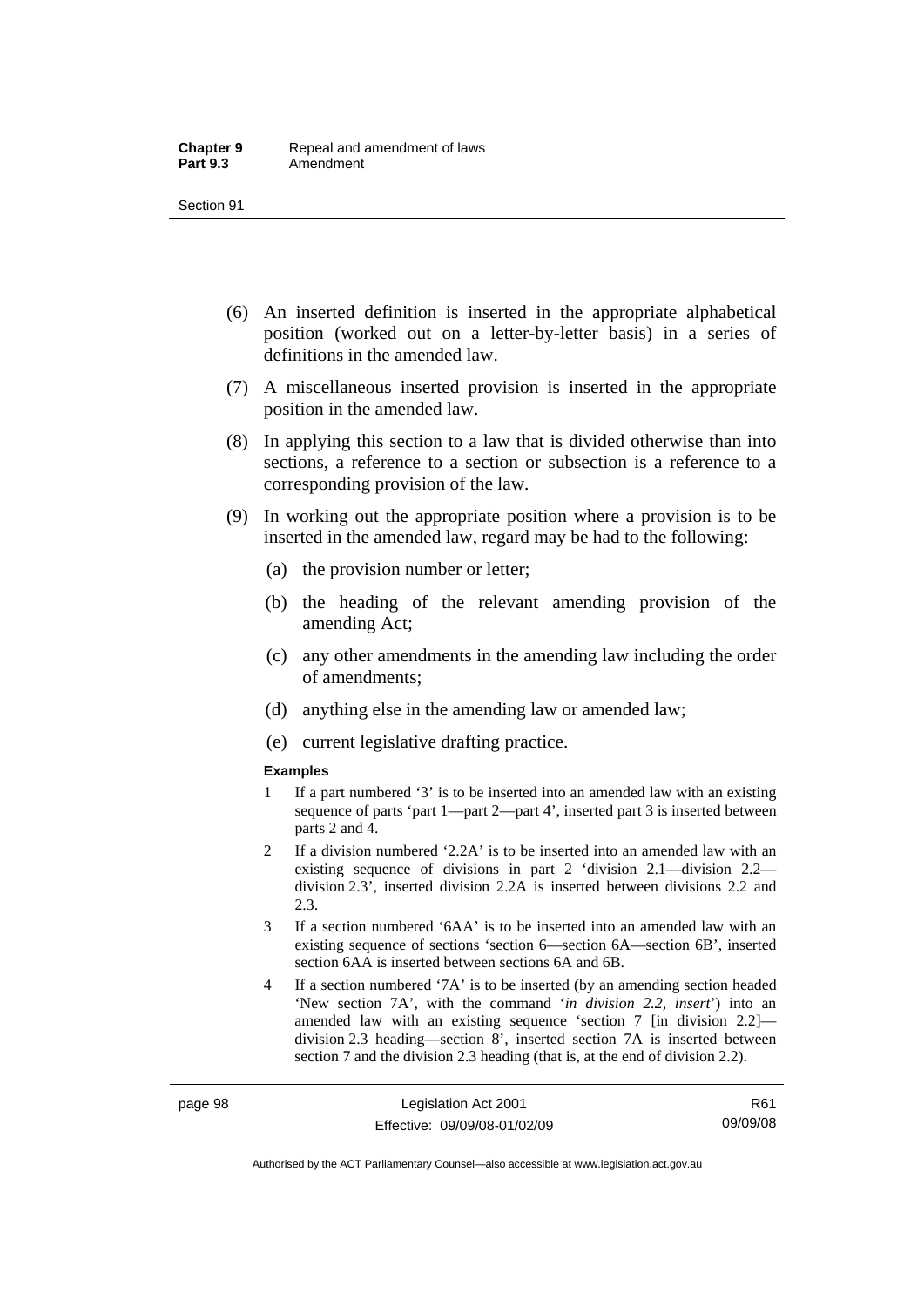(6) An inserted definition is inserted in the appropriate alphabetical position (worked out on a letter-by-letter basis) in a series of definitions in the amended law.

(7) A miscellaneous inserted provision is inserted in the appropriate position in the amended law.

(8) In applying this section to a law that is divided otherwise than into sections, a reference to a section or subsection is a reference to a corresponding provision of the law.

(9) In working out the appropriate position where a provision is to be inserted in the amended law, regard may be had to the following:

(a) the provision number or letter;

(b) the heading of the relevant amending provision of the amending Act;

(c) any other amendments in the amending law including the order of amendments;

(d) anything else in the amending law or amended law;

(e) current legislative drafting practice.

**Examples**

1 If a part numbered '3' is to be inserted into an amended law with an existing sequence of parts 'part 1—part 2—part 4', inserted part 3 is inserted between parts 2 and 4.

2 If a division numbered '2.2A' is to be inserted into an amended law with an existing sequence of divisions in part 2 'division 2.1—division 2.2—division 2.3', inserted division 2.2A is inserted between divisions 2.2 and 2.3.

3 If a section numbered '6AA' is to be inserted into an amended law with an existing sequence of sections 'section 6—section 6A—section 6B', inserted section 6AA is inserted between sections 6A and 6B.

4 If a section numbered '7A' is to be inserted (by an amending section headed 'New section 7A', with the command '*in division 2.2, insert*') into an amended law with an existing sequence 'section 7 [in division 2.2]—division 2.3 heading—section 8', inserted section 7A is inserted between section 7 and the division 2.3 heading (that is, at the end of division 2.2).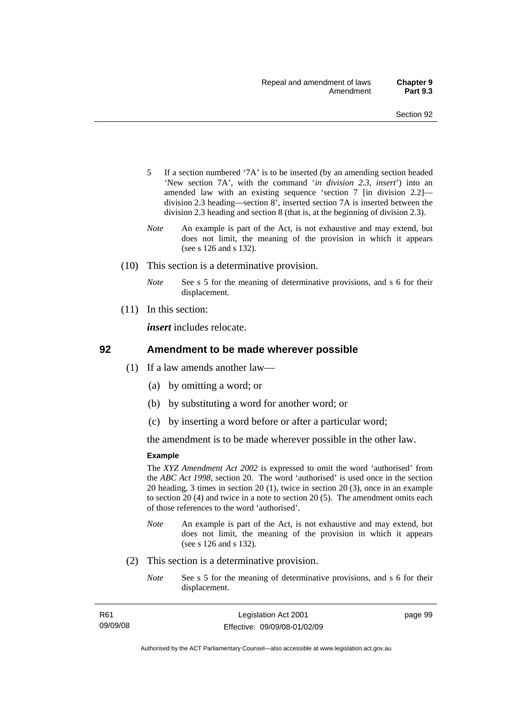5 If a section numbered '7A' is to be inserted (by an amending section headed 'New section 7A', with the command '*in division 2.3, insert*') into an amended law with an existing sequence 'section 7 [in division 2.2]—division 2.3 heading—section 8', inserted section 7A is inserted between the division 2.3 heading and section 8 (that is, at the beginning of division 2.3).

*Note* An example is part of the Act, is not exhaustive and may extend, but does not limit, the meaning of the provision in which it appears (see s 126 and s 132).

(10) This section is a determinative provision.

*Note* See s 5 for the meaning of determinative provisions, and s 6 for their displacement.

(11) In this section:

***insert*** includes relocate.

## 92 Amendment to be made wherever possible

(1) If a law amends another law—

(a) by omitting a word; or

(b) by substituting a word for another word; or

(c) by inserting a word before or after a particular word;

the amendment is to be made wherever possible in the other law.

**Example**

The *XYZ Amendment Act 2002* is expressed to omit the word 'authorised' from the *ABC Act 1998*, section 20. The word 'authorised' is used once in the section 20 heading, 3 times in section 20 (1), twice in section 20 (3), once in an example to section 20 (4) and twice in a note to section 20 (5). The amendment omits each of those references to the word 'authorised'.

*Note* An example is part of the Act, is not exhaustive and may extend, but does not limit, the meaning of the provision in which it appears (see s 126 and s 132).

(2) This section is a determinative provision.

*Note* See s 5 for the meaning of determinative provisions, and s 6 for their displacement.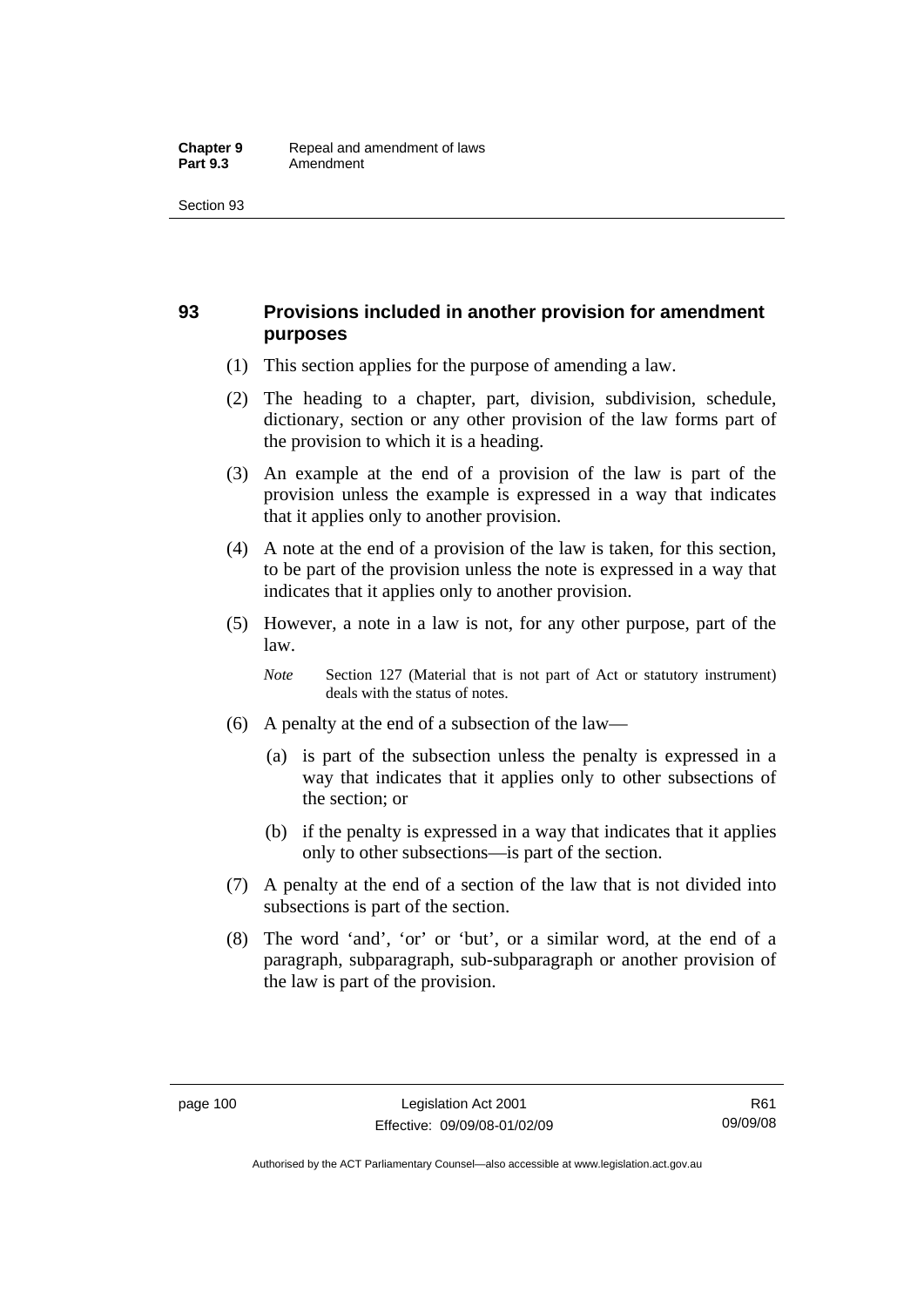## 93 Provisions included in another provision for amendment purposes

(1) This section applies for the purpose of amending a law.

(2) The heading to a chapter, part, division, subdivision, schedule, dictionary, section or any other provision of the law forms part of the provision to which it is a heading.

(3) An example at the end of a provision of the law is part of the provision unless the example is expressed in a way that indicates that it applies only to another provision.

(4) A note at the end of a provision of the law is taken, for this section, to be part of the provision unless the note is expressed in a way that indicates that it applies only to another provision.

(5) However, a note in a law is not, for any other purpose, part of the law.

*Note* Section 127 (Material that is not part of Act or statutory instrument) deals with the status of notes.

(6) A penalty at the end of a subsection of the law—

(a) is part of the subsection unless the penalty is expressed in a way that indicates that it applies only to other subsections of the section; or

(b) if the penalty is expressed in a way that indicates that it applies only to other subsections—is part of the section.

(7) A penalty at the end of a section of the law that is not divided into subsections is part of the section.

(8) The word 'and', 'or' or 'but', or a similar word, at the end of a paragraph, subparagraph, sub-subparagraph or another provision of the law is part of the provision.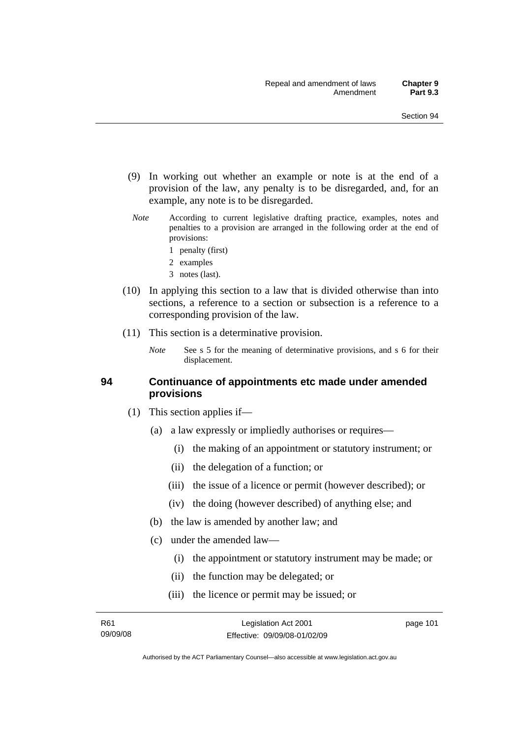(9) In working out whether an example or note is at the end of a provision of the law, any penalty is to be disregarded, and, for an example, any note is to be disregarded.

*Note* According to current legislative drafting practice, examples, notes and penalties to a provision are arranged in the following order at the end of provisions:

1 penalty (first)

2 examples

3 notes (last).

(10) In applying this section to a law that is divided otherwise than into sections, a reference to a section or subsection is a reference to a corresponding provision of the law.

(11) This section is a determinative provision.

*Note* See s 5 for the meaning of determinative provisions, and s 6 for their displacement.

## 94 Continuance of appointments etc made under amended provisions

(1) This section applies if—

(a) a law expressly or impliedly authorises or requires—

(i) the making of an appointment or statutory instrument; or

(ii) the delegation of a function; or

(iii) the issue of a licence or permit (however described); or

(iv) the doing (however described) of anything else; and

(b) the law is amended by another law; and

(c) under the amended law—

(i) the appointment or statutory instrument may be made; or

(ii) the function may be delegated; or

(iii) the licence or permit may be issued; or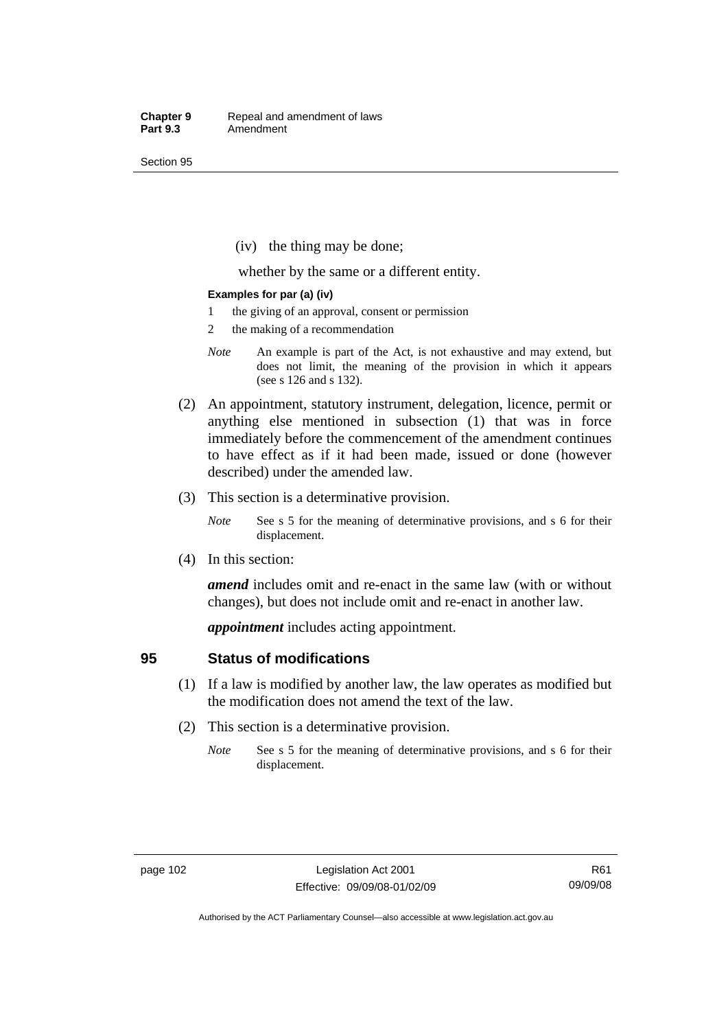(iv) the thing may be done;

whether by the same or a different entity.

**Examples for par (a) (iv)**

1 the giving of an approval, consent or permission

2 the making of a recommendation

*Note* An example is part of the Act, is not exhaustive and may extend, but does not limit, the meaning of the provision in which it appears (see s 126 and s 132).

(2) An appointment, statutory instrument, delegation, licence, permit or anything else mentioned in subsection (1) that was in force immediately before the commencement of the amendment continues to have effect as if it had been made, issued or done (however described) under the amended law.

(3) This section is a determinative provision.

*Note* See s 5 for the meaning of determinative provisions, and s 6 for their displacement.

(4) In this section:

***amend*** includes omit and re-enact in the same law (with or without changes), but does not include omit and re-enact in another law.

***appointment*** includes acting appointment.

## 95 Status of modifications

(1) If a law is modified by another law, the law operates as modified but the modification does not amend the text of the law.

(2) This section is a determinative provision.

*Note* See s 5 for the meaning of determinative provisions, and s 6 for their displacement.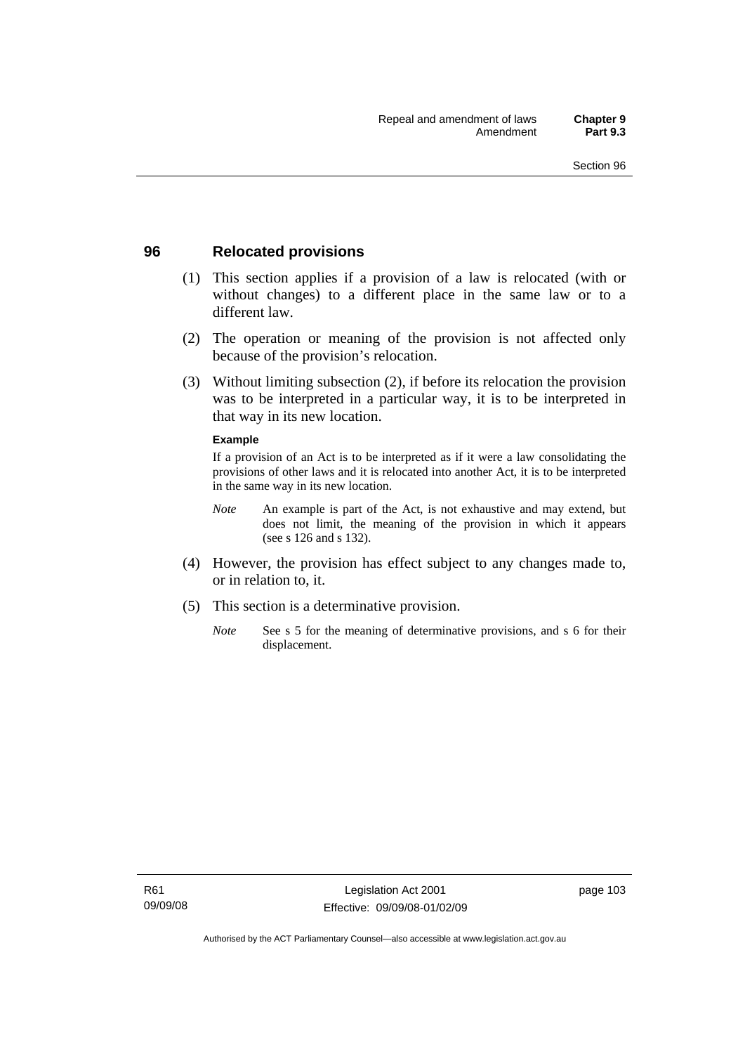## 96 Relocated provisions

(1) This section applies if a provision of a law is relocated (with or without changes) to a different place in the same law or to a different law.

(2) The operation or meaning of the provision is not affected only because of the provision's relocation.

(3) Without limiting subsection (2), if before its relocation the provision was to be interpreted in a particular way, it is to be interpreted in that way in its new location.

**Example**

If a provision of an Act is to be interpreted as if it were a law consolidating the provisions of other laws and it is relocated into another Act, it is to be interpreted in the same way in its new location.

*Note* An example is part of the Act, is not exhaustive and may extend, but does not limit, the meaning of the provision in which it appears (see s 126 and s 132).

(4) However, the provision has effect subject to any changes made to, or in relation to, it.

(5) This section is a determinative provision.

*Note* See s 5 for the meaning of determinative provisions, and s 6 for their displacement.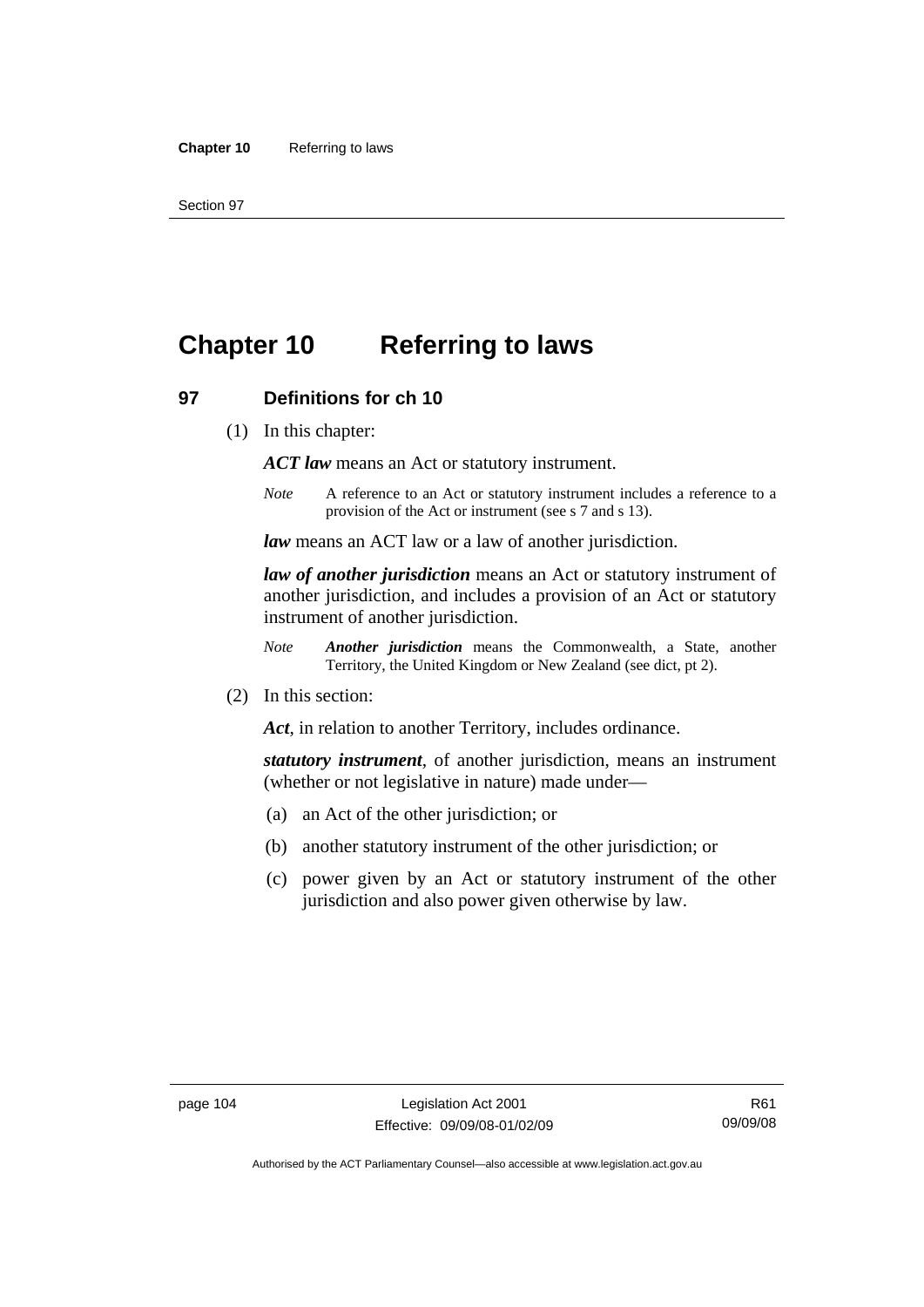# Chapter 10 Referring to laws

## 97 Definitions for ch 10

(1) In this chapter:

***ACT law*** means an Act or statutory instrument.

*Note* A reference to an Act or statutory instrument includes a reference to a provision of the Act or instrument (see s 7 and s 13).

***law*** means an ACT law or a law of another jurisdiction.

***law of another jurisdiction*** means an Act or statutory instrument of another jurisdiction, and includes a provision of an Act or statutory instrument of another jurisdiction.

*Note* ***Another jurisdiction*** means the Commonwealth, a State, another Territory, the United Kingdom or New Zealand (see dict, pt 2).

(2) In this section:

***Act***, in relation to another Territory, includes ordinance.

***statutory instrument***, of another jurisdiction, means an instrument (whether or not legislative in nature) made under—

(a) an Act of the other jurisdiction; or

(b) another statutory instrument of the other jurisdiction; or

(c) power given by an Act or statutory instrument of the other jurisdiction and also power given otherwise by law.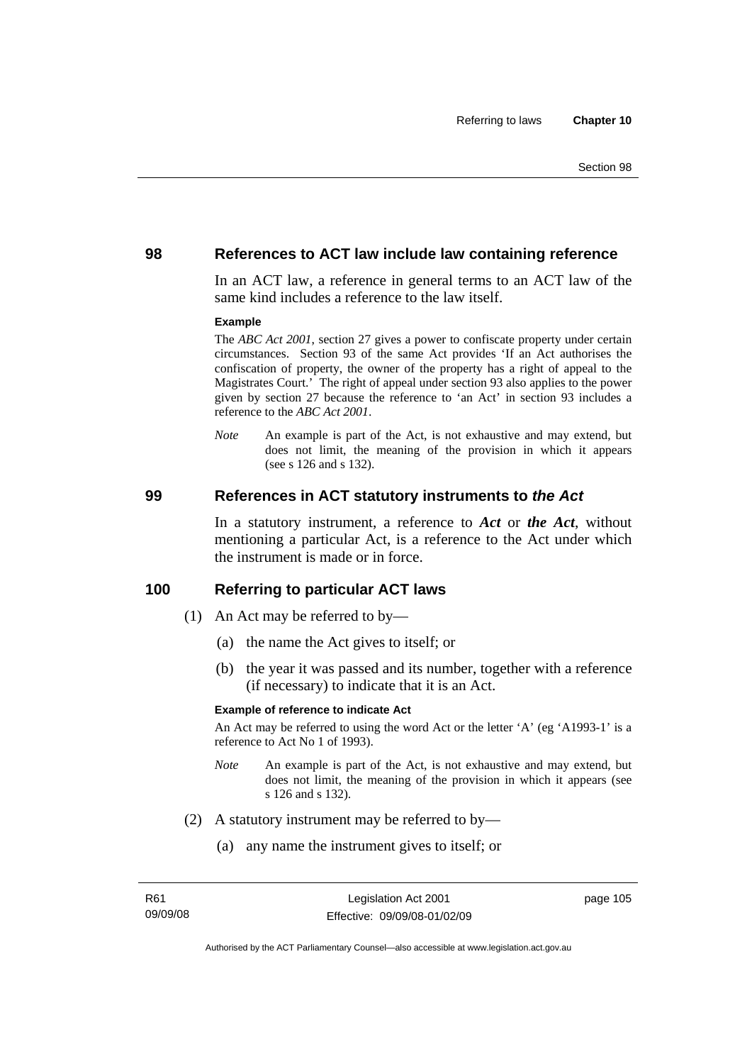## 98 References to ACT law include law containing reference

In an ACT law, a reference in general terms to an ACT law of the same kind includes a reference to the law itself.

**Example**

The *ABC Act 2001*, section 27 gives a power to confiscate property under certain circumstances. Section 93 of the same Act provides 'If an Act authorises the confiscation of property, the owner of the property has a right of appeal to the Magistrates Court.' The right of appeal under section 93 also applies to the power given by section 27 because the reference to 'an Act' in section 93 includes a reference to the *ABC Act 2001*.

*Note* An example is part of the Act, is not exhaustive and may extend, but does not limit, the meaning of the provision in which it appears (see s 126 and s 132).

## 99 References in ACT statutory instruments to *the Act*

In a statutory instrument, a reference to ***Act*** or ***the Act***, without mentioning a particular Act, is a reference to the Act under which the instrument is made or in force.

## 100 Referring to particular ACT laws

(1) An Act may be referred to by—

(a) the name the Act gives to itself; or

(b) the year it was passed and its number, together with a reference (if necessary) to indicate that it is an Act.

**Example of reference to indicate Act**

An Act may be referred to using the word Act or the letter 'A' (eg 'A1993-1' is a reference to Act No 1 of 1993).

*Note* An example is part of the Act, is not exhaustive and may extend, but does not limit, the meaning of the provision in which it appears (see s 126 and s 132).

(2) A statutory instrument may be referred to by—

(a) any name the instrument gives to itself; or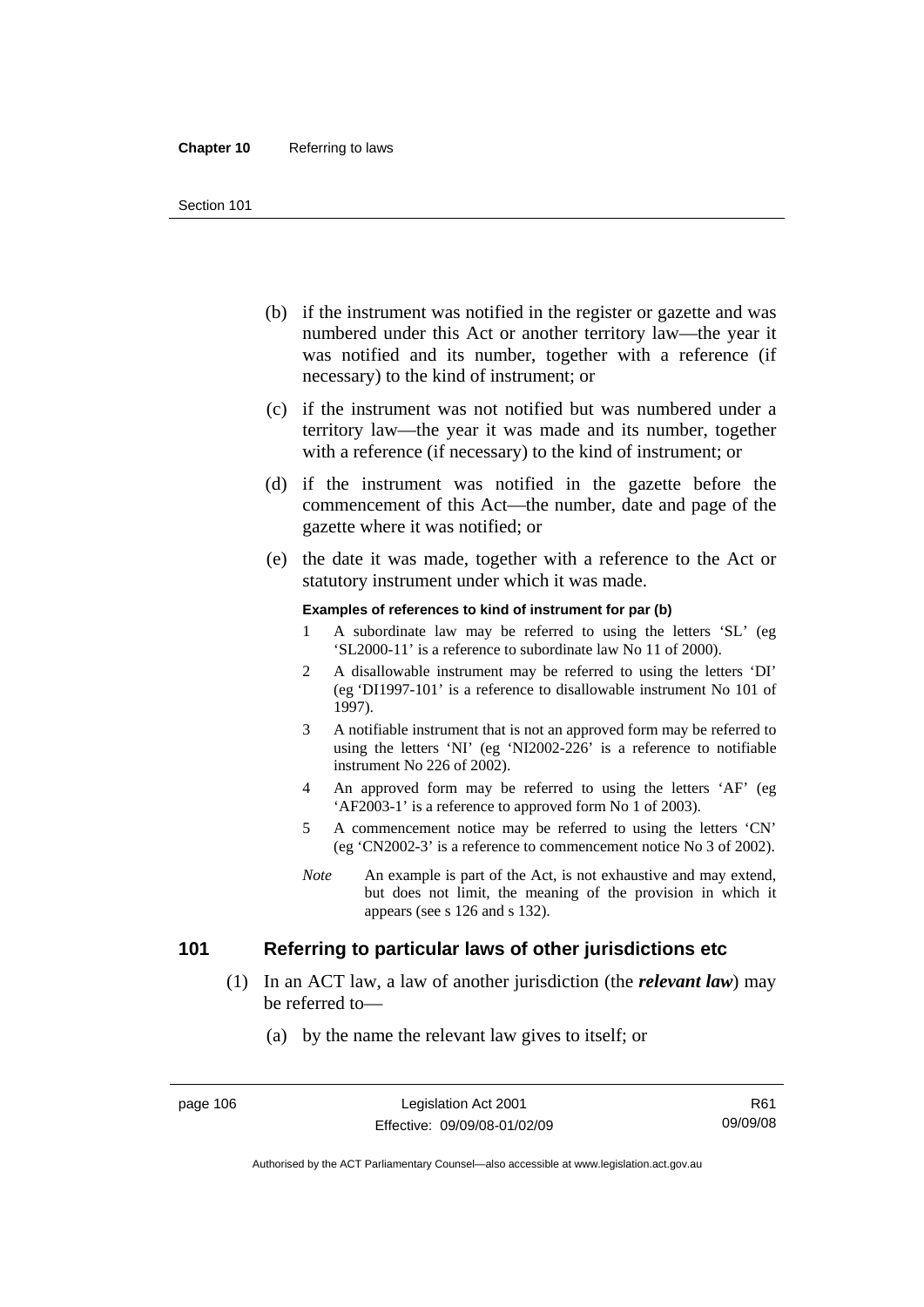(b) if the instrument was notified in the register or gazette and was numbered under this Act or another territory law—the year it was notified and its number, together with a reference (if necessary) to the kind of instrument; or

(c) if the instrument was not notified but was numbered under a territory law—the year it was made and its number, together with a reference (if necessary) to the kind of instrument; or

(d) if the instrument was notified in the gazette before the commencement of this Act—the number, date and page of the gazette where it was notified; or

(e) the date it was made, together with a reference to the Act or statutory instrument under which it was made.

**Examples of references to kind of instrument for par (b)**

1 A subordinate law may be referred to using the letters 'SL' (eg 'SL2000-11' is a reference to subordinate law No 11 of 2000).

2 A disallowable instrument may be referred to using the letters 'DI' (eg 'DI1997-101' is a reference to disallowable instrument No 101 of 1997).

3 A notifiable instrument that is not an approved form may be referred to using the letters 'NI' (eg 'NI2002-226' is a reference to notifiable instrument No 226 of 2002).

4 An approved form may be referred to using the letters 'AF' (eg 'AF2003-1' is a reference to approved form No 1 of 2003).

5 A commencement notice may be referred to using the letters 'CN' (eg 'CN2002-3' is a reference to commencement notice No 3 of 2002).

*Note* An example is part of the Act, is not exhaustive and may extend, but does not limit, the meaning of the provision in which it appears (see s 126 and s 132).

## 101 Referring to particular laws of other jurisdictions etc

(1) In an ACT law, a law of another jurisdiction (the ***relevant law***) may be referred to—

(a) by the name the relevant law gives to itself; or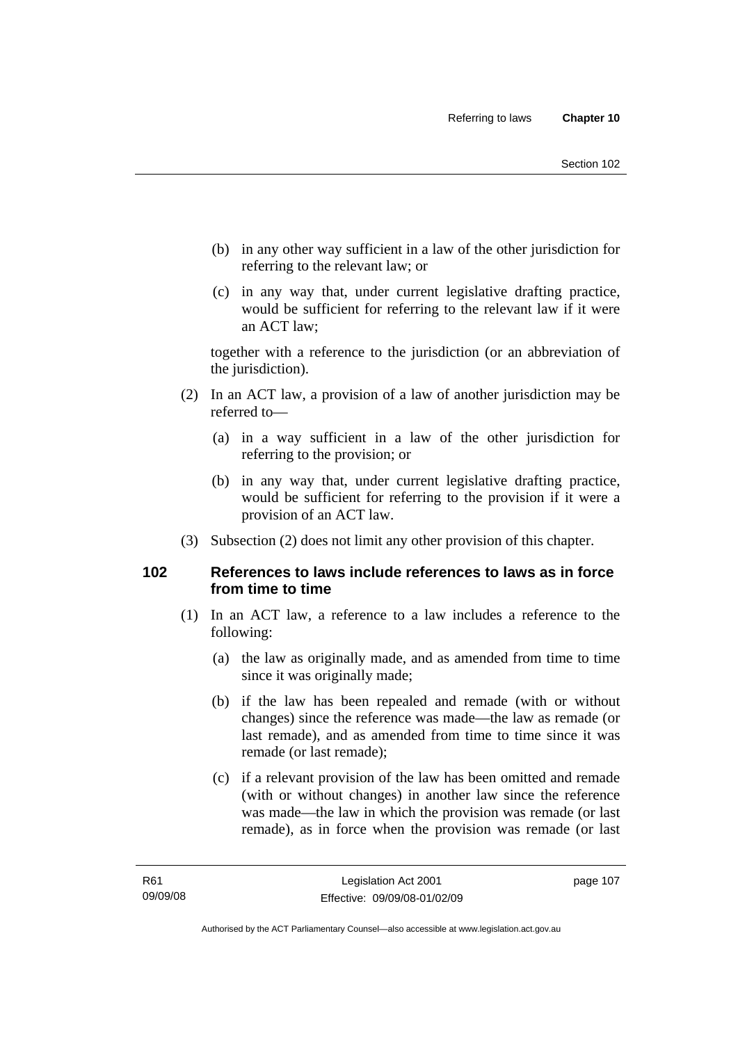(b) in any other way sufficient in a law of the other jurisdiction for referring to the relevant law; or

(c) in any way that, under current legislative drafting practice, would be sufficient for referring to the relevant law if it were an ACT law;

together with a reference to the jurisdiction (or an abbreviation of the jurisdiction).

(2) In an ACT law, a provision of a law of another jurisdiction may be referred to—

(a) in a way sufficient in a law of the other jurisdiction for referring to the provision; or

(b) in any way that, under current legislative drafting practice, would be sufficient for referring to the provision if it were a provision of an ACT law.

(3) Subsection (2) does not limit any other provision of this chapter.

## 102 References to laws include references to laws as in force from time to time

(1) In an ACT law, a reference to a law includes a reference to the following:

(a) the law as originally made, and as amended from time to time since it was originally made;

(b) if the law has been repealed and remade (with or without changes) since the reference was made—the law as remade (or last remade), and as amended from time to time since it was remade (or last remade);

(c) if a relevant provision of the law has been omitted and remade (with or without changes) in another law since the reference was made—the law in which the provision was remade (or last remade), as in force when the provision was remade (or last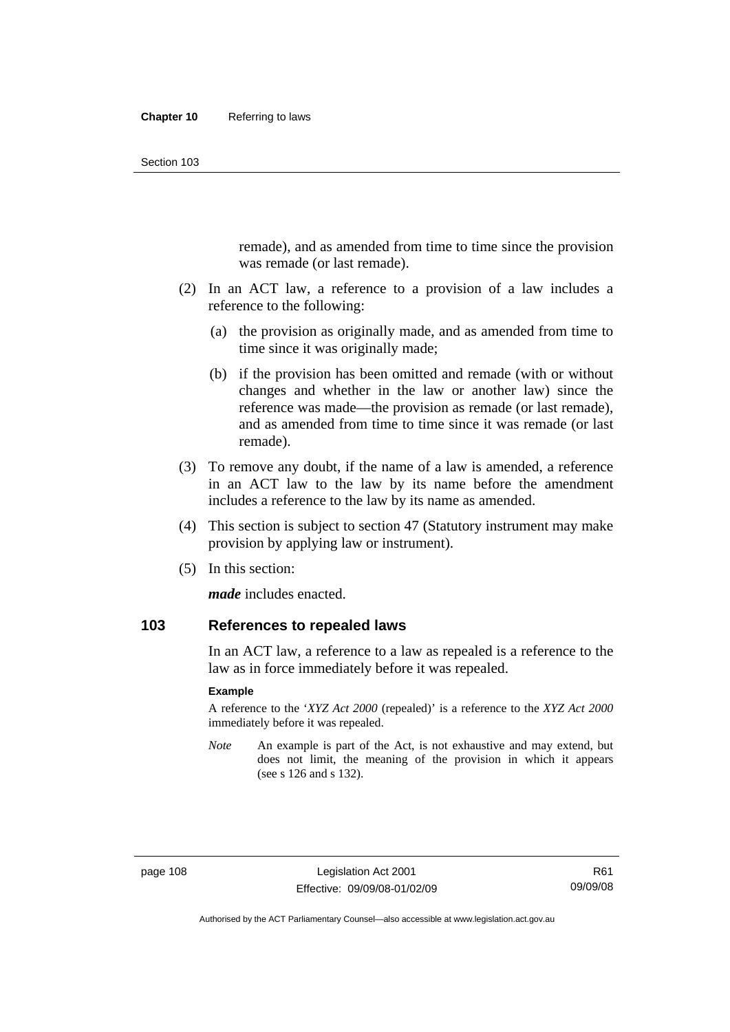remade), and as amended from time to time since the provision was remade (or last remade).

(2) In an ACT law, a reference to a provision of a law includes a reference to the following:

(a) the provision as originally made, and as amended from time to time since it was originally made;

(b) if the provision has been omitted and remade (with or without changes and whether in the law or another law) since the reference was made—the provision as remade (or last remade), and as amended from time to time since it was remade (or last remade).

(3) To remove any doubt, if the name of a law is amended, a reference in an ACT law to the law by its name before the amendment includes a reference to the law by its name as amended.

(4) This section is subject to section 47 (Statutory instrument may make provision by applying law or instrument).

(5) In this section:

***made*** includes enacted.

## 103 References to repealed laws

In an ACT law, a reference to a law as repealed is a reference to the law as in force immediately before it was repealed.

**Example**

A reference to the '*XYZ Act 2000* (repealed)' is a reference to the *XYZ Act 2000* immediately before it was repealed.

*Note* An example is part of the Act, is not exhaustive and may extend, but does not limit, the meaning of the provision in which it appears (see s 126 and s 132).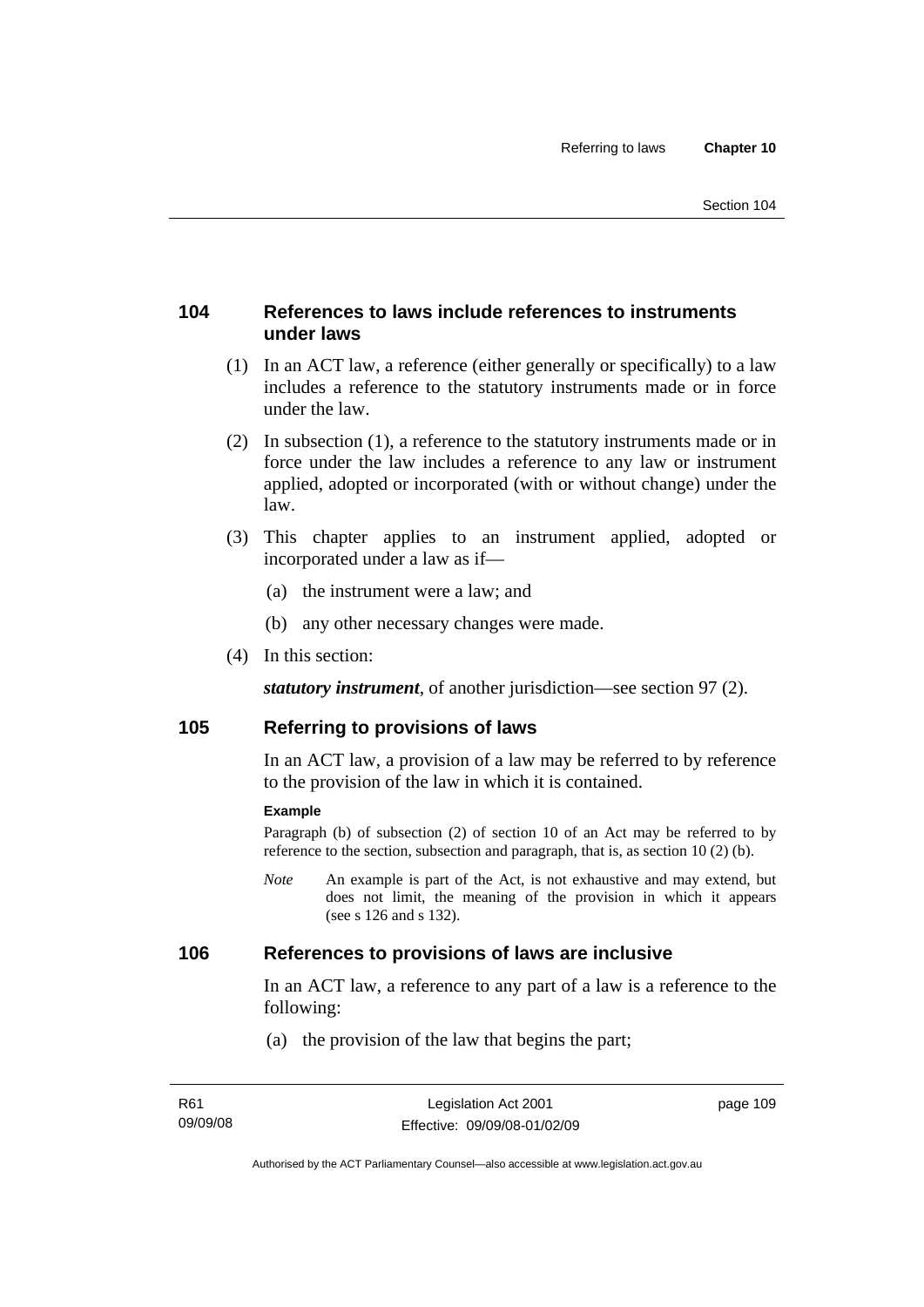## 104 References to laws include references to instruments under laws

(1) In an ACT law, a reference (either generally or specifically) to a law includes a reference to the statutory instruments made or in force under the law.

(2) In subsection (1), a reference to the statutory instruments made or in force under the law includes a reference to any law or instrument applied, adopted or incorporated (with or without change) under the law.

(3) This chapter applies to an instrument applied, adopted or incorporated under a law as if—

(a) the instrument were a law; and

(b) any other necessary changes were made.

(4) In this section:

***statutory instrument***, of another jurisdiction—see section 97 (2).

## 105 Referring to provisions of laws

In an ACT law, a provision of a law may be referred to by reference to the provision of the law in which it is contained.

**Example**

Paragraph (b) of subsection (2) of section 10 of an Act may be referred to by reference to the section, subsection and paragraph, that is, as section 10 (2) (b).

*Note* An example is part of the Act, is not exhaustive and may extend, but does not limit, the meaning of the provision in which it appears (see s 126 and s 132).

## 106 References to provisions of laws are inclusive

In an ACT law, a reference to any part of a law is a reference to the following:

(a) the provision of the law that begins the part;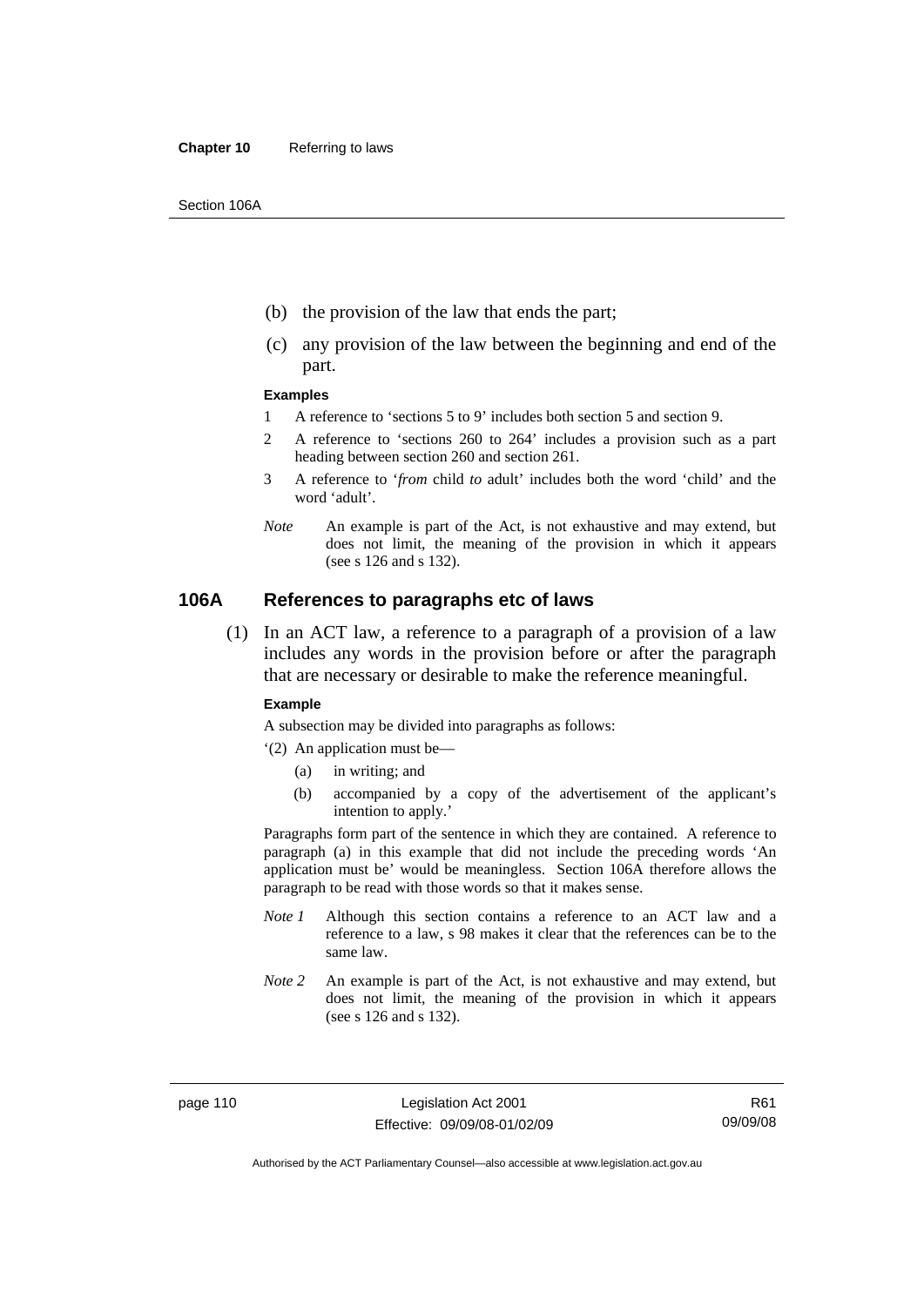(b) the provision of the law that ends the part;

(c) any provision of the law between the beginning and end of the part.

**Examples**

1 A reference to 'sections 5 to 9' includes both section 5 and section 9.

2 A reference to 'sections 260 to 264' includes a provision such as a part heading between section 260 and section 261.

3 A reference to '*from* child *to* adult' includes both the word 'child' and the word 'adult'.

*Note* An example is part of the Act, is not exhaustive and may extend, but does not limit, the meaning of the provision in which it appears (see s 126 and s 132).

## 106A References to paragraphs etc of laws

(1) In an ACT law, a reference to a paragraph of a provision of a law includes any words in the provision before or after the paragraph that are necessary or desirable to make the reference meaningful.

**Example**

A subsection may be divided into paragraphs as follows:

'(2) An application must be—

(a) in writing; and

(b) accompanied by a copy of the advertisement of the applicant's intention to apply.'

Paragraphs form part of the sentence in which they are contained. A reference to paragraph (a) in this example that did not include the preceding words 'An application must be' would be meaningless. Section 106A therefore allows the paragraph to be read with those words so that it makes sense.

*Note 1* Although this section contains a reference to an ACT law and a reference to a law, s 98 makes it clear that the references can be to the same law.

*Note 2* An example is part of the Act, is not exhaustive and may extend, but does not limit, the meaning of the provision in which it appears (see s 126 and s 132).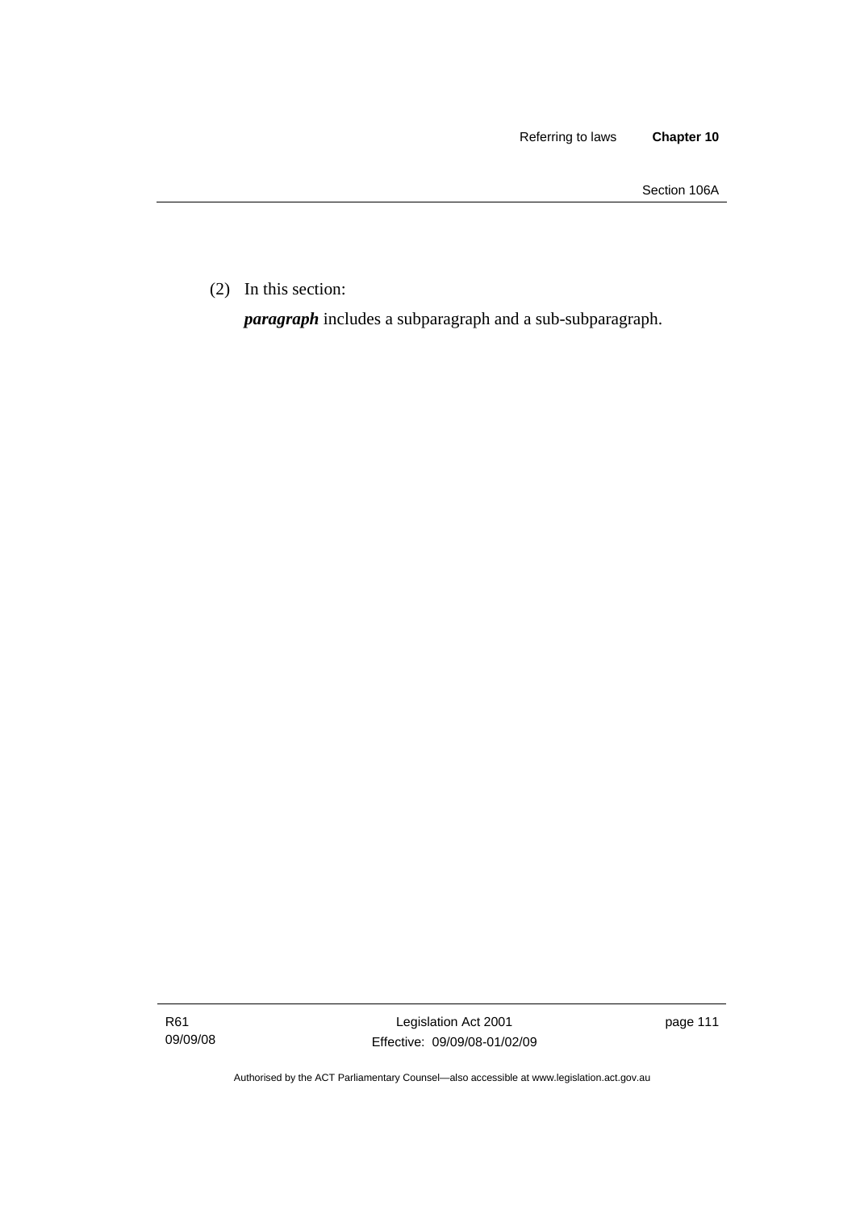(2) In this section:

***paragraph*** includes a subparagraph and a sub-subparagraph.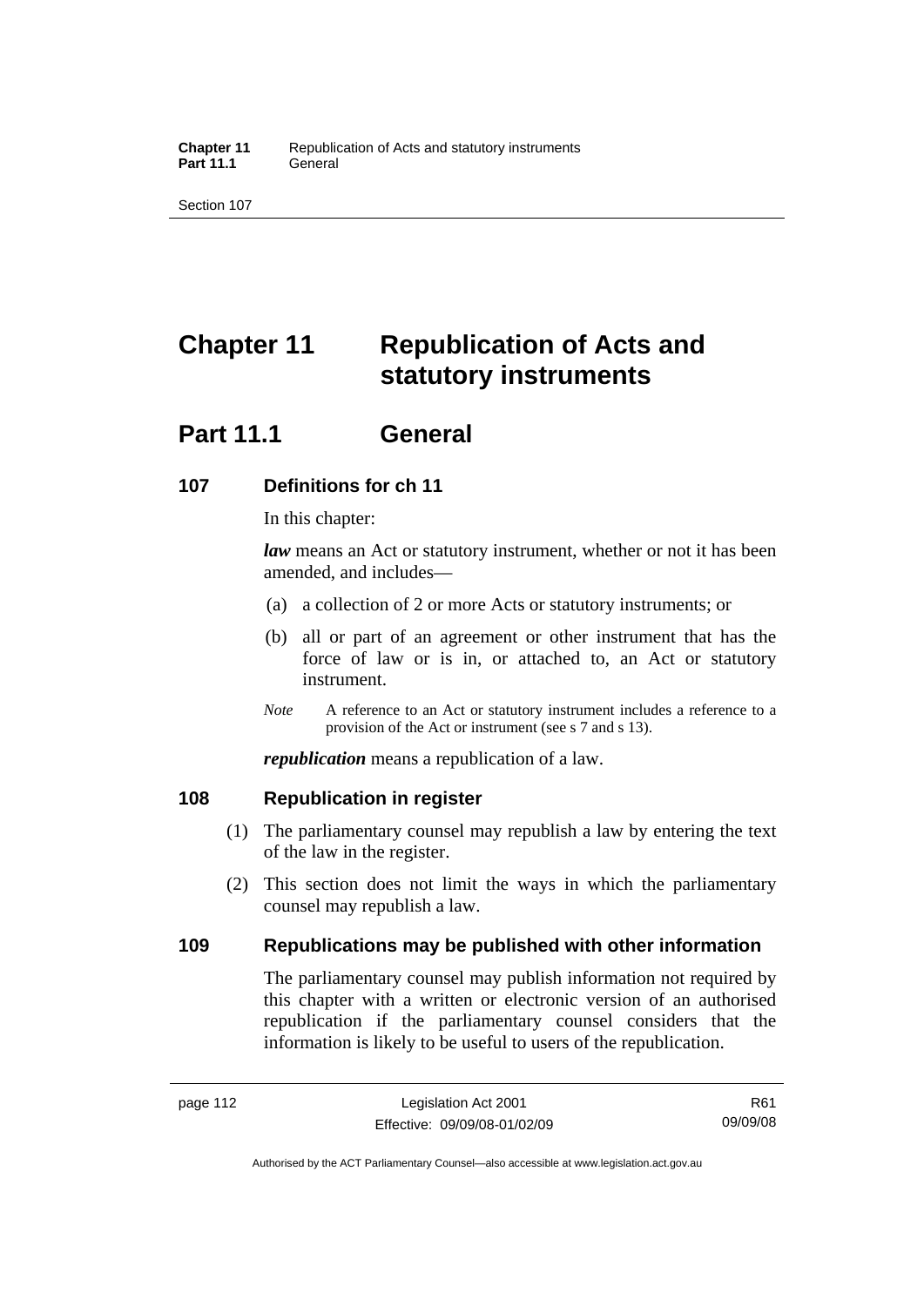# Chapter 11 Republication of Acts and statutory instruments

## Part 11.1 General

### 107 Definitions for ch 11

In this chapter:

***law*** means an Act or statutory instrument, whether or not it has been amended, and includes—

(a) a collection of 2 or more Acts or statutory instruments; or

(b) all or part of an agreement or other instrument that has the force of law or is in, or attached to, an Act or statutory instrument.

*Note* A reference to an Act or statutory instrument includes a reference to a provision of the Act or instrument (see s 7 and s 13).

***republication*** means a republication of a law.

### 108 Republication in register

(1) The parliamentary counsel may republish a law by entering the text of the law in the register.

(2) This section does not limit the ways in which the parliamentary counsel may republish a law.

### 109 Republications may be published with other information

The parliamentary counsel may publish information not required by this chapter with a written or electronic version of an authorised republication if the parliamentary counsel considers that the information is likely to be useful to users of the republication.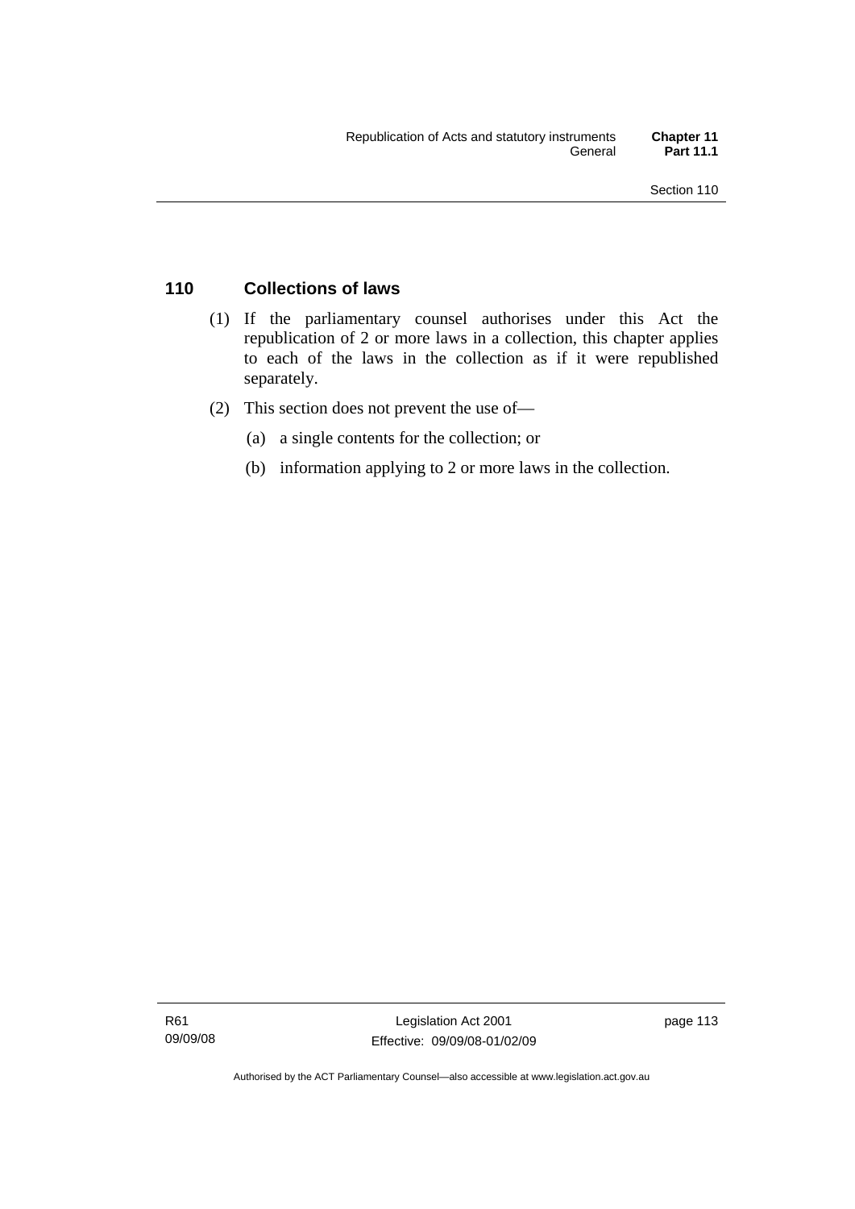## 110 Collections of laws

(1) If the parliamentary counsel authorises under this Act the republication of 2 or more laws in a collection, this chapter applies to each of the laws in the collection as if it were republished separately.

(2) This section does not prevent the use of—

(a) a single contents for the collection; or

(b) information applying to 2 or more laws in the collection.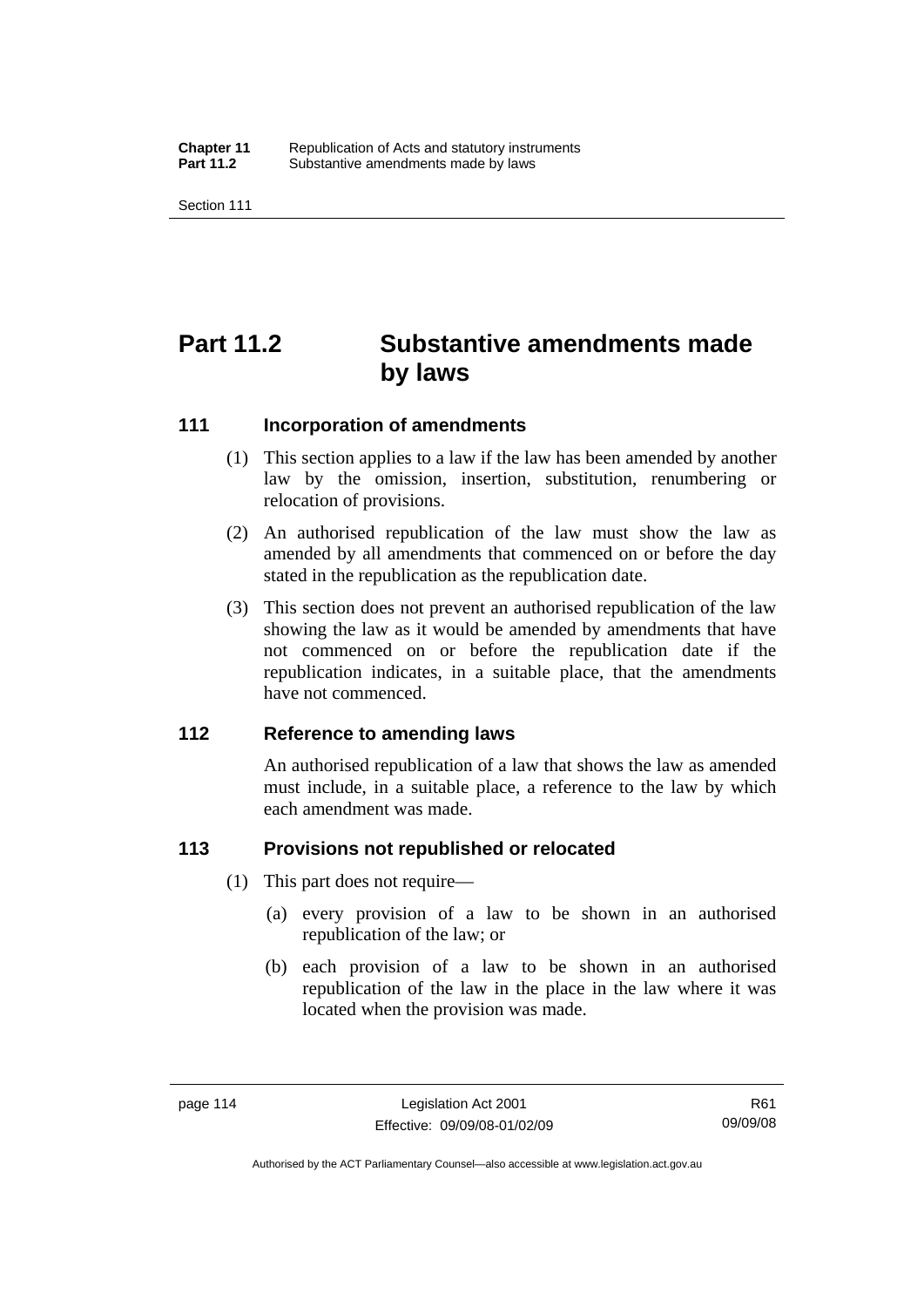# Part 11.2 Substantive amendments made by laws

## 111 Incorporation of amendments

(1) This section applies to a law if the law has been amended by another law by the omission, insertion, substitution, renumbering or relocation of provisions.

(2) An authorised republication of the law must show the law as amended by all amendments that commenced on or before the day stated in the republication as the republication date.

(3) This section does not prevent an authorised republication of the law showing the law as it would be amended by amendments that have not commenced on or before the republication date if the republication indicates, in a suitable place, that the amendments have not commenced.

## 112 Reference to amending laws

An authorised republication of a law that shows the law as amended must include, in a suitable place, a reference to the law by which each amendment was made.

## 113 Provisions not republished or relocated

(1) This part does not require—

(a) every provision of a law to be shown in an authorised republication of the law; or

(b) each provision of a law to be shown in an authorised republication of the law in the place in the law where it was located when the provision was made.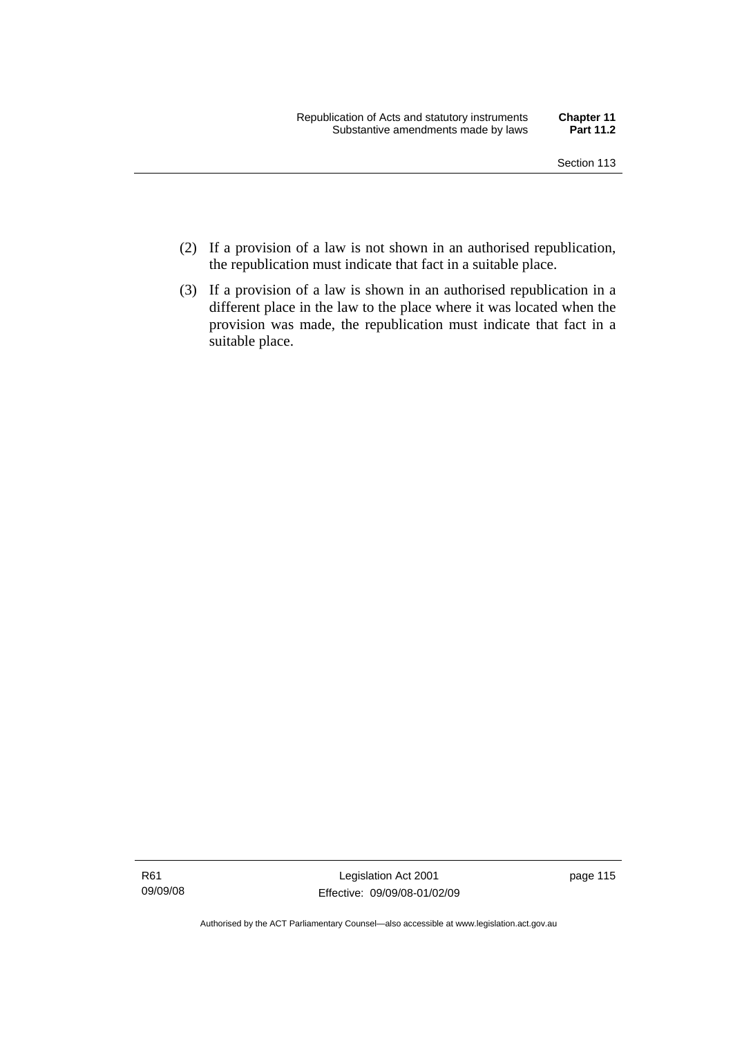(2) If a provision of a law is not shown in an authorised republication, the republication must indicate that fact in a suitable place.

(3) If a provision of a law is shown in an authorised republication in a different place in the law to the place where it was located when the provision was made, the republication must indicate that fact in a suitable place.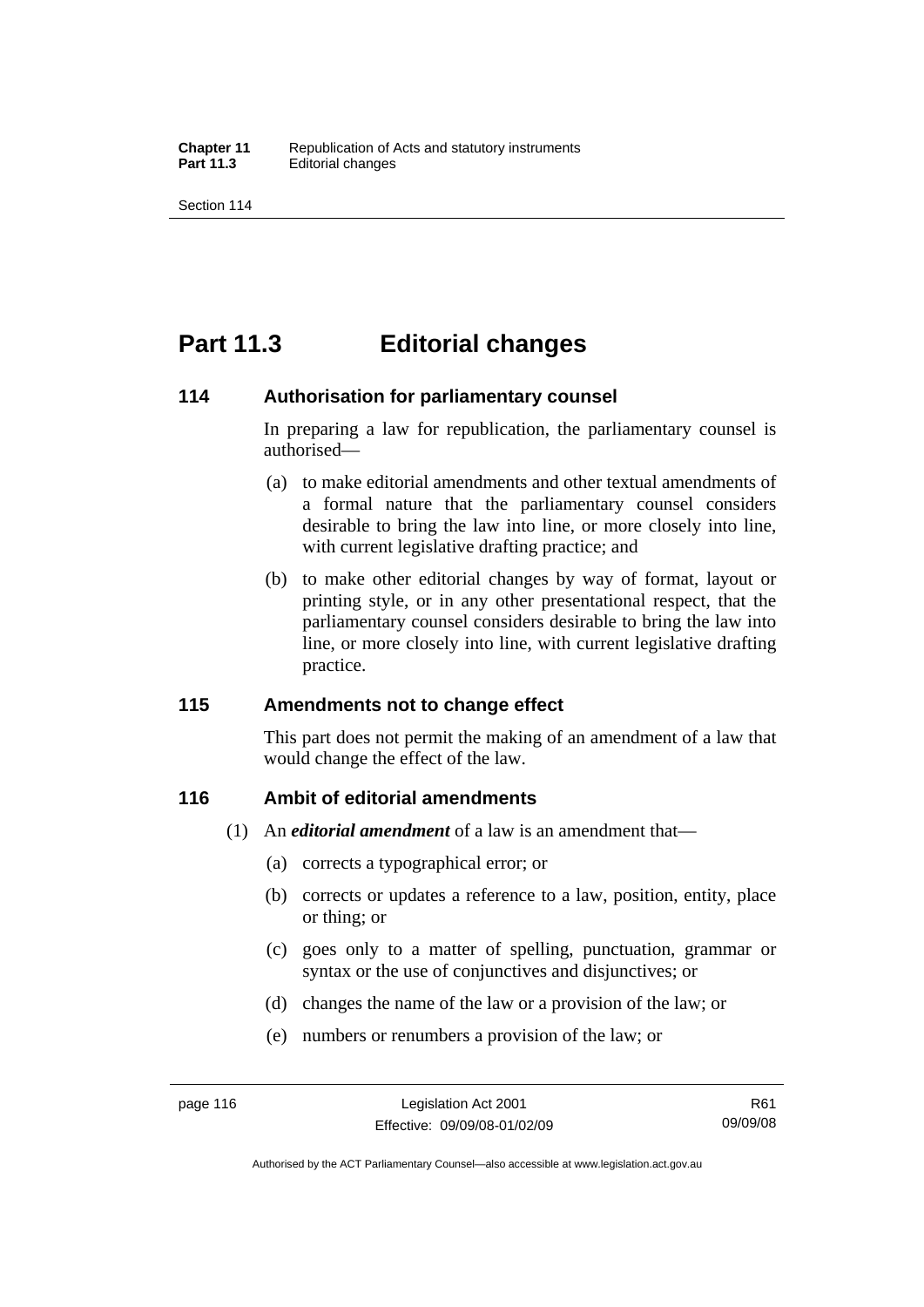# Part 11.3 Editorial changes

## 114 Authorisation for parliamentary counsel

In preparing a law for republication, the parliamentary counsel is authorised—

(a) to make editorial amendments and other textual amendments of a formal nature that the parliamentary counsel considers desirable to bring the law into line, or more closely into line, with current legislative drafting practice; and

(b) to make other editorial changes by way of format, layout or printing style, or in any other presentational respect, that the parliamentary counsel considers desirable to bring the law into line, or more closely into line, with current legislative drafting practice.

## 115 Amendments not to change effect

This part does not permit the making of an amendment of a law that would change the effect of the law.

## 116 Ambit of editorial amendments

(1) An ***editorial amendment*** of a law is an amendment that—

(a) corrects a typographical error; or

(b) corrects or updates a reference to a law, position, entity, place or thing; or

(c) goes only to a matter of spelling, punctuation, grammar or syntax or the use of conjunctives and disjunctives; or

(d) changes the name of the law or a provision of the law; or

(e) numbers or renumbers a provision of the law; or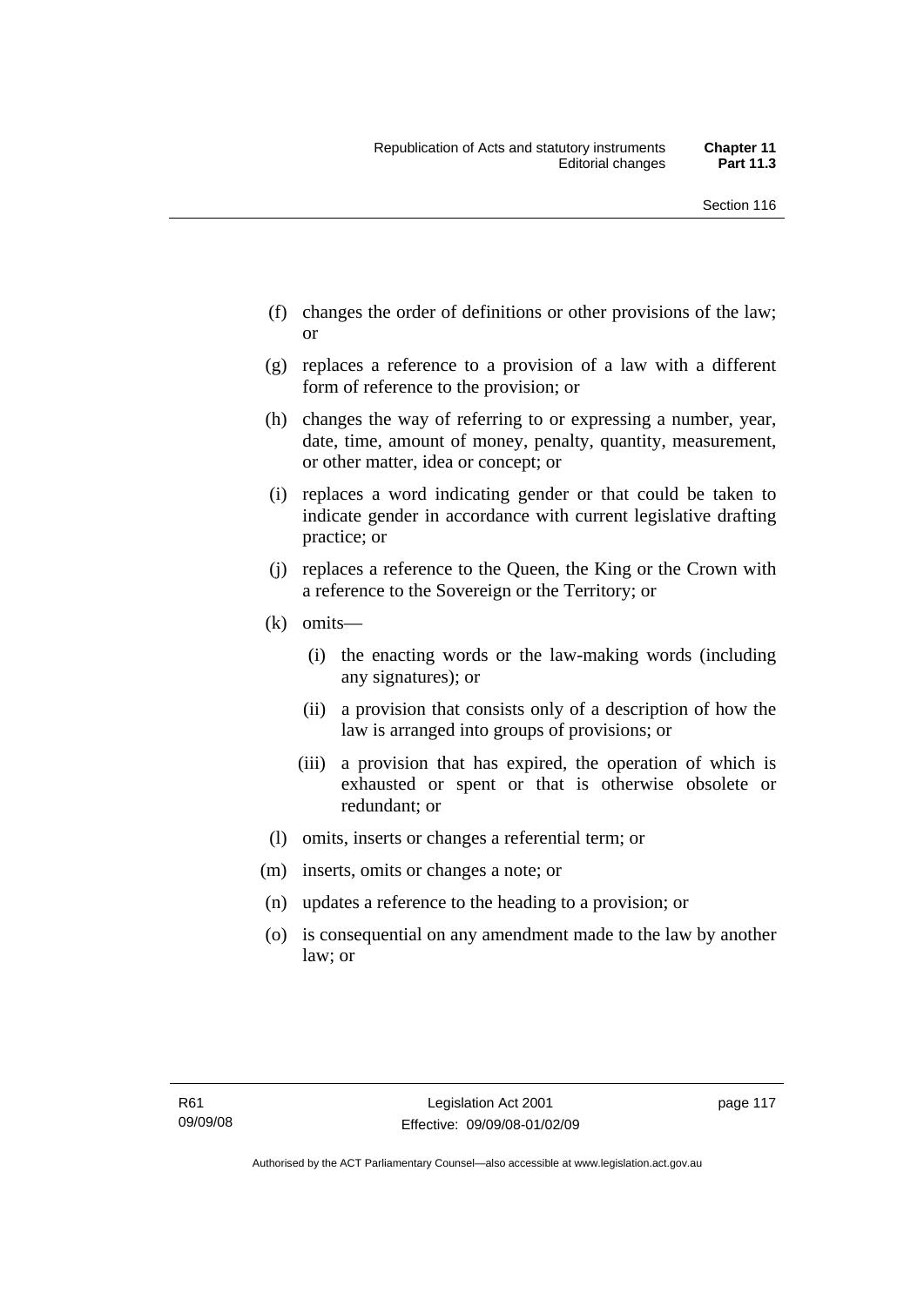- (f) changes the order of definitions or other provisions of the law; or
- (g) replaces a reference to a provision of a law with a different form of reference to the provision; or
- (h) changes the way of referring to or expressing a number, year, date, time, amount of money, penalty, quantity, measurement, or other matter, idea or concept; or
- (i) replaces a word indicating gender or that could be taken to indicate gender in accordance with current legislative drafting practice; or
- (j) replaces a reference to the Queen, the King or the Crown with a reference to the Sovereign or the Territory; or
- (k) omits—
  - (i) the enacting words or the law-making words (including any signatures); or
  - (ii) a provision that consists only of a description of how the law is arranged into groups of provisions; or
  - (iii) a provision that has expired, the operation of which is exhausted or spent or that is otherwise obsolete or redundant; or
- (l) omits, inserts or changes a referential term; or
- (m) inserts, omits or changes a note; or
- (n) updates a reference to the heading to a provision; or
- (o) is consequential on any amendment made to the law by another law; or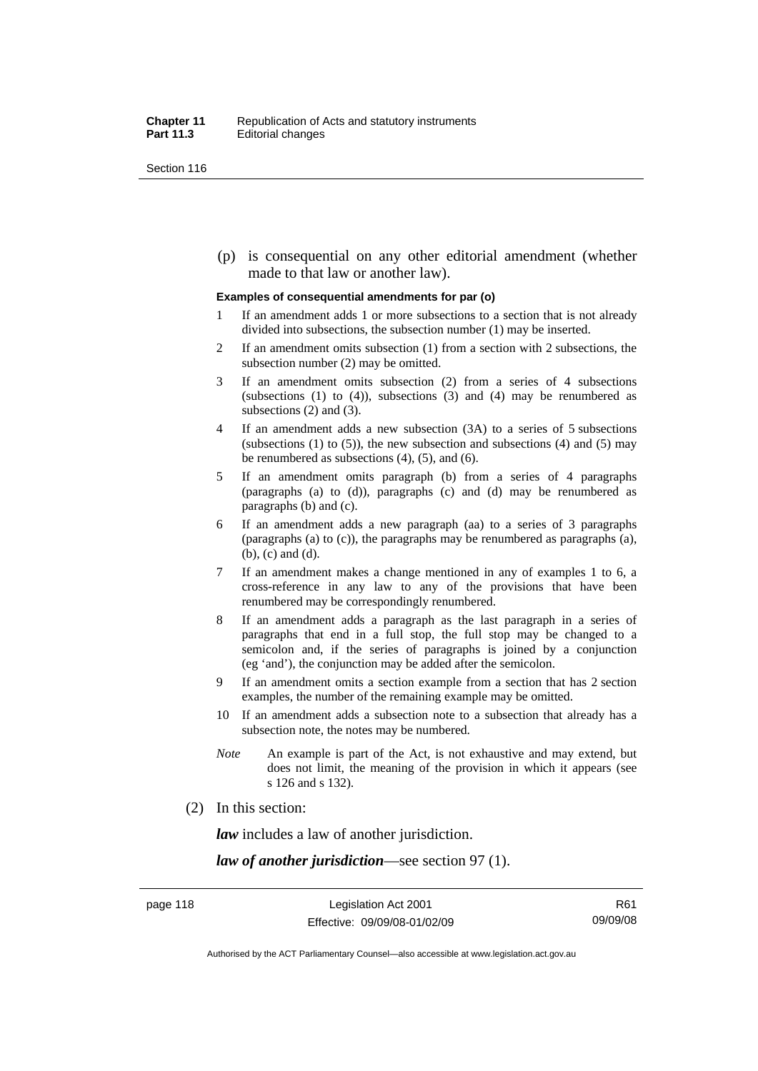(p) is consequential on any other editorial amendment (whether made to that law or another law).

**Examples of consequential amendments for par (o)**

1 If an amendment adds 1 or more subsections to a section that is not already divided into subsections, the subsection number (1) may be inserted.

2 If an amendment omits subsection (1) from a section with 2 subsections, the subsection number (2) may be omitted.

3 If an amendment omits subsection (2) from a series of 4 subsections (subsections (1) to (4)), subsections (3) and (4) may be renumbered as subsections (2) and (3).

4 If an amendment adds a new subsection (3A) to a series of 5 subsections (subsections (1) to (5)), the new subsection and subsections (4) and (5) may be renumbered as subsections (4), (5), and (6).

5 If an amendment omits paragraph (b) from a series of 4 paragraphs (paragraphs (a) to (d)), paragraphs (c) and (d) may be renumbered as paragraphs (b) and (c).

6 If an amendment adds a new paragraph (aa) to a series of 3 paragraphs (paragraphs (a) to (c)), the paragraphs may be renumbered as paragraphs (a), (b), (c) and (d).

7 If an amendment makes a change mentioned in any of examples 1 to 6, a cross-reference in any law to any of the provisions that have been renumbered may be correspondingly renumbered.

8 If an amendment adds a paragraph as the last paragraph in a series of paragraphs that end in a full stop, the full stop may be changed to a semicolon and, if the series of paragraphs is joined by a conjunction (eg 'and'), the conjunction may be added after the semicolon.

9 If an amendment omits a section example from a section that has 2 section examples, the number of the remaining example may be omitted.

10 If an amendment adds a subsection note to a subsection that already has a subsection note, the notes may be numbered.

*Note* An example is part of the Act, is not exhaustive and may extend, but does not limit, the meaning of the provision in which it appears (see s 126 and s 132).

(2) In this section:

***law*** includes a law of another jurisdiction.

***law of another jurisdiction***—see section 97 (1).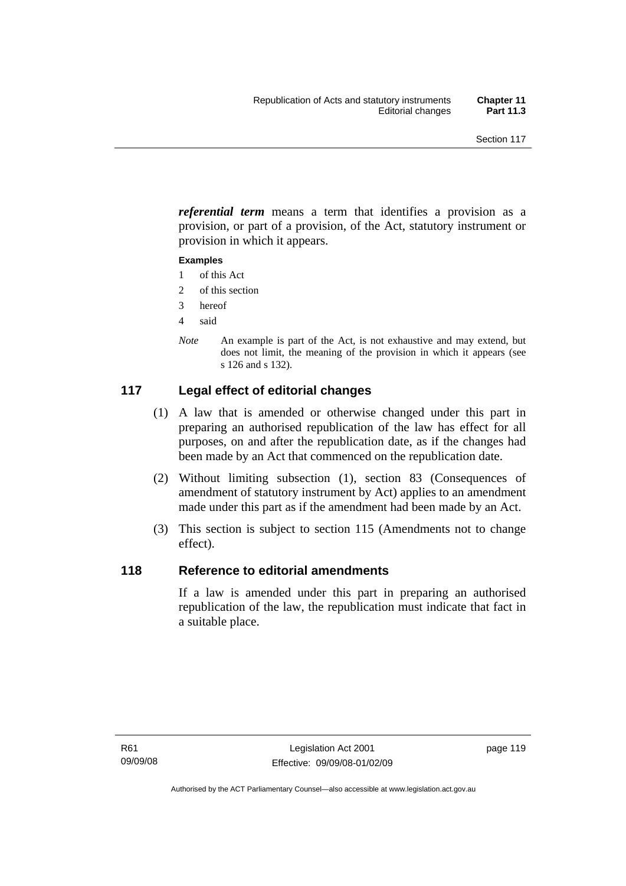***referential term*** means a term that identifies a provision as a provision, or part of a provision, of the Act, statutory instrument or provision in which it appears.

**Examples**

1 of this Act

2 of this section

3 hereof

4 said

*Note* An example is part of the Act, is not exhaustive and may extend, but does not limit, the meaning of the provision in which it appears (see s 126 and s 132).

## 117 Legal effect of editorial changes

(1) A law that is amended or otherwise changed under this part in preparing an authorised republication of the law has effect for all purposes, on and after the republication date, as if the changes had been made by an Act that commenced on the republication date.

(2) Without limiting subsection (1), section 83 (Consequences of amendment of statutory instrument by Act) applies to an amendment made under this part as if the amendment had been made by an Act.

(3) This section is subject to section 115 (Amendments not to change effect).

## 118 Reference to editorial amendments

If a law is amended under this part in preparing an authorised republication of the law, the republication must indicate that fact in a suitable place.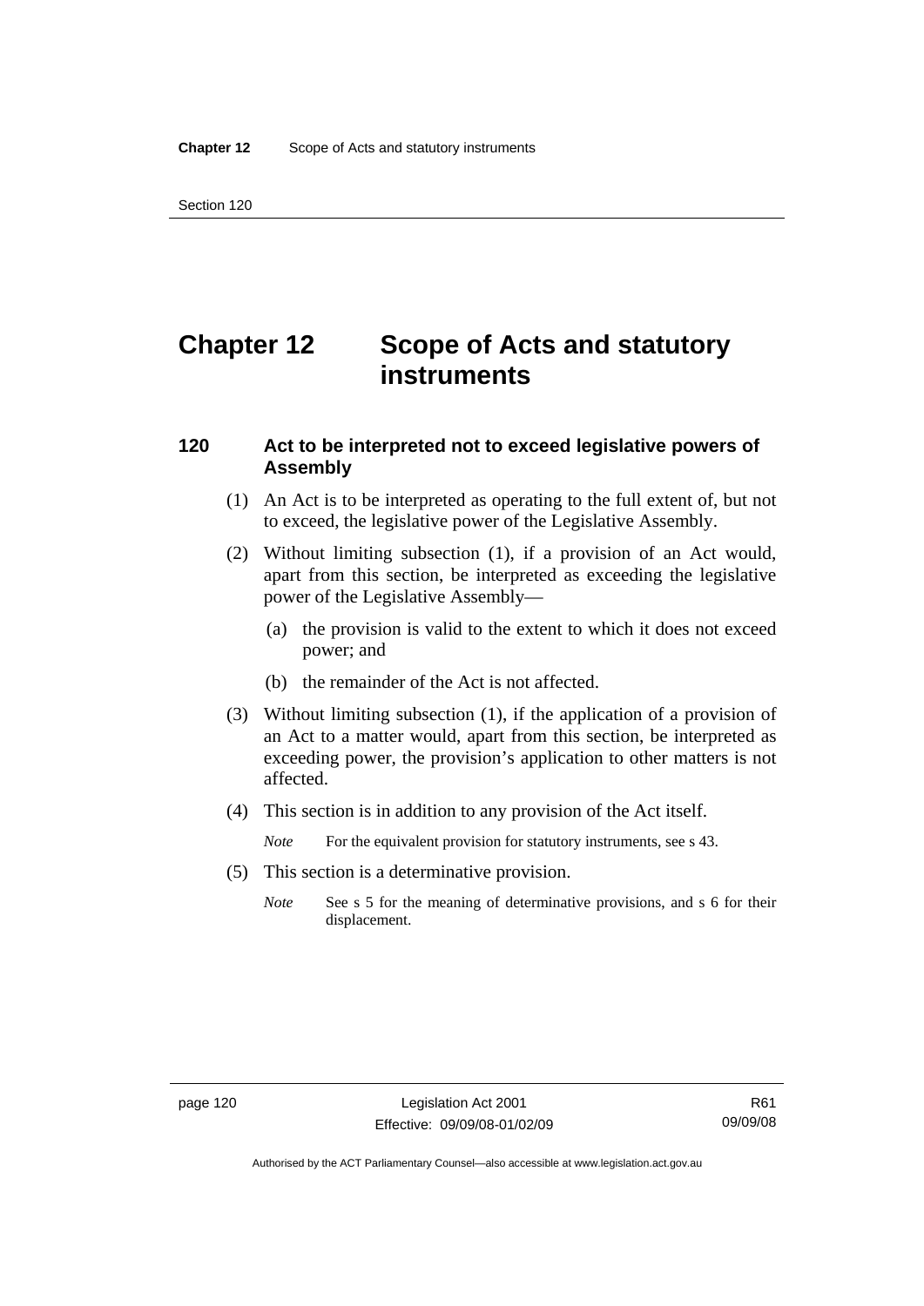# Chapter 12 Scope of Acts and statutory instruments

### 120 Act to be interpreted not to exceed legislative powers of Assembly

(1) An Act is to be interpreted as operating to the full extent of, but not to exceed, the legislative power of the Legislative Assembly.

(2) Without limiting subsection (1), if a provision of an Act would, apart from this section, be interpreted as exceeding the legislative power of the Legislative Assembly—

(a) the provision is valid to the extent to which it does not exceed power; and

(b) the remainder of the Act is not affected.

(3) Without limiting subsection (1), if the application of a provision of an Act to a matter would, apart from this section, be interpreted as exceeding power, the provision's application to other matters is not affected.

(4) This section is in addition to any provision of the Act itself.

*Note* For the equivalent provision for statutory instruments, see s 43.

(5) This section is a determinative provision.

*Note* See s 5 for the meaning of determinative provisions, and s 6 for their displacement.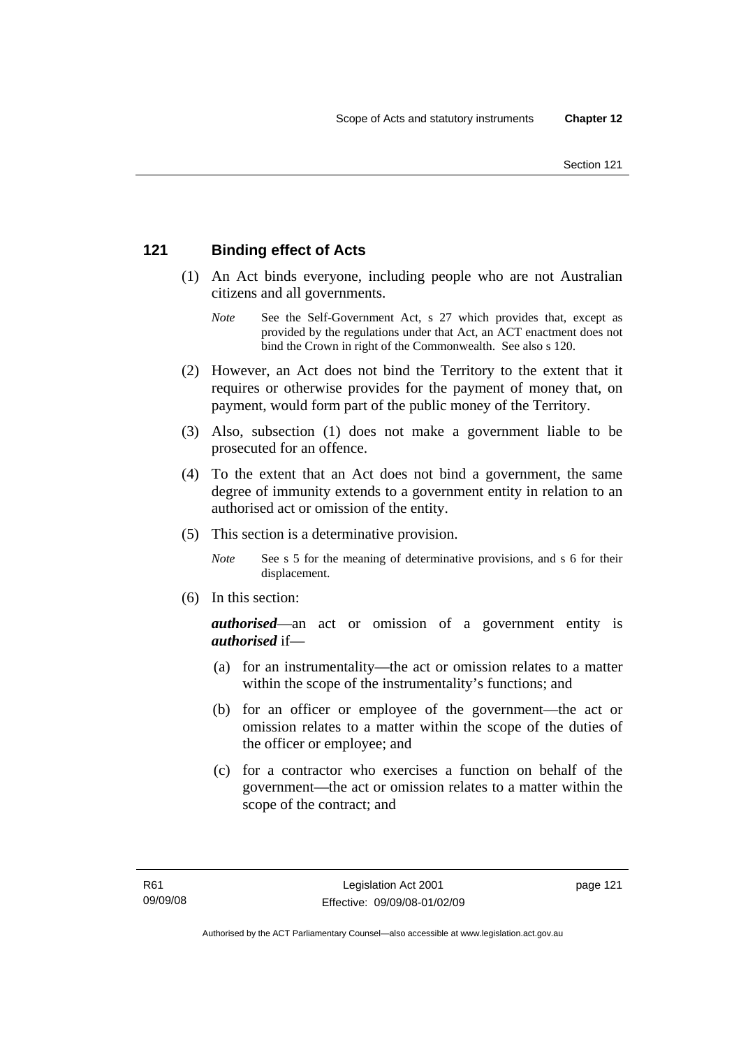## 121 Binding effect of Acts

(1) An Act binds everyone, including people who are not Australian citizens and all governments.

*Note* See the Self-Government Act, s 27 which provides that, except as provided by the regulations under that Act, an ACT enactment does not bind the Crown in right of the Commonwealth. See also s 120.

(2) However, an Act does not bind the Territory to the extent that it requires or otherwise provides for the payment of money that, on payment, would form part of the public money of the Territory.

(3) Also, subsection (1) does not make a government liable to be prosecuted for an offence.

(4) To the extent that an Act does not bind a government, the same degree of immunity extends to a government entity in relation to an authorised act or omission of the entity.

(5) This section is a determinative provision.

*Note* See s 5 for the meaning of determinative provisions, and s 6 for their displacement.

(6) In this section:

***authorised***—an act or omission of a government entity is ***authorised*** if—

(a) for an instrumentality—the act or omission relates to a matter within the scope of the instrumentality's functions; and

(b) for an officer or employee of the government—the act or omission relates to a matter within the scope of the duties of the officer or employee; and

(c) for a contractor who exercises a function on behalf of the government—the act or omission relates to a matter within the scope of the contract; and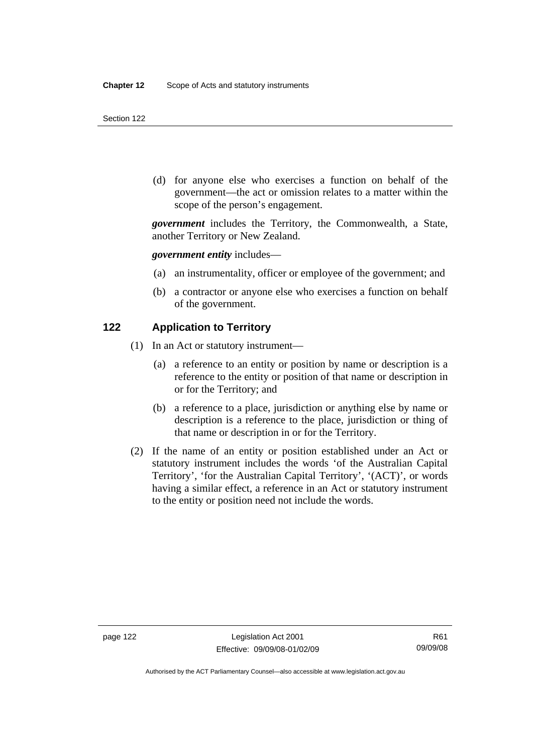(d) for anyone else who exercises a function on behalf of the government—the act or omission relates to a matter within the scope of the person's engagement.

***government*** includes the Territory, the Commonwealth, a State, another Territory or New Zealand.

***government entity*** includes—

(a) an instrumentality, officer or employee of the government; and

(b) a contractor or anyone else who exercises a function on behalf of the government.

## 122 Application to Territory

(1) In an Act or statutory instrument—

(a) a reference to an entity or position by name or description is a reference to the entity or position of that name or description in or for the Territory; and

(b) a reference to a place, jurisdiction or anything else by name or description is a reference to the place, jurisdiction or thing of that name or description in or for the Territory.

(2) If the name of an entity or position established under an Act or statutory instrument includes the words 'of the Australian Capital Territory', 'for the Australian Capital Territory', '(ACT)', or words having a similar effect, a reference in an Act or statutory instrument to the entity or position need not include the words.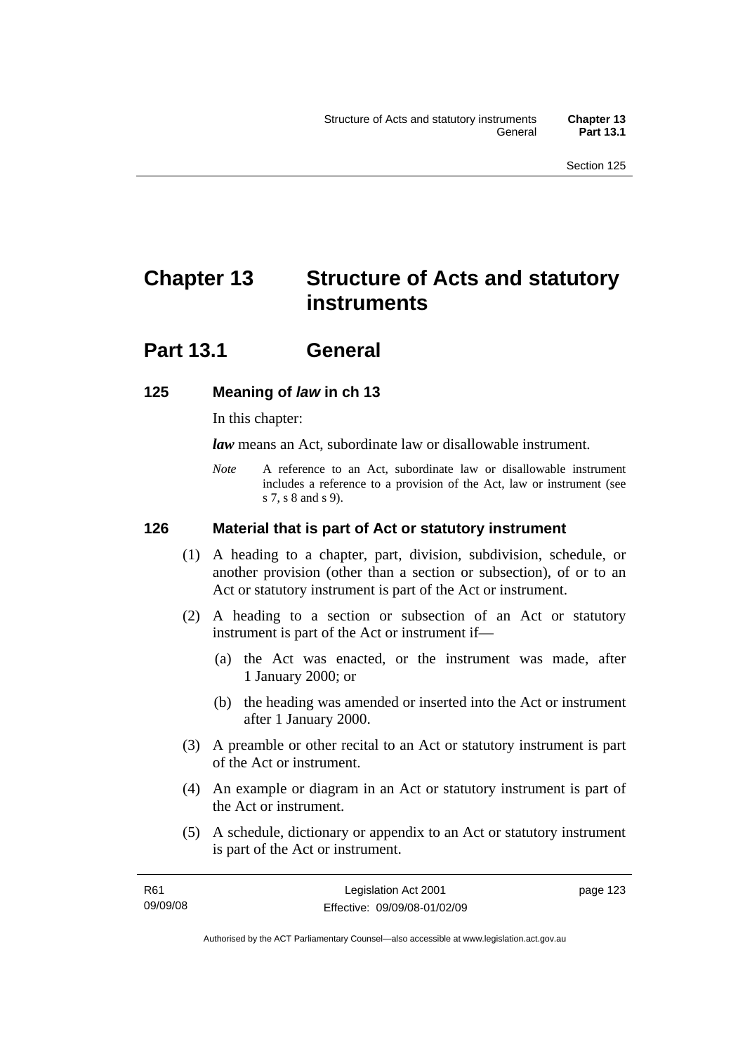# Chapter 13 Structure of Acts and statutory instruments

## Part 13.1 General

### 125 Meaning of *law* in ch 13

In this chapter:

***law*** means an Act, subordinate law or disallowable instrument.

*Note* A reference to an Act, subordinate law or disallowable instrument includes a reference to a provision of the Act, law or instrument (see s 7, s 8 and s 9).

### 126 Material that is part of Act or statutory instrument

(1) A heading to a chapter, part, division, subdivision, schedule, or another provision (other than a section or subsection), of or to an Act or statutory instrument is part of the Act or instrument.

(2) A heading to a section or subsection of an Act or statutory instrument is part of the Act or instrument if—

(a) the Act was enacted, or the instrument was made, after 1 January 2000; or

(b) the heading was amended or inserted into the Act or instrument after 1 January 2000.

(3) A preamble or other recital to an Act or statutory instrument is part of the Act or instrument.

(4) An example or diagram in an Act or statutory instrument is part of the Act or instrument.

(5) A schedule, dictionary or appendix to an Act or statutory instrument is part of the Act or instrument.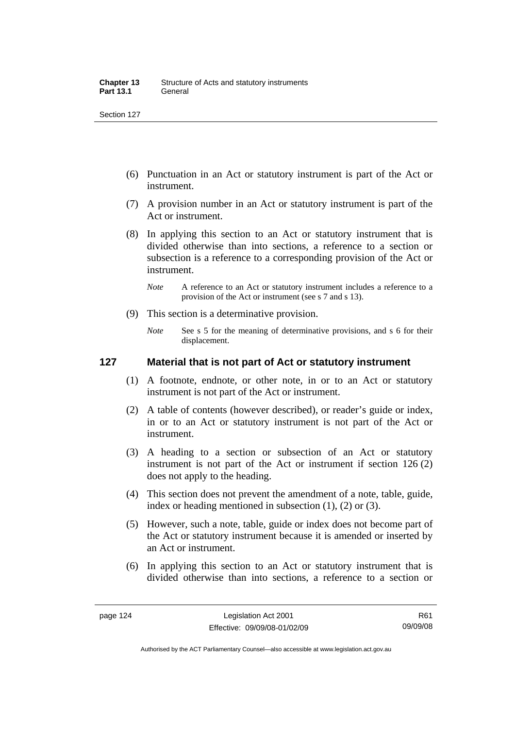(6) Punctuation in an Act or statutory instrument is part of the Act or instrument.

(7) A provision number in an Act or statutory instrument is part of the Act or instrument.

(8) In applying this section to an Act or statutory instrument that is divided otherwise than into sections, a reference to a section or subsection is a reference to a corresponding provision of the Act or instrument.

*Note* A reference to an Act or statutory instrument includes a reference to a provision of the Act or instrument (see s 7 and s 13).

(9) This section is a determinative provision.

*Note* See s 5 for the meaning of determinative provisions, and s 6 for their displacement.

## 127 Material that is not part of Act or statutory instrument

(1) A footnote, endnote, or other note, in or to an Act or statutory instrument is not part of the Act or instrument.

(2) A table of contents (however described), or reader's guide or index, in or to an Act or statutory instrument is not part of the Act or instrument.

(3) A heading to a section or subsection of an Act or statutory instrument is not part of the Act or instrument if section 126 (2) does not apply to the heading.

(4) This section does not prevent the amendment of a note, table, guide, index or heading mentioned in subsection (1), (2) or (3).

(5) However, such a note, table, guide or index does not become part of the Act or statutory instrument because it is amended or inserted by an Act or instrument.

(6) In applying this section to an Act or statutory instrument that is divided otherwise than into sections, a reference to a section or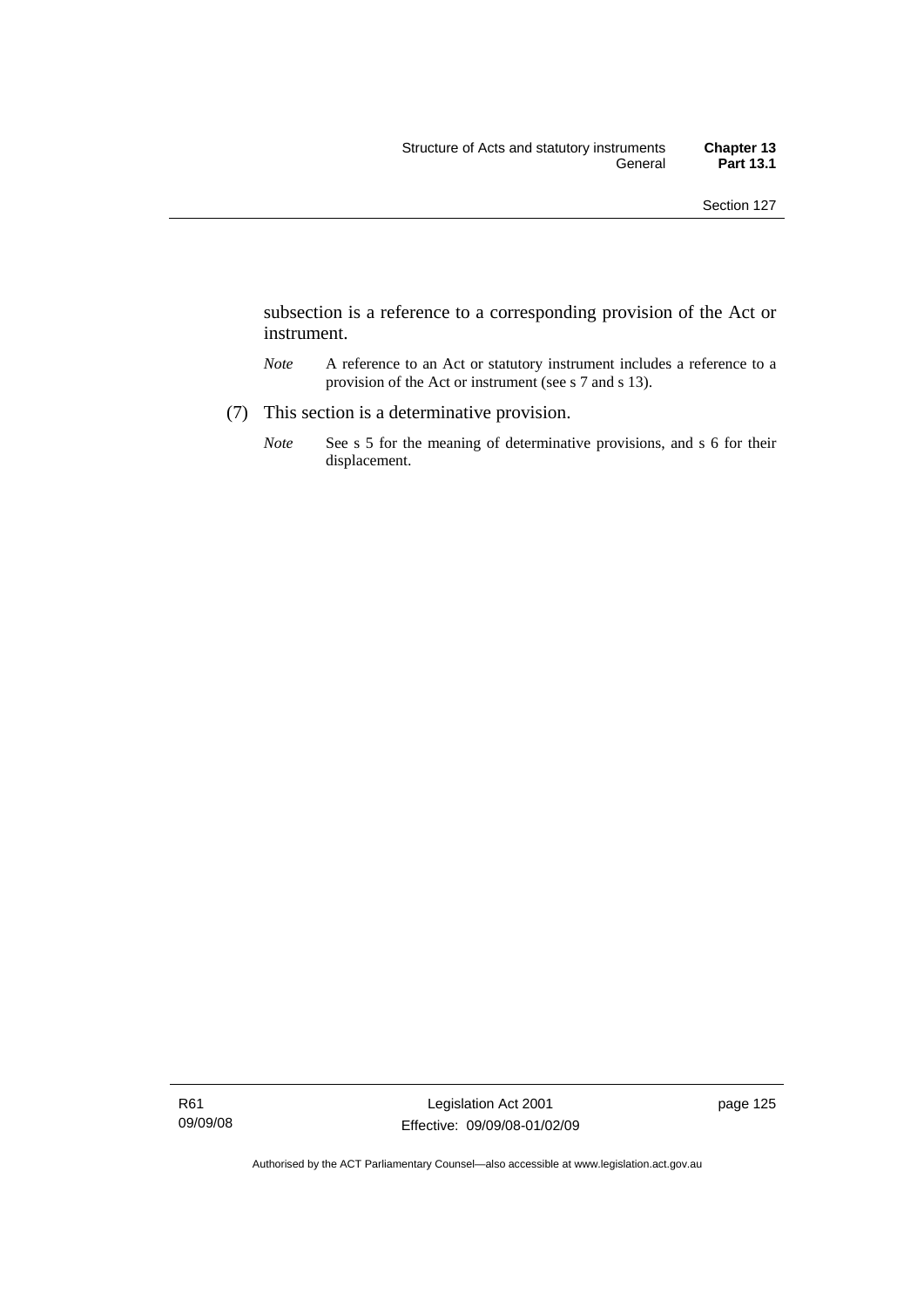subsection is a reference to a corresponding provision of the Act or instrument.

*Note* A reference to an Act or statutory instrument includes a reference to a provision of the Act or instrument (see s 7 and s 13).

(7) This section is a determinative provision.

*Note* See s 5 for the meaning of determinative provisions, and s 6 for their displacement.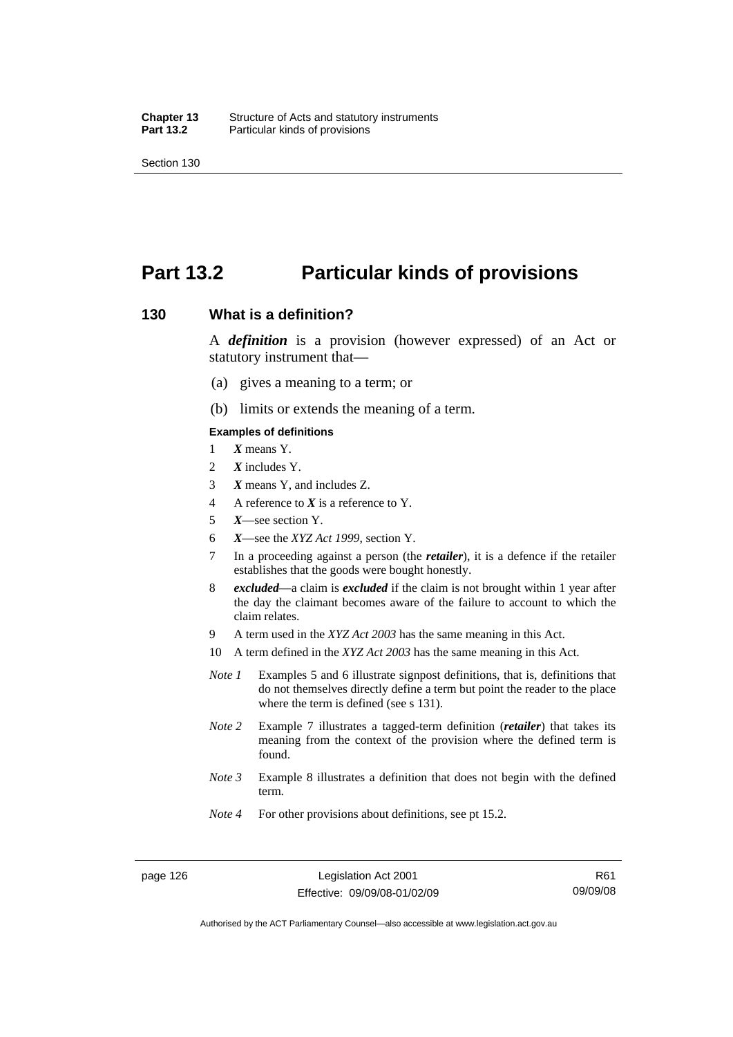# Part 13.2 Particular kinds of provisions

## 130 What is a definition?

A ***definition*** is a provision (however expressed) of an Act or statutory instrument that—

(a) gives a meaning to a term; or

(b) limits or extends the meaning of a term.

**Examples of definitions**

1 ***X*** means Y.

2 ***X*** includes Y.

3 ***X*** means Y, and includes Z.

4 A reference to ***X*** is a reference to Y.

5 ***X***—see section Y.

6 ***X***—see the *XYZ Act 1999*, section Y.

7 In a proceeding against a person (the ***retailer***), it is a defence if the retailer establishes that the goods were bought honestly.

8 ***excluded***—a claim is ***excluded*** if the claim is not brought within 1 year after the day the claimant becomes aware of the failure to account to which the claim relates.

9 A term used in the *XYZ Act 2003* has the same meaning in this Act.

10 A term defined in the *XYZ Act 2003* has the same meaning in this Act.

*Note 1* Examples 5 and 6 illustrate signpost definitions, that is, definitions that do not themselves directly define a term but point the reader to the place where the term is defined (see s 131).

*Note 2* Example 7 illustrates a tagged-term definition (***retailer***) that takes its meaning from the context of the provision where the defined term is found.

*Note 3* Example 8 illustrates a definition that does not begin with the defined term.

*Note 4* For other provisions about definitions, see pt 15.2.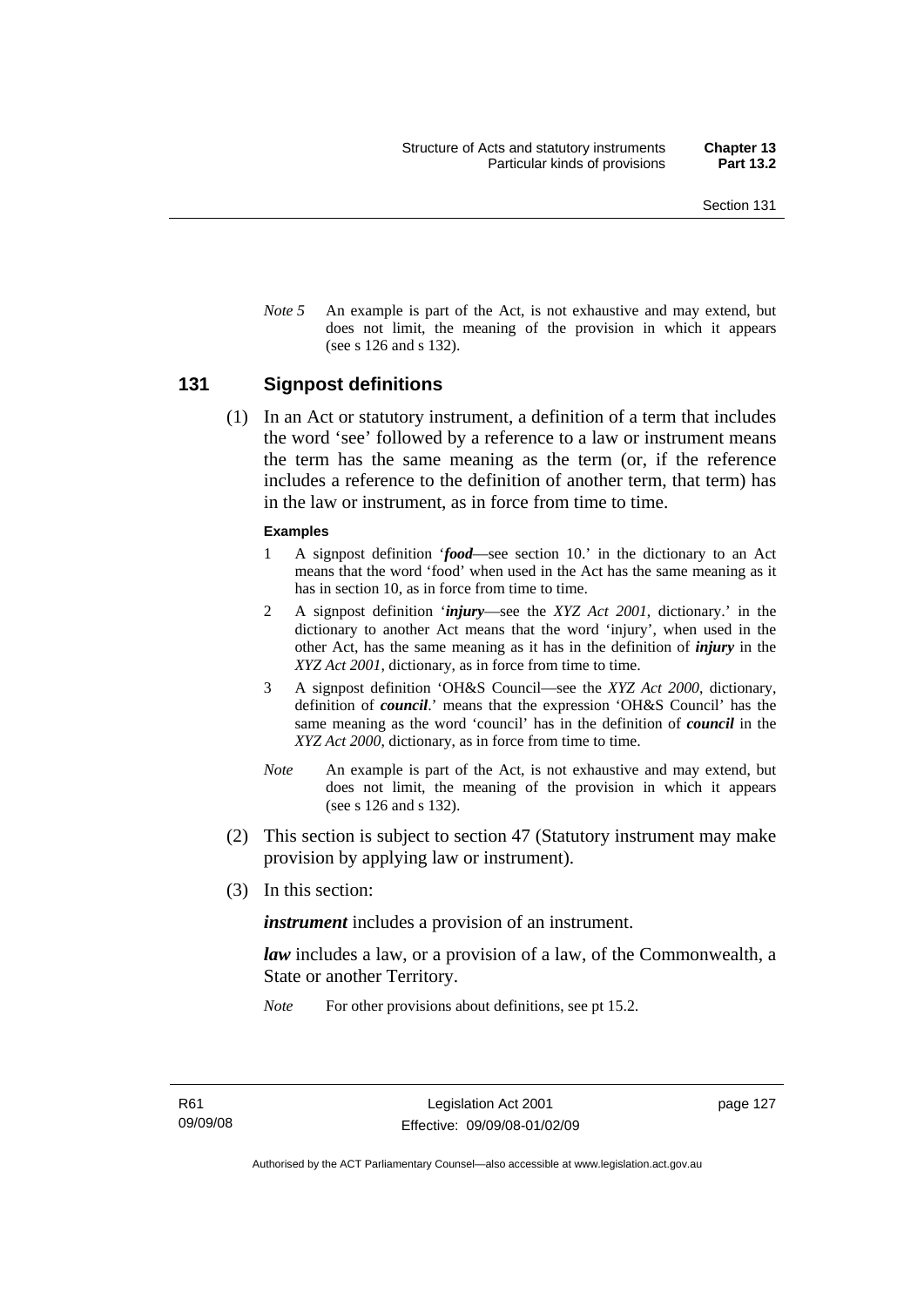*Note 5* An example is part of the Act, is not exhaustive and may extend, but does not limit, the meaning of the provision in which it appears (see s 126 and s 132).

## 131 Signpost definitions

(1) In an Act or statutory instrument, a definition of a term that includes the word 'see' followed by a reference to a law or instrument means the term has the same meaning as the term (or, if the reference includes a reference to the definition of another term, that term) has in the law or instrument, as in force from time to time.

**Examples**

1 A signpost definition '***food***—see section 10.' in the dictionary to an Act means that the word 'food' when used in the Act has the same meaning as it has in section 10, as in force from time to time.

2 A signpost definition '***injury***—see the *XYZ Act 2001*, dictionary.' in the dictionary to another Act means that the word 'injury', when used in the other Act, has the same meaning as it has in the definition of ***injury*** in the *XYZ Act 2001*, dictionary, as in force from time to time.

3 A signpost definition 'OH&S Council—see the *XYZ Act 2000*, dictionary, definition of ***council***.' means that the expression 'OH&S Council' has the same meaning as the word 'council' has in the definition of ***council*** in the *XYZ Act 2000*, dictionary, as in force from time to time.

*Note* An example is part of the Act, is not exhaustive and may extend, but does not limit, the meaning of the provision in which it appears (see s 126 and s 132).

(2) This section is subject to section 47 (Statutory instrument may make provision by applying law or instrument).

(3) In this section:

***instrument*** includes a provision of an instrument.

***law*** includes a law, or a provision of a law, of the Commonwealth, a State or another Territory.

*Note* For other provisions about definitions, see pt 15.2.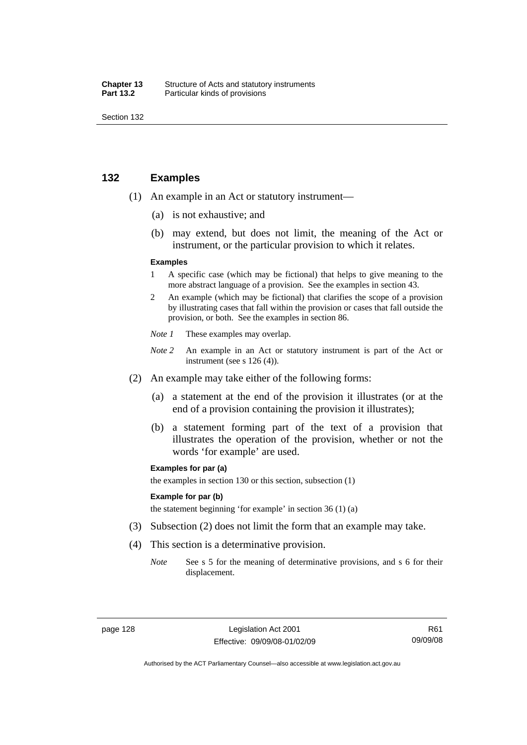## 132 Examples

(1) An example in an Act or statutory instrument—

(a) is not exhaustive; and

(b) may extend, but does not limit, the meaning of the Act or instrument, or the particular provision to which it relates.

**Examples**

1 A specific case (which may be fictional) that helps to give meaning to the more abstract language of a provision. See the examples in section 43.

2 An example (which may be fictional) that clarifies the scope of a provision by illustrating cases that fall within the provision or cases that fall outside the provision, or both. See the examples in section 86.

*Note 1* These examples may overlap.

*Note 2* An example in an Act or statutory instrument is part of the Act or instrument (see s 126 (4)).

(2) An example may take either of the following forms:

(a) a statement at the end of the provision it illustrates (or at the end of a provision containing the provision it illustrates);

(b) a statement forming part of the text of a provision that illustrates the operation of the provision, whether or not the words 'for example' are used.

**Examples for par (a)**

the examples in section 130 or this section, subsection (1)

**Example for par (b)**

the statement beginning 'for example' in section 36 (1) (a)

(3) Subsection (2) does not limit the form that an example may take.

(4) This section is a determinative provision.

*Note* See s 5 for the meaning of determinative provisions, and s 6 for their displacement.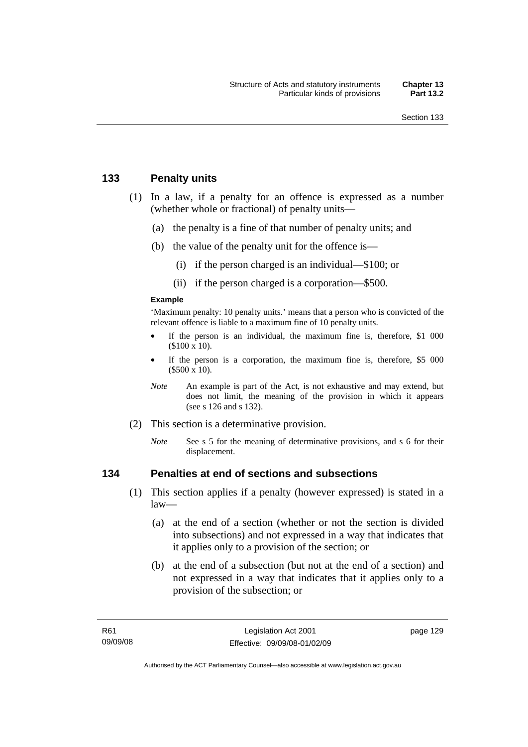## 133 Penalty units

(1) In a law, if a penalty for an offence is expressed as a number (whether whole or fractional) of penalty units—

(a) the penalty is a fine of that number of penalty units; and

(b) the value of the penalty unit for the offence is—

(i) if the person charged is an individual—$100; or

(ii) if the person charged is a corporation—$500.

**Example**

'Maximum penalty: 10 penalty units.' means that a person who is convicted of the relevant offence is liable to a maximum fine of 10 penalty units.

- If the person is an individual, the maximum fine is, therefore, $1 000 ($100 x 10).
- If the person is a corporation, the maximum fine is, therefore, $5 000 ($500 x 10).

*Note* An example is part of the Act, is not exhaustive and may extend, but does not limit, the meaning of the provision in which it appears (see s 126 and s 132).

(2) This section is a determinative provision.

*Note* See s 5 for the meaning of determinative provisions, and s 6 for their displacement.

## 134 Penalties at end of sections and subsections

(1) This section applies if a penalty (however expressed) is stated in a law—

(a) at the end of a section (whether or not the section is divided into subsections) and not expressed in a way that indicates that it applies only to a provision of the section; or

(b) at the end of a subsection (but not at the end of a section) and not expressed in a way that indicates that it applies only to a provision of the subsection; or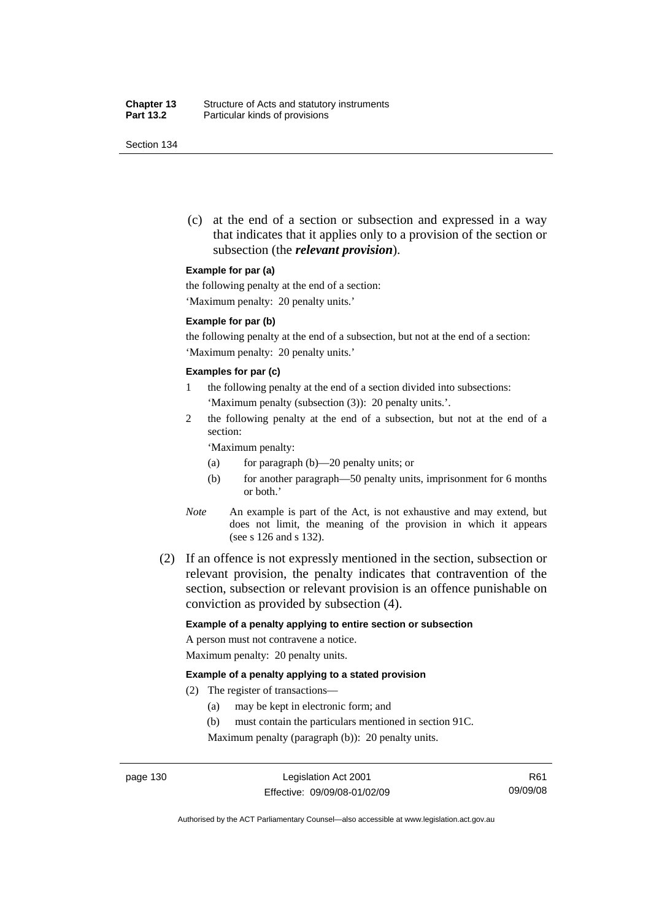(c) at the end of a section or subsection and expressed in a way that indicates that it applies only to a provision of the section or subsection (the ***relevant provision***).

**Example for par (a)**

the following penalty at the end of a section:

'Maximum penalty: 20 penalty units.'

**Example for par (b)**

the following penalty at the end of a subsection, but not at the end of a section:

'Maximum penalty: 20 penalty units.'

**Examples for par (c)**

1 the following penalty at the end of a section divided into subsections: 'Maximum penalty (subsection (3)): 20 penalty units.'.

2 the following penalty at the end of a subsection, but not at the end of a section:

'Maximum penalty:

(a) for paragraph (b)—20 penalty units; or

(b) for another paragraph—50 penalty units, imprisonment for 6 months or both.'

*Note* An example is part of the Act, is not exhaustive and may extend, but does not limit, the meaning of the provision in which it appears (see s 126 and s 132).

(2) If an offence is not expressly mentioned in the section, subsection or relevant provision, the penalty indicates that contravention of the section, subsection or relevant provision is an offence punishable on conviction as provided by subsection (4).

**Example of a penalty applying to entire section or subsection**

A person must not contravene a notice.

Maximum penalty: 20 penalty units.

**Example of a penalty applying to a stated provision**

(2) The register of transactions—

(a) may be kept in electronic form; and

(b) must contain the particulars mentioned in section 91C.

Maximum penalty (paragraph (b)): 20 penalty units.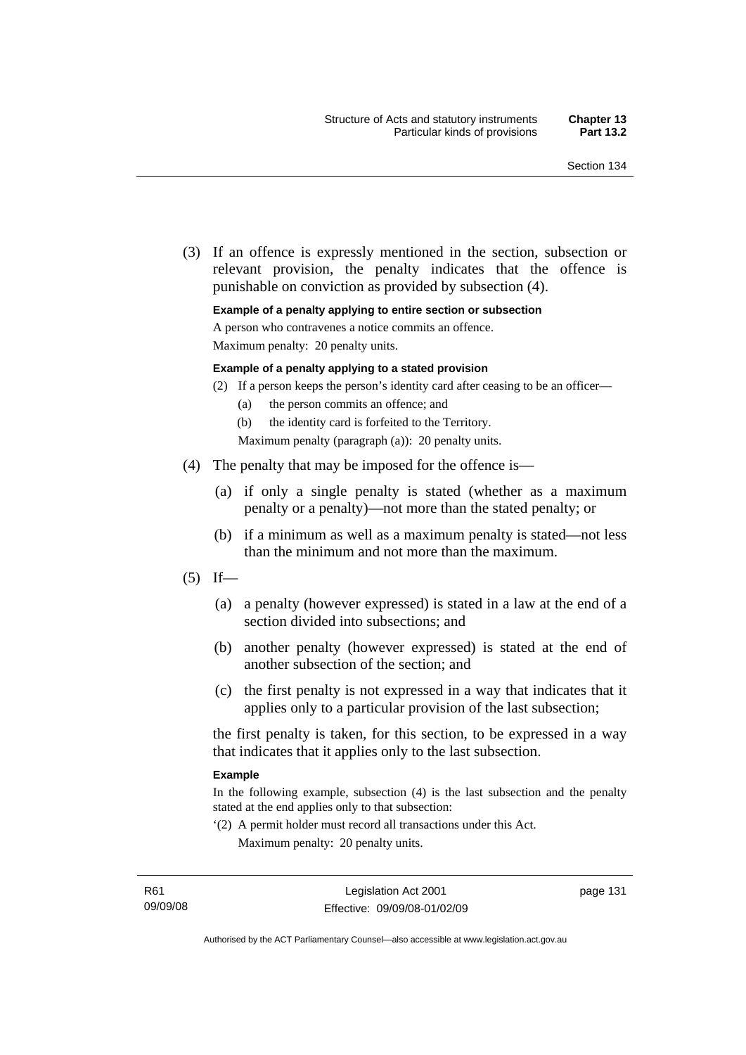(3) If an offence is expressly mentioned in the section, subsection or relevant provision, the penalty indicates that the offence is punishable on conviction as provided by subsection (4).

**Example of a penalty applying to entire section or subsection**

A person who contravenes a notice commits an offence.

Maximum penalty: 20 penalty units.

**Example of a penalty applying to a stated provision**

(2) If a person keeps the person's identity card after ceasing to be an officer—

(a) the person commits an offence; and

(b) the identity card is forfeited to the Territory.

Maximum penalty (paragraph (a)): 20 penalty units.

(4) The penalty that may be imposed for the offence is—

(a) if only a single penalty is stated (whether as a maximum penalty or a penalty)—not more than the stated penalty; or

(b) if a minimum as well as a maximum penalty is stated—not less than the minimum and not more than the maximum.

(5) If—

(a) a penalty (however expressed) is stated in a law at the end of a section divided into subsections; and

(b) another penalty (however expressed) is stated at the end of another subsection of the section; and

(c) the first penalty is not expressed in a way that indicates that it applies only to a particular provision of the last subsection;

the first penalty is taken, for this section, to be expressed in a way that indicates that it applies only to the last subsection.

**Example**

In the following example, subsection (4) is the last subsection and the penalty stated at the end applies only to that subsection:

'(2) A permit holder must record all transactions under this Act.

Maximum penalty: 20 penalty units.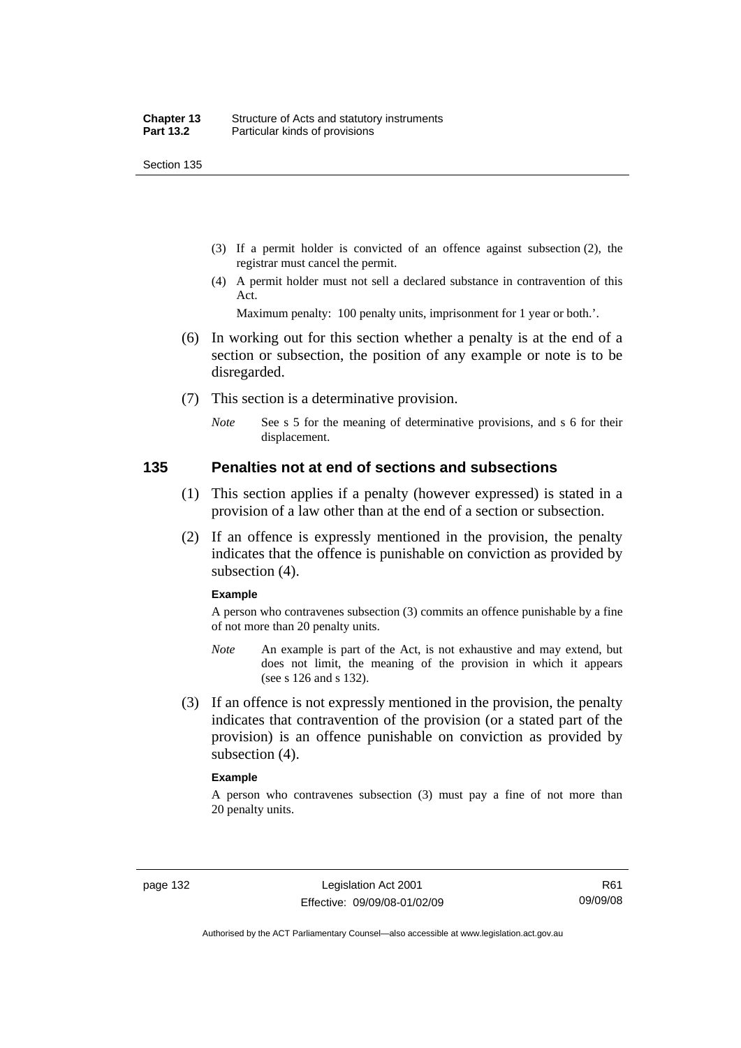(3) If a permit holder is convicted of an offence against subsection (2), the registrar must cancel the permit.

(4) A permit holder must not sell a declared substance in contravention of this Act.

Maximum penalty: 100 penalty units, imprisonment for 1 year or both.'.

(6) In working out for this section whether a penalty is at the end of a section or subsection, the position of any example or note is to be disregarded.

(7) This section is a determinative provision.

*Note* See s 5 for the meaning of determinative provisions, and s 6 for their displacement.

## 135 Penalties not at end of sections and subsections

(1) This section applies if a penalty (however expressed) is stated in a provision of a law other than at the end of a section or subsection.

(2) If an offence is expressly mentioned in the provision, the penalty indicates that the offence is punishable on conviction as provided by subsection (4).

**Example**

A person who contravenes subsection (3) commits an offence punishable by a fine of not more than 20 penalty units.

*Note* An example is part of the Act, is not exhaustive and may extend, but does not limit, the meaning of the provision in which it appears (see s 126 and s 132).

(3) If an offence is not expressly mentioned in the provision, the penalty indicates that contravention of the provision (or a stated part of the provision) is an offence punishable on conviction as provided by subsection (4).

**Example**

A person who contravenes subsection (3) must pay a fine of not more than 20 penalty units.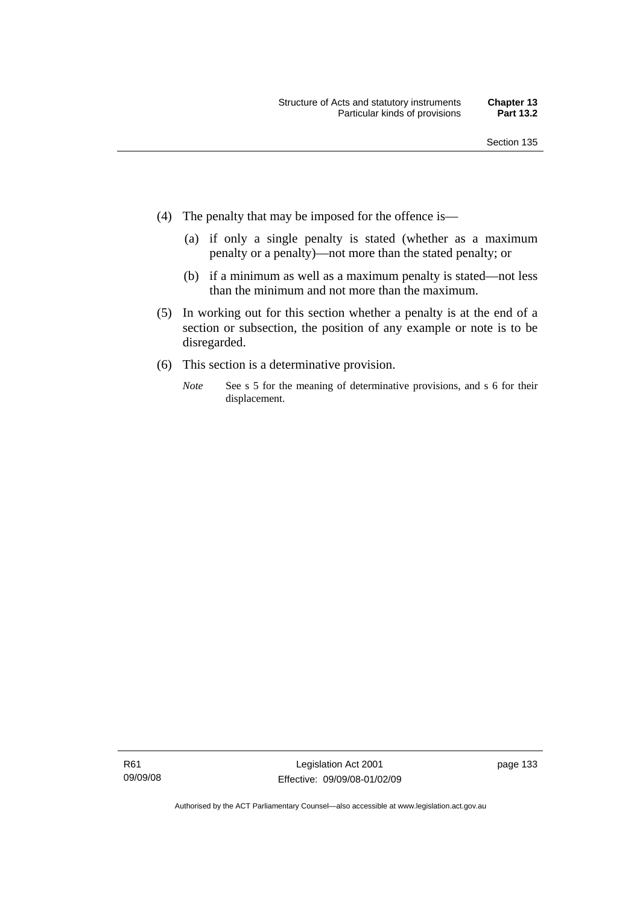(4) The penalty that may be imposed for the offence is—

(a) if only a single penalty is stated (whether as a maximum penalty or a penalty)—not more than the stated penalty; or

(b) if a minimum as well as a maximum penalty is stated—not less than the minimum and not more than the maximum.

(5) In working out for this section whether a penalty is at the end of a section or subsection, the position of any example or note is to be disregarded.

(6) This section is a determinative provision.

*Note* See s 5 for the meaning of determinative provisions, and s 6 for their displacement.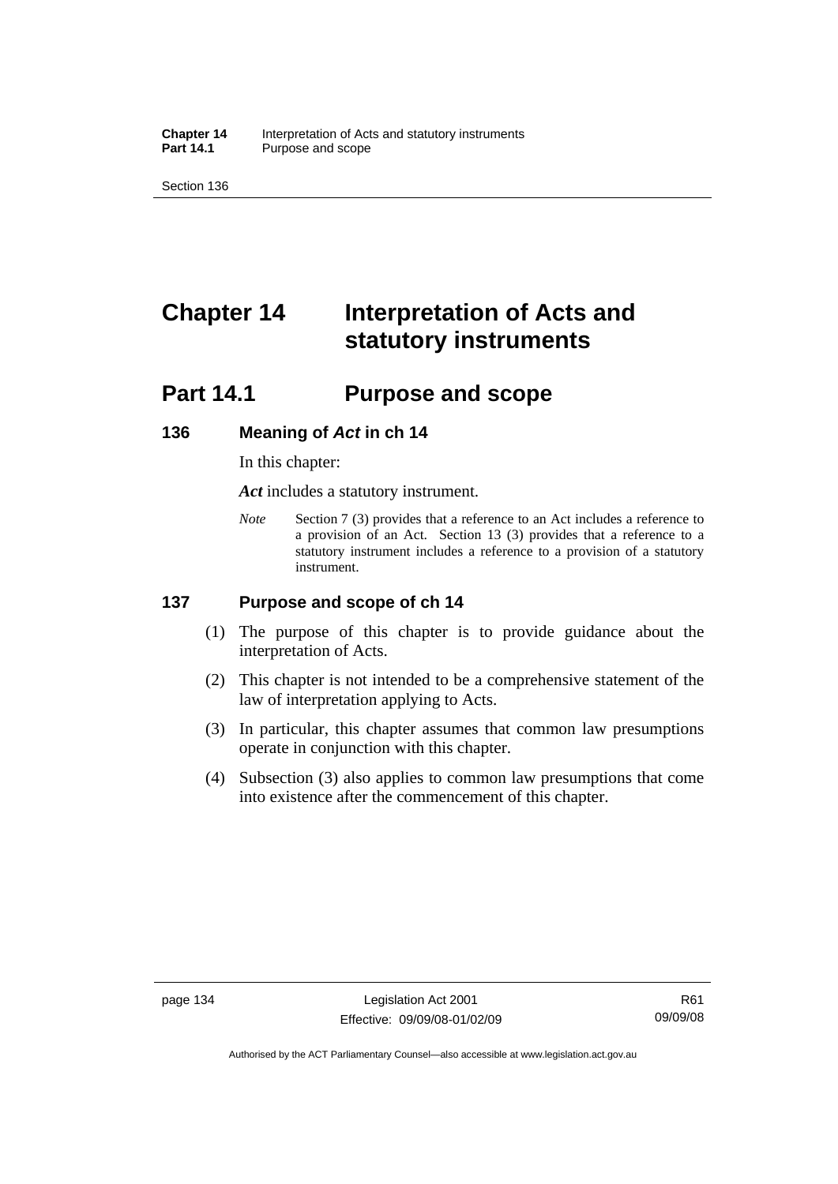# Chapter 14 Interpretation of Acts and statutory instruments

## Part 14.1 Purpose and scope

### 136 Meaning of *Act* in ch 14

In this chapter:

***Act*** includes a statutory instrument.

*Note* Section 7 (3) provides that a reference to an Act includes a reference to a provision of an Act. Section 13 (3) provides that a reference to a statutory instrument includes a reference to a provision of a statutory instrument.

### 137 Purpose and scope of ch 14

(1) The purpose of this chapter is to provide guidance about the interpretation of Acts.

(2) This chapter is not intended to be a comprehensive statement of the law of interpretation applying to Acts.

(3) In particular, this chapter assumes that common law presumptions operate in conjunction with this chapter.

(4) Subsection (3) also applies to common law presumptions that come into existence after the commencement of this chapter.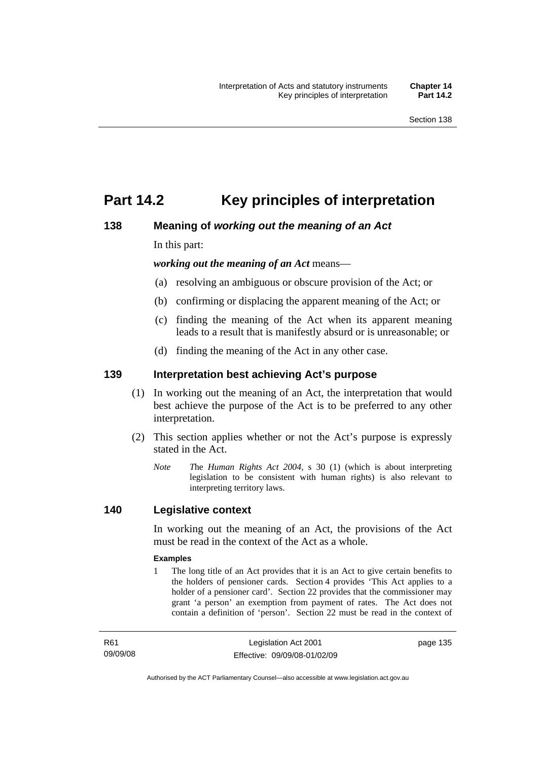# Part 14.2 Key principles of interpretation

## 138 Meaning of *working out the meaning of an Act*

In this part:

***working out the meaning of an Act*** means—

(a) resolving an ambiguous or obscure provision of the Act; or

(b) confirming or displacing the apparent meaning of the Act; or

(c) finding the meaning of the Act when its apparent meaning leads to a result that is manifestly absurd or is unreasonable; or

(d) finding the meaning of the Act in any other case.

## 139 Interpretation best achieving Act's purpose

(1) In working out the meaning of an Act, the interpretation that would best achieve the purpose of the Act is to be preferred to any other interpretation.

(2) This section applies whether or not the Act's purpose is expressly stated in the Act.

*Note* *T*he *Human Rights Act 2004*, s 30 (1) (which is about interpreting legislation to be consistent with human rights) is also relevant to interpreting territory laws.

## 140 Legislative context

In working out the meaning of an Act, the provisions of the Act must be read in the context of the Act as a whole.

**Examples**

1 The long title of an Act provides that it is an Act to give certain benefits to the holders of pensioner cards. Section 4 provides 'This Act applies to a holder of a pensioner card'. Section 22 provides that the commissioner may grant 'a person' an exemption from payment of rates. The Act does not contain a definition of 'person'. Section 22 must be read in the context of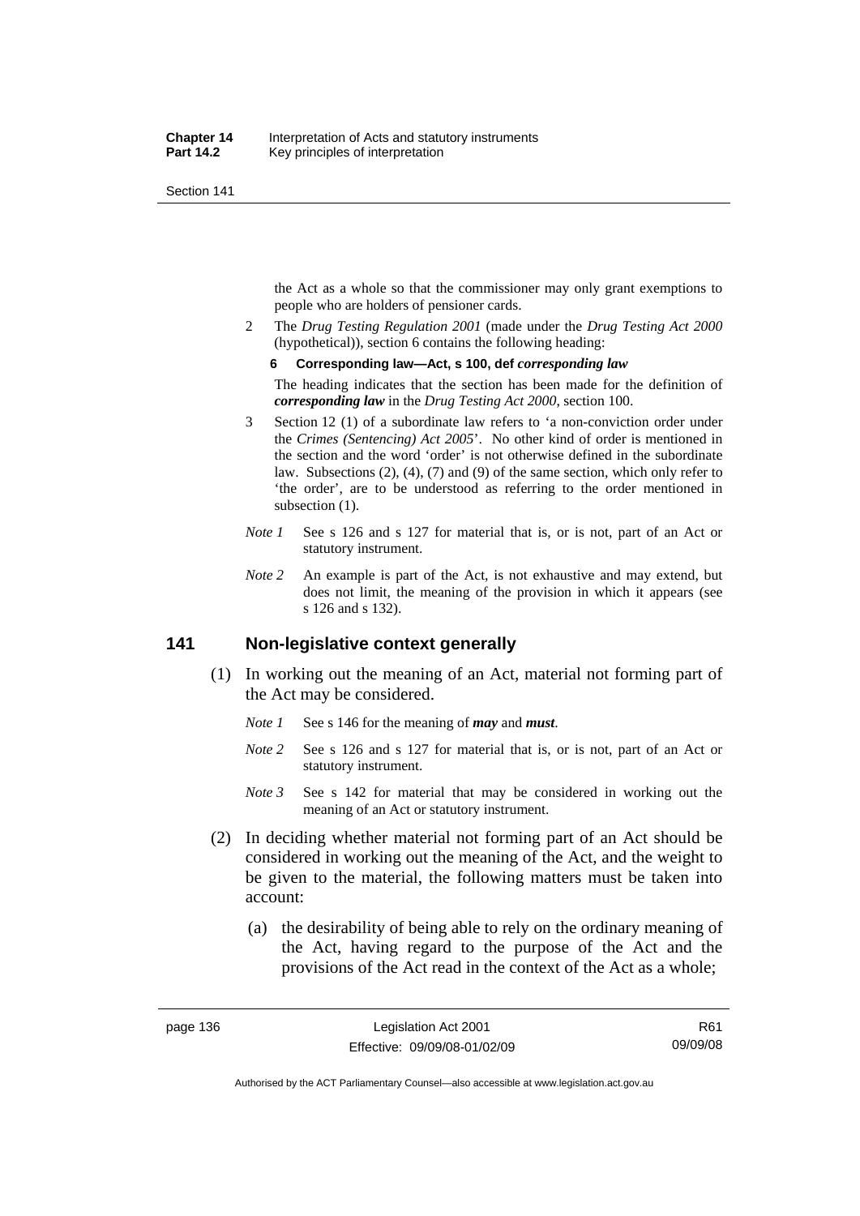the Act as a whole so that the commissioner may only grant exemptions to people who are holders of pensioner cards.

2 The *Drug Testing Regulation 2001* (made under the *Drug Testing Act 2000* (hypothetical)), section 6 contains the following heading:

**6 Corresponding law—Act, s 100, def *corresponding law***

The heading indicates that the section has been made for the definition of ***corresponding law*** in the *Drug Testing Act 2000*, section 100.

3 Section 12 (1) of a subordinate law refers to 'a non-conviction order under the *Crimes (Sentencing) Act 2005*'. No other kind of order is mentioned in the section and the word 'order' is not otherwise defined in the subordinate law. Subsections (2), (4), (7) and (9) of the same section, which only refer to 'the order', are to be understood as referring to the order mentioned in subsection (1).

*Note 1* See s 126 and s 127 for material that is, or is not, part of an Act or statutory instrument.

*Note 2* An example is part of the Act, is not exhaustive and may extend, but does not limit, the meaning of the provision in which it appears (see s 126 and s 132).

## 141 Non-legislative context generally

(1) In working out the meaning of an Act, material not forming part of the Act may be considered.

*Note 1* See s 146 for the meaning of ***may*** and ***must***.

*Note 2* See s 126 and s 127 for material that is, or is not, part of an Act or statutory instrument.

*Note 3* See s 142 for material that may be considered in working out the meaning of an Act or statutory instrument.

(2) In deciding whether material not forming part of an Act should be considered in working out the meaning of the Act, and the weight to be given to the material, the following matters must be taken into account:

(a) the desirability of being able to rely on the ordinary meaning of the Act, having regard to the purpose of the Act and the provisions of the Act read in the context of the Act as a whole;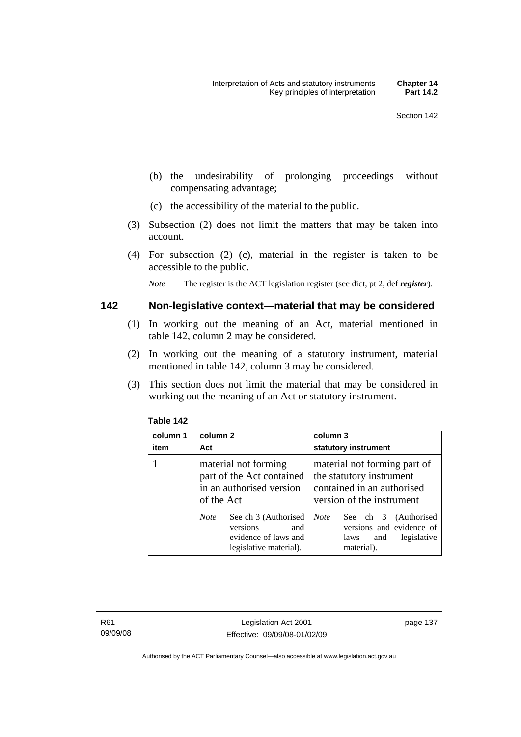(b) the undesirability of prolonging proceedings without compensating advantage;

(c) the accessibility of the material to the public.

(3) Subsection (2) does not limit the matters that may be taken into account.

(4) For subsection (2) (c), material in the register is taken to be accessible to the public.

*Note* The register is the ACT legislation register (see dict, pt 2, def ***register***).

## 142 Non-legislative context—material that may be considered

(1) In working out the meaning of an Act, material mentioned in table 142, column 2 may be considered.

(2) In working out the meaning of a statutory instrument, material mentioned in table 142, column 3 may be considered.

(3) This section does not limit the material that may be considered in working out the meaning of an Act or statutory instrument.

**Table 142**

| column 1<br>item | column 2<br>Act | column 3<br>statutory instrument |
|---|---|---|
| 1 | material not forming part of the Act contained in an authorised version of the Act<br><br>*Note* See ch 3 (Authorised versions and evidence of laws and legislative material). | material not forming part of the statutory instrument contained in an authorised version of the instrument<br><br>*Note* See ch 3 (Authorised versions and evidence of laws and legislative material). |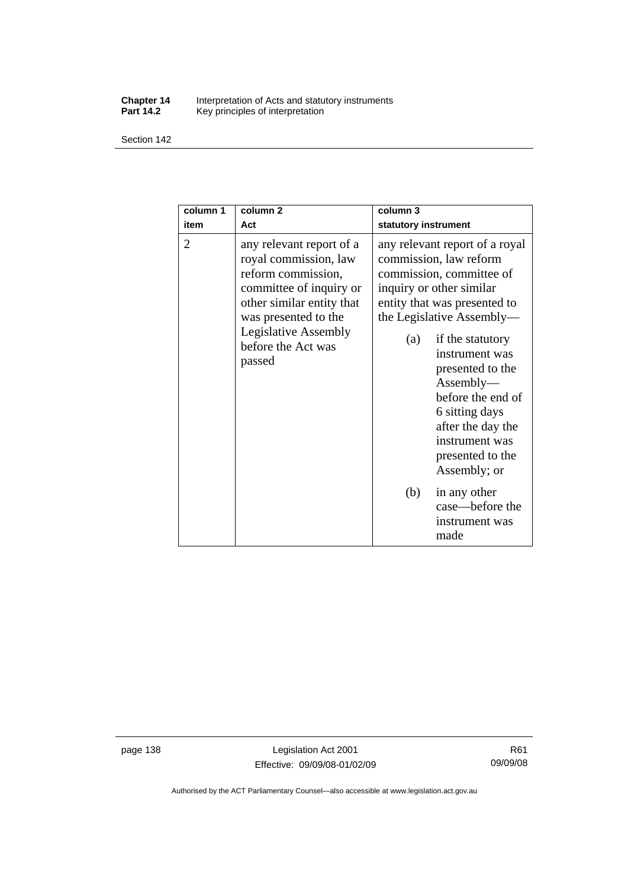| column 1<br>item | column 2<br>Act | column 3<br>statutory instrument |
|---|---|---|
| 2 | any relevant report of a royal commission, law reform commission, committee of inquiry or other similar entity that was presented to the Legislative Assembly before the Act was passed | any relevant report of a royal commission, law reform commission, committee of inquiry or other similar entity that was presented to the Legislative Assembly—<br>(a) if the statutory instrument was presented to the Assembly—before the end of 6 sitting days after the day the instrument was presented to the Assembly; or<br>(b) in any other case—before the instrument was made |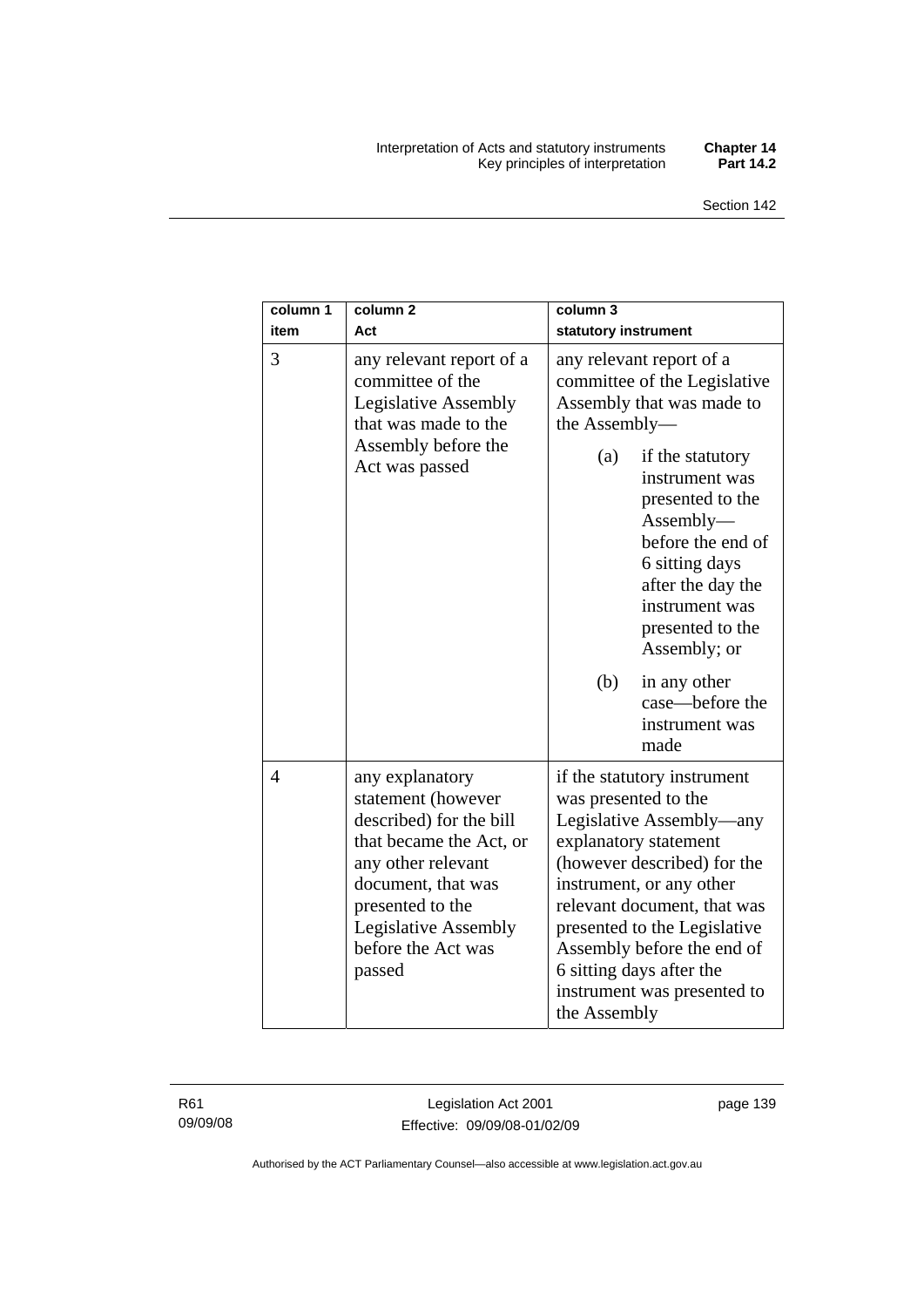| column 1 item | column 2 Act | column 3 statutory instrument |
|---|---|---|
| 3 | any relevant report of a committee of the Legislative Assembly that was made to the Assembly before the Act was passed | any relevant report of a committee of the Legislative Assembly that was made to the Assembly— (a) if the statutory instrument was presented to the Assembly—before the end of 6 sitting days after the day the instrument was presented to the Assembly; or (b) in any other case—before the instrument was made |
| 4 | any explanatory statement (however described) for the bill that became the Act, or any other relevant document, that was presented to the Legislative Assembly before the Act was passed | if the statutory instrument was presented to the Legislative Assembly—any explanatory statement (however described) for the instrument, or any other relevant document, that was presented to the Legislative Assembly before the end of 6 sitting days after the instrument was presented to the Assembly |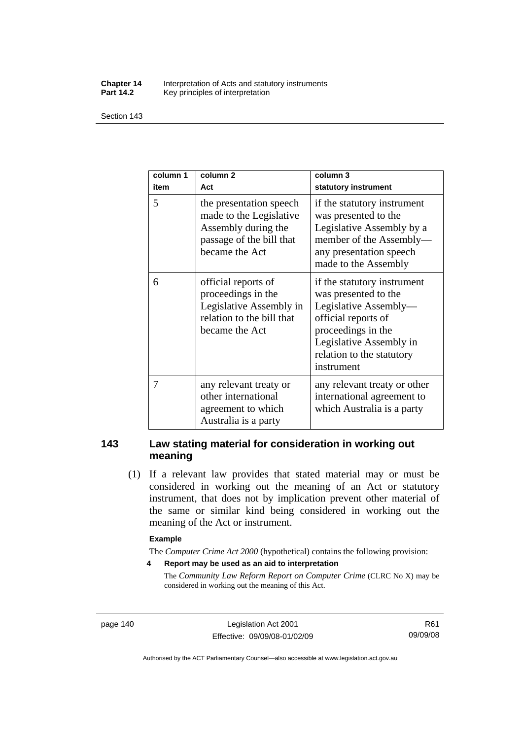| column 1<br>item | column 2<br>Act | column 3<br>statutory instrument |
|---|---|---|
| 5 | the presentation speech made to the Legislative Assembly during the passage of the bill that became the Act | if the statutory instrument was presented to the Legislative Assembly by a member of the Assembly—any presentation speech made to the Assembly |
| 6 | official reports of proceedings in the Legislative Assembly in relation to the bill that became the Act | if the statutory instrument was presented to the Legislative Assembly—official reports of proceedings in the Legislative Assembly in relation to the statutory instrument |
| 7 | any relevant treaty or other international agreement to which Australia is a party | any relevant treaty or other international agreement to which Australia is a party |

## 143 Law stating material for consideration in working out meaning

(1) If a relevant law provides that stated material may or must be considered in working out the meaning of an Act or statutory instrument, that does not by implication prevent other material of the same or similar kind being considered in working out the meaning of the Act or instrument.

**Example**

The *Computer Crime Act 2000* (hypothetical) contains the following provision:

**4 Report may be used as an aid to interpretation**

The *Community Law Reform Report on Computer Crime* (CLRC No X) may be considered in working out the meaning of this Act.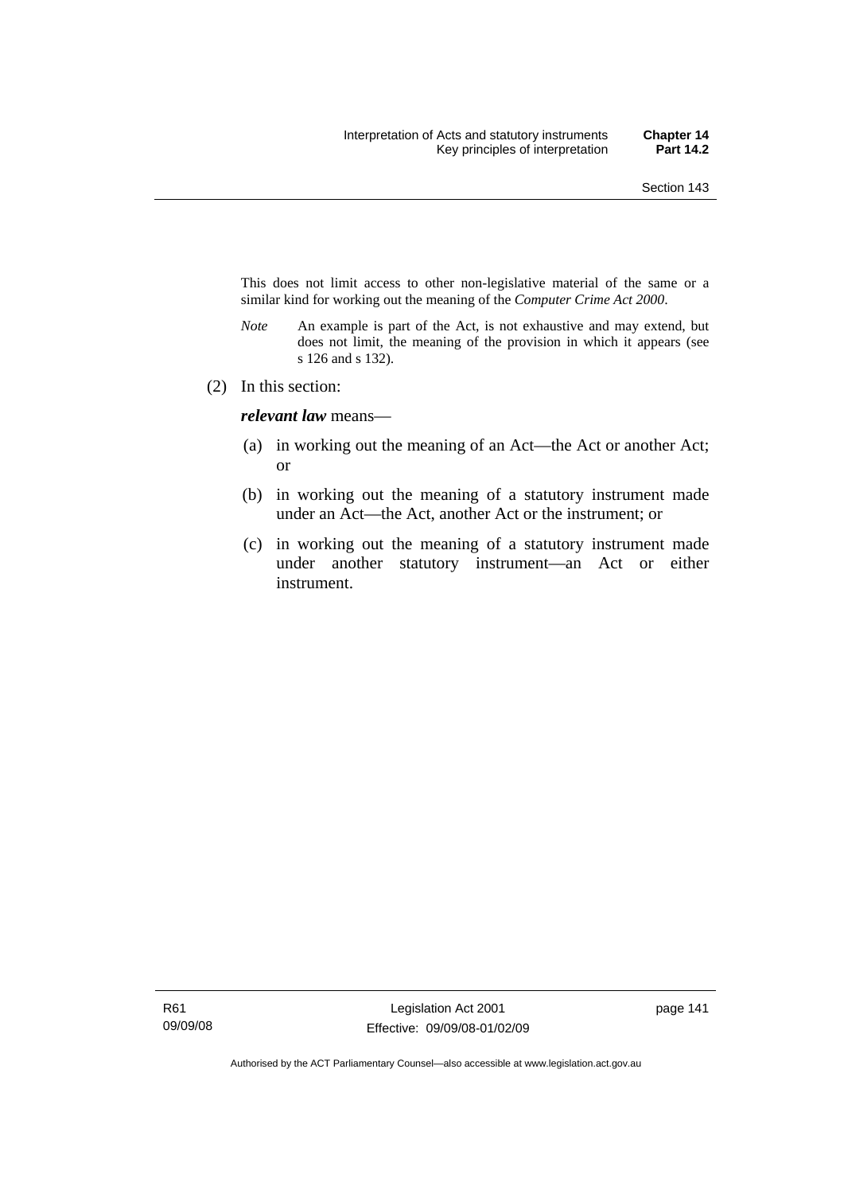This does not limit access to other non-legislative material of the same or a similar kind for working out the meaning of the *Computer Crime Act 2000*.

*Note* An example is part of the Act, is not exhaustive and may extend, but does not limit, the meaning of the provision in which it appears (see s 126 and s 132).

(2) In this section:

***relevant law*** means—

(a) in working out the meaning of an Act—the Act or another Act; or

(b) in working out the meaning of a statutory instrument made under an Act—the Act, another Act or the instrument; or

(c) in working out the meaning of a statutory instrument made under another statutory instrument—an Act or either instrument.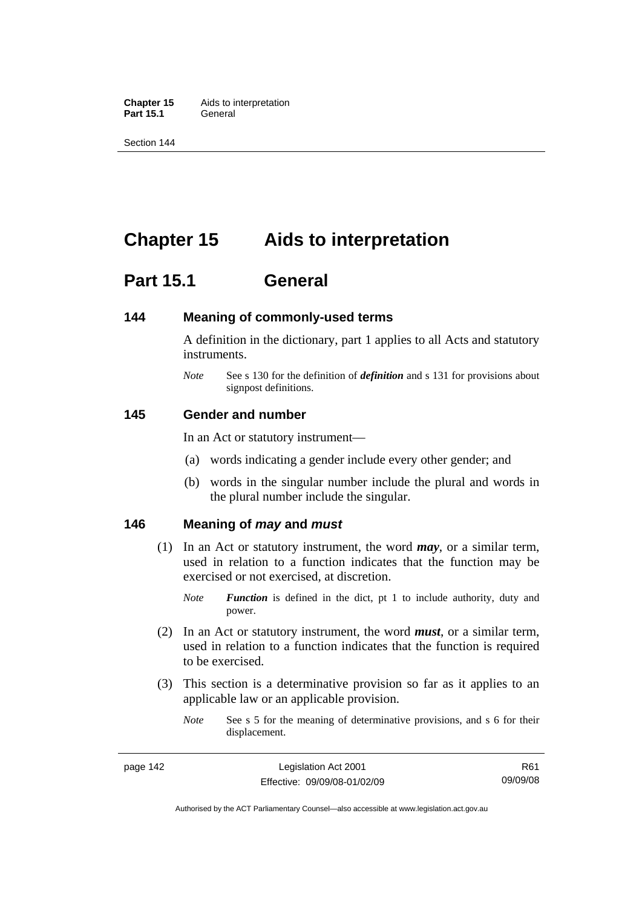# Chapter 15 Aids to interpretation

## Part 15.1 General

### 144 Meaning of commonly-used terms

A definition in the dictionary, part 1 applies to all Acts and statutory instruments.

*Note* See s 130 for the definition of ***definition*** and s 131 for provisions about signpost definitions.

### 145 Gender and number

In an Act or statutory instrument—

(a) words indicating a gender include every other gender; and

(b) words in the singular number include the plural and words in the plural number include the singular.

### 146 Meaning of *may* and *must*

(1) In an Act or statutory instrument, the word ***may***, or a similar term, used in relation to a function indicates that the function may be exercised or not exercised, at discretion.

*Note* ***Function*** is defined in the dict, pt 1 to include authority, duty and power.

(2) In an Act or statutory instrument, the word ***must***, or a similar term, used in relation to a function indicates that the function is required to be exercised.

(3) This section is a determinative provision so far as it applies to an applicable law or an applicable provision.

*Note* See s 5 for the meaning of determinative provisions, and s 6 for their displacement.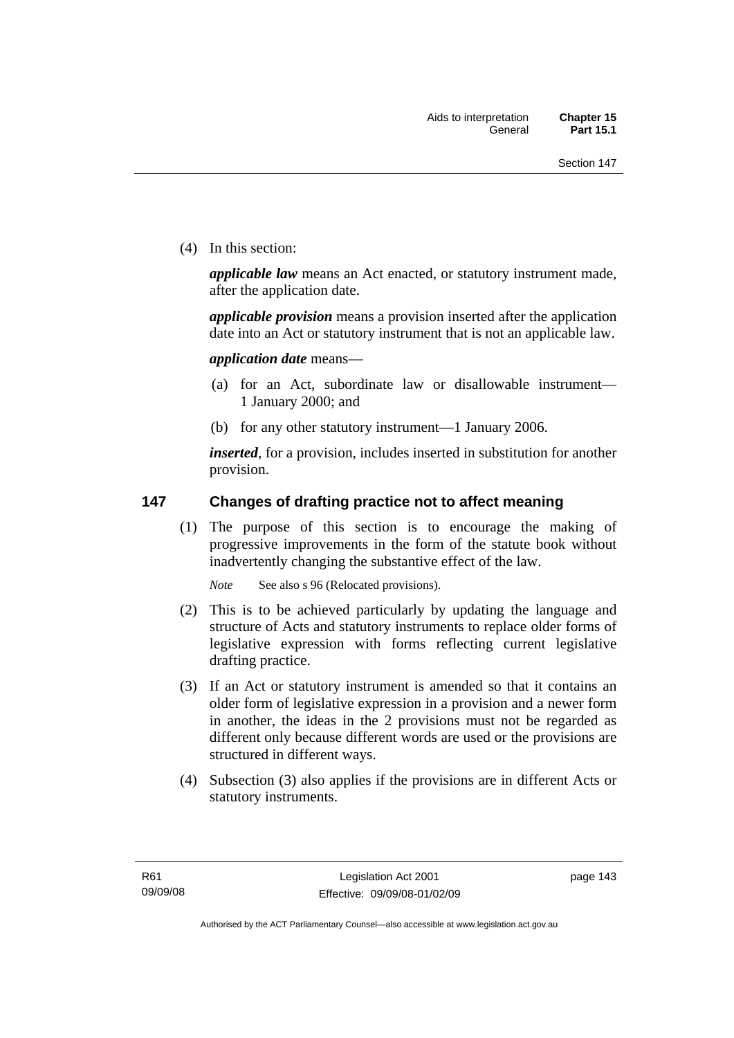(4) In this section:

***applicable law*** means an Act enacted, or statutory instrument made, after the application date.

***applicable provision*** means a provision inserted after the application date into an Act or statutory instrument that is not an applicable law.

***application date*** means—

(a) for an Act, subordinate law or disallowable instrument—1 January 2000; and

(b) for any other statutory instrument—1 January 2006.

***inserted***, for a provision, includes inserted in substitution for another provision.

## 147 Changes of drafting practice not to affect meaning

(1) The purpose of this section is to encourage the making of progressive improvements in the form of the statute book without inadvertently changing the substantive effect of the law.

*Note* See also s 96 (Relocated provisions).

(2) This is to be achieved particularly by updating the language and structure of Acts and statutory instruments to replace older forms of legislative expression with forms reflecting current legislative drafting practice.

(3) If an Act or statutory instrument is amended so that it contains an older form of legislative expression in a provision and a newer form in another, the ideas in the 2 provisions must not be regarded as different only because different words are used or the provisions are structured in different ways.

(4) Subsection (3) also applies if the provisions are in different Acts or statutory instruments.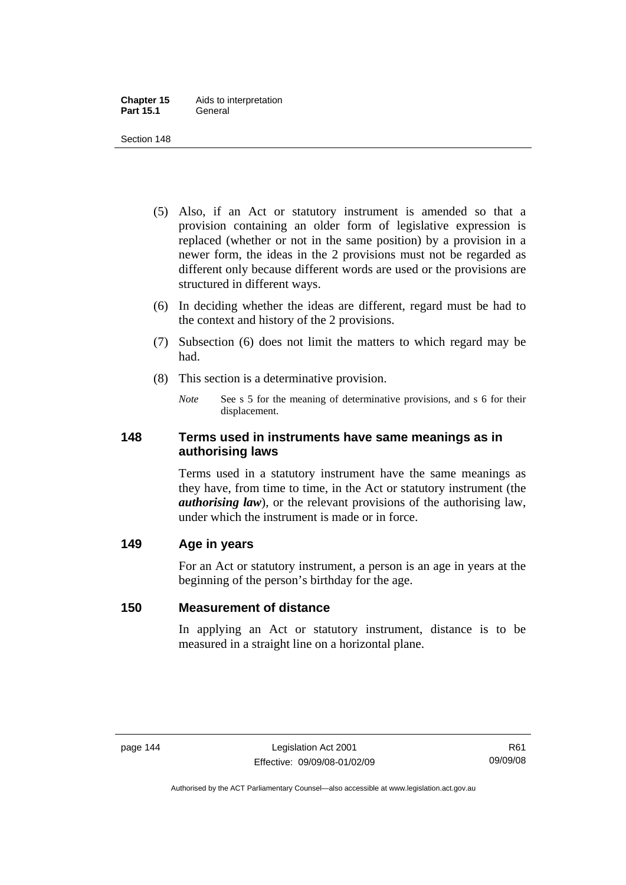(5) Also, if an Act or statutory instrument is amended so that a provision containing an older form of legislative expression is replaced (whether or not in the same position) by a provision in a newer form, the ideas in the 2 provisions must not be regarded as different only because different words are used or the provisions are structured in different ways.

(6) In deciding whether the ideas are different, regard must be had to the context and history of the 2 provisions.

(7) Subsection (6) does not limit the matters to which regard may be had.

(8) This section is a determinative provision.

*Note* See s 5 for the meaning of determinative provisions, and s 6 for their displacement.

## 148 Terms used in instruments have same meanings as in authorising laws

Terms used in a statutory instrument have the same meanings as they have, from time to time, in the Act or statutory instrument (the ***authorising law***), or the relevant provisions of the authorising law, under which the instrument is made or in force.

## 149 Age in years

For an Act or statutory instrument, a person is an age in years at the beginning of the person's birthday for the age.

## 150 Measurement of distance

In applying an Act or statutory instrument, distance is to be measured in a straight line on a horizontal plane.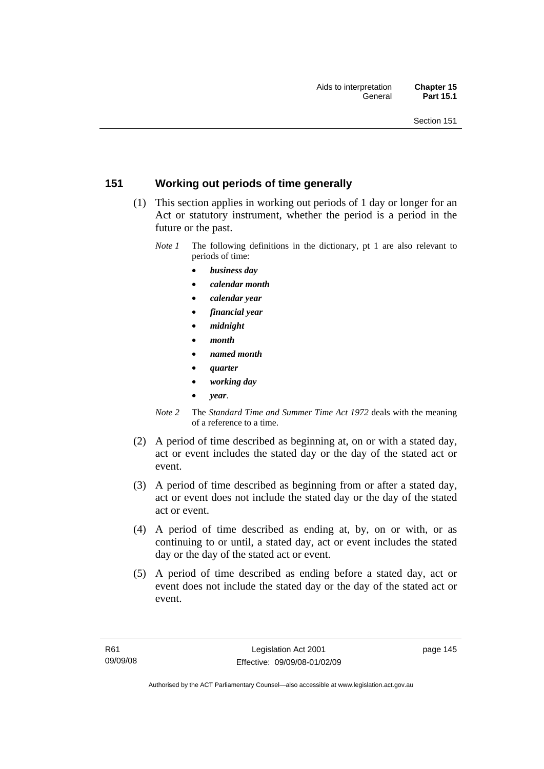## 151 Working out periods of time generally

(1) This section applies in working out periods of 1 day or longer for an Act or statutory instrument, whether the period is a period in the future or the past.

*Note 1* The following definitions in the dictionary, pt 1 are also relevant to periods of time:

- ***business day***
- ***calendar month***
- ***calendar year***
- ***financial year***
- ***midnight***
- ***month***
- ***named month***
- ***quarter***
- ***working day***
- ***year***.

*Note 2* The *Standard Time and Summer Time Act 1972* deals with the meaning of a reference to a time.

(2) A period of time described as beginning at, on or with a stated day, act or event includes the stated day or the day of the stated act or event.

(3) A period of time described as beginning from or after a stated day, act or event does not include the stated day or the day of the stated act or event.

(4) A period of time described as ending at, by, on or with, or as continuing to or until, a stated day, act or event includes the stated day or the day of the stated act or event.

(5) A period of time described as ending before a stated day, act or event does not include the stated day or the day of the stated act or event.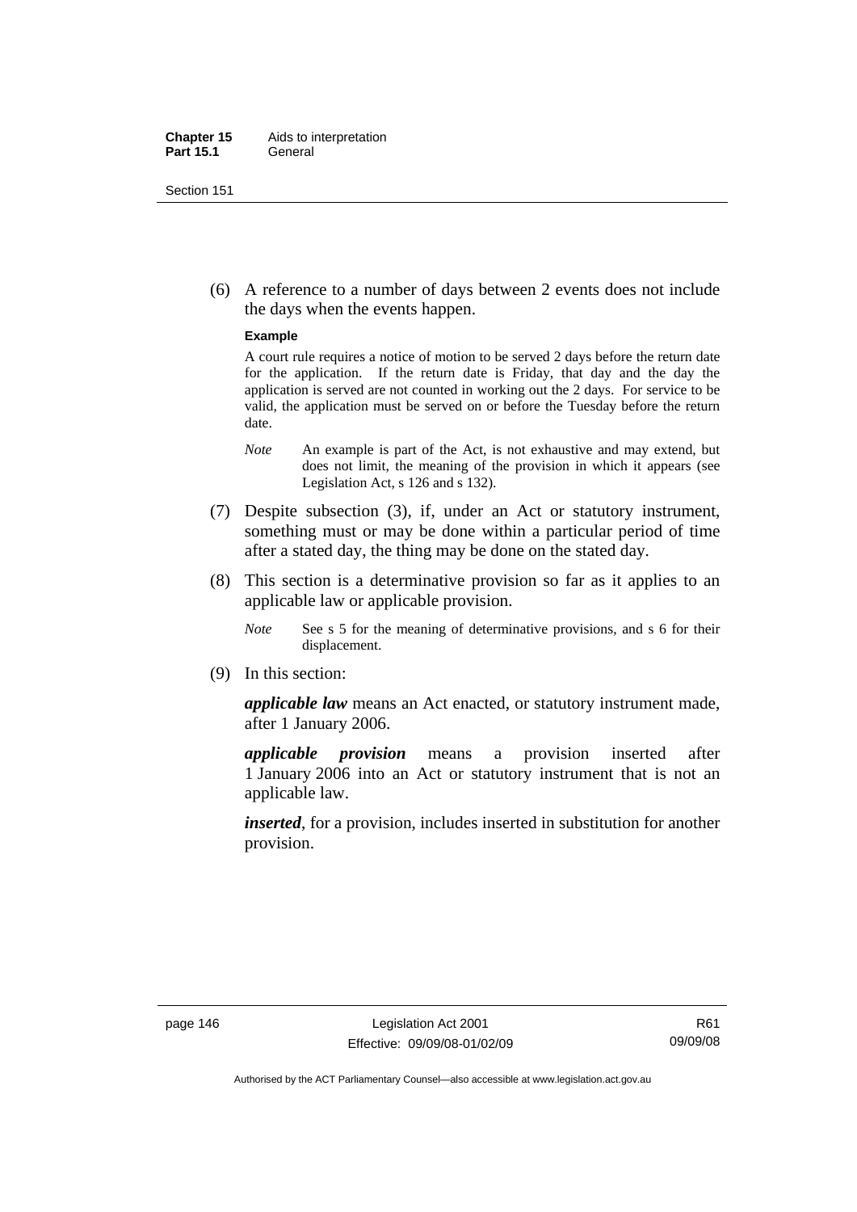(6) A reference to a number of days between 2 events does not include the days when the events happen.

**Example**

A court rule requires a notice of motion to be served 2 days before the return date for the application. If the return date is Friday, that day and the day the application is served are not counted in working out the 2 days. For service to be valid, the application must be served on or before the Tuesday before the return date.

*Note* An example is part of the Act, is not exhaustive and may extend, but does not limit, the meaning of the provision in which it appears (see Legislation Act, s 126 and s 132).

(7) Despite subsection (3), if, under an Act or statutory instrument, something must or may be done within a particular period of time after a stated day, the thing may be done on the stated day.

(8) This section is a determinative provision so far as it applies to an applicable law or applicable provision.

*Note* See s 5 for the meaning of determinative provisions, and s 6 for their displacement.

(9) In this section:

***applicable law*** means an Act enacted, or statutory instrument made, after 1 January 2006.

***applicable provision*** means a provision inserted after 1 January 2006 into an Act or statutory instrument that is not an applicable law.

***inserted***, for a provision, includes inserted in substitution for another provision.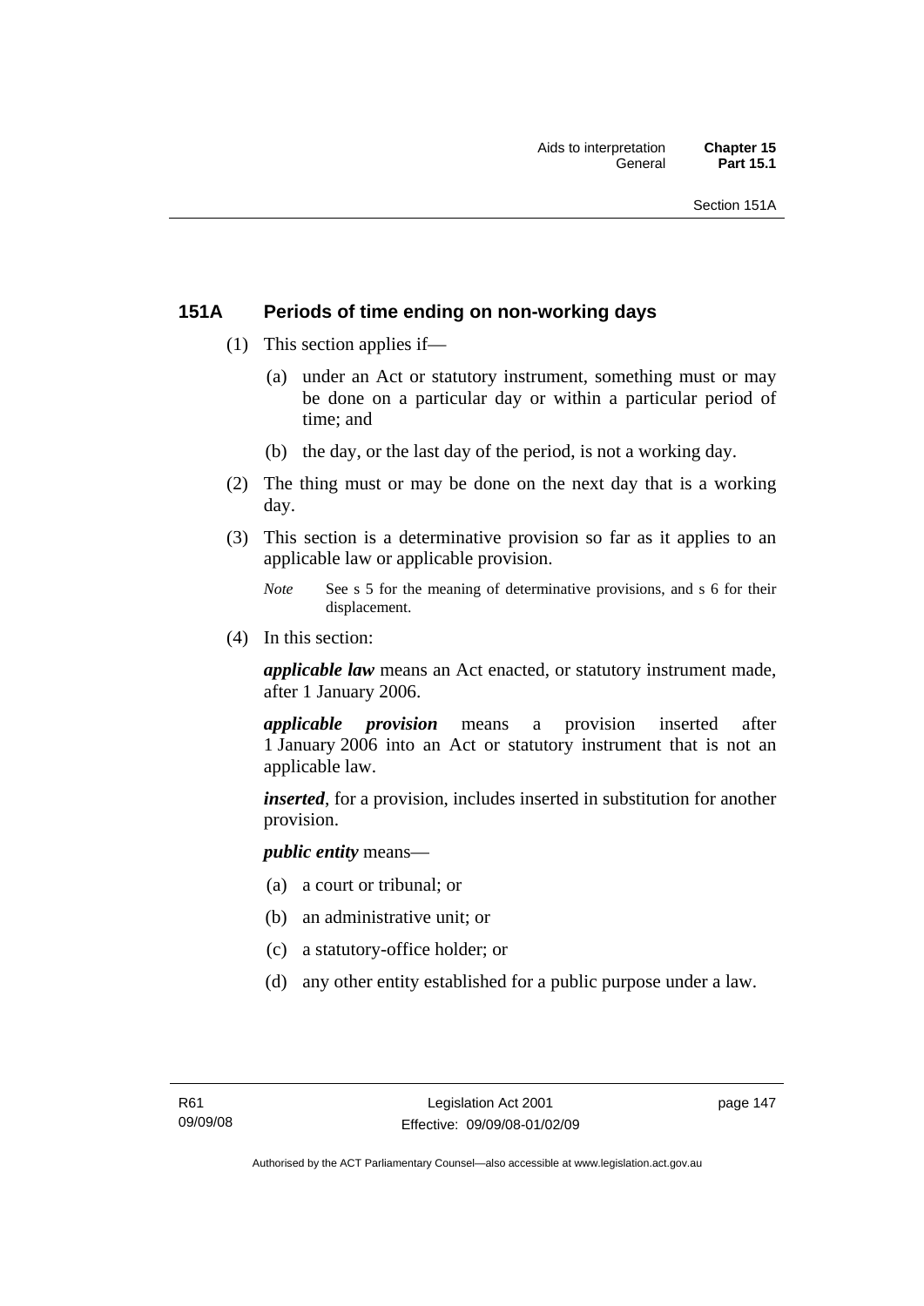## 151A Periods of time ending on non-working days

(1) This section applies if—

(a) under an Act or statutory instrument, something must or may be done on a particular day or within a particular period of time; and

(b) the day, or the last day of the period, is not a working day.

(2) The thing must or may be done on the next day that is a working day.

(3) This section is a determinative provision so far as it applies to an applicable law or applicable provision.

*Note* See s 5 for the meaning of determinative provisions, and s 6 for their displacement.

(4) In this section:

***applicable law*** means an Act enacted, or statutory instrument made, after 1 January 2006.

***applicable provision*** means a provision inserted after 1 January 2006 into an Act or statutory instrument that is not an applicable law.

***inserted***, for a provision, includes inserted in substitution for another provision.

***public entity*** means—

(a) a court or tribunal; or

(b) an administrative unit; or

(c) a statutory-office holder; or

(d) any other entity established for a public purpose under a law.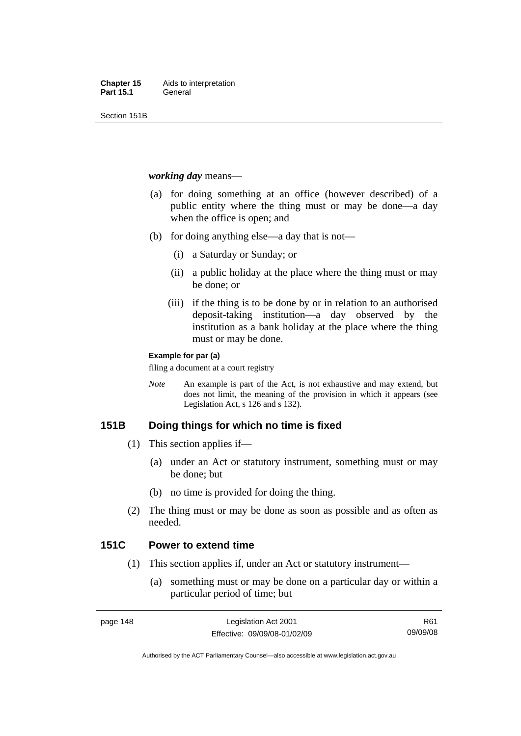***working day*** means—

(a) for doing something at an office (however described) of a public entity where the thing must or may be done—a day when the office is open; and

(b) for doing anything else—a day that is not—

   (i) a Saturday or Sunday; or

   (ii) a public holiday at the place where the thing must or may be done; or

   (iii) if the thing is to be done by or in relation to an authorised deposit-taking institution—a day observed by the institution as a bank holiday at the place where the thing must or may be done.

**Example for par (a)**

filing a document at a court registry

*Note* An example is part of the Act, is not exhaustive and may extend, but does not limit, the meaning of the provision in which it appears (see Legislation Act, s 126 and s 132).

## 151B Doing things for which no time is fixed

(1) This section applies if—

   (a) under an Act or statutory instrument, something must or may be done; but

   (b) no time is provided for doing the thing.

(2) The thing must or may be done as soon as possible and as often as needed.

## 151C Power to extend time

(1) This section applies if, under an Act or statutory instrument—

   (a) something must or may be done on a particular day or within a particular period of time; but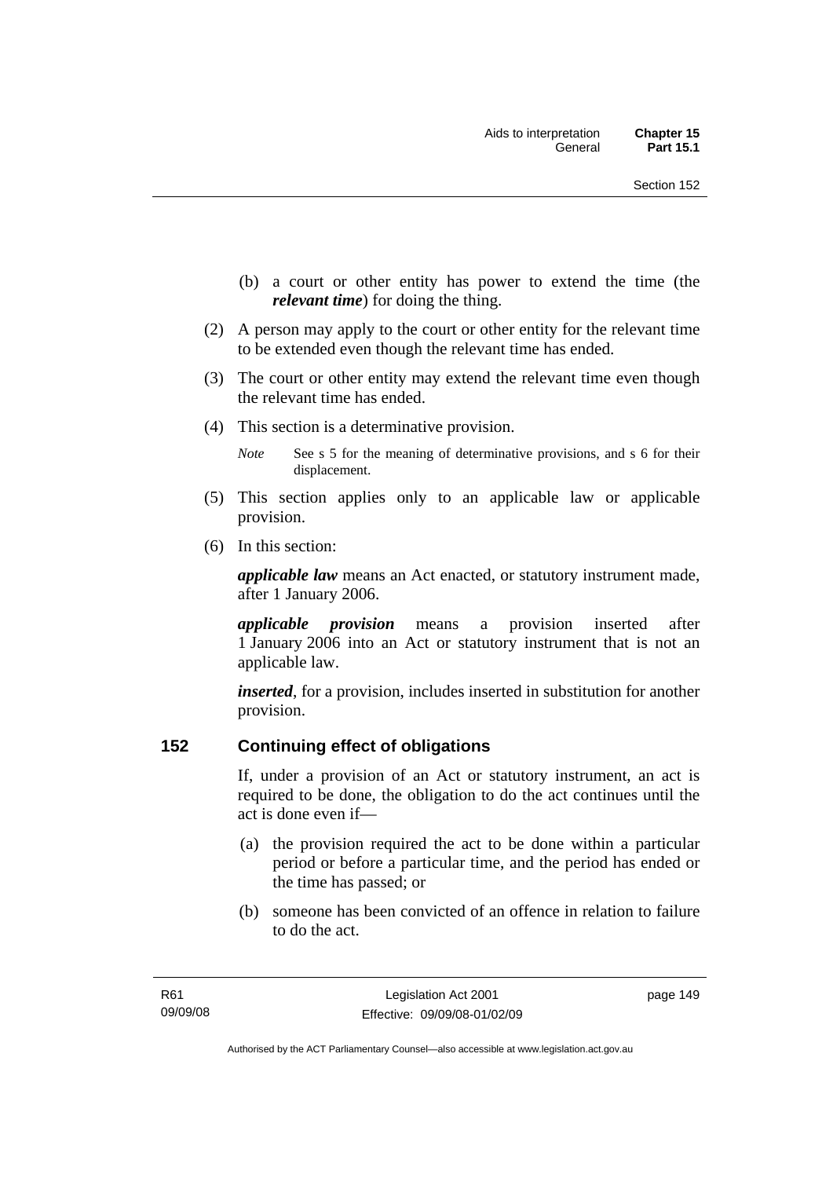(b) a court or other entity has power to extend the time (the ***relevant time***) for doing the thing.

(2) A person may apply to the court or other entity for the relevant time to be extended even though the relevant time has ended.

(3) The court or other entity may extend the relevant time even though the relevant time has ended.

(4) This section is a determinative provision.

*Note* See s 5 for the meaning of determinative provisions, and s 6 for their displacement.

(5) This section applies only to an applicable law or applicable provision.

(6) In this section:

***applicable law*** means an Act enacted, or statutory instrument made, after 1 January 2006.

***applicable provision*** means a provision inserted after 1 January 2006 into an Act or statutory instrument that is not an applicable law.

***inserted***, for a provision, includes inserted in substitution for another provision.

### 152 Continuing effect of obligations

If, under a provision of an Act or statutory instrument, an act is required to be done, the obligation to do the act continues until the act is done even if—

(a) the provision required the act to be done within a particular period or before a particular time, and the period has ended or the time has passed; or

(b) someone has been convicted of an offence in relation to failure to do the act.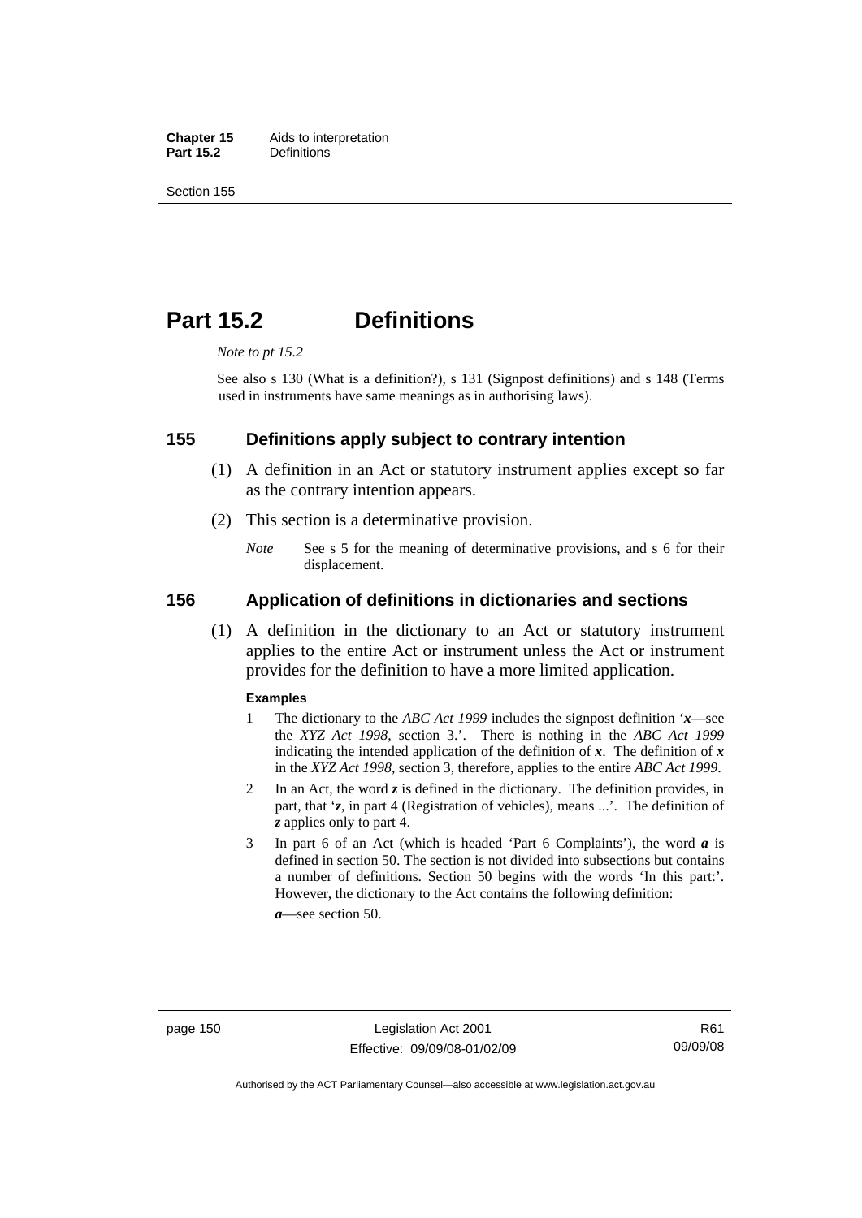# Part 15.2 Definitions

*Note to pt 15.2*

See also s 130 (What is a definition?), s 131 (Signpost definitions) and s 148 (Terms used in instruments have same meanings as in authorising laws).

## 155 Definitions apply subject to contrary intention

(1) A definition in an Act or statutory instrument applies except so far as the contrary intention appears.

(2) This section is a determinative provision.

*Note* See s 5 for the meaning of determinative provisions, and s 6 for their displacement.

## 156 Application of definitions in dictionaries and sections

(1) A definition in the dictionary to an Act or statutory instrument applies to the entire Act or instrument unless the Act or instrument provides for the definition to have a more limited application.

**Examples**

1 The dictionary to the *ABC Act 1999* includes the signpost definition '***x***—see the *XYZ Act 1998*, section 3.'. There is nothing in the *ABC Act 1999* indicating the intended application of the definition of ***x***. The definition of ***x*** in the *XYZ Act 1998*, section 3, therefore, applies to the entire *ABC Act 1999*.

2 In an Act, the word ***z*** is defined in the dictionary. The definition provides, in part, that '***z***, in part 4 (Registration of vehicles), means ...'. The definition of ***z*** applies only to part 4.

3 In part 6 of an Act (which is headed 'Part 6 Complaints'), the word ***a*** is defined in section 50. The section is not divided into subsections but contains a number of definitions. Section 50 begins with the words 'In this part:'. However, the dictionary to the Act contains the following definition:

***a***—see section 50.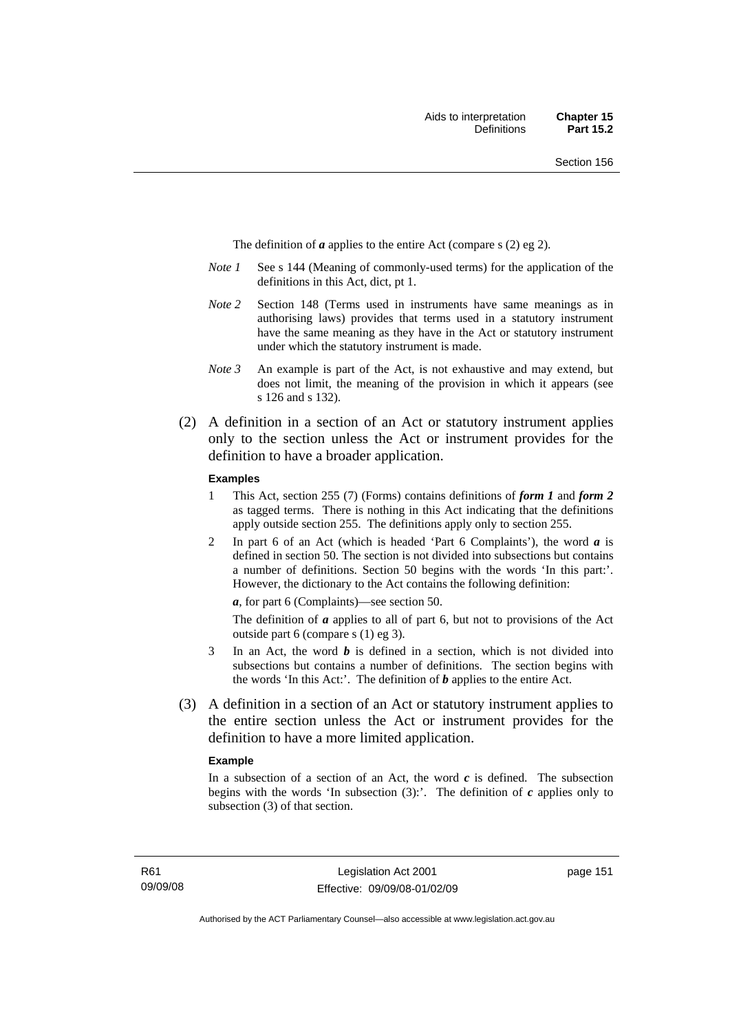The definition of ***a*** applies to the entire Act (compare s (2) eg 2).

*Note 1* See s 144 (Meaning of commonly-used terms) for the application of the definitions in this Act, dict, pt 1.

*Note 2* Section 148 (Terms used in instruments have same meanings as in authorising laws) provides that terms used in a statutory instrument have the same meaning as they have in the Act or statutory instrument under which the statutory instrument is made.

*Note 3* An example is part of the Act, is not exhaustive and may extend, but does not limit, the meaning of the provision in which it appears (see s 126 and s 132).

(2) A definition in a section of an Act or statutory instrument applies only to the section unless the Act or instrument provides for the definition to have a broader application.

**Examples**

1. This Act, section 255 (7) (Forms) contains definitions of ***form 1*** and ***form 2*** as tagged terms. There is nothing in this Act indicating that the definitions apply outside section 255. The definitions apply only to section 255.
2. In part 6 of an Act (which is headed 'Part 6 Complaints'), the word ***a*** is defined in section 50. The section is not divided into subsections but contains a number of definitions. Section 50 begins with the words 'In this part:'. However, the dictionary to the Act contains the following definition:

   ***a***, for part 6 (Complaints)—see section 50.

   The definition of ***a*** applies to all of part 6, but not to provisions of the Act outside part 6 (compare s (1) eg 3).
3. In an Act, the word ***b*** is defined in a section, which is not divided into subsections but contains a number of definitions. The section begins with the words 'In this Act:'. The definition of ***b*** applies to the entire Act.

(3) A definition in a section of an Act or statutory instrument applies to the entire section unless the Act or instrument provides for the definition to have a more limited application.

**Example**

In a subsection of a section of an Act, the word ***c*** is defined. The subsection begins with the words 'In subsection (3):'. The definition of ***c*** applies only to subsection (3) of that section.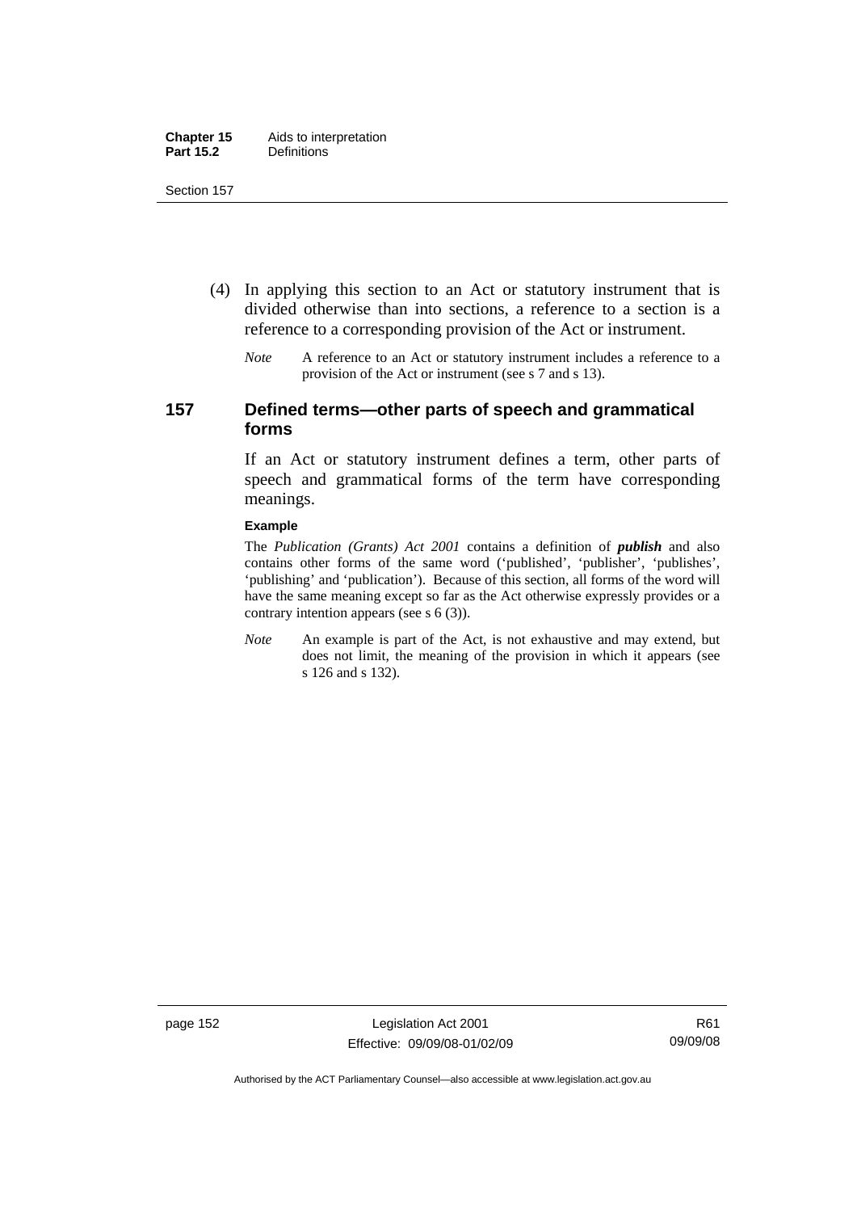(4) In applying this section to an Act or statutory instrument that is divided otherwise than into sections, a reference to a section is a reference to a corresponding provision of the Act or instrument.

*Note* A reference to an Act or statutory instrument includes a reference to a provision of the Act or instrument (see s 7 and s 13).

## 157 Defined terms—other parts of speech and grammatical forms

If an Act or statutory instrument defines a term, other parts of speech and grammatical forms of the term have corresponding meanings.

**Example**

The *Publication (Grants) Act 2001* contains a definition of ***publish*** and also contains other forms of the same word ('published', 'publisher', 'publishes', 'publishing' and 'publication'). Because of this section, all forms of the word will have the same meaning except so far as the Act otherwise expressly provides or a contrary intention appears (see s 6 (3)).

*Note* An example is part of the Act, is not exhaustive and may extend, but does not limit, the meaning of the provision in which it appears (see s 126 and s 132).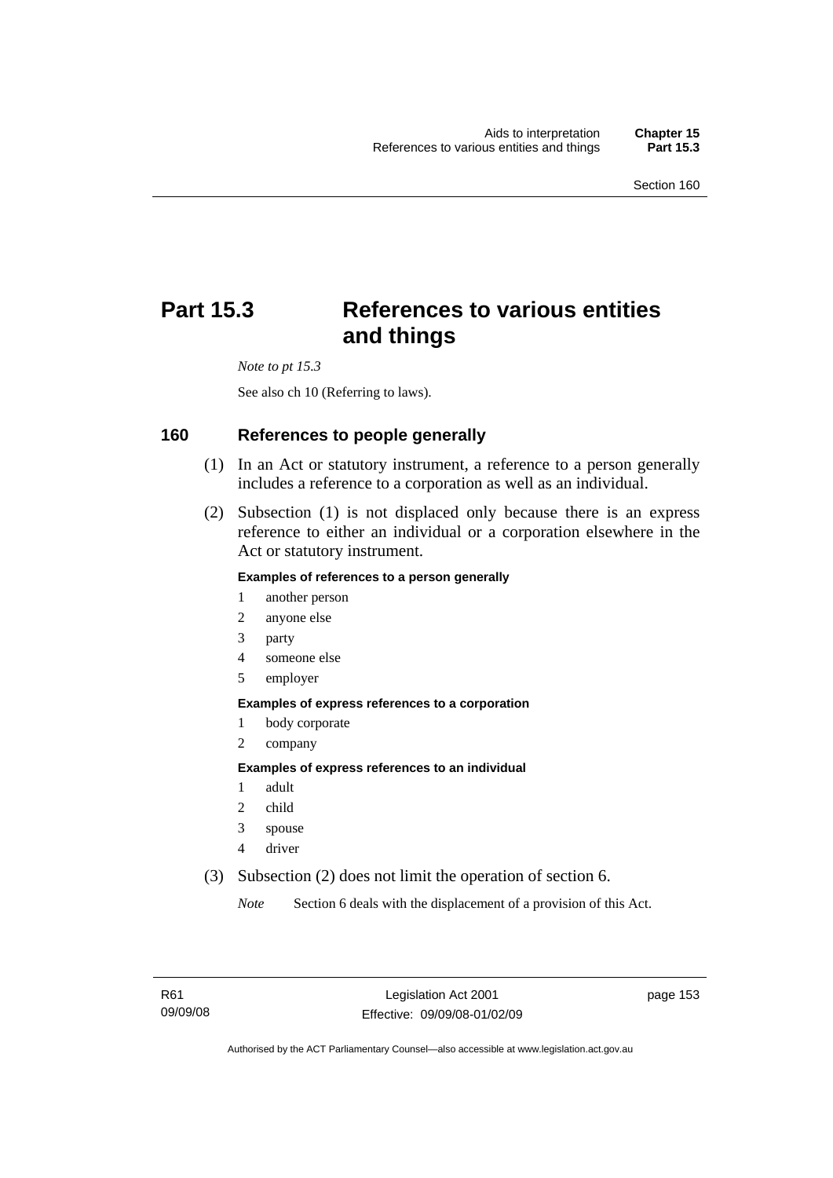# Part 15.3 References to various entities and things

*Note to pt 15.3*

See also ch 10 (Referring to laws).

## 160 References to people generally

(1) In an Act or statutory instrument, a reference to a person generally includes a reference to a corporation as well as an individual.

(2) Subsection (1) is not displaced only because there is an express reference to either an individual or a corporation elsewhere in the Act or statutory instrument.

**Examples of references to a person generally**

1 another person
2 anyone else
3 party
4 someone else
5 employer

**Examples of express references to a corporation**

1 body corporate
2 company

**Examples of express references to an individual**

1 adult
2 child
3 spouse
4 driver

(3) Subsection (2) does not limit the operation of section 6.

*Note* Section 6 deals with the displacement of a provision of this Act.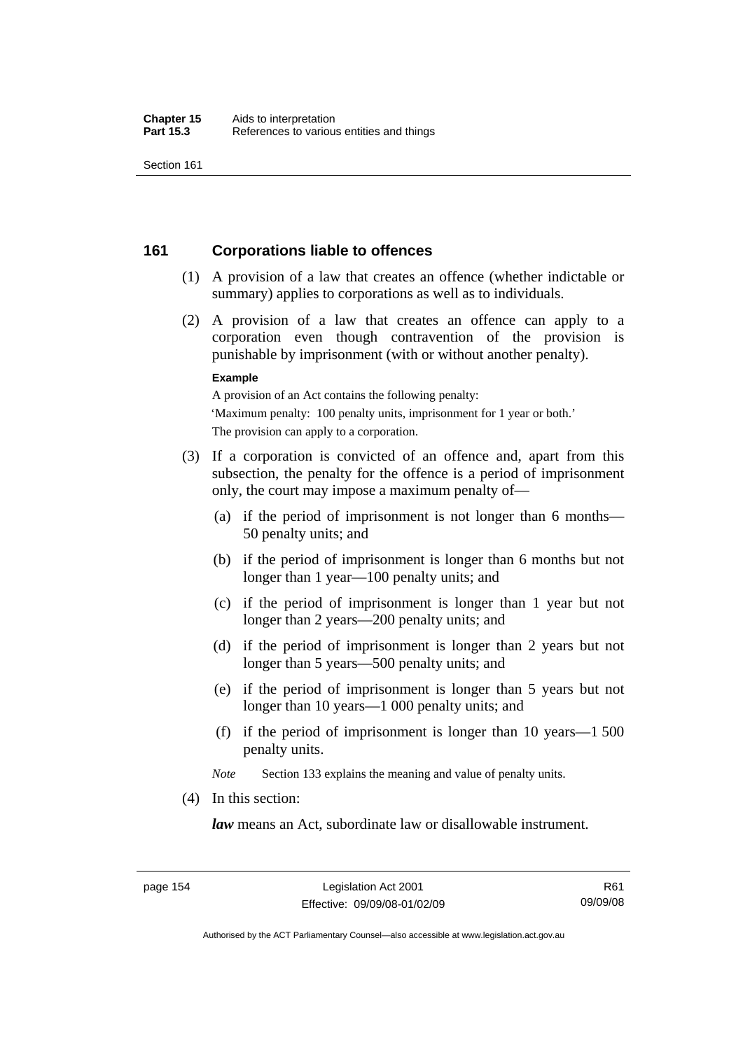## 161 Corporations liable to offences

(1) A provision of a law that creates an offence (whether indictable or summary) applies to corporations as well as to individuals.

(2) A provision of a law that creates an offence can apply to a corporation even though contravention of the provision is punishable by imprisonment (with or without another penalty).

**Example**

A provision of an Act contains the following penalty:

'Maximum penalty: 100 penalty units, imprisonment for 1 year or both.'

The provision can apply to a corporation.

(3) If a corporation is convicted of an offence and, apart from this subsection, the penalty for the offence is a period of imprisonment only, the court may impose a maximum penalty of—

(a) if the period of imprisonment is not longer than 6 months—50 penalty units; and

(b) if the period of imprisonment is longer than 6 months but not longer than 1 year—100 penalty units; and

(c) if the period of imprisonment is longer than 1 year but not longer than 2 years—200 penalty units; and

(d) if the period of imprisonment is longer than 2 years but not longer than 5 years—500 penalty units; and

(e) if the period of imprisonment is longer than 5 years but not longer than 10 years—1 000 penalty units; and

(f) if the period of imprisonment is longer than 10 years—1 500 penalty units.

*Note* Section 133 explains the meaning and value of penalty units.

(4) In this section:

***law*** means an Act, subordinate law or disallowable instrument.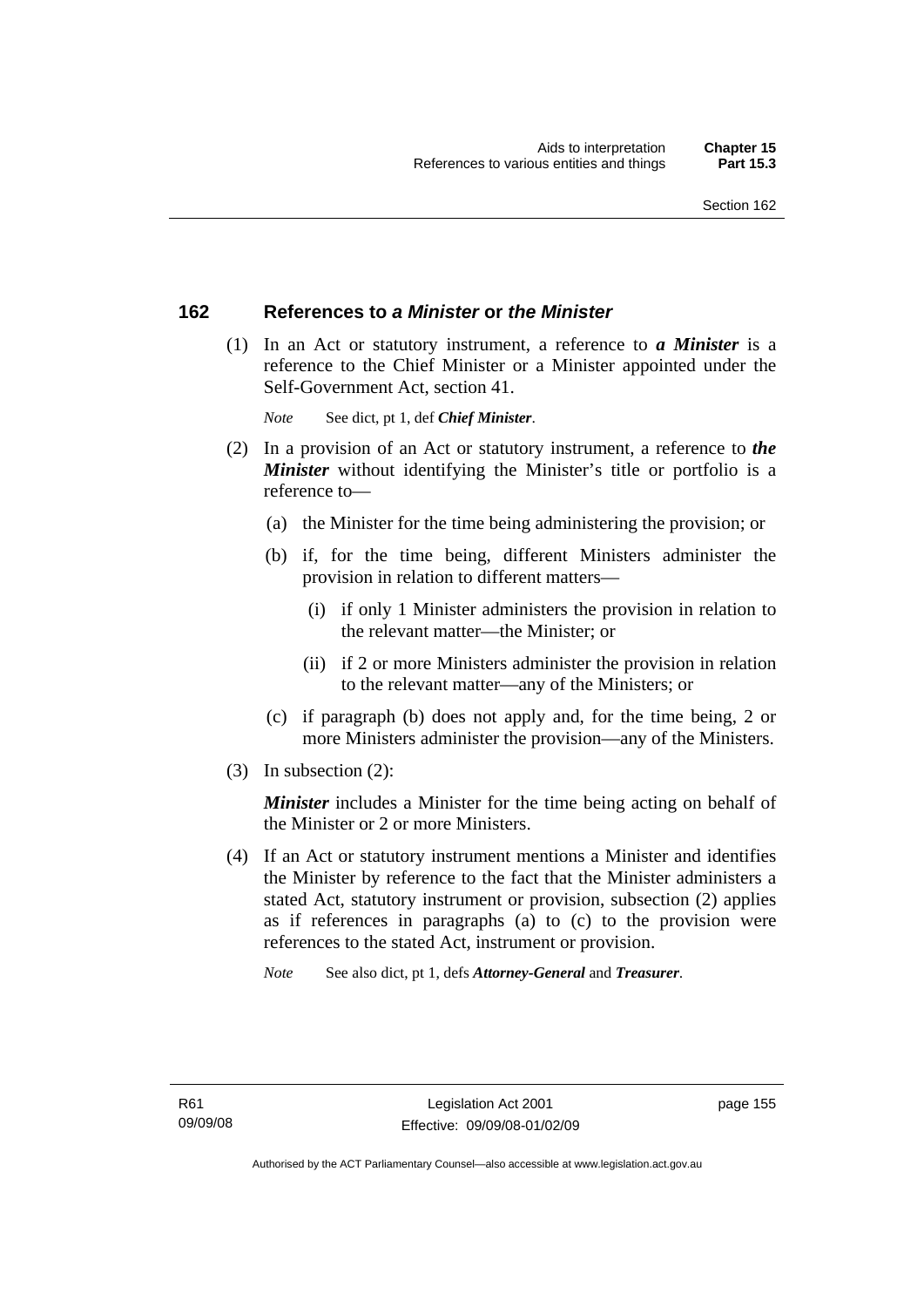## 162 References to *a Minister* or *the Minister*

(1) In an Act or statutory instrument, a reference to ***a Minister*** is a reference to the Chief Minister or a Minister appointed under the Self-Government Act, section 41.

*Note* See dict, pt 1, def ***Chief Minister***.

(2) In a provision of an Act or statutory instrument, a reference to ***the Minister*** without identifying the Minister's title or portfolio is a reference to—

(a) the Minister for the time being administering the provision; or

(b) if, for the time being, different Ministers administer the provision in relation to different matters—

(i) if only 1 Minister administers the provision in relation to the relevant matter—the Minister; or

(ii) if 2 or more Ministers administer the provision in relation to the relevant matter—any of the Ministers; or

(c) if paragraph (b) does not apply and, for the time being, 2 or more Ministers administer the provision—any of the Ministers.

(3) In subsection (2):

***Minister*** includes a Minister for the time being acting on behalf of the Minister or 2 or more Ministers.

(4) If an Act or statutory instrument mentions a Minister and identifies the Minister by reference to the fact that the Minister administers a stated Act, statutory instrument or provision, subsection (2) applies as if references in paragraphs (a) to (c) to the provision were references to the stated Act, instrument or provision.

*Note* See also dict, pt 1, defs ***Attorney-General*** and ***Treasurer***.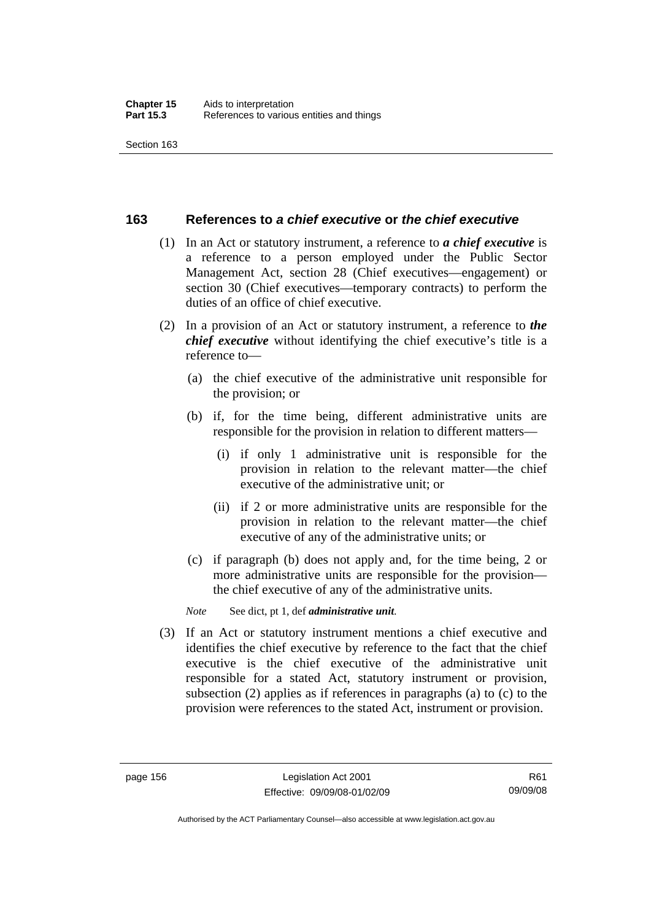## 163 References to *a chief executive* or *the chief executive*

(1) In an Act or statutory instrument, a reference to ***a chief executive*** is a reference to a person employed under the Public Sector Management Act, section 28 (Chief executives—engagement) or section 30 (Chief executives—temporary contracts) to perform the duties of an office of chief executive.

(2) In a provision of an Act or statutory instrument, a reference to ***the chief executive*** without identifying the chief executive's title is a reference to—

  (a) the chief executive of the administrative unit responsible for the provision; or

  (b) if, for the time being, different administrative units are responsible for the provision in relation to different matters—

    (i) if only 1 administrative unit is responsible for the provision in relation to the relevant matter—the chief executive of the administrative unit; or

    (ii) if 2 or more administrative units are responsible for the provision in relation to the relevant matter—the chief executive of any of the administrative units; or

  (c) if paragraph (b) does not apply and, for the time being, 2 or more administrative units are responsible for the provision—the chief executive of any of the administrative units.

*Note* See dict, pt 1, def ***administrative unit***.

(3) If an Act or statutory instrument mentions a chief executive and identifies the chief executive by reference to the fact that the chief executive is the chief executive of the administrative unit responsible for a stated Act, statutory instrument or provision, subsection (2) applies as if references in paragraphs (a) to (c) to the provision were references to the stated Act, instrument or provision.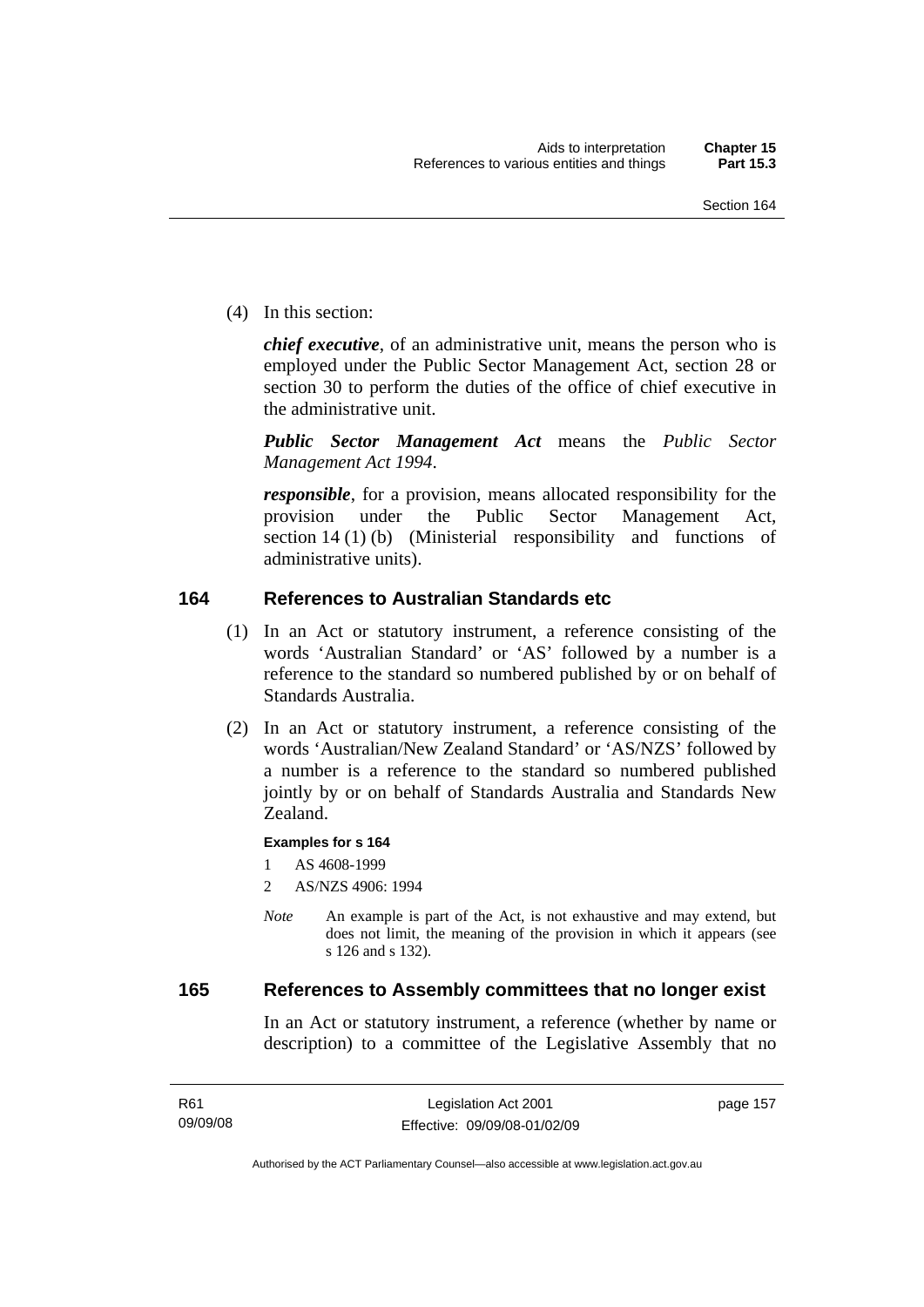(4) In this section:

***chief executive***, of an administrative unit, means the person who is employed under the Public Sector Management Act, section 28 or section 30 to perform the duties of the office of chief executive in the administrative unit.

***Public Sector Management Act*** means the *Public Sector Management Act 1994*.

***responsible***, for a provision, means allocated responsibility for the provision under the Public Sector Management Act, section 14 (1) (b) (Ministerial responsibility and functions of administrative units).

## 164 References to Australian Standards etc

(1) In an Act or statutory instrument, a reference consisting of the words 'Australian Standard' or 'AS' followed by a number is a reference to the standard so numbered published by or on behalf of Standards Australia.

(2) In an Act or statutory instrument, a reference consisting of the words 'Australian/New Zealand Standard' or 'AS/NZS' followed by a number is a reference to the standard so numbered published jointly by or on behalf of Standards Australia and Standards New Zealand.

**Examples for s 164**

1 AS 4608-1999

2 AS/NZS 4906: 1994

*Note* An example is part of the Act, is not exhaustive and may extend, but does not limit, the meaning of the provision in which it appears (see s 126 and s 132).

## 165 References to Assembly committees that no longer exist

In an Act or statutory instrument, a reference (whether by name or description) to a committee of the Legislative Assembly that no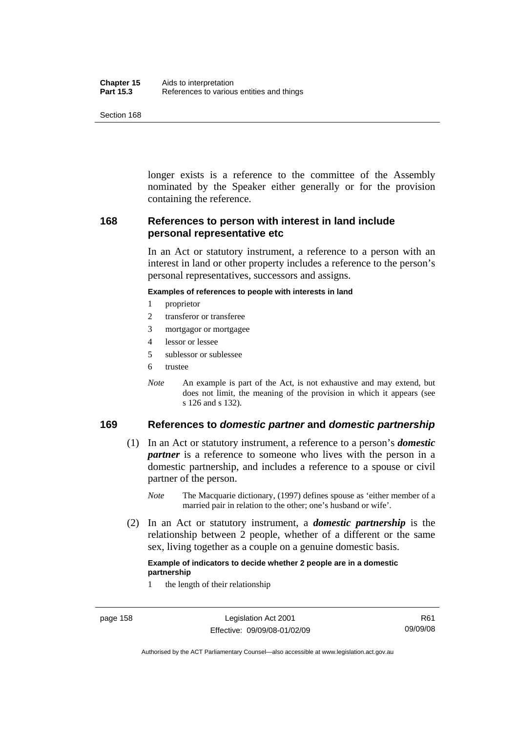longer exists is a reference to the committee of the Assembly nominated by the Speaker either generally or for the provision containing the reference.

## 168 References to person with interest in land include personal representative etc

In an Act or statutory instrument, a reference to a person with an interest in land or other property includes a reference to the person's personal representatives, successors and assigns.

**Examples of references to people with interests in land**

1 proprietor
2 transferor or transferee
3 mortgagor or mortgagee
4 lessor or lessee
5 sublessor or sublessee
6 trustee

*Note* An example is part of the Act, is not exhaustive and may extend, but does not limit, the meaning of the provision in which it appears (see s 126 and s 132).

## 169 References to *domestic partner* and *domestic partnership*

(1) In an Act or statutory instrument, a reference to a person's ***domestic partner*** is a reference to someone who lives with the person in a domestic partnership, and includes a reference to a spouse or civil partner of the person.

*Note* The Macquarie dictionary, (1997) defines spouse as 'either member of a married pair in relation to the other; one's husband or wife'.

(2) In an Act or statutory instrument, a ***domestic partnership*** is the relationship between 2 people, whether of a different or the same sex, living together as a couple on a genuine domestic basis.

**Example of indicators to decide whether 2 people are in a domestic partnership**

1 the length of their relationship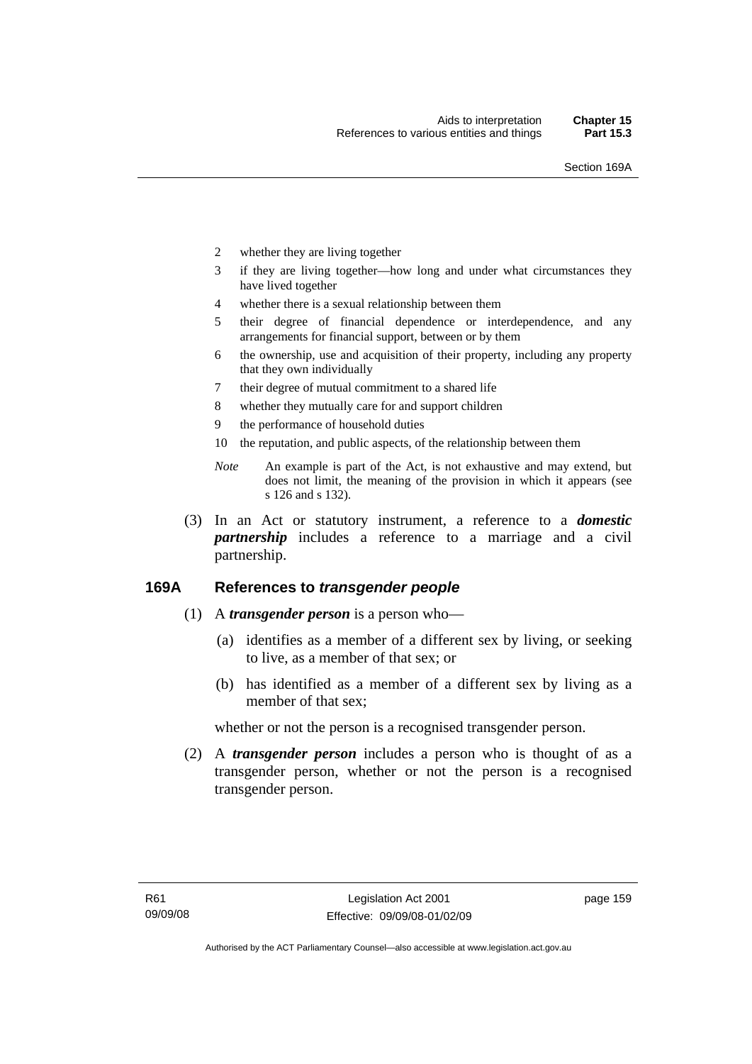2 whether they are living together

3 if they are living together—how long and under what circumstances they have lived together

4 whether there is a sexual relationship between them

5 their degree of financial dependence or interdependence, and any arrangements for financial support, between or by them

6 the ownership, use and acquisition of their property, including any property that they own individually

7 their degree of mutual commitment to a shared life

8 whether they mutually care for and support children

9 the performance of household duties

10 the reputation, and public aspects, of the relationship between them

*Note* An example is part of the Act, is not exhaustive and may extend, but does not limit, the meaning of the provision in which it appears (see s 126 and s 132).

(3) In an Act or statutory instrument, a reference to a ***domestic partnership*** includes a reference to a marriage and a civil partnership.

## 169A References to *transgender people*

(1) A ***transgender person*** is a person who—

(a) identifies as a member of a different sex by living, or seeking to live, as a member of that sex; or

(b) has identified as a member of a different sex by living as a member of that sex;

whether or not the person is a recognised transgender person.

(2) A ***transgender person*** includes a person who is thought of as a transgender person, whether or not the person is a recognised transgender person.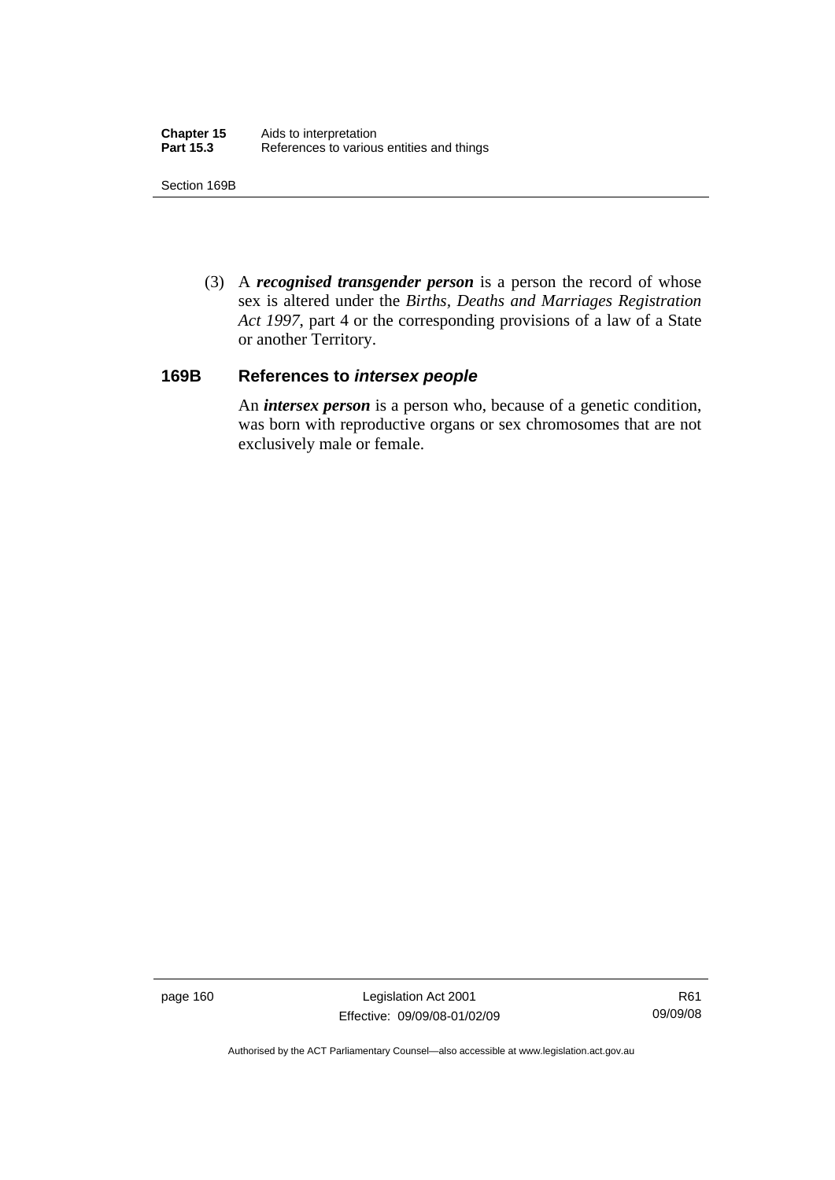(3) A ***recognised transgender person*** is a person the record of whose sex is altered under the *Births, Deaths and Marriages Registration Act 1997*, part 4 or the corresponding provisions of a law of a State or another Territory.

## 169B References to *intersex people*

An ***intersex person*** is a person who, because of a genetic condition, was born with reproductive organs or sex chromosomes that are not exclusively male or female.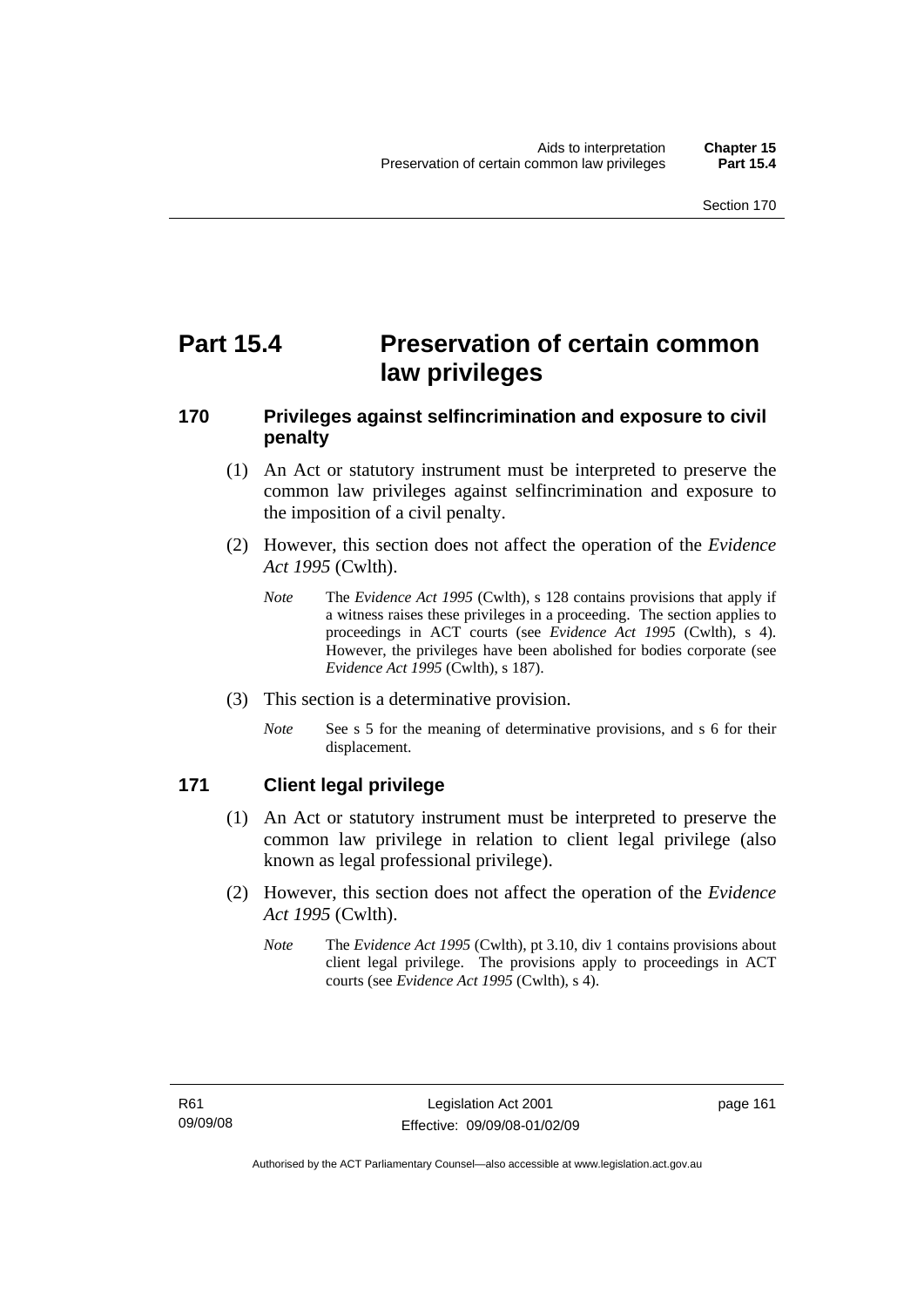# Part 15.4 Preservation of certain common law privileges

## 170 Privileges against selfincrimination and exposure to civil penalty

(1) An Act or statutory instrument must be interpreted to preserve the common law privileges against selfincrimination and exposure to the imposition of a civil penalty.

(2) However, this section does not affect the operation of the *Evidence Act 1995* (Cwlth).

*Note* The *Evidence Act 1995* (Cwlth), s 128 contains provisions that apply if a witness raises these privileges in a proceeding. The section applies to proceedings in ACT courts (see *Evidence Act 1995* (Cwlth), s 4). However, the privileges have been abolished for bodies corporate (see *Evidence Act 1995* (Cwlth), s 187).

(3) This section is a determinative provision.

*Note* See s 5 for the meaning of determinative provisions, and s 6 for their displacement.

## 171 Client legal privilege

(1) An Act or statutory instrument must be interpreted to preserve the common law privilege in relation to client legal privilege (also known as legal professional privilege).

(2) However, this section does not affect the operation of the *Evidence Act 1995* (Cwlth).

*Note* The *Evidence Act 1995* (Cwlth), pt 3.10, div 1 contains provisions about client legal privilege. The provisions apply to proceedings in ACT courts (see *Evidence Act 1995* (Cwlth), s 4).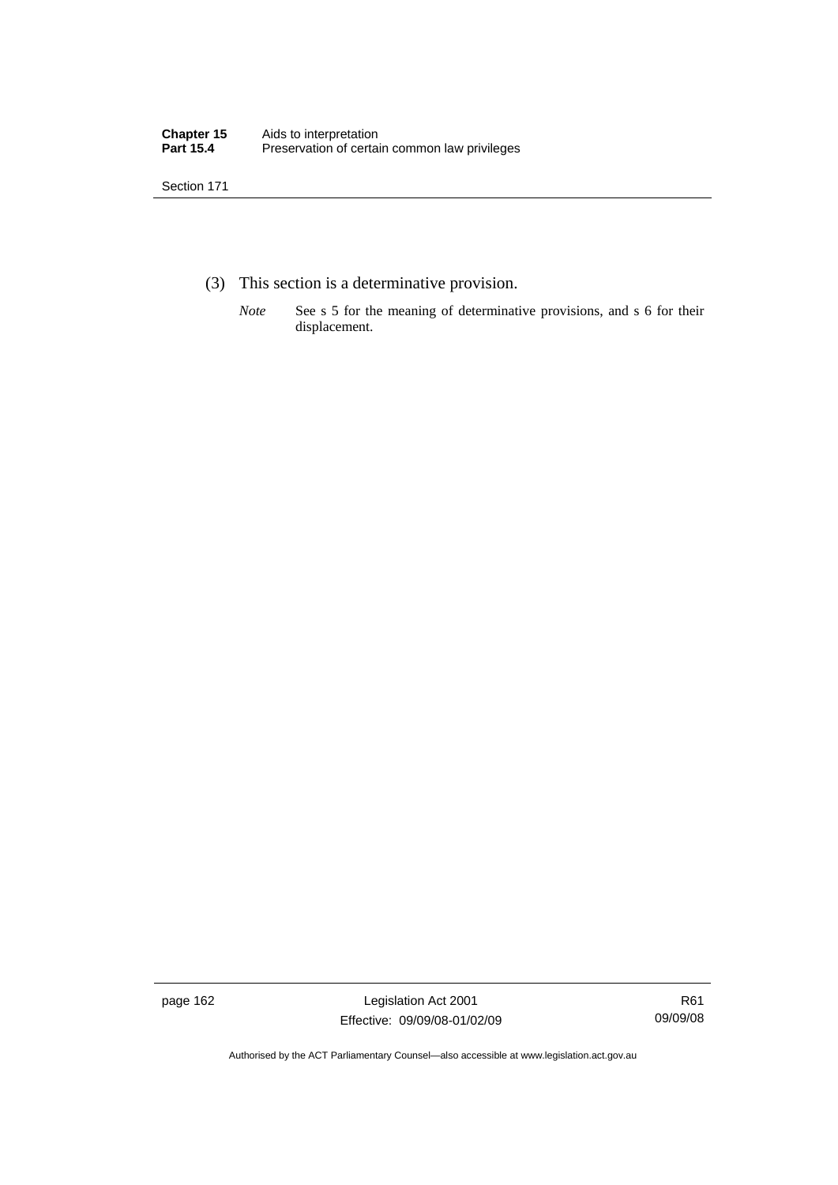(3) This section is a determinative provision.

*Note* See s 5 for the meaning of determinative provisions, and s 6 for their displacement.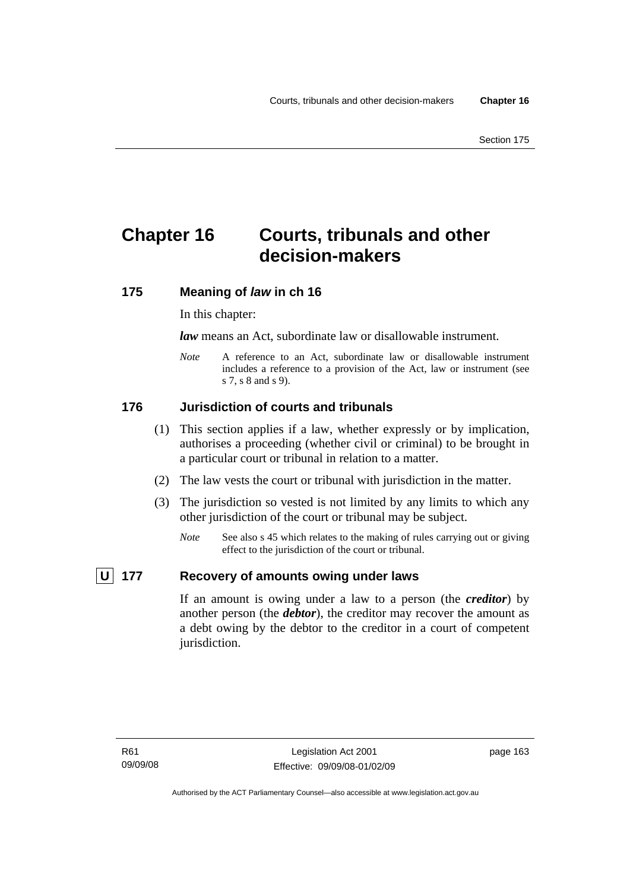# Chapter 16 Courts, tribunals and other decision-makers

## 175 Meaning of *law* in ch 16

In this chapter:

***law*** means an Act, subordinate law or disallowable instrument.

*Note* A reference to an Act, subordinate law or disallowable instrument includes a reference to a provision of the Act, law or instrument (see s 7, s 8 and s 9).

## 176 Jurisdiction of courts and tribunals

(1) This section applies if a law, whether expressly or by implication, authorises a proceeding (whether civil or criminal) to be brought in a particular court or tribunal in relation to a matter.

(2) The law vests the court or tribunal with jurisdiction in the matter.

(3) The jurisdiction so vested is not limited by any limits to which any other jurisdiction of the court or tribunal may be subject.

*Note* See also s 45 which relates to the making of rules carrying out or giving effect to the jurisdiction of the court or tribunal.

## U 177 Recovery of amounts owing under laws

If an amount is owing under a law to a person (the ***creditor***) by another person (the ***debtor***), the creditor may recover the amount as a debt owing by the debtor to the creditor in a court of competent jurisdiction.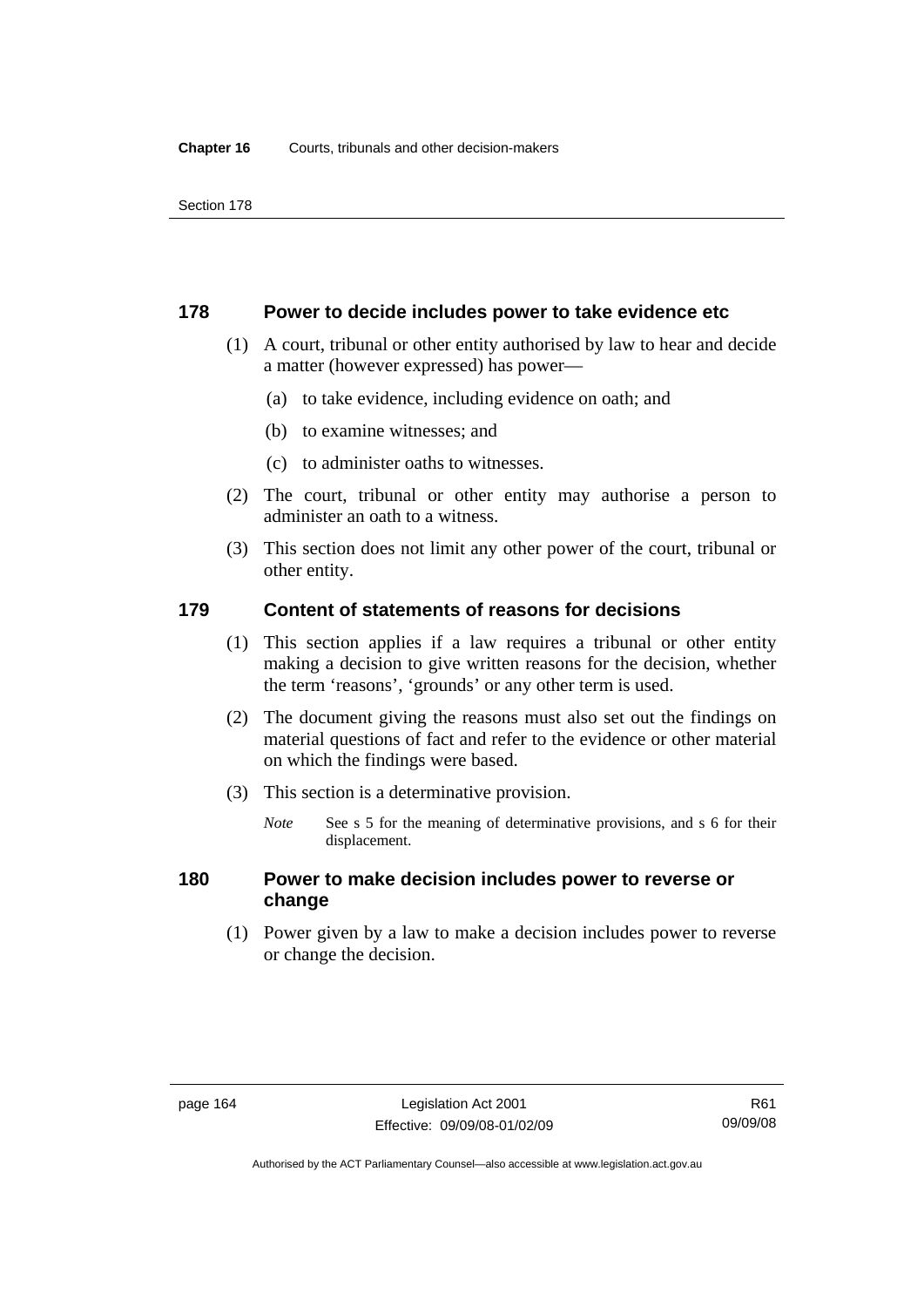## 178 Power to decide includes power to take evidence etc

(1) A court, tribunal or other entity authorised by law to hear and decide a matter (however expressed) has power—

(a) to take evidence, including evidence on oath; and

(b) to examine witnesses; and

(c) to administer oaths to witnesses.

(2) The court, tribunal or other entity may authorise a person to administer an oath to a witness.

(3) This section does not limit any other power of the court, tribunal or other entity.

## 179 Content of statements of reasons for decisions

(1) This section applies if a law requires a tribunal or other entity making a decision to give written reasons for the decision, whether the term 'reasons', 'grounds' or any other term is used.

(2) The document giving the reasons must also set out the findings on material questions of fact and refer to the evidence or other material on which the findings were based.

(3) This section is a determinative provision.

*Note* See s 5 for the meaning of determinative provisions, and s 6 for their displacement.

## 180 Power to make decision includes power to reverse or change

(1) Power given by a law to make a decision includes power to reverse or change the decision.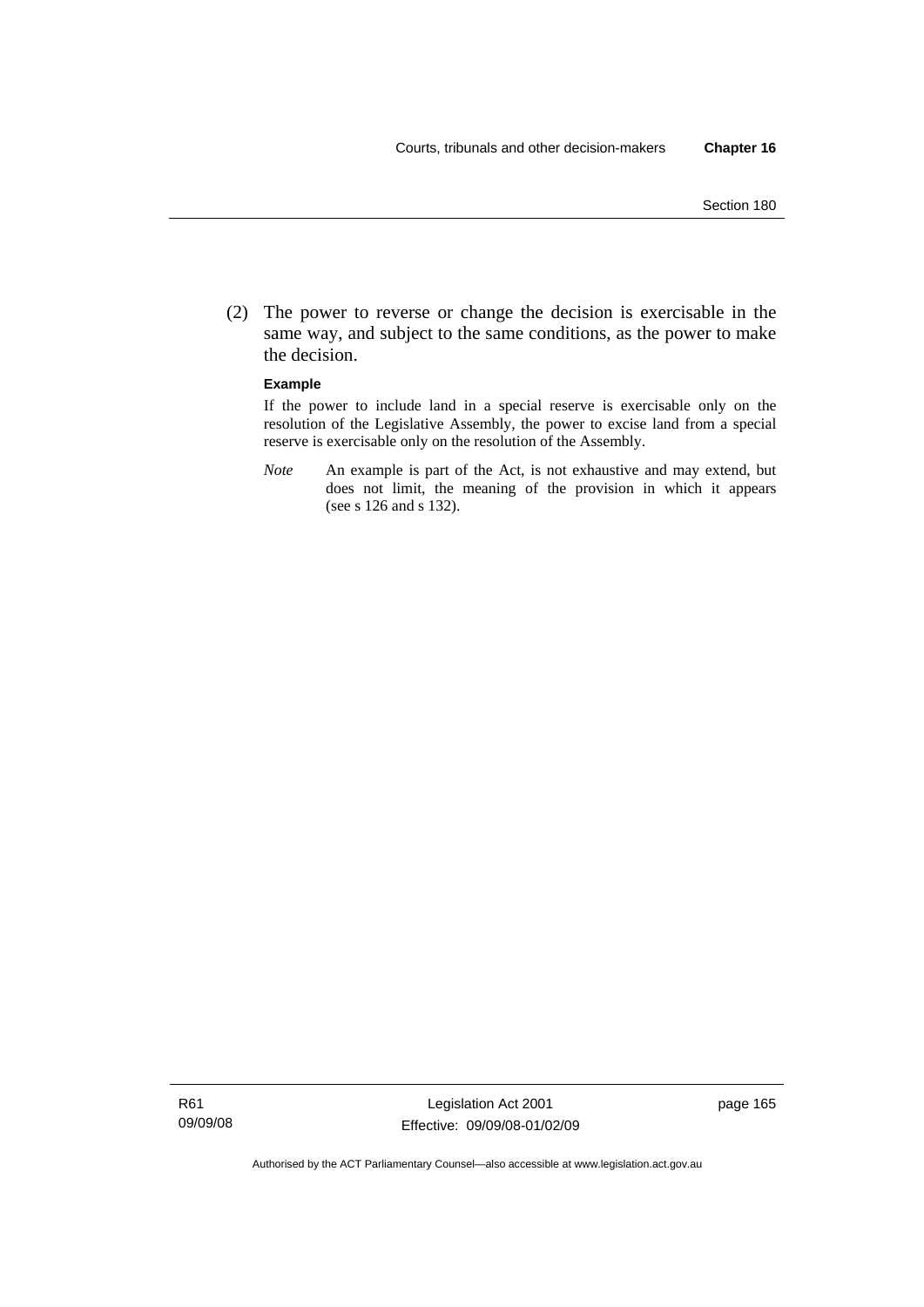(2) The power to reverse or change the decision is exercisable in the same way, and subject to the same conditions, as the power to make the decision.

**Example**

If the power to include land in a special reserve is exercisable only on the resolution of the Legislative Assembly, the power to excise land from a special reserve is exercisable only on the resolution of the Assembly.

*Note* An example is part of the Act, is not exhaustive and may extend, but does not limit, the meaning of the provision in which it appears (see s 126 and s 132).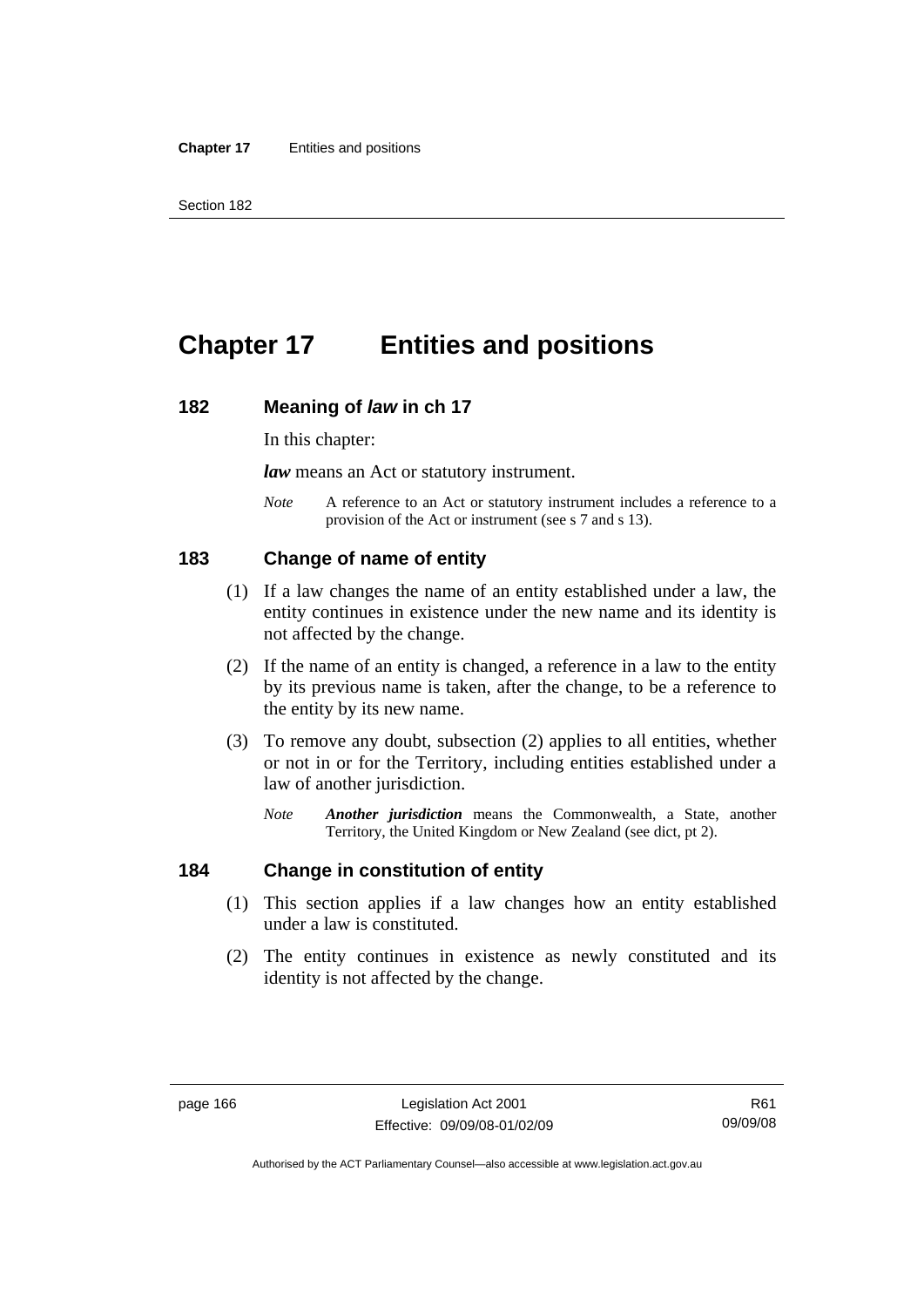# Chapter 17 Entities and positions

## 182 Meaning of *law* in ch 17

In this chapter:

***law*** means an Act or statutory instrument.

*Note* A reference to an Act or statutory instrument includes a reference to a provision of the Act or instrument (see s 7 and s 13).

## 183 Change of name of entity

(1) If a law changes the name of an entity established under a law, the entity continues in existence under the new name and its identity is not affected by the change.

(2) If the name of an entity is changed, a reference in a law to the entity by its previous name is taken, after the change, to be a reference to the entity by its new name.

(3) To remove any doubt, subsection (2) applies to all entities, whether or not in or for the Territory, including entities established under a law of another jurisdiction.

*Note* ***Another jurisdiction*** means the Commonwealth, a State, another Territory, the United Kingdom or New Zealand (see dict, pt 2).

## 184 Change in constitution of entity

(1) This section applies if a law changes how an entity established under a law is constituted.

(2) The entity continues in existence as newly constituted and its identity is not affected by the change.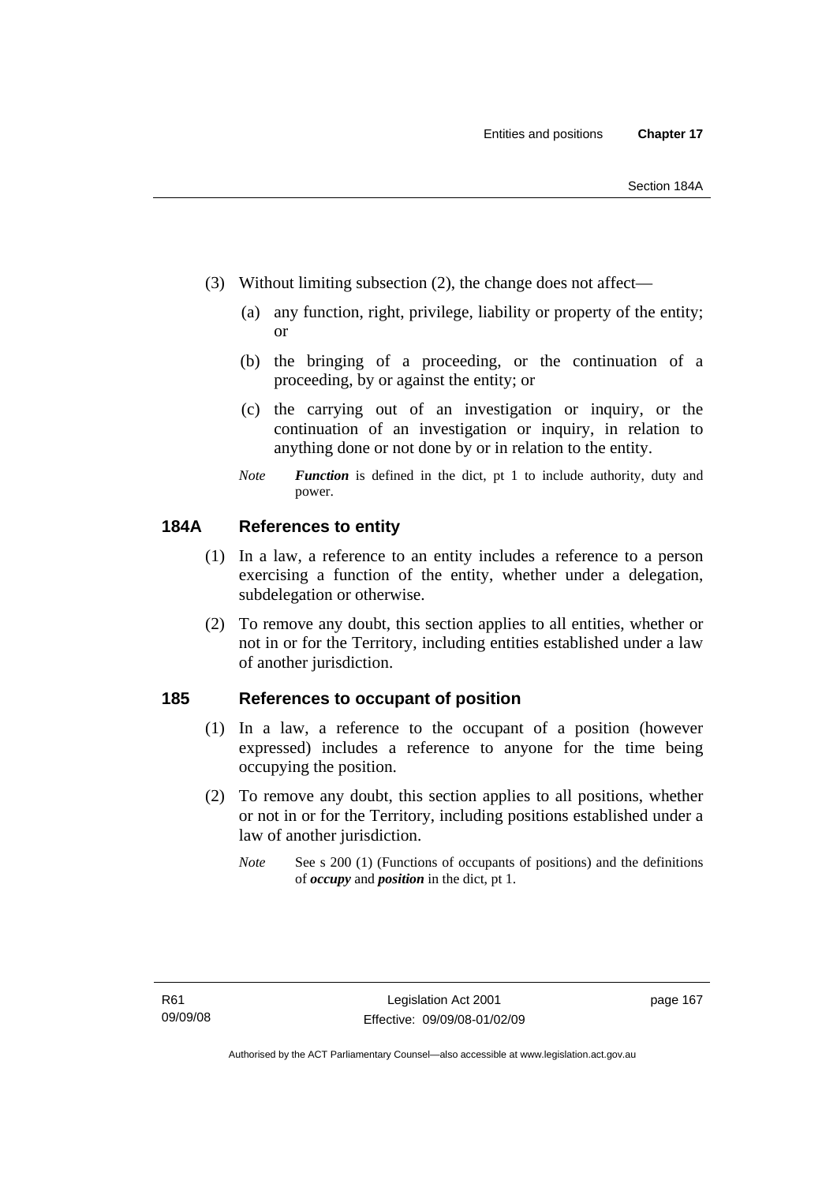(3) Without limiting subsection (2), the change does not affect—

(a) any function, right, privilege, liability or property of the entity; or

(b) the bringing of a proceeding, or the continuation of a proceeding, by or against the entity; or

(c) the carrying out of an investigation or inquiry, or the continuation of an investigation or inquiry, in relation to anything done or not done by or in relation to the entity.

*Note* ***Function*** is defined in the dict, pt 1 to include authority, duty and power.

## 184A References to entity

(1) In a law, a reference to an entity includes a reference to a person exercising a function of the entity, whether under a delegation, subdelegation or otherwise.

(2) To remove any doubt, this section applies to all entities, whether or not in or for the Territory, including entities established under a law of another jurisdiction.

## 185 References to occupant of position

(1) In a law, a reference to the occupant of a position (however expressed) includes a reference to anyone for the time being occupying the position.

(2) To remove any doubt, this section applies to all positions, whether or not in or for the Territory, including positions established under a law of another jurisdiction.

*Note* See s 200 (1) (Functions of occupants of positions) and the definitions of ***occupy*** and ***position*** in the dict, pt 1.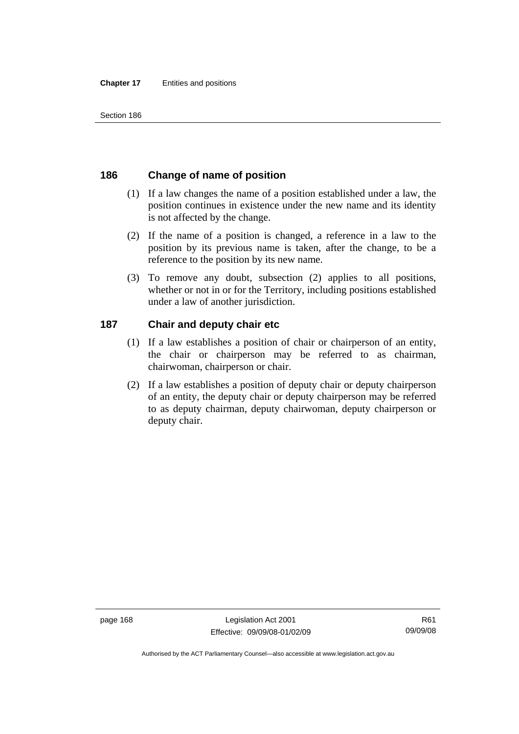### 186 Change of name of position

(1) If a law changes the name of a position established under a law, the position continues in existence under the new name and its identity is not affected by the change.

(2) If the name of a position is changed, a reference in a law to the position by its previous name is taken, after the change, to be a reference to the position by its new name.

(3) To remove any doubt, subsection (2) applies to all positions, whether or not in or for the Territory, including positions established under a law of another jurisdiction.

### 187 Chair and deputy chair etc

(1) If a law establishes a position of chair or chairperson of an entity, the chair or chairperson may be referred to as chairman, chairwoman, chairperson or chair.

(2) If a law establishes a position of deputy chair or deputy chairperson of an entity, the deputy chair or deputy chairperson may be referred to as deputy chairman, deputy chairwoman, deputy chairperson or deputy chair.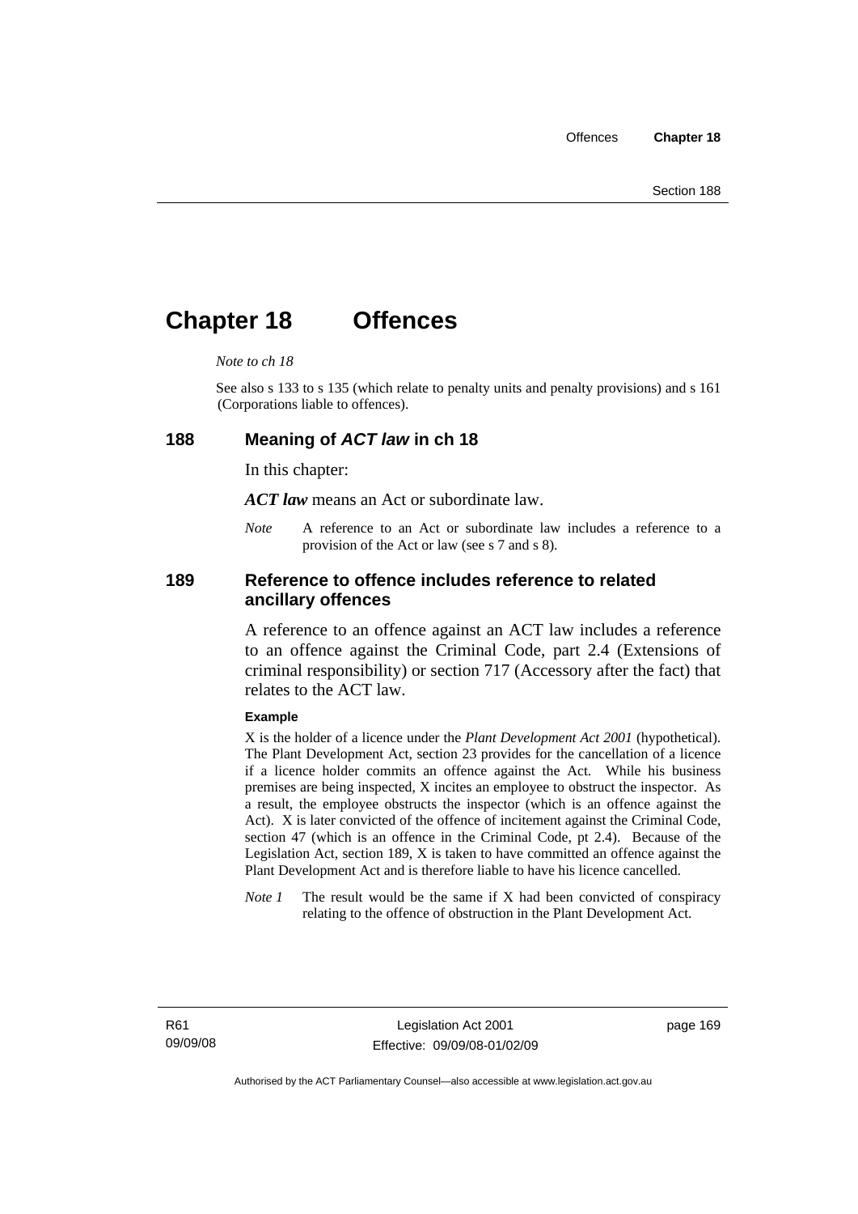# Chapter 18 Offences

*Note to ch 18*

See also s 133 to s 135 (which relate to penalty units and penalty provisions) and s 161 (Corporations liable to offences).

## 188 Meaning of *ACT law* in ch 18

In this chapter:

***ACT law*** means an Act or subordinate law.

*Note* A reference to an Act or subordinate law includes a reference to a provision of the Act or law (see s 7 and s 8).

## 189 Reference to offence includes reference to related ancillary offences

A reference to an offence against an ACT law includes a reference to an offence against the Criminal Code, part 2.4 (Extensions of criminal responsibility) or section 717 (Accessory after the fact) that relates to the ACT law.

**Example**

X is the holder of a licence under the *Plant Development Act 2001* (hypothetical). The Plant Development Act, section 23 provides for the cancellation of a licence if a licence holder commits an offence against the Act. While his business premises are being inspected, X incites an employee to obstruct the inspector. As a result, the employee obstructs the inspector (which is an offence against the Act). X is later convicted of the offence of incitement against the Criminal Code, section 47 (which is an offence in the Criminal Code, pt 2.4). Because of the Legislation Act, section 189, X is taken to have committed an offence against the Plant Development Act and is therefore liable to have his licence cancelled.

*Note 1* The result would be the same if X had been convicted of conspiracy relating to the offence of obstruction in the Plant Development Act.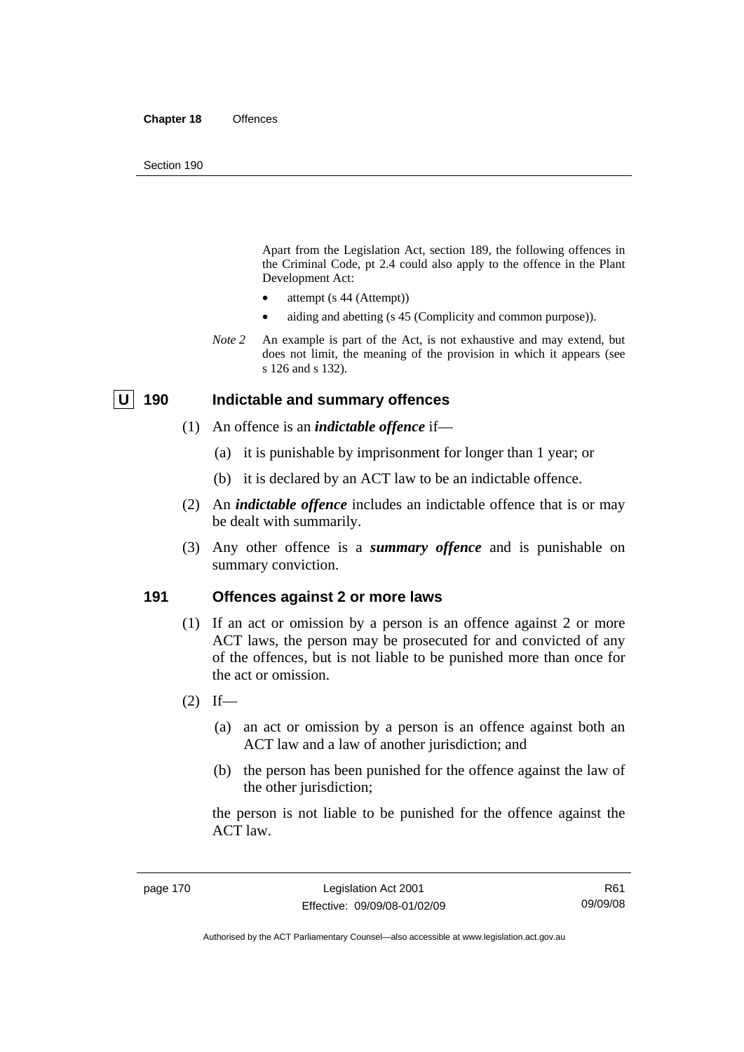Apart from the Legislation Act, section 189, the following offences in the Criminal Code, pt 2.4 could also apply to the offence in the Plant Development Act:

- attempt (s 44 (Attempt))
- aiding and abetting (s 45 (Complicity and common purpose)).

*Note 2* An example is part of the Act, is not exhaustive and may extend, but does not limit, the meaning of the provision in which it appears (see s 126 and s 132).

### U 190 Indictable and summary offences

(1) An offence is an ***indictable offence*** if—

(a) it is punishable by imprisonment for longer than 1 year; or

(b) it is declared by an ACT law to be an indictable offence.

(2) An ***indictable offence*** includes an indictable offence that is or may be dealt with summarily.

(3) Any other offence is a ***summary offence*** and is punishable on summary conviction.

### 191 Offences against 2 or more laws

(1) If an act or omission by a person is an offence against 2 or more ACT laws, the person may be prosecuted for and convicted of any of the offences, but is not liable to be punished more than once for the act or omission.

(2) If—

(a) an act or omission by a person is an offence against both an ACT law and a law of another jurisdiction; and

(b) the person has been punished for the offence against the law of the other jurisdiction;

the person is not liable to be punished for the offence against the ACT law.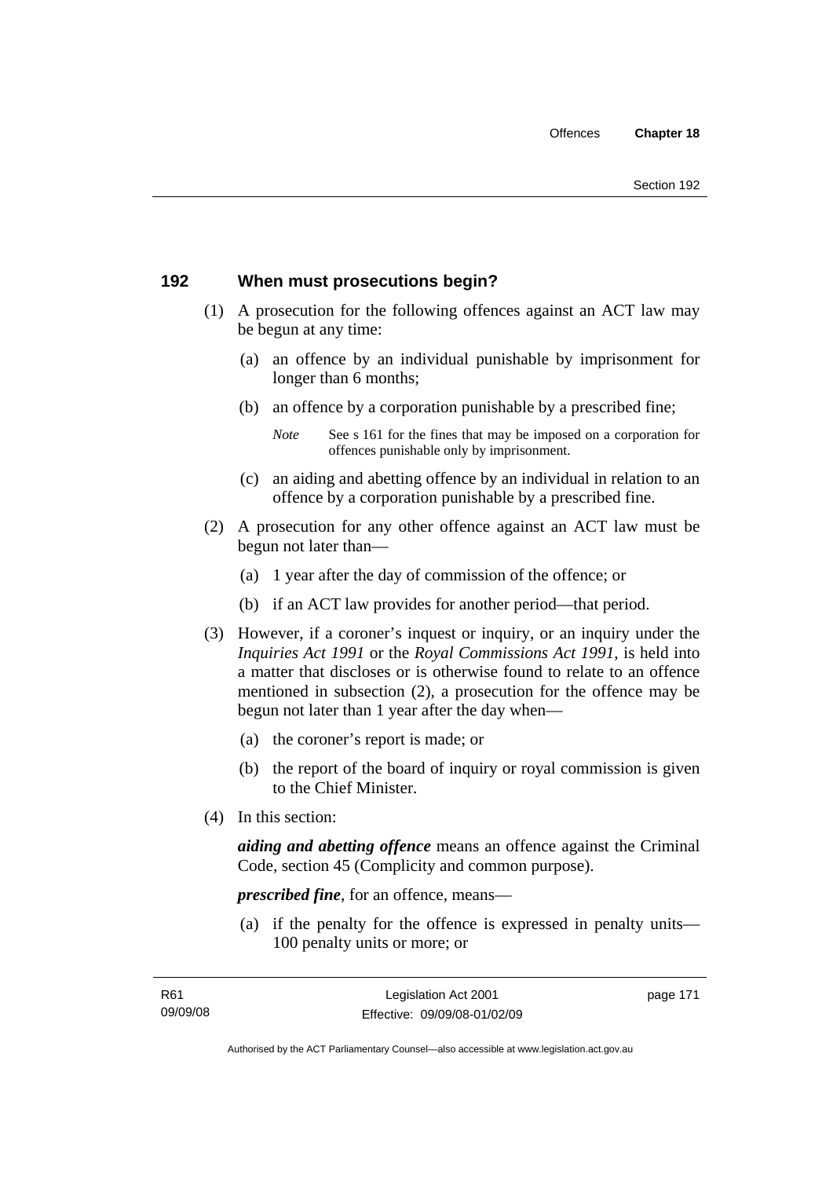## 192 When must prosecutions begin?

(1) A prosecution for the following offences against an ACT law may be begun at any time:

(a) an offence by an individual punishable by imprisonment for longer than 6 months;

(b) an offence by a corporation punishable by a prescribed fine;

*Note* See s 161 for the fines that may be imposed on a corporation for offences punishable only by imprisonment.

(c) an aiding and abetting offence by an individual in relation to an offence by a corporation punishable by a prescribed fine.

(2) A prosecution for any other offence against an ACT law must be begun not later than—

(a) 1 year after the day of commission of the offence; or

(b) if an ACT law provides for another period—that period.

(3) However, if a coroner's inquest or inquiry, or an inquiry under the *Inquiries Act 1991* or the *Royal Commissions Act 1991*, is held into a matter that discloses or is otherwise found to relate to an offence mentioned in subsection (2), a prosecution for the offence may be begun not later than 1 year after the day when—

(a) the coroner's report is made; or

(b) the report of the board of inquiry or royal commission is given to the Chief Minister.

(4) In this section:

***aiding and abetting offence*** means an offence against the Criminal Code, section 45 (Complicity and common purpose).

***prescribed fine***, for an offence, means—

(a) if the penalty for the offence is expressed in penalty units—100 penalty units or more; or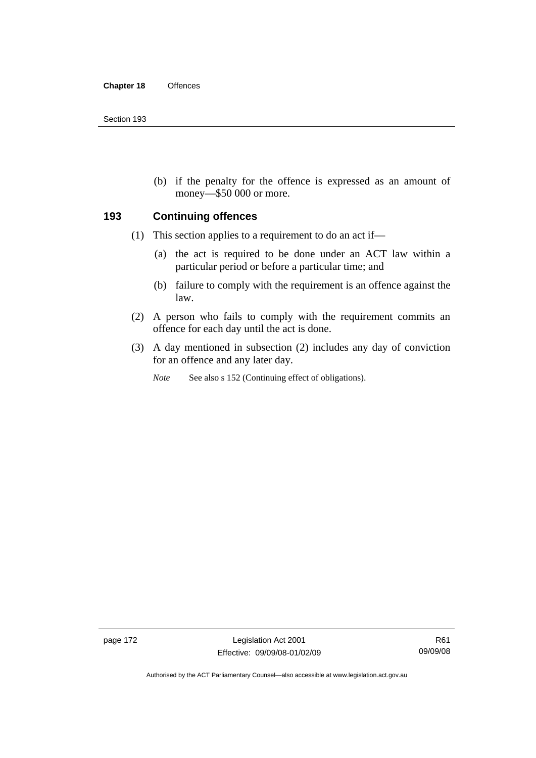(b) if the penalty for the offence is expressed as an amount of money—$50 000 or more.

## 193 Continuing offences

(1) This section applies to a requirement to do an act if—

(a) the act is required to be done under an ACT law within a particular period or before a particular time; and

(b) failure to comply with the requirement is an offence against the law.

(2) A person who fails to comply with the requirement commits an offence for each day until the act is done.

(3) A day mentioned in subsection (2) includes any day of conviction for an offence and any later day.

*Note* See also s 152 (Continuing effect of obligations).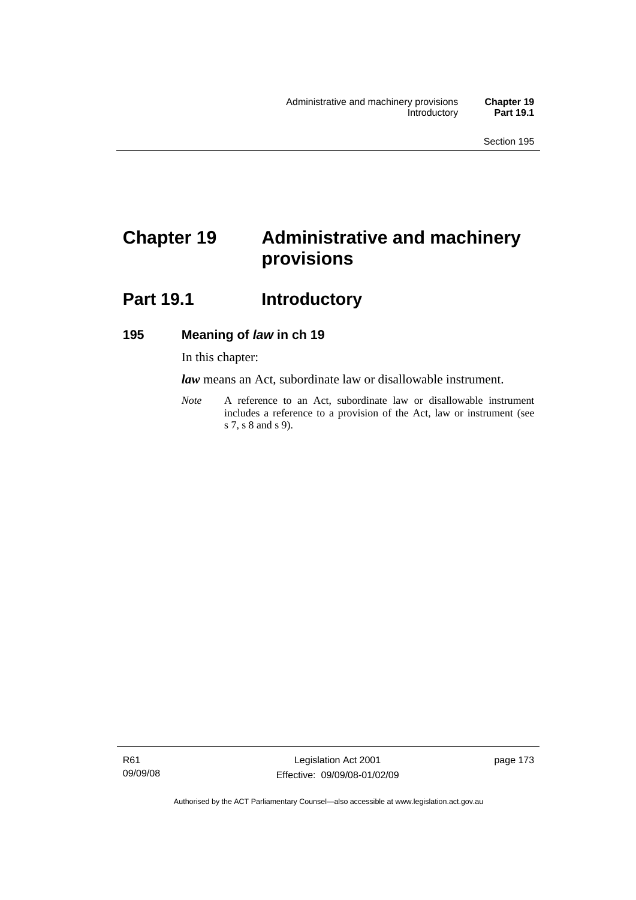# Chapter 19 Administrative and machinery provisions

## Part 19.1 Introductory

### 195 Meaning of *law* in ch 19

In this chapter:

***law*** means an Act, subordinate law or disallowable instrument.

*Note* A reference to an Act, subordinate law or disallowable instrument includes a reference to a provision of the Act, law or instrument (see s 7, s 8 and s 9).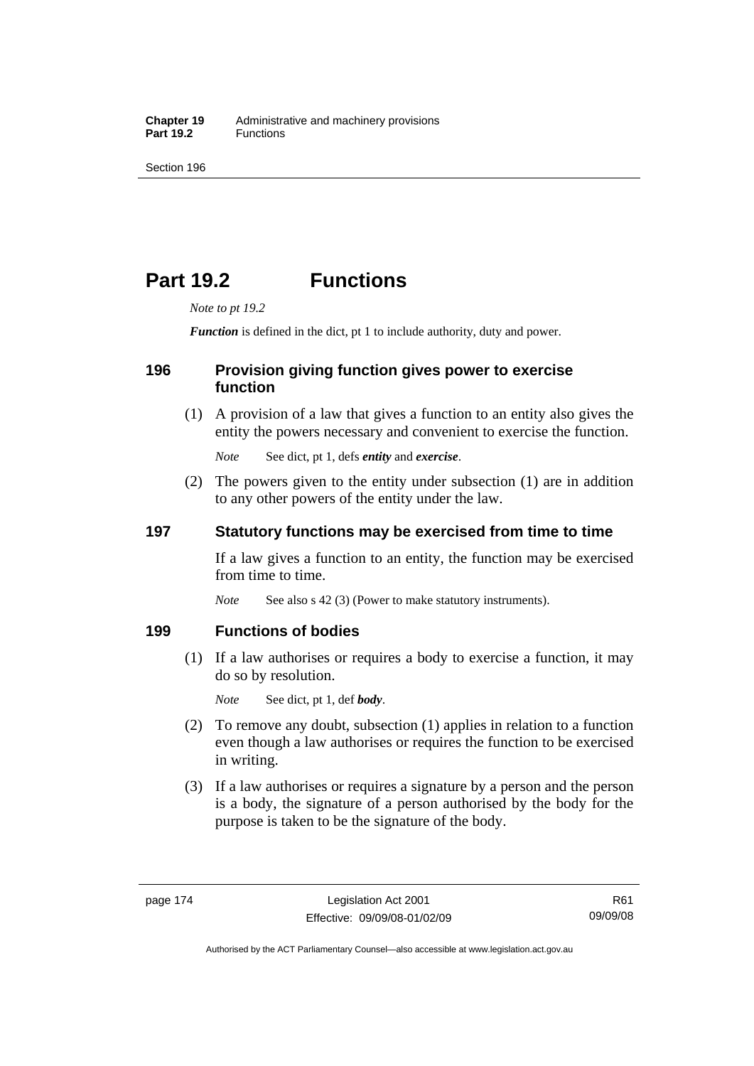# Part 19.2 Functions

*Note to pt 19.2*

***Function*** is defined in the dict, pt 1 to include authority, duty and power.

## 196 Provision giving function gives power to exercise function

(1) A provision of a law that gives a function to an entity also gives the entity the powers necessary and convenient to exercise the function.

*Note* See dict, pt 1, defs ***entity*** and ***exercise***.

(2) The powers given to the entity under subsection (1) are in addition to any other powers of the entity under the law.

## 197 Statutory functions may be exercised from time to time

If a law gives a function to an entity, the function may be exercised from time to time.

*Note* See also s 42 (3) (Power to make statutory instruments).

## 199 Functions of bodies

(1) If a law authorises or requires a body to exercise a function, it may do so by resolution.

*Note* See dict, pt 1, def ***body***.

(2) To remove any doubt, subsection (1) applies in relation to a function even though a law authorises or requires the function to be exercised in writing.

(3) If a law authorises or requires a signature by a person and the person is a body, the signature of a person authorised by the body for the purpose is taken to be the signature of the body.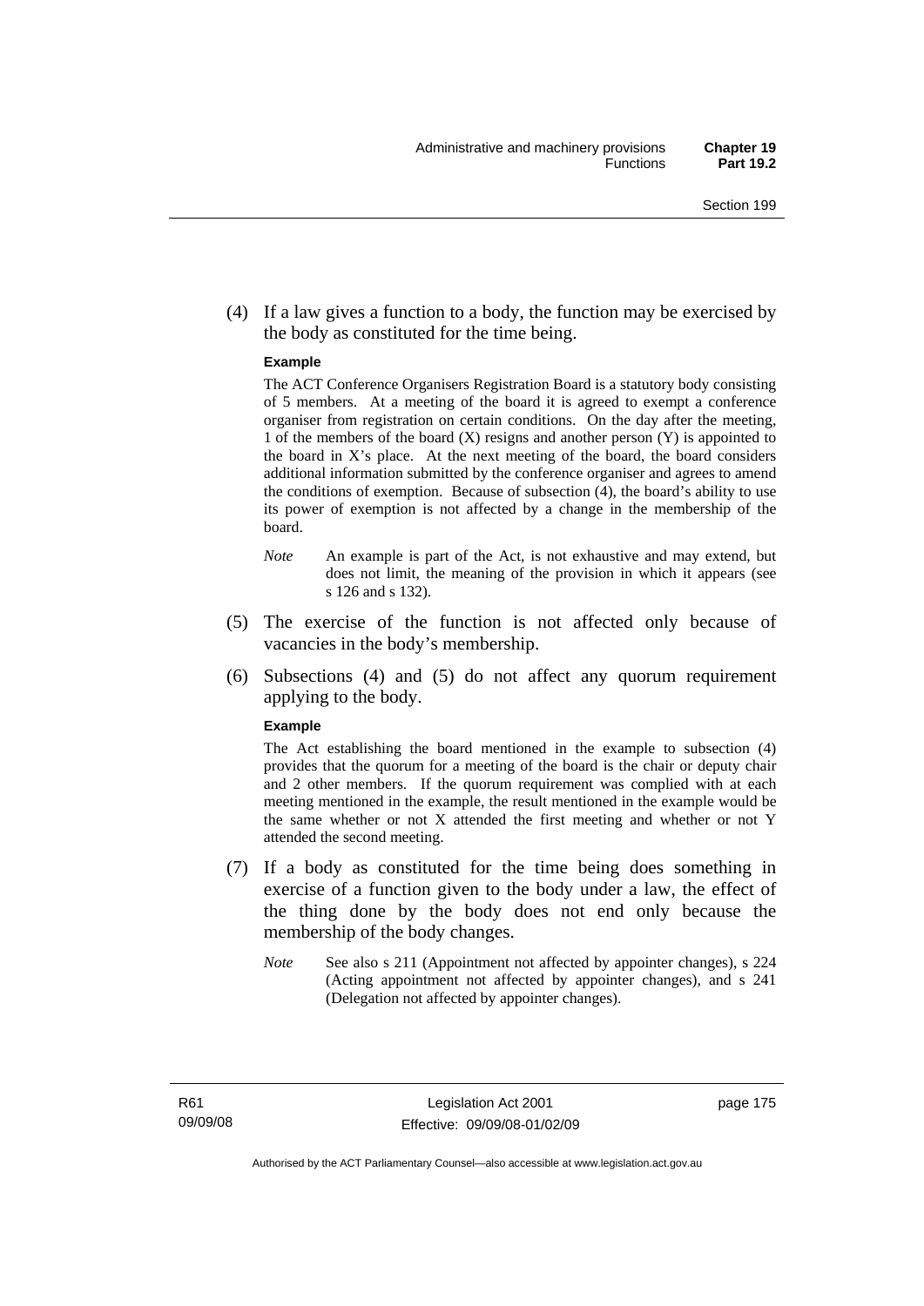(4) If a law gives a function to a body, the function may be exercised by the body as constituted for the time being.

**Example**

The ACT Conference Organisers Registration Board is a statutory body consisting of 5 members. At a meeting of the board it is agreed to exempt a conference organiser from registration on certain conditions. On the day after the meeting, 1 of the members of the board (X) resigns and another person (Y) is appointed to the board in X's place. At the next meeting of the board, the board considers additional information submitted by the conference organiser and agrees to amend the conditions of exemption. Because of subsection (4), the board's ability to use its power of exemption is not affected by a change in the membership of the board.

*Note* An example is part of the Act, is not exhaustive and may extend, but does not limit, the meaning of the provision in which it appears (see s 126 and s 132).

(5) The exercise of the function is not affected only because of vacancies in the body's membership.

(6) Subsections (4) and (5) do not affect any quorum requirement applying to the body.

**Example**

The Act establishing the board mentioned in the example to subsection (4) provides that the quorum for a meeting of the board is the chair or deputy chair and 2 other members. If the quorum requirement was complied with at each meeting mentioned in the example, the result mentioned in the example would be the same whether or not X attended the first meeting and whether or not Y attended the second meeting.

(7) If a body as constituted for the time being does something in exercise of a function given to the body under a law, the effect of the thing done by the body does not end only because the membership of the body changes.

*Note* See also s 211 (Appointment not affected by appointer changes), s 224 (Acting appointment not affected by appointer changes), and s 241 (Delegation not affected by appointer changes).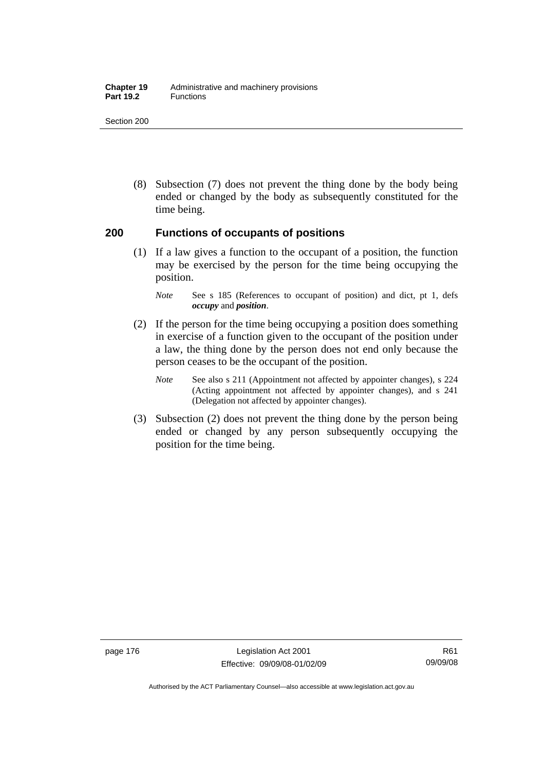(8) Subsection (7) does not prevent the thing done by the body being ended or changed by the body as subsequently constituted for the time being.

## 200 Functions of occupants of positions

(1) If a law gives a function to the occupant of a position, the function may be exercised by the person for the time being occupying the position.

*Note* See s 185 (References to occupant of position) and dict, pt 1, defs ***occupy*** and ***position***.

(2) If the person for the time being occupying a position does something in exercise of a function given to the occupant of the position under a law, the thing done by the person does not end only because the person ceases to be the occupant of the position.

*Note* See also s 211 (Appointment not affected by appointer changes), s 224 (Acting appointment not affected by appointer changes), and s 241 (Delegation not affected by appointer changes).

(3) Subsection (2) does not prevent the thing done by the person being ended or changed by any person subsequently occupying the position for the time being.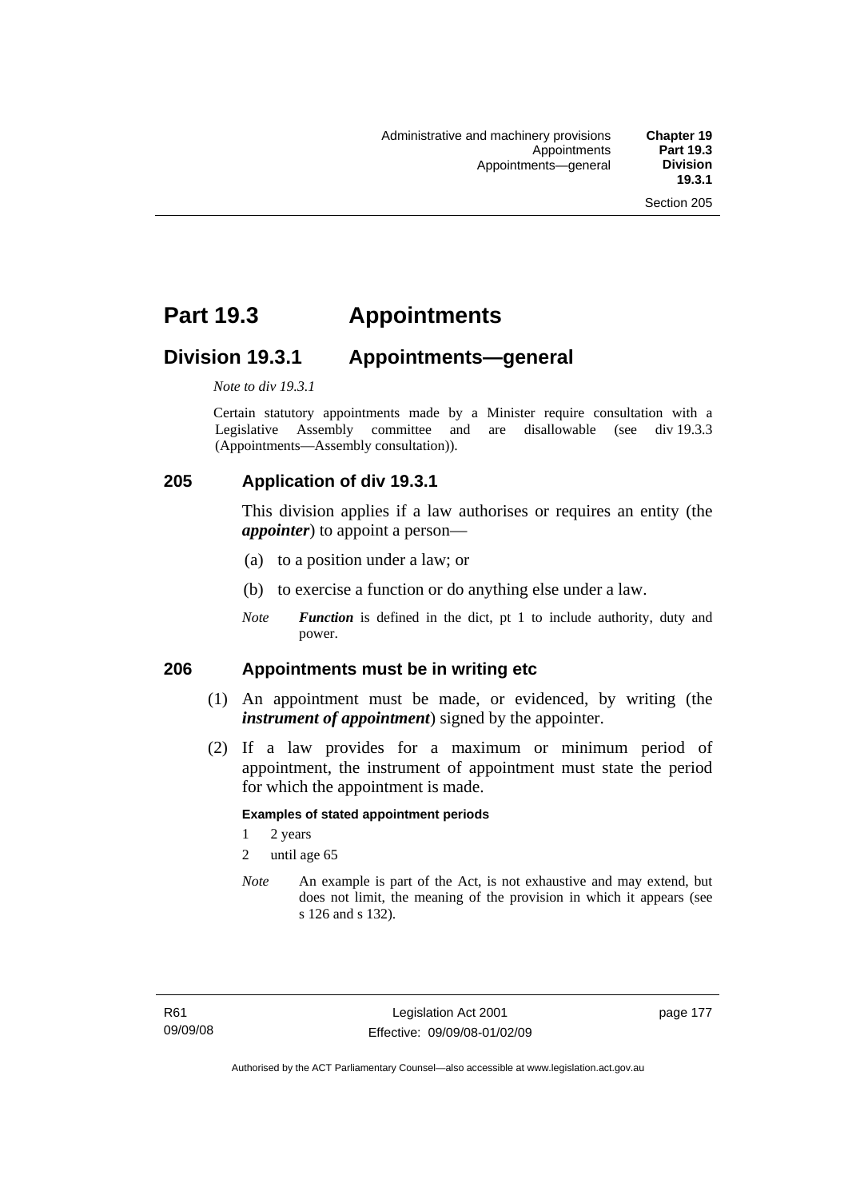# Part 19.3 Appointments

## Division 19.3.1 Appointments—general

*Note to div 19.3.1*

Certain statutory appointments made by a Minister require consultation with a Legislative Assembly committee and are disallowable (see div 19.3.3 (Appointments—Assembly consultation)).

### 205 Application of div 19.3.1

This division applies if a law authorises or requires an entity (the ***appointer***) to appoint a person—

(a) to a position under a law; or

(b) to exercise a function or do anything else under a law.

*Note* ***Function*** is defined in the dict, pt 1 to include authority, duty and power.

### 206 Appointments must be in writing etc

(1) An appointment must be made, or evidenced, by writing (the ***instrument of appointment***) signed by the appointer.

(2) If a law provides for a maximum or minimum period of appointment, the instrument of appointment must state the period for which the appointment is made.

**Examples of stated appointment periods**

1 2 years

2 until age 65

*Note* An example is part of the Act, is not exhaustive and may extend, but does not limit, the meaning of the provision in which it appears (see s 126 and s 132).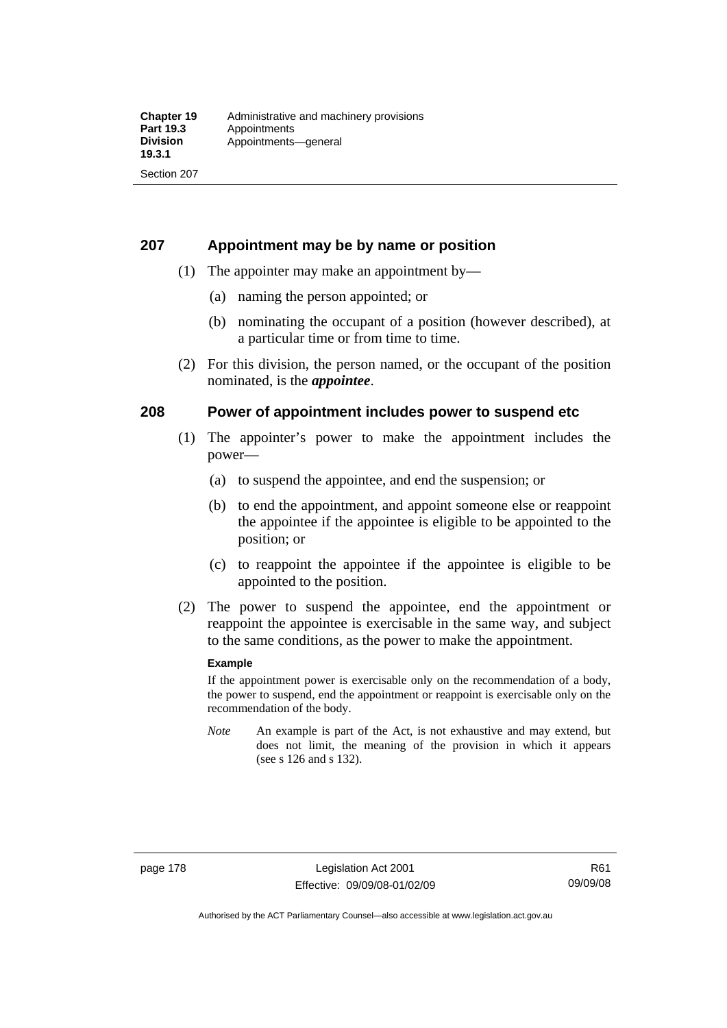## 207 Appointment may be by name or position

(1) The appointer may make an appointment by—

(a) naming the person appointed; or

(b) nominating the occupant of a position (however described), at a particular time or from time to time.

(2) For this division, the person named, or the occupant of the position nominated, is the ***appointee***.

## 208 Power of appointment includes power to suspend etc

(1) The appointer's power to make the appointment includes the power—

(a) to suspend the appointee, and end the suspension; or

(b) to end the appointment, and appoint someone else or reappoint the appointee if the appointee is eligible to be appointed to the position; or

(c) to reappoint the appointee if the appointee is eligible to be appointed to the position.

(2) The power to suspend the appointee, end the appointment or reappoint the appointee is exercisable in the same way, and subject to the same conditions, as the power to make the appointment.

**Example**

If the appointment power is exercisable only on the recommendation of a body, the power to suspend, end the appointment or reappoint is exercisable only on the recommendation of the body.

*Note* An example is part of the Act, is not exhaustive and may extend, but does not limit, the meaning of the provision in which it appears (see s 126 and s 132).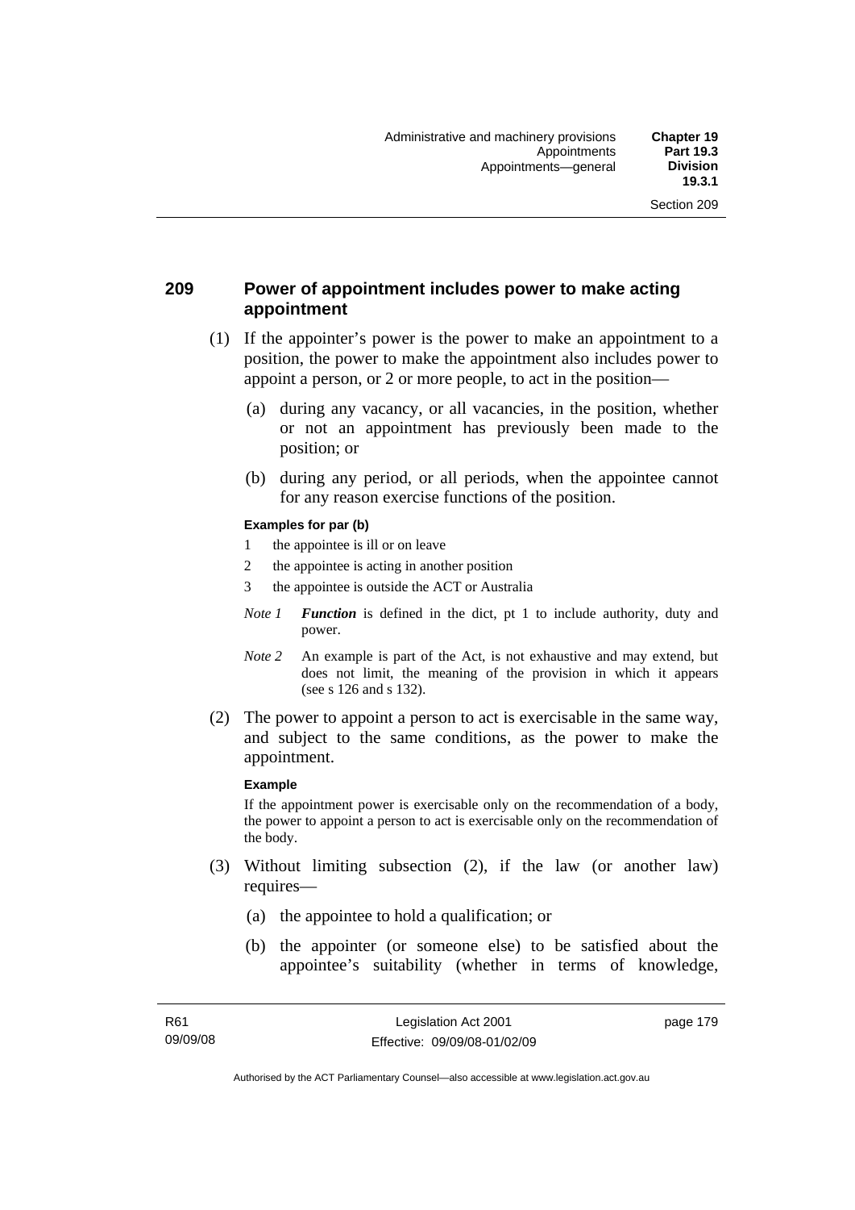## 209 Power of appointment includes power to make acting appointment

(1) If the appointer's power is the power to make an appointment to a position, the power to make the appointment also includes power to appoint a person, or 2 or more people, to act in the position—

  (a) during any vacancy, or all vacancies, in the position, whether or not an appointment has previously been made to the position; or

  (b) during any period, or all periods, when the appointee cannot for any reason exercise functions of the position.

**Examples for par (b)**

1 the appointee is ill or on leave

2 the appointee is acting in another position

3 the appointee is outside the ACT or Australia

*Note 1* ***Function*** is defined in the dict, pt 1 to include authority, duty and power.

*Note 2* An example is part of the Act, is not exhaustive and may extend, but does not limit, the meaning of the provision in which it appears (see s 126 and s 132).

(2) The power to appoint a person to act is exercisable in the same way, and subject to the same conditions, as the power to make the appointment.

**Example**

If the appointment power is exercisable only on the recommendation of a body, the power to appoint a person to act is exercisable only on the recommendation of the body.

(3) Without limiting subsection (2), if the law (or another law) requires—

  (a) the appointee to hold a qualification; or

  (b) the appointer (or someone else) to be satisfied about the appointee's suitability (whether in terms of knowledge,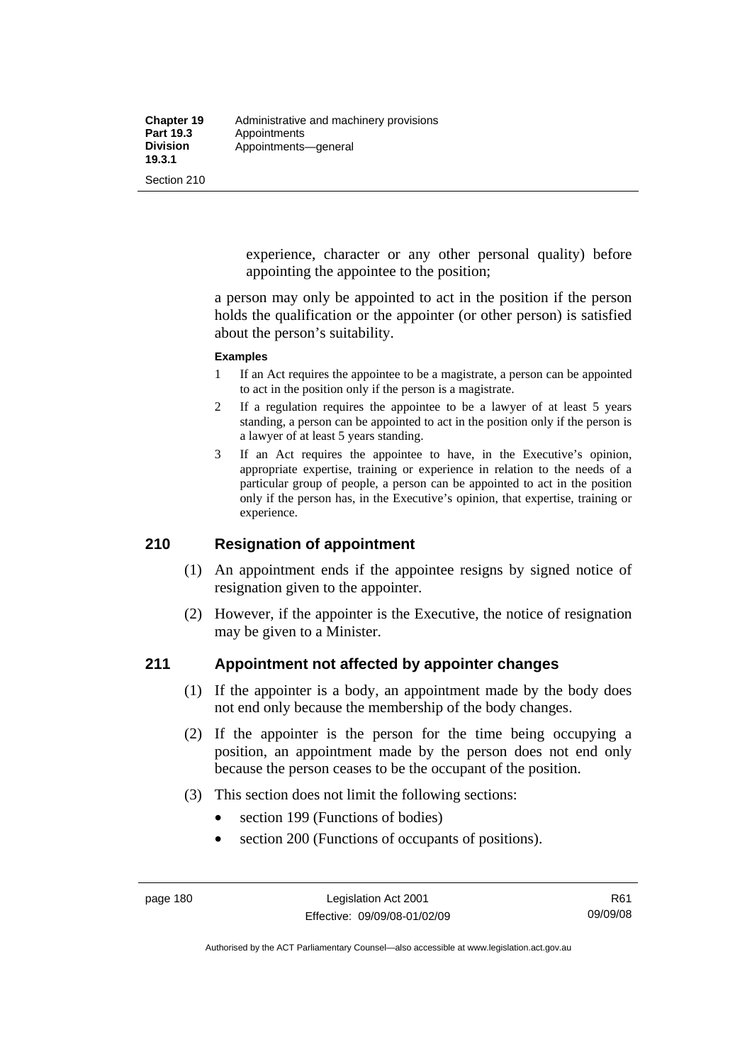experience, character or any other personal quality) before appointing the appointee to the position;

a person may only be appointed to act in the position if the person holds the qualification or the appointer (or other person) is satisfied about the person's suitability.

**Examples**

1 If an Act requires the appointee to be a magistrate, a person can be appointed to act in the position only if the person is a magistrate.

2 If a regulation requires the appointee to be a lawyer of at least 5 years standing, a person can be appointed to act in the position only if the person is a lawyer of at least 5 years standing.

3 If an Act requires the appointee to have, in the Executive's opinion, appropriate expertise, training or experience in relation to the needs of a particular group of people, a person can be appointed to act in the position only if the person has, in the Executive's opinion, that expertise, training or experience.

## 210 Resignation of appointment

(1) An appointment ends if the appointee resigns by signed notice of resignation given to the appointer.

(2) However, if the appointer is the Executive, the notice of resignation may be given to a Minister.

## 211 Appointment not affected by appointer changes

(1) If the appointer is a body, an appointment made by the body does not end only because the membership of the body changes.

(2) If the appointer is the person for the time being occupying a position, an appointment made by the person does not end only because the person ceases to be the occupant of the position.

(3) This section does not limit the following sections:

- section 199 (Functions of bodies)
- section 200 (Functions of occupants of positions).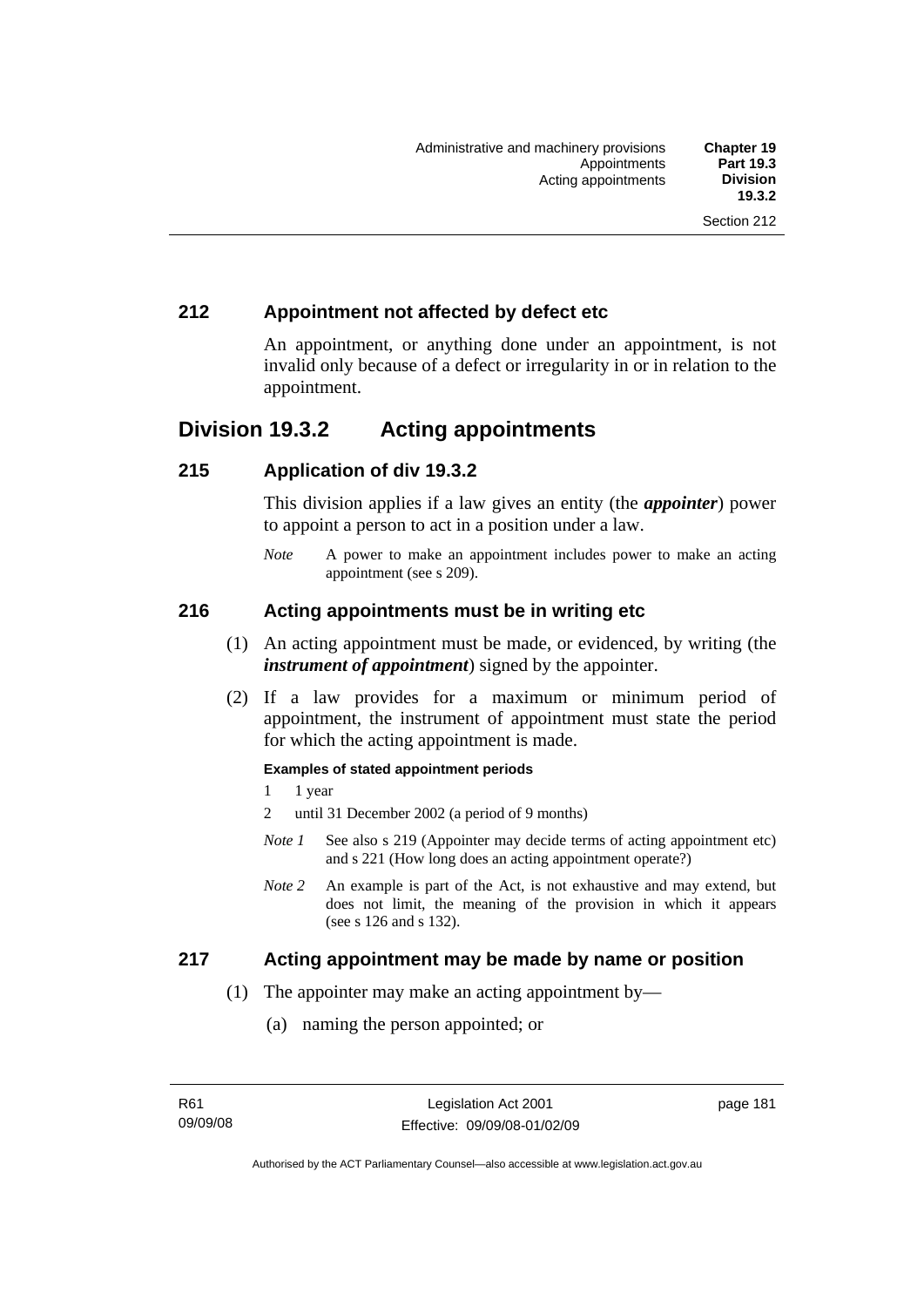## 212 Appointment not affected by defect etc

An appointment, or anything done under an appointment, is not invalid only because of a defect or irregularity in or in relation to the appointment.

# Division 19.3.2 Acting appointments

## 215 Application of div 19.3.2

This division applies if a law gives an entity (the ***appointer***) power to appoint a person to act in a position under a law.

*Note* A power to make an appointment includes power to make an acting appointment (see s 209).

## 216 Acting appointments must be in writing etc

(1) An acting appointment must be made, or evidenced, by writing (the ***instrument of appointment***) signed by the appointer.

(2) If a law provides for a maximum or minimum period of appointment, the instrument of appointment must state the period for which the acting appointment is made.

**Examples of stated appointment periods**

1 1 year

2 until 31 December 2002 (a period of 9 months)

*Note 1* See also s 219 (Appointer may decide terms of acting appointment etc) and s 221 (How long does an acting appointment operate?)

*Note 2* An example is part of the Act, is not exhaustive and may extend, but does not limit, the meaning of the provision in which it appears (see s 126 and s 132).

## 217 Acting appointment may be made by name or position

(1) The appointer may make an acting appointment by—

(a) naming the person appointed; or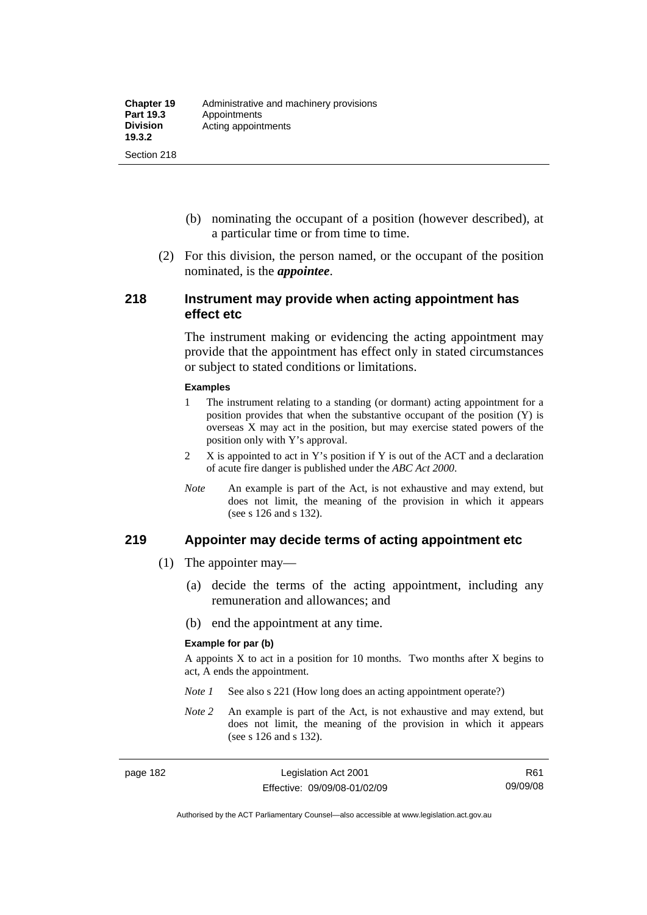(b) nominating the occupant of a position (however described), at a particular time or from time to time.

(2) For this division, the person named, or the occupant of the position nominated, is the ***appointee***.

## 218 Instrument may provide when acting appointment has effect etc

The instrument making or evidencing the acting appointment may provide that the appointment has effect only in stated circumstances or subject to stated conditions or limitations.

**Examples**

1 The instrument relating to a standing (or dormant) acting appointment for a position provides that when the substantive occupant of the position (Y) is overseas X may act in the position, but may exercise stated powers of the position only with Y's approval.

2 X is appointed to act in Y's position if Y is out of the ACT and a declaration of acute fire danger is published under the *ABC Act 2000*.

*Note* An example is part of the Act, is not exhaustive and may extend, but does not limit, the meaning of the provision in which it appears (see s 126 and s 132).

## 219 Appointer may decide terms of acting appointment etc

(1) The appointer may—

(a) decide the terms of the acting appointment, including any remuneration and allowances; and

(b) end the appointment at any time.

**Example for par (b)**

A appoints X to act in a position for 10 months. Two months after X begins to act, A ends the appointment.

*Note 1* See also s 221 (How long does an acting appointment operate?)

*Note 2* An example is part of the Act, is not exhaustive and may extend, but does not limit, the meaning of the provision in which it appears (see s 126 and s 132).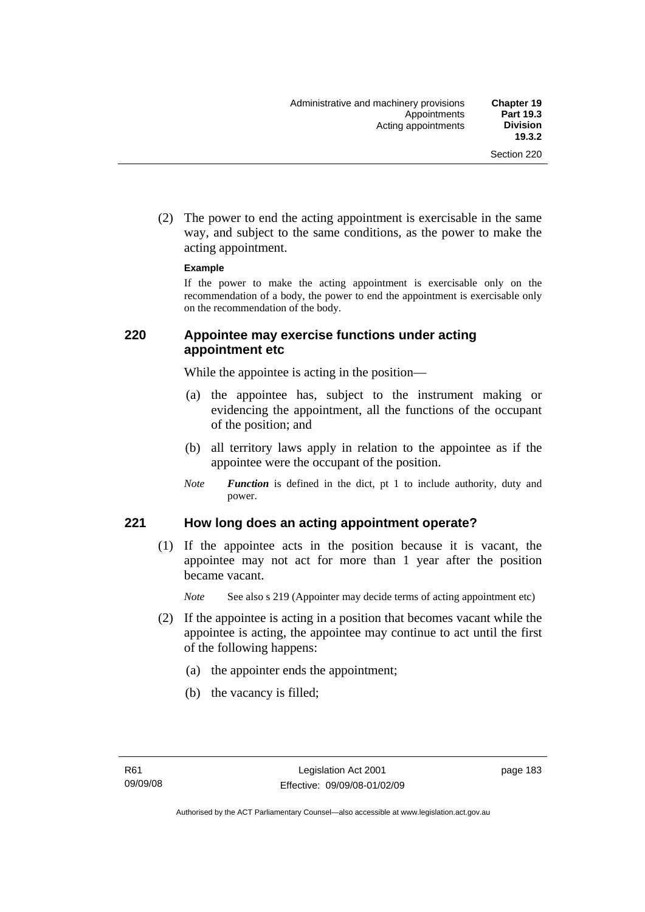(2) The power to end the acting appointment is exercisable in the same way, and subject to the same conditions, as the power to make the acting appointment.

**Example**

If the power to make the acting appointment is exercisable only on the recommendation of a body, the power to end the appointment is exercisable only on the recommendation of the body.

### 220 Appointee may exercise functions under acting appointment etc

While the appointee is acting in the position—

(a) the appointee has, subject to the instrument making or evidencing the appointment, all the functions of the occupant of the position; and

(b) all territory laws apply in relation to the appointee as if the appointee were the occupant of the position.

*Note* ***Function*** is defined in the dict, pt 1 to include authority, duty and power.

### 221 How long does an acting appointment operate?

(1) If the appointee acts in the position because it is vacant, the appointee may not act for more than 1 year after the position became vacant.

*Note* See also s 219 (Appointer may decide terms of acting appointment etc)

(2) If the appointee is acting in a position that becomes vacant while the appointee is acting, the appointee may continue to act until the first of the following happens:

(a) the appointer ends the appointment;

(b) the vacancy is filled;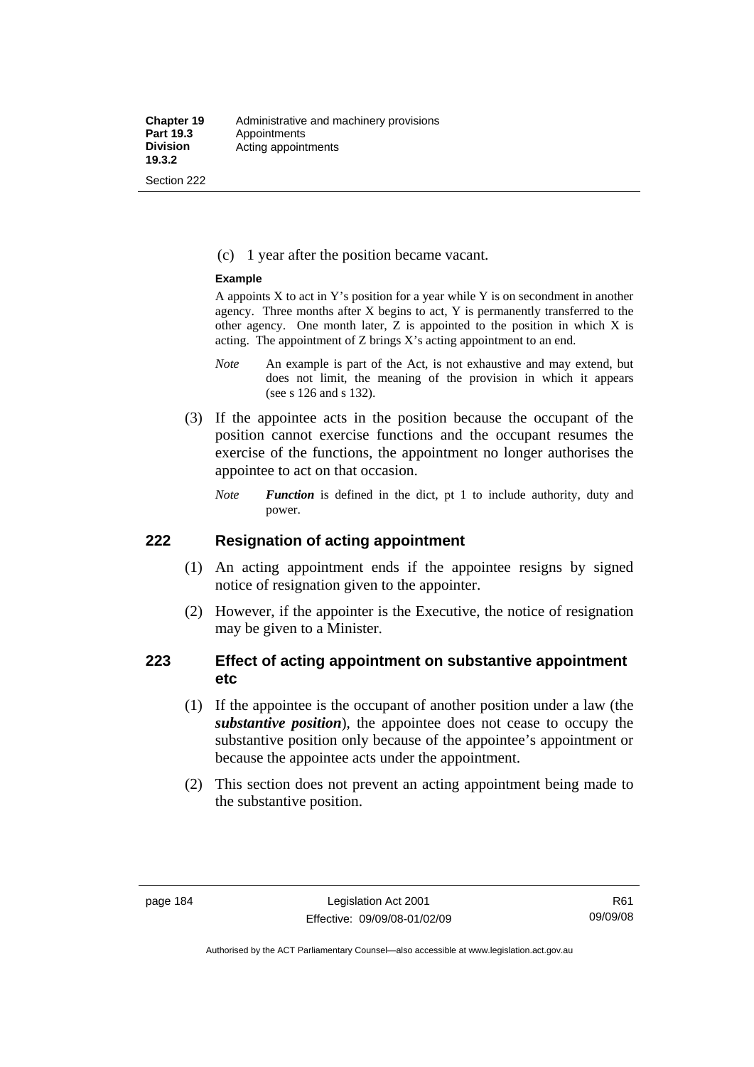(c) 1 year after the position became vacant.

**Example**

A appoints X to act in Y's position for a year while Y is on secondment in another agency. Three months after X begins to act, Y is permanently transferred to the other agency. One month later, Z is appointed to the position in which X is acting. The appointment of Z brings X's acting appointment to an end.

*Note* An example is part of the Act, is not exhaustive and may extend, but does not limit, the meaning of the provision in which it appears (see s 126 and s 132).

(3) If the appointee acts in the position because the occupant of the position cannot exercise functions and the occupant resumes the exercise of the functions, the appointment no longer authorises the appointee to act on that occasion.

*Note* ***Function*** is defined in the dict, pt 1 to include authority, duty and power.

## 222 Resignation of acting appointment

(1) An acting appointment ends if the appointee resigns by signed notice of resignation given to the appointer.

(2) However, if the appointer is the Executive, the notice of resignation may be given to a Minister.

## 223 Effect of acting appointment on substantive appointment etc

(1) If the appointee is the occupant of another position under a law (the ***substantive position***), the appointee does not cease to occupy the substantive position only because of the appointee's appointment or because the appointee acts under the appointment.

(2) This section does not prevent an acting appointment being made to the substantive position.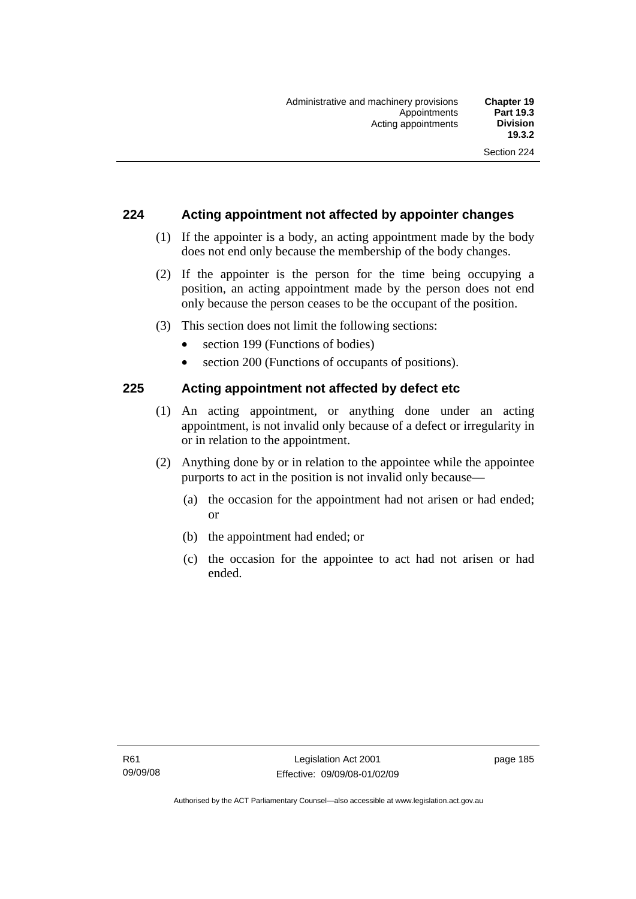## 224 Acting appointment not affected by appointer changes

(1) If the appointer is a body, an acting appointment made by the body does not end only because the membership of the body changes.

(2) If the appointer is the person for the time being occupying a position, an acting appointment made by the person does not end only because the person ceases to be the occupant of the position.

(3) This section does not limit the following sections:

- section 199 (Functions of bodies)
- section 200 (Functions of occupants of positions).

## 225 Acting appointment not affected by defect etc

(1) An acting appointment, or anything done under an acting appointment, is not invalid only because of a defect or irregularity in or in relation to the appointment.

(2) Anything done by or in relation to the appointee while the appointee purports to act in the position is not invalid only because—

(a) the occasion for the appointment had not arisen or had ended; or

(b) the appointment had ended; or

(c) the occasion for the appointee to act had not arisen or had ended.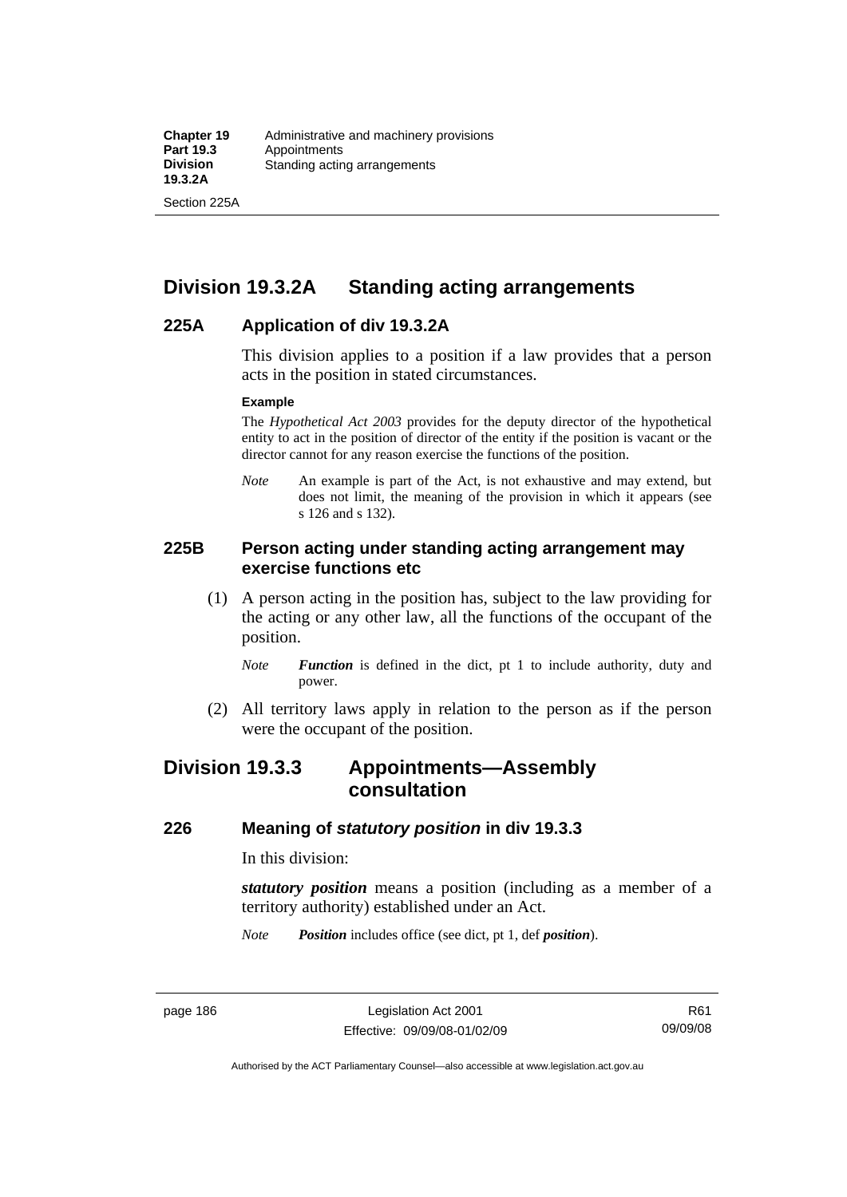## Division 19.3.2A Standing acting arrangements

### 225A Application of div 19.3.2A

This division applies to a position if a law provides that a person acts in the position in stated circumstances.

**Example**

The *Hypothetical Act 2003* provides for the deputy director of the hypothetical entity to act in the position of director of the entity if the position is vacant or the director cannot for any reason exercise the functions of the position.

*Note* An example is part of the Act, is not exhaustive and may extend, but does not limit, the meaning of the provision in which it appears (see s 126 and s 132).

### 225B Person acting under standing acting arrangement may exercise functions etc

(1) A person acting in the position has, subject to the law providing for the acting or any other law, all the functions of the occupant of the position.

*Note* ***Function*** is defined in the dict, pt 1 to include authority, duty and power.

(2) All territory laws apply in relation to the person as if the person were the occupant of the position.

## Division 19.3.3 Appointments—Assembly consultation

### 226 Meaning of *statutory position* in div 19.3.3

In this division:

***statutory position*** means a position (including as a member of a territory authority) established under an Act.

*Note* ***Position*** includes office (see dict, pt 1, def ***position***).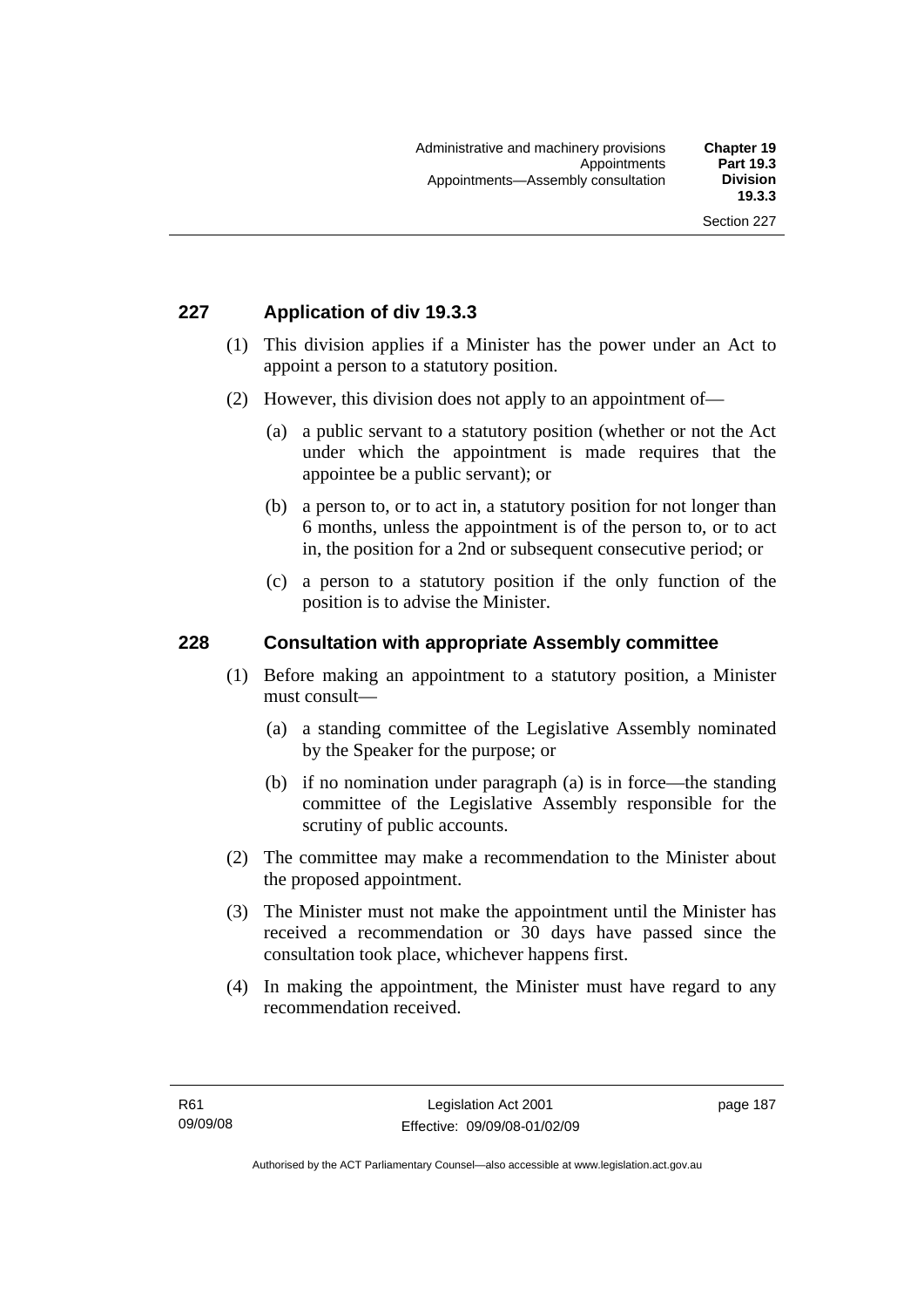## 227 Application of div 19.3.3

(1) This division applies if a Minister has the power under an Act to appoint a person to a statutory position.

(2) However, this division does not apply to an appointment of—

(a) a public servant to a statutory position (whether or not the Act under which the appointment is made requires that the appointee be a public servant); or

(b) a person to, or to act in, a statutory position for not longer than 6 months, unless the appointment is of the person to, or to act in, the position for a 2nd or subsequent consecutive period; or

(c) a person to a statutory position if the only function of the position is to advise the Minister.

## 228 Consultation with appropriate Assembly committee

(1) Before making an appointment to a statutory position, a Minister must consult—

(a) a standing committee of the Legislative Assembly nominated by the Speaker for the purpose; or

(b) if no nomination under paragraph (a) is in force—the standing committee of the Legislative Assembly responsible for the scrutiny of public accounts.

(2) The committee may make a recommendation to the Minister about the proposed appointment.

(3) The Minister must not make the appointment until the Minister has received a recommendation or 30 days have passed since the consultation took place, whichever happens first.

(4) In making the appointment, the Minister must have regard to any recommendation received.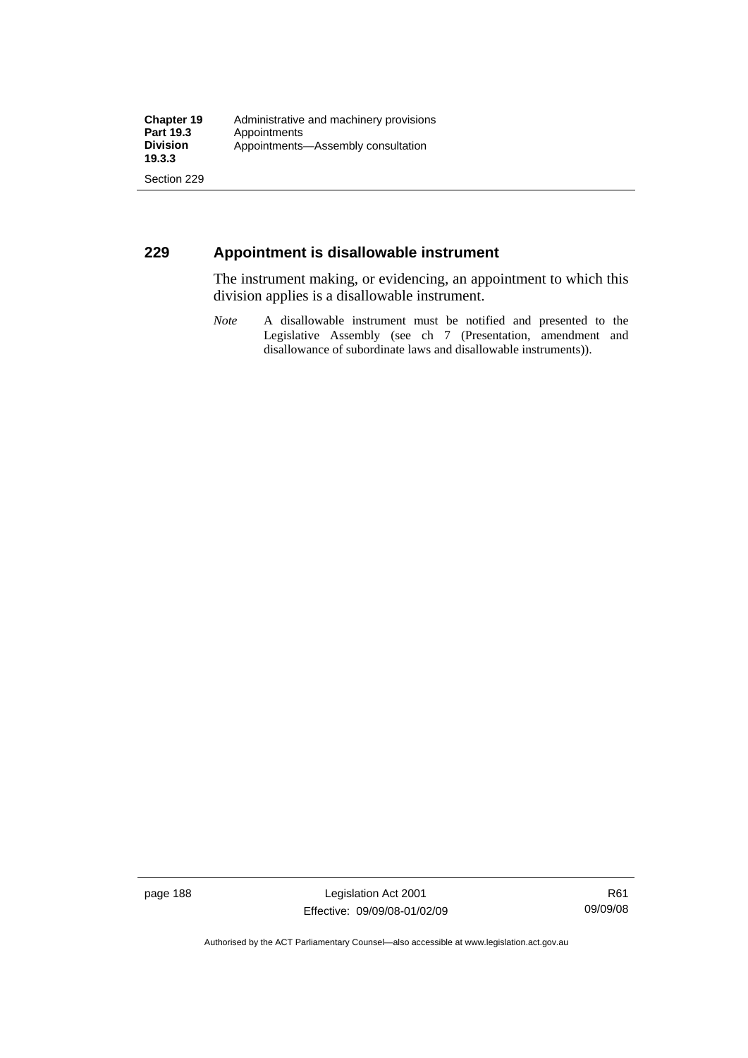## 229 Appointment is disallowable instrument

The instrument making, or evidencing, an appointment to which this division applies is a disallowable instrument.

*Note* A disallowable instrument must be notified and presented to the Legislative Assembly (see ch 7 (Presentation, amendment and disallowance of subordinate laws and disallowable instruments)).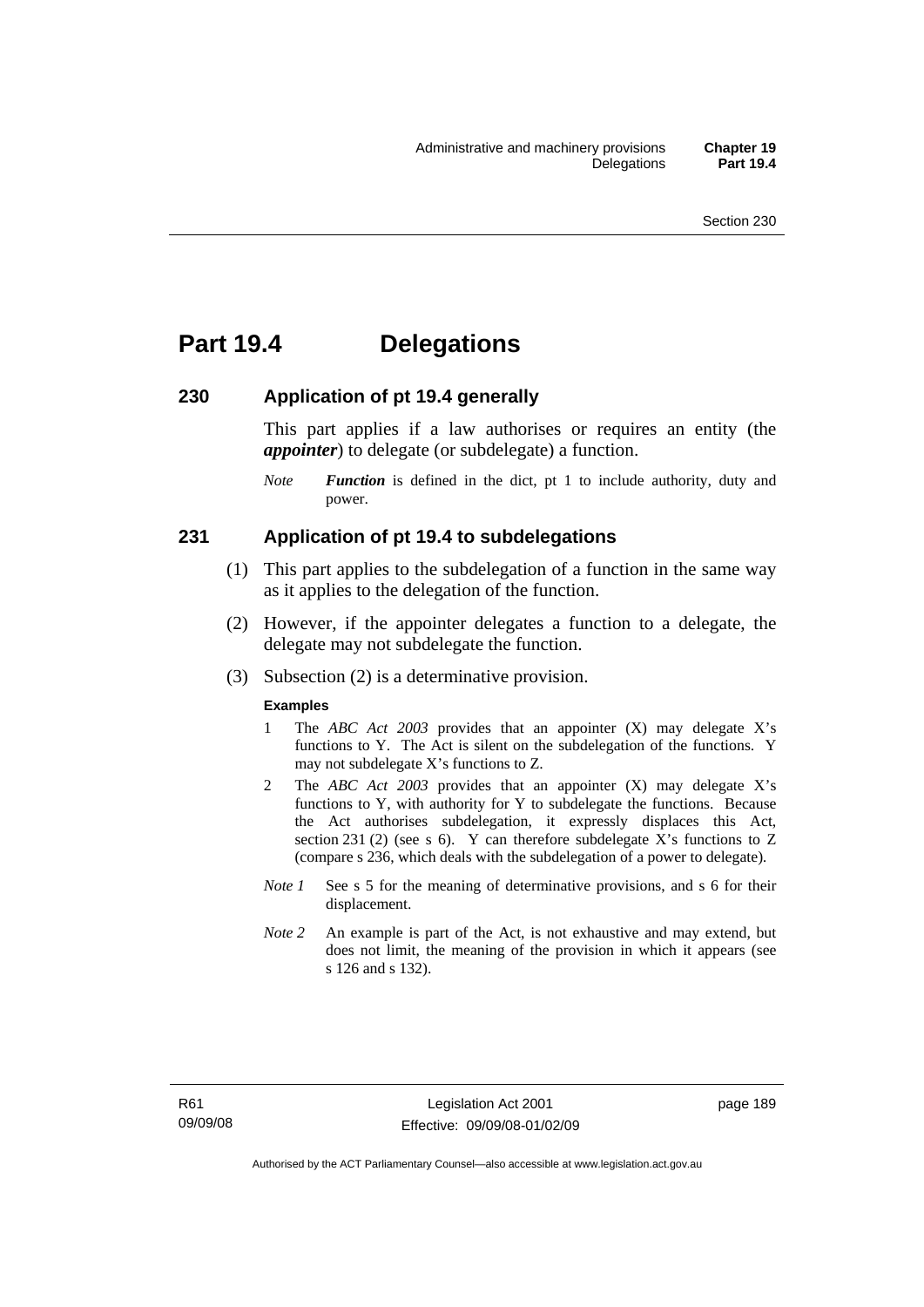# Part 19.4 Delegations

## 230 Application of pt 19.4 generally

This part applies if a law authorises or requires an entity (the ***appointer***) to delegate (or subdelegate) a function.

*Note* ***Function*** is defined in the dict, pt 1 to include authority, duty and power.

## 231 Application of pt 19.4 to subdelegations

(1) This part applies to the subdelegation of a function in the same way as it applies to the delegation of the function.

(2) However, if the appointer delegates a function to a delegate, the delegate may not subdelegate the function.

(3) Subsection (2) is a determinative provision.

**Examples**

1 The *ABC Act 2003* provides that an appointer (X) may delegate X's functions to Y. The Act is silent on the subdelegation of the functions. Y may not subdelegate X's functions to Z.

2 The *ABC Act 2003* provides that an appointer (X) may delegate X's functions to Y, with authority for Y to subdelegate the functions. Because the Act authorises subdelegation, it expressly displaces this Act, section 231 (2) (see s 6). Y can therefore subdelegate X's functions to Z (compare s 236, which deals with the subdelegation of a power to delegate).

*Note 1* See s 5 for the meaning of determinative provisions, and s 6 for their displacement.

*Note 2* An example is part of the Act, is not exhaustive and may extend, but does not limit, the meaning of the provision in which it appears (see s 126 and s 132).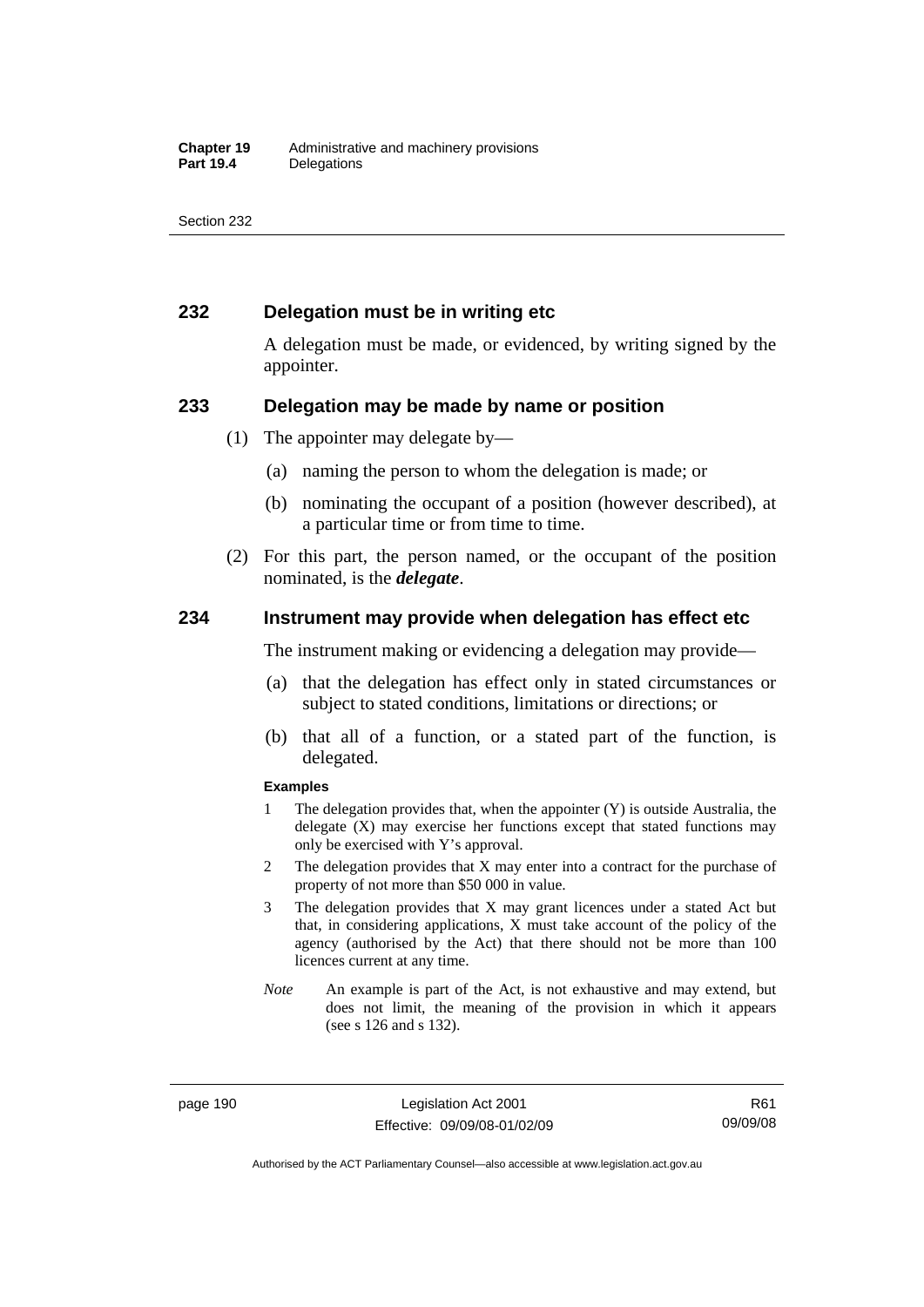## 232 Delegation must be in writing etc

A delegation must be made, or evidenced, by writing signed by the appointer.

## 233 Delegation may be made by name or position

(1) The appointer may delegate by—

(a) naming the person to whom the delegation is made; or

(b) nominating the occupant of a position (however described), at a particular time or from time to time.

(2) For this part, the person named, or the occupant of the position nominated, is the ***delegate***.

## 234 Instrument may provide when delegation has effect etc

The instrument making or evidencing a delegation may provide—

(a) that the delegation has effect only in stated circumstances or subject to stated conditions, limitations or directions; or

(b) that all of a function, or a stated part of the function, is delegated.

**Examples**

1 The delegation provides that, when the appointer (Y) is outside Australia, the delegate (X) may exercise her functions except that stated functions may only be exercised with Y's approval.

2 The delegation provides that X may enter into a contract for the purchase of property of not more than $50 000 in value.

3 The delegation provides that X may grant licences under a stated Act but that, in considering applications, X must take account of the policy of the agency (authorised by the Act) that there should not be more than 100 licences current at any time.

*Note* An example is part of the Act, is not exhaustive and may extend, but does not limit, the meaning of the provision in which it appears (see s 126 and s 132).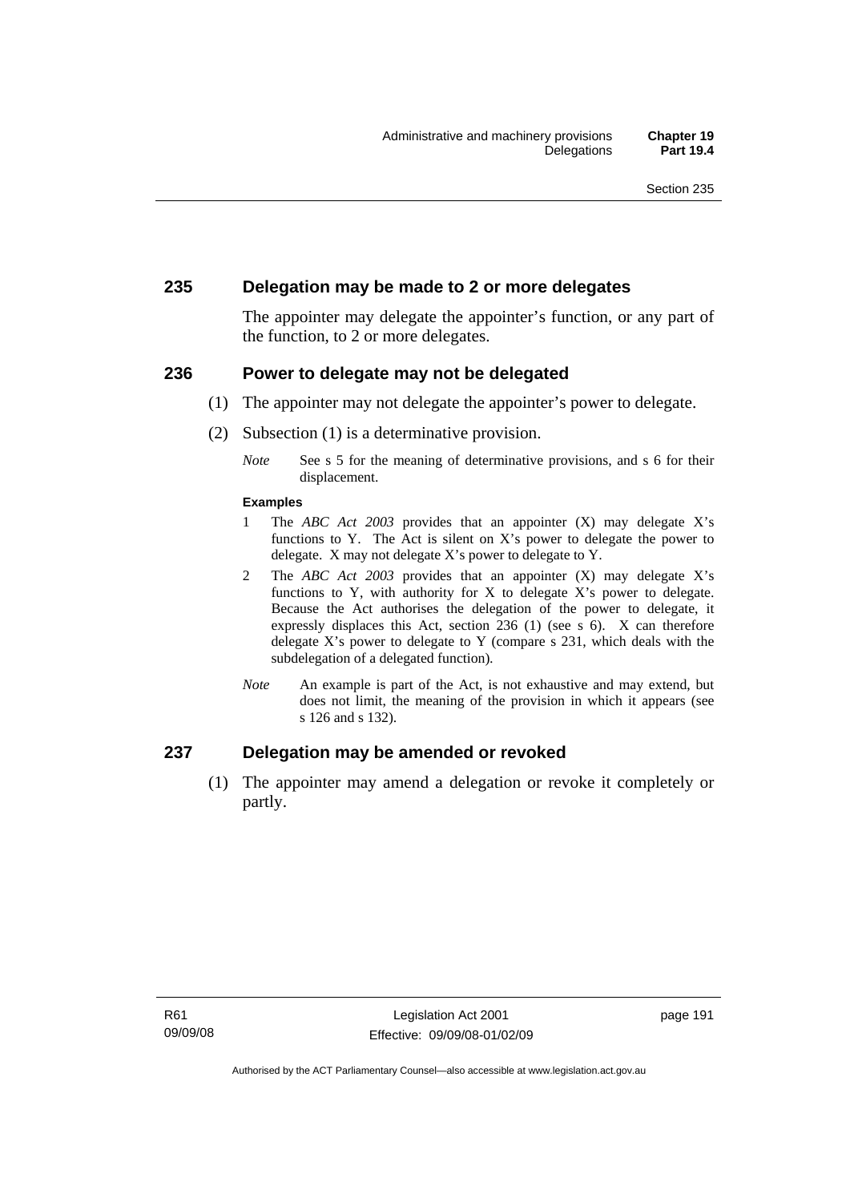## 235 Delegation may be made to 2 or more delegates

The appointer may delegate the appointer's function, or any part of the function, to 2 or more delegates.

## 236 Power to delegate may not be delegated

(1) The appointer may not delegate the appointer's power to delegate.

(2) Subsection (1) is a determinative provision.

*Note* See s 5 for the meaning of determinative provisions, and s 6 for their displacement.

**Examples**

1 The *ABC Act 2003* provides that an appointer (X) may delegate X's functions to Y. The Act is silent on X's power to delegate the power to delegate. X may not delegate X's power to delegate to Y.

2 The *ABC Act 2003* provides that an appointer (X) may delegate X's functions to Y, with authority for X to delegate X's power to delegate. Because the Act authorises the delegation of the power to delegate, it expressly displaces this Act, section 236 (1) (see s 6). X can therefore delegate X's power to delegate to Y (compare s 231, which deals with the subdelegation of a delegated function).

*Note* An example is part of the Act, is not exhaustive and may extend, but does not limit, the meaning of the provision in which it appears (see s 126 and s 132).

## 237 Delegation may be amended or revoked

(1) The appointer may amend a delegation or revoke it completely or partly.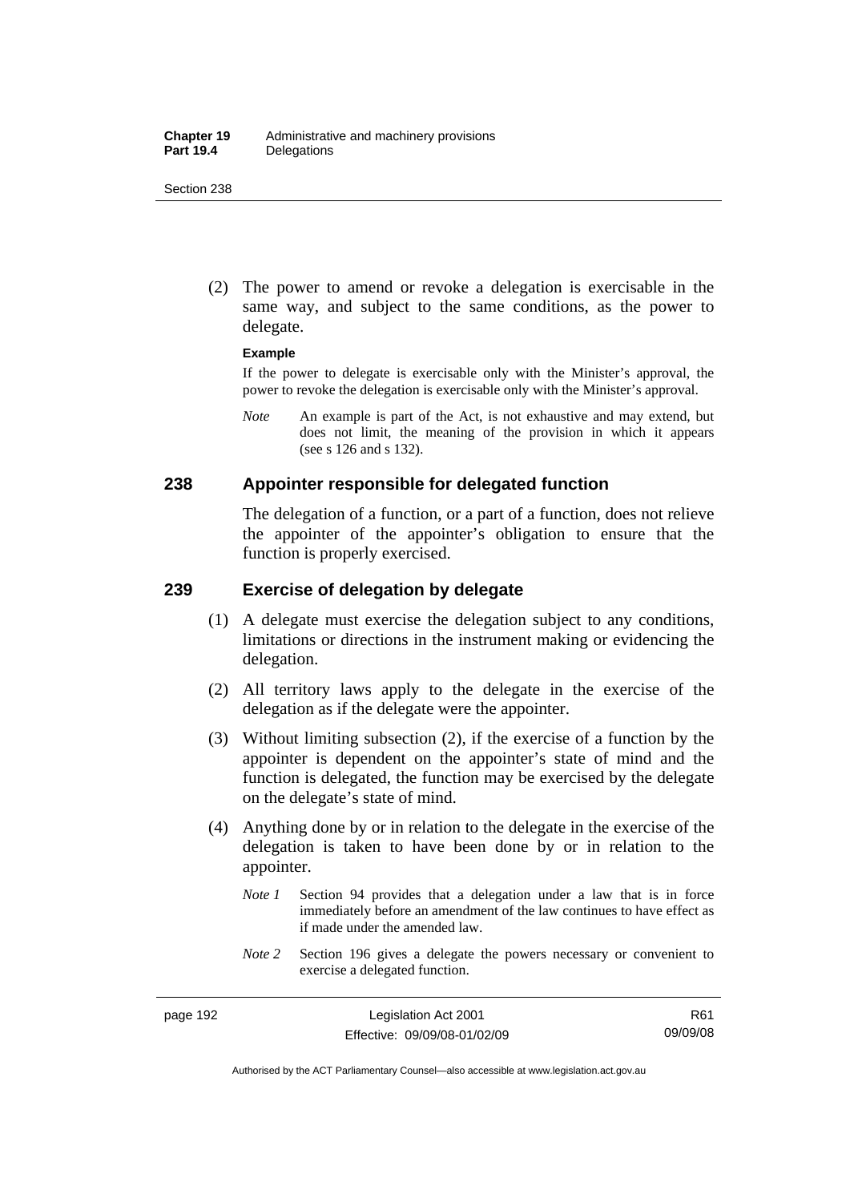(2) The power to amend or revoke a delegation is exercisable in the same way, and subject to the same conditions, as the power to delegate.

**Example**

If the power to delegate is exercisable only with the Minister's approval, the power to revoke the delegation is exercisable only with the Minister's approval.

*Note* An example is part of the Act, is not exhaustive and may extend, but does not limit, the meaning of the provision in which it appears (see s 126 and s 132).

## 238 Appointer responsible for delegated function

The delegation of a function, or a part of a function, does not relieve the appointer of the appointer's obligation to ensure that the function is properly exercised.

## 239 Exercise of delegation by delegate

(1) A delegate must exercise the delegation subject to any conditions, limitations or directions in the instrument making or evidencing the delegation.

(2) All territory laws apply to the delegate in the exercise of the delegation as if the delegate were the appointer.

(3) Without limiting subsection (2), if the exercise of a function by the appointer is dependent on the appointer's state of mind and the function is delegated, the function may be exercised by the delegate on the delegate's state of mind.

(4) Anything done by or in relation to the delegate in the exercise of the delegation is taken to have been done by or in relation to the appointer.

*Note 1* Section 94 provides that a delegation under a law that is in force immediately before an amendment of the law continues to have effect as if made under the amended law.

*Note 2* Section 196 gives a delegate the powers necessary or convenient to exercise a delegated function.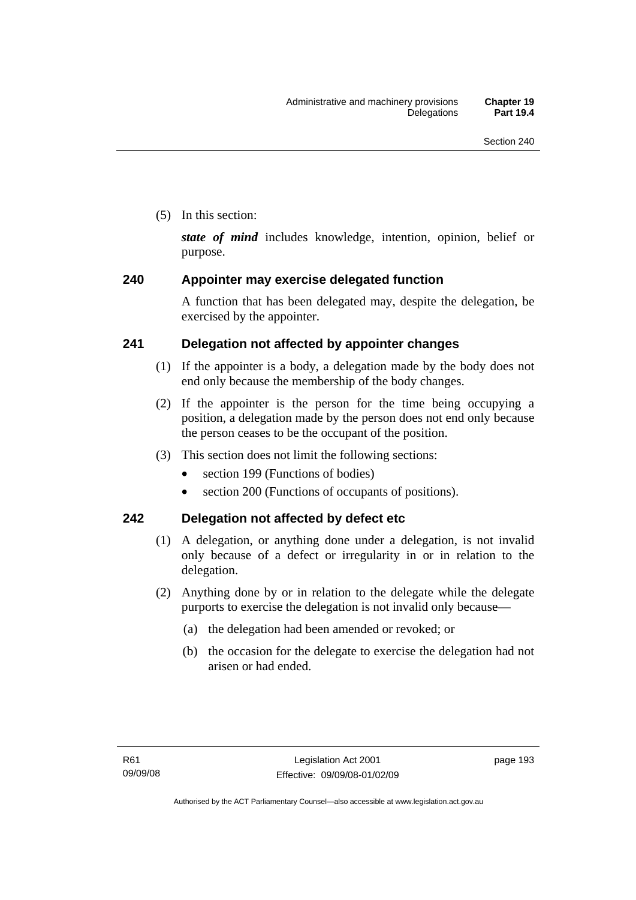(5) In this section:

***state of mind*** includes knowledge, intention, opinion, belief or purpose.

## 240 Appointer may exercise delegated function

A function that has been delegated may, despite the delegation, be exercised by the appointer.

## 241 Delegation not affected by appointer changes

(1) If the appointer is a body, a delegation made by the body does not end only because the membership of the body changes.

(2) If the appointer is the person for the time being occupying a position, a delegation made by the person does not end only because the person ceases to be the occupant of the position.

(3) This section does not limit the following sections:

- section 199 (Functions of bodies)
- section 200 (Functions of occupants of positions).

## 242 Delegation not affected by defect etc

(1) A delegation, or anything done under a delegation, is not invalid only because of a defect or irregularity in or in relation to the delegation.

(2) Anything done by or in relation to the delegate while the delegate purports to exercise the delegation is not invalid only because—

(a) the delegation had been amended or revoked; or

(b) the occasion for the delegate to exercise the delegation had not arisen or had ended.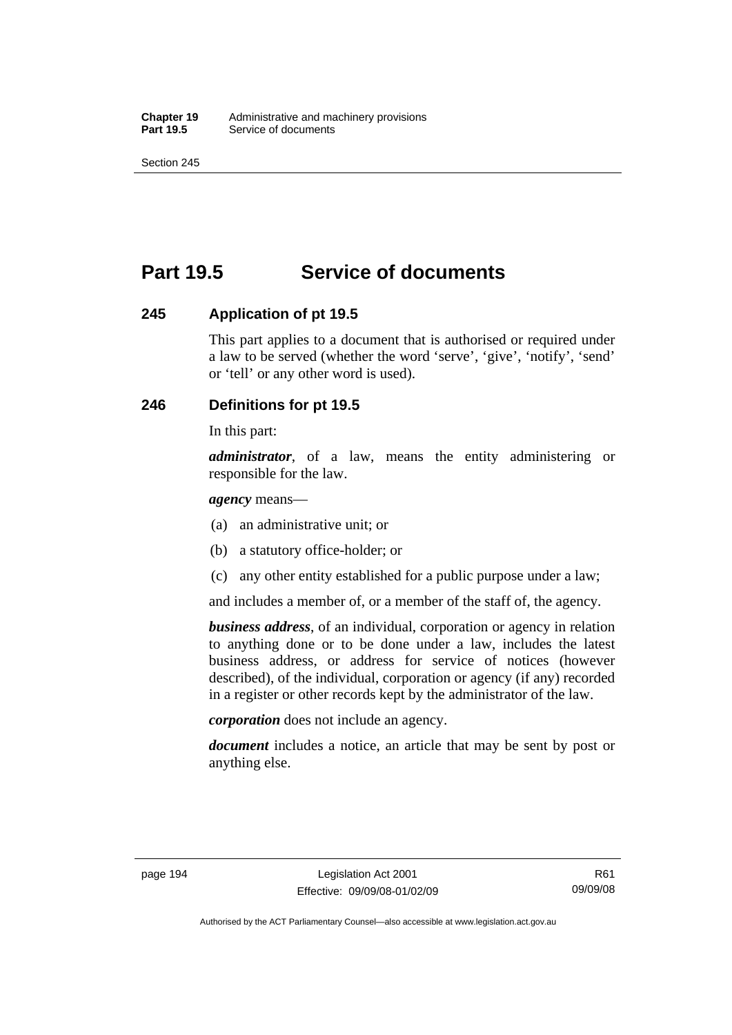# Part 19.5 Service of documents

## 245 Application of pt 19.5

This part applies to a document that is authorised or required under a law to be served (whether the word 'serve', 'give', 'notify', 'send' or 'tell' or any other word is used).

## 246 Definitions for pt 19.5

In this part:

***administrator***, of a law, means the entity administering or responsible for the law.

***agency*** means—

(a) an administrative unit; or

(b) a statutory office-holder; or

(c) any other entity established for a public purpose under a law;

and includes a member of, or a member of the staff of, the agency.

***business address***, of an individual, corporation or agency in relation to anything done or to be done under a law, includes the latest business address, or address for service of notices (however described), of the individual, corporation or agency (if any) recorded in a register or other records kept by the administrator of the law.

***corporation*** does not include an agency.

***document*** includes a notice, an article that may be sent by post or anything else.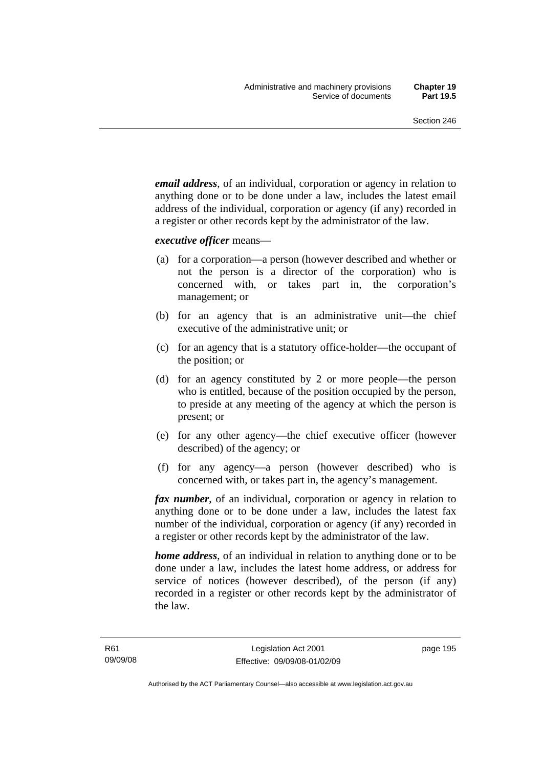***email address***, of an individual, corporation or agency in relation to anything done or to be done under a law, includes the latest email address of the individual, corporation or agency (if any) recorded in a register or other records kept by the administrator of the law.

***executive officer*** means—

(a) for a corporation—a person (however described and whether or not the person is a director of the corporation) who is concerned with, or takes part in, the corporation's management; or

(b) for an agency that is an administrative unit—the chief executive of the administrative unit; or

(c) for an agency that is a statutory office-holder—the occupant of the position; or

(d) for an agency constituted by 2 or more people—the person who is entitled, because of the position occupied by the person, to preside at any meeting of the agency at which the person is present; or

(e) for any other agency—the chief executive officer (however described) of the agency; or

(f) for any agency—a person (however described) who is concerned with, or takes part in, the agency's management.

***fax number***, of an individual, corporation or agency in relation to anything done or to be done under a law, includes the latest fax number of the individual, corporation or agency (if any) recorded in a register or other records kept by the administrator of the law.

***home address***, of an individual in relation to anything done or to be done under a law, includes the latest home address, or address for service of notices (however described), of the person (if any) recorded in a register or other records kept by the administrator of the law.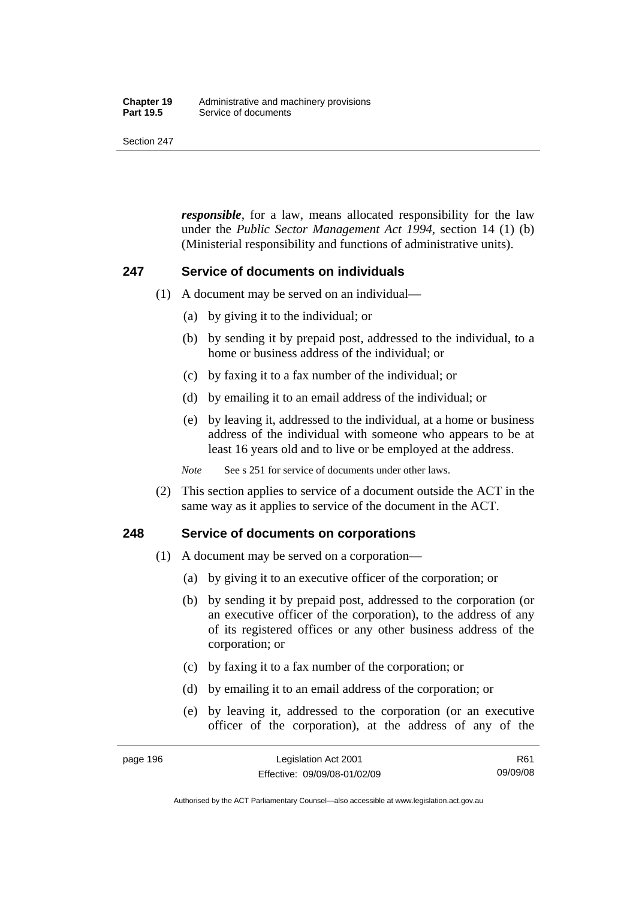***responsible***, for a law, means allocated responsibility for the law under the *Public Sector Management Act 1994*, section 14 (1) (b) (Ministerial responsibility and functions of administrative units).

## 247 Service of documents on individuals

(1) A document may be served on an individual—

(a) by giving it to the individual; or

(b) by sending it by prepaid post, addressed to the individual, to a home or business address of the individual; or

(c) by faxing it to a fax number of the individual; or

(d) by emailing it to an email address of the individual; or

(e) by leaving it, addressed to the individual, at a home or business address of the individual with someone who appears to be at least 16 years old and to live or be employed at the address.

*Note* See s 251 for service of documents under other laws.

(2) This section applies to service of a document outside the ACT in the same way as it applies to service of the document in the ACT.

## 248 Service of documents on corporations

(1) A document may be served on a corporation—

(a) by giving it to an executive officer of the corporation; or

(b) by sending it by prepaid post, addressed to the corporation (or an executive officer of the corporation), to the address of any of its registered offices or any other business address of the corporation; or

(c) by faxing it to a fax number of the corporation; or

(d) by emailing it to an email address of the corporation; or

(e) by leaving it, addressed to the corporation (or an executive officer of the corporation), at the address of any of the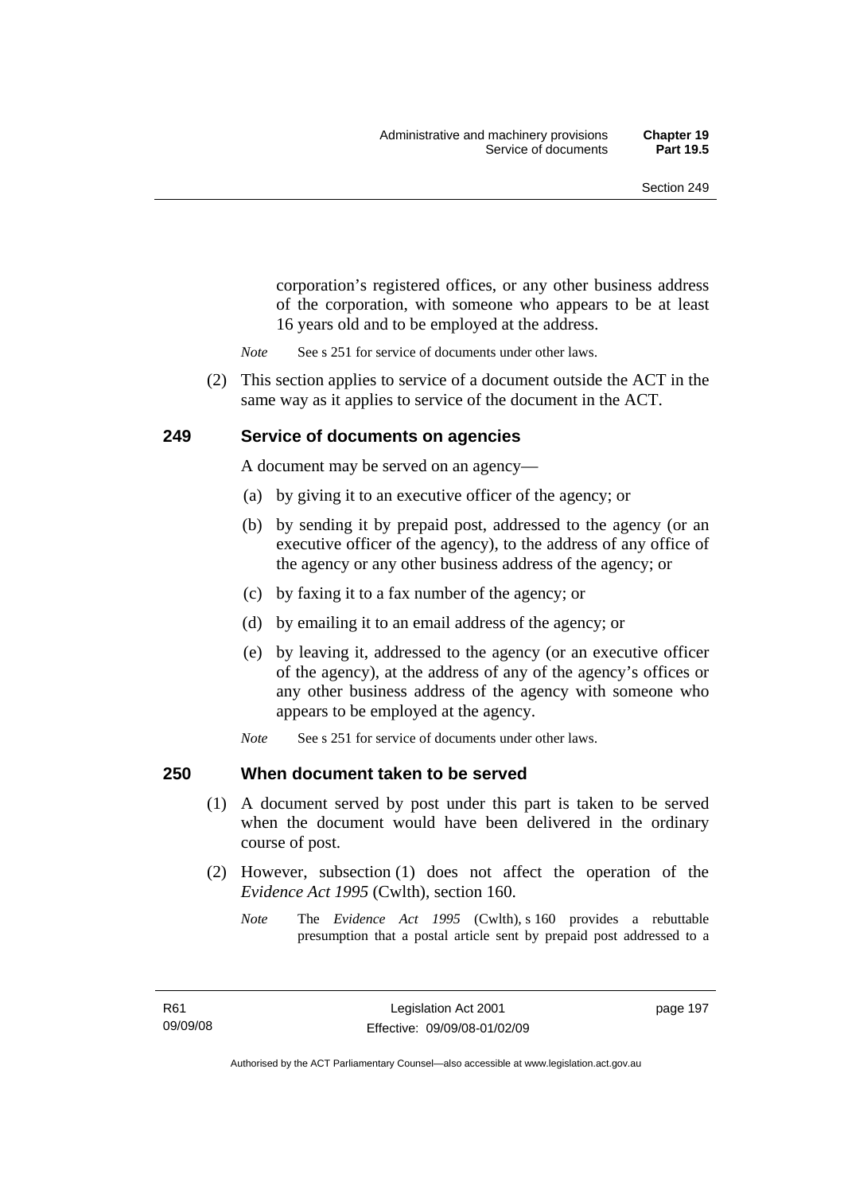corporation's registered offices, or any other business address of the corporation, with someone who appears to be at least 16 years old and to be employed at the address.

*Note* See s 251 for service of documents under other laws.

(2) This section applies to service of a document outside the ACT in the same way as it applies to service of the document in the ACT.

## 249 Service of documents on agencies

A document may be served on an agency—

(a) by giving it to an executive officer of the agency; or

(b) by sending it by prepaid post, addressed to the agency (or an executive officer of the agency), to the address of any office of the agency or any other business address of the agency; or

(c) by faxing it to a fax number of the agency; or

(d) by emailing it to an email address of the agency; or

(e) by leaving it, addressed to the agency (or an executive officer of the agency), at the address of any of the agency's offices or any other business address of the agency with someone who appears to be employed at the agency.

*Note* See s 251 for service of documents under other laws.

## 250 When document taken to be served

(1) A document served by post under this part is taken to be served when the document would have been delivered in the ordinary course of post.

(2) However, subsection (1) does not affect the operation of the *Evidence Act 1995* (Cwlth), section 160.

*Note* The *Evidence Act 1995* (Cwlth), s 160 provides a rebuttable presumption that a postal article sent by prepaid post addressed to a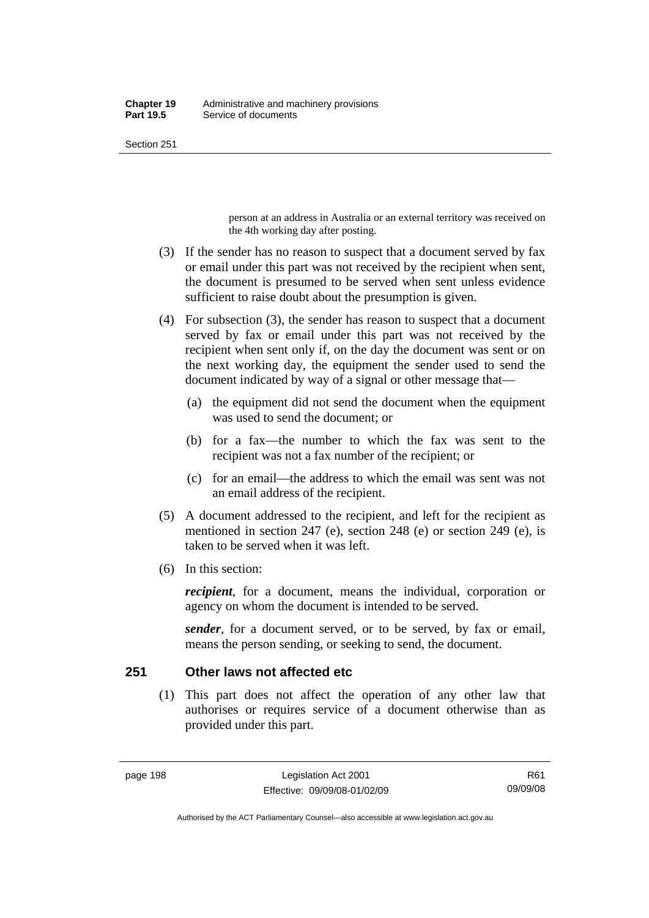person at an address in Australia or an external territory was received on the 4th working day after posting.

(3) If the sender has no reason to suspect that a document served by fax or email under this part was not received by the recipient when sent, the document is presumed to be served when sent unless evidence sufficient to raise doubt about the presumption is given.

(4) For subsection (3), the sender has reason to suspect that a document served by fax or email under this part was not received by the recipient when sent only if, on the day the document was sent or on the next working day, the equipment the sender used to send the document indicated by way of a signal or other message that—

(a) the equipment did not send the document when the equipment was used to send the document; or

(b) for a fax—the number to which the fax was sent to the recipient was not a fax number of the recipient; or

(c) for an email—the address to which the email was sent was not an email address of the recipient.

(5) A document addressed to the recipient, and left for the recipient as mentioned in section 247 (e), section 248 (e) or section 249 (e), is taken to be served when it was left.

(6) In this section:

***recipient***, for a document, means the individual, corporation or agency on whom the document is intended to be served.

***sender***, for a document served, or to be served, by fax or email, means the person sending, or seeking to send, the document.

## 251 Other laws not affected etc

(1) This part does not affect the operation of any other law that authorises or requires service of a document otherwise than as provided under this part.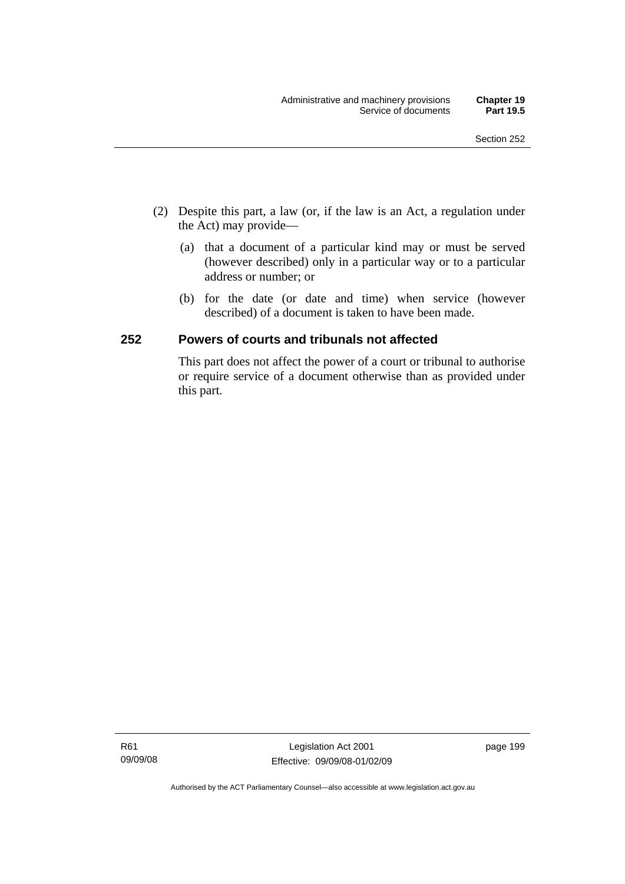(2) Despite this part, a law (or, if the law is an Act, a regulation under the Act) may provide—

(a) that a document of a particular kind may or must be served (however described) only in a particular way or to a particular address or number; or

(b) for the date (or date and time) when service (however described) of a document is taken to have been made.

## 252 Powers of courts and tribunals not affected

This part does not affect the power of a court or tribunal to authorise or require service of a document otherwise than as provided under this part.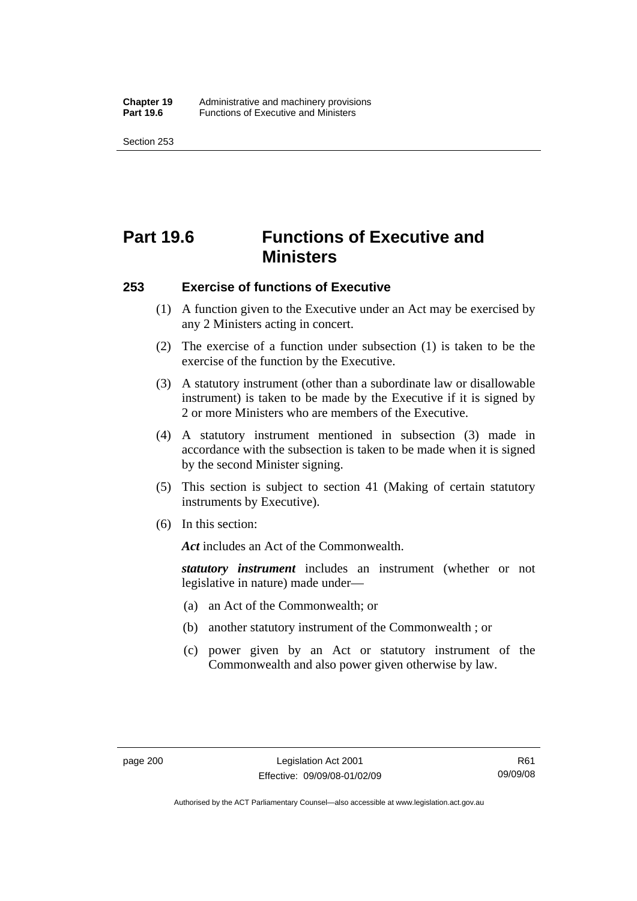# Part 19.6 Functions of Executive and Ministers

## 253 Exercise of functions of Executive

(1) A function given to the Executive under an Act may be exercised by any 2 Ministers acting in concert.

(2) The exercise of a function under subsection (1) is taken to be the exercise of the function by the Executive.

(3) A statutory instrument (other than a subordinate law or disallowable instrument) is taken to be made by the Executive if it is signed by 2 or more Ministers who are members of the Executive.

(4) A statutory instrument mentioned in subsection (3) made in accordance with the subsection is taken to be made when it is signed by the second Minister signing.

(5) This section is subject to section 41 (Making of certain statutory instruments by Executive).

(6) In this section:

***Act*** includes an Act of the Commonwealth.

***statutory instrument*** includes an instrument (whether or not legislative in nature) made under—

(a) an Act of the Commonwealth; or

(b) another statutory instrument of the Commonwealth ; or

(c) power given by an Act or statutory instrument of the Commonwealth and also power given otherwise by law.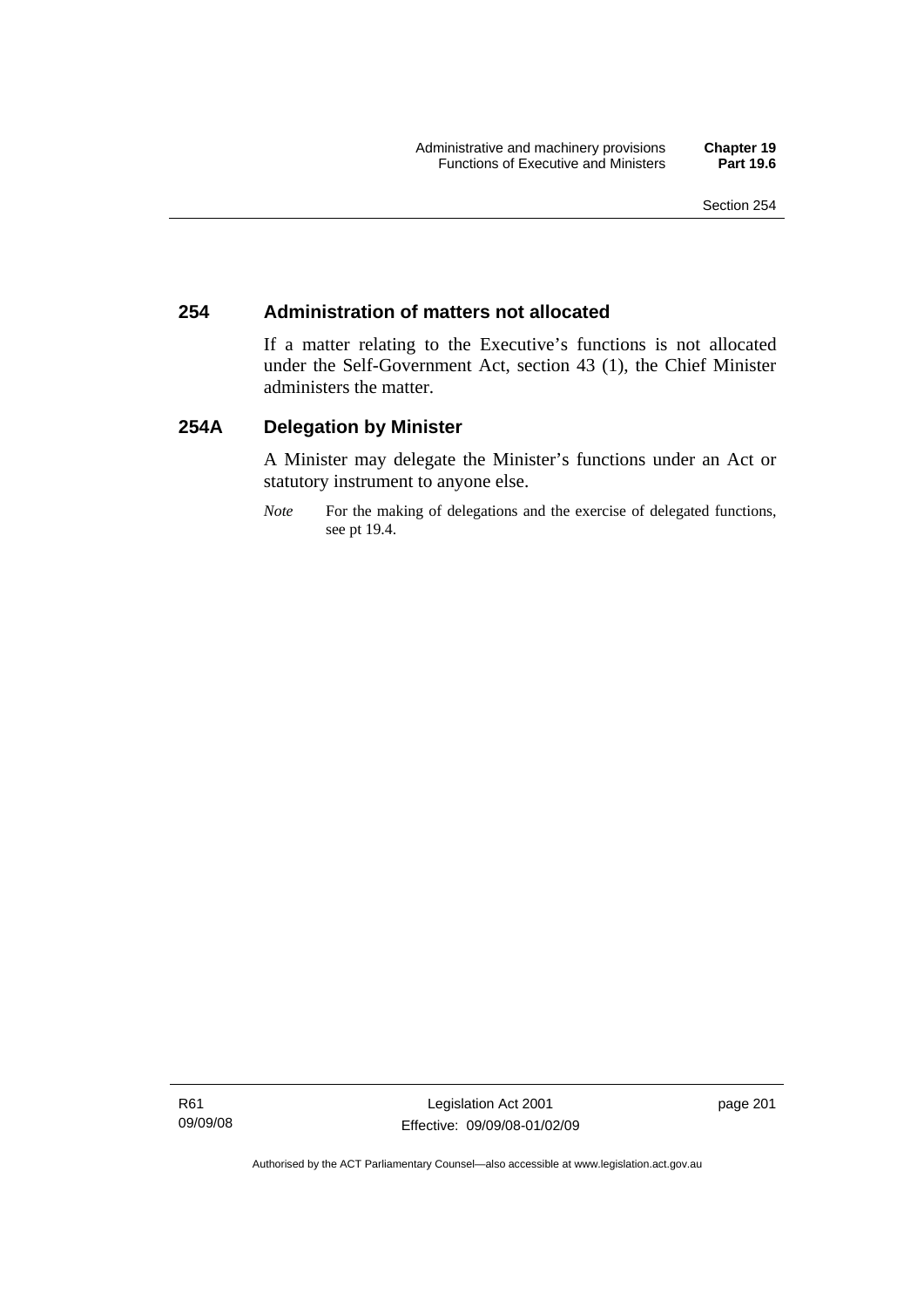## 254 Administration of matters not allocated

If a matter relating to the Executive's functions is not allocated under the Self-Government Act, section 43 (1), the Chief Minister administers the matter.

## 254A Delegation by Minister

A Minister may delegate the Minister's functions under an Act or statutory instrument to anyone else.

*Note* For the making of delegations and the exercise of delegated functions, see pt 19.4.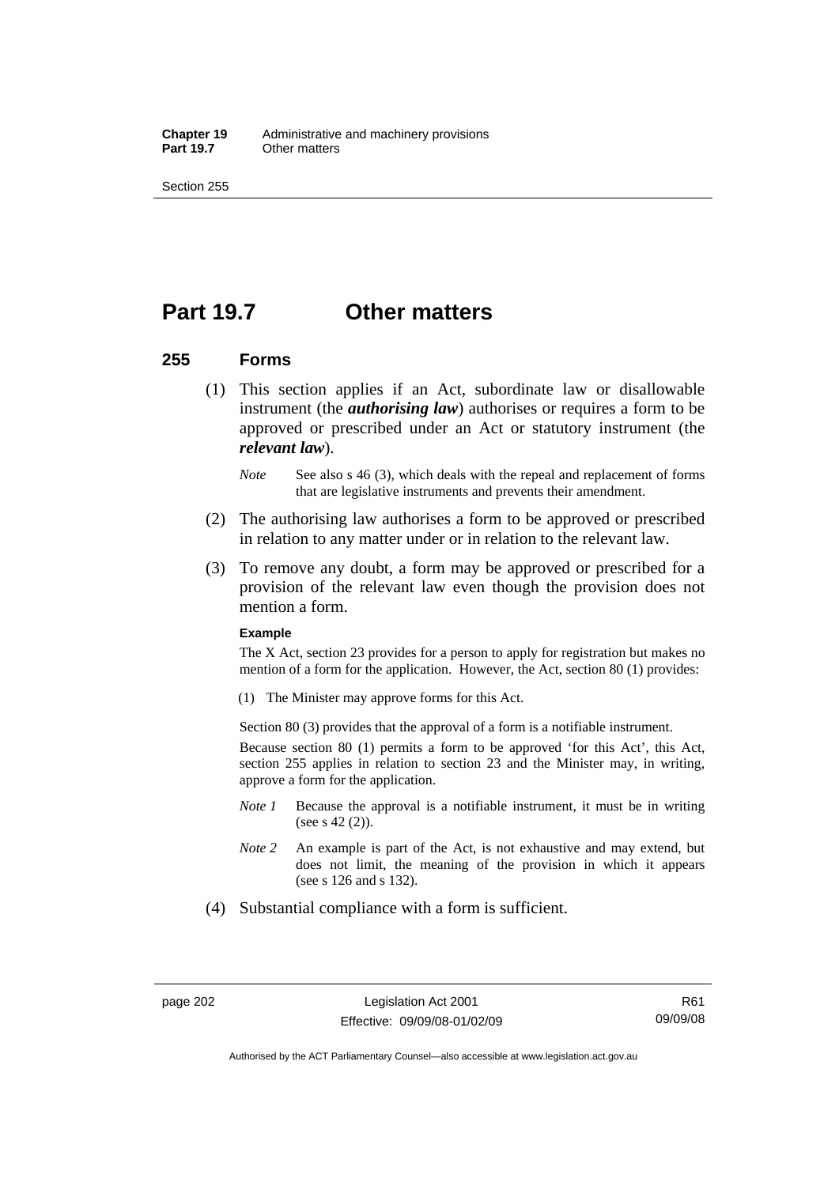# Part 19.7 Other matters

## 255 Forms

(1) This section applies if an Act, subordinate law or disallowable instrument (the ***authorising law***) authorises or requires a form to be approved or prescribed under an Act or statutory instrument (the ***relevant law***).

> *Note* See also s 46 (3), which deals with the repeal and replacement of forms that are legislative instruments and prevents their amendment.

(2) The authorising law authorises a form to be approved or prescribed in relation to any matter under or in relation to the relevant law.

(3) To remove any doubt, a form may be approved or prescribed for a provision of the relevant law even though the provision does not mention a form.

**Example**

The X Act, section 23 provides for a person to apply for registration but makes no mention of a form for the application. However, the Act, section 80 (1) provides:

(1) The Minister may approve forms for this Act.

Section 80 (3) provides that the approval of a form is a notifiable instrument.

Because section 80 (1) permits a form to be approved 'for this Act', this Act, section 255 applies in relation to section 23 and the Minister may, in writing, approve a form for the application.

> *Note 1* Because the approval is a notifiable instrument, it must be in writing (see s 42 (2)).
>
> *Note 2* An example is part of the Act, is not exhaustive and may extend, but does not limit, the meaning of the provision in which it appears (see s 126 and s 132).

(4) Substantial compliance with a form is sufficient.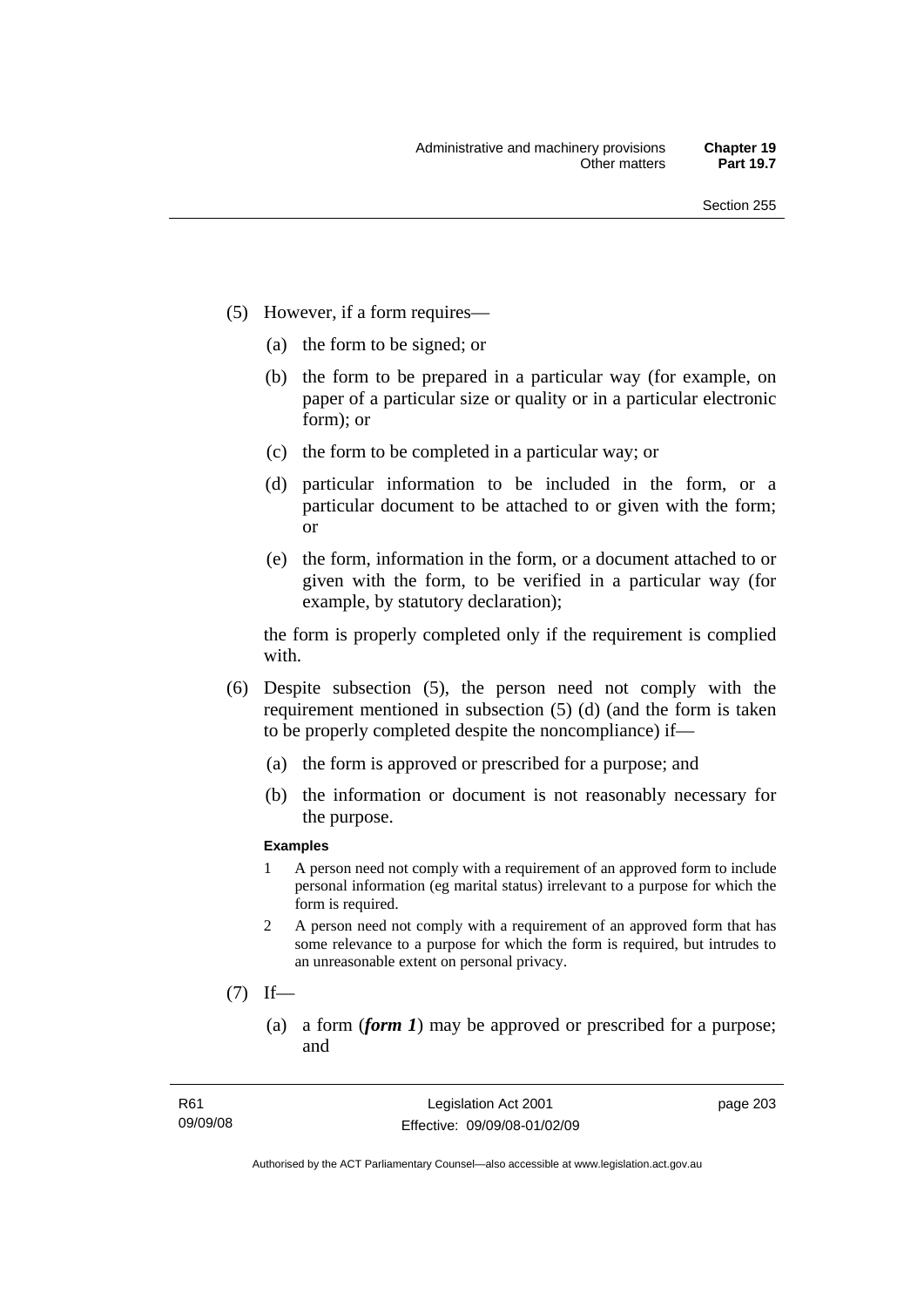(5) However, if a form requires—

(a) the form to be signed; or

(b) the form to be prepared in a particular way (for example, on paper of a particular size or quality or in a particular electronic form); or

(c) the form to be completed in a particular way; or

(d) particular information to be included in the form, or a particular document to be attached to or given with the form; or

(e) the form, information in the form, or a document attached to or given with the form, to be verified in a particular way (for example, by statutory declaration);

the form is properly completed only if the requirement is complied with.

(6) Despite subsection (5), the person need not comply with the requirement mentioned in subsection (5) (d) (and the form is taken to be properly completed despite the noncompliance) if—

(a) the form is approved or prescribed for a purpose; and

(b) the information or document is not reasonably necessary for the purpose.

**Examples**

1 A person need not comply with a requirement of an approved form to include personal information (eg marital status) irrelevant to a purpose for which the form is required.

2 A person need not comply with a requirement of an approved form that has some relevance to a purpose for which the form is required, but intrudes to an unreasonable extent on personal privacy.

(7) If—

(a) a form (***form 1***) may be approved or prescribed for a purpose; and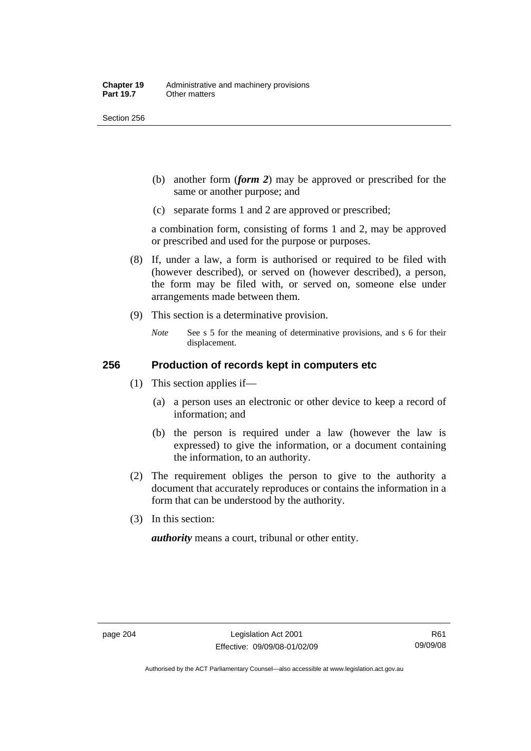(b) another form (***form 2***) may be approved or prescribed for the same or another purpose; and

(c) separate forms 1 and 2 are approved or prescribed;

a combination form, consisting of forms 1 and 2, may be approved or prescribed and used for the purpose or purposes.

(8) If, under a law, a form is authorised or required to be filed with (however described), or served on (however described), a person, the form may be filed with, or served on, someone else under arrangements made between them.

(9) This section is a determinative provision.

*Note* See s 5 for the meaning of determinative provisions, and s 6 for their displacement.

### 256 Production of records kept in computers etc

(1) This section applies if—

(a) a person uses an electronic or other device to keep a record of information; and

(b) the person is required under a law (however the law is expressed) to give the information, or a document containing the information, to an authority.

(2) The requirement obliges the person to give to the authority a document that accurately reproduces or contains the information in a form that can be understood by the authority.

(3) In this section:

***authority*** means a court, tribunal or other entity.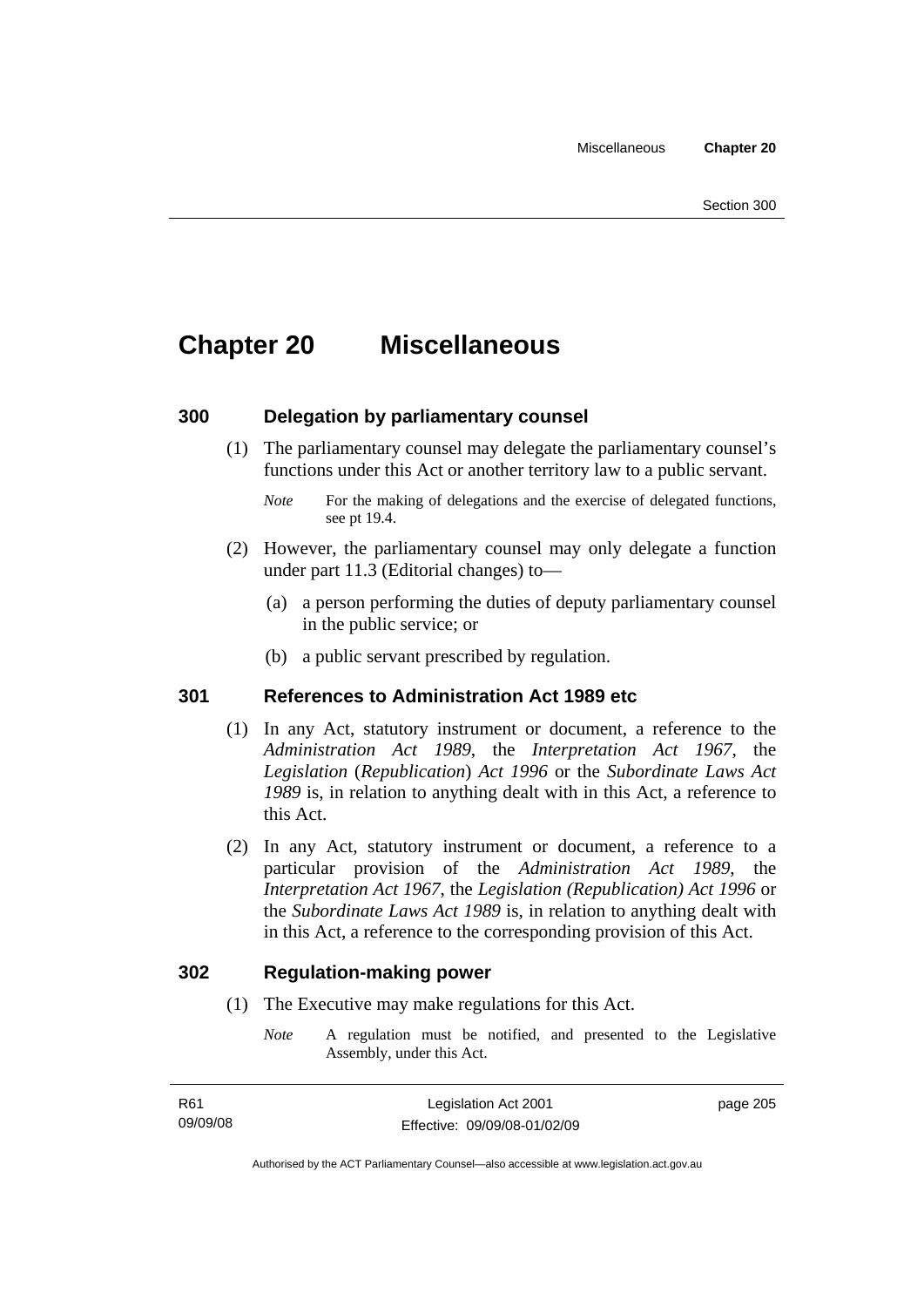# Chapter 20 Miscellaneous

## 300 Delegation by parliamentary counsel

(1) The parliamentary counsel may delegate the parliamentary counsel's functions under this Act or another territory law to a public servant.

*Note* For the making of delegations and the exercise of delegated functions, see pt 19.4.

(2) However, the parliamentary counsel may only delegate a function under part 11.3 (Editorial changes) to—

(a) a person performing the duties of deputy parliamentary counsel in the public service; or

(b) a public servant prescribed by regulation.

## 301 References to Administration Act 1989 etc

(1) In any Act, statutory instrument or document, a reference to the *Administration Act 1989*, the *Interpretation Act 1967*, the *Legislation* (*Republication*) *Act 1996* or the *Subordinate Laws Act 1989* is, in relation to anything dealt with in this Act, a reference to this Act.

(2) In any Act, statutory instrument or document, a reference to a particular provision of the *Administration Act 1989*, the *Interpretation Act 1967*, the *Legislation (Republication) Act 1996* or the *Subordinate Laws Act 1989* is, in relation to anything dealt with in this Act, a reference to the corresponding provision of this Act.

## 302 Regulation-making power

(1) The Executive may make regulations for this Act.

*Note* A regulation must be notified, and presented to the Legislative Assembly, under this Act.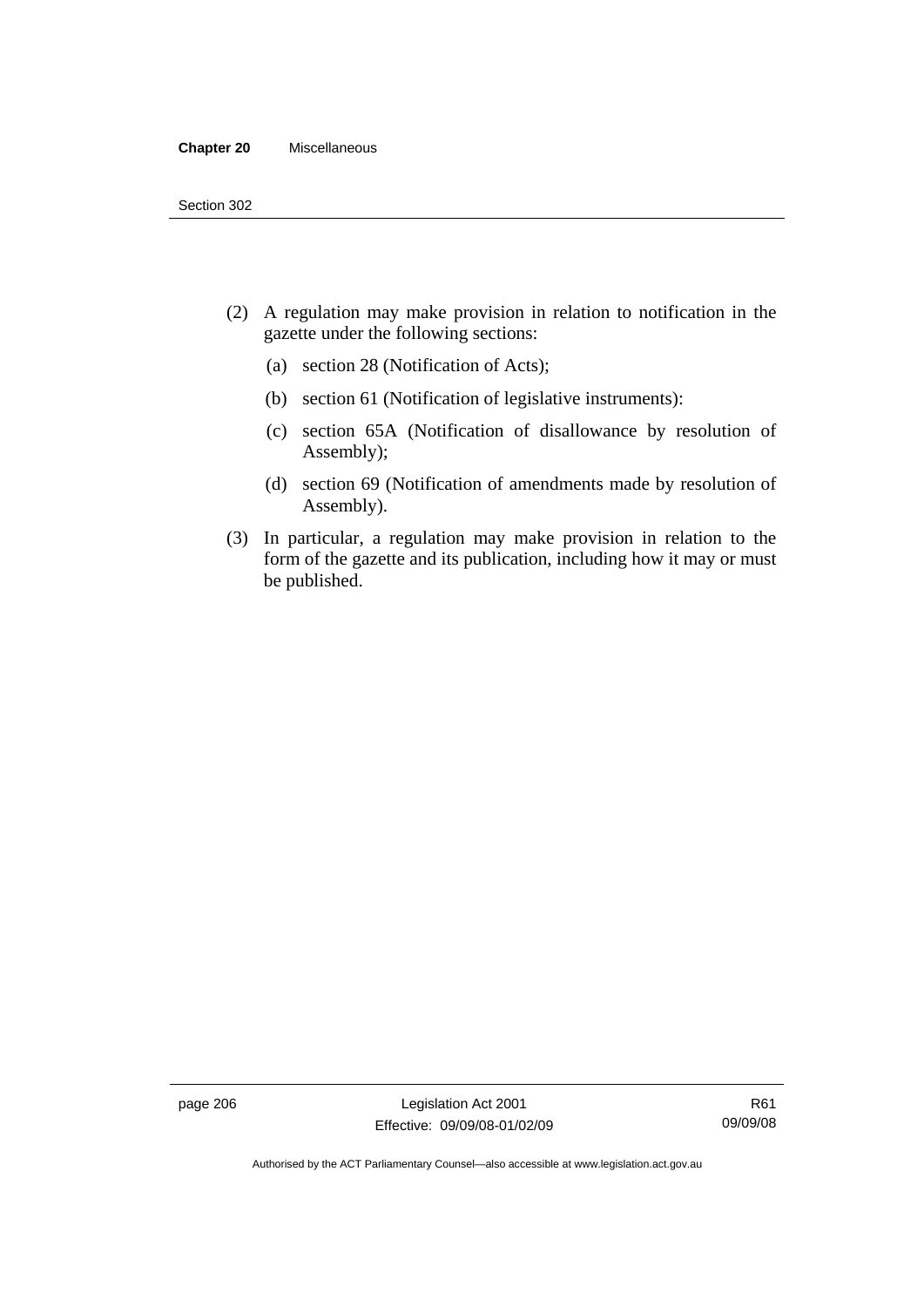(2) A regulation may make provision in relation to notification in the gazette under the following sections:

   (a) section 28 (Notification of Acts);

   (b) section 61 (Notification of legislative instruments):

   (c) section 65A (Notification of disallowance by resolution of Assembly);

   (d) section 69 (Notification of amendments made by resolution of Assembly).

(3) In particular, a regulation may make provision in relation to the form of the gazette and its publication, including how it may or must be published.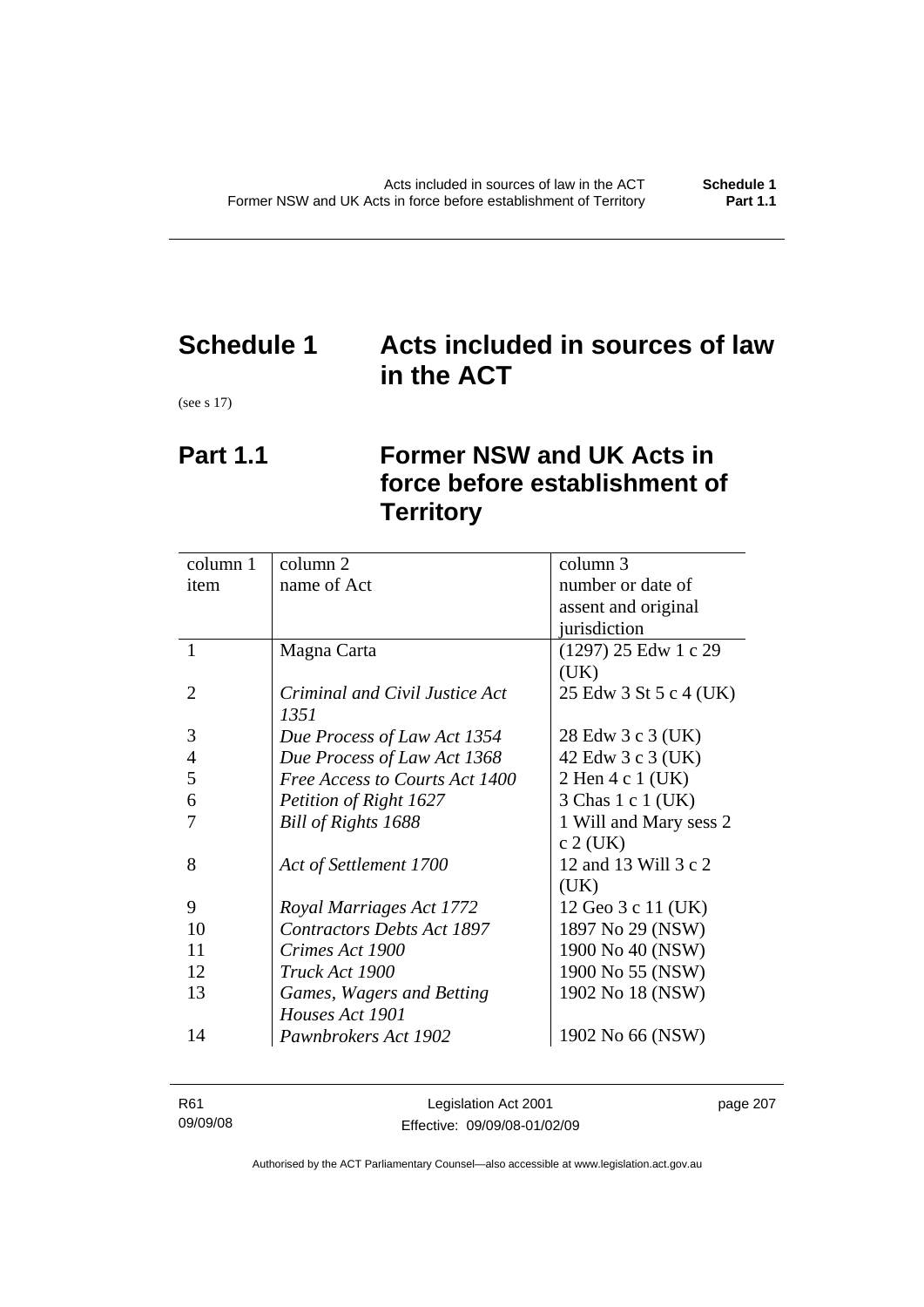# Schedule 1 Acts included in sources of law in the ACT

(see s 17)

## Part 1.1 Former NSW and UK Acts in force before establishment of Territory

| column 1<br>item | column 2<br>name of Act | column 3<br>number or date of assent and original jurisdiction |
|---|---|---|
| 1 | Magna Carta | (1297) 25 Edw 1 c 29 (UK) |
| 2 | *Criminal and Civil Justice Act 1351* | 25 Edw 3 St 5 c 4 (UK) |
| 3 | *Due Process of Law Act 1354* | 28 Edw 3 c 3 (UK) |
| 4 | *Due Process of Law Act 1368* | 42 Edw 3 c 3 (UK) |
| 5 | *Free Access to Courts Act 1400* | 2 Hen 4 c 1 (UK) |
| 6 | *Petition of Right 1627* | 3 Chas 1 c 1 (UK) |
| 7 | *Bill of Rights 1688* | 1 Will and Mary sess 2 c 2 (UK) |
| 8 | *Act of Settlement 1700* | 12 and 13 Will 3 c 2 (UK) |
| 9 | *Royal Marriages Act 1772* | 12 Geo 3 c 11 (UK) |
| 10 | *Contractors Debts Act 1897* | 1897 No 29 (NSW) |
| 11 | *Crimes Act 1900* | 1900 No 40 (NSW) |
| 12 | *Truck Act 1900* | 1900 No 55 (NSW) |
| 13 | *Games, Wagers and Betting Houses Act 1901* | 1902 No 18 (NSW) |
| 14 | *Pawnbrokers Act 1902* | 1902 No 66 (NSW) |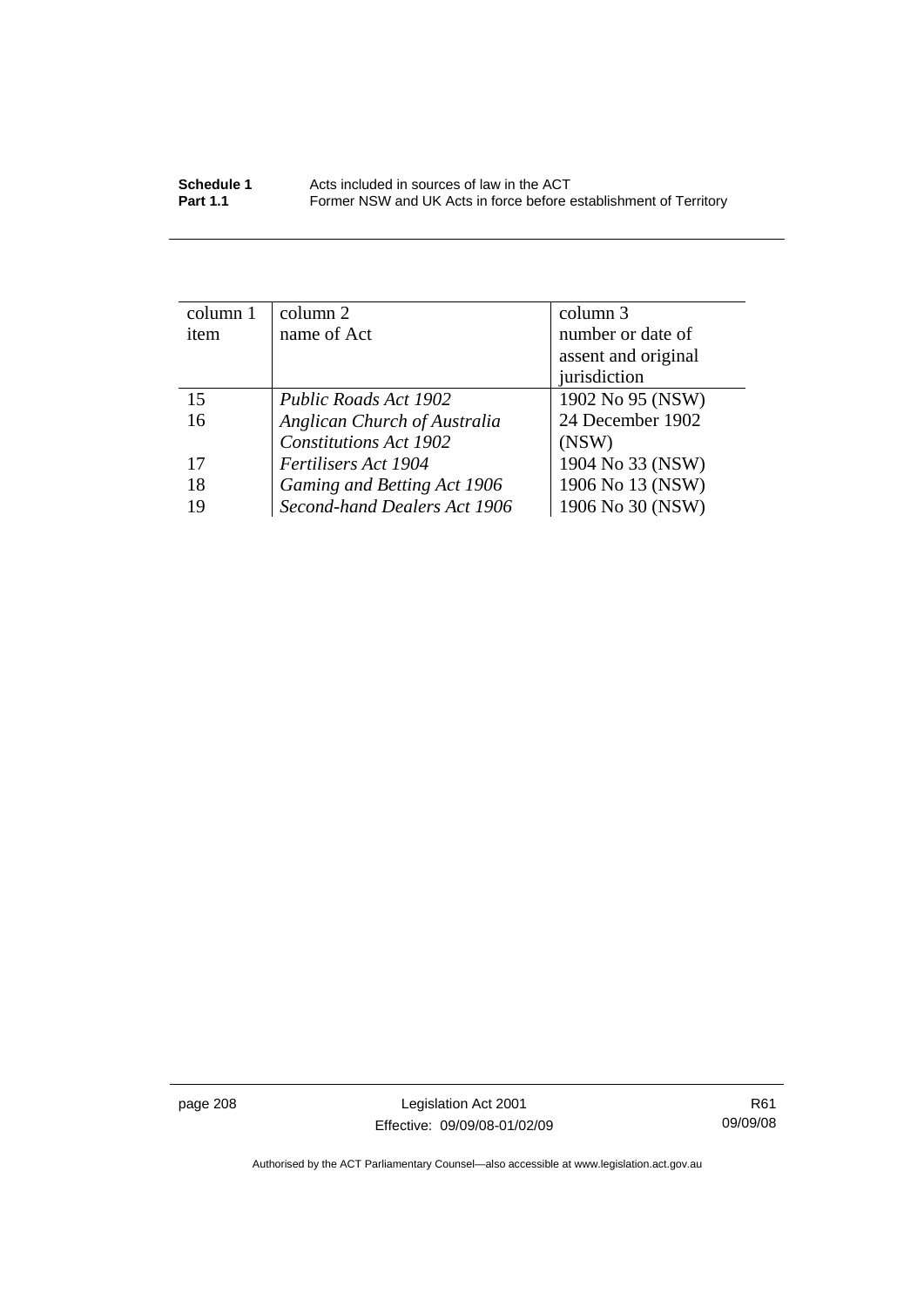| column 1 item | column 2 name of Act | column 3 number or date of assent and original jurisdiction |
| --- | --- | --- |
| 15 | *Public Roads Act 1902* | 1902 No 95 (NSW) |
| 16 | *Anglican Church of Australia Constitutions Act 1902* | 24 December 1902 (NSW) |
| 17 | *Fertilisers Act 1904* | 1904 No 33 (NSW) |
| 18 | *Gaming and Betting Act 1906* | 1906 No 13 (NSW) |
| 19 | *Second-hand Dealers Act 1906* | 1906 No 30 (NSW) |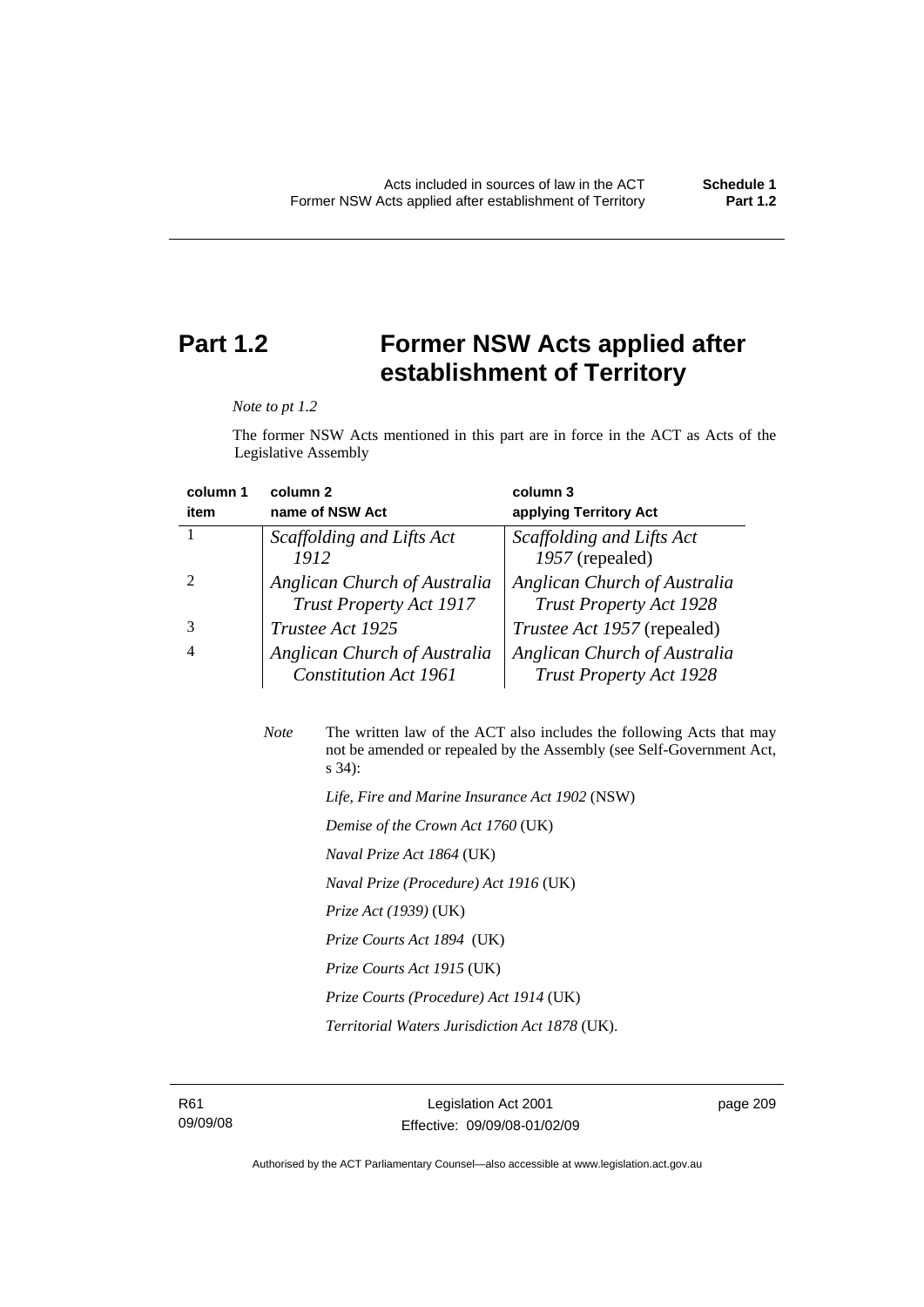# Part 1.2 Former NSW Acts applied after establishment of Territory

*Note to pt 1.2*

The former NSW Acts mentioned in this part are in force in the ACT as Acts of the Legislative Assembly

| column 1<br>item | column 2<br>name of NSW Act | column 3<br>applying Territory Act |
|---|---|---|
| 1 | *Scaffolding and Lifts Act 1912* | *Scaffolding and Lifts Act 1957* (repealed) |
| 2 | *Anglican Church of Australia Trust Property Act 1917* | *Anglican Church of Australia Trust Property Act 1928* |
| 3 | *Trustee Act 1925* | *Trustee Act 1957* (repealed) |
| 4 | *Anglican Church of Australia Constitution Act 1961* | *Anglican Church of Australia Trust Property Act 1928* |

*Note* The written law of the ACT also includes the following Acts that may not be amended or repealed by the Assembly (see Self-Government Act, s 34):

*Life, Fire and Marine Insurance Act 1902* (NSW)

*Demise of the Crown Act 1760* (UK)

*Naval Prize Act 1864* (UK)

*Naval Prize (Procedure) Act 1916* (UK)

*Prize Act (1939)* (UK)

*Prize Courts Act 1894* (UK)

*Prize Courts Act 1915* (UK)

*Prize Courts (Procedure) Act 1914* (UK)

*Territorial Waters Jurisdiction Act 1878* (UK).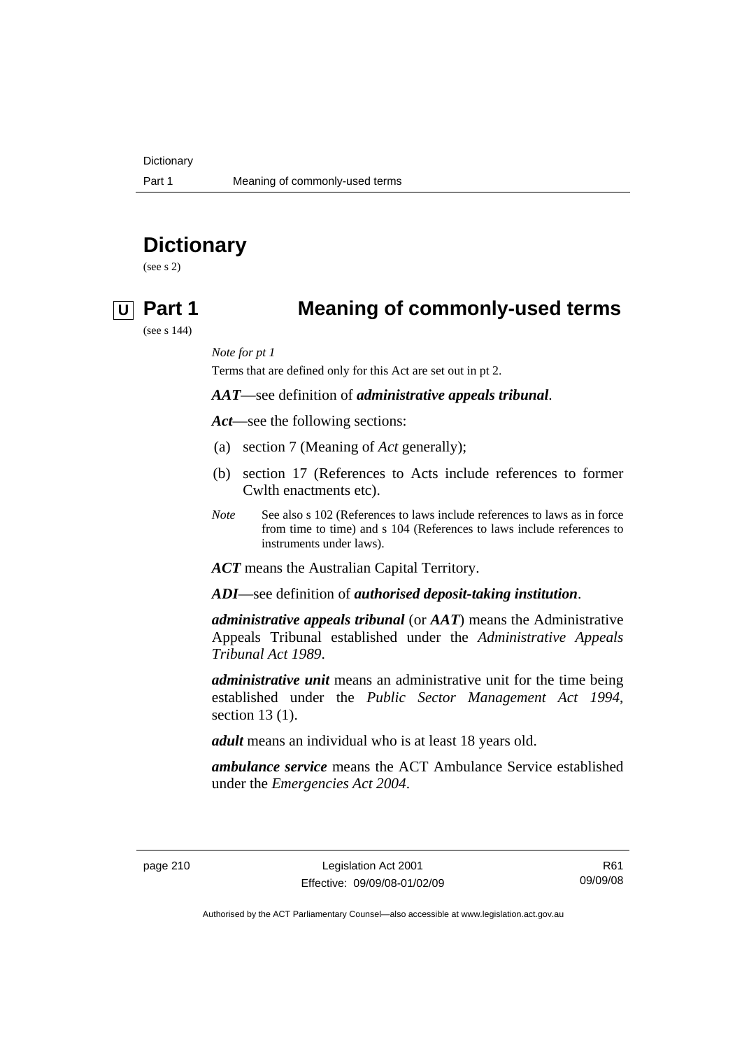# Dictionary

(see s 2)

## U Part 1 Meaning of commonly-used terms

(see s 144)

*Note for pt 1*

Terms that are defined only for this Act are set out in pt 2.

***AAT***—see definition of ***administrative appeals tribunal***.

***Act***—see the following sections:

(a) section 7 (Meaning of *Act* generally);

(b) section 17 (References to Acts include references to former Cwlth enactments etc).

*Note* See also s 102 (References to laws include references to laws as in force from time to time) and s 104 (References to laws include references to instruments under laws).

***ACT*** means the Australian Capital Territory.

***ADI***—see definition of ***authorised deposit-taking institution***.

***administrative appeals tribunal*** (or ***AAT***) means the Administrative Appeals Tribunal established under the *Administrative Appeals Tribunal Act 1989*.

***administrative unit*** means an administrative unit for the time being established under the *Public Sector Management Act 1994*, section 13 (1).

***adult*** means an individual who is at least 18 years old.

***ambulance service*** means the ACT Ambulance Service established under the *Emergencies Act 2004*.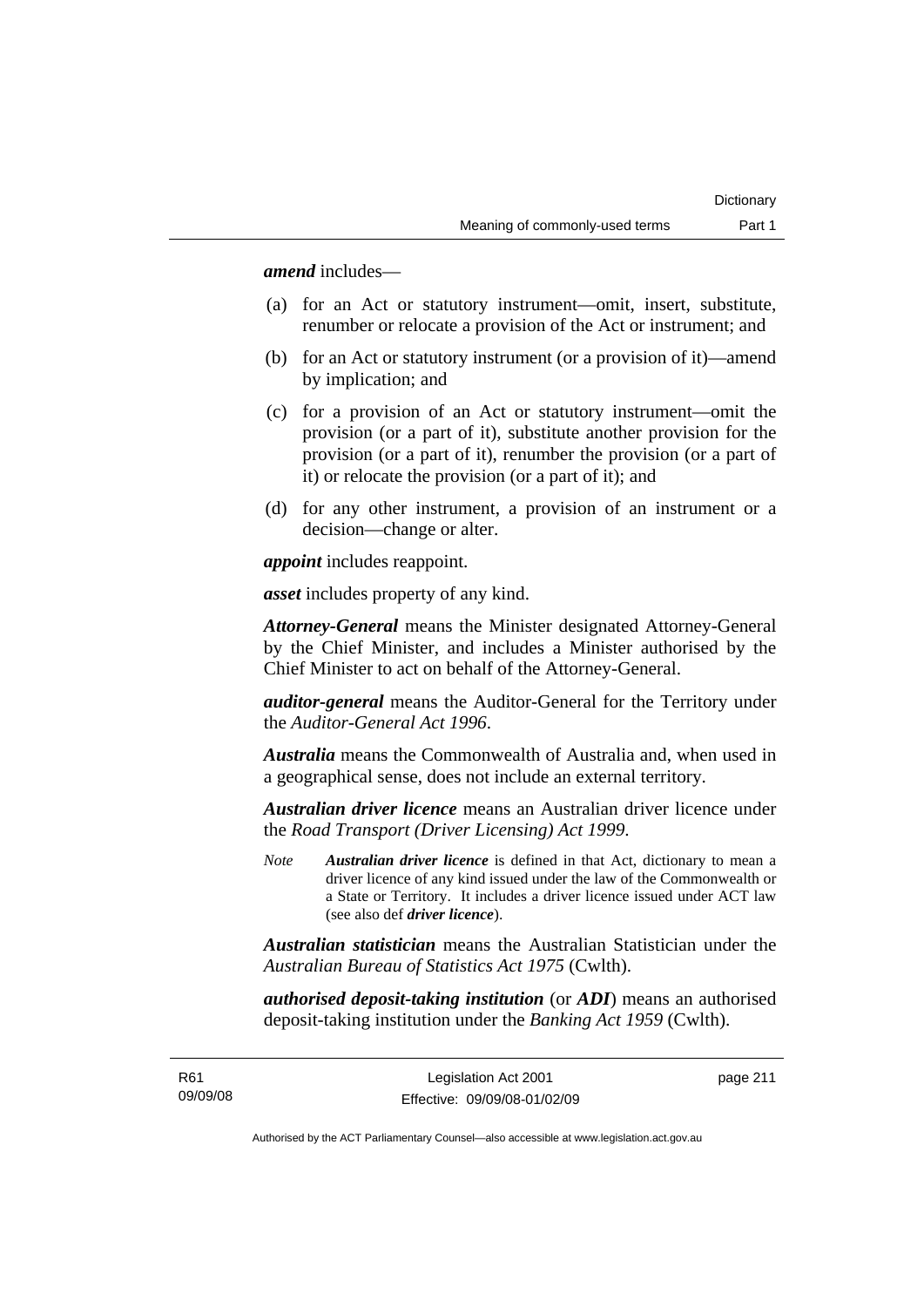***amend*** includes—

(a) for an Act or statutory instrument—omit, insert, substitute, renumber or relocate a provision of the Act or instrument; and

(b) for an Act or statutory instrument (or a provision of it)—amend by implication; and

(c) for a provision of an Act or statutory instrument—omit the provision (or a part of it), substitute another provision for the provision (or a part of it), renumber the provision (or a part of it) or relocate the provision (or a part of it); and

(d) for any other instrument, a provision of an instrument or a decision—change or alter.

***appoint*** includes reappoint.

***asset*** includes property of any kind.

***Attorney-General*** means the Minister designated Attorney-General by the Chief Minister, and includes a Minister authorised by the Chief Minister to act on behalf of the Attorney-General.

***auditor-general*** means the Auditor-General for the Territory under the *Auditor-General Act 1996*.

***Australia*** means the Commonwealth of Australia and, when used in a geographical sense, does not include an external territory.

***Australian driver licence*** means an Australian driver licence under the *Road Transport (Driver Licensing) Act 1999*.

*Note* ***Australian driver licence*** is defined in that Act, dictionary to mean a driver licence of any kind issued under the law of the Commonwealth or a State or Territory. It includes a driver licence issued under ACT law (see also def ***driver licence***).

***Australian statistician*** means the Australian Statistician under the *Australian Bureau of Statistics Act 1975* (Cwlth).

***authorised deposit-taking institution*** (or ***ADI***) means an authorised deposit-taking institution under the *Banking Act 1959* (Cwlth).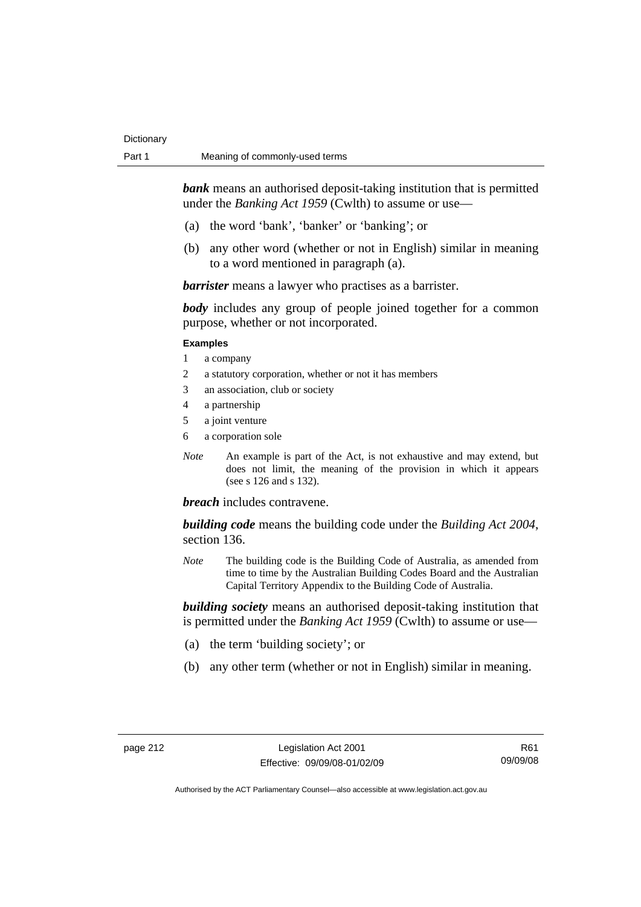***bank*** means an authorised deposit-taking institution that is permitted under the *Banking Act 1959* (Cwlth) to assume or use—

(a) the word 'bank', 'banker' or 'banking'; or

(b) any other word (whether or not in English) similar in meaning to a word mentioned in paragraph (a).

***barrister*** means a lawyer who practises as a barrister.

***body*** includes any group of people joined together for a common purpose, whether or not incorporated.

**Examples**

1 a company
2 a statutory corporation, whether or not it has members
3 an association, club or society
4 a partnership
5 a joint venture
6 a corporation sole

*Note* An example is part of the Act, is not exhaustive and may extend, but does not limit, the meaning of the provision in which it appears (see s 126 and s 132).

***breach*** includes contravene.

***building code*** means the building code under the *Building Act 2004*, section 136.

*Note* The building code is the Building Code of Australia, as amended from time to time by the Australian Building Codes Board and the Australian Capital Territory Appendix to the Building Code of Australia.

***building society*** means an authorised deposit-taking institution that is permitted under the *Banking Act 1959* (Cwlth) to assume or use—

(a) the term 'building society'; or

(b) any other term (whether or not in English) similar in meaning.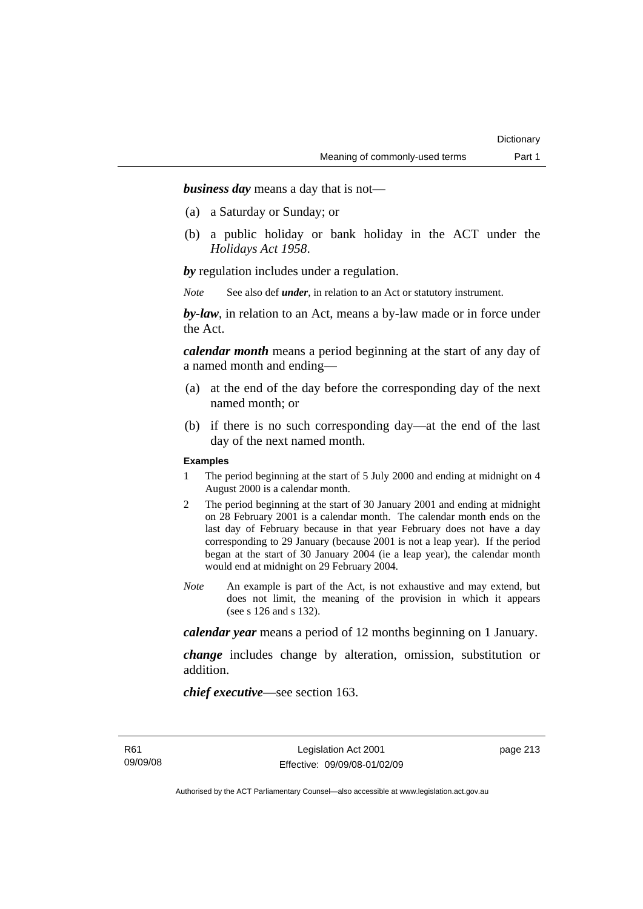***business day*** means a day that is not—

(a) a Saturday or Sunday; or

(b) a public holiday or bank holiday in the ACT under the *Holidays Act 1958*.

***by*** regulation includes under a regulation.

*Note* See also def ***under***, in relation to an Act or statutory instrument.

***by-law***, in relation to an Act, means a by-law made or in force under the Act.

***calendar month*** means a period beginning at the start of any day of a named month and ending—

(a) at the end of the day before the corresponding day of the next named month; or

(b) if there is no such corresponding day—at the end of the last day of the next named month.

**Examples**

1 The period beginning at the start of 5 July 2000 and ending at midnight on 4 August 2000 is a calendar month.

2 The period beginning at the start of 30 January 2001 and ending at midnight on 28 February 2001 is a calendar month. The calendar month ends on the last day of February because in that year February does not have a day corresponding to 29 January (because 2001 is not a leap year). If the period began at the start of 30 January 2004 (ie a leap year), the calendar month would end at midnight on 29 February 2004.

*Note* An example is part of the Act, is not exhaustive and may extend, but does not limit, the meaning of the provision in which it appears (see s 126 and s 132).

***calendar year*** means a period of 12 months beginning on 1 January.

***change*** includes change by alteration, omission, substitution or addition.

***chief executive***—see section 163.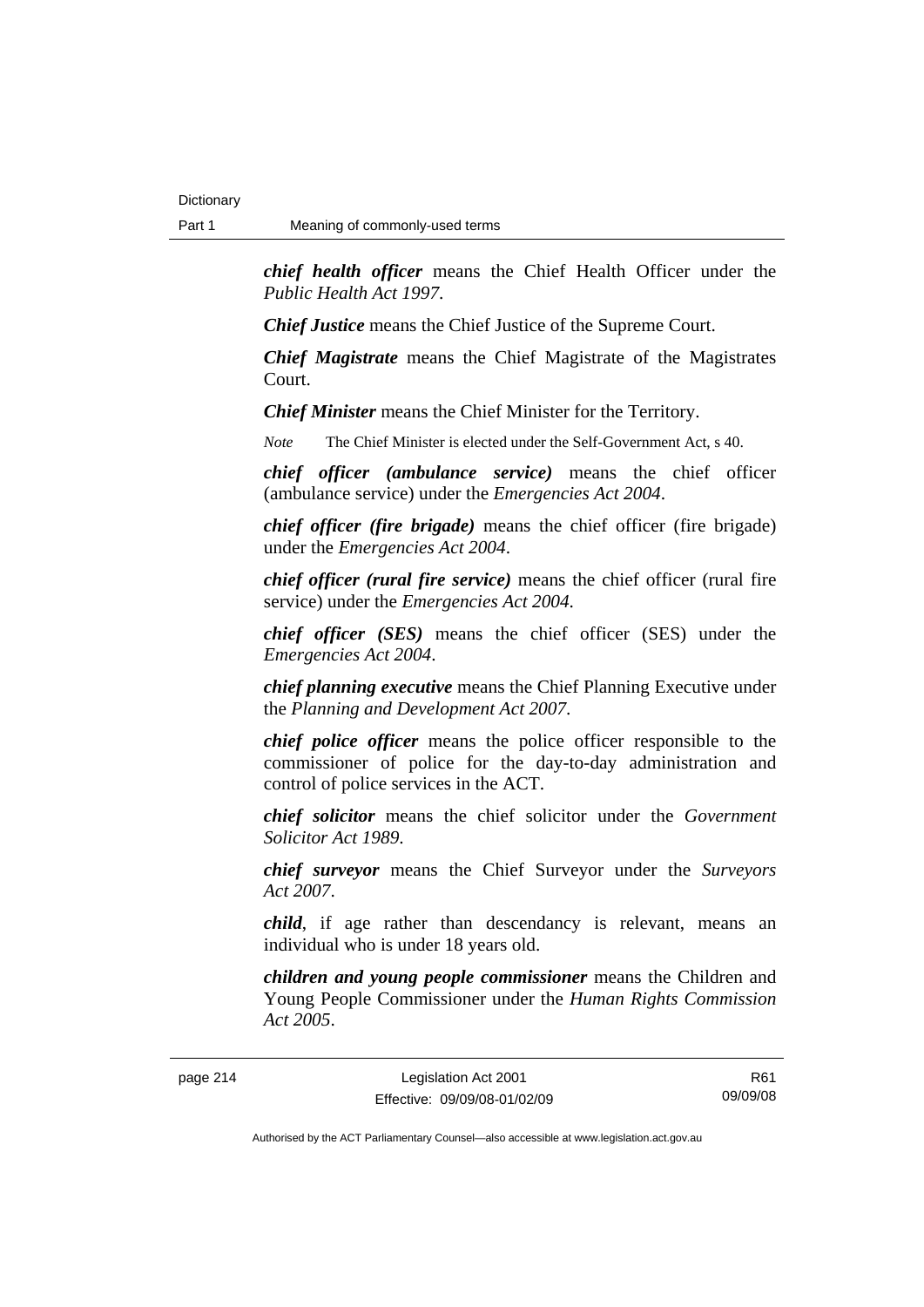***chief health officer*** means the Chief Health Officer under the *Public Health Act 1997*.

***Chief Justice*** means the Chief Justice of the Supreme Court.

***Chief Magistrate*** means the Chief Magistrate of the Magistrates Court.

***Chief Minister*** means the Chief Minister for the Territory.

*Note* The Chief Minister is elected under the Self-Government Act, s 40.

***chief officer (ambulance service)*** means the chief officer (ambulance service) under the *Emergencies Act 2004*.

***chief officer (fire brigade)*** means the chief officer (fire brigade) under the *Emergencies Act 2004*.

***chief officer (rural fire service)*** means the chief officer (rural fire service) under the *Emergencies Act 2004*.

***chief officer (SES)*** means the chief officer (SES) under the *Emergencies Act 2004*.

***chief planning executive*** means the Chief Planning Executive under the *Planning and Development Act 2007*.

***chief police officer*** means the police officer responsible to the commissioner of police for the day-to-day administration and control of police services in the ACT.

***chief solicitor*** means the chief solicitor under the *Government Solicitor Act 1989*.

***chief surveyor*** means the Chief Surveyor under the *Surveyors Act 2007*.

***child***, if age rather than descendancy is relevant, means an individual who is under 18 years old.

***children and young people commissioner*** means the Children and Young People Commissioner under the *Human Rights Commission Act 2005*.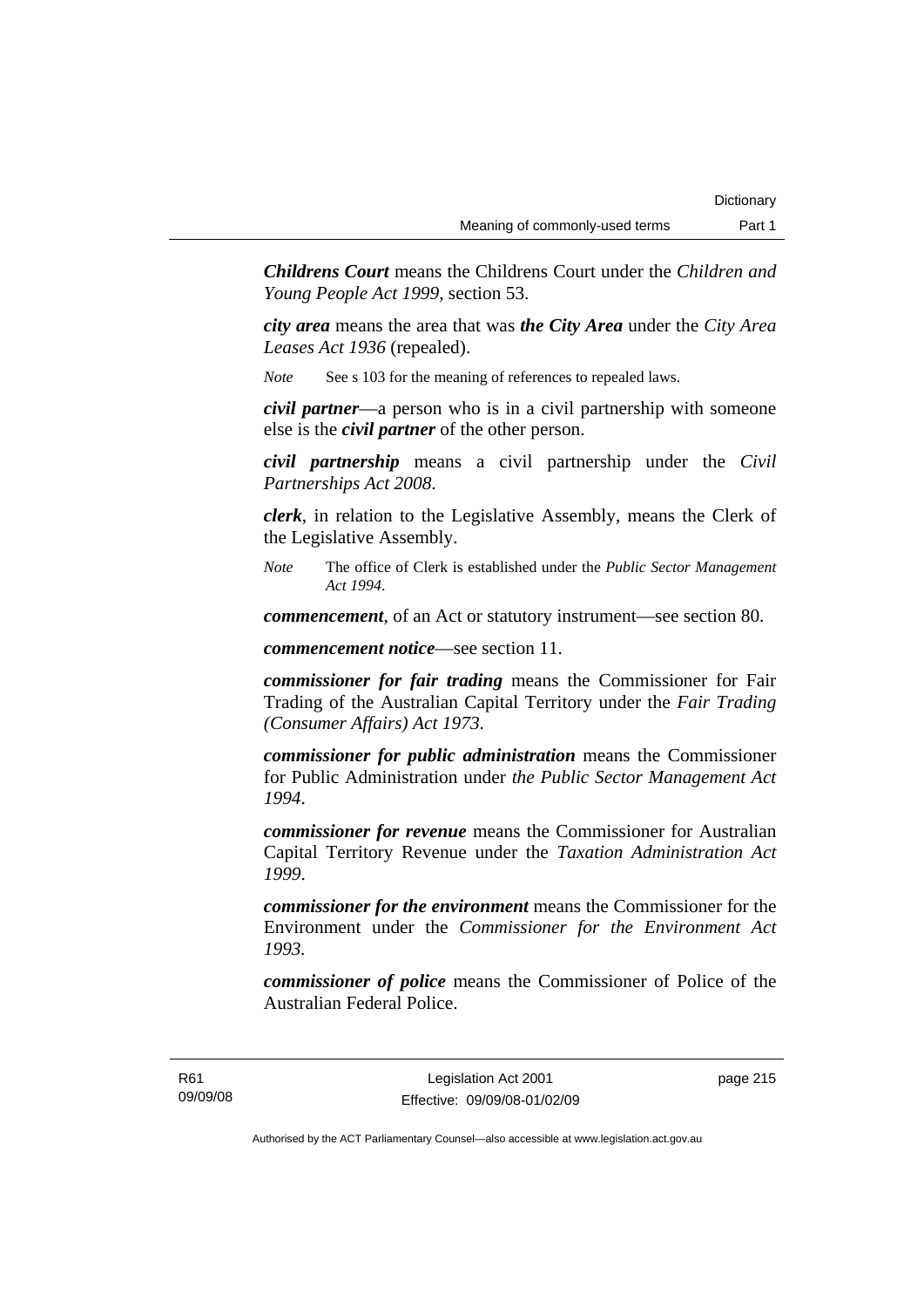***Childrens Court*** means the Childrens Court under the *Children and Young People Act 1999*, section 53.

***city area*** means the area that was ***the City Area*** under the *City Area Leases Act 1936* (repealed).

*Note* See s 103 for the meaning of references to repealed laws.

***civil partner***—a person who is in a civil partnership with someone else is the ***civil partner*** of the other person.

***civil partnership*** means a civil partnership under the *Civil Partnerships Act 2008*.

***clerk***, in relation to the Legislative Assembly, means the Clerk of the Legislative Assembly.

*Note* The office of Clerk is established under the *Public Sector Management Act 1994*.

***commencement***, of an Act or statutory instrument—see section 80.

***commencement notice***—see section 11.

***commissioner for fair trading*** means the Commissioner for Fair Trading of the Australian Capital Territory under the *Fair Trading (Consumer Affairs) Act 1973*.

***commissioner for public administration*** means the Commissioner for Public Administration under *the Public Sector Management Act 1994*.

***commissioner for revenue*** means the Commissioner for Australian Capital Territory Revenue under the *Taxation Administration Act 1999*.

***commissioner for the environment*** means the Commissioner for the Environment under the *Commissioner for the Environment Act 1993*.

***commissioner of police*** means the Commissioner of Police of the Australian Federal Police.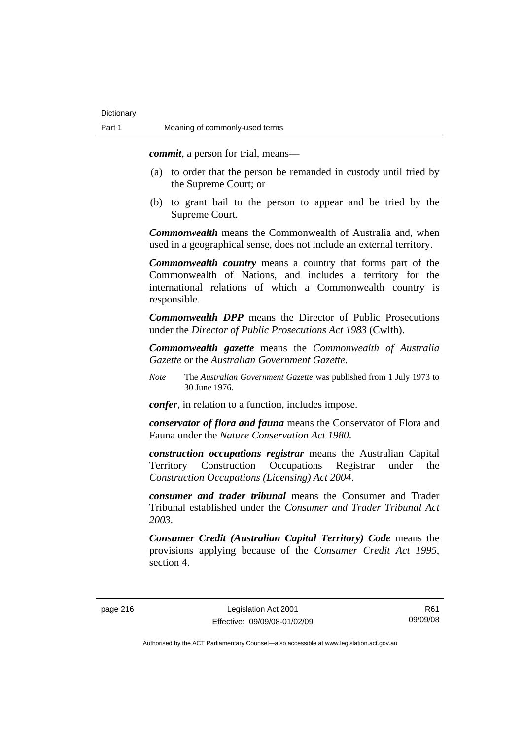***commit***, a person for trial, means—

(a) to order that the person be remanded in custody until tried by the Supreme Court; or

(b) to grant bail to the person to appear and be tried by the Supreme Court.

***Commonwealth*** means the Commonwealth of Australia and, when used in a geographical sense, does not include an external territory.

***Commonwealth country*** means a country that forms part of the Commonwealth of Nations, and includes a territory for the international relations of which a Commonwealth country is responsible.

***Commonwealth DPP*** means the Director of Public Prosecutions under the *Director of Public Prosecutions Act 1983* (Cwlth).

***Commonwealth gazette*** means the *Commonwealth of Australia Gazette* or the *Australian Government Gazette*.

*Note* The *Australian Government Gazette* was published from 1 July 1973 to 30 June 1976.

***confer***, in relation to a function, includes impose.

***conservator of flora and fauna*** means the Conservator of Flora and Fauna under the *Nature Conservation Act 1980*.

***construction occupations registrar*** means the Australian Capital Territory Construction Occupations Registrar under the *Construction Occupations (Licensing) Act 2004*.

***consumer and trader tribunal*** means the Consumer and Trader Tribunal established under the *Consumer and Trader Tribunal Act 2003*.

***Consumer Credit (Australian Capital Territory) Code*** means the provisions applying because of the *Consumer Credit Act 1995*, section 4.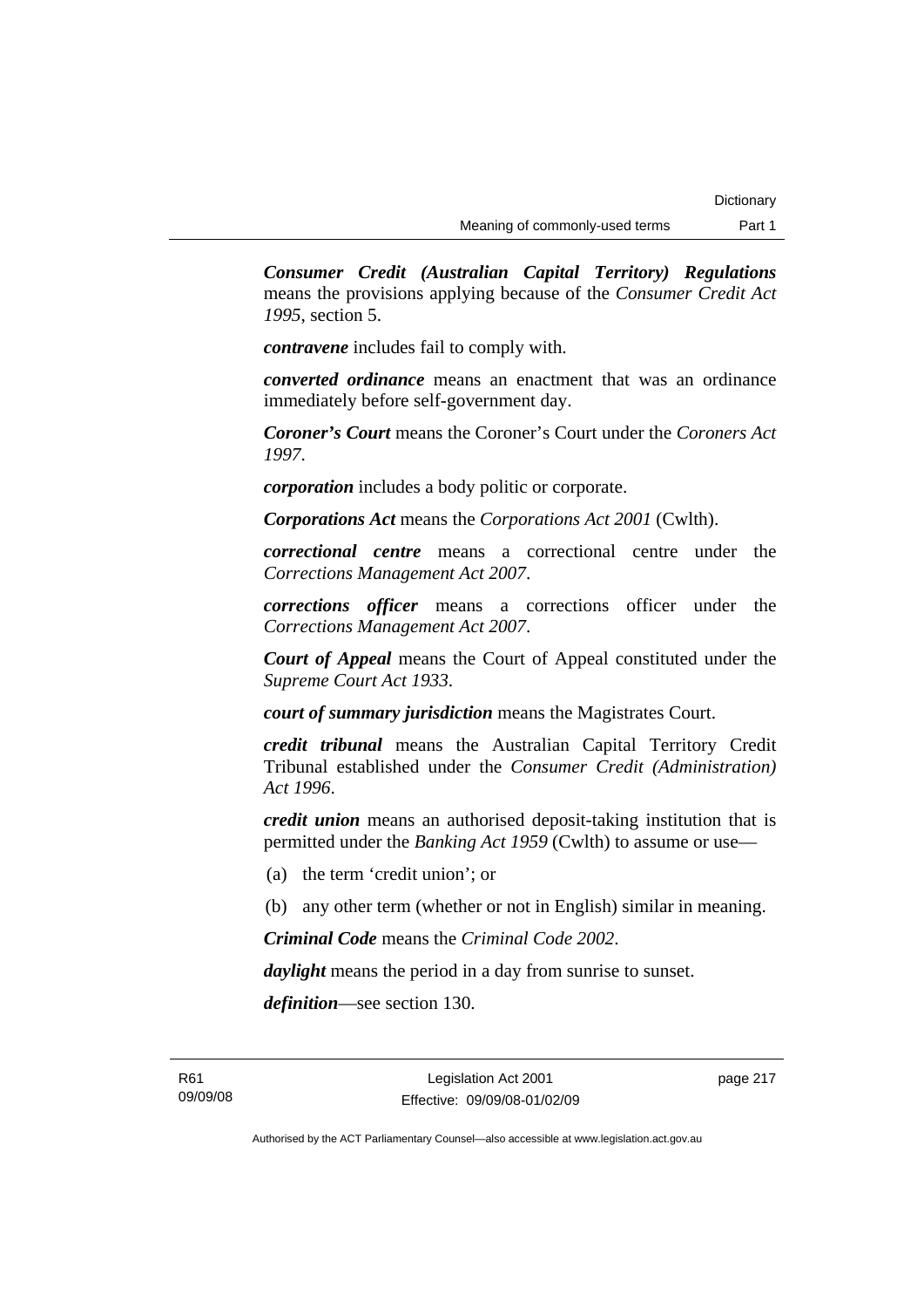***Consumer Credit (Australian Capital Territory) Regulations*** means the provisions applying because of the *Consumer Credit Act 1995*, section 5.

***contravene*** includes fail to comply with.

***converted ordinance*** means an enactment that was an ordinance immediately before self-government day.

***Coroner's Court*** means the Coroner's Court under the *Coroners Act 1997*.

***corporation*** includes a body politic or corporate.

***Corporations Act*** means the *Corporations Act 2001* (Cwlth).

***correctional centre*** means a correctional centre under the *Corrections Management Act 2007*.

***corrections officer*** means a corrections officer under the *Corrections Management Act 2007*.

***Court of Appeal*** means the Court of Appeal constituted under the *Supreme Court Act 1933*.

***court of summary jurisdiction*** means the Magistrates Court.

***credit tribunal*** means the Australian Capital Territory Credit Tribunal established under the *Consumer Credit (Administration) Act 1996*.

***credit union*** means an authorised deposit-taking institution that is permitted under the *Banking Act 1959* (Cwlth) to assume or use—

(a) the term 'credit union'; or

(b) any other term (whether or not in English) similar in meaning.

***Criminal Code*** means the *Criminal Code 2002*.

***daylight*** means the period in a day from sunrise to sunset.

***definition***—see section 130.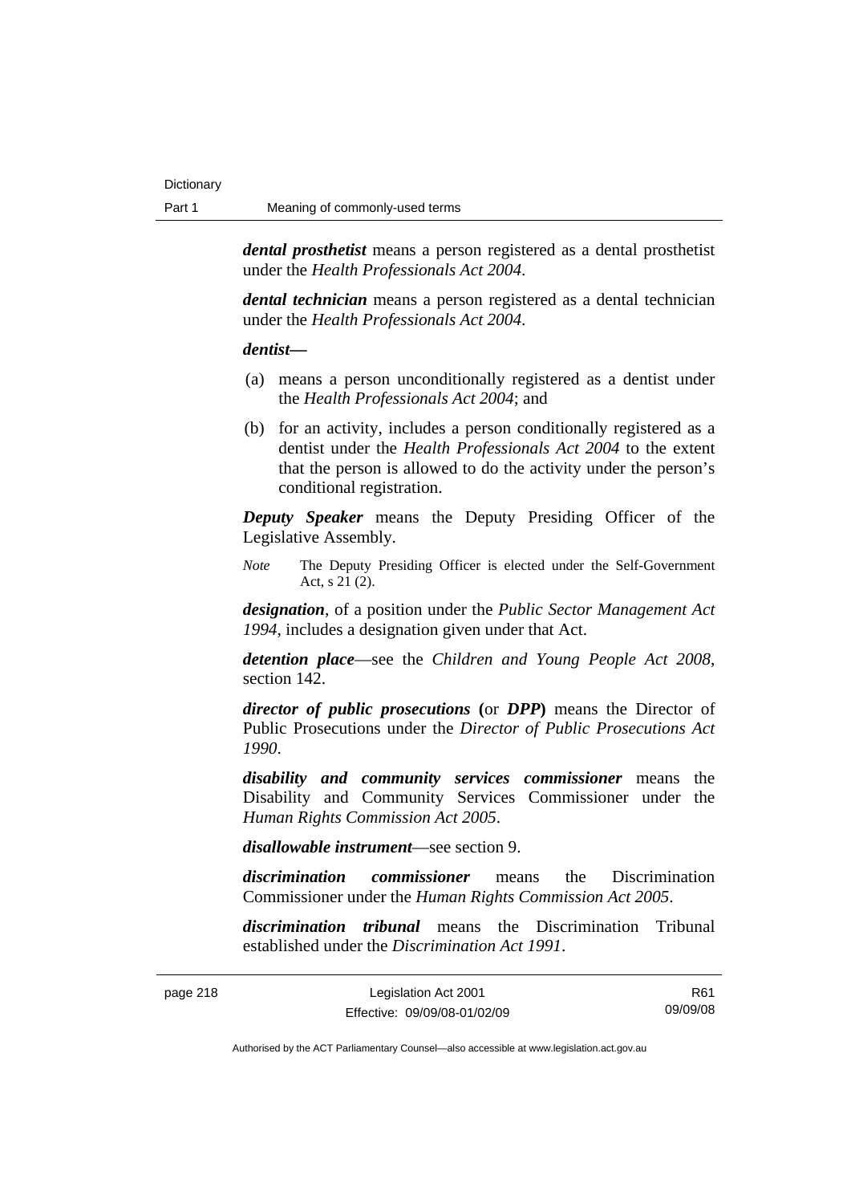***dental prosthetist*** means a person registered as a dental prosthetist under the *Health Professionals Act 2004*.

***dental technician*** means a person registered as a dental technician under the *Health Professionals Act 2004*.

***dentist—***

(a) means a person unconditionally registered as a dentist under the *Health Professionals Act 2004*; and

(b) for an activity, includes a person conditionally registered as a dentist under the *Health Professionals Act 2004* to the extent that the person is allowed to do the activity under the person's conditional registration.

***Deputy Speaker*** means the Deputy Presiding Officer of the Legislative Assembly.

*Note* The Deputy Presiding Officer is elected under the Self-Government Act, s 21 (2).

***designation***, of a position under the *Public Sector Management Act 1994*, includes a designation given under that Act.

***detention place***—see the *Children and Young People Act 2008*, section 142.

***director of public prosecutions*** **(**or ***DPP*****)** means the Director of Public Prosecutions under the *Director of Public Prosecutions Act 1990*.

***disability and community services commissioner*** means the Disability and Community Services Commissioner under the *Human Rights Commission Act 2005*.

***disallowable instrument***—see section 9.

***discrimination commissioner*** means the Discrimination Commissioner under the *Human Rights Commission Act 2005*.

***discrimination tribunal*** means the Discrimination Tribunal established under the *Discrimination Act 1991*.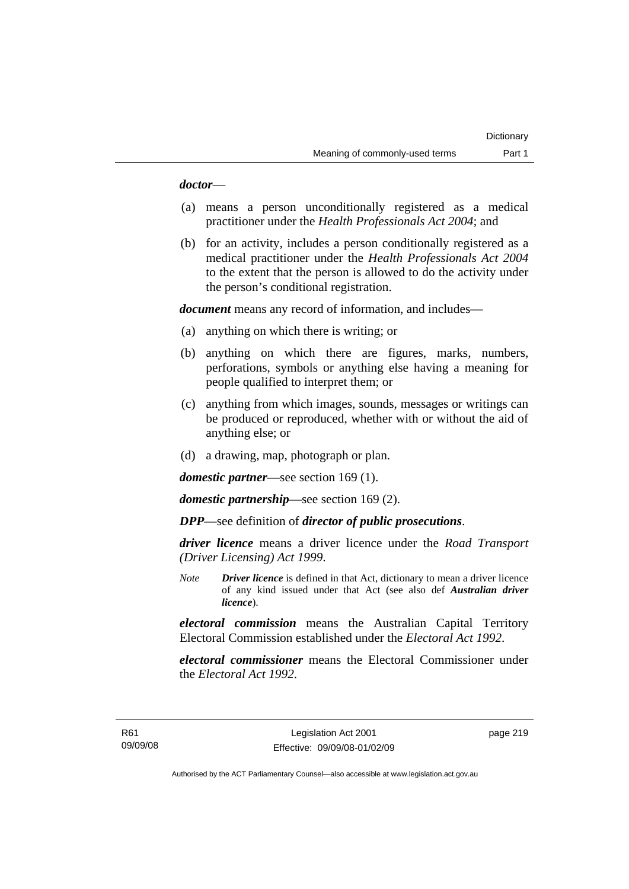***doctor***—

(a) means a person unconditionally registered as a medical practitioner under the *Health Professionals Act 2004*; and

(b) for an activity, includes a person conditionally registered as a medical practitioner under the *Health Professionals Act 2004* to the extent that the person is allowed to do the activity under the person's conditional registration.

***document*** means any record of information, and includes—

(a) anything on which there is writing; or

(b) anything on which there are figures, marks, numbers, perforations, symbols or anything else having a meaning for people qualified to interpret them; or

(c) anything from which images, sounds, messages or writings can be produced or reproduced, whether with or without the aid of anything else; or

(d) a drawing, map, photograph or plan.

***domestic partner***—see section 169 (1).

***domestic partnership***—see section 169 (2).

***DPP***—see definition of ***director of public prosecutions***.

***driver licence*** means a driver licence under the *Road Transport (Driver Licensing) Act 1999*.

*Note* ***Driver licence*** is defined in that Act, dictionary to mean a driver licence of any kind issued under that Act (see also def ***Australian driver licence***).

***electoral commission*** means the Australian Capital Territory Electoral Commission established under the *Electoral Act 1992*.

***electoral commissioner*** means the Electoral Commissioner under the *Electoral Act 1992*.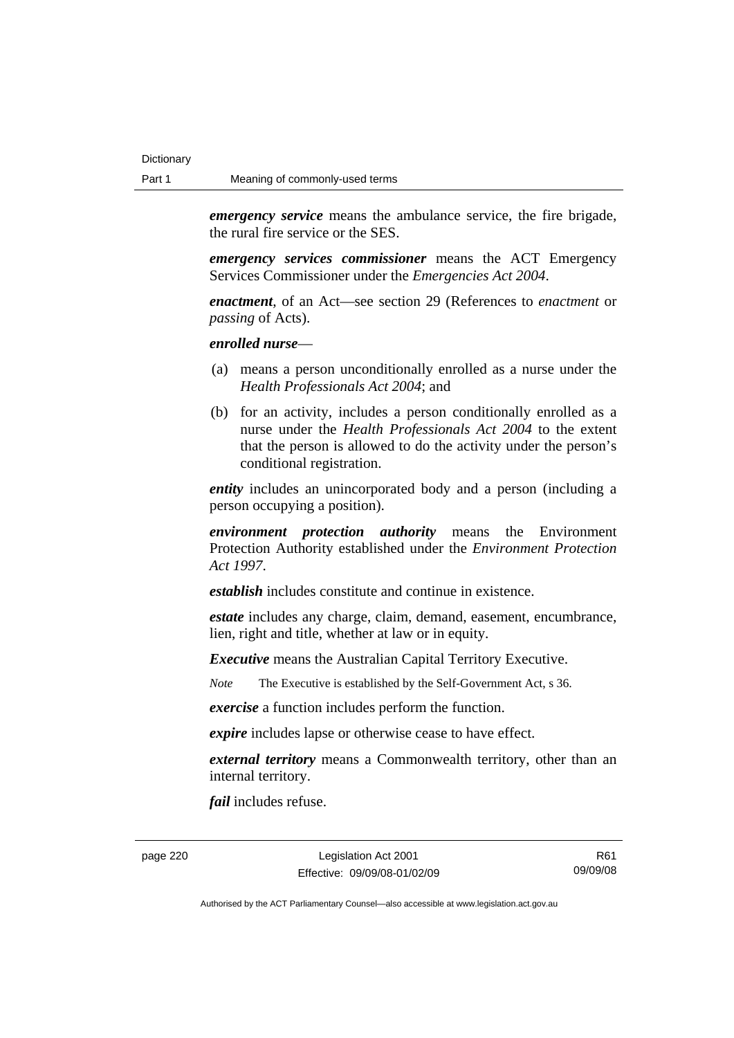***emergency service*** means the ambulance service, the fire brigade, the rural fire service or the SES.

***emergency services commissioner*** means the ACT Emergency Services Commissioner under the *Emergencies Act 2004*.

***enactment***, of an Act—see section 29 (References to *enactment* or *passing* of Acts).

***enrolled nurse***—

(a) means a person unconditionally enrolled as a nurse under the *Health Professionals Act 2004*; and

(b) for an activity, includes a person conditionally enrolled as a nurse under the *Health Professionals Act 2004* to the extent that the person is allowed to do the activity under the person's conditional registration.

***entity*** includes an unincorporated body and a person (including a person occupying a position).

***environment protection authority*** means the Environment Protection Authority established under the *Environment Protection Act 1997*.

***establish*** includes constitute and continue in existence.

***estate*** includes any charge, claim, demand, easement, encumbrance, lien, right and title, whether at law or in equity.

***Executive*** means the Australian Capital Territory Executive.

*Note* The Executive is established by the Self-Government Act, s 36.

***exercise*** a function includes perform the function.

***expire*** includes lapse or otherwise cease to have effect.

***external territory*** means a Commonwealth territory, other than an internal territory.

***fail*** includes refuse.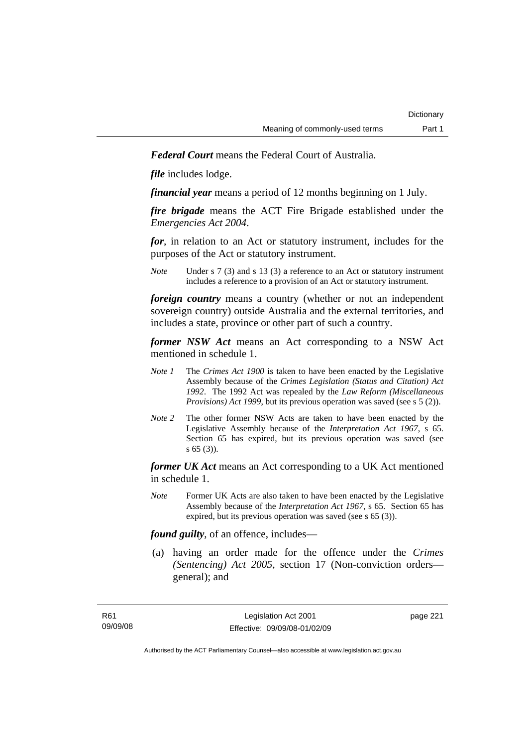***Federal Court*** means the Federal Court of Australia.

***file*** includes lodge.

***financial year*** means a period of 12 months beginning on 1 July.

***fire brigade*** means the ACT Fire Brigade established under the *Emergencies Act 2004*.

***for***, in relation to an Act or statutory instrument, includes for the purposes of the Act or statutory instrument.

*Note* Under s 7 (3) and s 13 (3) a reference to an Act or statutory instrument includes a reference to a provision of an Act or statutory instrument.

***foreign country*** means a country (whether or not an independent sovereign country) outside Australia and the external territories, and includes a state, province or other part of such a country.

***former NSW Act*** means an Act corresponding to a NSW Act mentioned in schedule 1.

*Note 1* The *Crimes Act 1900* is taken to have been enacted by the Legislative Assembly because of the *Crimes Legislation (Status and Citation) Act 1992*. The 1992 Act was repealed by the *Law Reform (Miscellaneous Provisions) Act 1999*, but its previous operation was saved (see s 5 (2)).

*Note 2* The other former NSW Acts are taken to have been enacted by the Legislative Assembly because of the *Interpretation Act 1967*, s 65. Section 65 has expired, but its previous operation was saved (see s 65 (3)).

***former UK Act*** means an Act corresponding to a UK Act mentioned in schedule 1.

*Note* Former UK Acts are also taken to have been enacted by the Legislative Assembly because of the *Interpretation Act 1967*, s 65. Section 65 has expired, but its previous operation was saved (see s 65 (3)).

***found guilty***, of an offence, includes—

(a) having an order made for the offence under the *Crimes (Sentencing) Act 2005*, section 17 (Non-conviction orders—general); and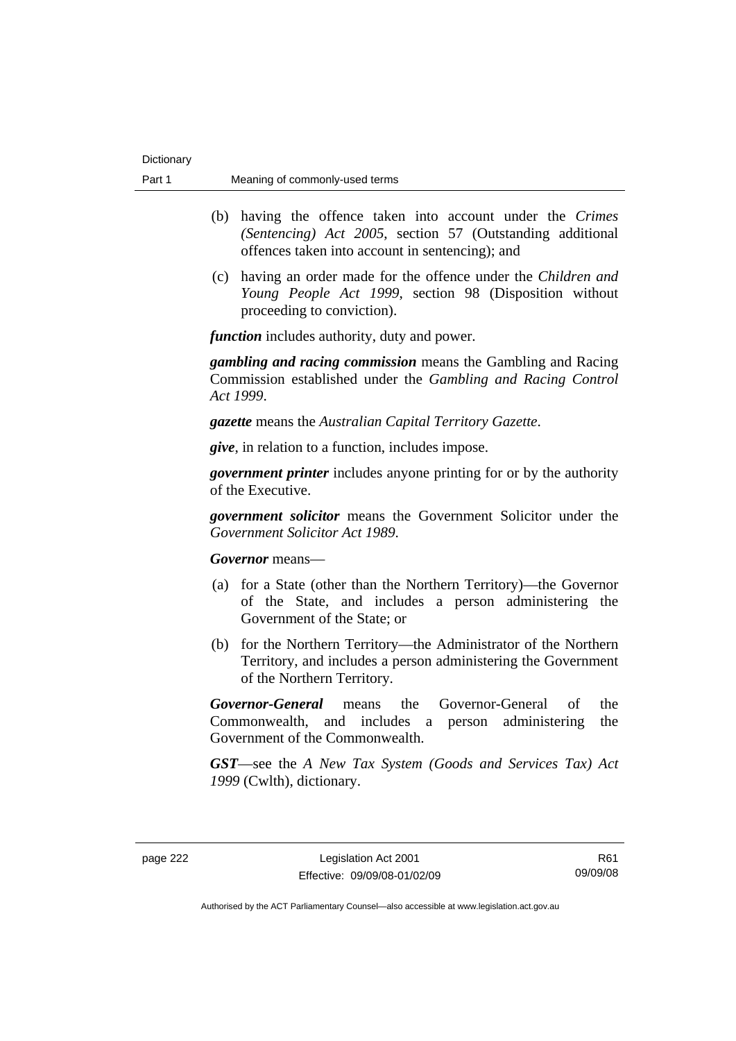(b) having the offence taken into account under the *Crimes (Sentencing) Act 2005*, section 57 (Outstanding additional offences taken into account in sentencing); and

(c) having an order made for the offence under the *Children and Young People Act 1999*, section 98 (Disposition without proceeding to conviction).

***function*** includes authority, duty and power.

***gambling and racing commission*** means the Gambling and Racing Commission established under the *Gambling and Racing Control Act 1999*.

***gazette*** means the *Australian Capital Territory Gazette*.

***give***, in relation to a function, includes impose.

***government printer*** includes anyone printing for or by the authority of the Executive.

***government solicitor*** means the Government Solicitor under the *Government Solicitor Act 1989*.

***Governor*** means—

(a) for a State (other than the Northern Territory)—the Governor of the State, and includes a person administering the Government of the State; or

(b) for the Northern Territory—the Administrator of the Northern Territory, and includes a person administering the Government of the Northern Territory.

***Governor-General*** means the Governor-General of the Commonwealth, and includes a person administering the Government of the Commonwealth.

***GST***—see the *A New Tax System (Goods and Services Tax) Act 1999* (Cwlth), dictionary.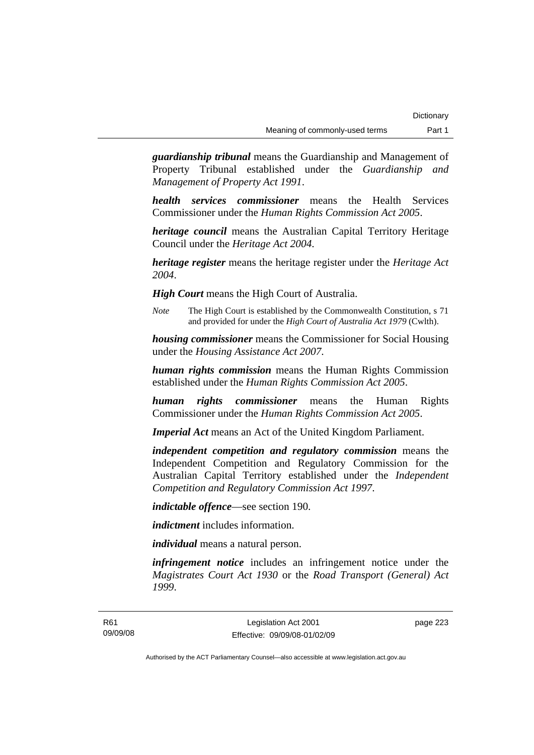***guardianship tribunal*** means the Guardianship and Management of Property Tribunal established under the *Guardianship and Management of Property Act 1991*.

***health services commissioner*** means the Health Services Commissioner under the *Human Rights Commission Act 2005*.

***heritage council*** means the Australian Capital Territory Heritage Council under the *Heritage Act 2004*.

***heritage register*** means the heritage register under the *Heritage Act 2004*.

***High Court*** means the High Court of Australia.

*Note* The High Court is established by the Commonwealth Constitution, s 71 and provided for under the *High Court of Australia Act 1979* (Cwlth).

***housing commissioner*** means the Commissioner for Social Housing under the *Housing Assistance Act 2007*.

***human rights commission*** means the Human Rights Commission established under the *Human Rights Commission Act 2005*.

***human rights commissioner*** means the Human Rights Commissioner under the *Human Rights Commission Act 2005*.

***Imperial Act*** means an Act of the United Kingdom Parliament.

***independent competition and regulatory commission*** means the Independent Competition and Regulatory Commission for the Australian Capital Territory established under the *Independent Competition and Regulatory Commission Act 1997*.

***indictable offence***—see section 190.

***indictment*** includes information.

***individual*** means a natural person.

***infringement notice*** includes an infringement notice under the *Magistrates Court Act 1930* or the *Road Transport (General) Act 1999*.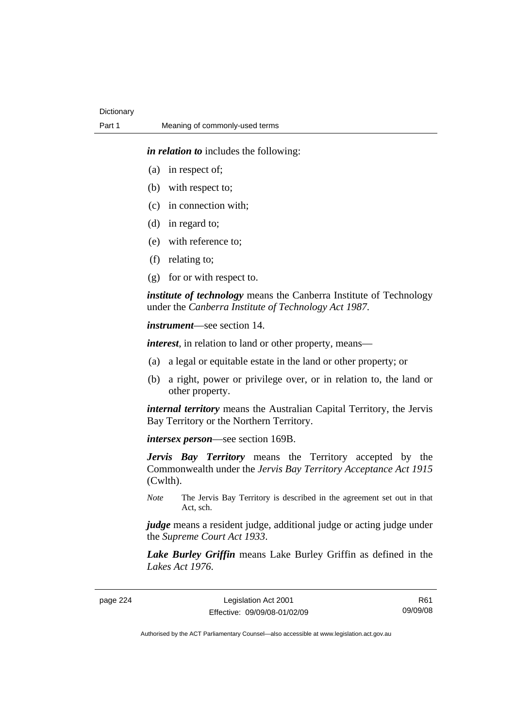***in relation to*** includes the following:

(a) in respect of;

(b) with respect to;

(c) in connection with;

(d) in regard to;

(e) with reference to;

(f) relating to;

(g) for or with respect to.

***institute of technology*** means the Canberra Institute of Technology under the *Canberra Institute of Technology Act 1987*.

***instrument***—see section 14.

***interest***, in relation to land or other property, means—

(a) a legal or equitable estate in the land or other property; or

(b) a right, power or privilege over, or in relation to, the land or other property.

***internal territory*** means the Australian Capital Territory, the Jervis Bay Territory or the Northern Territory.

***intersex person***—see section 169B.

***Jervis Bay Territory*** means the Territory accepted by the Commonwealth under the *Jervis Bay Territory Acceptance Act 1915* (Cwlth).

*Note* The Jervis Bay Territory is described in the agreement set out in that Act, sch.

***judge*** means a resident judge, additional judge or acting judge under the *Supreme Court Act 1933*.

***Lake Burley Griffin*** means Lake Burley Griffin as defined in the *Lakes Act 1976*.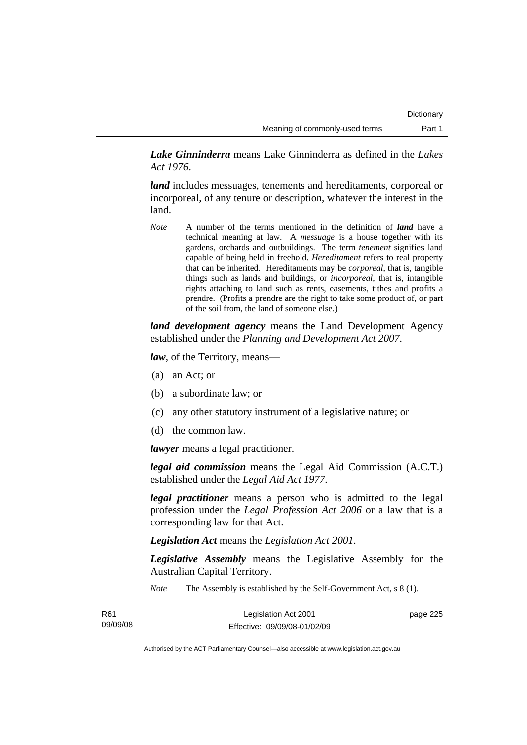***Lake Ginninderra*** means Lake Ginninderra as defined in the *Lakes Act 1976*.

***land*** includes messuages, tenements and hereditaments, corporeal or incorporeal, of any tenure or description, whatever the interest in the land.

*Note* A number of the terms mentioned in the definition of ***land*** have a technical meaning at law. A *messuage* is a house together with its gardens, orchards and outbuildings. The term *tenement* signifies land capable of being held in freehold. *Hereditament* refers to real property that can be inherited. Hereditaments may be *corporeal*, that is, tangible things such as lands and buildings, or *incorporeal*, that is, intangible rights attaching to land such as rents, easements, tithes and profits a prendre. (Profits a prendre are the right to take some product of, or part of the soil from, the land of someone else.)

***land development agency*** means the Land Development Agency established under the *Planning and Development Act 2007*.

***law***, of the Territory, means—

(a) an Act; or

(b) a subordinate law; or

(c) any other statutory instrument of a legislative nature; or

(d) the common law.

***lawyer*** means a legal practitioner.

***legal aid commission*** means the Legal Aid Commission (A.C.T.) established under the *Legal Aid Act 1977*.

***legal practitioner*** means a person who is admitted to the legal profession under the *Legal Profession Act 2006* or a law that is a corresponding law for that Act.

***Legislation Act*** means the *Legislation Act 2001*.

***Legislative Assembly*** means the Legislative Assembly for the Australian Capital Territory.

*Note* The Assembly is established by the Self-Government Act, s 8 (1).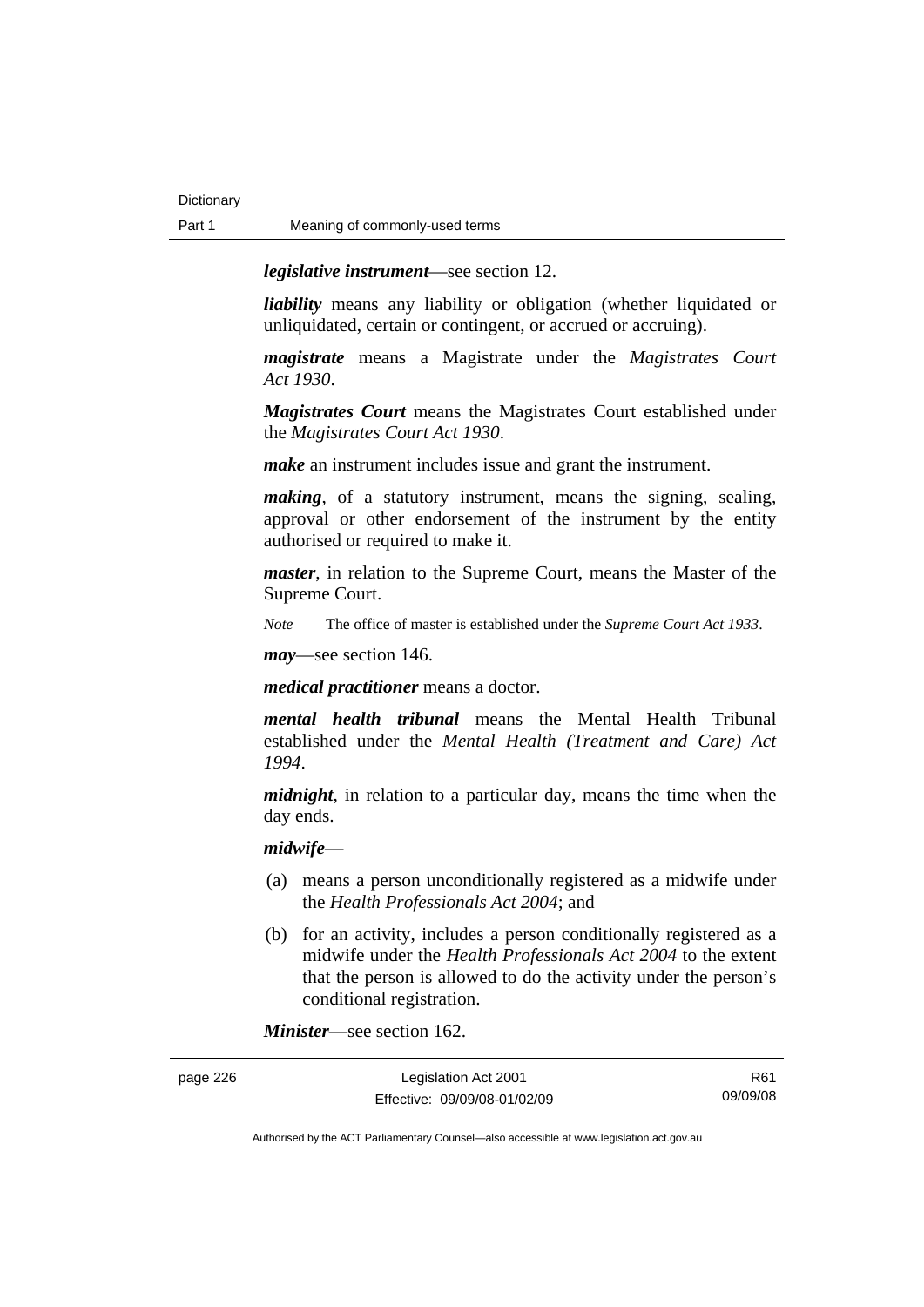***legislative instrument***—see section 12.

***liability*** means any liability or obligation (whether liquidated or unliquidated, certain or contingent, or accrued or accruing).

***magistrate*** means a Magistrate under the *Magistrates Court Act 1930*.

***Magistrates Court*** means the Magistrates Court established under the *Magistrates Court Act 1930*.

***make*** an instrument includes issue and grant the instrument.

***making***, of a statutory instrument, means the signing, sealing, approval or other endorsement of the instrument by the entity authorised or required to make it.

***master***, in relation to the Supreme Court, means the Master of the Supreme Court.

*Note* The office of master is established under the *Supreme Court Act 1933*.

***may***—see section 146.

***medical practitioner*** means a doctor.

***mental health tribunal*** means the Mental Health Tribunal established under the *Mental Health (Treatment and Care) Act 1994*.

***midnight***, in relation to a particular day, means the time when the day ends.

***midwife***—

(a) means a person unconditionally registered as a midwife under the *Health Professionals Act 2004*; and

(b) for an activity, includes a person conditionally registered as a midwife under the *Health Professionals Act 2004* to the extent that the person is allowed to do the activity under the person's conditional registration.

***Minister***—see section 162.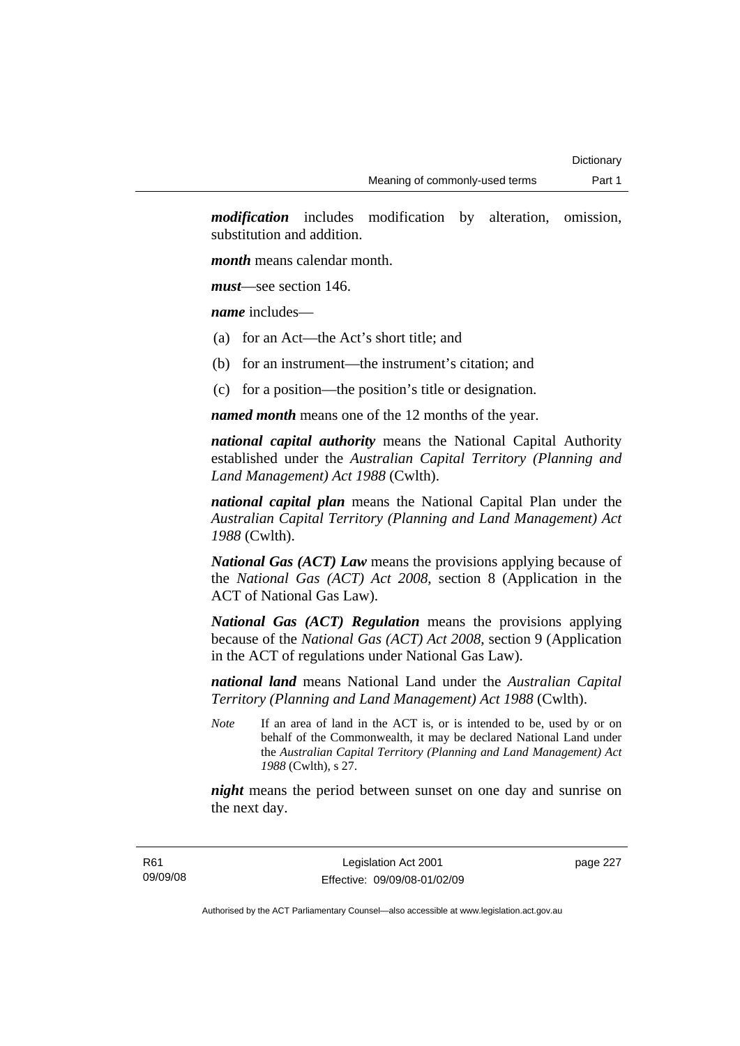***modification*** includes modification by alteration, omission, substitution and addition.

***month*** means calendar month.

***must***—see section 146.

***name*** includes—

(a) for an Act—the Act's short title; and

(b) for an instrument—the instrument's citation; and

(c) for a position—the position's title or designation.

***named month*** means one of the 12 months of the year.

***national capital authority*** means the National Capital Authority established under the *Australian Capital Territory (Planning and Land Management) Act 1988* (Cwlth).

***national capital plan*** means the National Capital Plan under the *Australian Capital Territory (Planning and Land Management) Act 1988* (Cwlth).

***National Gas (ACT) Law*** means the provisions applying because of the *National Gas (ACT) Act 2008*, section 8 (Application in the ACT of National Gas Law).

***National Gas (ACT) Regulation*** means the provisions applying because of the *National Gas (ACT) Act 2008*, section 9 (Application in the ACT of regulations under National Gas Law).

***national land*** means National Land under the *Australian Capital Territory (Planning and Land Management) Act 1988* (Cwlth).

*Note* If an area of land in the ACT is, or is intended to be, used by or on behalf of the Commonwealth, it may be declared National Land under the *Australian Capital Territory (Planning and Land Management) Act 1988* (Cwlth), s 27.

***night*** means the period between sunset on one day and sunrise on the next day.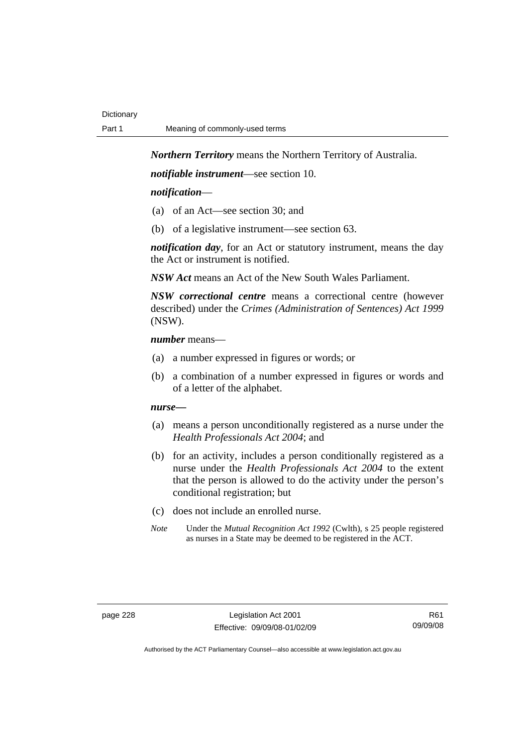***Northern Territory*** means the Northern Territory of Australia.

***notifiable instrument***—see section 10.

***notification***—

(a) of an Act—see section 30; and

(b) of a legislative instrument—see section 63.

***notification day***, for an Act or statutory instrument, means the day the Act or instrument is notified.

***NSW Act*** means an Act of the New South Wales Parliament.

***NSW correctional centre*** means a correctional centre (however described) under the *Crimes (Administration of Sentences) Act 1999* (NSW).

***number*** means—

(a) a number expressed in figures or words; or

(b) a combination of a number expressed in figures or words and of a letter of the alphabet.

***nurse—***

(a) means a person unconditionally registered as a nurse under the *Health Professionals Act 2004*; and

(b) for an activity, includes a person conditionally registered as a nurse under the *Health Professionals Act 2004* to the extent that the person is allowed to do the activity under the person's conditional registration; but

(c) does not include an enrolled nurse.

*Note* Under the *Mutual Recognition Act 1992* (Cwlth), s 25 people registered as nurses in a State may be deemed to be registered in the ACT.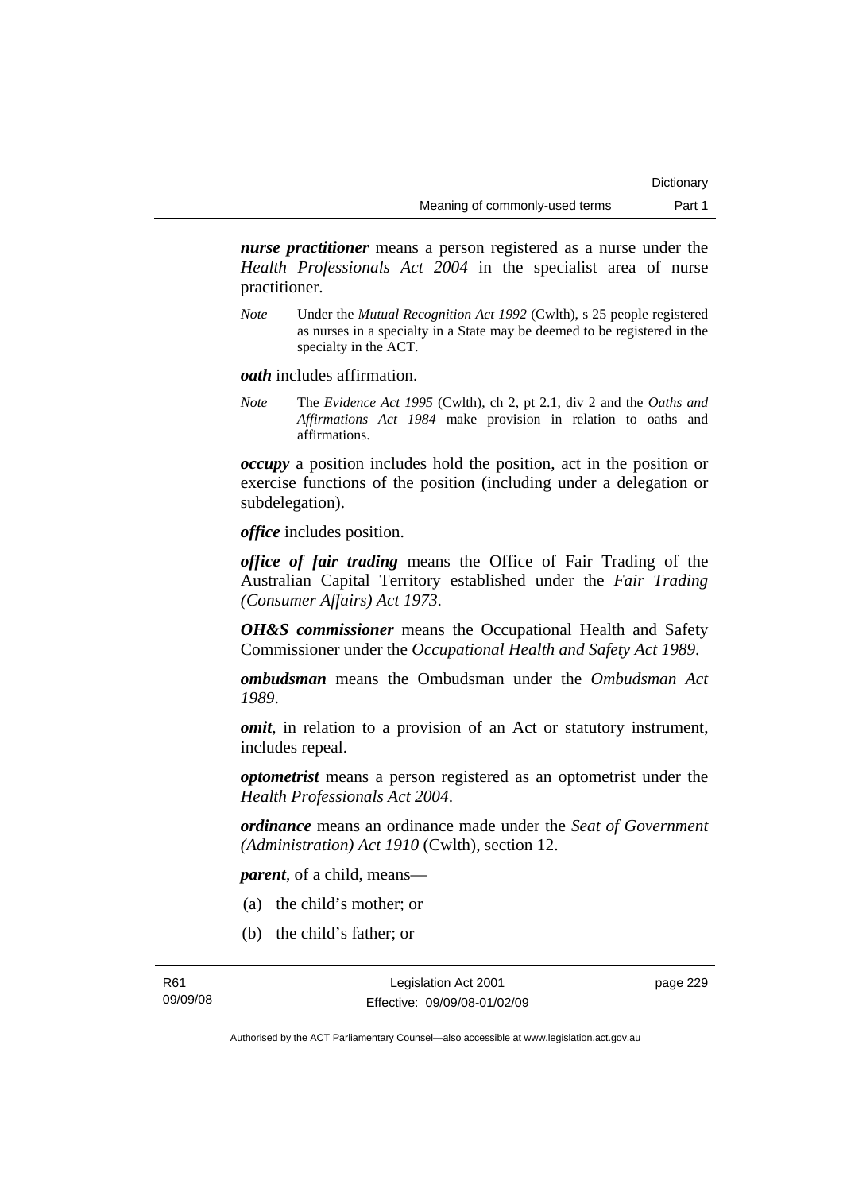***nurse practitioner*** means a person registered as a nurse under the *Health Professionals Act 2004* in the specialist area of nurse practitioner.

*Note* Under the *Mutual Recognition Act 1992* (Cwlth), s 25 people registered as nurses in a specialty in a State may be deemed to be registered in the specialty in the ACT.

***oath*** includes affirmation.

*Note* The *Evidence Act 1995* (Cwlth), ch 2, pt 2.1, div 2 and the *Oaths and Affirmations Act 1984* make provision in relation to oaths and affirmations.

***occupy*** a position includes hold the position, act in the position or exercise functions of the position (including under a delegation or subdelegation).

***office*** includes position.

***office of fair trading*** means the Office of Fair Trading of the Australian Capital Territory established under the *Fair Trading (Consumer Affairs) Act 1973*.

***OH&S commissioner*** means the Occupational Health and Safety Commissioner under the *Occupational Health and Safety Act 1989*.

***ombudsman*** means the Ombudsman under the *Ombudsman Act 1989*.

***omit***, in relation to a provision of an Act or statutory instrument, includes repeal.

***optometrist*** means a person registered as an optometrist under the *Health Professionals Act 2004*.

***ordinance*** means an ordinance made under the *Seat of Government (Administration) Act 1910* (Cwlth), section 12.

***parent***, of a child, means—

(a) the child's mother; or

(b) the child's father; or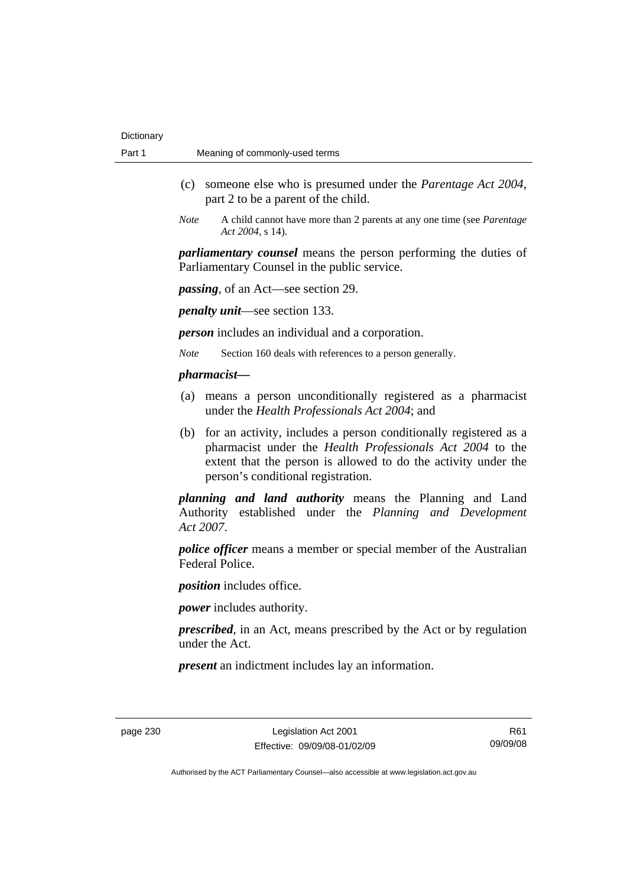(c) someone else who is presumed under the *Parentage Act 2004*, part 2 to be a parent of the child.

*Note* A child cannot have more than 2 parents at any one time (see *Parentage Act 2004*, s 14).

***parliamentary counsel*** means the person performing the duties of Parliamentary Counsel in the public service.

***passing***, of an Act—see section 29.

***penalty unit***—see section 133.

***person*** includes an individual and a corporation.

*Note* Section 160 deals with references to a person generally.

***pharmacist***—

(a) means a person unconditionally registered as a pharmacist under the *Health Professionals Act 2004*; and

(b) for an activity, includes a person conditionally registered as a pharmacist under the *Health Professionals Act 2004* to the extent that the person is allowed to do the activity under the person's conditional registration.

***planning and land authority*** means the Planning and Land Authority established under the *Planning and Development Act 2007*.

***police officer*** means a member or special member of the Australian Federal Police.

***position*** includes office.

***power*** includes authority.

***prescribed***, in an Act, means prescribed by the Act or by regulation under the Act.

***present*** an indictment includes lay an information.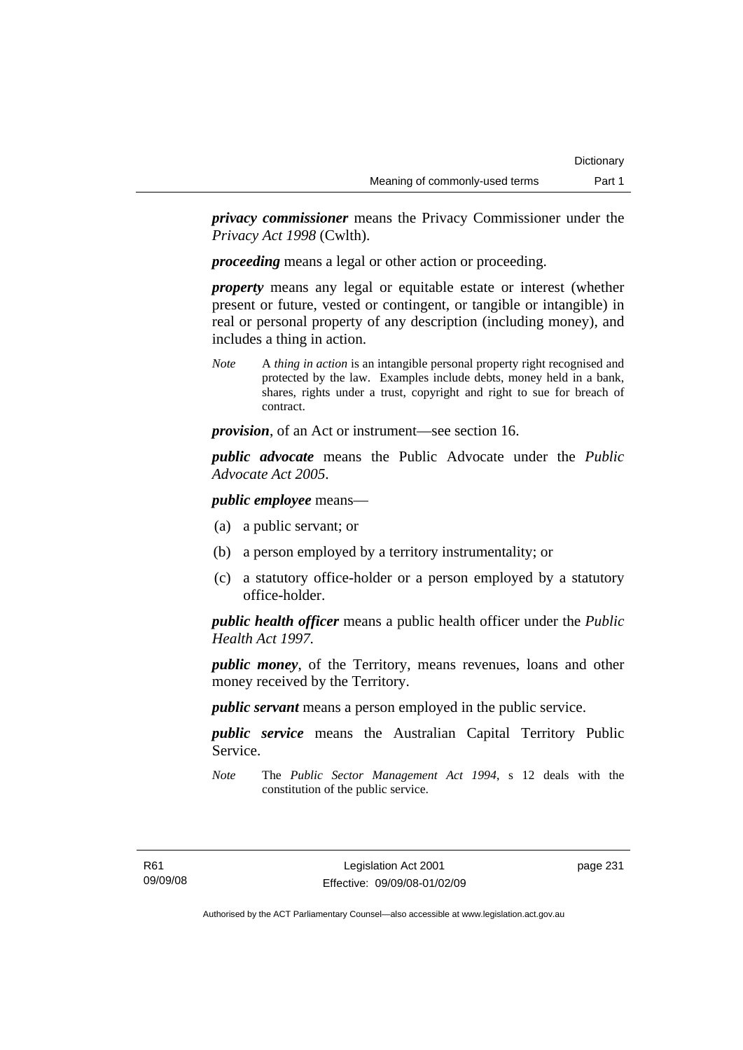***privacy commissioner*** means the Privacy Commissioner under the *Privacy Act 1998* (Cwlth).

***proceeding*** means a legal or other action or proceeding.

***property*** means any legal or equitable estate or interest (whether present or future, vested or contingent, or tangible or intangible) in real or personal property of any description (including money), and includes a thing in action.

*Note* A *thing in action* is an intangible personal property right recognised and protected by the law. Examples include debts, money held in a bank, shares, rights under a trust, copyright and right to sue for breach of contract.

***provision***, of an Act or instrument—see section 16.

***public advocate*** means the Public Advocate under the *Public Advocate Act 2005*.

***public employee*** means—

(a) a public servant; or

(b) a person employed by a territory instrumentality; or

(c) a statutory office-holder or a person employed by a statutory office-holder.

***public health officer*** means a public health officer under the *Public Health Act 1997*.

***public money***, of the Territory, means revenues, loans and other money received by the Territory.

***public servant*** means a person employed in the public service.

***public service*** means the Australian Capital Territory Public Service.

*Note* The *Public Sector Management Act 1994*, s 12 deals with the constitution of the public service.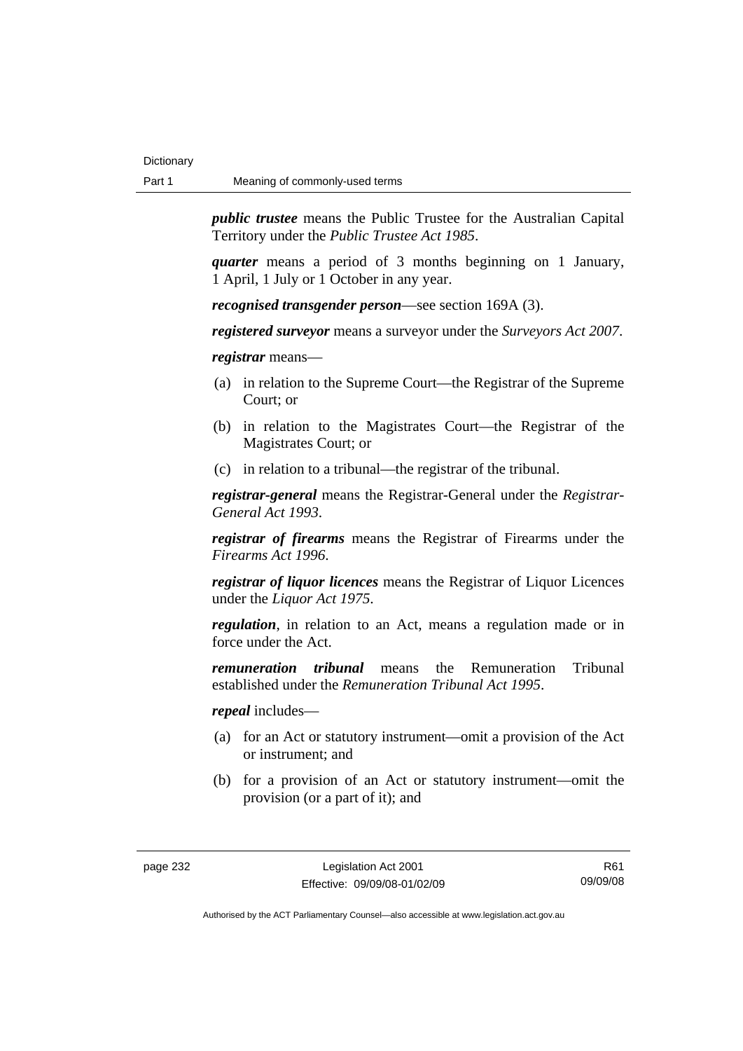***public trustee*** means the Public Trustee for the Australian Capital Territory under the *Public Trustee Act 1985*.

***quarter*** means a period of 3 months beginning on 1 January, 1 April, 1 July or 1 October in any year.

***recognised transgender person***—see section 169A (3).

***registered surveyor*** means a surveyor under the *Surveyors Act 2007*.

***registrar*** means—

(a) in relation to the Supreme Court—the Registrar of the Supreme Court; or

(b) in relation to the Magistrates Court—the Registrar of the Magistrates Court; or

(c) in relation to a tribunal—the registrar of the tribunal.

***registrar-general*** means the Registrar-General under the *Registrar-General Act 1993*.

***registrar of firearms*** means the Registrar of Firearms under the *Firearms Act 1996*.

***registrar of liquor licences*** means the Registrar of Liquor Licences under the *Liquor Act 1975*.

***regulation***, in relation to an Act, means a regulation made or in force under the Act.

***remuneration tribunal*** means the Remuneration Tribunal established under the *Remuneration Tribunal Act 1995*.

***repeal*** includes—

(a) for an Act or statutory instrument—omit a provision of the Act or instrument; and

(b) for a provision of an Act or statutory instrument—omit the provision (or a part of it); and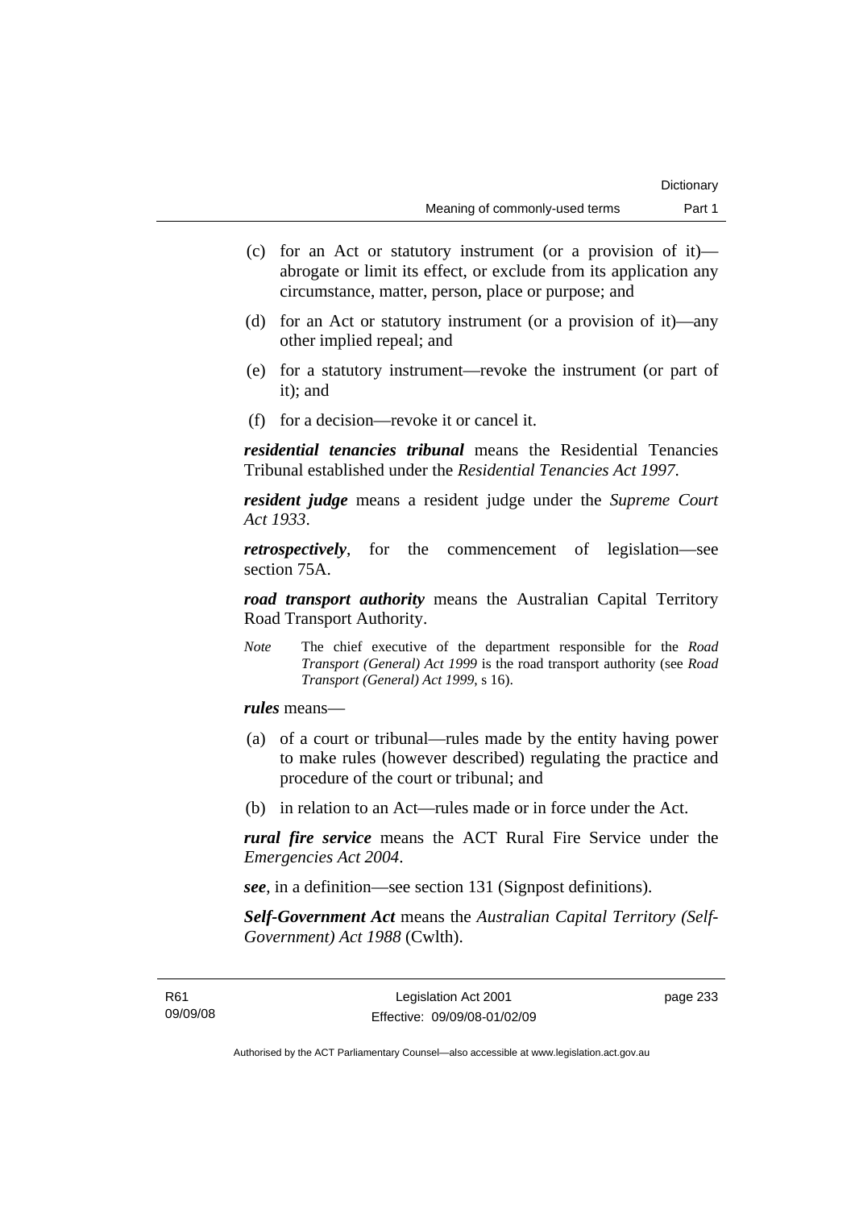(c) for an Act or statutory instrument (or a provision of it)—abrogate or limit its effect, or exclude from its application any circumstance, matter, person, place or purpose; and

(d) for an Act or statutory instrument (or a provision of it)—any other implied repeal; and

(e) for a statutory instrument—revoke the instrument (or part of it); and

(f) for a decision—revoke it or cancel it.

***residential tenancies tribunal*** means the Residential Tenancies Tribunal established under the *Residential Tenancies Act 1997*.

***resident judge*** means a resident judge under the *Supreme Court Act 1933*.

***retrospectively***, for the commencement of legislation—see section 75A.

***road transport authority*** means the Australian Capital Territory Road Transport Authority.

*Note* The chief executive of the department responsible for the *Road Transport (General) Act 1999* is the road transport authority (see *Road Transport (General) Act 1999*, s 16).

***rules*** means—

(a) of a court or tribunal—rules made by the entity having power to make rules (however described) regulating the practice and procedure of the court or tribunal; and

(b) in relation to an Act—rules made or in force under the Act.

***rural fire service*** means the ACT Rural Fire Service under the *Emergencies Act 2004*.

***see***, in a definition—see section 131 (Signpost definitions).

***Self-Government Act*** means the *Australian Capital Territory (Self-Government) Act 1988* (Cwlth).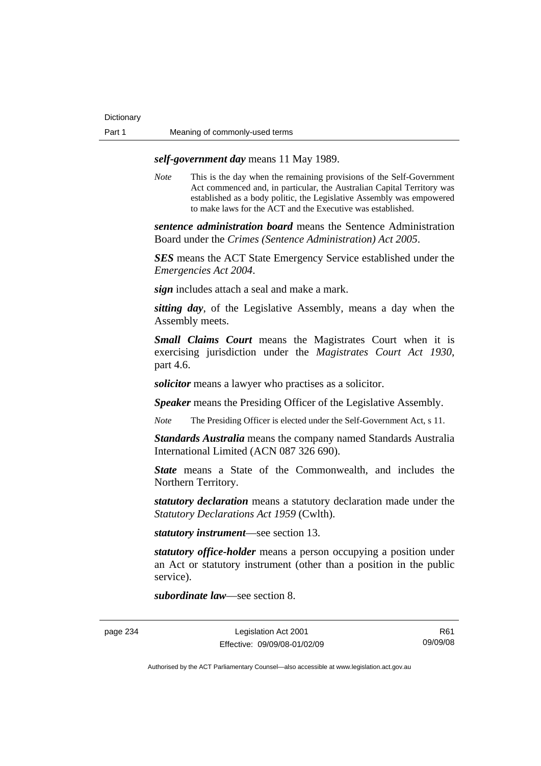***self-government day*** means 11 May 1989.

*Note* This is the day when the remaining provisions of the Self-Government Act commenced and, in particular, the Australian Capital Territory was established as a body politic, the Legislative Assembly was empowered to make laws for the ACT and the Executive was established.

***sentence administration board*** means the Sentence Administration Board under the *Crimes (Sentence Administration) Act 2005*.

***SES*** means the ACT State Emergency Service established under the *Emergencies Act 2004*.

***sign*** includes attach a seal and make a mark.

***sitting day***, of the Legislative Assembly, means a day when the Assembly meets.

***Small Claims Court*** means the Magistrates Court when it is exercising jurisdiction under the *Magistrates Court Act 1930*, part 4.6.

***solicitor*** means a lawyer who practises as a solicitor.

***Speaker*** means the Presiding Officer of the Legislative Assembly.

*Note* The Presiding Officer is elected under the Self-Government Act, s 11.

***Standards Australia*** means the company named Standards Australia International Limited (ACN 087 326 690).

***State*** means a State of the Commonwealth, and includes the Northern Territory.

***statutory declaration*** means a statutory declaration made under the *Statutory Declarations Act 1959* (Cwlth).

***statutory instrument***—see section 13.

***statutory office-holder*** means a person occupying a position under an Act or statutory instrument (other than a position in the public service).

***subordinate law***—see section 8.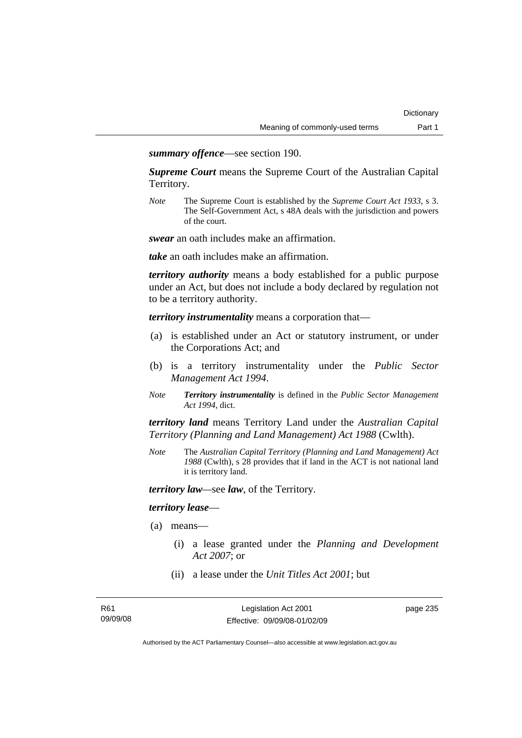***summary offence***—see section 190.

***Supreme Court*** means the Supreme Court of the Australian Capital Territory.

*Note* The Supreme Court is established by the *Supreme Court Act 1933*, s 3. The Self-Government Act, s 48A deals with the jurisdiction and powers of the court.

***swear*** an oath includes make an affirmation.

***take*** an oath includes make an affirmation.

***territory authority*** means a body established for a public purpose under an Act, but does not include a body declared by regulation not to be a territory authority.

***territory instrumentality*** means a corporation that—

(a) is established under an Act or statutory instrument, or under the Corporations Act; and

(b) is a territory instrumentality under the *Public Sector Management Act 1994*.

*Note* ***Territory instrumentality*** is defined in the *Public Sector Management Act 1994*, dict.

***territory land*** means Territory Land under the *Australian Capital Territory (Planning and Land Management) Act 1988* (Cwlth).

*Note* The *Australian Capital Territory (Planning and Land Management) Act 1988* (Cwlth), s 28 provides that if land in the ACT is not national land it is territory land.

***territory law***—see ***law***, of the Territory.

***territory lease***—

(a) means—

(i) a lease granted under the *Planning and Development Act 2007*; or

(ii) a lease under the *Unit Titles Act 2001*; but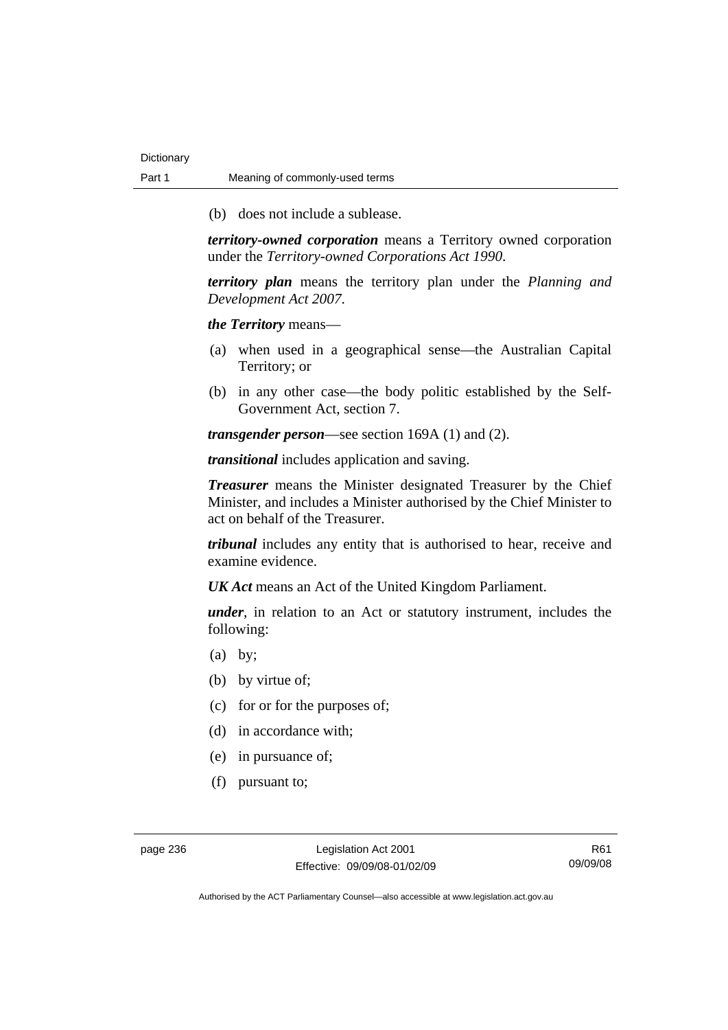(b) does not include a sublease.

***territory-owned corporation*** means a Territory owned corporation under the *Territory-owned Corporations Act 1990*.

***territory plan*** means the territory plan under the *Planning and Development Act 2007*.

***the Territory*** means—

(a) when used in a geographical sense—the Australian Capital Territory; or

(b) in any other case—the body politic established by the Self-Government Act, section 7.

***transgender person***—see section 169A (1) and (2).

***transitional*** includes application and saving.

***Treasurer*** means the Minister designated Treasurer by the Chief Minister, and includes a Minister authorised by the Chief Minister to act on behalf of the Treasurer.

***tribunal*** includes any entity that is authorised to hear, receive and examine evidence.

***UK Act*** means an Act of the United Kingdom Parliament.

***under***, in relation to an Act or statutory instrument, includes the following:

(a) by;

(b) by virtue of;

(c) for or for the purposes of;

(d) in accordance with;

(e) in pursuance of;

(f) pursuant to;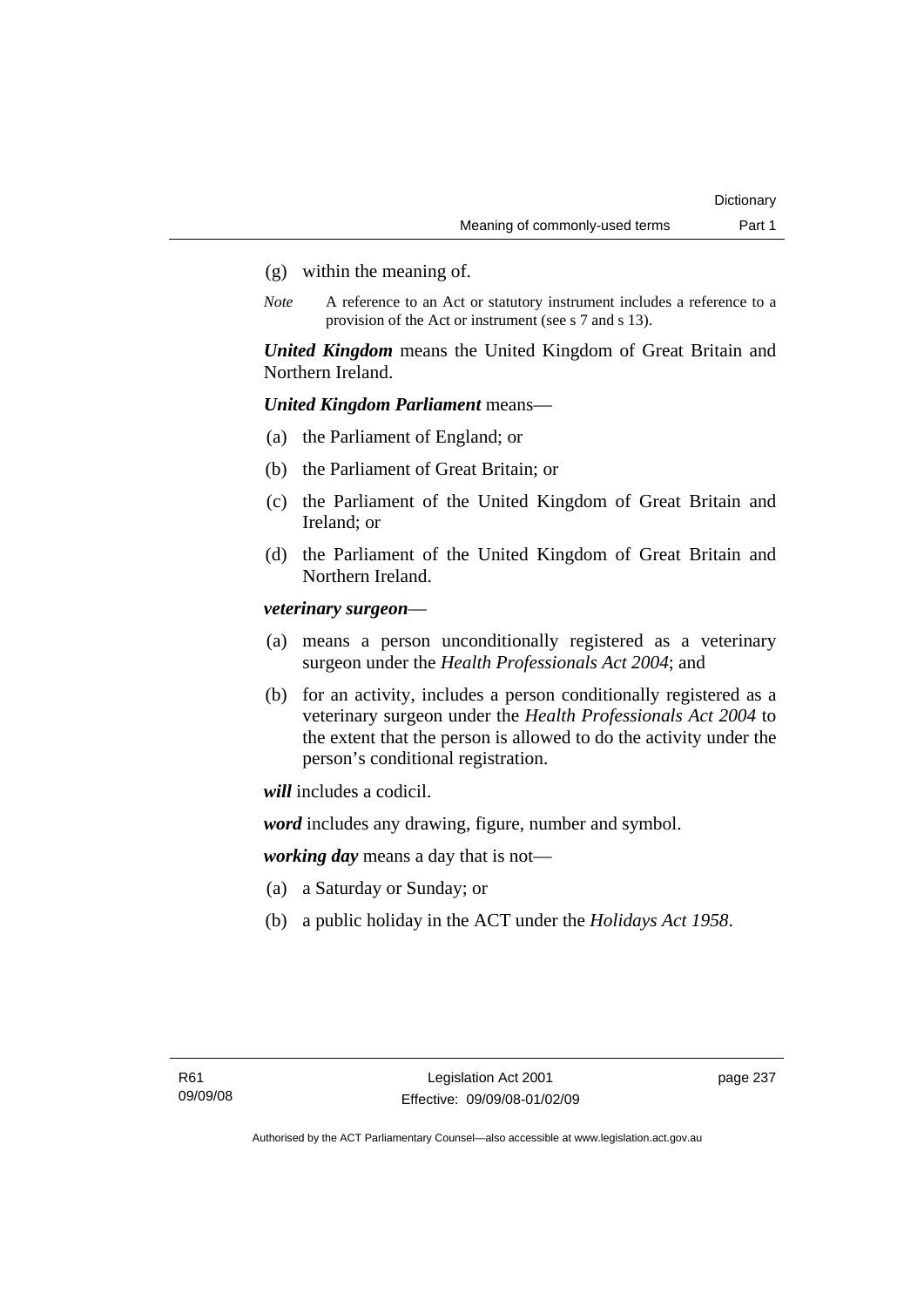(g) within the meaning of.

*Note* A reference to an Act or statutory instrument includes a reference to a provision of the Act or instrument (see s 7 and s 13).

***United Kingdom*** means the United Kingdom of Great Britain and Northern Ireland.

***United Kingdom Parliament*** means—

(a) the Parliament of England; or

(b) the Parliament of Great Britain; or

(c) the Parliament of the United Kingdom of Great Britain and Ireland; or

(d) the Parliament of the United Kingdom of Great Britain and Northern Ireland.

***veterinary surgeon***—

(a) means a person unconditionally registered as a veterinary surgeon under the *Health Professionals Act 2004*; and

(b) for an activity, includes a person conditionally registered as a veterinary surgeon under the *Health Professionals Act 2004* to the extent that the person is allowed to do the activity under the person's conditional registration.

***will*** includes a codicil.

***word*** includes any drawing, figure, number and symbol.

***working day*** means a day that is not—

(a) a Saturday or Sunday; or

(b) a public holiday in the ACT under the *Holidays Act 1958*.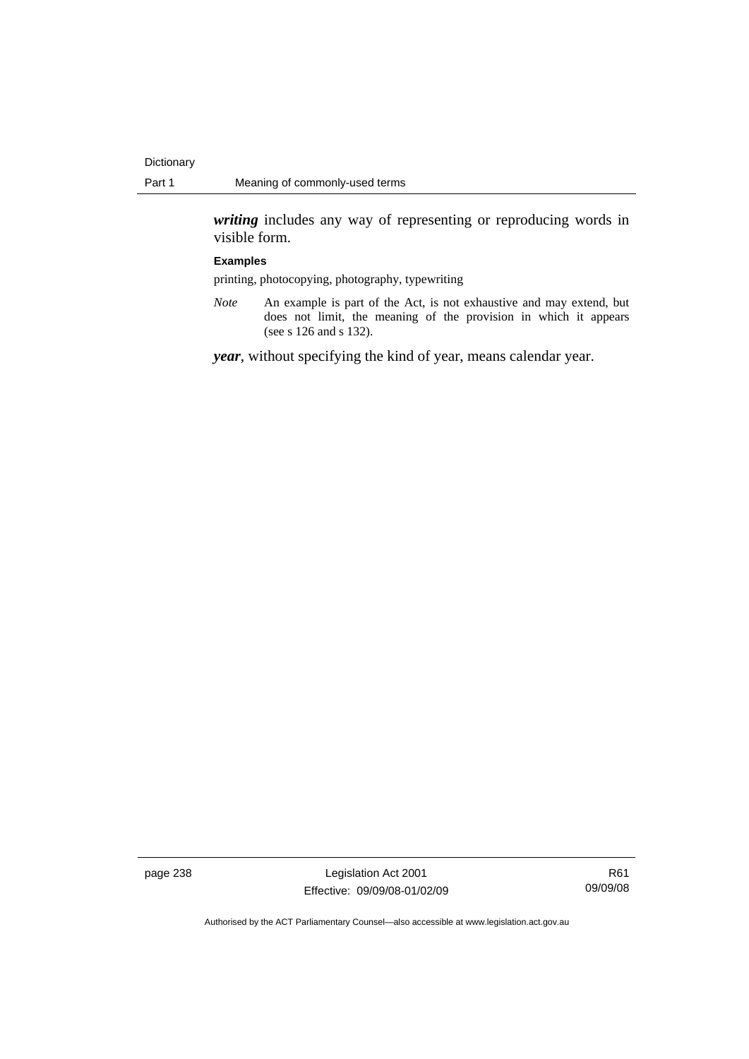***writing*** includes any way of representing or reproducing words in visible form.

**Examples**

printing, photocopying, photography, typewriting

*Note* An example is part of the Act, is not exhaustive and may extend, but does not limit, the meaning of the provision in which it appears (see s 126 and s 132).

***year***, without specifying the kind of year, means calendar year.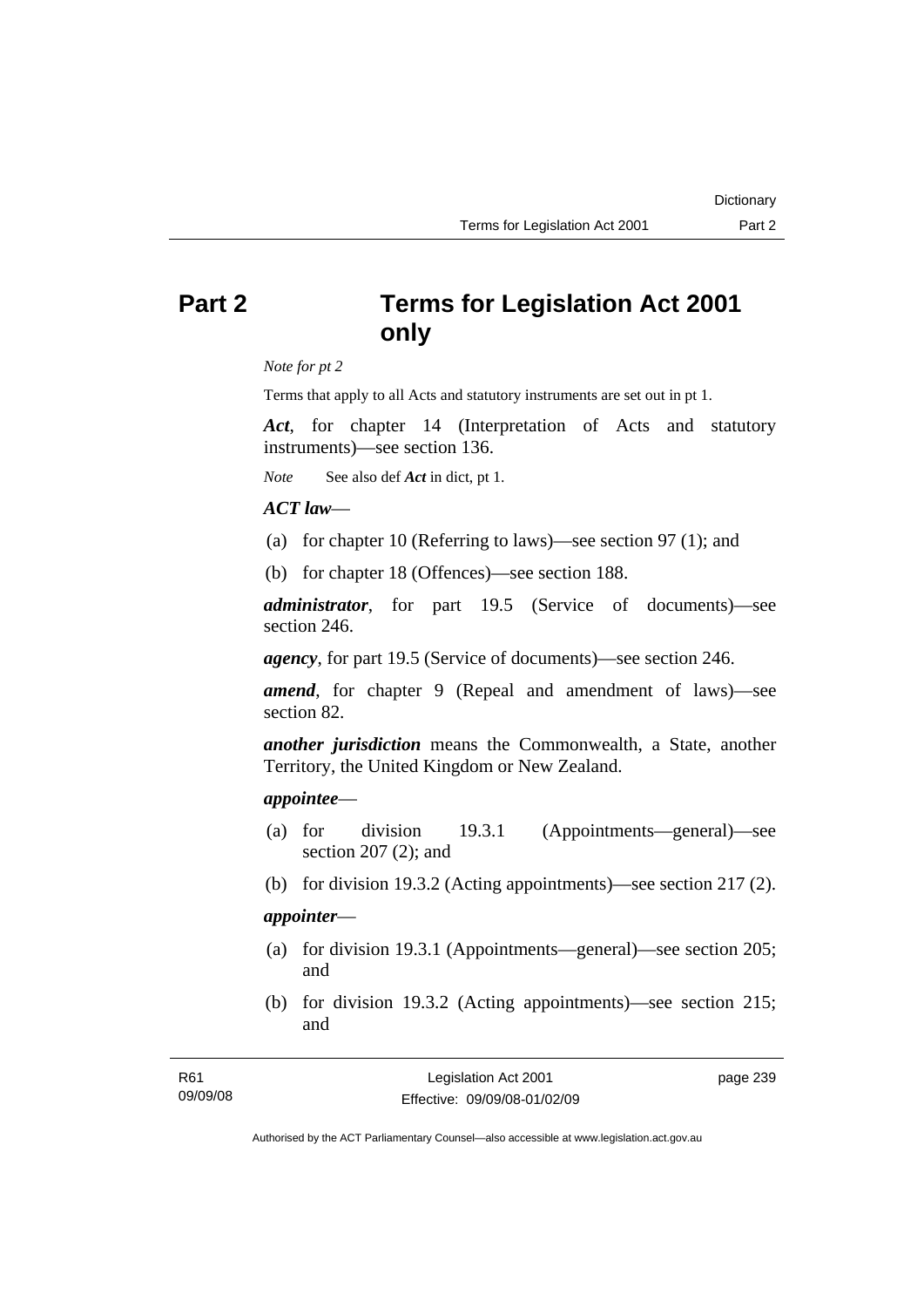# Part 2 Terms for Legislation Act 2001 only

*Note for pt 2*

Terms that apply to all Acts and statutory instruments are set out in pt 1.

***Act***, for chapter 14 (Interpretation of Acts and statutory instruments)—see section 136.

*Note* See also def ***Act*** in dict, pt 1.

***ACT law***—

(a) for chapter 10 (Referring to laws)—see section 97 (1); and

(b) for chapter 18 (Offences)—see section 188.

***administrator***, for part 19.5 (Service of documents)—see section 246.

***agency***, for part 19.5 (Service of documents)—see section 246.

***amend***, for chapter 9 (Repeal and amendment of laws)—see section 82.

***another jurisdiction*** means the Commonwealth, a State, another Territory, the United Kingdom or New Zealand.

***appointee***—

(a) for division 19.3.1 (Appointments—general)—see section 207 (2); and

(b) for division 19.3.2 (Acting appointments)—see section 217 (2).

***appointer***—

(a) for division 19.3.1 (Appointments—general)—see section 205; and

(b) for division 19.3.2 (Acting appointments)—see section 215; and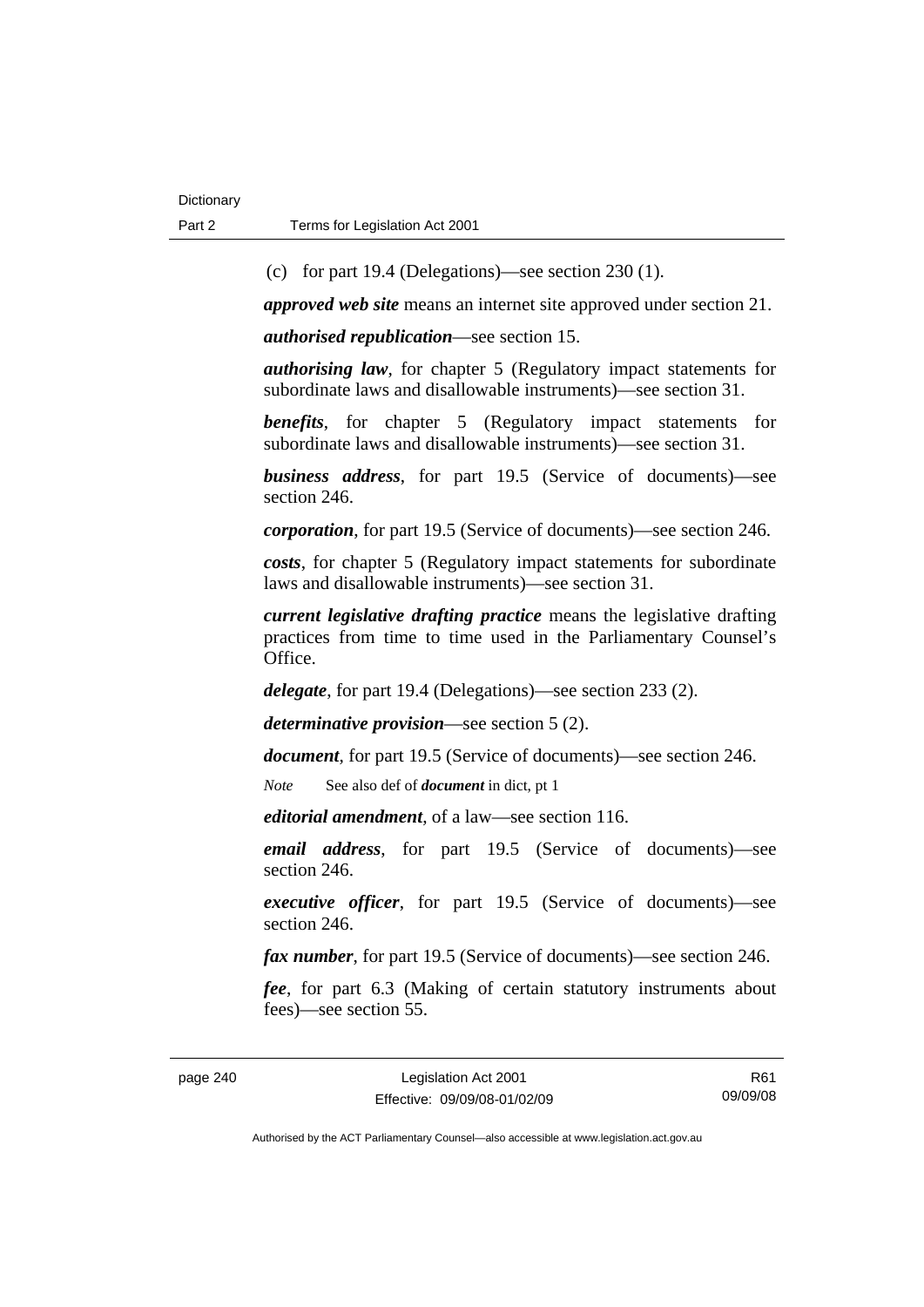(c) for part 19.4 (Delegations)—see section 230 (1).

***approved web site*** means an internet site approved under section 21.

***authorised republication***—see section 15.

***authorising law***, for chapter 5 (Regulatory impact statements for subordinate laws and disallowable instruments)—see section 31.

***benefits***, for chapter 5 (Regulatory impact statements for subordinate laws and disallowable instruments)—see section 31.

***business address***, for part 19.5 (Service of documents)—see section 246.

***corporation***, for part 19.5 (Service of documents)—see section 246.

***costs***, for chapter 5 (Regulatory impact statements for subordinate laws and disallowable instruments)—see section 31.

***current legislative drafting practice*** means the legislative drafting practices from time to time used in the Parliamentary Counsel's Office.

***delegate***, for part 19.4 (Delegations)—see section 233 (2).

***determinative provision***—see section 5 (2).

***document***, for part 19.5 (Service of documents)—see section 246.

*Note* See also def of ***document*** in dict, pt 1

***editorial amendment***, of a law—see section 116.

***email address***, for part 19.5 (Service of documents)—see section 246.

***executive officer***, for part 19.5 (Service of documents)—see section 246.

***fax number***, for part 19.5 (Service of documents)—see section 246.

***fee***, for part 6.3 (Making of certain statutory instruments about fees)—see section 55.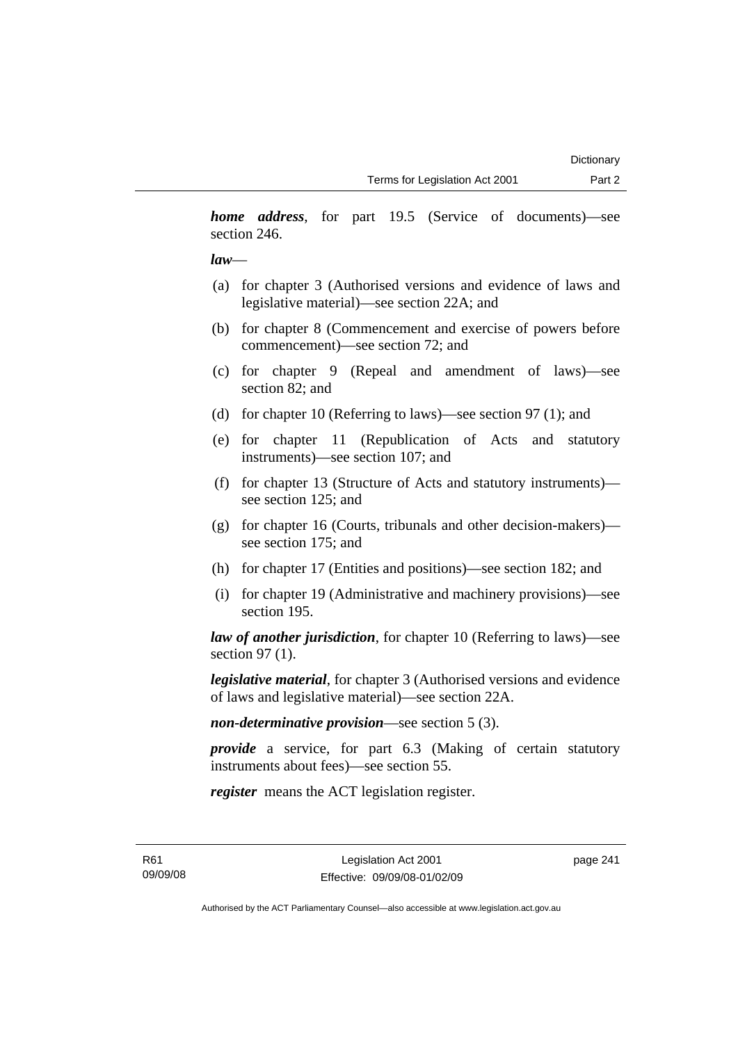***home address***, for part 19.5 (Service of documents)—see section 246.

***law***—

(a) for chapter 3 (Authorised versions and evidence of laws and legislative material)—see section 22A; and

(b) for chapter 8 (Commencement and exercise of powers before commencement)—see section 72; and

(c) for chapter 9 (Repeal and amendment of laws)—see section 82; and

(d) for chapter 10 (Referring to laws)—see section 97 (1); and

(e) for chapter 11 (Republication of Acts and statutory instruments)—see section 107; and

(f) for chapter 13 (Structure of Acts and statutory instruments)—see section 125; and

(g) for chapter 16 (Courts, tribunals and other decision-makers)—see section 175; and

(h) for chapter 17 (Entities and positions)—see section 182; and

(i) for chapter 19 (Administrative and machinery provisions)—see section 195.

***law of another jurisdiction***, for chapter 10 (Referring to laws)—see section 97 (1).

***legislative material***, for chapter 3 (Authorised versions and evidence of laws and legislative material)—see section 22A.

***non-determinative provision***—see section 5 (3).

***provide*** a service, for part 6.3 (Making of certain statutory instruments about fees)—see section 55.

***register*** means the ACT legislation register.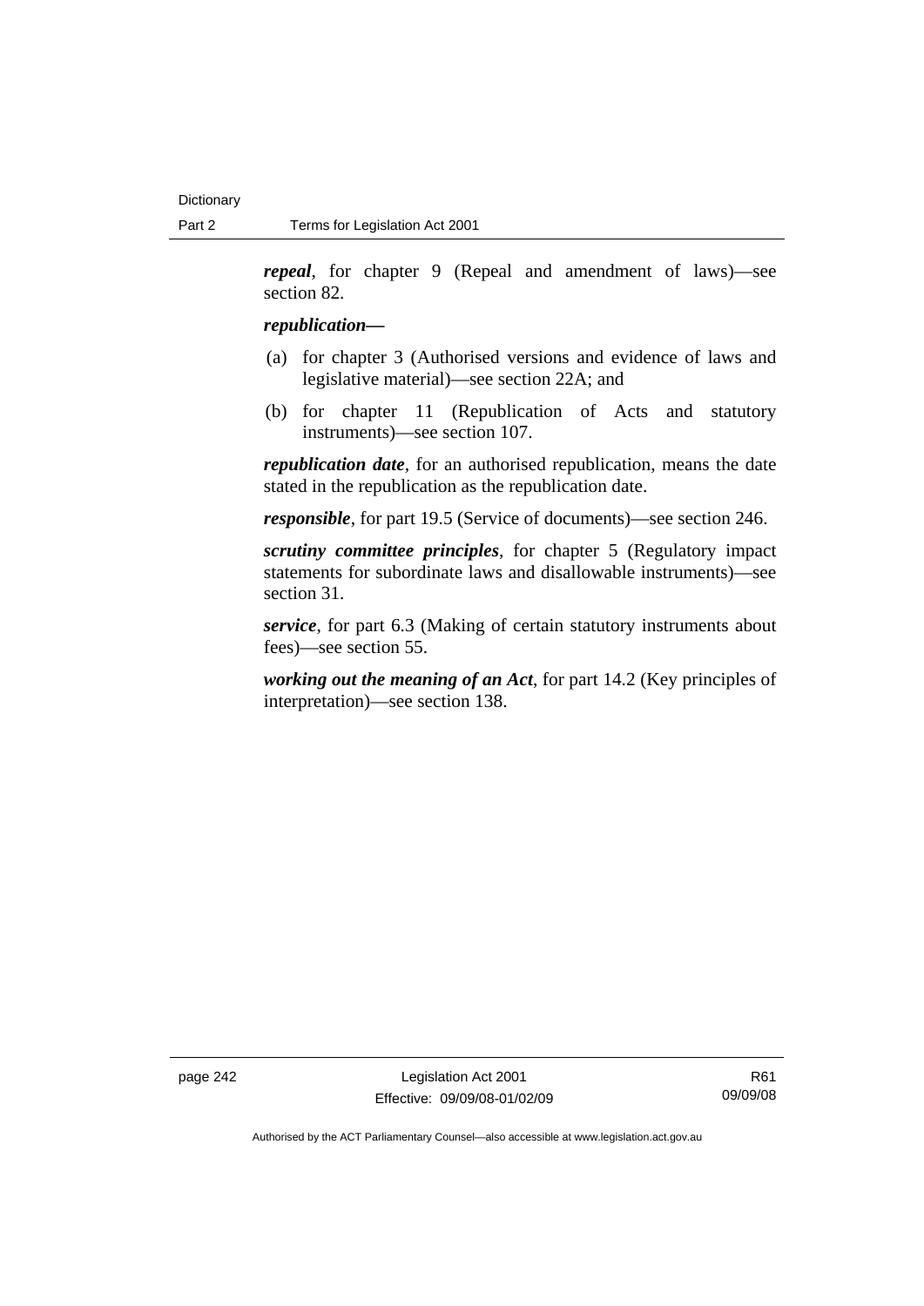***repeal***, for chapter 9 (Repeal and amendment of laws)—see section 82.

***republication—***

(a) for chapter 3 (Authorised versions and evidence of laws and legislative material)—see section 22A; and

(b) for chapter 11 (Republication of Acts and statutory instruments)—see section 107.

***republication date***, for an authorised republication, means the date stated in the republication as the republication date.

***responsible***, for part 19.5 (Service of documents)—see section 246.

***scrutiny committee principles***, for chapter 5 (Regulatory impact statements for subordinate laws and disallowable instruments)—see section 31.

***service***, for part 6.3 (Making of certain statutory instruments about fees)—see section 55.

***working out the meaning of an Act***, for part 14.2 (Key principles of interpretation)—see section 138.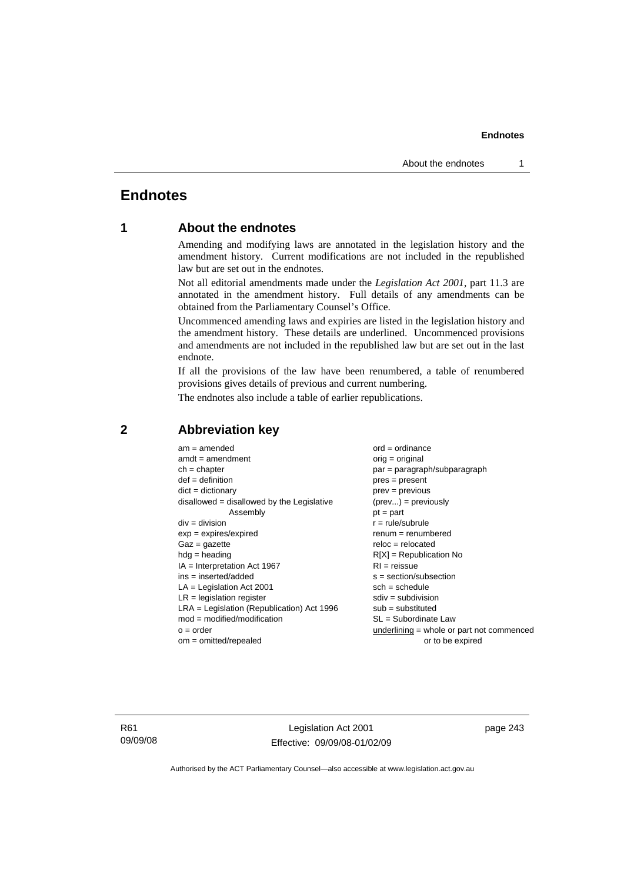# Endnotes

## 1 About the endnotes

Amending and modifying laws are annotated in the legislation history and the amendment history. Current modifications are not included in the republished law but are set out in the endnotes.

Not all editorial amendments made under the *Legislation Act 2001*, part 11.3 are annotated in the amendment history. Full details of any amendments can be obtained from the Parliamentary Counsel's Office.

Uncommenced amending laws and expiries are listed in the legislation history and the amendment history. These details are underlined. Uncommenced provisions and amendments are not included in the republished law but are set out in the last endnote.

If all the provisions of the law have been renumbered, a table of renumbered provisions gives details of previous and current numbering.

The endnotes also include a table of earlier republications.

## 2 Abbreviation key

am = amended
amdt = amendment
ch = chapter
def = definition
dict = dictionary
disallowed = disallowed by the Legislative Assembly
div = division
exp = expires/expired
Gaz = gazette
hdg = heading
IA = Interpretation Act 1967
ins = inserted/added
LA = Legislation Act 2001
LR = legislation register
LRA = Legislation (Republication) Act 1996
mod = modified/modification
o = order
om = omitted/repealed
ord = ordinance
orig = original
par = paragraph/subparagraph
pres = present
prev = previous
(prev...) = previously
pt = part
r = rule/subrule
renum = renumbered
reloc = relocated
R[X] = Republication No
RI = reissue
s = section/subsection
sch = schedule
sdiv = subdivision
sub = substituted
SL = Subordinate Law
underlining = whole or part not commenced or to be expired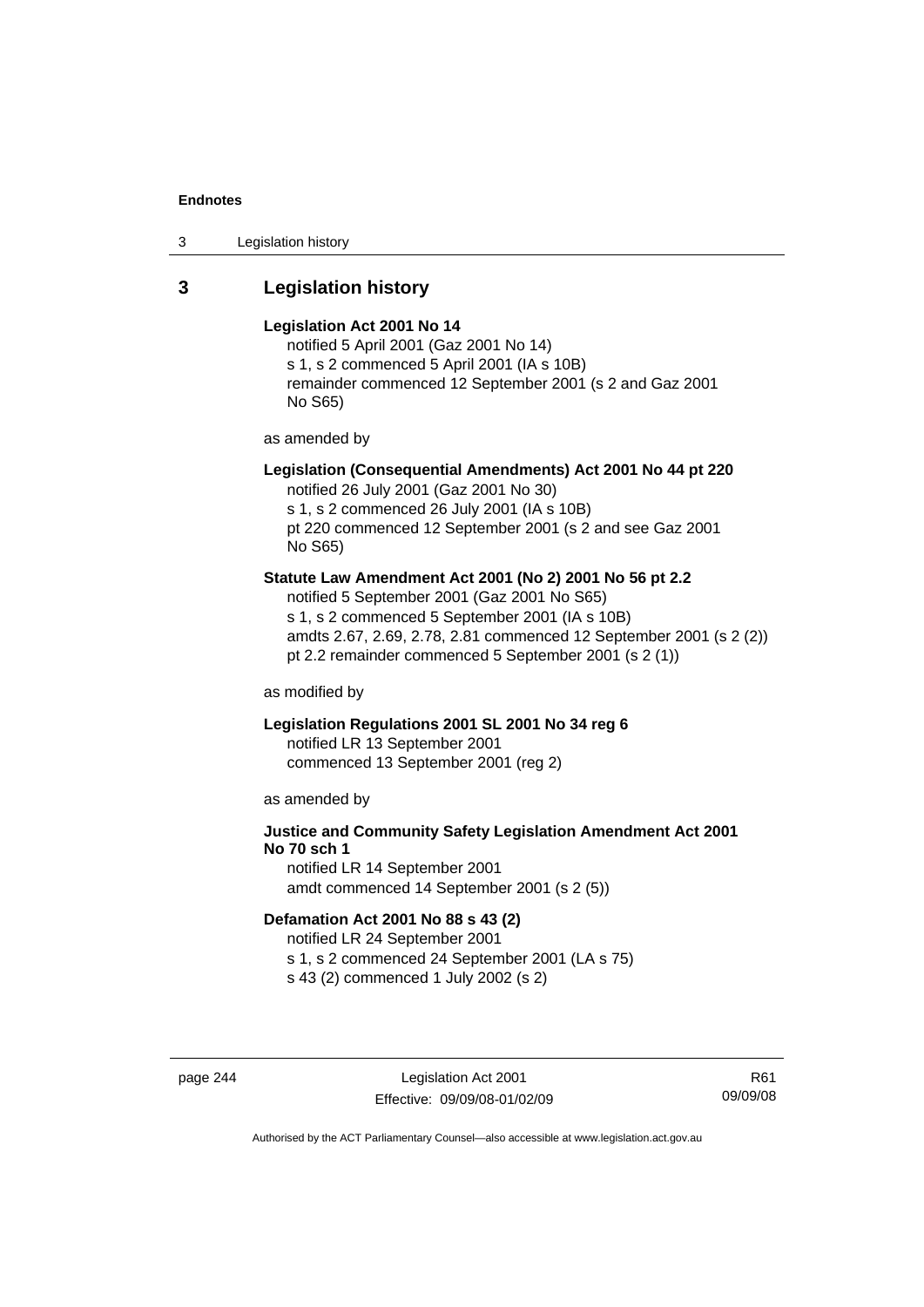## 3 Legislation history

**Legislation Act 2001 No 14**

notified 5 April 2001 (Gaz 2001 No 14)
s 1, s 2 commenced 5 April 2001 (IA s 10B)
remainder commenced 12 September 2001 (s 2 and Gaz 2001 No S65)

as amended by

**Legislation (Consequential Amendments) Act 2001 No 44 pt 220**

notified 26 July 2001 (Gaz 2001 No 30)
s 1, s 2 commenced 26 July 2001 (IA s 10B)
pt 220 commenced 12 September 2001 (s 2 and see Gaz 2001 No S65)

**Statute Law Amendment Act 2001 (No 2) 2001 No 56 pt 2.2**

notified 5 September 2001 (Gaz 2001 No S65)
s 1, s 2 commenced 5 September 2001 (IA s 10B)
amdts 2.67, 2.69, 2.78, 2.81 commenced 12 September 2001 (s 2 (2))
pt 2.2 remainder commenced 5 September 2001 (s 2 (1))

as modified by

**Legislation Regulations 2001 SL 2001 No 34 reg 6**

notified LR 13 September 2001
commenced 13 September 2001 (reg 2)

as amended by

**Justice and Community Safety Legislation Amendment Act 2001 No 70 sch 1**

notified LR 14 September 2001
amdt commenced 14 September 2001 (s 2 (5))

**Defamation Act 2001 No 88 s 43 (2)**

notified LR 24 September 2001
s 1, s 2 commenced 24 September 2001 (LA s 75)
s 43 (2) commenced 1 July 2002 (s 2)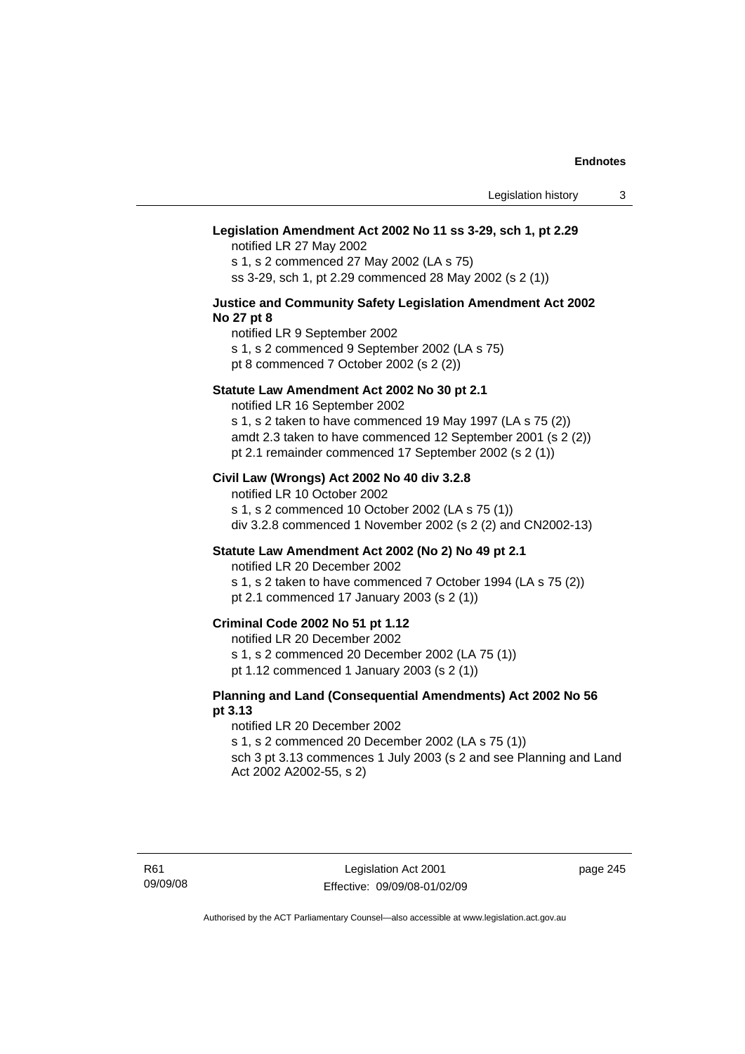**Legislation Amendment Act 2002 No 11 ss 3-29, sch 1, pt 2.29**

notified LR 27 May 2002
s 1, s 2 commenced 27 May 2002 (LA s 75)
ss 3-29, sch 1, pt 2.29 commenced 28 May 2002 (s 2 (1))

**Justice and Community Safety Legislation Amendment Act 2002 No 27 pt 8**

notified LR 9 September 2002
s 1, s 2 commenced 9 September 2002 (LA s 75)
pt 8 commenced 7 October 2002 (s 2 (2))

**Statute Law Amendment Act 2002 No 30 pt 2.1**

notified LR 16 September 2002
s 1, s 2 taken to have commenced 19 May 1997 (LA s 75 (2))
amdt 2.3 taken to have commenced 12 September 2001 (s 2 (2))
pt 2.1 remainder commenced 17 September 2002 (s 2 (1))

**Civil Law (Wrongs) Act 2002 No 40 div 3.2.8**

notified LR 10 October 2002
s 1, s 2 commenced 10 October 2002 (LA s 75 (1))
div 3.2.8 commenced 1 November 2002 (s 2 (2) and CN2002-13)

**Statute Law Amendment Act 2002 (No 2) No 49 pt 2.1**

notified LR 20 December 2002
s 1, s 2 taken to have commenced 7 October 1994 (LA s 75 (2))
pt 2.1 commenced 17 January 2003 (s 2 (1))

**Criminal Code 2002 No 51 pt 1.12**

notified LR 20 December 2002
s 1, s 2 commenced 20 December 2002 (LA 75 (1))
pt 1.12 commenced 1 January 2003 (s 2 (1))

**Planning and Land (Consequential Amendments) Act 2002 No 56 pt 3.13**

notified LR 20 December 2002
s 1, s 2 commenced 20 December 2002 (LA s 75 (1))
sch 3 pt 3.13 commences 1 July 2003 (s 2 and see Planning and Land Act 2002 A2002-55, s 2)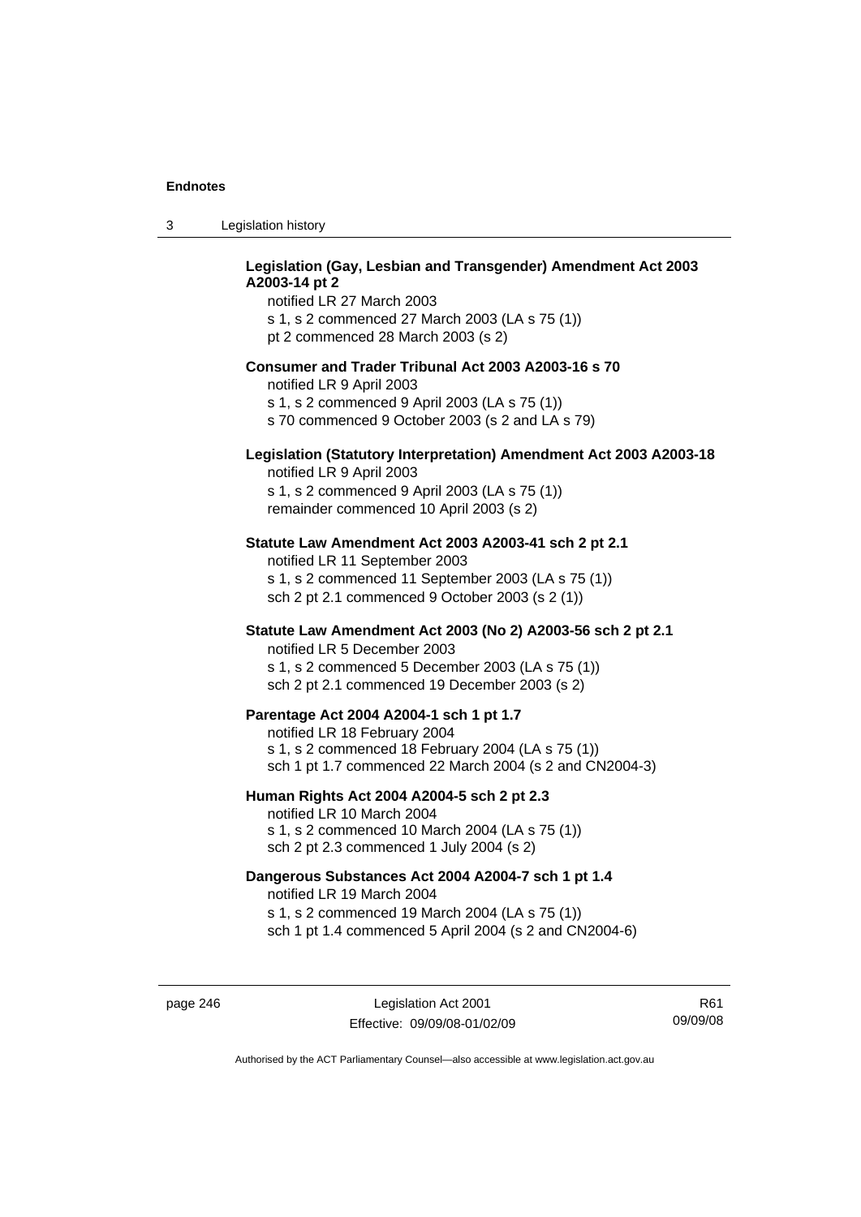**Legislation (Gay, Lesbian and Transgender) Amendment Act 2003 A2003-14 pt 2**

notified LR 27 March 2003
s 1, s 2 commenced 27 March 2003 (LA s 75 (1))
pt 2 commenced 28 March 2003 (s 2)

**Consumer and Trader Tribunal Act 2003 A2003-16 s 70**

notified LR 9 April 2003
s 1, s 2 commenced 9 April 2003 (LA s 75 (1))
s 70 commenced 9 October 2003 (s 2 and LA s 79)

**Legislation (Statutory Interpretation) Amendment Act 2003 A2003-18**

notified LR 9 April 2003
s 1, s 2 commenced 9 April 2003 (LA s 75 (1))
remainder commenced 10 April 2003 (s 2)

**Statute Law Amendment Act 2003 A2003-41 sch 2 pt 2.1**

notified LR 11 September 2003
s 1, s 2 commenced 11 September 2003 (LA s 75 (1))
sch 2 pt 2.1 commenced 9 October 2003 (s 2 (1))

**Statute Law Amendment Act 2003 (No 2) A2003-56 sch 2 pt 2.1**

notified LR 5 December 2003
s 1, s 2 commenced 5 December 2003 (LA s 75 (1))
sch 2 pt 2.1 commenced 19 December 2003 (s 2)

**Parentage Act 2004 A2004-1 sch 1 pt 1.7**

notified LR 18 February 2004
s 1, s 2 commenced 18 February 2004 (LA s 75 (1))
sch 1 pt 1.7 commenced 22 March 2004 (s 2 and CN2004-3)

**Human Rights Act 2004 A2004-5 sch 2 pt 2.3**

notified LR 10 March 2004
s 1, s 2 commenced 10 March 2004 (LA s 75 (1))
sch 2 pt 2.3 commenced 1 July 2004 (s 2)

**Dangerous Substances Act 2004 A2004-7 sch 1 pt 1.4**

notified LR 19 March 2004
s 1, s 2 commenced 19 March 2004 (LA s 75 (1))
sch 1 pt 1.4 commenced 5 April 2004 (s 2 and CN2004-6)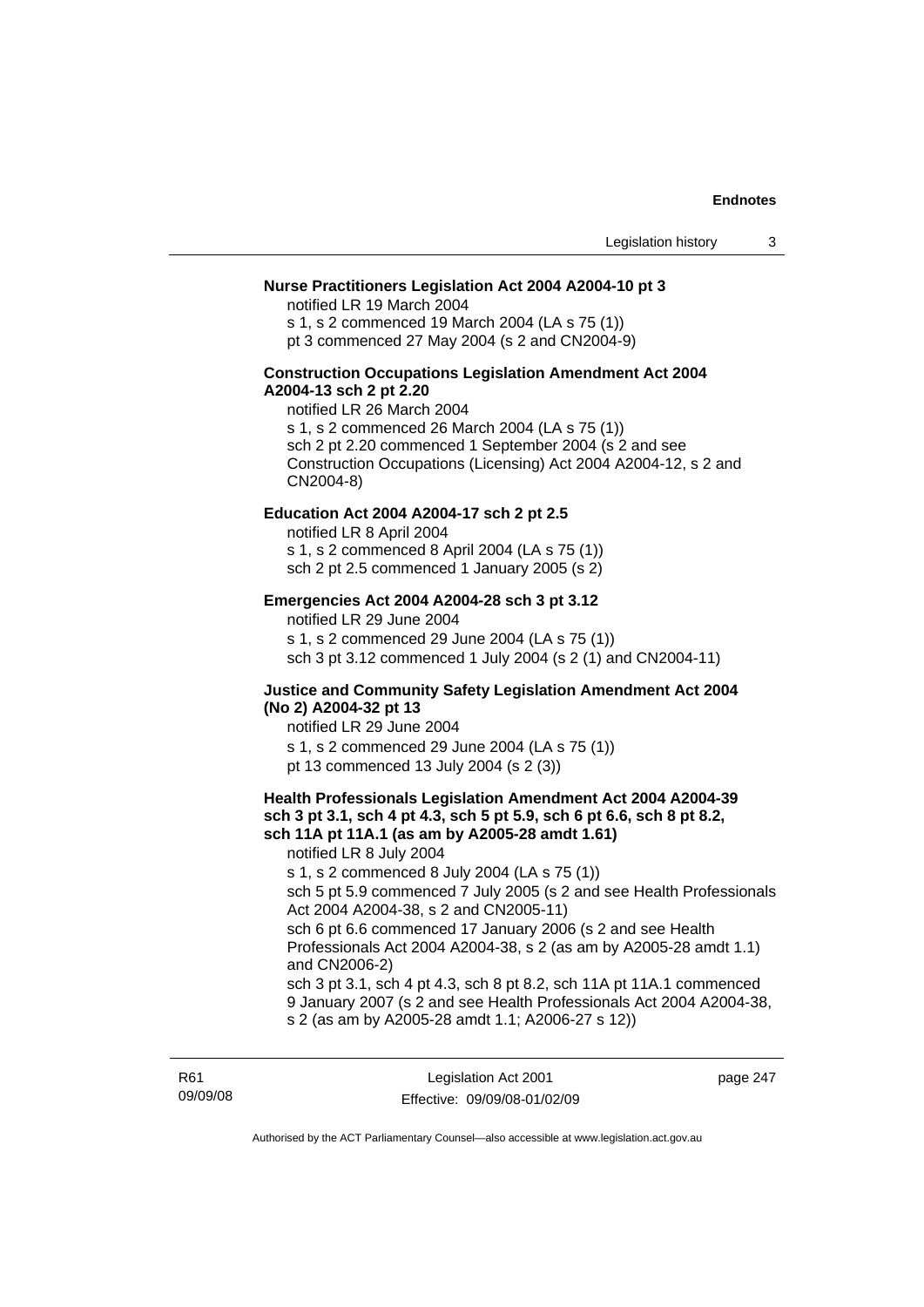**Nurse Practitioners Legislation Act 2004 A2004-10 pt 3**

notified LR 19 March 2004

s 1, s 2 commenced 19 March 2004 (LA s 75 (1))

pt 3 commenced 27 May 2004 (s 2 and CN2004-9)

**Construction Occupations Legislation Amendment Act 2004 A2004-13 sch 2 pt 2.20**

notified LR 26 March 2004

s 1, s 2 commenced 26 March 2004 (LA s 75 (1))

sch 2 pt 2.20 commenced 1 September 2004 (s 2 and see Construction Occupations (Licensing) Act 2004 A2004-12, s 2 and CN2004-8)

**Education Act 2004 A2004-17 sch 2 pt 2.5**

notified LR 8 April 2004

s 1, s 2 commenced 8 April 2004 (LA s 75 (1))

sch 2 pt 2.5 commenced 1 January 2005 (s 2)

**Emergencies Act 2004 A2004-28 sch 3 pt 3.12**

notified LR 29 June 2004

s 1, s 2 commenced 29 June 2004 (LA s 75 (1))

sch 3 pt 3.12 commenced 1 July 2004 (s 2 (1) and CN2004-11)

**Justice and Community Safety Legislation Amendment Act 2004 (No 2) A2004-32 pt 13**

notified LR 29 June 2004

s 1, s 2 commenced 29 June 2004 (LA s 75 (1))

pt 13 commenced 13 July 2004 (s 2 (3))

**Health Professionals Legislation Amendment Act 2004 A2004-39 sch 3 pt 3.1, sch 4 pt 4.3, sch 5 pt 5.9, sch 6 pt 6.6, sch 8 pt 8.2, sch 11A pt 11A.1 (as am by A2005-28 amdt 1.61)**

notified LR 8 July 2004

s 1, s 2 commenced 8 July 2004 (LA s 75 (1))

sch 5 pt 5.9 commenced 7 July 2005 (s 2 and see Health Professionals Act 2004 A2004-38, s 2 and CN2005-11)

sch 6 pt 6.6 commenced 17 January 2006 (s 2 and see Health Professionals Act 2004 A2004-38, s 2 (as am by A2005-28 amdt 1.1) and CN2006-2)

sch 3 pt 3.1, sch 4 pt 4.3, sch 8 pt 8.2, sch 11A pt 11A.1 commenced 9 January 2007 (s 2 and see Health Professionals Act 2004 A2004-38, s 2 (as am by A2005-28 amdt 1.1; A2006-27 s 12))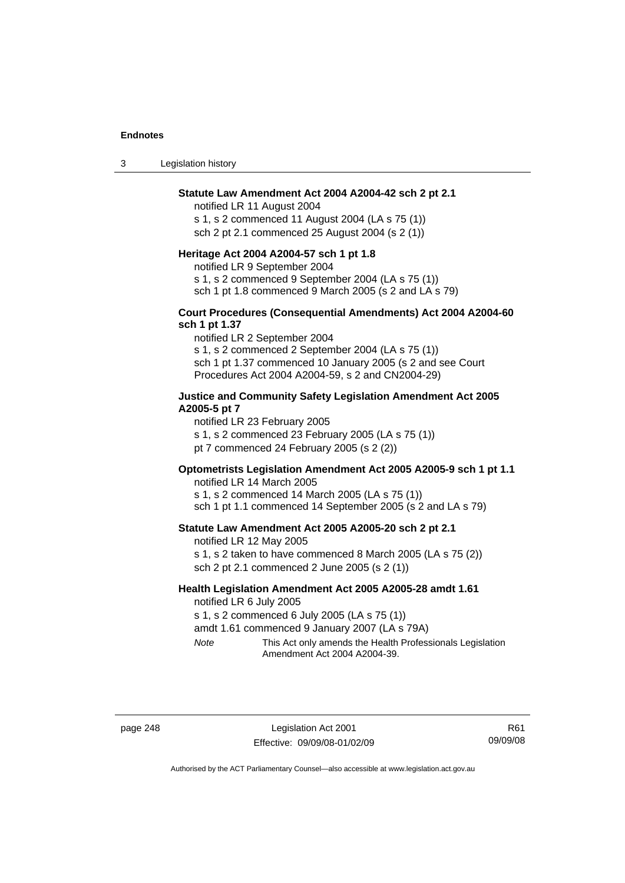**Statute Law Amendment Act 2004 A2004-42 sch 2 pt 2.1**

notified LR 11 August 2004

s 1, s 2 commenced 11 August 2004 (LA s 75 (1))

sch 2 pt 2.1 commenced 25 August 2004 (s 2 (1))

**Heritage Act 2004 A2004-57 sch 1 pt 1.8**

notified LR 9 September 2004

s 1, s 2 commenced 9 September 2004 (LA s 75 (1))

sch 1 pt 1.8 commenced 9 March 2005 (s 2 and LA s 79)

**Court Procedures (Consequential Amendments) Act 2004 A2004-60 sch 1 pt 1.37**

notified LR 2 September 2004

s 1, s 2 commenced 2 September 2004 (LA s 75 (1))

sch 1 pt 1.37 commenced 10 January 2005 (s 2 and see Court Procedures Act 2004 A2004-59, s 2 and CN2004-29)

**Justice and Community Safety Legislation Amendment Act 2005 A2005-5 pt 7**

notified LR 23 February 2005

s 1, s 2 commenced 23 February 2005 (LA s 75 (1))

pt 7 commenced 24 February 2005 (s 2 (2))

**Optometrists Legislation Amendment Act 2005 A2005-9 sch 1 pt 1.1**

notified LR 14 March 2005

s 1, s 2 commenced 14 March 2005 (LA s 75 (1))

sch 1 pt 1.1 commenced 14 September 2005 (s 2 and LA s 79)

**Statute Law Amendment Act 2005 A2005-20 sch 2 pt 2.1**

notified LR 12 May 2005

s 1, s 2 taken to have commenced 8 March 2005 (LA s 75 (2))

sch 2 pt 2.1 commenced 2 June 2005 (s 2 (1))

**Health Legislation Amendment Act 2005 A2005-28 amdt 1.61**

notified LR 6 July 2005

s 1, s 2 commenced 6 July 2005 (LA s 75 (1))

amdt 1.61 commenced 9 January 2007 (LA s 79A)

*Note* This Act only amends the Health Professionals Legislation Amendment Act 2004 A2004-39.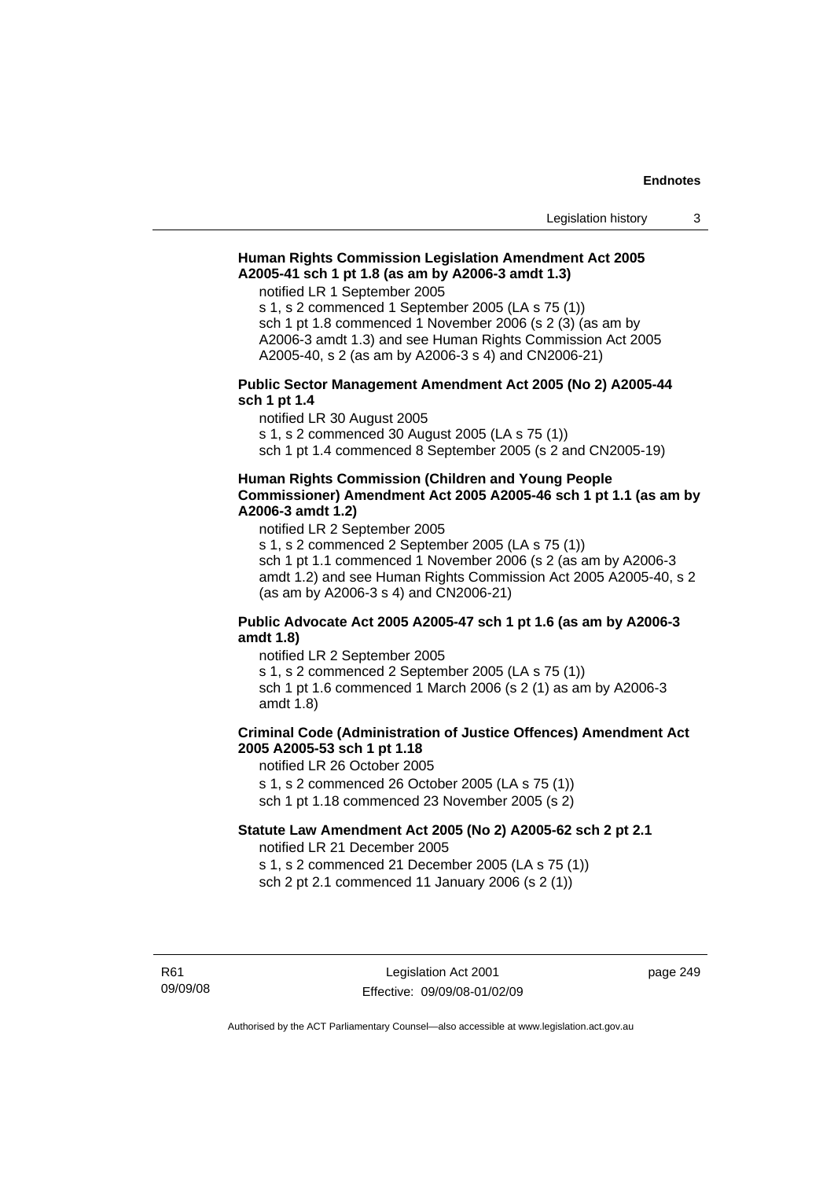**Human Rights Commission Legislation Amendment Act 2005 A2005-41 sch 1 pt 1.8 (as am by A2006-3 amdt 1.3)**

notified LR 1 September 2005
s 1, s 2 commenced 1 September 2005 (LA s 75 (1))
sch 1 pt 1.8 commenced 1 November 2006 (s 2 (3) (as am by A2006-3 amdt 1.3) and see Human Rights Commission Act 2005 A2005-40, s 2 (as am by A2006-3 s 4) and CN2006-21)

**Public Sector Management Amendment Act 2005 (No 2) A2005-44 sch 1 pt 1.4**

notified LR 30 August 2005
s 1, s 2 commenced 30 August 2005 (LA s 75 (1))
sch 1 pt 1.4 commenced 8 September 2005 (s 2 and CN2005-19)

**Human Rights Commission (Children and Young People Commissioner) Amendment Act 2005 A2005-46 sch 1 pt 1.1 (as am by A2006-3 amdt 1.2)**

notified LR 2 September 2005
s 1, s 2 commenced 2 September 2005 (LA s 75 (1))
sch 1 pt 1.1 commenced 1 November 2006 (s 2 (as am by A2006-3 amdt 1.2) and see Human Rights Commission Act 2005 A2005-40, s 2 (as am by A2006-3 s 4) and CN2006-21)

**Public Advocate Act 2005 A2005-47 sch 1 pt 1.6 (as am by A2006-3 amdt 1.8)**

notified LR 2 September 2005
s 1, s 2 commenced 2 September 2005 (LA s 75 (1))
sch 1 pt 1.6 commenced 1 March 2006 (s 2 (1) as am by A2006-3 amdt 1.8)

**Criminal Code (Administration of Justice Offences) Amendment Act 2005 A2005-53 sch 1 pt 1.18**

notified LR 26 October 2005
s 1, s 2 commenced 26 October 2005 (LA s 75 (1))
sch 1 pt 1.18 commenced 23 November 2005 (s 2)

**Statute Law Amendment Act 2005 (No 2) A2005-62 sch 2 pt 2.1**

notified LR 21 December 2005
s 1, s 2 commenced 21 December 2005 (LA s 75 (1))
sch 2 pt 2.1 commenced 11 January 2006 (s 2 (1))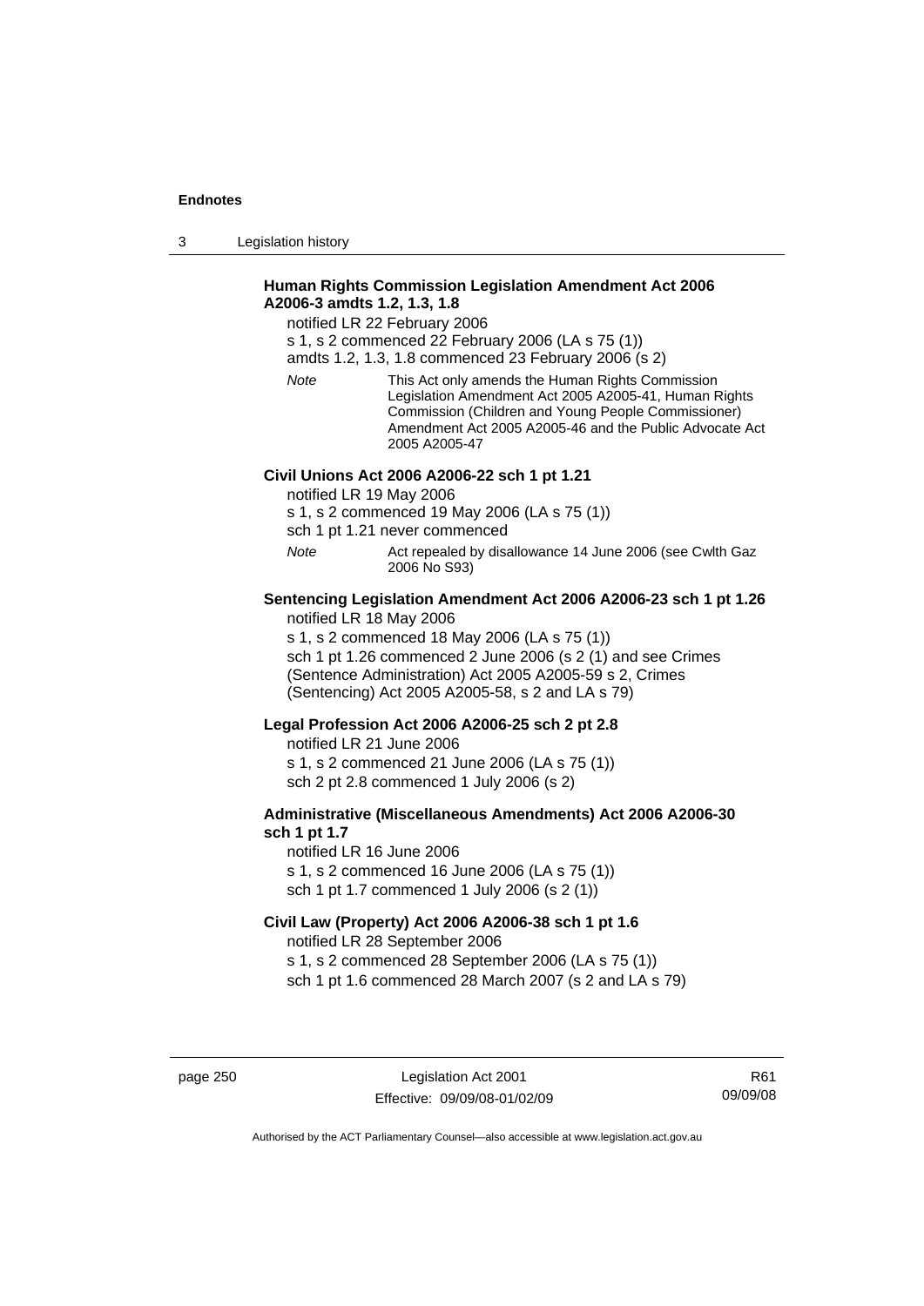**Human Rights Commission Legislation Amendment Act 2006 A2006-3 amdts 1.2, 1.3, 1.8**

notified LR 22 February 2006
s 1, s 2 commenced 22 February 2006 (LA s 75 (1))
amdts 1.2, 1.3, 1.8 commenced 23 February 2006 (s 2)

*Note* This Act only amends the Human Rights Commission Legislation Amendment Act 2005 A2005-41, Human Rights Commission (Children and Young People Commissioner) Amendment Act 2005 A2005-46 and the Public Advocate Act 2005 A2005-47

**Civil Unions Act 2006 A2006-22 sch 1 pt 1.21**

notified LR 19 May 2006
s 1, s 2 commenced 19 May 2006 (LA s 75 (1))
sch 1 pt 1.21 never commenced

*Note* Act repealed by disallowance 14 June 2006 (see Cwlth Gaz 2006 No S93)

**Sentencing Legislation Amendment Act 2006 A2006-23 sch 1 pt 1.26**

notified LR 18 May 2006
s 1, s 2 commenced 18 May 2006 (LA s 75 (1))
sch 1 pt 1.26 commenced 2 June 2006 (s 2 (1) and see Crimes (Sentence Administration) Act 2005 A2005-59 s 2, Crimes (Sentencing) Act 2005 A2005-58, s 2 and LA s 79)

**Legal Profession Act 2006 A2006-25 sch 2 pt 2.8**

notified LR 21 June 2006
s 1, s 2 commenced 21 June 2006 (LA s 75 (1))
sch 2 pt 2.8 commenced 1 July 2006 (s 2)

**Administrative (Miscellaneous Amendments) Act 2006 A2006-30 sch 1 pt 1.7**

notified LR 16 June 2006
s 1, s 2 commenced 16 June 2006 (LA s 75 (1))
sch 1 pt 1.7 commenced 1 July 2006 (s 2 (1))

**Civil Law (Property) Act 2006 A2006-38 sch 1 pt 1.6**

notified LR 28 September 2006
s 1, s 2 commenced 28 September 2006 (LA s 75 (1))
sch 1 pt 1.6 commenced 28 March 2007 (s 2 and LA s 79)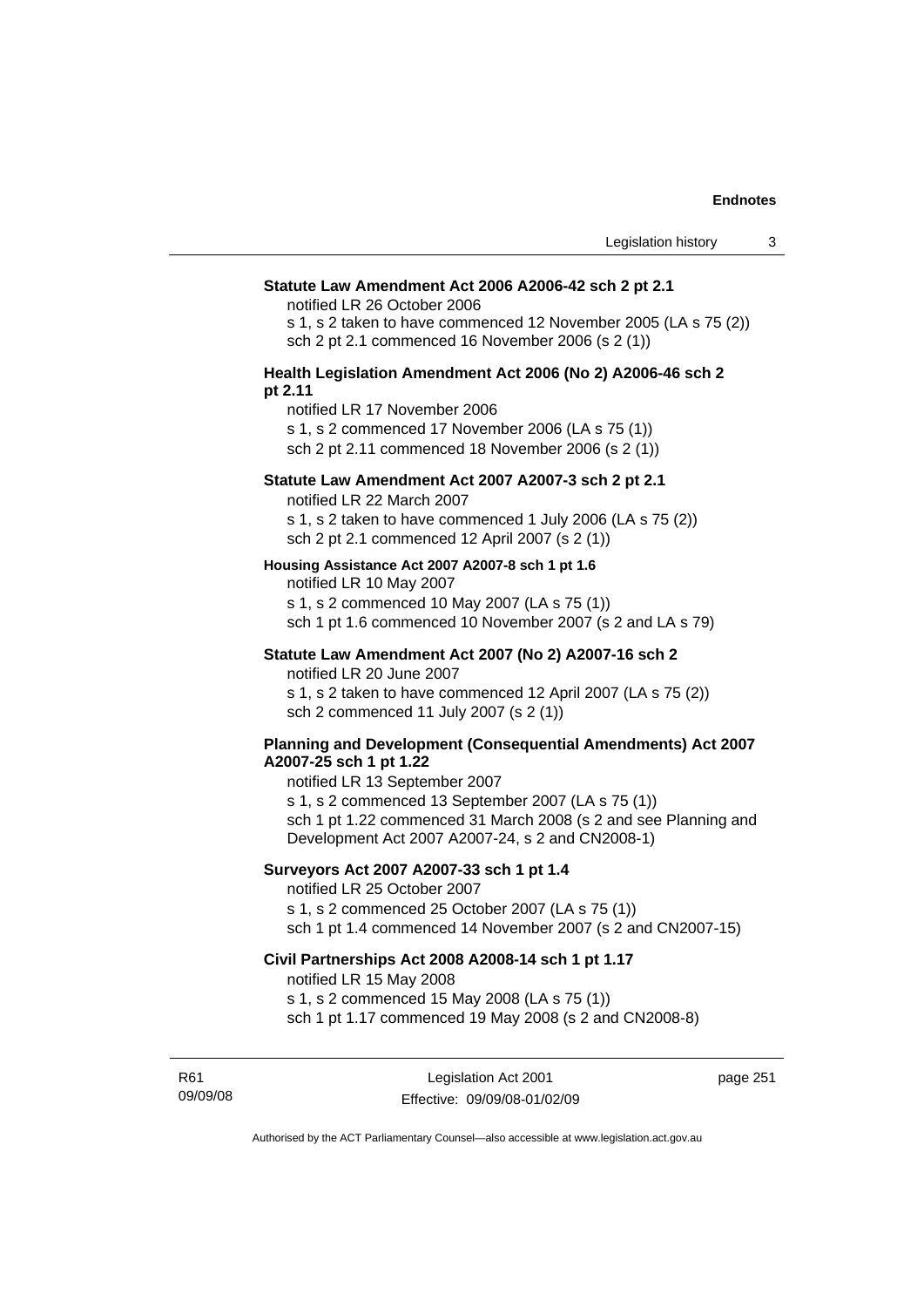**Statute Law Amendment Act 2006 A2006-42 sch 2 pt 2.1**

notified LR 26 October 2006

s 1, s 2 taken to have commenced 12 November 2005 (LA s 75 (2))

sch 2 pt 2.1 commenced 16 November 2006 (s 2 (1))

**Health Legislation Amendment Act 2006 (No 2) A2006-46 sch 2 pt 2.11**

notified LR 17 November 2006

s 1, s 2 commenced 17 November 2006 (LA s 75 (1))

sch 2 pt 2.11 commenced 18 November 2006 (s 2 (1))

**Statute Law Amendment Act 2007 A2007-3 sch 2 pt 2.1**

notified LR 22 March 2007

s 1, s 2 taken to have commenced 1 July 2006 (LA s 75 (2))

sch 2 pt 2.1 commenced 12 April 2007 (s 2 (1))

**Housing Assistance Act 2007 A2007-8 sch 1 pt 1.6**

notified LR 10 May 2007

s 1, s 2 commenced 10 May 2007 (LA s 75 (1))

sch 1 pt 1.6 commenced 10 November 2007 (s 2 and LA s 79)

**Statute Law Amendment Act 2007 (No 2) A2007-16 sch 2**

notified LR 20 June 2007

s 1, s 2 taken to have commenced 12 April 2007 (LA s 75 (2))

sch 2 commenced 11 July 2007 (s 2 (1))

**Planning and Development (Consequential Amendments) Act 2007 A2007-25 sch 1 pt 1.22**

notified LR 13 September 2007

s 1, s 2 commenced 13 September 2007 (LA s 75 (1))

sch 1 pt 1.22 commenced 31 March 2008 (s 2 and see Planning and Development Act 2007 A2007-24, s 2 and CN2008-1)

**Surveyors Act 2007 A2007-33 sch 1 pt 1.4**

notified LR 25 October 2007

s 1, s 2 commenced 25 October 2007 (LA s 75 (1))

sch 1 pt 1.4 commenced 14 November 2007 (s 2 and CN2007-15)

**Civil Partnerships Act 2008 A2008-14 sch 1 pt 1.17**

notified LR 15 May 2008

s 1, s 2 commenced 15 May 2008 (LA s 75 (1))

sch 1 pt 1.17 commenced 19 May 2008 (s 2 and CN2008-8)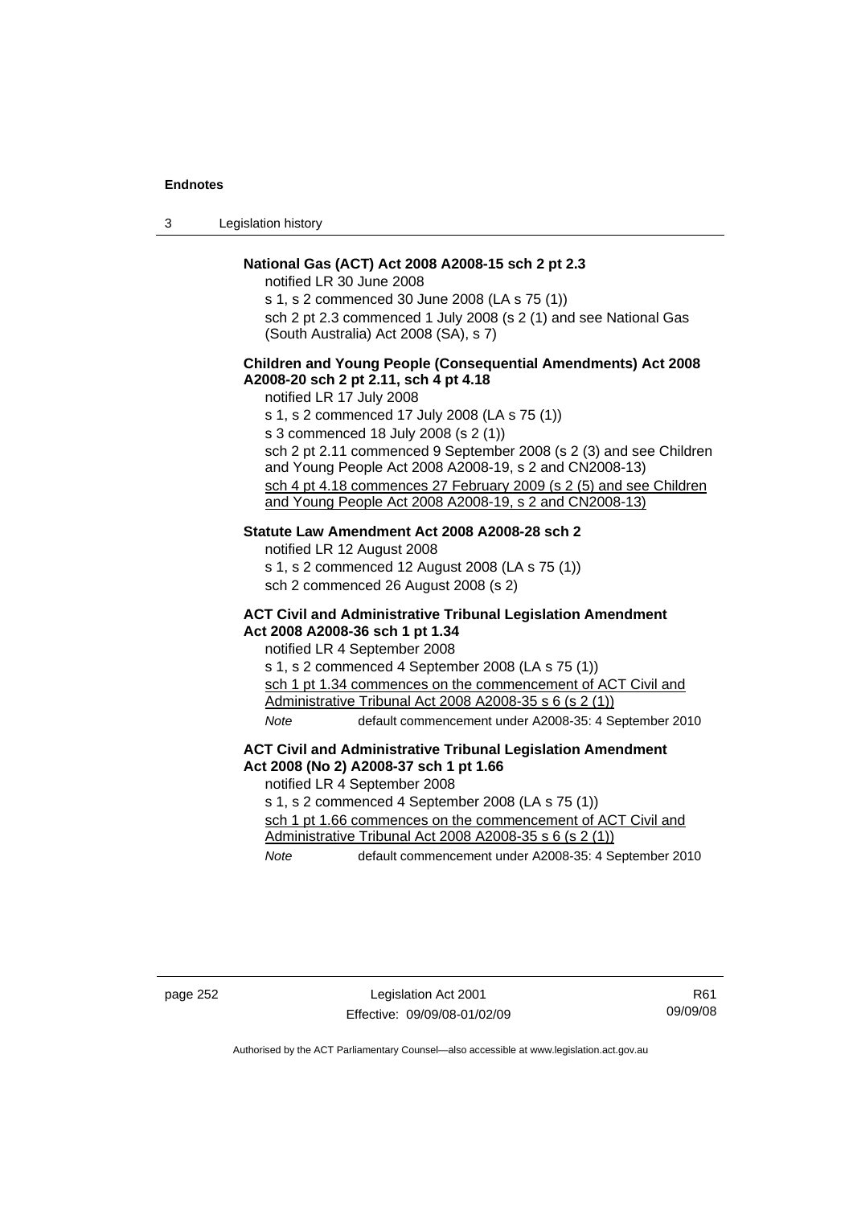**National Gas (ACT) Act 2008 A2008-15 sch 2 pt 2.3**

notified LR 30 June 2008

s 1, s 2 commenced 30 June 2008 (LA s 75 (1))

sch 2 pt 2.3 commenced 1 July 2008 (s 2 (1) and see National Gas (South Australia) Act 2008 (SA), s 7)

**Children and Young People (Consequential Amendments) Act 2008 A2008-20 sch 2 pt 2.11, sch 4 pt 4.18**

notified LR 17 July 2008

s 1, s 2 commenced 17 July 2008 (LA s 75 (1))

s 3 commenced 18 July 2008 (s 2 (1))

sch 2 pt 2.11 commenced 9 September 2008 (s 2 (3) and see Children and Young People Act 2008 A2008-19, s 2 and CN2008-13)

<u>sch 4 pt 4.18 commences 27 February 2009 (s 2 (5) and see Children and Young People Act 2008 A2008-19, s 2 and CN2008-13)</u>

**Statute Law Amendment Act 2008 A2008-28 sch 2**

notified LR 12 August 2008

s 1, s 2 commenced 12 August 2008 (LA s 75 (1))

sch 2 commenced 26 August 2008 (s 2)

**ACT Civil and Administrative Tribunal Legislation Amendment Act 2008 A2008-36 sch 1 pt 1.34**

notified LR 4 September 2008

s 1, s 2 commenced 4 September 2008 (LA s 75 (1))

<u>sch 1 pt 1.34 commences on the commencement of ACT Civil and Administrative Tribunal Act 2008 A2008-35 s 6 (s 2 (1))</u>

*Note* default commencement under A2008-35: 4 September 2010

**ACT Civil and Administrative Tribunal Legislation Amendment Act 2008 (No 2) A2008-37 sch 1 pt 1.66**

notified LR 4 September 2008

s 1, s 2 commenced 4 September 2008 (LA s 75 (1))

<u>sch 1 pt 1.66 commences on the commencement of ACT Civil and Administrative Tribunal Act 2008 A2008-35 s 6 (s 2 (1))</u>

*Note* default commencement under A2008-35: 4 September 2010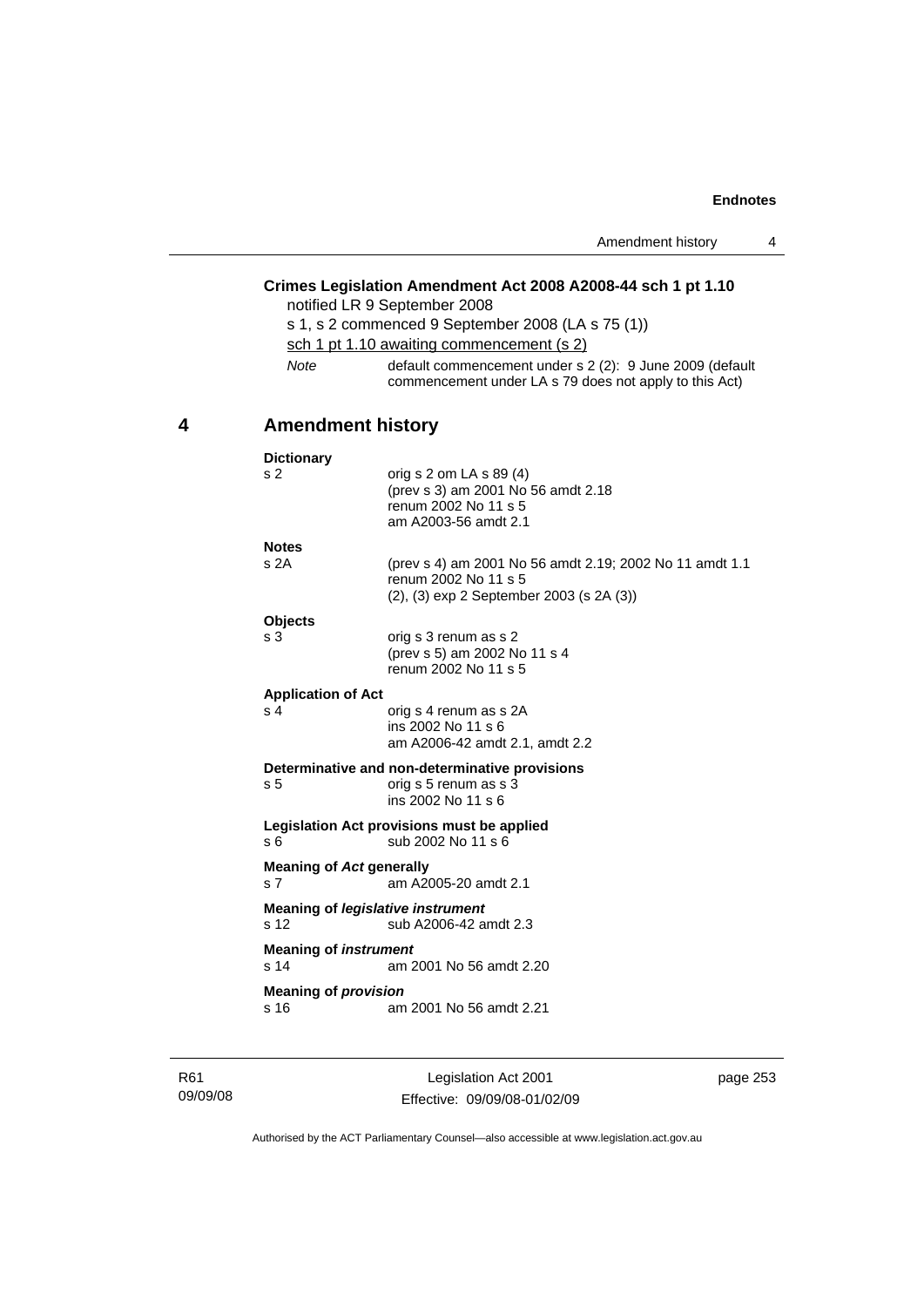**Crimes Legislation Amendment Act 2008 A2008-44 sch 1 pt 1.10**

notified LR 9 September 2008

s 1, s 2 commenced 9 September 2008 (LA s 75 (1))

sch 1 pt 1.10 awaiting commencement (s 2)

*Note* default commencement under s 2 (2): 9 June 2009 (default commencement under LA s 79 does not apply to this Act)

## 4 Amendment history

**Dictionary**

s 2 orig s 2 om LA s 89 (4)
(prev s 3) am 2001 No 56 amdt 2.18
renum 2002 No 11 s 5
am A2003-56 amdt 2.1

**Notes**

s 2A (prev s 4) am 2001 No 56 amdt 2.19; 2002 No 11 amdt 1.1
renum 2002 No 11 s 5
(2), (3) exp 2 September 2003 (s 2A (3))

**Objects**

s 3 orig s 3 renum as s 2
(prev s 5) am 2002 No 11 s 4
renum 2002 No 11 s 5

**Application of Act**

s 4 orig s 4 renum as s 2A
ins 2002 No 11 s 6
am A2006-42 amdt 2.1, amdt 2.2

**Determinative and non-determinative provisions**

s 5 orig s 5 renum as s 3
ins 2002 No 11 s 6

**Legislation Act provisions must be applied**

s 6 sub 2002 No 11 s 6

**Meaning of *Act* generally**

s 7 am A2005-20 amdt 2.1

**Meaning of *legislative instrument***

s 12 sub A2006-42 amdt 2.3

**Meaning of *instrument***

s 14 am 2001 No 56 amdt 2.20

**Meaning of *provision***

s 16 am 2001 No 56 amdt 2.21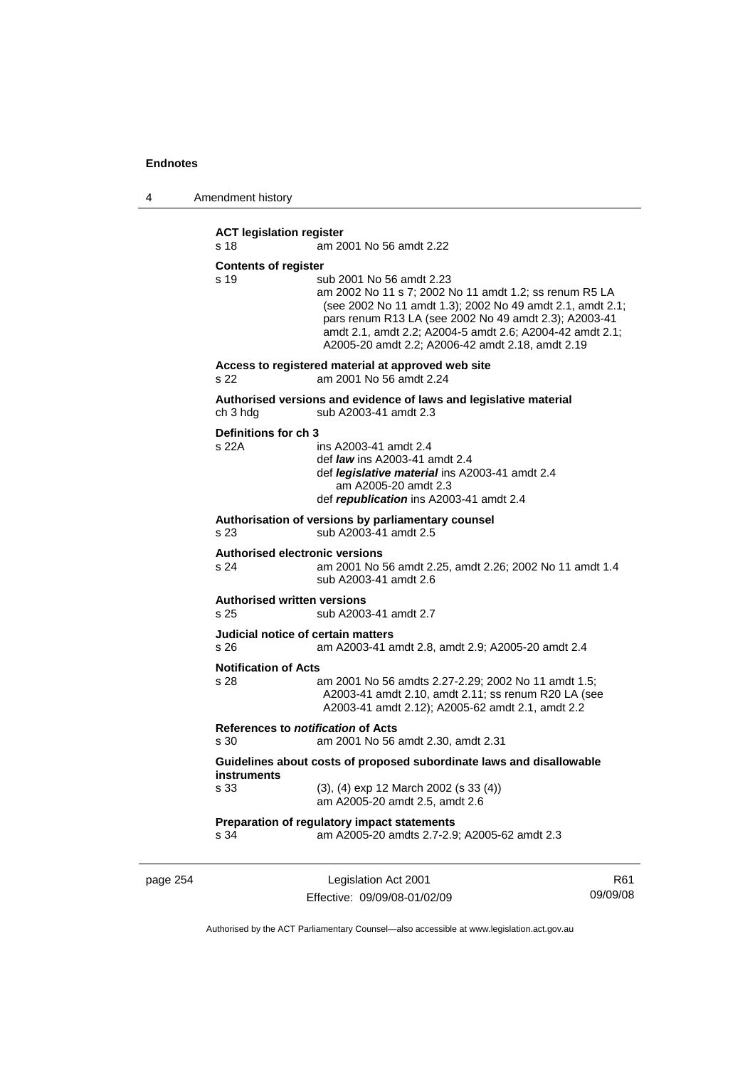**ACT legislation register**

s 18 am 2001 No 56 amdt 2.22

**Contents of register**

s 19 sub 2001 No 56 amdt 2.23
am 2002 No 11 s 7; 2002 No 11 amdt 1.2; ss renum R5 LA (see 2002 No 11 amdt 1.3); 2002 No 49 amdt 2.1, amdt 2.1; pars renum R13 LA (see 2002 No 49 amdt 2.3); A2003-41 amdt 2.1, amdt 2.2; A2004-5 amdt 2.6; A2004-42 amdt 2.1; A2005-20 amdt 2.2; A2006-42 amdt 2.18, amdt 2.19

**Access to registered material at approved web site**

s 22 am 2001 No 56 amdt 2.24

**Authorised versions and evidence of laws and legislative material**

ch 3 hdg sub A2003-41 amdt 2.3

**Definitions for ch 3**

s 22A ins A2003-41 amdt 2.4
def ***law*** ins A2003-41 amdt 2.4
def ***legislative material*** ins A2003-41 amdt 2.4
am A2005-20 amdt 2.3
def ***republication*** ins A2003-41 amdt 2.4

**Authorisation of versions by parliamentary counsel**

s 23 sub A2003-41 amdt 2.5

**Authorised electronic versions**

s 24 am 2001 No 56 amdt 2.25, amdt 2.26; 2002 No 11 amdt 1.4
sub A2003-41 amdt 2.6

**Authorised written versions**

s 25 sub A2003-41 amdt 2.7

**Judicial notice of certain matters**

s 26 am A2003-41 amdt 2.8, amdt 2.9; A2005-20 amdt 2.4

**Notification of Acts**

s 28 am 2001 No 56 amdts 2.27-2.29; 2002 No 11 amdt 1.5; A2003-41 amdt 2.10, amdt 2.11; ss renum R20 LA (see A2003-41 amdt 2.12); A2005-62 amdt 2.1, amdt 2.2

**References to *notification* of Acts**

s 30 am 2001 No 56 amdt 2.30, amdt 2.31

**Guidelines about costs of proposed subordinate laws and disallowable instruments**

s 33 (3), (4) exp 12 March 2002 (s 33 (4))
am A2005-20 amdt 2.5, amdt 2.6

**Preparation of regulatory impact statements**

s 34 am A2005-20 amdts 2.7-2.9; A2005-62 amdt 2.3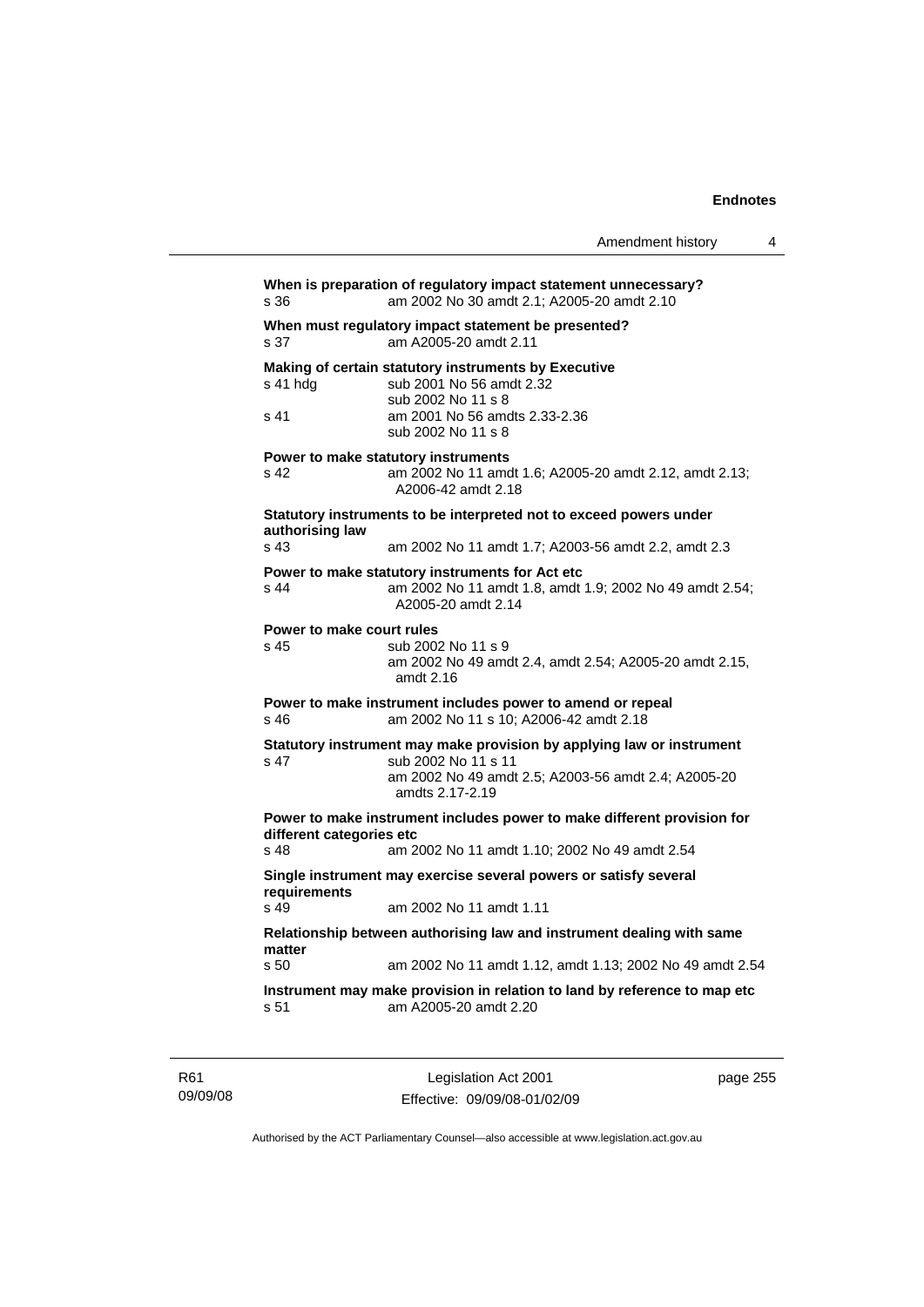**When is preparation of regulatory impact statement unnecessary?**
s 36 am 2002 No 30 amdt 2.1; A2005-20 amdt 2.10

**When must regulatory impact statement be presented?**
s 37 am A2005-20 amdt 2.11

**Making of certain statutory instruments by Executive**
s 41 hdg sub 2001 No 56 amdt 2.32
sub 2002 No 11 s 8
s 41 am 2001 No 56 amdts 2.33-2.36
sub 2002 No 11 s 8

**Power to make statutory instruments**
s 42 am 2002 No 11 amdt 1.6; A2005-20 amdt 2.12, amdt 2.13; A2006-42 amdt 2.18

**Statutory instruments to be interpreted not to exceed powers under authorising law**
s 43 am 2002 No 11 amdt 1.7; A2003-56 amdt 2.2, amdt 2.3

**Power to make statutory instruments for Act etc**
s 44 am 2002 No 11 amdt 1.8, amdt 1.9; 2002 No 49 amdt 2.54; A2005-20 amdt 2.14

**Power to make court rules**
s 45 sub 2002 No 11 s 9
am 2002 No 49 amdt 2.4, amdt 2.54; A2005-20 amdt 2.15, amdt 2.16

**Power to make instrument includes power to amend or repeal**
s 46 am 2002 No 11 s 10; A2006-42 amdt 2.18

**Statutory instrument may make provision by applying law or instrument**
s 47 sub 2002 No 11 s 11
am 2002 No 49 amdt 2.5; A2003-56 amdt 2.4; A2005-20 amdts 2.17-2.19

**Power to make instrument includes power to make different provision for different categories etc**
s 48 am 2002 No 11 amdt 1.10; 2002 No 49 amdt 2.54

**Single instrument may exercise several powers or satisfy several requirements**
s 49 am 2002 No 11 amdt 1.11

**Relationship between authorising law and instrument dealing with same matter**
s 50 am 2002 No 11 amdt 1.12, amdt 1.13; 2002 No 49 amdt 2.54

**Instrument may make provision in relation to land by reference to map etc**
s 51 am A2005-20 amdt 2.20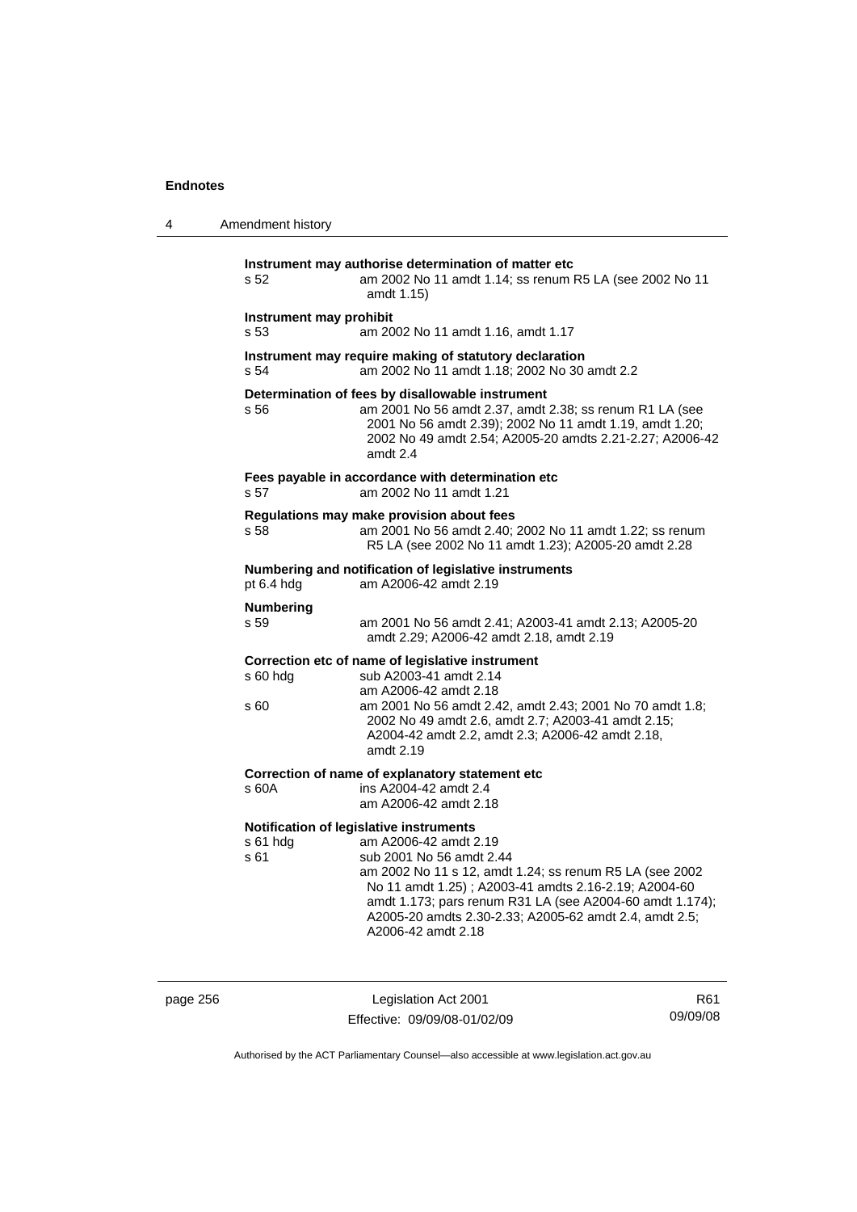**Instrument may authorise determination of matter etc**

s 52 am 2002 No 11 amdt 1.14; ss renum R5 LA (see 2002 No 11 amdt 1.15)

**Instrument may prohibit**

s 53 am 2002 No 11 amdt 1.16, amdt 1.17

**Instrument may require making of statutory declaration**

s 54 am 2002 No 11 amdt 1.18; 2002 No 30 amdt 2.2

**Determination of fees by disallowable instrument**

s 56 am 2001 No 56 amdt 2.37, amdt 2.38; ss renum R1 LA (see 2001 No 56 amdt 2.39); 2002 No 11 amdt 1.19, amdt 1.20; 2002 No 49 amdt 2.54; A2005-20 amdts 2.21-2.27; A2006-42 amdt 2.4

**Fees payable in accordance with determination etc**

s 57 am 2002 No 11 amdt 1.21

**Regulations may make provision about fees**

s 58 am 2001 No 56 amdt 2.40; 2002 No 11 amdt 1.22; ss renum R5 LA (see 2002 No 11 amdt 1.23); A2005-20 amdt 2.28

**Numbering and notification of legislative instruments**

pt 6.4 hdg am A2006-42 amdt 2.19

**Numbering**

s 59 am 2001 No 56 amdt 2.41; A2003-41 amdt 2.13; A2005-20 amdt 2.29; A2006-42 amdt 2.18, amdt 2.19

**Correction etc of name of legislative instrument**

s 60 hdg sub A2003-41 amdt 2.14
am A2006-42 amdt 2.18

s 60 am 2001 No 56 amdt 2.42, amdt 2.43; 2001 No 70 amdt 1.8; 2002 No 49 amdt 2.6, amdt 2.7; A2003-41 amdt 2.15; A2004-42 amdt 2.2, amdt 2.3; A2006-42 amdt 2.18, amdt 2.19

**Correction of name of explanatory statement etc**

s 60A ins A2004-42 amdt 2.4
am A2006-42 amdt 2.18

**Notification of legislative instruments**

s 61 hdg am A2006-42 amdt 2.19

s 61 sub 2001 No 56 amdt 2.44
am 2002 No 11 s 12, amdt 1.24; ss renum R5 LA (see 2002 No 11 amdt 1.25) ; A2003-41 amdts 2.16-2.19; A2004-60 amdt 1.173; pars renum R31 LA (see A2004-60 amdt 1.174); A2005-20 amdts 2.30-2.33; A2005-62 amdt 2.4, amdt 2.5; A2006-42 amdt 2.18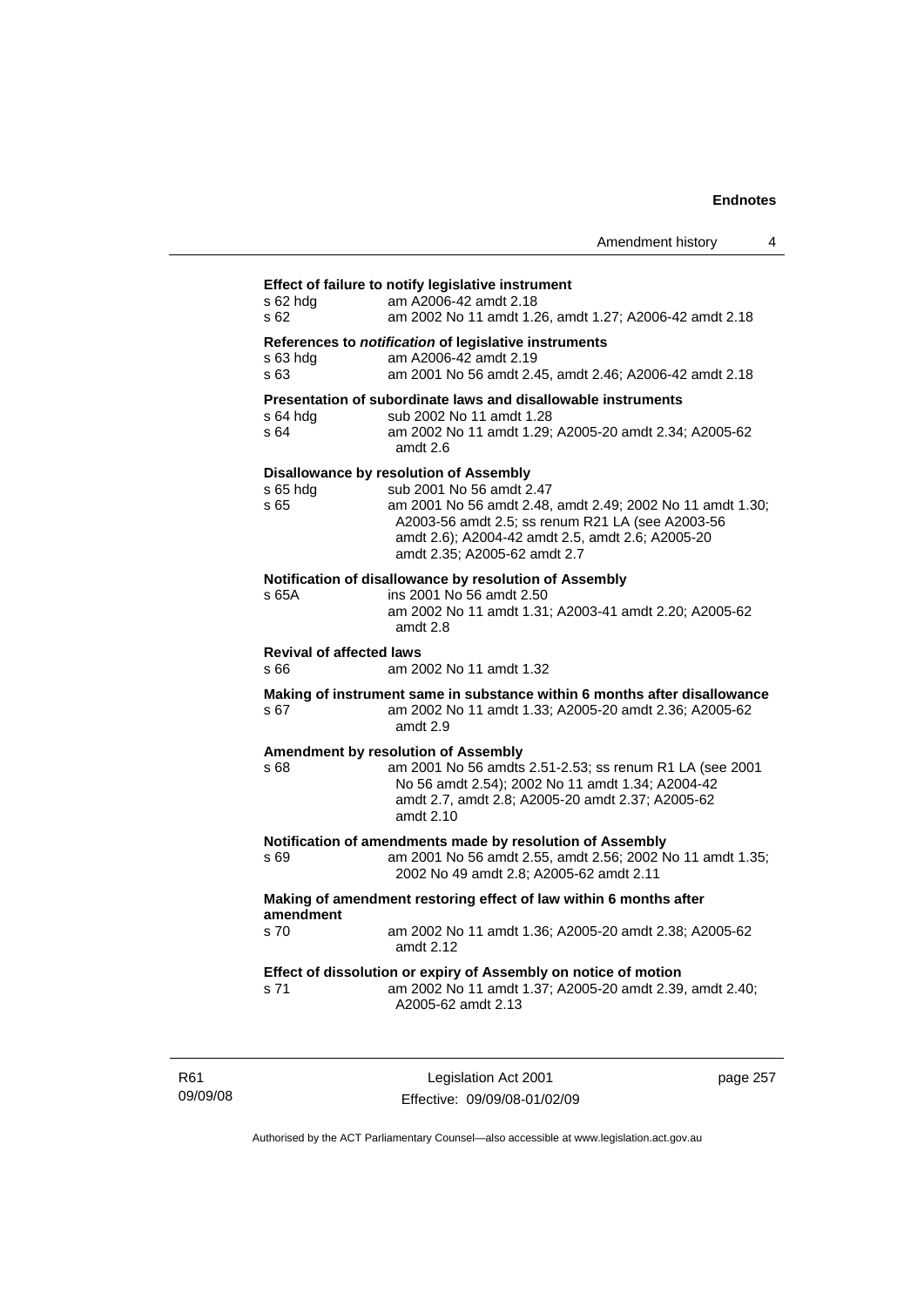**Effect of failure to notify legislative instrument**

s 62 hdg am A2006-42 amdt 2.18
s 62 am 2002 No 11 amdt 1.26, amdt 1.27; A2006-42 amdt 2.18

**References to *notification* of legislative instruments**

s 63 hdg am A2006-42 amdt 2.19
s 63 am 2001 No 56 amdt 2.45, amdt 2.46; A2006-42 amdt 2.18

**Presentation of subordinate laws and disallowable instruments**

s 64 hdg sub 2002 No 11 amdt 1.28
s 64 am 2002 No 11 amdt 1.29; A2005-20 amdt 2.34; A2005-62 amdt 2.6

**Disallowance by resolution of Assembly**

s 65 hdg sub 2001 No 56 amdt 2.47
s 65 am 2001 No 56 amdt 2.48, amdt 2.49; 2002 No 11 amdt 1.30; A2003-56 amdt 2.5; ss renum R21 LA (see A2003-56 amdt 2.6); A2004-42 amdt 2.5, amdt 2.6; A2005-20 amdt 2.35; A2005-62 amdt 2.7

**Notification of disallowance by resolution of Assembly**

s 65A ins 2001 No 56 amdt 2.50
am 2002 No 11 amdt 1.31; A2003-41 amdt 2.20; A2005-62 amdt 2.8

**Revival of affected laws**

s 66 am 2002 No 11 amdt 1.32

**Making of instrument same in substance within 6 months after disallowance**

s 67 am 2002 No 11 amdt 1.33; A2005-20 amdt 2.36; A2005-62 amdt 2.9

**Amendment by resolution of Assembly**

s 68 am 2001 No 56 amdts 2.51-2.53; ss renum R1 LA (see 2001 No 56 amdt 2.54); 2002 No 11 amdt 1.34; A2004-42 amdt 2.7, amdt 2.8; A2005-20 amdt 2.37; A2005-62 amdt 2.10

**Notification of amendments made by resolution of Assembly**

s 69 am 2001 No 56 amdt 2.55, amdt 2.56; 2002 No 11 amdt 1.35; 2002 No 49 amdt 2.8; A2005-62 amdt 2.11

**Making of amendment restoring effect of law within 6 months after amendment**

s 70 am 2002 No 11 amdt 1.36; A2005-20 amdt 2.38; A2005-62 amdt 2.12

**Effect of dissolution or expiry of Assembly on notice of motion**

s 71 am 2002 No 11 amdt 1.37; A2005-20 amdt 2.39, amdt 2.40; A2005-62 amdt 2.13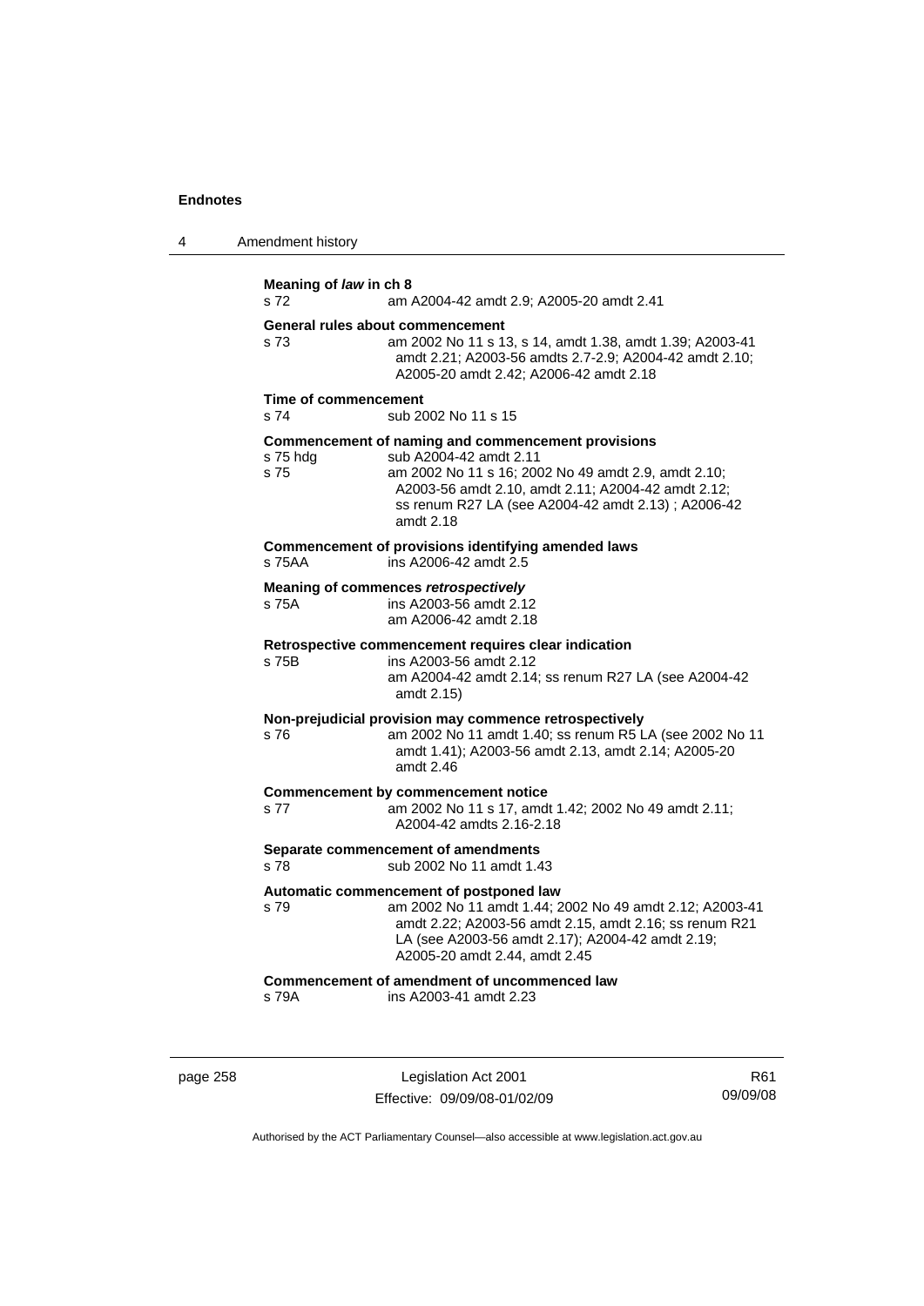**Meaning of *law* in ch 8**

| | |
|---|---|
| s 72 | am A2004-42 amdt 2.9; A2005-20 amdt 2.41 |

**General rules about commencement**

| | |
|---|---|
| s 73 | am 2002 No 11 s 13, s 14, amdt 1.38, amdt 1.39; A2003-41 amdt 2.21; A2003-56 amdts 2.7-2.9; A2004-42 amdt 2.10; A2005-20 amdt 2.42; A2006-42 amdt 2.18 |

**Time of commencement**

| | |
|---|---|
| s 74 | sub 2002 No 11 s 15 |

**Commencement of naming and commencement provisions**

| | |
|---|---|
| s 75 hdg | sub A2004-42 amdt 2.11 |
| s 75 | am 2002 No 11 s 16; 2002 No 49 amdt 2.9, amdt 2.10; A2003-56 amdt 2.10, amdt 2.11; A2004-42 amdt 2.12; ss renum R27 LA (see A2004-42 amdt 2.13) ; A2006-42 amdt 2.18 |

**Commencement of provisions identifying amended laws**

| | |
|---|---|
| s 75AA | ins A2006-42 amdt 2.5 |

**Meaning of commences *retrospectively***

| | |
|---|---|
| s 75A | ins A2003-56 amdt 2.12<br>am A2006-42 amdt 2.18 |

**Retrospective commencement requires clear indication**

| | |
|---|---|
| s 75B | ins A2003-56 amdt 2.12<br>am A2004-42 amdt 2.14; ss renum R27 LA (see A2004-42 amdt 2.15) |

**Non-prejudicial provision may commence retrospectively**

| | |
|---|---|
| s 76 | am 2002 No 11 amdt 1.40; ss renum R5 LA (see 2002 No 11 amdt 1.41); A2003-56 amdt 2.13, amdt 2.14; A2005-20 amdt 2.46 |

**Commencement by commencement notice**

| | |
|---|---|
| s 77 | am 2002 No 11 s 17, amdt 1.42; 2002 No 49 amdt 2.11; A2004-42 amdts 2.16-2.18 |

**Separate commencement of amendments**

| | |
|---|---|
| s 78 | sub 2002 No 11 amdt 1.43 |

**Automatic commencement of postponed law**

| | |
|---|---|
| s 79 | am 2002 No 11 amdt 1.44; 2002 No 49 amdt 2.12; A2003-41 amdt 2.22; A2003-56 amdt 2.15, amdt 2.16; ss renum R21 LA (see A2003-56 amdt 2.17); A2004-42 amdt 2.19; A2005-20 amdt 2.44, amdt 2.45 |

**Commencement of amendment of uncommenced law**

| | |
|---|---|
| s 79A | ins A2003-41 amdt 2.23 |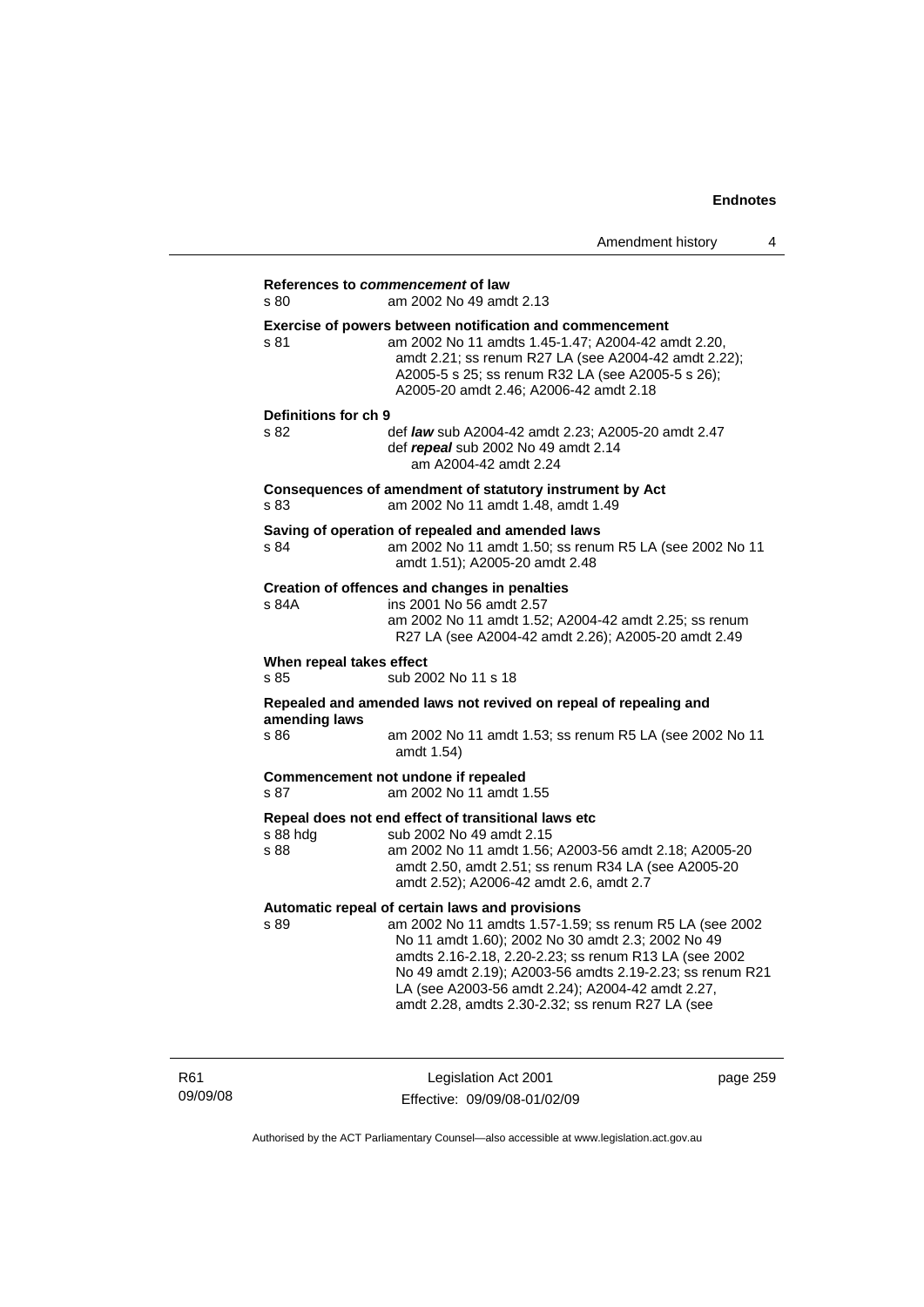**References to *commencement* of law**

s 80 am 2002 No 49 amdt 2.13

**Exercise of powers between notification and commencement**

s 81 am 2002 No 11 amdts 1.45-1.47; A2004-42 amdt 2.20, amdt 2.21; ss renum R27 LA (see A2004-42 amdt 2.22); A2005-5 s 25; ss renum R32 LA (see A2005-5 s 26); A2005-20 amdt 2.46; A2006-42 amdt 2.18

**Definitions for ch 9**

s 82 def ***law*** sub A2004-42 amdt 2.23; A2005-20 amdt 2.47
def ***repeal*** sub 2002 No 49 amdt 2.14
am A2004-42 amdt 2.24

**Consequences of amendment of statutory instrument by Act**

s 83 am 2002 No 11 amdt 1.48, amdt 1.49

**Saving of operation of repealed and amended laws**

s 84 am 2002 No 11 amdt 1.50; ss renum R5 LA (see 2002 No 11 amdt 1.51); A2005-20 amdt 2.48

**Creation of offences and changes in penalties**

s 84A ins 2001 No 56 amdt 2.57
am 2002 No 11 amdt 1.52; A2004-42 amdt 2.25; ss renum R27 LA (see A2004-42 amdt 2.26); A2005-20 amdt 2.49

**When repeal takes effect**

s 85 sub 2002 No 11 s 18

**Repealed and amended laws not revived on repeal of repealing and amending laws**

s 86 am 2002 No 11 amdt 1.53; ss renum R5 LA (see 2002 No 11 amdt 1.54)

**Commencement not undone if repealed**

s 87 am 2002 No 11 amdt 1.55

**Repeal does not end effect of transitional laws etc**

s 88 hdg sub 2002 No 49 amdt 2.15

s 88 am 2002 No 11 amdt 1.56; A2003-56 amdt 2.18; A2005-20 amdt 2.50, amdt 2.51; ss renum R34 LA (see A2005-20 amdt 2.52); A2006-42 amdt 2.6, amdt 2.7

**Automatic repeal of certain laws and provisions**

s 89 am 2002 No 11 amdts 1.57-1.59; ss renum R5 LA (see 2002 No 11 amdt 1.60); 2002 No 30 amdt 2.3; 2002 No 49 amdts 2.16-2.18, 2.20-2.23; ss renum R13 LA (see 2002 No 49 amdt 2.19); A2003-56 amdts 2.19-2.23; ss renum R21 LA (see A2003-56 amdt 2.24); A2004-42 amdt 2.27, amdt 2.28, amdts 2.30-2.32; ss renum R27 LA (see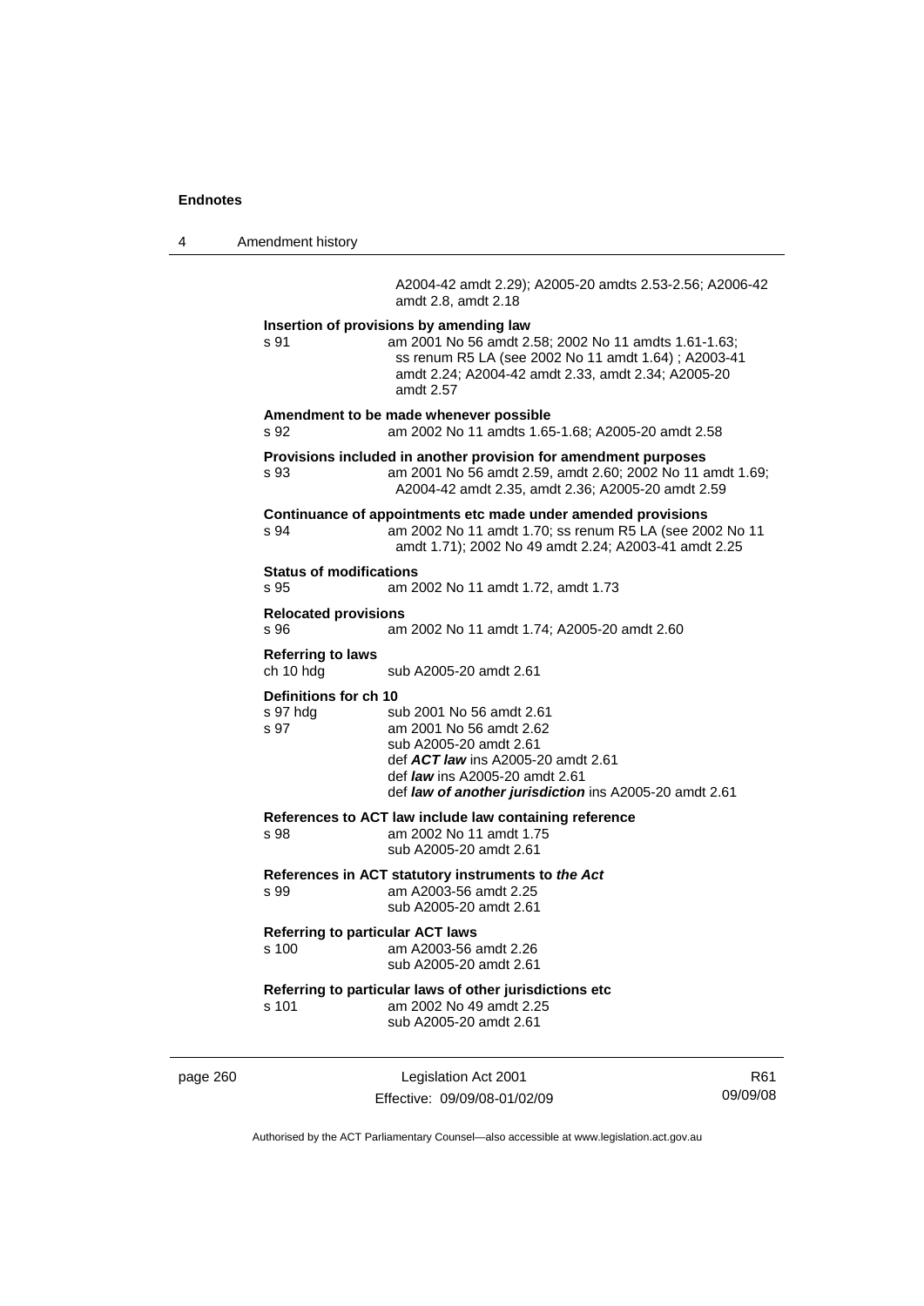A2004-42 amdt 2.29); A2005-20 amdts 2.53-2.56; A2006-42 amdt 2.8, amdt 2.18

**Insertion of provisions by amending law**
s 91 am 2001 No 56 amdt 2.58; 2002 No 11 amdts 1.61-1.63; ss renum R5 LA (see 2002 No 11 amdt 1.64) ; A2003-41 amdt 2.24; A2004-42 amdt 2.33, amdt 2.34; A2005-20 amdt 2.57

**Amendment to be made whenever possible**
s 92 am 2002 No 11 amdts 1.65-1.68; A2005-20 amdt 2.58

**Provisions included in another provision for amendment purposes**
s 93 am 2001 No 56 amdt 2.59, amdt 2.60; 2002 No 11 amdt 1.69; A2004-42 amdt 2.35, amdt 2.36; A2005-20 amdt 2.59

**Continuance of appointments etc made under amended provisions**
s 94 am 2002 No 11 amdt 1.70; ss renum R5 LA (see 2002 No 11 amdt 1.71); 2002 No 49 amdt 2.24; A2003-41 amdt 2.25

**Status of modifications**
s 95 am 2002 No 11 amdt 1.72, amdt 1.73

**Relocated provisions**
s 96 am 2002 No 11 amdt 1.74; A2005-20 amdt 2.60

**Referring to laws**
ch 10 hdg sub A2005-20 amdt 2.61

**Definitions for ch 10**
s 97 hdg sub 2001 No 56 amdt 2.61
s 97 am 2001 No 56 amdt 2.62
sub A2005-20 amdt 2.61
def ***ACT law*** ins A2005-20 amdt 2.61
def ***law*** ins A2005-20 amdt 2.61
def ***law of another jurisdiction*** ins A2005-20 amdt 2.61

**References to ACT law include law containing reference**
s 98 am 2002 No 11 amdt 1.75
sub A2005-20 amdt 2.61

**References in ACT statutory instruments to *the Act***
s 99 am A2003-56 amdt 2.25
sub A2005-20 amdt 2.61

**Referring to particular ACT laws**
s 100 am A2003-56 amdt 2.26
sub A2005-20 amdt 2.61

**Referring to particular laws of other jurisdictions etc**
s 101 am 2002 No 49 amdt 2.25
sub A2005-20 amdt 2.61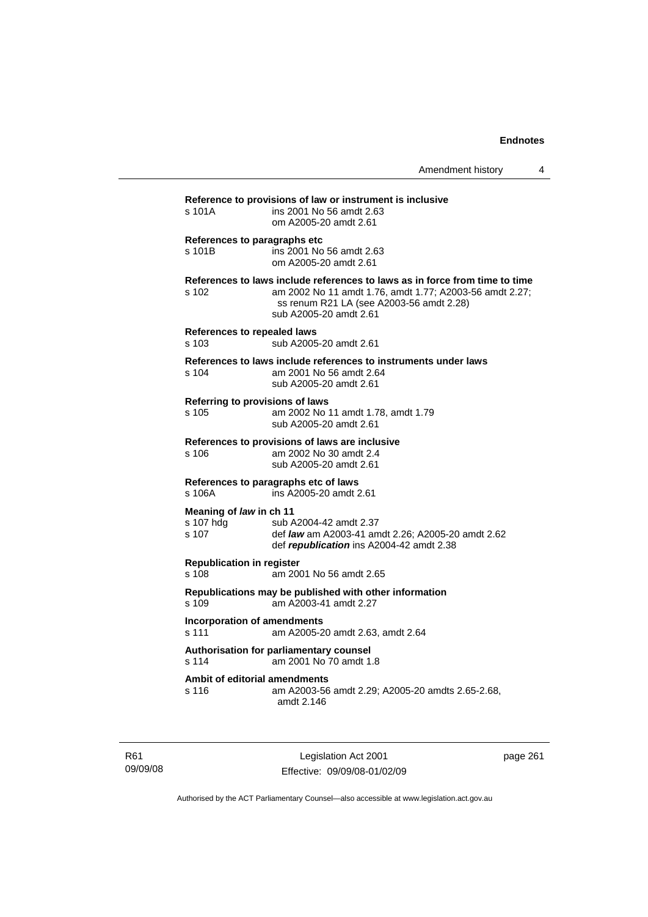**Reference to provisions of law or instrument is inclusive**

s 101A ins 2001 No 56 amdt 2.63
om A2005-20 amdt 2.61

**References to paragraphs etc**

s 101B ins 2001 No 56 amdt 2.63
om A2005-20 amdt 2.61

**References to laws include references to laws as in force from time to time**

s 102 am 2002 No 11 amdt 1.76, amdt 1.77; A2003-56 amdt 2.27; ss renum R21 LA (see A2003-56 amdt 2.28)
sub A2005-20 amdt 2.61

**References to repealed laws**

s 103 sub A2005-20 amdt 2.61

**References to laws include references to instruments under laws**

s 104 am 2001 No 56 amdt 2.64
sub A2005-20 amdt 2.61

**Referring to provisions of laws**

s 105 am 2002 No 11 amdt 1.78, amdt 1.79
sub A2005-20 amdt 2.61

**References to provisions of laws are inclusive**

s 106 am 2002 No 30 amdt 2.4
sub A2005-20 amdt 2.61

**References to paragraphs etc of laws**

s 106A ins A2005-20 amdt 2.61

**Meaning of *law* in ch 11**

s 107 hdg sub A2004-42 amdt 2.37
s 107 def ***law*** am A2003-41 amdt 2.26; A2005-20 amdt 2.62
def ***republication*** ins A2004-42 amdt 2.38

**Republication in register**

s 108 am 2001 No 56 amdt 2.65

**Republications may be published with other information**

s 109 am A2003-41 amdt 2.27

**Incorporation of amendments**

s 111 am A2005-20 amdt 2.63, amdt 2.64

**Authorisation for parliamentary counsel**

s 114 am 2001 No 70 amdt 1.8

**Ambit of editorial amendments**

s 116 am A2003-56 amdt 2.29; A2005-20 amdts 2.65-2.68, amdt 2.146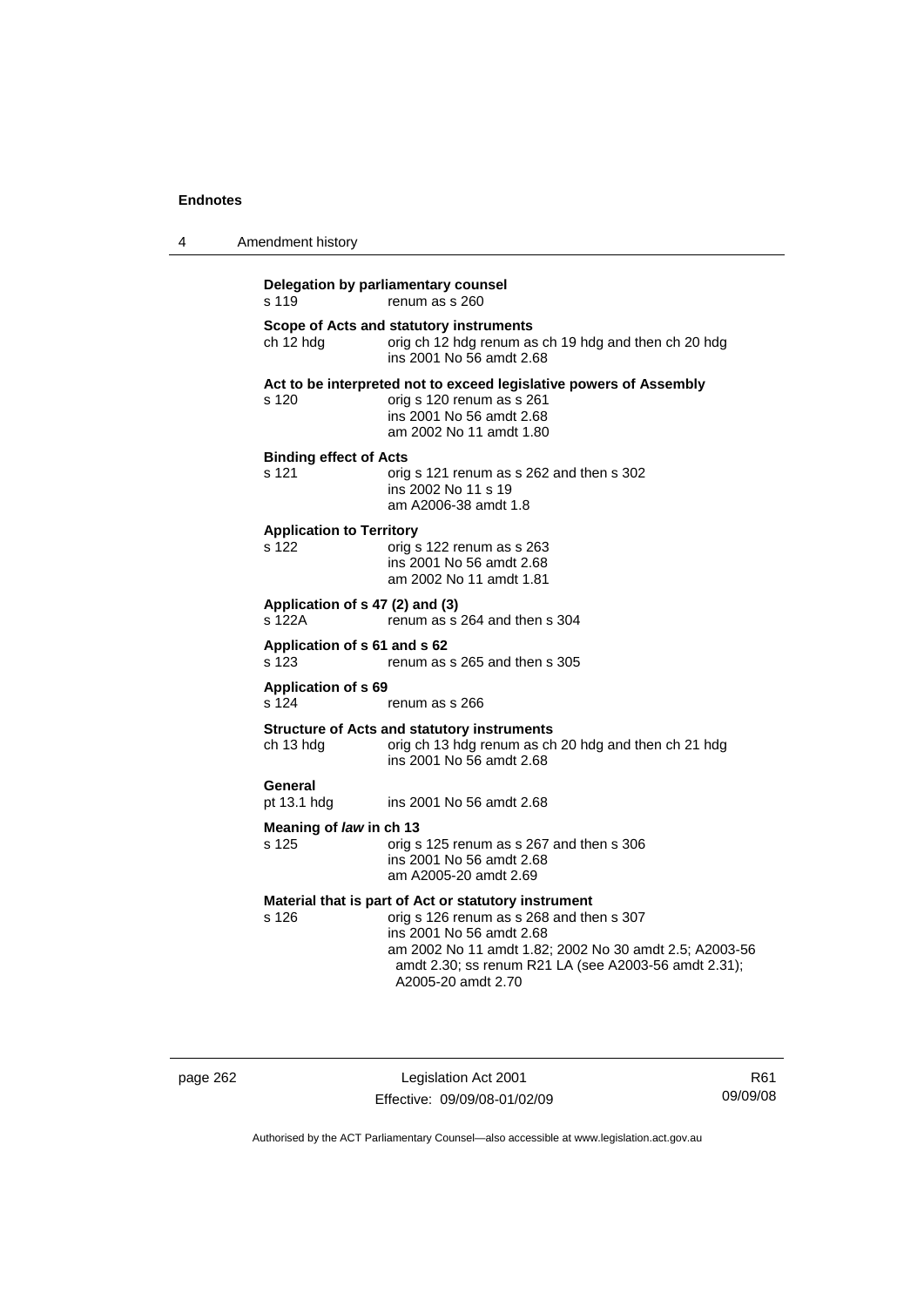**Delegation by parliamentary counsel**
s 119 renum as s 260

**Scope of Acts and statutory instruments**
ch 12 hdg orig ch 12 hdg renum as ch 19 hdg and then ch 20 hdg
ins 2001 No 56 amdt 2.68

**Act to be interpreted not to exceed legislative powers of Assembly**
s 120 orig s 120 renum as s 261
ins 2001 No 56 amdt 2.68
am 2002 No 11 amdt 1.80

**Binding effect of Acts**
s 121 orig s 121 renum as s 262 and then s 302
ins 2002 No 11 s 19
am A2006-38 amdt 1.8

**Application to Territory**
s 122 orig s 122 renum as s 263
ins 2001 No 56 amdt 2.68
am 2002 No 11 amdt 1.81

**Application of s 47 (2) and (3)**
s 122A renum as s 264 and then s 304

**Application of s 61 and s 62**
s 123 renum as s 265 and then s 305

**Application of s 69**
s 124 renum as s 266

**Structure of Acts and statutory instruments**
ch 13 hdg orig ch 13 hdg renum as ch 20 hdg and then ch 21 hdg
ins 2001 No 56 amdt 2.68

**General**
pt 13.1 hdg ins 2001 No 56 amdt 2.68

**Meaning of *law* in ch 13**
s 125 orig s 125 renum as s 267 and then s 306
ins 2001 No 56 amdt 2.68
am A2005-20 amdt 2.69

**Material that is part of Act or statutory instrument**
s 126 orig s 126 renum as s 268 and then s 307
ins 2001 No 56 amdt 2.68
am 2002 No 11 amdt 1.82; 2002 No 30 amdt 2.5; A2003-56 amdt 2.30; ss renum R21 LA (see A2003-56 amdt 2.31); A2005-20 amdt 2.70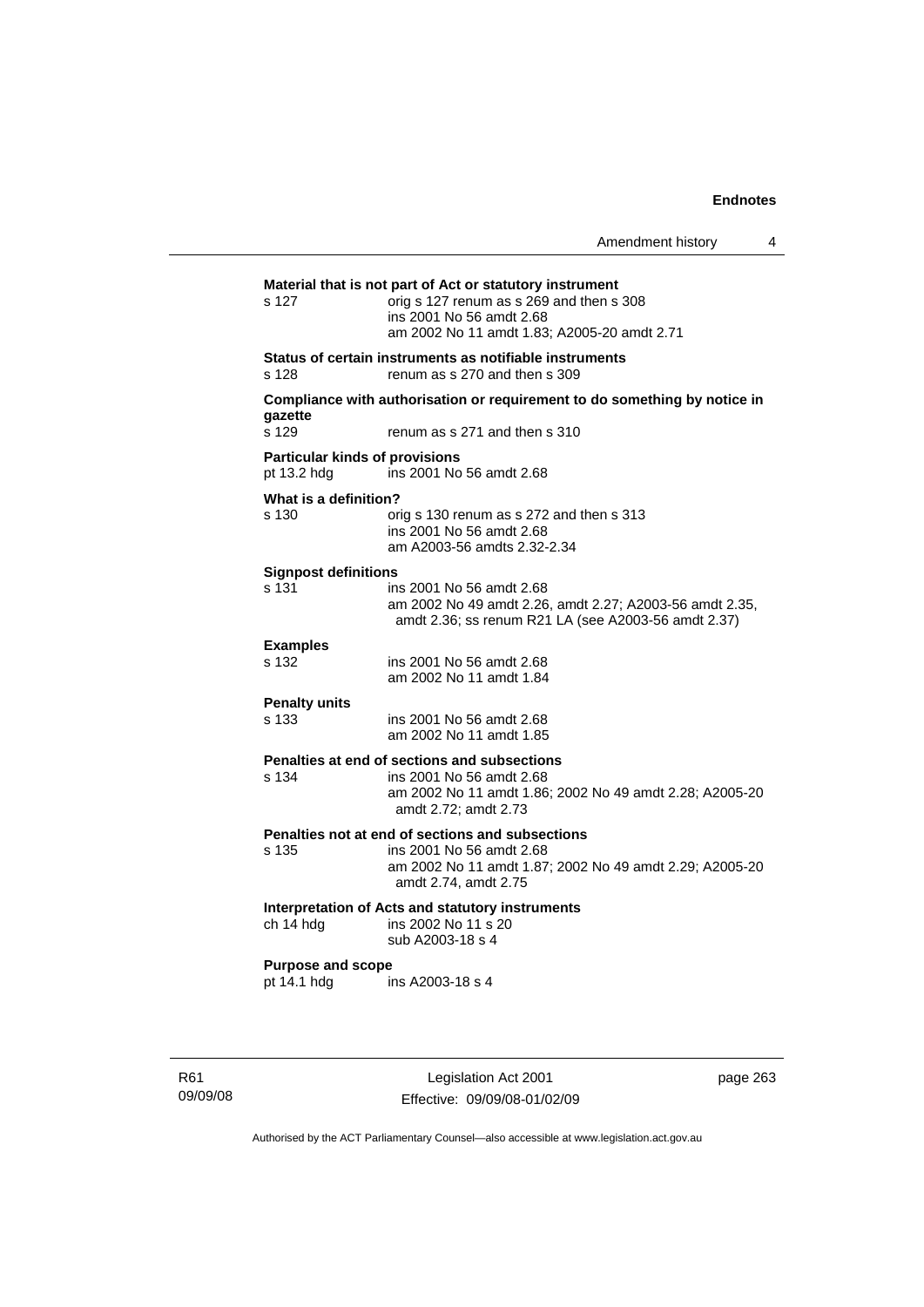**Material that is not part of Act or statutory instrument**

s 127 orig s 127 renum as s 269 and then s 308
ins 2001 No 56 amdt 2.68
am 2002 No 11 amdt 1.83; A2005-20 amdt 2.71

**Status of certain instruments as notifiable instruments**

s 128 renum as s 270 and then s 309

**Compliance with authorisation or requirement to do something by notice in gazette**

s 129 renum as s 271 and then s 310

**Particular kinds of provisions**

pt 13.2 hdg ins 2001 No 56 amdt 2.68

**What is a definition?**

s 130 orig s 130 renum as s 272 and then s 313
ins 2001 No 56 amdt 2.68
am A2003-56 amdts 2.32-2.34

**Signpost definitions**

s 131 ins 2001 No 56 amdt 2.68
am 2002 No 49 amdt 2.26, amdt 2.27; A2003-56 amdt 2.35, amdt 2.36; ss renum R21 LA (see A2003-56 amdt 2.37)

**Examples**

s 132 ins 2001 No 56 amdt 2.68
am 2002 No 11 amdt 1.84

**Penalty units**

s 133 ins 2001 No 56 amdt 2.68
am 2002 No 11 amdt 1.85

**Penalties at end of sections and subsections**

s 134 ins 2001 No 56 amdt 2.68
am 2002 No 11 amdt 1.86; 2002 No 49 amdt 2.28; A2005-20 amdt 2.72; amdt 2.73

**Penalties not at end of sections and subsections**

s 135 ins 2001 No 56 amdt 2.68
am 2002 No 11 amdt 1.87; 2002 No 49 amdt 2.29; A2005-20 amdt 2.74, amdt 2.75

**Interpretation of Acts and statutory instruments**

ch 14 hdg ins 2002 No 11 s 20
sub A2003-18 s 4

**Purpose and scope**

pt 14.1 hdg ins A2003-18 s 4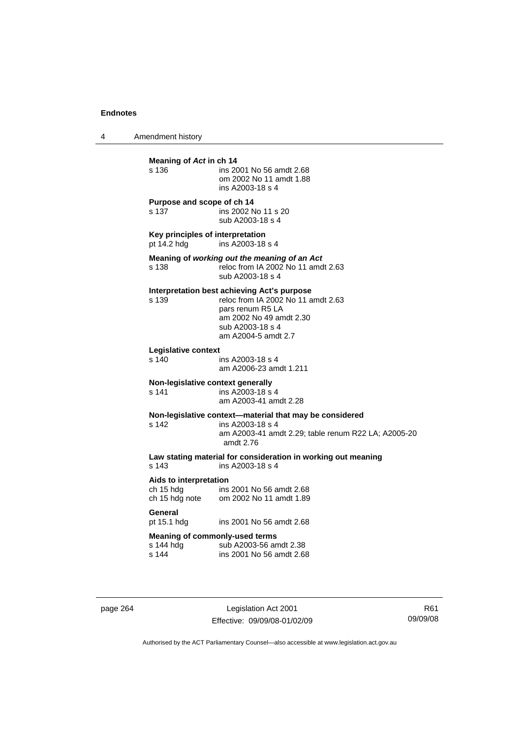**Meaning of *Act* in ch 14**

s 136 ins 2001 No 56 amdt 2.68
om 2002 No 11 amdt 1.88
ins A2003-18 s 4

**Purpose and scope of ch 14**

s 137 ins 2002 No 11 s 20
sub A2003-18 s 4

**Key principles of interpretation**

pt 14.2 hdg ins A2003-18 s 4

**Meaning of *working out the meaning of an Act***

s 138 reloc from IA 2002 No 11 amdt 2.63
sub A2003-18 s 4

**Interpretation best achieving Act's purpose**

s 139 reloc from IA 2002 No 11 amdt 2.63
pars renum R5 LA
am 2002 No 49 amdt 2.30
sub A2003-18 s 4
am A2004-5 amdt 2.7

**Legislative context**

s 140 ins A2003-18 s 4
am A2006-23 amdt 1.211

**Non-legislative context generally**

s 141 ins A2003-18 s 4
am A2003-41 amdt 2.28

**Non-legislative context—material that may be considered**

s 142 ins A2003-18 s 4
am A2003-41 amdt 2.29; table renum R22 LA; A2005-20 amdt 2.76

**Law stating material for consideration in working out meaning**

s 143 ins A2003-18 s 4

**Aids to interpretation**

ch 15 hdg ins 2001 No 56 amdt 2.68
ch 15 hdg note om 2002 No 11 amdt 1.89

**General**

pt 15.1 hdg ins 2001 No 56 amdt 2.68

**Meaning of commonly-used terms**

s 144 hdg sub A2003-56 amdt 2.38
s 144 ins 2001 No 56 amdt 2.68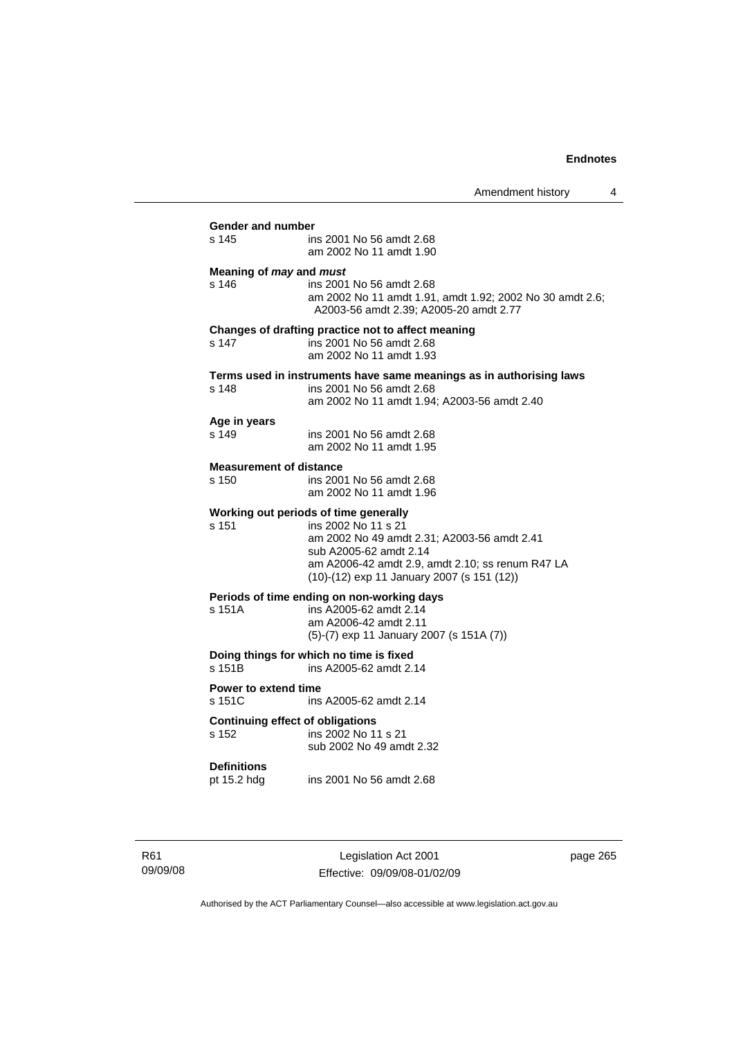**Gender and number**

s 145 ins 2001 No 56 amdt 2.68
am 2002 No 11 amdt 1.90

**Meaning of *may* and *must***

s 146 ins 2001 No 56 amdt 2.68
am 2002 No 11 amdt 1.91, amdt 1.92; 2002 No 30 amdt 2.6; A2003-56 amdt 2.39; A2005-20 amdt 2.77

**Changes of drafting practice not to affect meaning**

s 147 ins 2001 No 56 amdt 2.68
am 2002 No 11 amdt 1.93

**Terms used in instruments have same meanings as in authorising laws**

s 148 ins 2001 No 56 amdt 2.68
am 2002 No 11 amdt 1.94; A2003-56 amdt 2.40

**Age in years**

s 149 ins 2001 No 56 amdt 2.68
am 2002 No 11 amdt 1.95

**Measurement of distance**

s 150 ins 2001 No 56 amdt 2.68
am 2002 No 11 amdt 1.96

**Working out periods of time generally**

s 151 ins 2002 No 11 s 21
am 2002 No 49 amdt 2.31; A2003-56 amdt 2.41
sub A2005-62 amdt 2.14
am A2006-42 amdt 2.9, amdt 2.10; ss renum R47 LA
(10)-(12) exp 11 January 2007 (s 151 (12))

**Periods of time ending on non-working days**

s 151A ins A2005-62 amdt 2.14
am A2006-42 amdt 2.11
(5)-(7) exp 11 January 2007 (s 151A (7))

**Doing things for which no time is fixed**

s 151B ins A2005-62 amdt 2.14

**Power to extend time**

s 151C ins A2005-62 amdt 2.14

**Continuing effect of obligations**

s 152 ins 2002 No 11 s 21
sub 2002 No 49 amdt 2.32

**Definitions**

pt 15.2 hdg ins 2001 No 56 amdt 2.68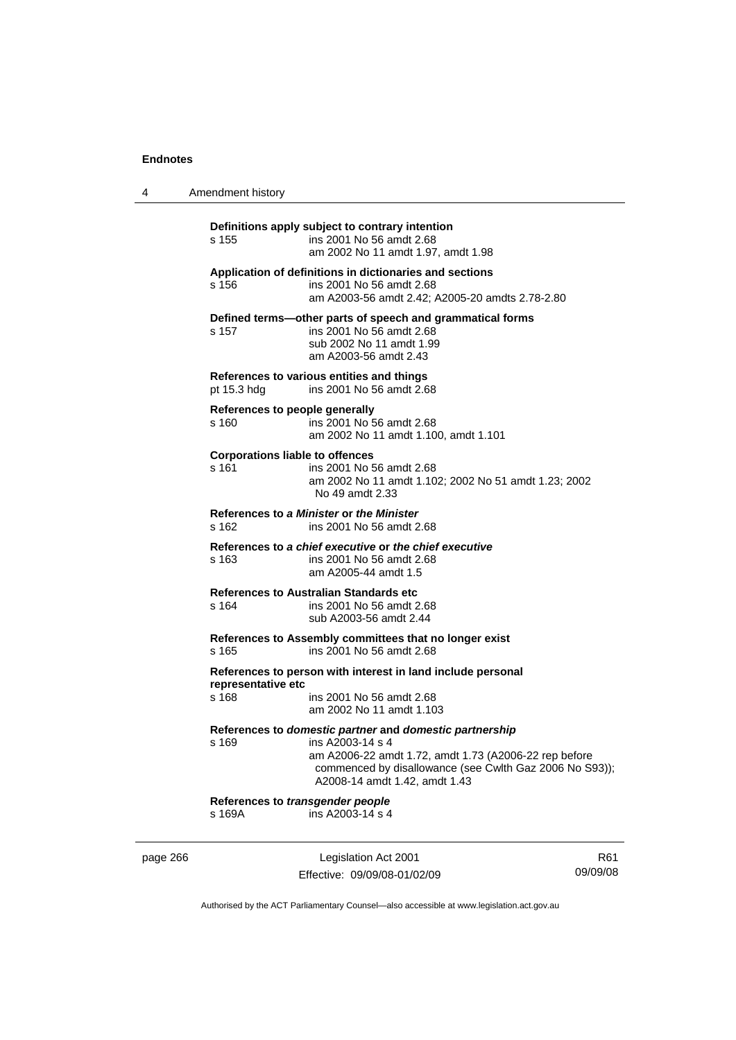**Definitions apply subject to contrary intention**

s 155 ins 2001 No 56 amdt 2.68
am 2002 No 11 amdt 1.97, amdt 1.98

**Application of definitions in dictionaries and sections**

s 156 ins 2001 No 56 amdt 2.68
am A2003-56 amdt 2.42; A2005-20 amdts 2.78-2.80

**Defined terms—other parts of speech and grammatical forms**

s 157 ins 2001 No 56 amdt 2.68
sub 2002 No 11 amdt 1.99
am A2003-56 amdt 2.43

**References to various entities and things**

pt 15.3 hdg ins 2001 No 56 amdt 2.68

**References to people generally**

s 160 ins 2001 No 56 amdt 2.68
am 2002 No 11 amdt 1.100, amdt 1.101

**Corporations liable to offences**

s 161 ins 2001 No 56 amdt 2.68
am 2002 No 11 amdt 1.102; 2002 No 51 amdt 1.23; 2002 No 49 amdt 2.33

**References to *a Minister* or *the Minister***

s 162 ins 2001 No 56 amdt 2.68

**References to *a chief executive* or *the chief executive***

s 163 ins 2001 No 56 amdt 2.68
am A2005-44 amdt 1.5

**References to Australian Standards etc**

s 164 ins 2001 No 56 amdt 2.68
sub A2003-56 amdt 2.44

**References to Assembly committees that no longer exist**

s 165 ins 2001 No 56 amdt 2.68

**References to person with interest in land include personal representative etc**

s 168 ins 2001 No 56 amdt 2.68
am 2002 No 11 amdt 1.103

**References to *domestic partner* and *domestic partnership***

s 169 ins A2003-14 s 4
am A2006-22 amdt 1.72, amdt 1.73 (A2006-22 rep before commenced by disallowance (see Cwlth Gaz 2006 No S93)); A2008-14 amdt 1.42, amdt 1.43

**References to *transgender people***

s 169A ins A2003-14 s 4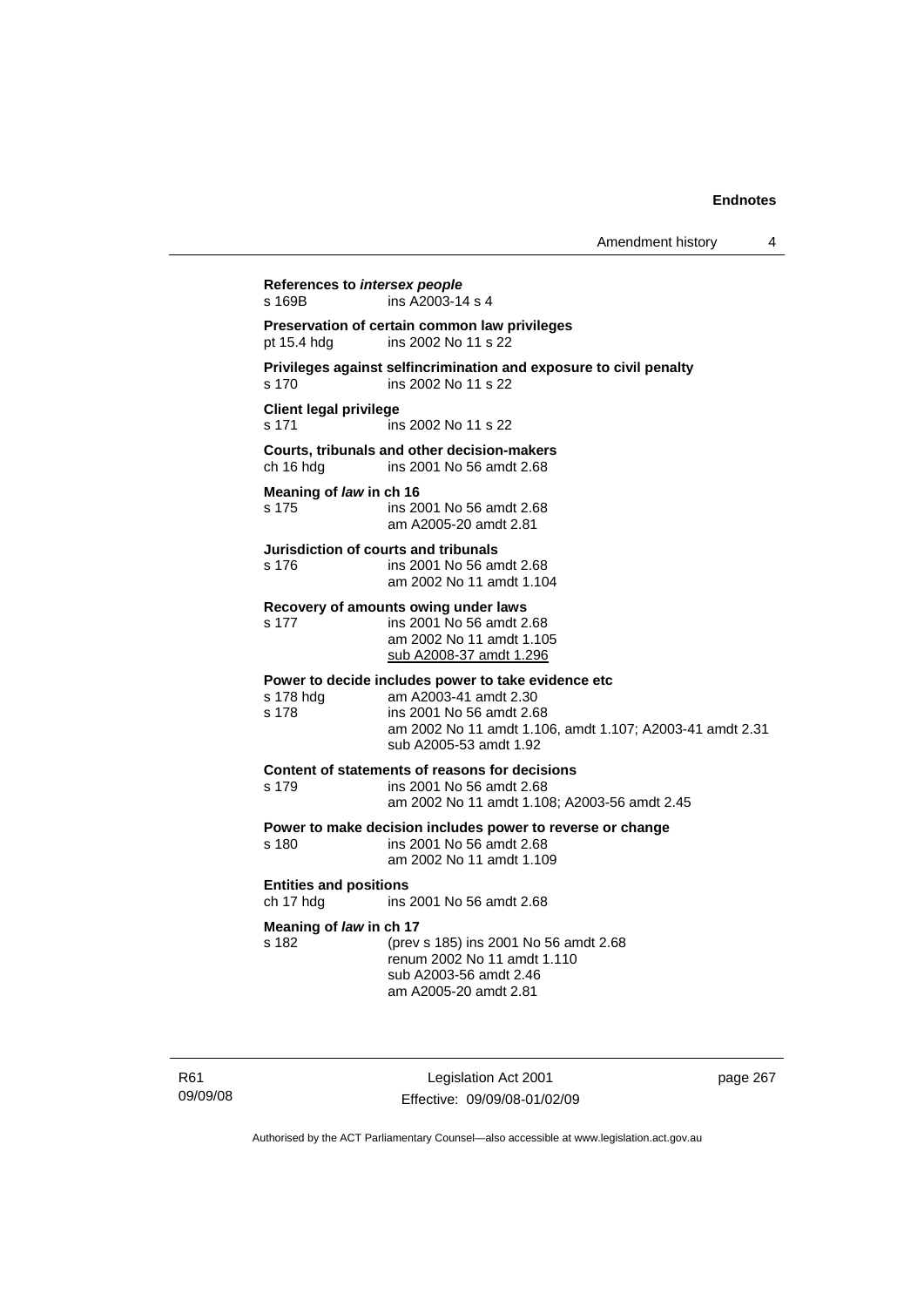**References to *intersex people***
s 169B ins A2003-14 s 4

**Preservation of certain common law privileges**
pt 15.4 hdg ins 2002 No 11 s 22

**Privileges against selfincrimination and exposure to civil penalty**
s 170 ins 2002 No 11 s 22

**Client legal privilege**
s 171 ins 2002 No 11 s 22

**Courts, tribunals and other decision-makers**
ch 16 hdg ins 2001 No 56 amdt 2.68

**Meaning of *law* in ch 16**
s 175 ins 2001 No 56 amdt 2.68
am A2005-20 amdt 2.81

**Jurisdiction of courts and tribunals**
s 176 ins 2001 No 56 amdt 2.68
am 2002 No 11 amdt 1.104

**Recovery of amounts owing under laws**
s 177 ins 2001 No 56 amdt 2.68
am 2002 No 11 amdt 1.105
sub A2008-37 amdt 1.296

**Power to decide includes power to take evidence etc**
s 178 hdg am A2003-41 amdt 2.30
s 178 ins 2001 No 56 amdt 2.68
am 2002 No 11 amdt 1.106, amdt 1.107; A2003-41 amdt 2.31
sub A2005-53 amdt 1.92

**Content of statements of reasons for decisions**
s 179 ins 2001 No 56 amdt 2.68
am 2002 No 11 amdt 1.108; A2003-56 amdt 2.45

**Power to make decision includes power to reverse or change**
s 180 ins 2001 No 56 amdt 2.68
am 2002 No 11 amdt 1.109

**Entities and positions**
ch 17 hdg ins 2001 No 56 amdt 2.68

**Meaning of *law* in ch 17**
s 182 (prev s 185) ins 2001 No 56 amdt 2.68
renum 2002 No 11 amdt 1.110
sub A2003-56 amdt 2.46
am A2005-20 amdt 2.81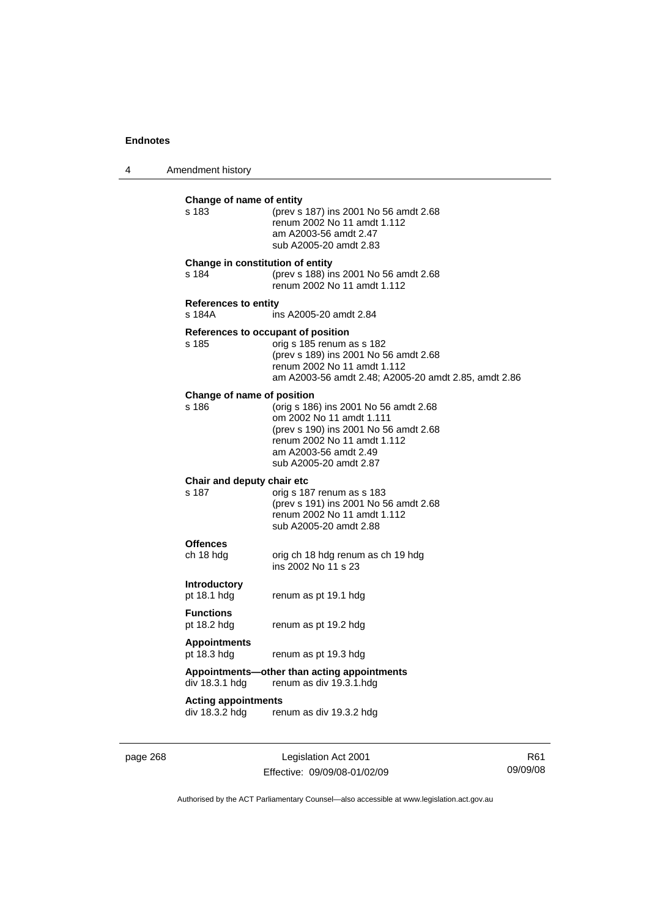**Change of name of entity**
s 183 (prev s 187) ins 2001 No 56 amdt 2.68
renum 2002 No 11 amdt 1.112
am A2003-56 amdt 2.47
sub A2005-20 amdt 2.83

**Change in constitution of entity**
s 184 (prev s 188) ins 2001 No 56 amdt 2.68
renum 2002 No 11 amdt 1.112

**References to entity**
s 184A ins A2005-20 amdt 2.84

**References to occupant of position**
s 185 orig s 185 renum as s 182
(prev s 189) ins 2001 No 56 amdt 2.68
renum 2002 No 11 amdt 1.112
am A2003-56 amdt 2.48; A2005-20 amdt 2.85, amdt 2.86

**Change of name of position**
s 186 (orig s 186) ins 2001 No 56 amdt 2.68
om 2002 No 11 amdt 1.111
(prev s 190) ins 2001 No 56 amdt 2.68
renum 2002 No 11 amdt 1.112
am A2003-56 amdt 2.49
sub A2005-20 amdt 2.87

**Chair and deputy chair etc**
s 187 orig s 187 renum as s 183
(prev s 191) ins 2001 No 56 amdt 2.68
renum 2002 No 11 amdt 1.112
sub A2005-20 amdt 2.88

**Offences**
ch 18 hdg orig ch 18 hdg renum as ch 19 hdg
ins 2002 No 11 s 23

**Introductory**
pt 18.1 hdg renum as pt 19.1 hdg

**Functions**
pt 18.2 hdg renum as pt 19.2 hdg

**Appointments**
pt 18.3 hdg renum as pt 19.3 hdg

**Appointments—other than acting appointments**
div 18.3.1 hdg renum as div 19.3.1.hdg

**Acting appointments**
div 18.3.2 hdg renum as div 19.3.2 hdg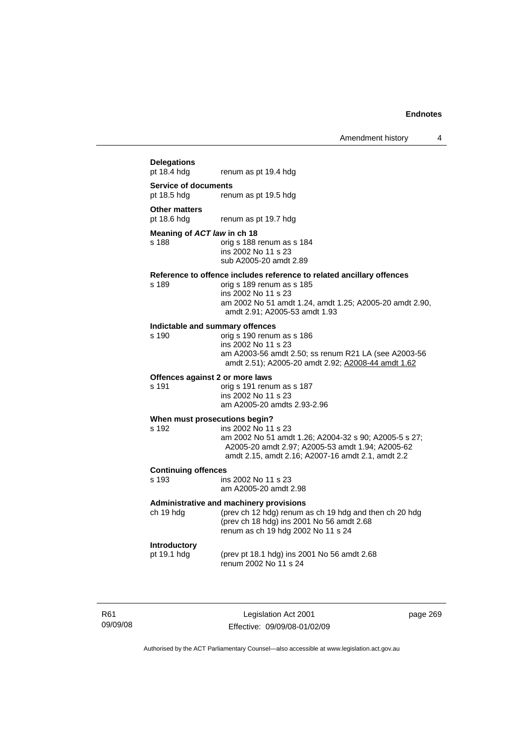**Delegations**

pt 18.4 hdg renum as pt 19.4 hdg

**Service of documents**

pt 18.5 hdg renum as pt 19.5 hdg

**Other matters**

pt 18.6 hdg renum as pt 19.7 hdg

**Meaning of *ACT law* in ch 18**

s 188 orig s 188 renum as s 184
ins 2002 No 11 s 23
sub A2005-20 amdt 2.89

**Reference to offence includes reference to related ancillary offences**

s 189 orig s 189 renum as s 185
ins 2002 No 11 s 23
am 2002 No 51 amdt 1.24, amdt 1.25; A2005-20 amdt 2.90, amdt 2.91; A2005-53 amdt 1.93

**Indictable and summary offences**

s 190 orig s 190 renum as s 186
ins 2002 No 11 s 23
am A2003-56 amdt 2.50; ss renum R21 LA (see A2003-56 amdt 2.51); A2005-20 amdt 2.92; A2008-44 amdt 1.62

**Offences against 2 or more laws**

s 191 orig s 191 renum as s 187
ins 2002 No 11 s 23
am A2005-20 amdts 2.93-2.96

**When must prosecutions begin?**

s 192 ins 2002 No 11 s 23
am 2002 No 51 amdt 1.26; A2004-32 s 90; A2005-5 s 27; A2005-20 amdt 2.97; A2005-53 amdt 1.94; A2005-62 amdt 2.15, amdt 2.16; A2007-16 amdt 2.1, amdt 2.2

**Continuing offences**

s 193 ins 2002 No 11 s 23
am A2005-20 amdt 2.98

**Administrative and machinery provisions**

ch 19 hdg (prev ch 12 hdg) renum as ch 19 hdg and then ch 20 hdg
(prev ch 18 hdg) ins 2001 No 56 amdt 2.68
renum as ch 19 hdg 2002 No 11 s 24

**Introductory**

pt 19.1 hdg (prev pt 18.1 hdg) ins 2001 No 56 amdt 2.68
renum 2002 No 11 s 24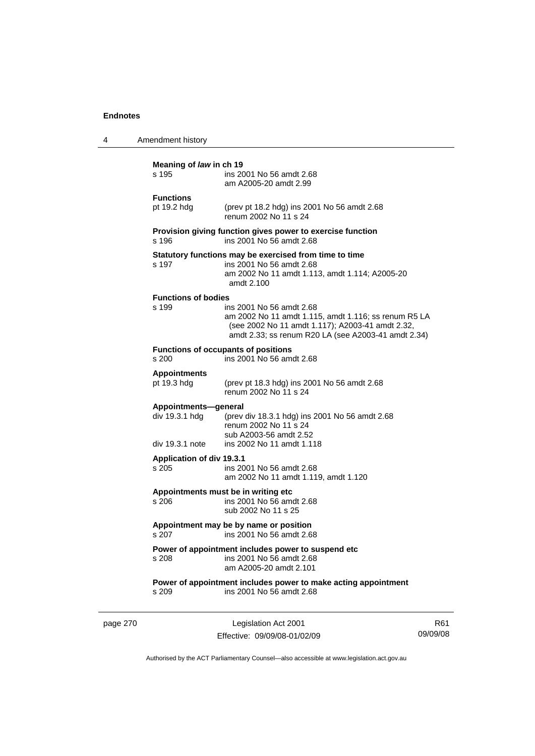**Meaning of *law* in ch 19**
s 195 ins 2001 No 56 amdt 2.68
am A2005-20 amdt 2.99

**Functions**
pt 19.2 hdg (prev pt 18.2 hdg) ins 2001 No 56 amdt 2.68
renum 2002 No 11 s 24

**Provision giving function gives power to exercise function**
s 196 ins 2001 No 56 amdt 2.68

**Statutory functions may be exercised from time to time**
s 197 ins 2001 No 56 amdt 2.68
am 2002 No 11 amdt 1.113, amdt 1.114; A2005-20 amdt 2.100

**Functions of bodies**
s 199 ins 2001 No 56 amdt 2.68
am 2002 No 11 amdt 1.115, amdt 1.116; ss renum R5 LA (see 2002 No 11 amdt 1.117); A2003-41 amdt 2.32, amdt 2.33; ss renum R20 LA (see A2003-41 amdt 2.34)

**Functions of occupants of positions**
s 200 ins 2001 No 56 amdt 2.68

**Appointments**
pt 19.3 hdg (prev pt 18.3 hdg) ins 2001 No 56 amdt 2.68
renum 2002 No 11 s 24

**Appointments—general**
div 19.3.1 hdg (prev div 18.3.1 hdg) ins 2001 No 56 amdt 2.68
renum 2002 No 11 s 24
sub A2003-56 amdt 2.52
div 19.3.1 note ins 2002 No 11 amdt 1.118

**Application of div 19.3.1**
s 205 ins 2001 No 56 amdt 2.68
am 2002 No 11 amdt 1.119, amdt 1.120

**Appointments must be in writing etc**
s 206 ins 2001 No 56 amdt 2.68
sub 2002 No 11 s 25

**Appointment may be by name or position**
s 207 ins 2001 No 56 amdt 2.68

**Power of appointment includes power to suspend etc**
s 208 ins 2001 No 56 amdt 2.68
am A2005-20 amdt 2.101

**Power of appointment includes power to make acting appointment**
s 209 ins 2001 No 56 amdt 2.68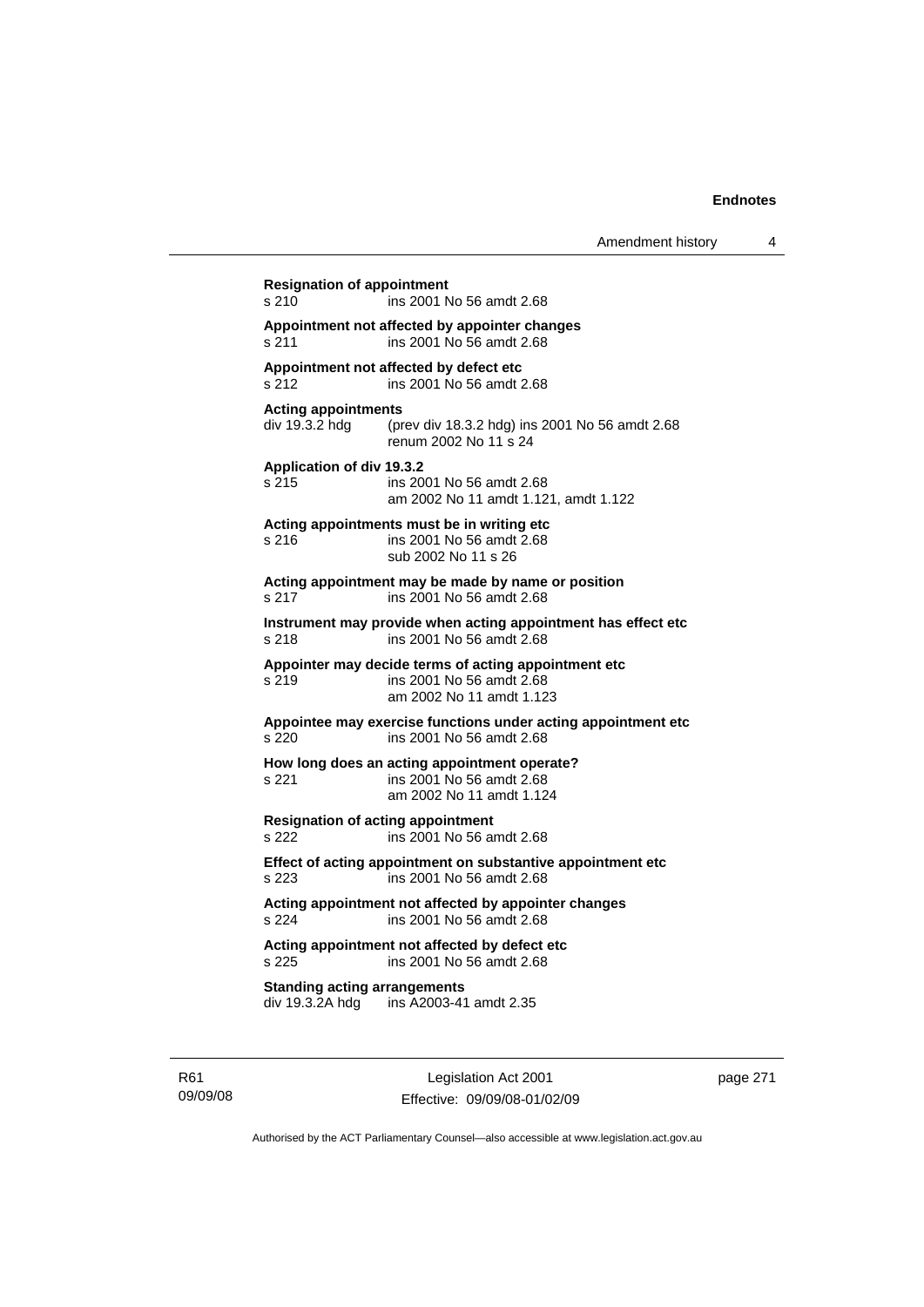**Resignation of appointment**
s 210 ins 2001 No 56 amdt 2.68

**Appointment not affected by appointer changes**
s 211 ins 2001 No 56 amdt 2.68

**Appointment not affected by defect etc**
s 212 ins 2001 No 56 amdt 2.68

**Acting appointments**
div 19.3.2 hdg (prev div 18.3.2 hdg) ins 2001 No 56 amdt 2.68
renum 2002 No 11 s 24

**Application of div 19.3.2**
s 215 ins 2001 No 56 amdt 2.68
am 2002 No 11 amdt 1.121, amdt 1.122

**Acting appointments must be in writing etc**
s 216 ins 2001 No 56 amdt 2.68
sub 2002 No 11 s 26

**Acting appointment may be made by name or position**
s 217 ins 2001 No 56 amdt 2.68

**Instrument may provide when acting appointment has effect etc**
s 218 ins 2001 No 56 amdt 2.68

**Appointer may decide terms of acting appointment etc**
s 219 ins 2001 No 56 amdt 2.68
am 2002 No 11 amdt 1.123

**Appointee may exercise functions under acting appointment etc**
s 220 ins 2001 No 56 amdt 2.68

**How long does an acting appointment operate?**
s 221 ins 2001 No 56 amdt 2.68
am 2002 No 11 amdt 1.124

**Resignation of acting appointment**
s 222 ins 2001 No 56 amdt 2.68

**Effect of acting appointment on substantive appointment etc**
s 223 ins 2001 No 56 amdt 2.68

**Acting appointment not affected by appointer changes**
s 224 ins 2001 No 56 amdt 2.68

**Acting appointment not affected by defect etc**
s 225 ins 2001 No 56 amdt 2.68

**Standing acting arrangements**
div 19.3.2A hdg ins A2003-41 amdt 2.35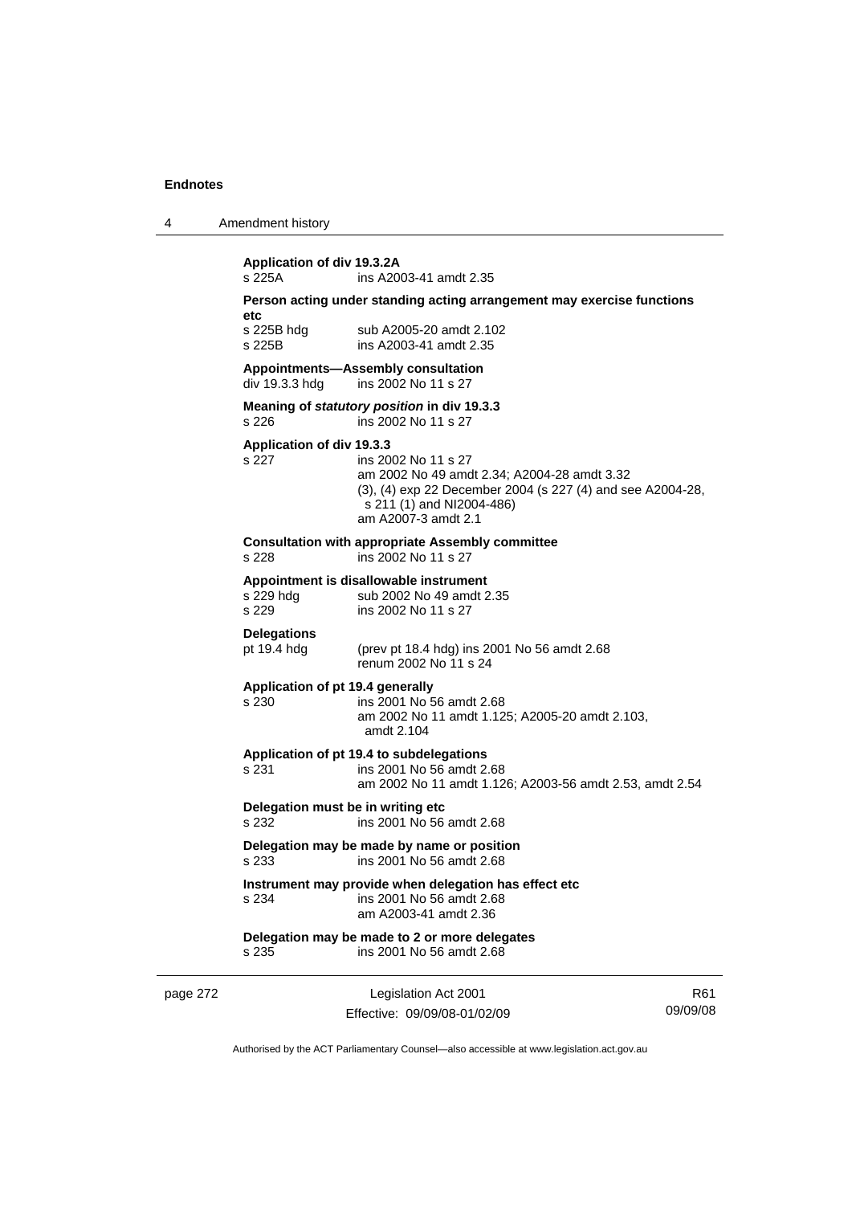**Application of div 19.3.2A**
s 225A ins A2003-41 amdt 2.35

**Person acting under standing acting arrangement may exercise functions etc**
s 225B hdg sub A2005-20 amdt 2.102
s 225B ins A2003-41 amdt 2.35

**Appointments—Assembly consultation**
div 19.3.3 hdg ins 2002 No 11 s 27

**Meaning of *statutory position* in div 19.3.3**
s 226 ins 2002 No 11 s 27

**Application of div 19.3.3**
s 227 ins 2002 No 11 s 27
am 2002 No 49 amdt 2.34; A2004-28 amdt 3.32
(3), (4) exp 22 December 2004 (s 227 (4) and see A2004-28, s 211 (1) and NI2004-486)
am A2007-3 amdt 2.1

**Consultation with appropriate Assembly committee**
s 228 ins 2002 No 11 s 27

**Appointment is disallowable instrument**
s 229 hdg sub 2002 No 49 amdt 2.35
s 229 ins 2002 No 11 s 27

**Delegations**
pt 19.4 hdg (prev pt 18.4 hdg) ins 2001 No 56 amdt 2.68
renum 2002 No 11 s 24

**Application of pt 19.4 generally**
s 230 ins 2001 No 56 amdt 2.68
am 2002 No 11 amdt 1.125; A2005-20 amdt 2.103, amdt 2.104

**Application of pt 19.4 to subdelegations**
s 231 ins 2001 No 56 amdt 2.68
am 2002 No 11 amdt 1.126; A2003-56 amdt 2.53, amdt 2.54

**Delegation must be in writing etc**
s 232 ins 2001 No 56 amdt 2.68

**Delegation may be made by name or position**
s 233 ins 2001 No 56 amdt 2.68

**Instrument may provide when delegation has effect etc**
s 234 ins 2001 No 56 amdt 2.68
am A2003-41 amdt 2.36

**Delegation may be made to 2 or more delegates**
s 235 ins 2001 No 56 amdt 2.68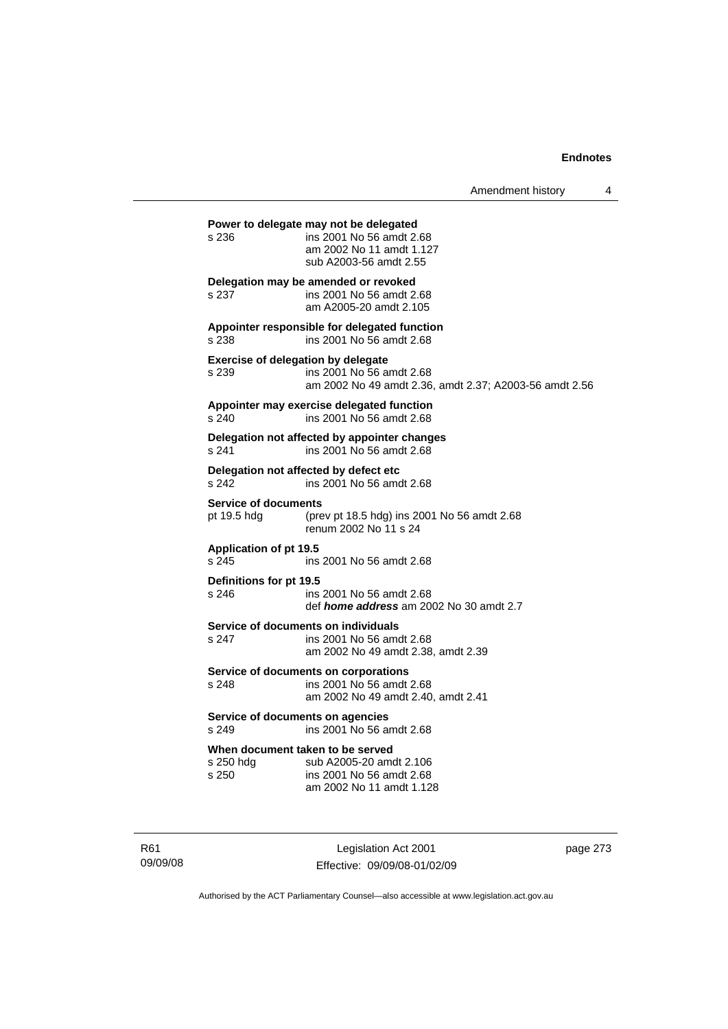**Power to delegate may not be delegated**
s 236 ins 2001 No 56 amdt 2.68
am 2002 No 11 amdt 1.127
sub A2003-56 amdt 2.55

**Delegation may be amended or revoked**
s 237 ins 2001 No 56 amdt 2.68
am A2005-20 amdt 2.105

**Appointer responsible for delegated function**
s 238 ins 2001 No 56 amdt 2.68

**Exercise of delegation by delegate**
s 239 ins 2001 No 56 amdt 2.68
am 2002 No 49 amdt 2.36, amdt 2.37; A2003-56 amdt 2.56

**Appointer may exercise delegated function**
s 240 ins 2001 No 56 amdt 2.68

**Delegation not affected by appointer changes**
s 241 ins 2001 No 56 amdt 2.68

**Delegation not affected by defect etc**
s 242 ins 2001 No 56 amdt 2.68

**Service of documents**
pt 19.5 hdg (prev pt 18.5 hdg) ins 2001 No 56 amdt 2.68
renum 2002 No 11 s 24

**Application of pt 19.5**
s 245 ins 2001 No 56 amdt 2.68

**Definitions for pt 19.5**
s 246 ins 2001 No 56 amdt 2.68
def ***home address*** am 2002 No 30 amdt 2.7

**Service of documents on individuals**
s 247 ins 2001 No 56 amdt 2.68
am 2002 No 49 amdt 2.38, amdt 2.39

**Service of documents on corporations**
s 248 ins 2001 No 56 amdt 2.68
am 2002 No 49 amdt 2.40, amdt 2.41

**Service of documents on agencies**
s 249 ins 2001 No 56 amdt 2.68

**When document taken to be served**
s 250 hdg sub A2005-20 amdt 2.106
s 250 ins 2001 No 56 amdt 2.68
am 2002 No 11 amdt 1.128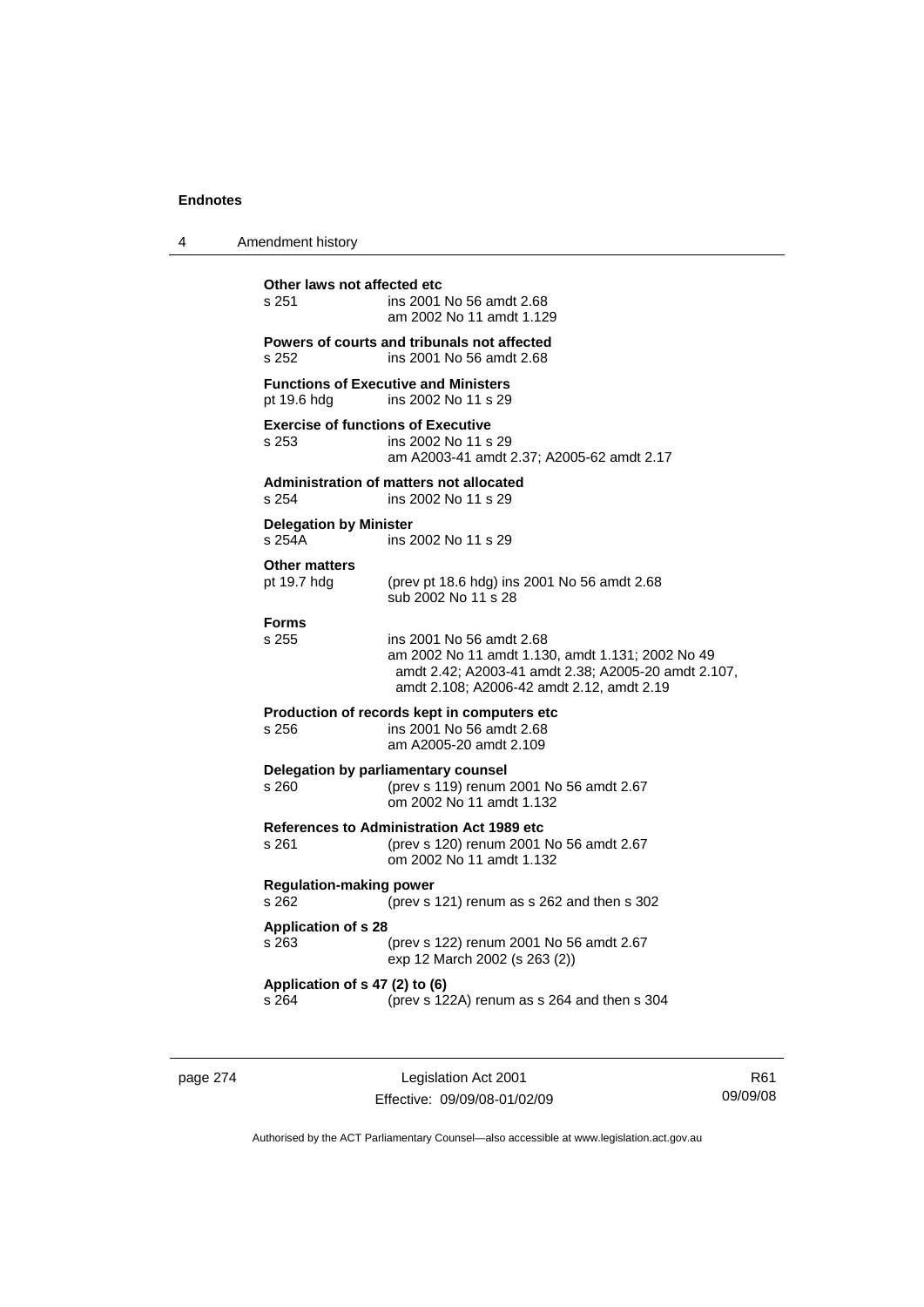**Other laws not affected etc**

| | |
|---|---|
| s 251 | ins 2001 No 56 amdt 2.68<br>am 2002 No 11 amdt 1.129 |

**Powers of courts and tribunals not affected**

| | |
|---|---|
| s 252 | ins 2001 No 56 amdt 2.68 |

**Functions of Executive and Ministers**

| | |
|---|---|
| pt 19.6 hdg | ins 2002 No 11 s 29 |

**Exercise of functions of Executive**

| | |
|---|---|
| s 253 | ins 2002 No 11 s 29<br>am A2003-41 amdt 2.37; A2005-62 amdt 2.17 |

**Administration of matters not allocated**

| | |
|---|---|
| s 254 | ins 2002 No 11 s 29 |

**Delegation by Minister**

| | |
|---|---|
| s 254A | ins 2002 No 11 s 29 |

**Other matters**

| | |
|---|---|
| pt 19.7 hdg | (prev pt 18.6 hdg) ins 2001 No 56 amdt 2.68<br>sub 2002 No 11 s 28 |

**Forms**

| | |
|---|---|
| s 255 | ins 2001 No 56 amdt 2.68<br>am 2002 No 11 amdt 1.130, amdt 1.131; 2002 No 49 amdt 2.42; A2003-41 amdt 2.38; A2005-20 amdt 2.107, amdt 2.108; A2006-42 amdt 2.12, amdt 2.19 |

**Production of records kept in computers etc**

| | |
|---|---|
| s 256 | ins 2001 No 56 amdt 2.68<br>am A2005-20 amdt 2.109 |

**Delegation by parliamentary counsel**

| | |
|---|---|
| s 260 | (prev s 119) renum 2001 No 56 amdt 2.67<br>om 2002 No 11 amdt 1.132 |

**References to Administration Act 1989 etc**

| | |
|---|---|
| s 261 | (prev s 120) renum 2001 No 56 amdt 2.67<br>om 2002 No 11 amdt 1.132 |

**Regulation-making power**

| | |
|---|---|
| s 262 | (prev s 121) renum as s 262 and then s 302 |

**Application of s 28**

| | |
|---|---|
| s 263 | (prev s 122) renum 2001 No 56 amdt 2.67<br>exp 12 March 2002 (s 263 (2)) |

**Application of s 47 (2) to (6)**

| | |
|---|---|
| s 264 | (prev s 122A) renum as s 264 and then s 304 |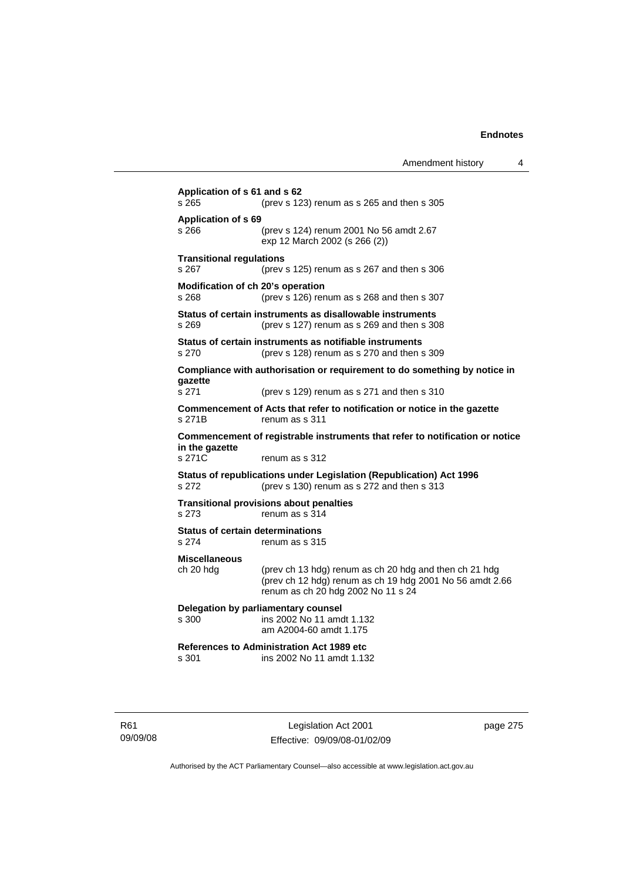**Application of s 61 and s 62**
s 265 (prev s 123) renum as s 265 and then s 305

**Application of s 69**
s 266 (prev s 124) renum 2001 No 56 amdt 2.67
exp 12 March 2002 (s 266 (2))

**Transitional regulations**
s 267 (prev s 125) renum as s 267 and then s 306

**Modification of ch 20's operation**
s 268 (prev s 126) renum as s 268 and then s 307

**Status of certain instruments as disallowable instruments**
s 269 (prev s 127) renum as s 269 and then s 308

**Status of certain instruments as notifiable instruments**
s 270 (prev s 128) renum as s 270 and then s 309

**Compliance with authorisation or requirement to do something by notice in gazette**
s 271 (prev s 129) renum as s 271 and then s 310

**Commencement of Acts that refer to notification or notice in the gazette**
s 271B renum as s 311

**Commencement of registrable instruments that refer to notification or notice in the gazette**
s 271C renum as s 312

**Status of republications under Legislation (Republication) Act 1996**
s 272 (prev s 130) renum as s 272 and then s 313

**Transitional provisions about penalties**
s 273 renum as s 314

**Status of certain determinations**
s 274 renum as s 315

**Miscellaneous**
ch 20 hdg (prev ch 13 hdg) renum as ch 20 hdg and then ch 21 hdg
(prev ch 12 hdg) renum as ch 19 hdg 2001 No 56 amdt 2.66
renum as ch 20 hdg 2002 No 11 s 24

**Delegation by parliamentary counsel**
s 300 ins 2002 No 11 amdt 1.132
am A2004-60 amdt 1.175

**References to Administration Act 1989 etc**
s 301 ins 2002 No 11 amdt 1.132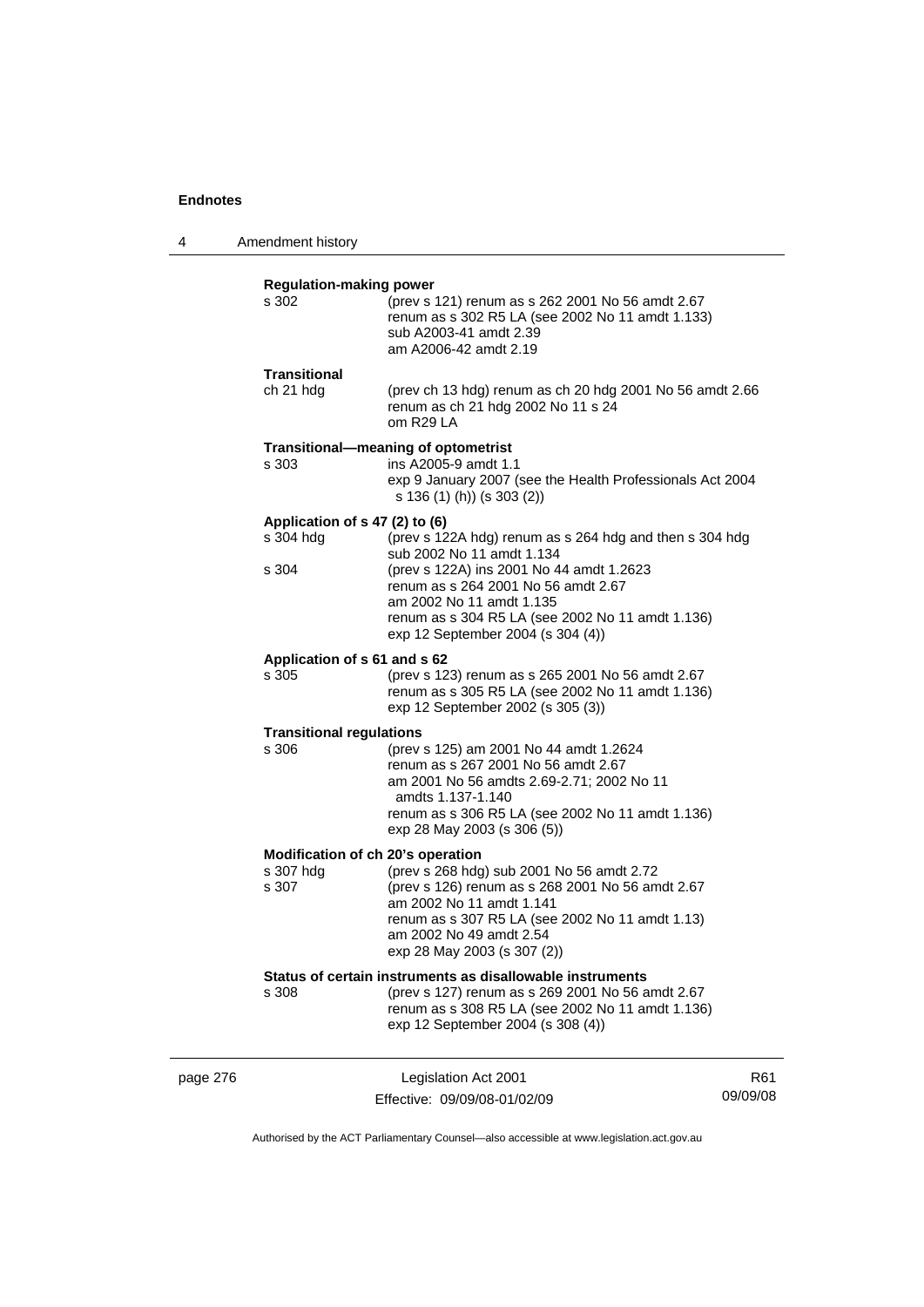**Regulation-making power**

s 302 — (prev s 121) renum as s 262 2001 No 56 amdt 2.67
renum as s 302 R5 LA (see 2002 No 11 amdt 1.133)
sub A2003-41 amdt 2.39
am A2006-42 amdt 2.19

**Transitional**

ch 21 hdg — (prev ch 13 hdg) renum as ch 20 hdg 2001 No 56 amdt 2.66
renum as ch 21 hdg 2002 No 11 s 24
om R29 LA

**Transitional—meaning of optometrist**

s 303 — ins A2005-9 amdt 1.1
exp 9 January 2007 (see the Health Professionals Act 2004 s 136 (1) (h)) (s 303 (2))

**Application of s 47 (2) to (6)**

s 304 hdg — (prev s 122A hdg) renum as s 264 hdg and then s 304 hdg
sub 2002 No 11 amdt 1.134

s 304 — (prev s 122A) ins 2001 No 44 amdt 1.2623
renum as s 264 2001 No 56 amdt 2.67
am 2002 No 11 amdt 1.135
renum as s 304 R5 LA (see 2002 No 11 amdt 1.136)
exp 12 September 2004 (s 304 (4))

**Application of s 61 and s 62**

s 305 — (prev s 123) renum as s 265 2001 No 56 amdt 2.67
renum as s 305 R5 LA (see 2002 No 11 amdt 1.136)
exp 12 September 2002 (s 305 (3))

**Transitional regulations**

s 306 — (prev s 125) am 2001 No 44 amdt 1.2624
renum as s 267 2001 No 56 amdt 2.67
am 2001 No 56 amdts 2.69-2.71; 2002 No 11 amdts 1.137-1.140
renum as s 306 R5 LA (see 2002 No 11 amdt 1.136)
exp 28 May 2003 (s 306 (5))

**Modification of ch 20's operation**

s 307 hdg — (prev s 268 hdg) sub 2001 No 56 amdt 2.72

s 307 — (prev s 126) renum as s 268 2001 No 56 amdt 2.67
am 2002 No 11 amdt 1.141
renum as s 307 R5 LA (see 2002 No 11 amdt 1.13)
am 2002 No 49 amdt 2.54
exp 28 May 2003 (s 307 (2))

**Status of certain instruments as disallowable instruments**

s 308 — (prev s 127) renum as s 269 2001 No 56 amdt 2.67
renum as s 308 R5 LA (see 2002 No 11 amdt 1.136)
exp 12 September 2004 (s 308 (4))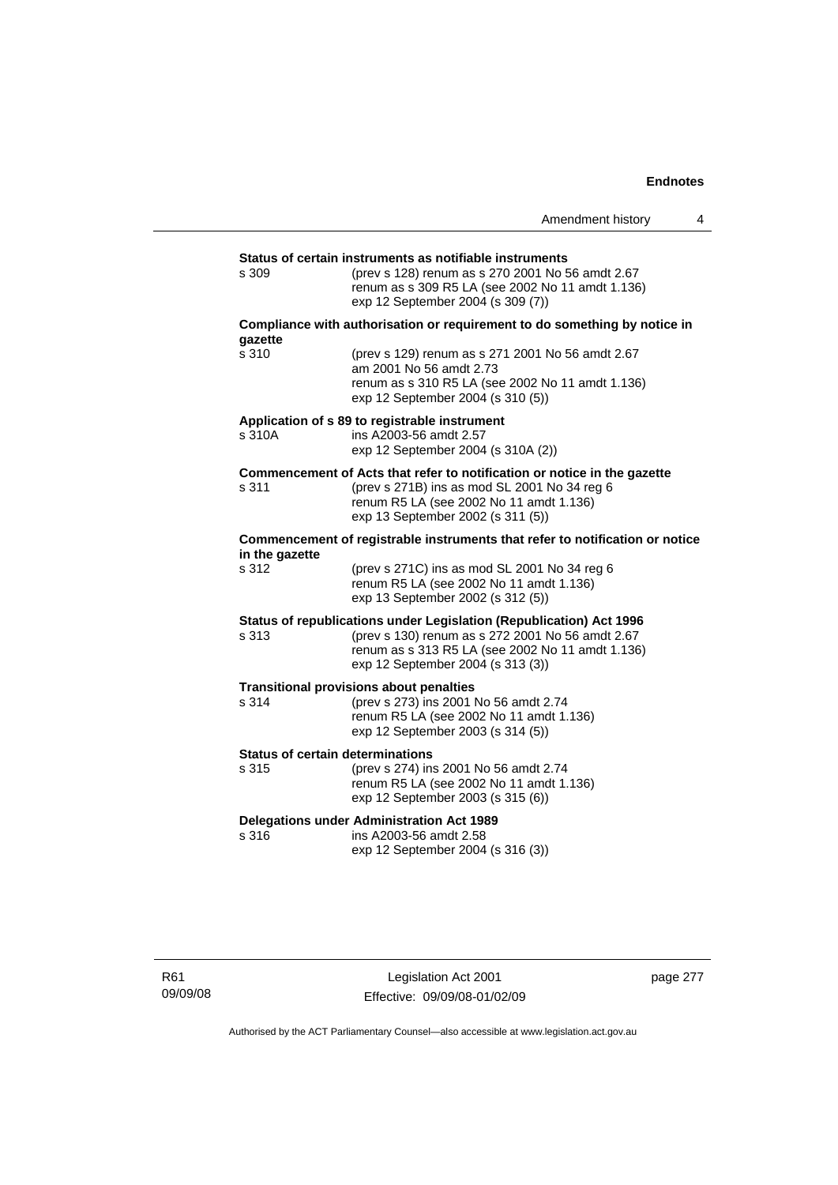**Status of certain instruments as notifiable instruments**

s 309 (prev s 128) renum as s 270 2001 No 56 amdt 2.67
renum as s 309 R5 LA (see 2002 No 11 amdt 1.136)
exp 12 September 2004 (s 309 (7))

**Compliance with authorisation or requirement to do something by notice in gazette**

s 310 (prev s 129) renum as s 271 2001 No 56 amdt 2.67
am 2001 No 56 amdt 2.73
renum as s 310 R5 LA (see 2002 No 11 amdt 1.136)
exp 12 September 2004 (s 310 (5))

**Application of s 89 to registrable instrument**

s 310A ins A2003-56 amdt 2.57
exp 12 September 2004 (s 310A (2))

**Commencement of Acts that refer to notification or notice in the gazette**

s 311 (prev s 271B) ins as mod SL 2001 No 34 reg 6
renum R5 LA (see 2002 No 11 amdt 1.136)
exp 13 September 2002 (s 311 (5))

**Commencement of registrable instruments that refer to notification or notice in the gazette**

s 312 (prev s 271C) ins as mod SL 2001 No 34 reg 6
renum R5 LA (see 2002 No 11 amdt 1.136)
exp 13 September 2002 (s 312 (5))

**Status of republications under Legislation (Republication) Act 1996**

s 313 (prev s 130) renum as s 272 2001 No 56 amdt 2.67
renum as s 313 R5 LA (see 2002 No 11 amdt 1.136)
exp 12 September 2004 (s 313 (3))

**Transitional provisions about penalties**

s 314 (prev s 273) ins 2001 No 56 amdt 2.74
renum R5 LA (see 2002 No 11 amdt 1.136)
exp 12 September 2003 (s 314 (5))

**Status of certain determinations**

s 315 (prev s 274) ins 2001 No 56 amdt 2.74
renum R5 LA (see 2002 No 11 amdt 1.136)
exp 12 September 2003 (s 315 (6))

**Delegations under Administration Act 1989**

s 316 ins A2003-56 amdt 2.58
exp 12 September 2004 (s 316 (3))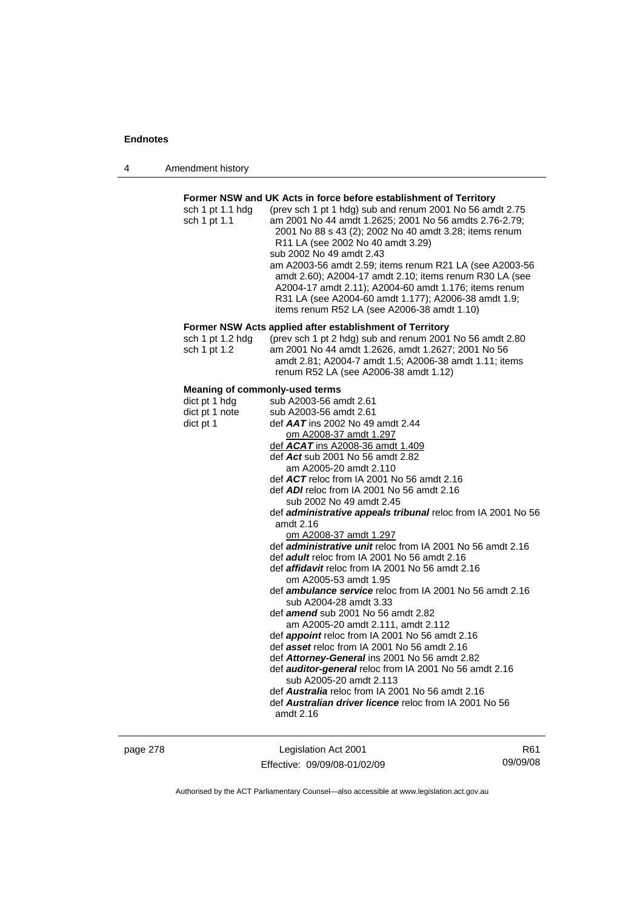**Former NSW and UK Acts in force before establishment of Territory**

sch 1 pt 1.1 hdg (prev sch 1 pt 1 hdg) sub and renum 2001 No 56 amdt 2.75
sch 1 pt 1.1 am 2001 No 44 amdt 1.2625; 2001 No 56 amdts 2.76-2.79; 2001 No 88 s 43 (2); 2002 No 40 amdt 3.28; items renum R11 LA (see 2002 No 40 amdt 3.29)
sub 2002 No 49 amdt 2.43
am A2003-56 amdt 2.59; items renum R21 LA (see A2003-56 amdt 2.60); A2004-17 amdt 2.10; items renum R30 LA (see A2004-17 amdt 2.11); A2004-60 amdt 1.176; items renum R31 LA (see A2004-60 amdt 1.177); A2006-38 amdt 1.9; items renum R52 LA (see A2006-38 amdt 1.10)

**Former NSW Acts applied after establishment of Territory**

sch 1 pt 1.2 hdg (prev sch 1 pt 2 hdg) sub and renum 2001 No 56 amdt 2.80
sch 1 pt 1.2 am 2001 No 44 amdt 1.2626, amdt 1.2627; 2001 No 56 amdt 2.81; A2004-7 amdt 1.5; A2006-38 amdt 1.11; items renum R52 LA (see A2006-38 amdt 1.12)

**Meaning of commonly-used terms**

dict pt 1 hdg sub A2003-56 amdt 2.61
dict pt 1 note sub A2003-56 amdt 2.61
dict pt 1 def ***AAT*** ins 2002 No 49 amdt 2.44
om A2008-37 amdt 1.297
def ***ACAT*** ins A2008-36 amdt 1.409
def ***Act*** sub 2001 No 56 amdt 2.82
am A2005-20 amdt 2.110
def ***ACT*** reloc from IA 2001 No 56 amdt 2.16
def ***ADI*** reloc from IA 2001 No 56 amdt 2.16
sub 2002 No 49 amdt 2.45
def ***administrative appeals tribunal*** reloc from IA 2001 No 56 amdt 2.16
om A2008-37 amdt 1.297
def ***administrative unit*** reloc from IA 2001 No 56 amdt 2.16
def ***adult*** reloc from IA 2001 No 56 amdt 2.16
def ***affidavit*** reloc from IA 2001 No 56 amdt 2.16
om A2005-53 amdt 1.95
def ***ambulance service*** reloc from IA 2001 No 56 amdt 2.16
sub A2004-28 amdt 3.33
def ***amend*** sub 2001 No 56 amdt 2.82
am A2005-20 amdt 2.111, amdt 2.112
def ***appoint*** reloc from IA 2001 No 56 amdt 2.16
def ***asset*** reloc from IA 2001 No 56 amdt 2.16
def ***Attorney-General*** ins 2001 No 56 amdt 2.82
def ***auditor-general*** reloc from IA 2001 No 56 amdt 2.16
sub A2005-20 amdt 2.113
def ***Australia*** reloc from IA 2001 No 56 amdt 2.16
def ***Australian driver licence*** reloc from IA 2001 No 56 amdt 2.16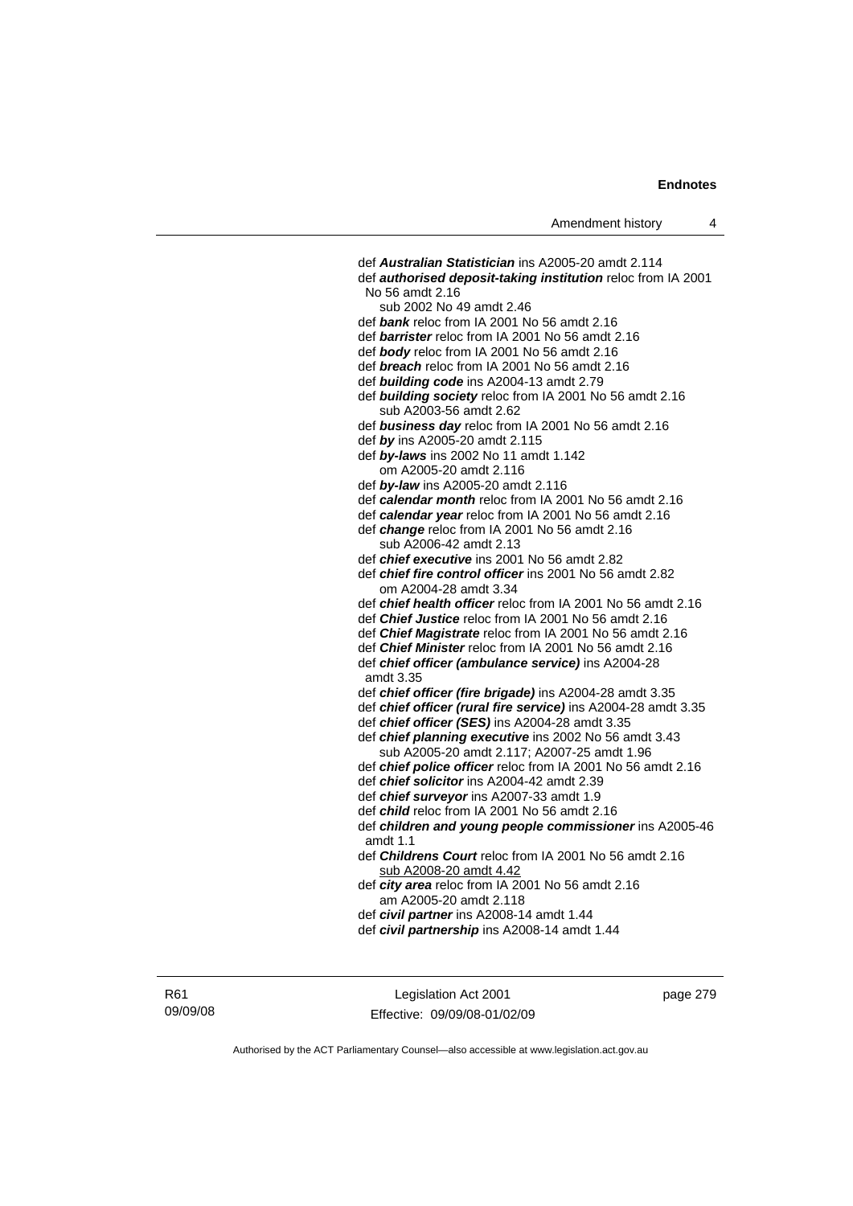def ***Australian Statistician*** ins A2005-20 amdt 2.114

def ***authorised deposit-taking institution*** reloc from IA 2001 No 56 amdt 2.16

sub 2002 No 49 amdt 2.46

def ***bank*** reloc from IA 2001 No 56 amdt 2.16

def ***barrister*** reloc from IA 2001 No 56 amdt 2.16

def ***body*** reloc from IA 2001 No 56 amdt 2.16

def ***breach*** reloc from IA 2001 No 56 amdt 2.16

def ***building code*** ins A2004-13 amdt 2.79

def ***building society*** reloc from IA 2001 No 56 amdt 2.16

sub A2003-56 amdt 2.62

def ***business day*** reloc from IA 2001 No 56 amdt 2.16

def ***by*** ins A2005-20 amdt 2.115

def ***by-laws*** ins 2002 No 11 amdt 1.142

om A2005-20 amdt 2.116

def ***by-law*** ins A2005-20 amdt 2.116

def ***calendar month*** reloc from IA 2001 No 56 amdt 2.16

def ***calendar year*** reloc from IA 2001 No 56 amdt 2.16

def ***change*** reloc from IA 2001 No 56 amdt 2.16

sub A2006-42 amdt 2.13

def ***chief executive*** ins 2001 No 56 amdt 2.82

def ***chief fire control officer*** ins 2001 No 56 amdt 2.82

om A2004-28 amdt 3.34

def ***chief health officer*** reloc from IA 2001 No 56 amdt 2.16

def ***Chief Justice*** reloc from IA 2001 No 56 amdt 2.16

def ***Chief Magistrate*** reloc from IA 2001 No 56 amdt 2.16

def ***Chief Minister*** reloc from IA 2001 No 56 amdt 2.16

def ***chief officer (ambulance service)*** ins A2004-28 amdt 3.35

def ***chief officer (fire brigade)*** ins A2004-28 amdt 3.35

def ***chief officer (rural fire service)*** ins A2004-28 amdt 3.35

def ***chief officer (SES)*** ins A2004-28 amdt 3.35

def ***chief planning executive*** ins 2002 No 56 amdt 3.43

sub A2005-20 amdt 2.117; A2007-25 amdt 1.96

def ***chief police officer*** reloc from IA 2001 No 56 amdt 2.16

def ***chief solicitor*** ins A2004-42 amdt 2.39

def ***chief surveyor*** ins A2007-33 amdt 1.9

def ***child*** reloc from IA 2001 No 56 amdt 2.16

def ***children and young people commissioner*** ins A2005-46 amdt 1.1

def ***Childrens Court*** reloc from IA 2001 No 56 amdt 2.16

sub A2008-20 amdt 4.42

def ***city area*** reloc from IA 2001 No 56 amdt 2.16

am A2005-20 amdt 2.118

def ***civil partner*** ins A2008-14 amdt 1.44

def ***civil partnership*** ins A2008-14 amdt 1.44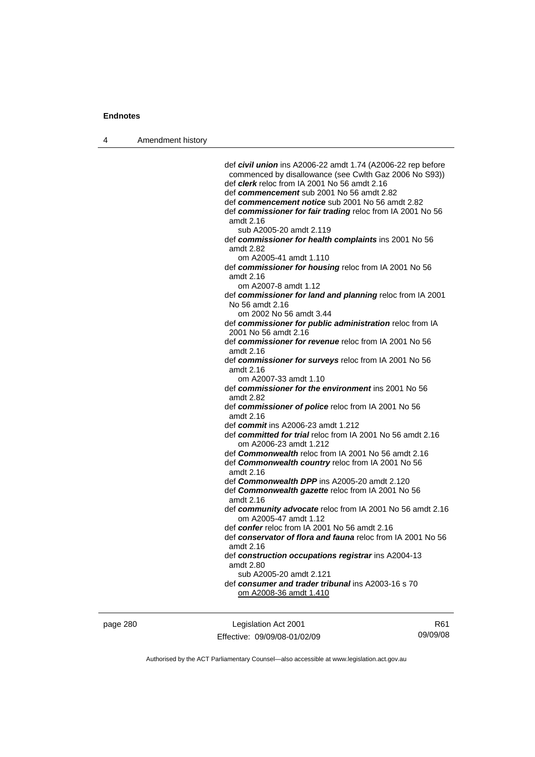def ***civil union*** ins A2006-22 amdt 1.74 (A2006-22 rep before commenced by disallowance (see Cwlth Gaz 2006 No S93))
def ***clerk*** reloc from IA 2001 No 56 amdt 2.16
def ***commencement*** sub 2001 No 56 amdt 2.82
def ***commencement notice*** sub 2001 No 56 amdt 2.82
def ***commissioner for fair trading*** reloc from IA 2001 No 56 amdt 2.16
    sub A2005-20 amdt 2.119
def ***commissioner for health complaints*** ins 2001 No 56 amdt 2.82
    om A2005-41 amdt 1.110
def ***commissioner for housing*** reloc from IA 2001 No 56 amdt 2.16
    om A2007-8 amdt 1.12
def ***commissioner for land and planning*** reloc from IA 2001 No 56 amdt 2.16
    om 2002 No 56 amdt 3.44
def ***commissioner for public administration*** reloc from IA 2001 No 56 amdt 2.16
def ***commissioner for revenue*** reloc from IA 2001 No 56 amdt 2.16
def ***commissioner for surveys*** reloc from IA 2001 No 56 amdt 2.16
    om A2007-33 amdt 1.10
def ***commissioner for the environment*** ins 2001 No 56 amdt 2.82
def ***commissioner of police*** reloc from IA 2001 No 56 amdt 2.16
def ***commit*** ins A2006-23 amdt 1.212
def ***committed for trial*** reloc from IA 2001 No 56 amdt 2.16
    om A2006-23 amdt 1.212
def ***Commonwealth*** reloc from IA 2001 No 56 amdt 2.16
def ***Commonwealth country*** reloc from IA 2001 No 56 amdt 2.16
def ***Commonwealth DPP*** ins A2005-20 amdt 2.120
def ***Commonwealth gazette*** reloc from IA 2001 No 56 amdt 2.16
def ***community advocate*** reloc from IA 2001 No 56 amdt 2.16
    om A2005-47 amdt 1.12
def ***confer*** reloc from IA 2001 No 56 amdt 2.16
def ***conservator of flora and fauna*** reloc from IA 2001 No 56 amdt 2.16
def ***construction occupations registrar*** ins A2004-13 amdt 2.80
    sub A2005-20 amdt 2.121
def ***consumer and trader tribunal*** ins A2003-16 s 70
    om A2008-36 amdt 1.410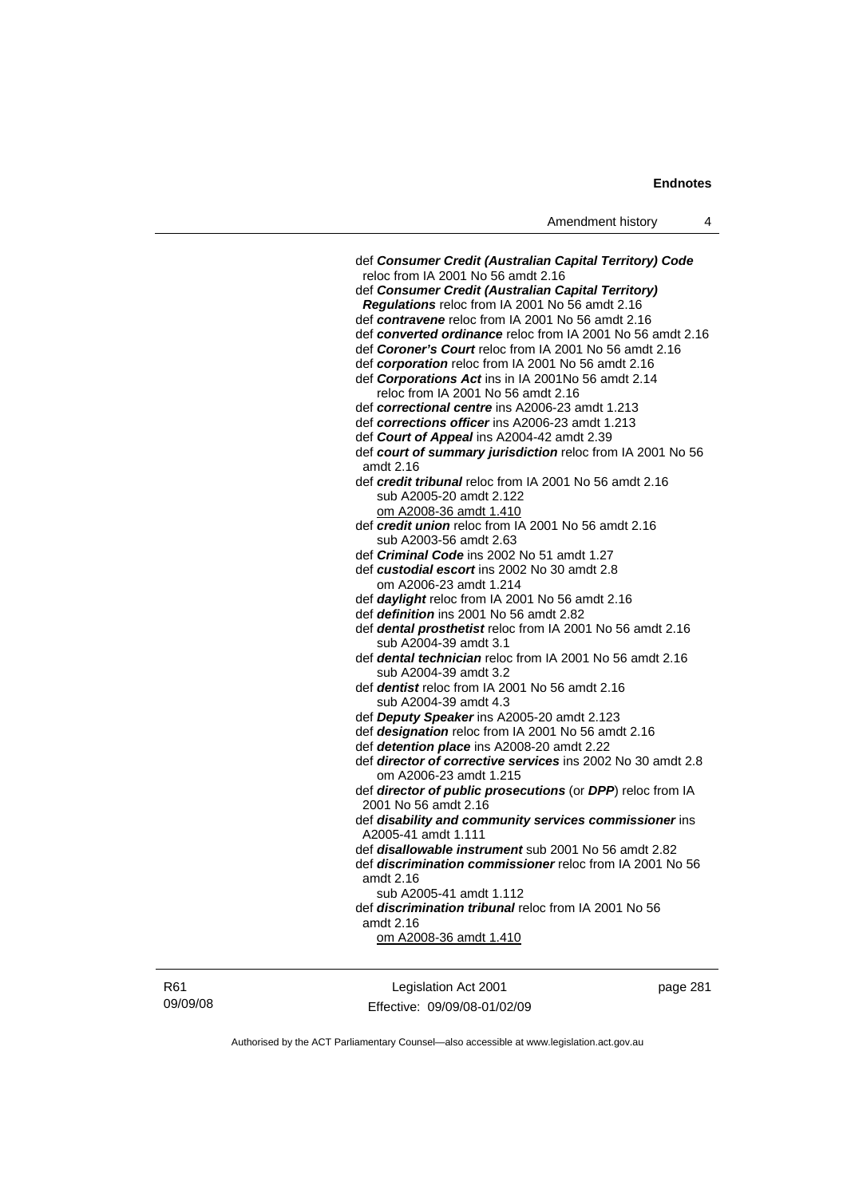def ***Consumer Credit (Australian Capital Territory) Code*** reloc from IA 2001 No 56 amdt 2.16

def ***Consumer Credit (Australian Capital Territory) Regulations*** reloc from IA 2001 No 56 amdt 2.16

def ***contravene*** reloc from IA 2001 No 56 amdt 2.16

def ***converted ordinance*** reloc from IA 2001 No 56 amdt 2.16

def ***Coroner's Court*** reloc from IA 2001 No 56 amdt 2.16

def ***corporation*** reloc from IA 2001 No 56 amdt 2.16

def ***Corporations Act*** ins in IA 2001No 56 amdt 2.14
reloc from IA 2001 No 56 amdt 2.16

def ***correctional centre*** ins A2006-23 amdt 1.213

def ***corrections officer*** ins A2006-23 amdt 1.213

def ***Court of Appeal*** ins A2004-42 amdt 2.39

def ***court of summary jurisdiction*** reloc from IA 2001 No 56 amdt 2.16

def ***credit tribunal*** reloc from IA 2001 No 56 amdt 2.16
sub A2005-20 amdt 2.122
om A2008-36 amdt 1.410

def ***credit union*** reloc from IA 2001 No 56 amdt 2.16
sub A2003-56 amdt 2.63

def ***Criminal Code*** ins 2002 No 51 amdt 1.27

def ***custodial escort*** ins 2002 No 30 amdt 2.8
om A2006-23 amdt 1.214

def ***daylight*** reloc from IA 2001 No 56 amdt 2.16

def ***definition*** ins 2001 No 56 amdt 2.82

def ***dental prosthetist*** reloc from IA 2001 No 56 amdt 2.16
sub A2004-39 amdt 3.1

def ***dental technician*** reloc from IA 2001 No 56 amdt 2.16
sub A2004-39 amdt 3.2

def ***dentist*** reloc from IA 2001 No 56 amdt 2.16
sub A2004-39 amdt 4.3

def ***Deputy Speaker*** ins A2005-20 amdt 2.123

def ***designation*** reloc from IA 2001 No 56 amdt 2.16

def ***detention place*** ins A2008-20 amdt 2.22

def ***director of corrective services*** ins 2002 No 30 amdt 2.8
om A2006-23 amdt 1.215

def ***director of public prosecutions*** (or ***DPP***) reloc from IA 2001 No 56 amdt 2.16

def ***disability and community services commissioner*** ins A2005-41 amdt 1.111

def ***disallowable instrument*** sub 2001 No 56 amdt 2.82

def ***discrimination commissioner*** reloc from IA 2001 No 56 amdt 2.16
sub A2005-41 amdt 1.112

def ***discrimination tribunal*** reloc from IA 2001 No 56 amdt 2.16
om A2008-36 amdt 1.410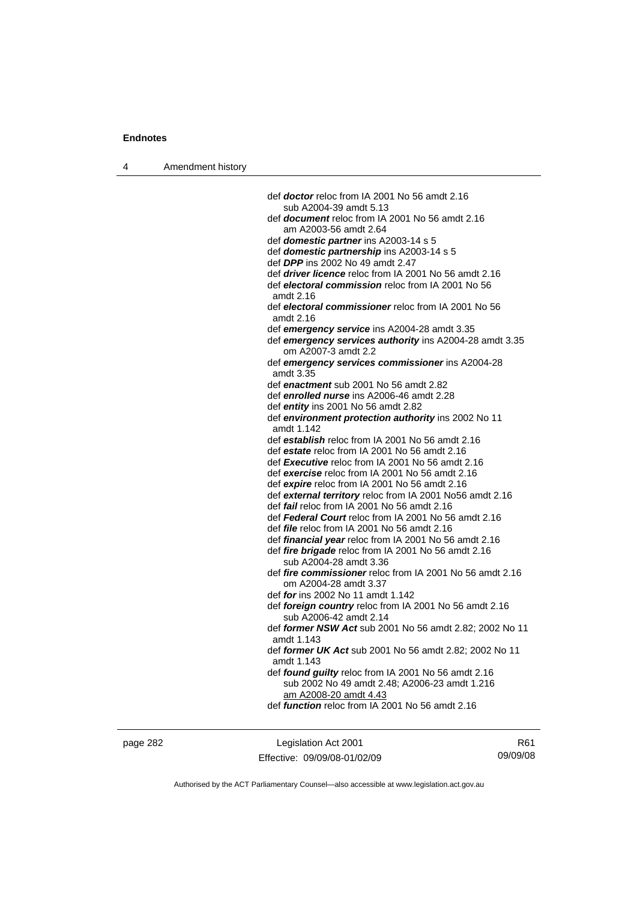def ***doctor*** reloc from IA 2001 No 56 amdt 2.16
sub A2004-39 amdt 5.13

def ***document*** reloc from IA 2001 No 56 amdt 2.16
am A2003-56 amdt 2.64

def ***domestic partner*** ins A2003-14 s 5

def ***domestic partnership*** ins A2003-14 s 5

def ***DPP*** ins 2002 No 49 amdt 2.47

def ***driver licence*** reloc from IA 2001 No 56 amdt 2.16

def ***electoral commission*** reloc from IA 2001 No 56 amdt 2.16

def ***electoral commissioner*** reloc from IA 2001 No 56 amdt 2.16

def ***emergency service*** ins A2004-28 amdt 3.35

def ***emergency services authority*** ins A2004-28 amdt 3.35
om A2007-3 amdt 2.2

def ***emergency services commissioner*** ins A2004-28 amdt 3.35

def ***enactment*** sub 2001 No 56 amdt 2.82

def ***enrolled nurse*** ins A2006-46 amdt 2.28

def ***entity*** ins 2001 No 56 amdt 2.82

def ***environment protection authority*** ins 2002 No 11 amdt 1.142

def ***establish*** reloc from IA 2001 No 56 amdt 2.16

def ***estate*** reloc from IA 2001 No 56 amdt 2.16

def ***Executive*** reloc from IA 2001 No 56 amdt 2.16

def ***exercise*** reloc from IA 2001 No 56 amdt 2.16

def ***expire*** reloc from IA 2001 No 56 amdt 2.16

def ***external territory*** reloc from IA 2001 No56 amdt 2.16

def ***fail*** reloc from IA 2001 No 56 amdt 2.16

def ***Federal Court*** reloc from IA 2001 No 56 amdt 2.16

def ***file*** reloc from IA 2001 No 56 amdt 2.16

def ***financial year*** reloc from IA 2001 No 56 amdt 2.16

def ***fire brigade*** reloc from IA 2001 No 56 amdt 2.16
sub A2004-28 amdt 3.36

def ***fire commissioner*** reloc from IA 2001 No 56 amdt 2.16
om A2004-28 amdt 3.37

def ***for*** ins 2002 No 11 amdt 1.142

def ***foreign country*** reloc from IA 2001 No 56 amdt 2.16
sub A2006-42 amdt 2.14

def ***former NSW Act*** sub 2001 No 56 amdt 2.82; 2002 No 11 amdt 1.143

def ***former UK Act*** sub 2001 No 56 amdt 2.82; 2002 No 11 amdt 1.143

def ***found guilty*** reloc from IA 2001 No 56 amdt 2.16
sub 2002 No 49 amdt 2.48; A2006-23 amdt 1.216
am A2008-20 amdt 4.43

def ***function*** reloc from IA 2001 No 56 amdt 2.16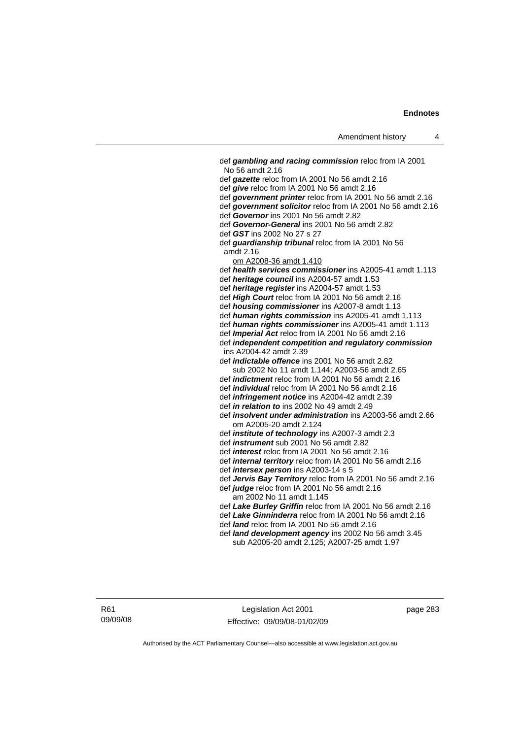def ***gambling and racing commission*** reloc from IA 2001 No 56 amdt 2.16

def ***gazette*** reloc from IA 2001 No 56 amdt 2.16

def ***give*** reloc from IA 2001 No 56 amdt 2.16

def ***government printer*** reloc from IA 2001 No 56 amdt 2.16

def ***government solicitor*** reloc from IA 2001 No 56 amdt 2.16

def ***Governor*** ins 2001 No 56 amdt 2.82

def ***Governor-General*** ins 2001 No 56 amdt 2.82

def ***GST*** ins 2002 No 27 s 27

def ***guardianship tribunal*** reloc from IA 2001 No 56 amdt 2.16

om A2008-36 amdt 1.410

def ***health services commissioner*** ins A2005-41 amdt 1.113

def ***heritage council*** ins A2004-57 amdt 1.53

def ***heritage register*** ins A2004-57 amdt 1.53

def ***High Court*** reloc from IA 2001 No 56 amdt 2.16

def ***housing commissioner*** ins A2007-8 amdt 1.13

def ***human rights commission*** ins A2005-41 amdt 1.113

def ***human rights commissioner*** ins A2005-41 amdt 1.113

def ***Imperial Act*** reloc from IA 2001 No 56 amdt 2.16

def ***independent competition and regulatory commission*** ins A2004-42 amdt 2.39

def ***indictable offence*** ins 2001 No 56 amdt 2.82

sub 2002 No 11 amdt 1.144; A2003-56 amdt 2.65

def ***indictment*** reloc from IA 2001 No 56 amdt 2.16

def ***individual*** reloc from IA 2001 No 56 amdt 2.16

def ***infringement notice*** ins A2004-42 amdt 2.39

def ***in relation to*** ins 2002 No 49 amdt 2.49

def ***insolvent under administration*** ins A2003-56 amdt 2.66

om A2005-20 amdt 2.124

def ***institute of technology*** ins A2007-3 amdt 2.3

def ***instrument*** sub 2001 No 56 amdt 2.82

def ***interest*** reloc from IA 2001 No 56 amdt 2.16

def ***internal territory*** reloc from IA 2001 No 56 amdt 2.16

def ***intersex person*** ins A2003-14 s 5

def ***Jervis Bay Territory*** reloc from IA 2001 No 56 amdt 2.16

def ***judge*** reloc from IA 2001 No 56 amdt 2.16

am 2002 No 11 amdt 1.145

def ***Lake Burley Griffin*** reloc from IA 2001 No 56 amdt 2.16

def ***Lake Ginninderra*** reloc from IA 2001 No 56 amdt 2.16

def ***land*** reloc from IA 2001 No 56 amdt 2.16

def ***land development agency*** ins 2002 No 56 amdt 3.45

sub A2005-20 amdt 2.125; A2007-25 amdt 1.97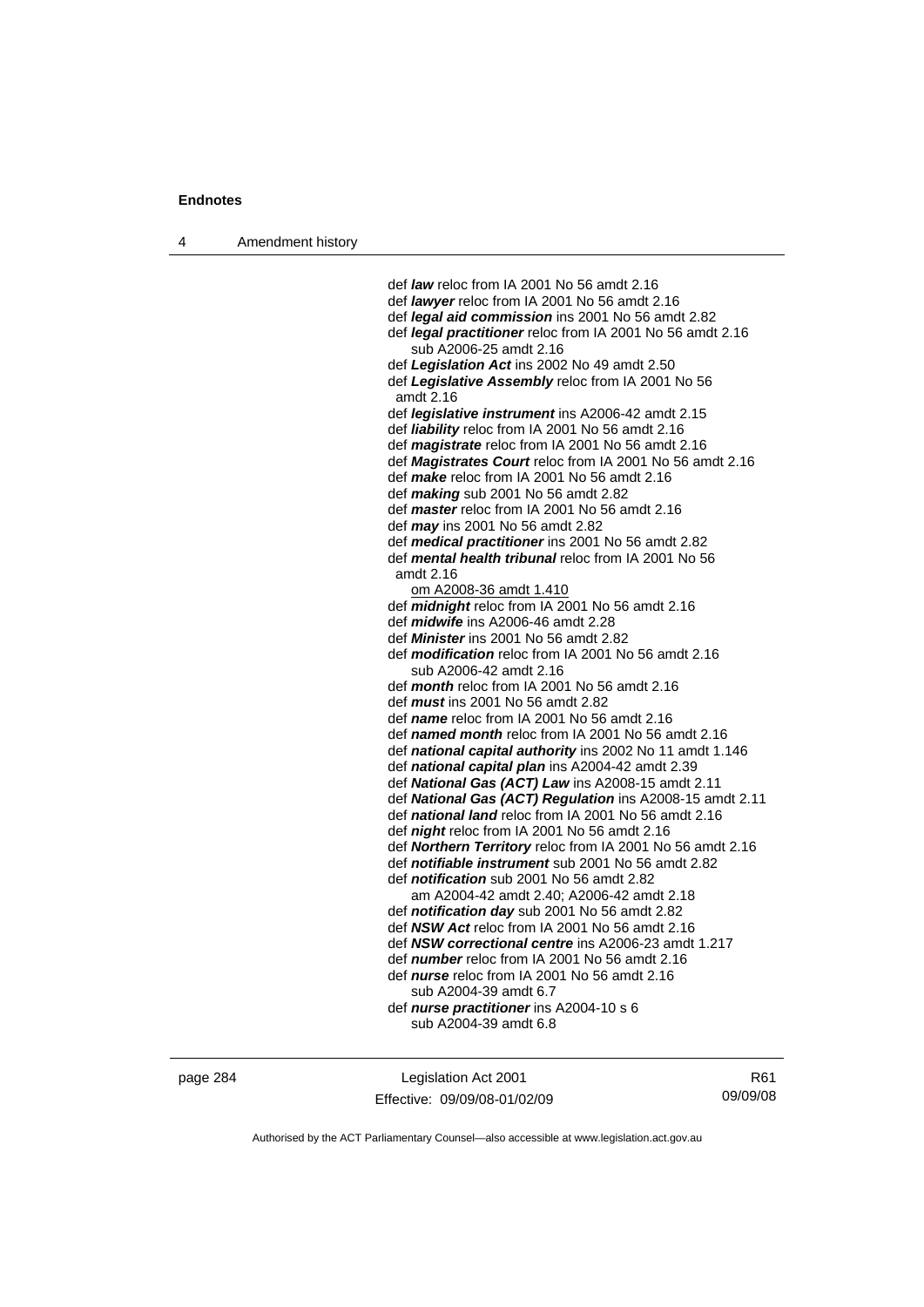def ***law*** reloc from IA 2001 No 56 amdt 2.16
def ***lawyer*** reloc from IA 2001 No 56 amdt 2.16
def ***legal aid commission*** ins 2001 No 56 amdt 2.82
def ***legal practitioner*** reloc from IA 2001 No 56 amdt 2.16
sub A2006-25 amdt 2.16
def ***Legislation Act*** ins 2002 No 49 amdt 2.50
def ***Legislative Assembly*** reloc from IA 2001 No 56 amdt 2.16
def ***legislative instrument*** ins A2006-42 amdt 2.15
def ***liability*** reloc from IA 2001 No 56 amdt 2.16
def ***magistrate*** reloc from IA 2001 No 56 amdt 2.16
def ***Magistrates Court*** reloc from IA 2001 No 56 amdt 2.16
def ***make*** reloc from IA 2001 No 56 amdt 2.16
def ***making*** sub 2001 No 56 amdt 2.82
def ***master*** reloc from IA 2001 No 56 amdt 2.16
def ***may*** ins 2001 No 56 amdt 2.82
def ***medical practitioner*** ins 2001 No 56 amdt 2.82
def ***mental health tribunal*** reloc from IA 2001 No 56 amdt 2.16
om A2008-36 amdt 1.410
def ***midnight*** reloc from IA 2001 No 56 amdt 2.16
def ***midwife*** ins A2006-46 amdt 2.28
def ***Minister*** ins 2001 No 56 amdt 2.82
def ***modification*** reloc from IA 2001 No 56 amdt 2.16
sub A2006-42 amdt 2.16
def ***month*** reloc from IA 2001 No 56 amdt 2.16
def ***must*** ins 2001 No 56 amdt 2.82
def ***name*** reloc from IA 2001 No 56 amdt 2.16
def ***named month*** reloc from IA 2001 No 56 amdt 2.16
def ***national capital authority*** ins 2002 No 11 amdt 1.146
def ***national capital plan*** ins A2004-42 amdt 2.39
def ***National Gas (ACT) Law*** ins A2008-15 amdt 2.11
def ***National Gas (ACT) Regulation*** ins A2008-15 amdt 2.11
def ***national land*** reloc from IA 2001 No 56 amdt 2.16
def ***night*** reloc from IA 2001 No 56 amdt 2.16
def ***Northern Territory*** reloc from IA 2001 No 56 amdt 2.16
def ***notifiable instrument*** sub 2001 No 56 amdt 2.82
def ***notification*** sub 2001 No 56 amdt 2.82
am A2004-42 amdt 2.40; A2006-42 amdt 2.18
def ***notification day*** sub 2001 No 56 amdt 2.82
def ***NSW Act*** reloc from IA 2001 No 56 amdt 2.16
def ***NSW correctional centre*** ins A2006-23 amdt 1.217
def ***number*** reloc from IA 2001 No 56 amdt 2.16
def ***nurse*** reloc from IA 2001 No 56 amdt 2.16
sub A2004-39 amdt 6.7
def ***nurse practitioner*** ins A2004-10 s 6
sub A2004-39 amdt 6.8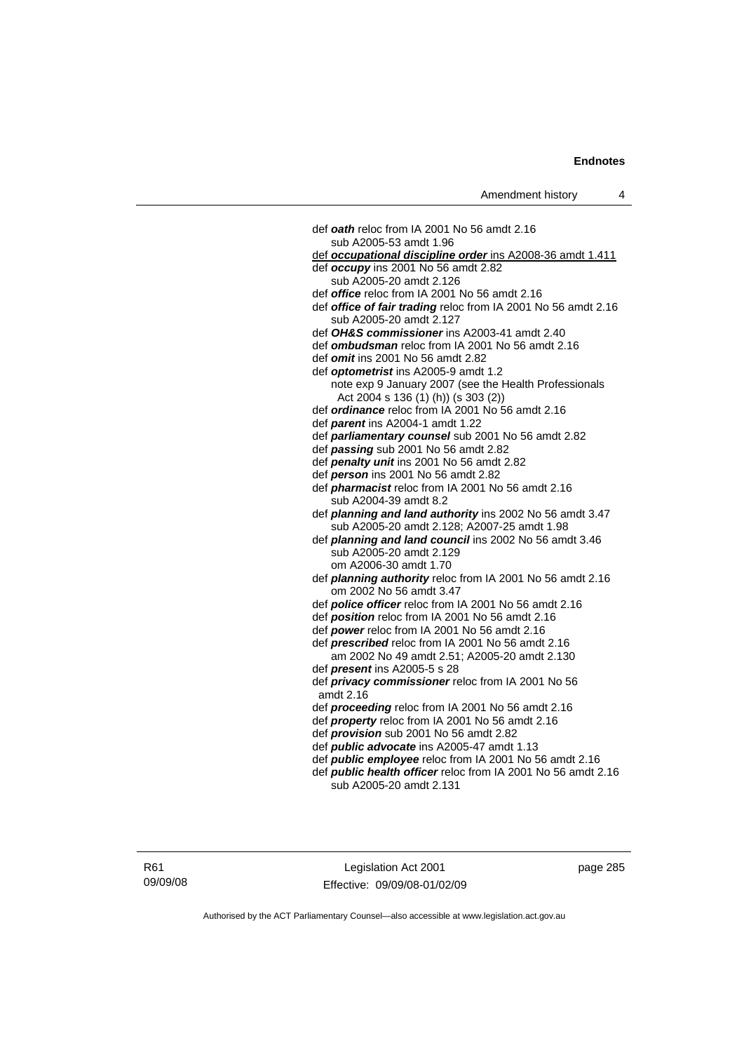def ***oath*** reloc from IA 2001 No 56 amdt 2.16
  sub A2005-53 amdt 1.96

def ***occupational discipline order*** ins A2008-36 amdt 1.411

def ***occupy*** ins 2001 No 56 amdt 2.82
  sub A2005-20 amdt 2.126

def ***office*** reloc from IA 2001 No 56 amdt 2.16

def ***office of fair trading*** reloc from IA 2001 No 56 amdt 2.16
  sub A2005-20 amdt 2.127

def ***OH&S commissioner*** ins A2003-41 amdt 2.40

def ***ombudsman*** reloc from IA 2001 No 56 amdt 2.16

def ***omit*** ins 2001 No 56 amdt 2.82

def ***optometrist*** ins A2005-9 amdt 1.2
  note exp 9 January 2007 (see the Health Professionals Act 2004 s 136 (1) (h)) (s 303 (2))

def ***ordinance*** reloc from IA 2001 No 56 amdt 2.16

def ***parent*** ins A2004-1 amdt 1.22

def ***parliamentary counsel*** sub 2001 No 56 amdt 2.82

def ***passing*** sub 2001 No 56 amdt 2.82

def ***penalty unit*** ins 2001 No 56 amdt 2.82

def ***person*** ins 2001 No 56 amdt 2.82

def ***pharmacist*** reloc from IA 2001 No 56 amdt 2.16
  sub A2004-39 amdt 8.2

def ***planning and land authority*** ins 2002 No 56 amdt 3.47
  sub A2005-20 amdt 2.128; A2007-25 amdt 1.98

def ***planning and land council*** ins 2002 No 56 amdt 3.46
  sub A2005-20 amdt 2.129
  om A2006-30 amdt 1.70

def ***planning authority*** reloc from IA 2001 No 56 amdt 2.16
  om 2002 No 56 amdt 3.47

def ***police officer*** reloc from IA 2001 No 56 amdt 2.16

def ***position*** reloc from IA 2001 No 56 amdt 2.16

def ***power*** reloc from IA 2001 No 56 amdt 2.16

def ***prescribed*** reloc from IA 2001 No 56 amdt 2.16
  am 2002 No 49 amdt 2.51; A2005-20 amdt 2.130

def ***present*** ins A2005-5 s 28

def ***privacy commissioner*** reloc from IA 2001 No 56 amdt 2.16

def ***proceeding*** reloc from IA 2001 No 56 amdt 2.16

def ***property*** reloc from IA 2001 No 56 amdt 2.16

def ***provision*** sub 2001 No 56 amdt 2.82

def ***public advocate*** ins A2005-47 amdt 1.13

def ***public employee*** reloc from IA 2001 No 56 amdt 2.16

def ***public health officer*** reloc from IA 2001 No 56 amdt 2.16
  sub A2005-20 amdt 2.131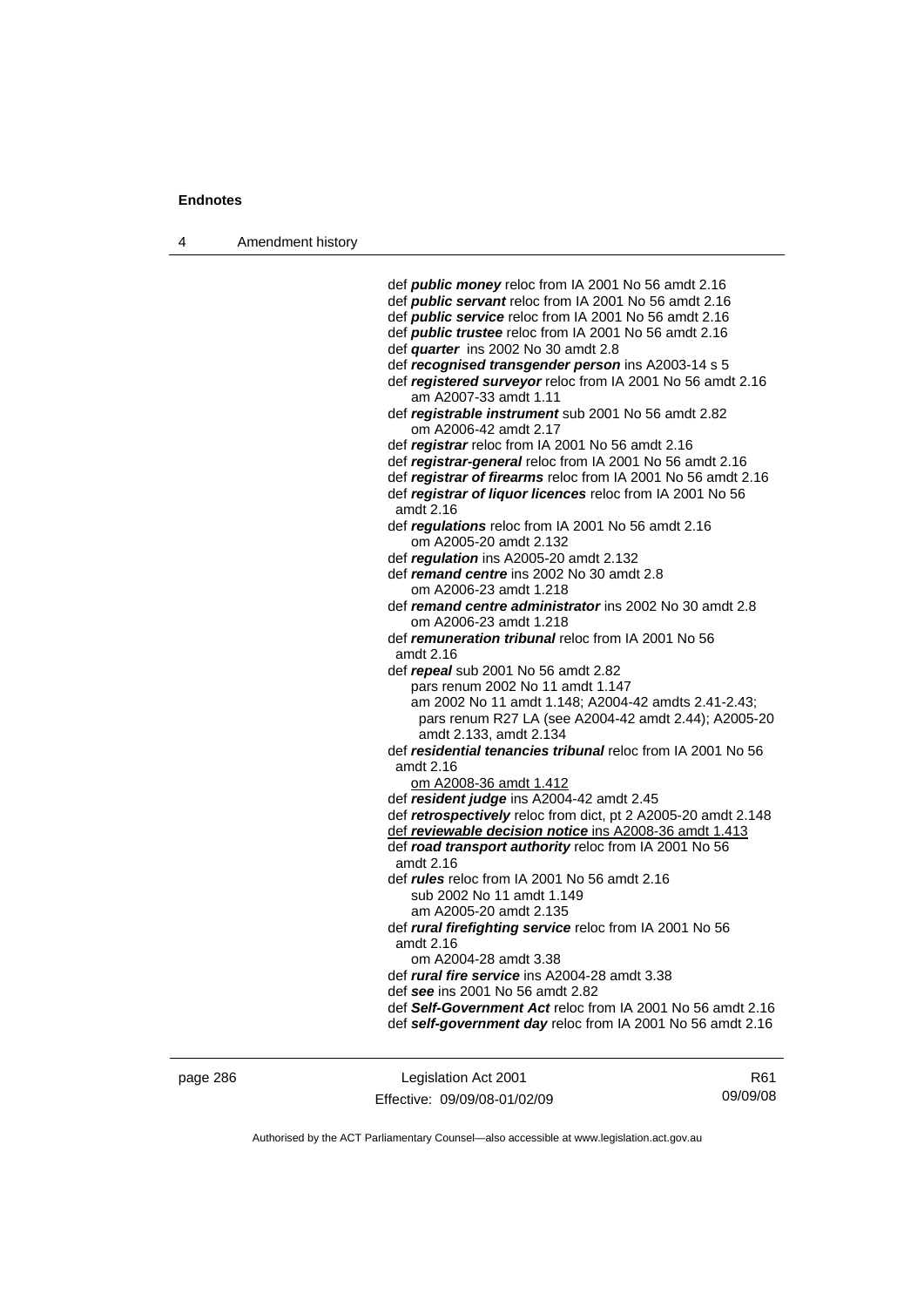def ***public money*** reloc from IA 2001 No 56 amdt 2.16
def ***public servant*** reloc from IA 2001 No 56 amdt 2.16
def ***public service*** reloc from IA 2001 No 56 amdt 2.16
def ***public trustee*** reloc from IA 2001 No 56 amdt 2.16
def ***quarter*** ins 2002 No 30 amdt 2.8
def ***recognised transgender person*** ins A2003-14 s 5
def ***registered surveyor*** reloc from IA 2001 No 56 amdt 2.16
  am A2007-33 amdt 1.11
def ***registrable instrument*** sub 2001 No 56 amdt 2.82
  om A2006-42 amdt 2.17
def ***registrar*** reloc from IA 2001 No 56 amdt 2.16
def ***registrar-general*** reloc from IA 2001 No 56 amdt 2.16
def ***registrar of firearms*** reloc from IA 2001 No 56 amdt 2.16
def ***registrar of liquor licences*** reloc from IA 2001 No 56 amdt 2.16
def ***regulations*** reloc from IA 2001 No 56 amdt 2.16
  om A2005-20 amdt 2.132
def ***regulation*** ins A2005-20 amdt 2.132
def ***remand centre*** ins 2002 No 30 amdt 2.8
  om A2006-23 amdt 1.218
def ***remand centre administrator*** ins 2002 No 30 amdt 2.8
  om A2006-23 amdt 1.218
def ***remuneration tribunal*** reloc from IA 2001 No 56 amdt 2.16
def ***repeal*** sub 2001 No 56 amdt 2.82
  pars renum 2002 No 11 amdt 1.147
  am 2002 No 11 amdt 1.148; A2004-42 amdts 2.41-2.43; pars renum R27 LA (see A2004-42 amdt 2.44); A2005-20 amdt 2.133, amdt 2.134
def ***residential tenancies tribunal*** reloc from IA 2001 No 56 amdt 2.16
  om A2008-36 amdt 1.412
def ***resident judge*** ins A2004-42 amdt 2.45
def ***retrospectively*** reloc from dict, pt 2 A2005-20 amdt 2.148
def ***reviewable decision notice*** ins A2008-36 amdt 1.413
def ***road transport authority*** reloc from IA 2001 No 56 amdt 2.16
def ***rules*** reloc from IA 2001 No 56 amdt 2.16
  sub 2002 No 11 amdt 1.149
  am A2005-20 amdt 2.135
def ***rural firefighting service*** reloc from IA 2001 No 56 amdt 2.16
  om A2004-28 amdt 3.38
def ***rural fire service*** ins A2004-28 amdt 3.38
def ***see*** ins 2001 No 56 amdt 2.82
def ***Self-Government Act*** reloc from IA 2001 No 56 amdt 2.16
def ***self-government day*** reloc from IA 2001 No 56 amdt 2.16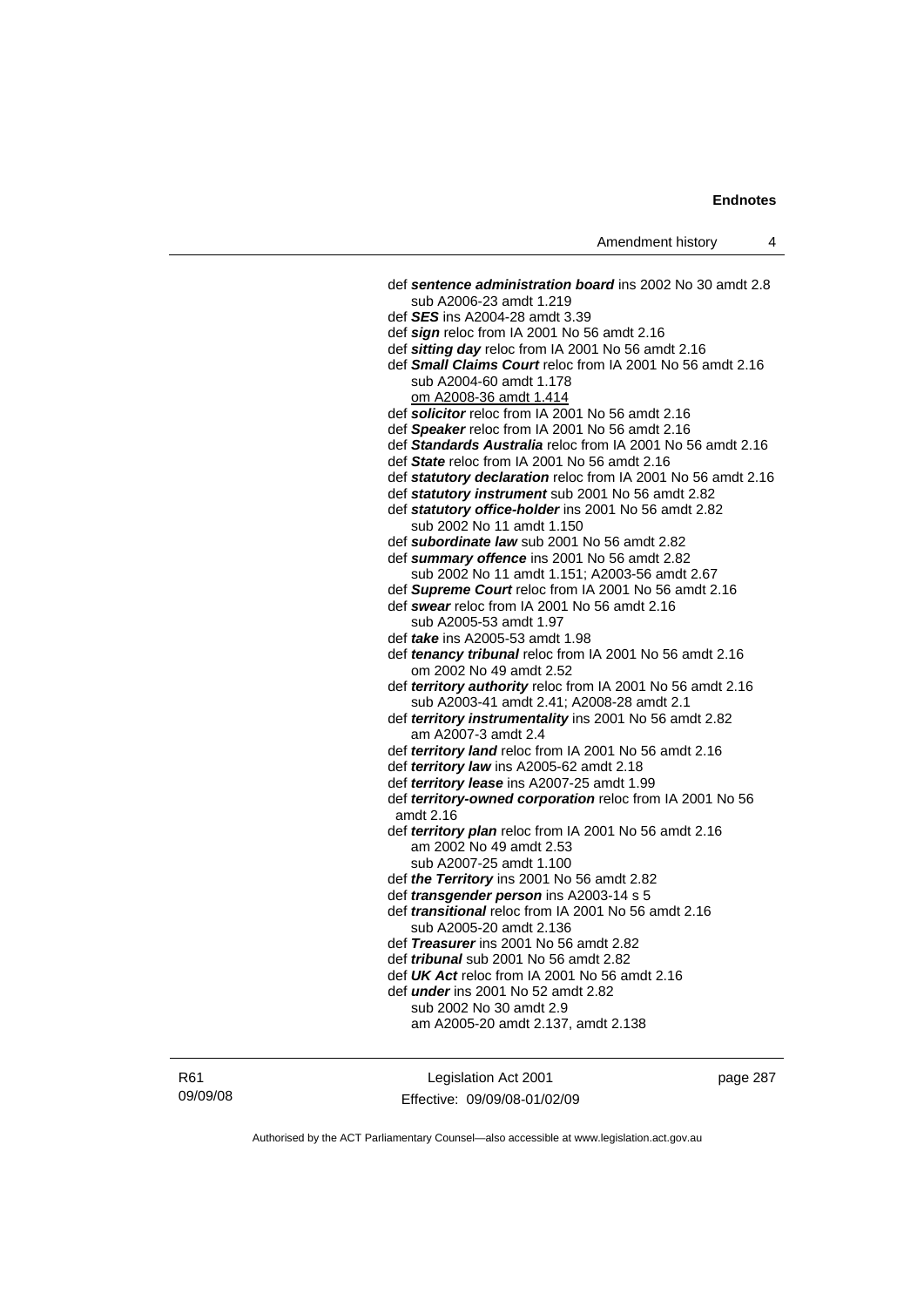def ***sentence administration board*** ins 2002 No 30 amdt 2.8
    sub A2006-23 amdt 1.219
def ***SES*** ins A2004-28 amdt 3.39
def ***sign*** reloc from IA 2001 No 56 amdt 2.16
def ***sitting day*** reloc from IA 2001 No 56 amdt 2.16
def ***Small Claims Court*** reloc from IA 2001 No 56 amdt 2.16
    sub A2004-60 amdt 1.178
    om A2008-36 amdt 1.414
def ***solicitor*** reloc from IA 2001 No 56 amdt 2.16
def ***Speaker*** reloc from IA 2001 No 56 amdt 2.16
def ***Standards Australia*** reloc from IA 2001 No 56 amdt 2.16
def ***State*** reloc from IA 2001 No 56 amdt 2.16
def ***statutory declaration*** reloc from IA 2001 No 56 amdt 2.16
def ***statutory instrument*** sub 2001 No 56 amdt 2.82
def ***statutory office-holder*** ins 2001 No 56 amdt 2.82
    sub 2002 No 11 amdt 1.150
def ***subordinate law*** sub 2001 No 56 amdt 2.82
def ***summary offence*** ins 2001 No 56 amdt 2.82
    sub 2002 No 11 amdt 1.151; A2003-56 amdt 2.67
def ***Supreme Court*** reloc from IA 2001 No 56 amdt 2.16
def ***swear*** reloc from IA 2001 No 56 amdt 2.16
    sub A2005-53 amdt 1.97
def ***take*** ins A2005-53 amdt 1.98
def ***tenancy tribunal*** reloc from IA 2001 No 56 amdt 2.16
    om 2002 No 49 amdt 2.52
def ***territory authority*** reloc from IA 2001 No 56 amdt 2.16
    sub A2003-41 amdt 2.41; A2008-28 amdt 2.1
def ***territory instrumentality*** ins 2001 No 56 amdt 2.82
    am A2007-3 amdt 2.4
def ***territory land*** reloc from IA 2001 No 56 amdt 2.16
def ***territory law*** ins A2005-62 amdt 2.18
def ***territory lease*** ins A2007-25 amdt 1.99
def ***territory-owned corporation*** reloc from IA 2001 No 56 amdt 2.16
def ***territory plan*** reloc from IA 2001 No 56 amdt 2.16
    am 2002 No 49 amdt 2.53
    sub A2007-25 amdt 1.100
def ***the Territory*** ins 2001 No 56 amdt 2.82
def ***transgender person*** ins A2003-14 s 5
def ***transitional*** reloc from IA 2001 No 56 amdt 2.16
    sub A2005-20 amdt 2.136
def ***Treasurer*** ins 2001 No 56 amdt 2.82
def ***tribunal*** sub 2001 No 56 amdt 2.82
def ***UK Act*** reloc from IA 2001 No 56 amdt 2.16
def ***under*** ins 2001 No 52 amdt 2.82
    sub 2002 No 30 amdt 2.9
    am A2005-20 amdt 2.137, amdt 2.138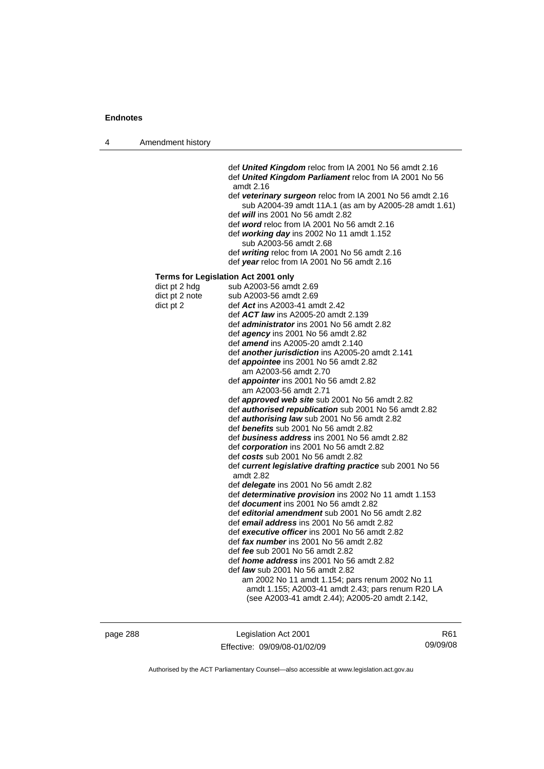def ***United Kingdom*** reloc from IA 2001 No 56 amdt 2.16
def ***United Kingdom Parliament*** reloc from IA 2001 No 56 amdt 2.16
def ***veterinary surgeon*** reloc from IA 2001 No 56 amdt 2.16
sub A2004-39 amdt 11A.1 (as am by A2005-28 amdt 1.61)
def ***will*** ins 2001 No 56 amdt 2.82
def ***word*** reloc from IA 2001 No 56 amdt 2.16
def ***working day*** ins 2002 No 11 amdt 1.152
sub A2003-56 amdt 2.68
def ***writing*** reloc from IA 2001 No 56 amdt 2.16
def ***year*** reloc from IA 2001 No 56 amdt 2.16

**Terms for Legislation Act 2001 only**

dict pt 2 hdg sub A2003-56 amdt 2.69
dict pt 2 note sub A2003-56 amdt 2.69
dict pt 2 def ***Act*** ins A2003-41 amdt 2.42
def ***ACT law*** ins A2005-20 amdt 2.139
def ***administrator*** ins 2001 No 56 amdt 2.82
def ***agency*** ins 2001 No 56 amdt 2.82
def ***amend*** ins A2005-20 amdt 2.140
def ***another jurisdiction*** ins A2005-20 amdt 2.141
def ***appointee*** ins 2001 No 56 amdt 2.82
am A2003-56 amdt 2.70
def ***appointer*** ins 2001 No 56 amdt 2.82
am A2003-56 amdt 2.71
def ***approved web site*** sub 2001 No 56 amdt 2.82
def ***authorised republication*** sub 2001 No 56 amdt 2.82
def ***authorising law*** sub 2001 No 56 amdt 2.82
def ***benefits*** sub 2001 No 56 amdt 2.82
def ***business address*** ins 2001 No 56 amdt 2.82
def ***corporation*** ins 2001 No 56 amdt 2.82
def ***costs*** sub 2001 No 56 amdt 2.82
def ***current legislative drafting practice*** sub 2001 No 56 amdt 2.82
def ***delegate*** ins 2001 No 56 amdt 2.82
def ***determinative provision*** ins 2002 No 11 amdt 1.153
def ***document*** ins 2001 No 56 amdt 2.82
def ***editorial amendment*** sub 2001 No 56 amdt 2.82
def ***email address*** ins 2001 No 56 amdt 2.82
def ***executive officer*** ins 2001 No 56 amdt 2.82
def ***fax number*** ins 2001 No 56 amdt 2.82
def ***fee*** sub 2001 No 56 amdt 2.82
def ***home address*** ins 2001 No 56 amdt 2.82
def ***law*** sub 2001 No 56 amdt 2.82
am 2002 No 11 amdt 1.154; pars renum 2002 No 11 amdt 1.155; A2003-41 amdt 2.43; pars renum R20 LA (see A2003-41 amdt 2.44); A2005-20 amdt 2.142,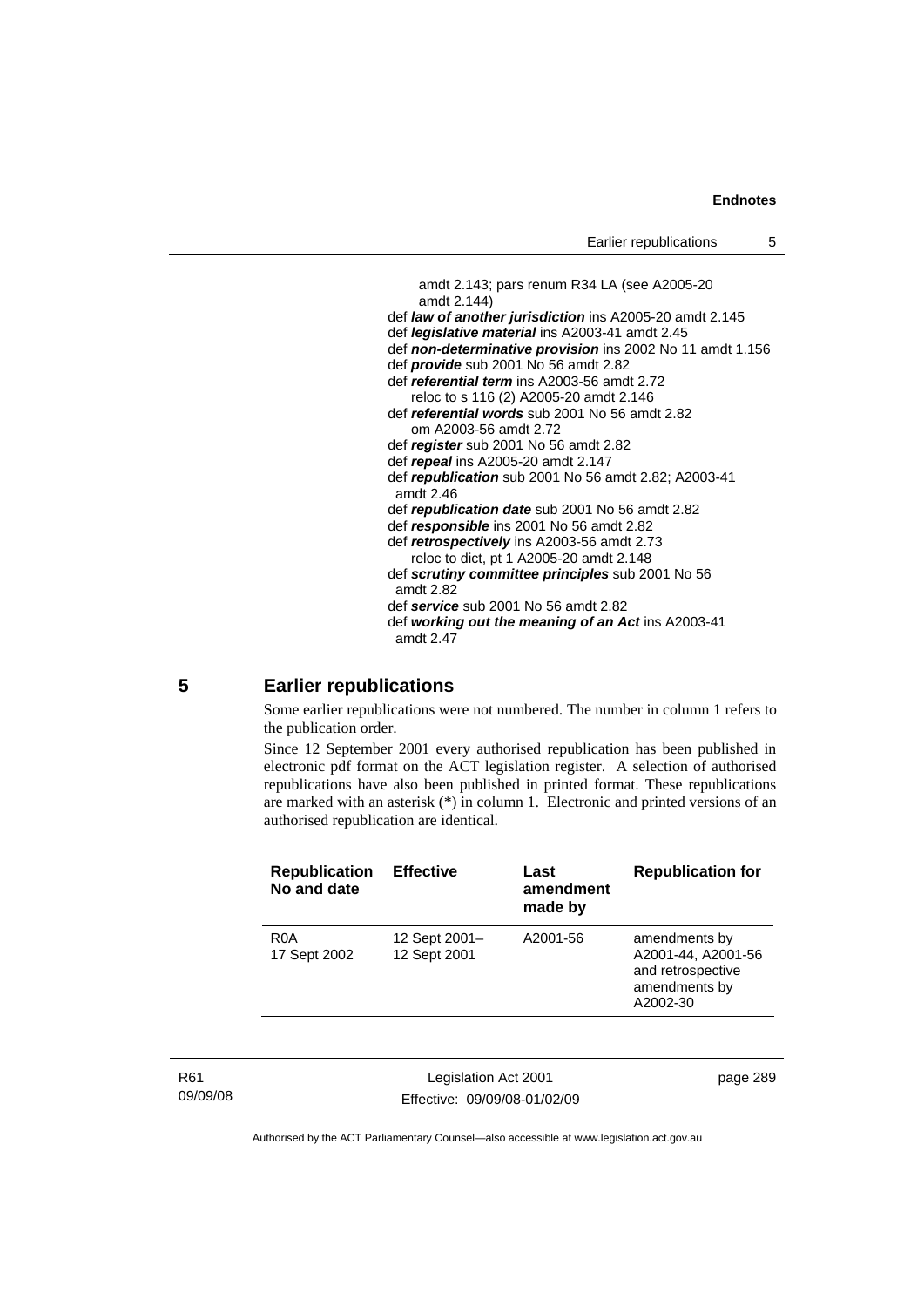amdt 2.143; pars renum R34 LA (see A2005-20 amdt 2.144)

def ***law of another jurisdiction*** ins A2005-20 amdt 2.145

def ***legislative material*** ins A2003-41 amdt 2.45

def ***non-determinative provision*** ins 2002 No 11 amdt 1.156

def ***provide*** sub 2001 No 56 amdt 2.82

def ***referential term*** ins A2003-56 amdt 2.72
reloc to s 116 (2) A2005-20 amdt 2.146

def ***referential words*** sub 2001 No 56 amdt 2.82
om A2003-56 amdt 2.72

def ***register*** sub 2001 No 56 amdt 2.82

def ***repeal*** ins A2005-20 amdt 2.147

def ***republication*** sub 2001 No 56 amdt 2.82; A2003-41 amdt 2.46

def ***republication date*** sub 2001 No 56 amdt 2.82

def ***responsible*** ins 2001 No 56 amdt 2.82

def ***retrospectively*** ins A2003-56 amdt 2.73
reloc to dict, pt 1 A2005-20 amdt 2.148

def ***scrutiny committee principles*** sub 2001 No 56 amdt 2.82

def ***service*** sub 2001 No 56 amdt 2.82

def ***working out the meaning of an Act*** ins A2003-41 amdt 2.47

## 5 Earlier republications

Some earlier republications were not numbered. The number in column 1 refers to the publication order.

Since 12 September 2001 every authorised republication has been published in electronic pdf format on the ACT legislation register. A selection of authorised republications have also been published in printed format. These republications are marked with an asterisk (*) in column 1. Electronic and printed versions of an authorised republication are identical.

| Republication No and date | Effective | Last amendment made by | Republication for |
|---|---|---|---|
| R0A 17 Sept 2002 | 12 Sept 2001– 12 Sept 2001 | A2001-56 | amendments by A2001-44, A2001-56 and retrospective amendments by A2002-30 |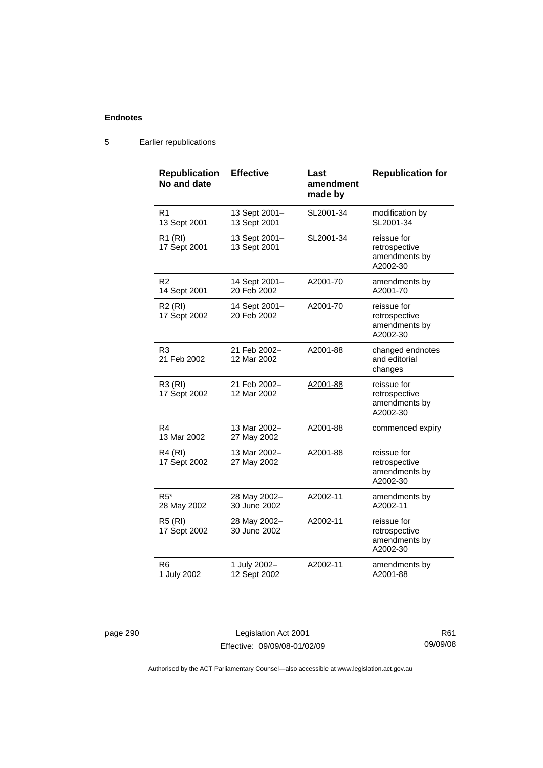**Endnotes**

5 Earlier republications

| Republication No and date | Effective | Last amendment made by | Republication for |
|---|---|---|---|
| R1<br>13 Sept 2001 | 13 Sept 2001–<br>13 Sept 2001 | SL2001-34 | modification by SL2001-34 |
| R1 (RI)<br>17 Sept 2001 | 13 Sept 2001–<br>13 Sept 2001 | SL2001-34 | reissue for retrospective amendments by A2002-30 |
| R2<br>14 Sept 2001 | 14 Sept 2001–<br>20 Feb 2002 | A2001-70 | amendments by A2001-70 |
| R2 (RI)<br>17 Sept 2002 | 14 Sept 2001–<br>20 Feb 2002 | A2001-70 | reissue for retrospective amendments by A2002-30 |
| R3<br>21 Feb 2002 | 21 Feb 2002–<br>12 Mar 2002 | A2001-88 | changed endnotes and editorial changes |
| R3 (RI)<br>17 Sept 2002 | 21 Feb 2002–<br>12 Mar 2002 | A2001-88 | reissue for retrospective amendments by A2002-30 |
| R4<br>13 Mar 2002 | 13 Mar 2002–<br>27 May 2002 | A2001-88 | commenced expiry |
| R4 (RI)<br>17 Sept 2002 | 13 Mar 2002–<br>27 May 2002 | A2001-88 | reissue for retrospective amendments by A2002-30 |
| R5*<br>28 May 2002 | 28 May 2002–<br>30 June 2002 | A2002-11 | amendments by A2002-11 |
| R5 (RI)<br>17 Sept 2002 | 28 May 2002–<br>30 June 2002 | A2002-11 | reissue for retrospective amendments by A2002-30 |
| R6<br>1 July 2002 | 1 July 2002–<br>12 Sept 2002 | A2002-11 | amendments by A2001-88 |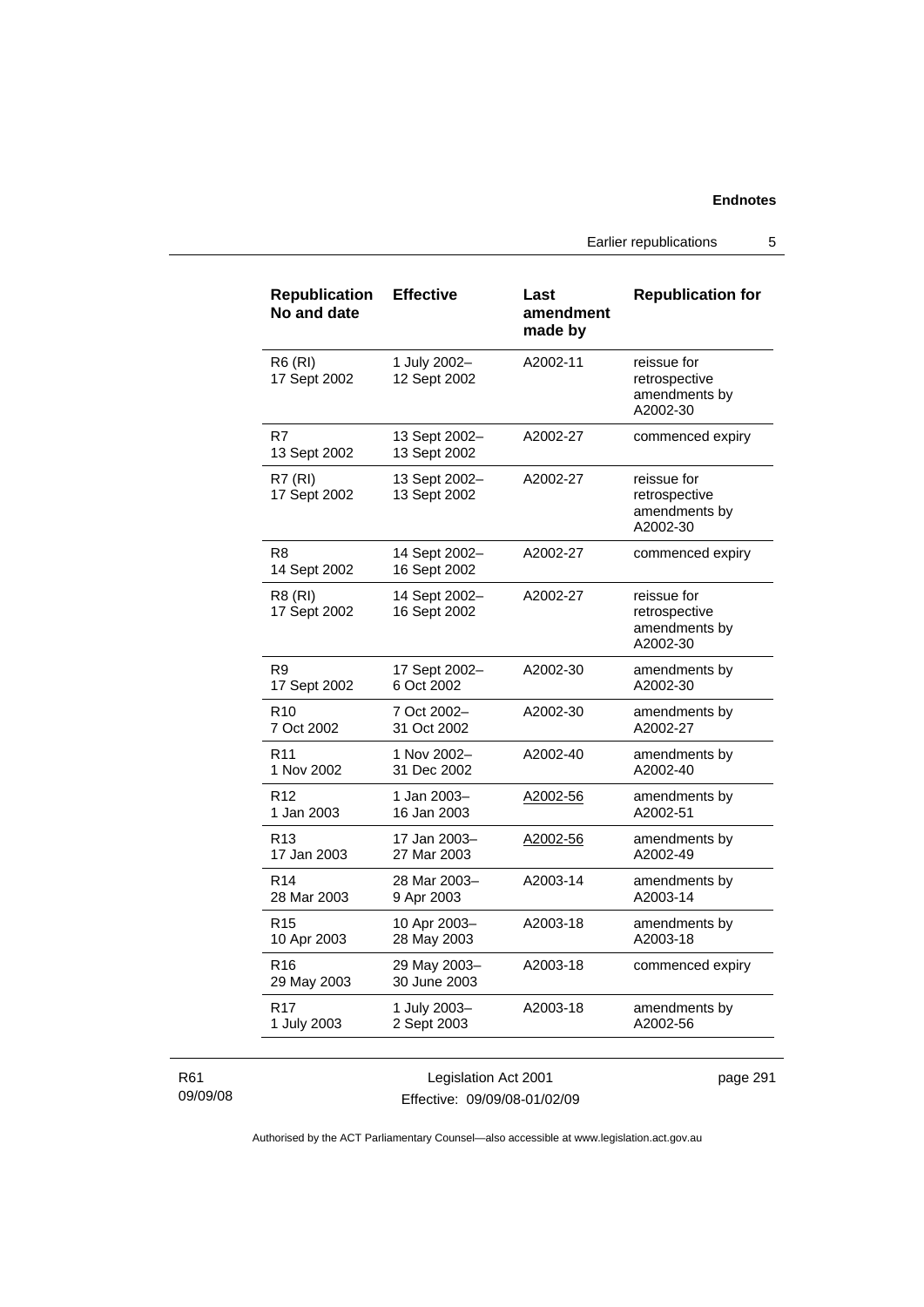| Republication No and date | Effective | Last amendment made by | Republication for |
|---|---|---|---|
| R6 (RI) 17 Sept 2002 | 1 July 2002– 12 Sept 2002 | A2002-11 | reissue for retrospective amendments by A2002-30 |
| R7 13 Sept 2002 | 13 Sept 2002– 13 Sept 2002 | A2002-27 | commenced expiry |
| R7 (RI) 17 Sept 2002 | 13 Sept 2002– 13 Sept 2002 | A2002-27 | reissue for retrospective amendments by A2002-30 |
| R8 14 Sept 2002 | 14 Sept 2002– 16 Sept 2002 | A2002-27 | commenced expiry |
| R8 (RI) 17 Sept 2002 | 14 Sept 2002– 16 Sept 2002 | A2002-27 | reissue for retrospective amendments by A2002-30 |
| R9 17 Sept 2002 | 17 Sept 2002– 6 Oct 2002 | A2002-30 | amendments by A2002-30 |
| R10 7 Oct 2002 | 7 Oct 2002– 31 Oct 2002 | A2002-30 | amendments by A2002-27 |
| R11 1 Nov 2002 | 1 Nov 2002– 31 Dec 2002 | A2002-40 | amendments by A2002-40 |
| R12 1 Jan 2003 | 1 Jan 2003– 16 Jan 2003 | A2002-56 | amendments by A2002-51 |
| R13 17 Jan 2003 | 17 Jan 2003– 27 Mar 2003 | A2002-56 | amendments by A2002-49 |
| R14 28 Mar 2003 | 28 Mar 2003– 9 Apr 2003 | A2003-14 | amendments by A2003-14 |
| R15 10 Apr 2003 | 10 Apr 2003– 28 May 2003 | A2003-18 | amendments by A2003-18 |
| R16 29 May 2003 | 29 May 2003– 30 June 2003 | A2003-18 | commenced expiry |
| R17 1 July 2003 | 1 July 2003– 2 Sept 2003 | A2003-18 | amendments by A2002-56 |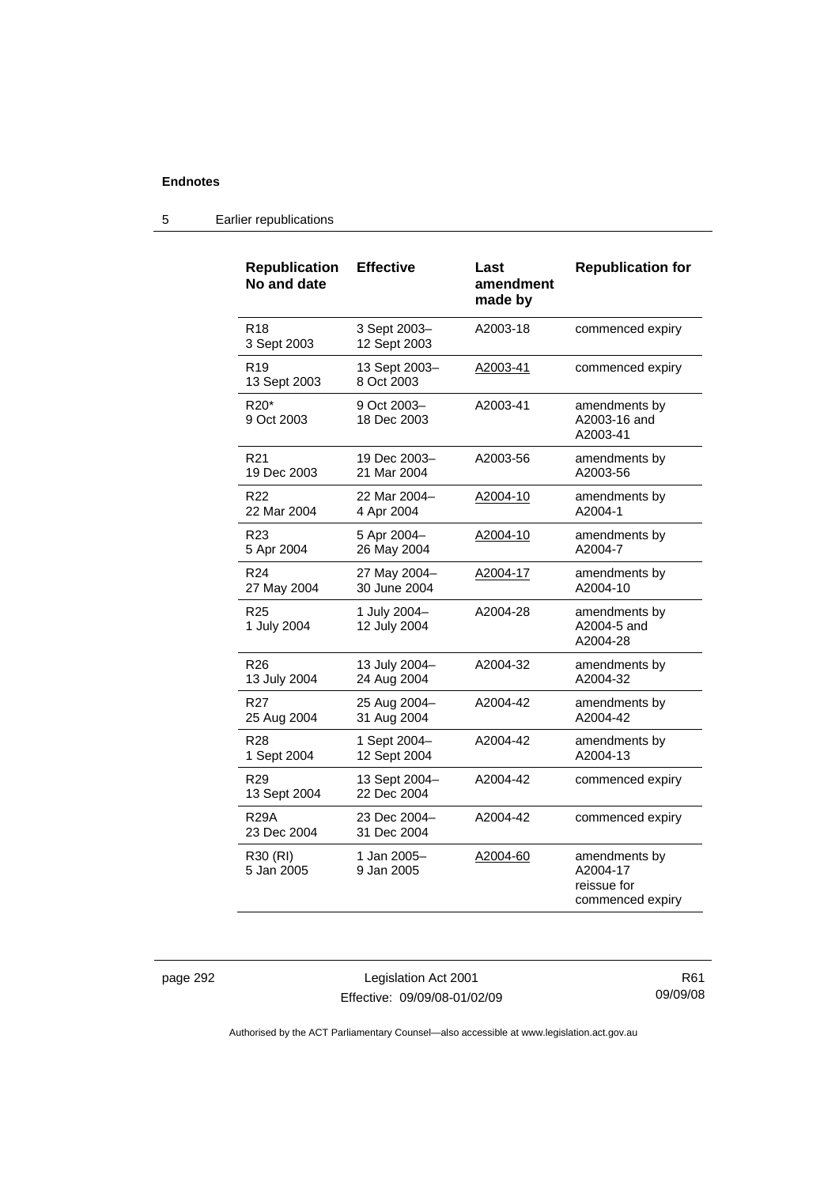**Endnotes**

5 Earlier republications

| Republication No and date | Effective | Last amendment made by | Republication for |
|---|---|---|---|
| R18<br>3 Sept 2003 | 3 Sept 2003–<br>12 Sept 2003 | A2003-18 | commenced expiry |
| R19<br>13 Sept 2003 | 13 Sept 2003–<br>8 Oct 2003 | A2003-41 | commenced expiry |
| R20*<br>9 Oct 2003 | 9 Oct 2003–<br>18 Dec 2003 | A2003-41 | amendments by A2003-16 and A2003-41 |
| R21<br>19 Dec 2003 | 19 Dec 2003–<br>21 Mar 2004 | A2003-56 | amendments by A2003-56 |
| R22<br>22 Mar 2004 | 22 Mar 2004–<br>4 Apr 2004 | A2004-10 | amendments by A2004-1 |
| R23<br>5 Apr 2004 | 5 Apr 2004–<br>26 May 2004 | A2004-10 | amendments by A2004-7 |
| R24<br>27 May 2004 | 27 May 2004–<br>30 June 2004 | A2004-17 | amendments by A2004-10 |
| R25<br>1 July 2004 | 1 July 2004–<br>12 July 2004 | A2004-28 | amendments by A2004-5 and A2004-28 |
| R26<br>13 July 2004 | 13 July 2004–<br>24 Aug 2004 | A2004-32 | amendments by A2004-32 |
| R27<br>25 Aug 2004 | 25 Aug 2004–<br>31 Aug 2004 | A2004-42 | amendments by A2004-42 |
| R28<br>1 Sept 2004 | 1 Sept 2004–<br>12 Sept 2004 | A2004-42 | amendments by A2004-13 |
| R29<br>13 Sept 2004 | 13 Sept 2004–<br>22 Dec 2004 | A2004-42 | commenced expiry |
| R29A<br>23 Dec 2004 | 23 Dec 2004–<br>31 Dec 2004 | A2004-42 | commenced expiry |
| R30 (RI)<br>5 Jan 2005 | 1 Jan 2005–<br>9 Jan 2005 | A2004-60 | amendments by A2004-17<br>reissue for commenced expiry |

Legislation Act 2001
Effective: 09/09/08-01/02/09

R61
09/09/08

Authorised by the ACT Parliamentary Counsel—also accessible at www.legislation.act.gov.au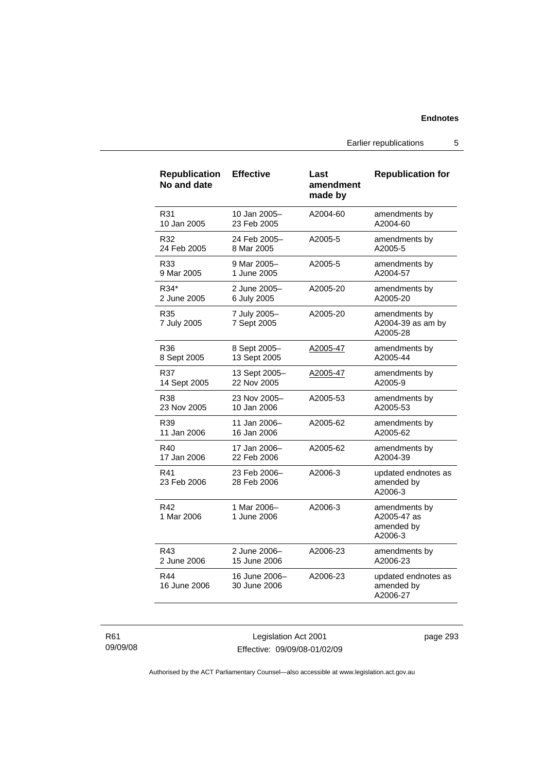| Republication No and date | Effective | Last amendment made by | Republication for |
|---|---|---|---|
| R31 10 Jan 2005 | 10 Jan 2005– 23 Feb 2005 | A2004-60 | amendments by A2004-60 |
| R32 24 Feb 2005 | 24 Feb 2005– 8 Mar 2005 | A2005-5 | amendments by A2005-5 |
| R33 9 Mar 2005 | 9 Mar 2005– 1 June 2005 | A2005-5 | amendments by A2004-57 |
| R34* 2 June 2005 | 2 June 2005– 6 July 2005 | A2005-20 | amendments by A2005-20 |
| R35 7 July 2005 | 7 July 2005– 7 Sept 2005 | A2005-20 | amendments by A2004-39 as am by A2005-28 |
| R36 8 Sept 2005 | 8 Sept 2005– 13 Sept 2005 | A2005-47 | amendments by A2005-44 |
| R37 14 Sept 2005 | 13 Sept 2005– 22 Nov 2005 | A2005-47 | amendments by A2005-9 |
| R38 23 Nov 2005 | 23 Nov 2005– 10 Jan 2006 | A2005-53 | amendments by A2005-53 |
| R39 11 Jan 2006 | 11 Jan 2006– 16 Jan 2006 | A2005-62 | amendments by A2005-62 |
| R40 17 Jan 2006 | 17 Jan 2006– 22 Feb 2006 | A2005-62 | amendments by A2004-39 |
| R41 23 Feb 2006 | 23 Feb 2006– 28 Feb 2006 | A2006-3 | updated endnotes as amended by A2006-3 |
| R42 1 Mar 2006 | 1 Mar 2006– 1 June 2006 | A2006-3 | amendments by A2005-47 as amended by A2006-3 |
| R43 2 June 2006 | 2 June 2006– 15 June 2006 | A2006-23 | amendments by A2006-23 |
| R44 16 June 2006 | 16 June 2006– 30 June 2006 | A2006-23 | updated endnotes as amended by A2006-27 |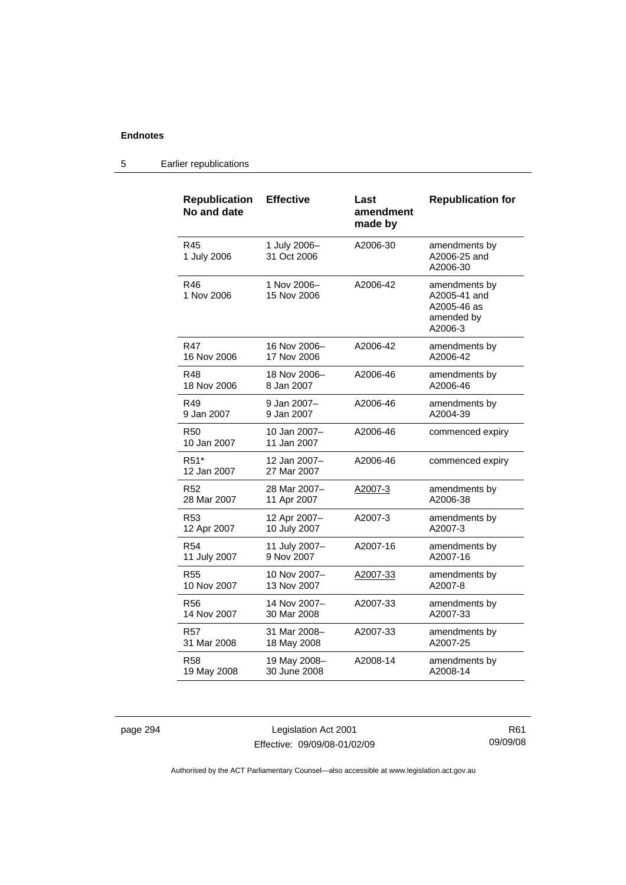| Republication No and date | Effective | Last amendment made by | Republication for |
|---|---|---|---|
| R45<br>1 July 2006 | 1 July 2006–<br>31 Oct 2006 | A2006-30 | amendments by A2006-25 and A2006-30 |
| R46<br>1 Nov 2006 | 1 Nov 2006–<br>15 Nov 2006 | A2006-42 | amendments by A2005-41 and A2005-46 as amended by A2006-3 |
| R47<br>16 Nov 2006 | 16 Nov 2006–<br>17 Nov 2006 | A2006-42 | amendments by A2006-42 |
| R48<br>18 Nov 2006 | 18 Nov 2006–<br>8 Jan 2007 | A2006-46 | amendments by A2006-46 |
| R49<br>9 Jan 2007 | 9 Jan 2007–<br>9 Jan 2007 | A2006-46 | amendments by A2004-39 |
| R50<br>10 Jan 2007 | 10 Jan 2007–<br>11 Jan 2007 | A2006-46 | commenced expiry |
| R51*<br>12 Jan 2007 | 12 Jan 2007–<br>27 Mar 2007 | A2006-46 | commenced expiry |
| R52<br>28 Mar 2007 | 28 Mar 2007–<br>11 Apr 2007 | A2007-3 | amendments by A2006-38 |
| R53<br>12 Apr 2007 | 12 Apr 2007–<br>10 July 2007 | A2007-3 | amendments by A2007-3 |
| R54<br>11 July 2007 | 11 July 2007–<br>9 Nov 2007 | A2007-16 | amendments by A2007-16 |
| R55<br>10 Nov 2007 | 10 Nov 2007–<br>13 Nov 2007 | A2007-33 | amendments by A2007-8 |
| R56<br>14 Nov 2007 | 14 Nov 2007–<br>30 Mar 2008 | A2007-33 | amendments by A2007-33 |
| R57<br>31 Mar 2008 | 31 Mar 2008–<br>18 May 2008 | A2007-33 | amendments by A2007-25 |
| R58<br>19 May 2008 | 19 May 2008–<br>30 June 2008 | A2008-14 | amendments by A2008-14 |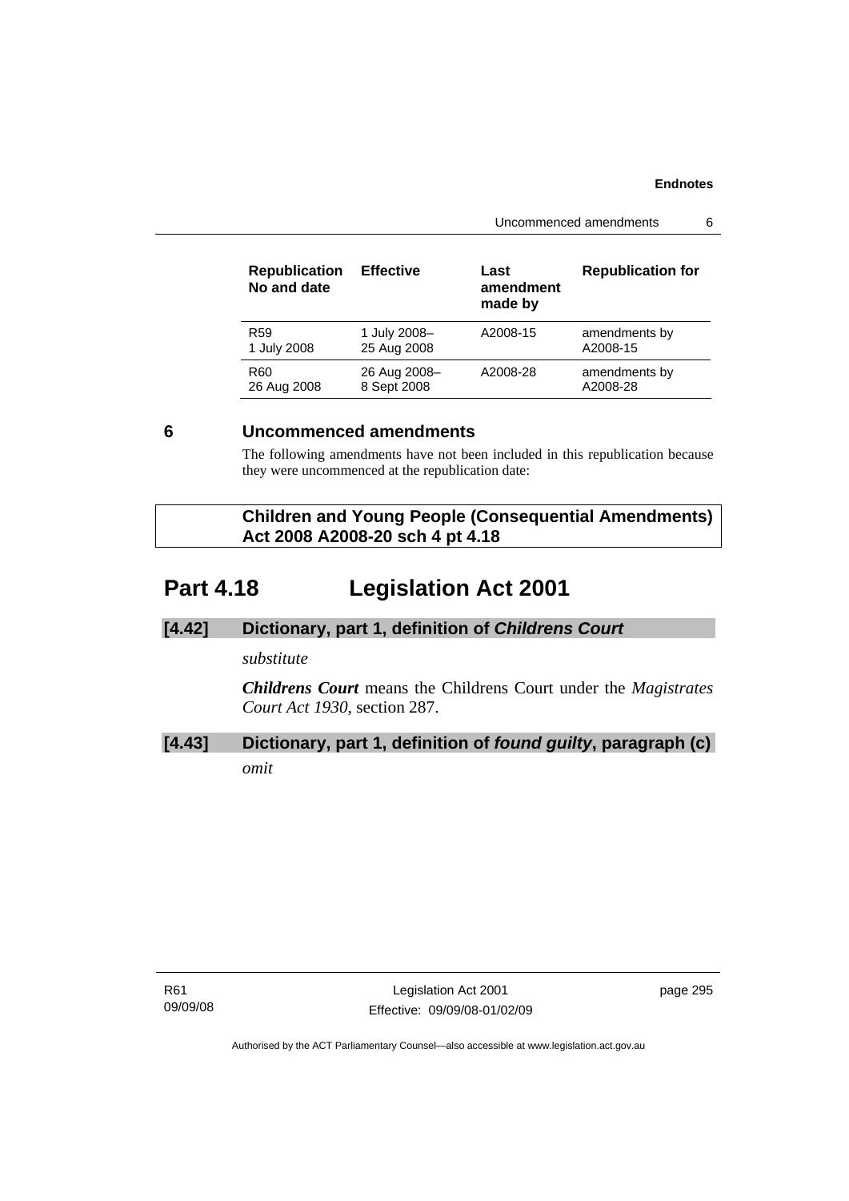| Republication No and date | Effective | Last amendment made by | Republication for |
|---|---|---|---|
| R59<br>1 July 2008 | 1 July 2008–<br>25 Aug 2008 | A2008-15 | amendments by<br>A2008-15 |
| R60<br>26 Aug 2008 | 26 Aug 2008–<br>8 Sept 2008 | A2008-28 | amendments by<br>A2008-28 |

## 6 Uncommenced amendments

The following amendments have not been included in this republication because they were uncommenced at the republication date:

**Children and Young People (Consequential Amendments) Act 2008 A2008-20 sch 4 pt 4.18**

# Part 4.18 Legislation Act 2001

### [4.42] Dictionary, part 1, definition of *Childrens Court*

*substitute*

***Childrens Court*** means the Childrens Court under the *Magistrates Court Act 1930*, section 287.

### [4.43] Dictionary, part 1, definition of *found guilty*, paragraph (c)

*omit*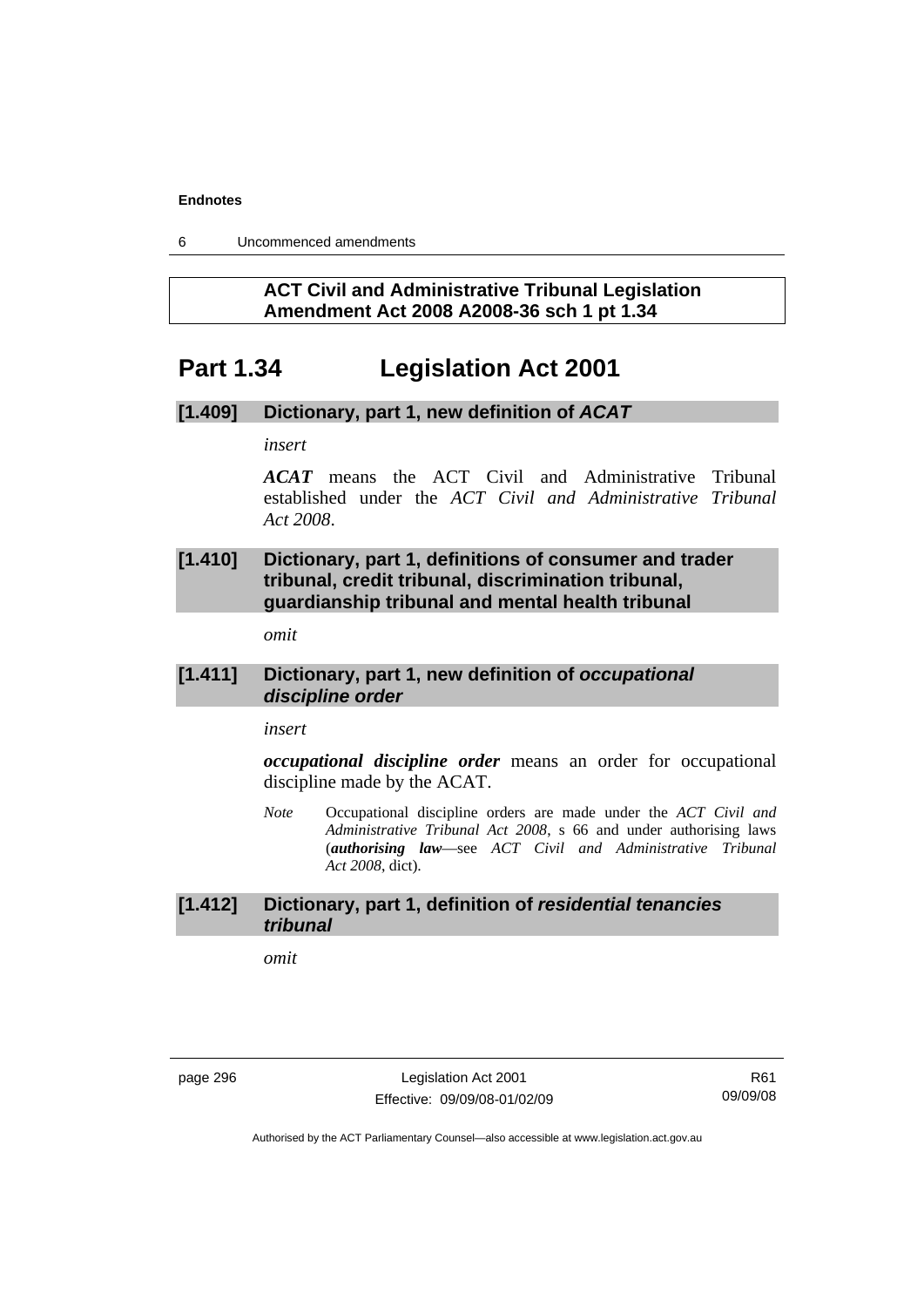**ACT Civil and Administrative Tribunal Legislation Amendment Act 2008 A2008-36 sch 1 pt 1.34**

# Part 1.34 Legislation Act 2001

### [1.409] Dictionary, part 1, new definition of *ACAT*

*insert*

***ACAT*** means the ACT Civil and Administrative Tribunal established under the *ACT Civil and Administrative Tribunal Act 2008*.

### [1.410] Dictionary, part 1, definitions of consumer and trader tribunal, credit tribunal, discrimination tribunal, guardianship tribunal and mental health tribunal

*omit*

### [1.411] Dictionary, part 1, new definition of *occupational discipline order*

*insert*

***occupational discipline order*** means an order for occupational discipline made by the ACAT.

*Note* Occupational discipline orders are made under the *ACT Civil and Administrative Tribunal Act 2008*, s 66 and under authorising laws (***authorising law***—see *ACT Civil and Administrative Tribunal Act 2008*, dict).

### [1.412] Dictionary, part 1, definition of *residential tenancies tribunal*

*omit*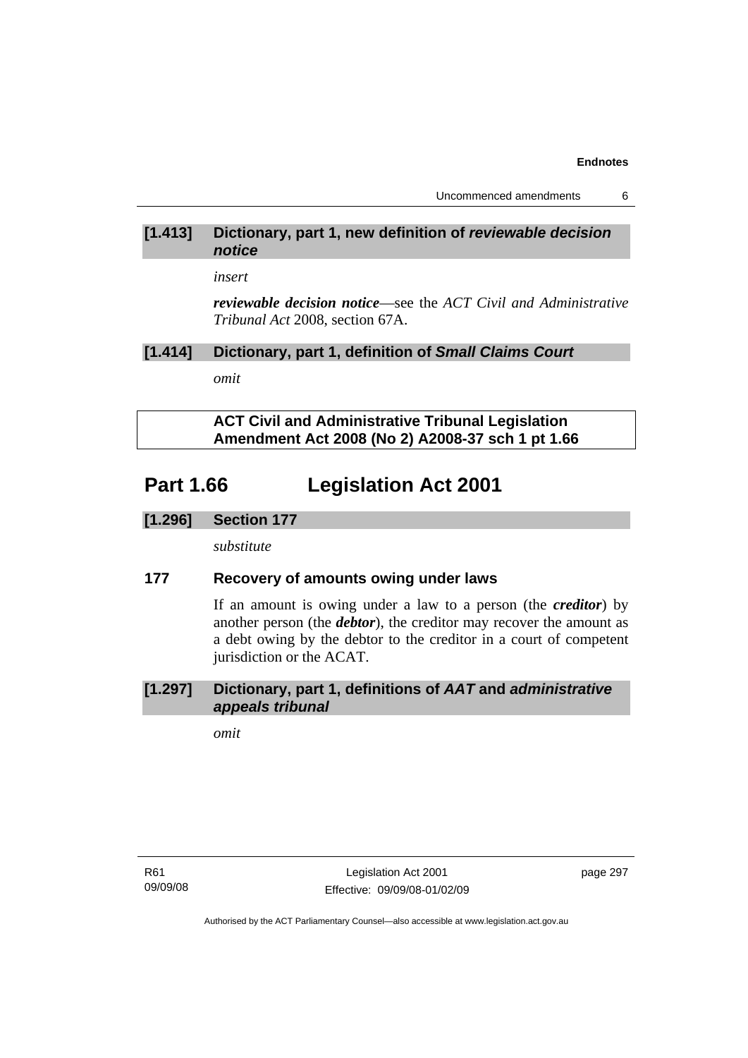**[1.413] Dictionary, part 1, new definition of *reviewable decision notice***

*insert*

***reviewable decision notice***—see the *ACT Civil and Administrative Tribunal Act* 2008, section 67A.

**[1.414] Dictionary, part 1, definition of *Small Claims Court***

*omit*

**ACT Civil and Administrative Tribunal Legislation Amendment Act 2008 (No 2) A2008-37 sch 1 pt 1.66**

# Part 1.66 Legislation Act 2001

**[1.296] Section 177**

*substitute*

### 177 Recovery of amounts owing under laws

If an amount is owing under a law to a person (the ***creditor***) by another person (the ***debtor***), the creditor may recover the amount as a debt owing by the debtor to the creditor in a court of competent jurisdiction or the ACAT.

**[1.297] Dictionary, part 1, definitions of *AAT* and *administrative appeals tribunal***

*omit*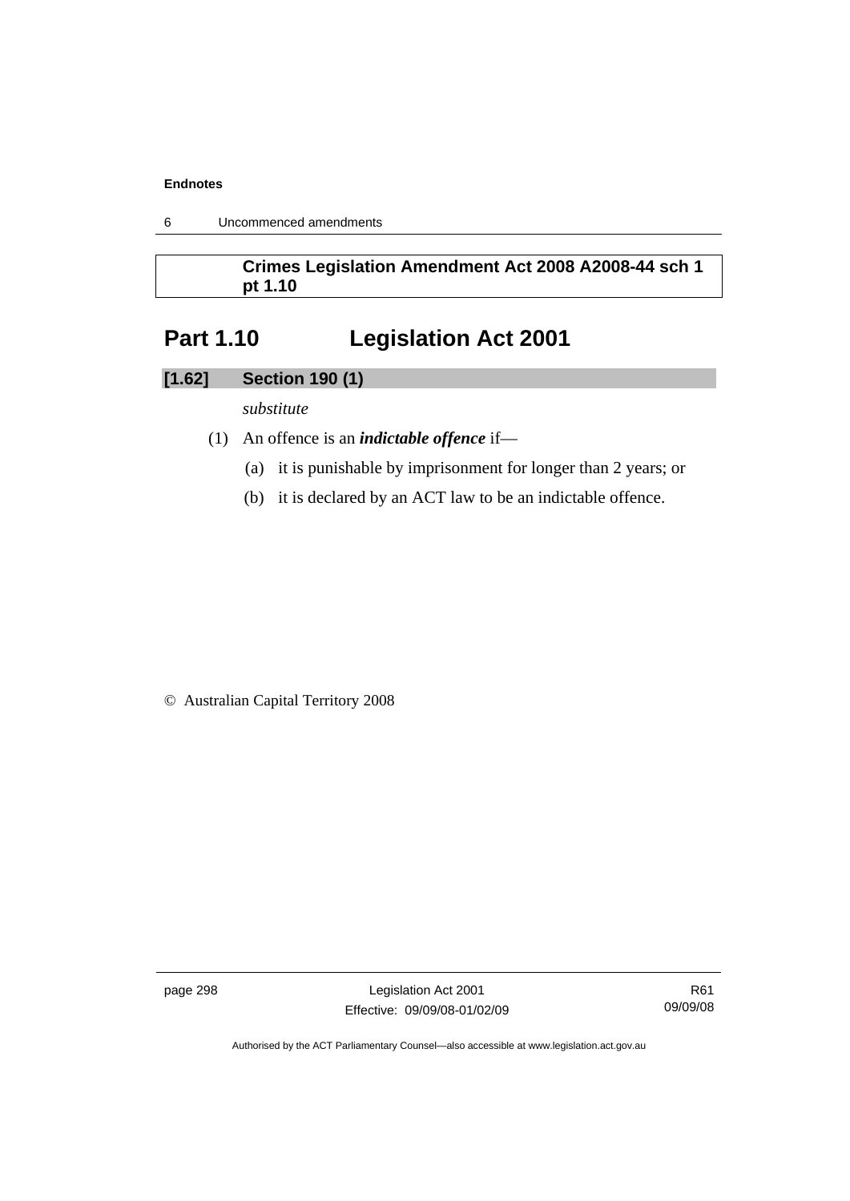**Crimes Legislation Amendment Act 2008 A2008-44 sch 1 pt 1.10**

# Part 1.10 Legislation Act 2001

### [1.62] Section 190 (1)

*substitute*

(1) An offence is an ***indictable offence*** if—

(a) it is punishable by imprisonment for longer than 2 years; or

(b) it is declared by an ACT law to be an indictable offence.

© Australian Capital Territory 2008